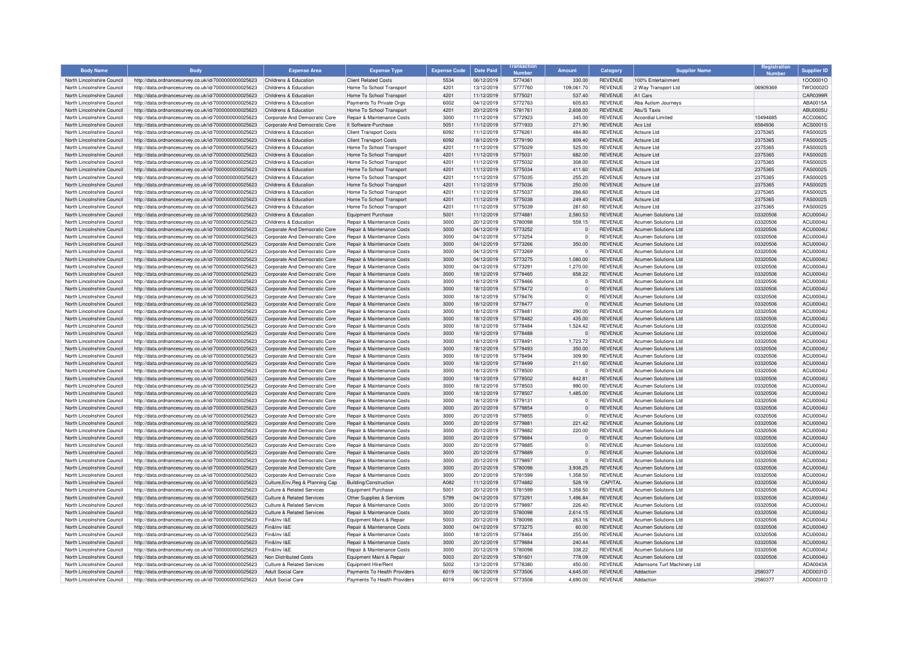| Body Name | Body | Expense Area | Expense Type | Expense Code | Date Paid | Transaction Number | Amount | Category | Supplier Name | Registration Number | Supplier ID |
|---|---|---|---|---|---|---|---|---|---|---|---|
| North Lincolnshire Council | http://data.ordnancesurvey.co.uk/id/7000000000025623 | Childrens & Education | Client Related Costs | 5534 | 06/12/2019 | 5774361 | 330.00 | REVENUE | 100% Entertainment | | 1OO0001O |
| North Lincolnshire Council | http://data.ordnancesurvey.co.uk/id/7000000000025623 | Childrens & Education | Home To School Transport | 4201 | 13/12/2019 | 5777760 | 109,061.70 | REVENUE | 2 Way Transport Ltd | 06909369 | TWO0002O |
| North Lincolnshire Council | http://data.ordnancesurvey.co.uk/id/7000000000025623 | Childrens & Education | Home To School Transport | 4201 | 11/12/2019 | 5775021 | 537.40 | REVENUE | A1 Cars | | CAR0399R |
| North Lincolnshire Council | http://data.ordnancesurvey.co.uk/id/7000000000025623 | Childrens & Education | Payments To Private Orgs | 6002 | 04/12/2019 | 5772763 | 605.83 | REVENUE | Aba Autism Journeys | | ABA0015A |
| North Lincolnshire Council | http://data.ordnancesurvey.co.uk/id/7000000000025623 | Childrens & Education | Home To School Transport | 4201 | 20/12/2019 | 5781761 | 2,608.00 | REVENUE | Abu'S Taxis | | ABU0005U |
| North Lincolnshire Council | http://data.ordnancesurvey.co.uk/id/7000000000025623 | Corporate And Democratic Core | Repair & Maintenance Costs | 3000 | 11/12/2019 | 5772923 | 345.00 | REVENUE | Accordial Limited | 10494685 | ACC0060C |
| North Lincolnshire Council | http://data.ordnancesurvey.co.uk/id/7000000000025623 | Corporate And Democratic Core | It Software-Purchase | 5051 | 11/12/2019 | 5771933 | 271.90 | REVENUE | Acs Ltd | 6584936 | ACS0001S |
| North Lincolnshire Council | http://data.ordnancesurvey.co.uk/id/7000000000025623 | Childrens & Education | Client Transport Costs | 6092 | 11/12/2019 | 5776261 | 484.80 | REVENUE | Actsure Ltd | 2375365 | FAS0002S |
| North Lincolnshire Council | http://data.ordnancesurvey.co.uk/id/7000000000025623 | Childrens & Education | Client Transport Costs | 6092 | 18/12/2019 | 5779190 | 809.40 | REVENUE | Actsure Ltd | 2375365 | FAS0002S |
| North Lincolnshire Council | http://data.ordnancesurvey.co.uk/id/7000000000025623 | Childrens & Education | Home To School Transport | 4201 | 11/12/2019 | 5775029 | 525.00 | REVENUE | Actsure Ltd | 2375365 | FAS0002S |
| North Lincolnshire Council | http://data.ordnancesurvey.co.uk/id/7000000000025623 | Childrens & Education | Home To School Transport | 4201 | 11/12/2019 | 5775031 | 682.00 | REVENUE | Actsure Ltd | 2375365 | FAS0002S |
| North Lincolnshire Council | http://data.ordnancesurvey.co.uk/id/7000000000025623 | Childrens & Education | Home To School Transport | 4201 | 11/12/2019 | 5775032 | 308.00 | REVENUE | Actsure Ltd | 2375365 | FAS0002S |
| North Lincolnshire Council | http://data.ordnancesurvey.co.uk/id/7000000000025623 | Childrens & Education | Home To School Transport | 4201 | 11/12/2019 | 5775034 | 411.60 | REVENUE | Actsure Ltd | 2375365 | FAS0002S |
| North Lincolnshire Council | http://data.ordnancesurvey.co.uk/id/7000000000025623 | Childrens & Education | Home To School Transport | 4201 | 11/12/2019 | 5775035 | 255.20 | REVENUE | Actsure Ltd | 2375365 | FAS0002S |
| North Lincolnshire Council | http://data.ordnancesurvey.co.uk/id/7000000000025623 | Childrens & Education | Home To School Transport | 4201 | 11/12/2019 | 5775036 | 250.00 | REVENUE | Actsure Ltd | 2375365 | FAS0002S |
| North Lincolnshire Council | http://data.ordnancesurvey.co.uk/id/7000000000025623 | Childrens & Education | Home To School Transport | 4201 | 11/12/2019 | 5775037 | 266.60 | REVENUE | Actsure Ltd | 2375365 | FAS0002S |
| North Lincolnshire Council | http://data.ordnancesurvey.co.uk/id/7000000000025623 | Childrens & Education | Home To School Transport | 4201 | 11/12/2019 | 5775038 | 249.40 | REVENUE | Actsure Ltd | 2375365 | FAS0002S |
| North Lincolnshire Council | http://data.ordnancesurvey.co.uk/id/7000000000025623 | Childrens & Education | Home To School Transport | 4201 | 11/12/2019 | 5775039 | 281.60 | REVENUE | Actsure Ltd | 2375365 | FAS0002S |
| North Lincolnshire Council | http://data.ordnancesurvey.co.uk/id/7000000000025623 | Childrens & Education | Equipment Purchase | 5001 | 11/12/2019 | 5774881 | 2,580.53 | REVENUE | Acumen Solutions Ltd | 03320506 | ACU0004U |
| North Lincolnshire Council | http://data.ordnancesurvey.co.uk/id/7000000000025623 | Childrens & Education | Repair & Maintenance Costs | 3000 | 20/12/2019 | 5780098 | 559.15 | REVENUE | Acumen Solutions Ltd | 03320506 | ACU0004U |
| North Lincolnshire Council | http://data.ordnancesurvey.co.uk/id/7000000000025623 | Corporate And Democratic Core | Repair & Maintenance Costs | 3000 | 04/12/2019 | 5773252 | 0 | REVENUE | Acumen Solutions Ltd | 03320506 | ACU0004U |
| North Lincolnshire Council | http://data.ordnancesurvey.co.uk/id/7000000000025623 | Corporate And Democratic Core | Repair & Maintenance Costs | 3000 | 04/12/2019 | 5773254 | 0 | REVENUE | Acumen Solutions Ltd | 03320506 | ACU0004U |
| North Lincolnshire Council | http://data.ordnancesurvey.co.uk/id/7000000000025623 | Corporate And Democratic Core | Repair & Maintenance Costs | 3000 | 04/12/2019 | 5773266 | 350.00 | REVENUE | Acumen Solutions Ltd | 03320506 | ACU0004U |
| North Lincolnshire Council | http://data.ordnancesurvey.co.uk/id/7000000000025623 | Corporate And Democratic Core | Repair & Maintenance Costs | 3000 | 04/12/2019 | 5773269 | 0 | REVENUE | Acumen Solutions Ltd | 03320506 | ACU0004U |
| North Lincolnshire Council | http://data.ordnancesurvey.co.uk/id/7000000000025623 | Corporate And Democratic Core | Repair & Maintenance Costs | 3000 | 04/12/2019 | 5773275 | 1,080.00 | REVENUE | Acumen Solutions Ltd | 03320506 | ACU0004U |
| North Lincolnshire Council | http://data.ordnancesurvey.co.uk/id/7000000000025623 | Corporate And Democratic Core | Repair & Maintenance Costs | 3000 | 04/12/2019 | 5773291 | 1,270.00 | REVENUE | Acumen Solutions Ltd | 03320506 | ACU0004U |
| North Lincolnshire Council | http://data.ordnancesurvey.co.uk/id/7000000000025623 | Corporate And Democratic Core | Repair & Maintenance Costs | 3000 | 18/12/2019 | 5778465 | 658.22 | REVENUE | Acumen Solutions Ltd | 03320506 | ACU0004U |
| North Lincolnshire Council | http://data.ordnancesurvey.co.uk/id/7000000000025623 | Corporate And Democratic Core | Repair & Maintenance Costs | 3000 | 18/12/2019 | 5778466 | 0 | REVENUE | Acumen Solutions Ltd | 03320506 | ACU0004U |
| North Lincolnshire Council | http://data.ordnancesurvey.co.uk/id/7000000000025623 | Corporate And Democratic Core | Repair & Maintenance Costs | 3000 | 18/12/2019 | 5778472 | 0 | REVENUE | Acumen Solutions Ltd | 03320506 | ACU0004U |
| North Lincolnshire Council | http://data.ordnancesurvey.co.uk/id/7000000000025623 | Corporate And Democratic Core | Repair & Maintenance Costs | 3000 | 18/12/2019 | 5778476 | 0 | REVENUE | Acumen Solutions Ltd | 03320506 | ACU0004U |
| North Lincolnshire Council | http://data.ordnancesurvey.co.uk/id/7000000000025623 | Corporate And Democratic Core | Repair & Maintenance Costs | 3000 | 18/12/2019 | 5778477 | 0 | REVENUE | Acumen Solutions Ltd | 03320506 | ACU0004U |
| North Lincolnshire Council | http://data.ordnancesurvey.co.uk/id/7000000000025623 | Corporate And Democratic Core | Repair & Maintenance Costs | 3000 | 18/12/2019 | 5778481 | 290.00 | REVENUE | Acumen Solutions Ltd | 03320506 | ACU0004U |
| North Lincolnshire Council | http://data.ordnancesurvey.co.uk/id/7000000000025623 | Corporate And Democratic Core | Repair & Maintenance Costs | 3000 | 18/12/2019 | 5778482 | 435.00 | REVENUE | Acumen Solutions Ltd | 03320506 | ACU0004U |
| North Lincolnshire Council | http://data.ordnancesurvey.co.uk/id/7000000000025623 | Corporate And Democratic Core | Repair & Maintenance Costs | 3000 | 18/12/2019 | 5778484 | 1,524.42 | REVENUE | Acumen Solutions Ltd | 03320506 | ACU0004U |
| North Lincolnshire Council | http://data.ordnancesurvey.co.uk/id/7000000000025623 | Corporate And Democratic Core | Repair & Maintenance Costs | 3000 | 18/12/2019 | 5778488 | 0 | REVENUE | Acumen Solutions Ltd | 03320506 | ACU0004U |
| North Lincolnshire Council | http://data.ordnancesurvey.co.uk/id/7000000000025623 | Corporate And Democratic Core | Repair & Maintenance Costs | 3000 | 18/12/2019 | 5778491 | 1,723.72 | REVENUE | Acumen Solutions Ltd | 03320506 | ACU0004U |
| North Lincolnshire Council | http://data.ordnancesurvey.co.uk/id/7000000000025623 | Corporate And Democratic Core | Repair & Maintenance Costs | 3000 | 18/12/2019 | 5778493 | 350.00 | REVENUE | Acumen Solutions Ltd | 03320506 | ACU0004U |
| North Lincolnshire Council | http://data.ordnancesurvey.co.uk/id/7000000000025623 | Corporate And Democratic Core | Repair & Maintenance Costs | 3000 | 18/12/2019 | 5778494 | 309.90 | REVENUE | Acumen Solutions Ltd | 03320506 | ACU0004U |
| North Lincolnshire Council | http://data.ordnancesurvey.co.uk/id/7000000000025623 | Corporate And Democratic Core | Repair & Maintenance Costs | 3000 | 18/12/2019 | 5778499 | 211.60 | REVENUE | Acumen Solutions Ltd | 03320506 | ACU0004U |
| North Lincolnshire Council | http://data.ordnancesurvey.co.uk/id/7000000000025623 | Corporate And Democratic Core | Repair & Maintenance Costs | 3000 | 18/12/2019 | 5778500 | 0 | REVENUE | Acumen Solutions Ltd | 03320506 | ACU0004U |
| North Lincolnshire Council | http://data.ordnancesurvey.co.uk/id/7000000000025623 | Corporate And Democratic Core | Repair & Maintenance Costs | 3000 | 18/12/2019 | 5778502 | 842.81 | REVENUE | Acumen Solutions Ltd | 03320506 | ACU0004U |
| North Lincolnshire Council | http://data.ordnancesurvey.co.uk/id/7000000000025623 | Corporate And Democratic Core | Repair & Maintenance Costs | 3000 | 18/12/2019 | 5778503 | 990.00 | REVENUE | Acumen Solutions Ltd | 03320506 | ACU0004U |
| North Lincolnshire Council | http://data.ordnancesurvey.co.uk/id/7000000000025623 | Corporate And Democratic Core | Repair & Maintenance Costs | 3000 | 18/12/2019 | 5778507 | 1,485.00 | REVENUE | Acumen Solutions Ltd | 03320506 | ACU0004U |
| North Lincolnshire Council | http://data.ordnancesurvey.co.uk/id/7000000000025623 | Corporate And Democratic Core | Repair & Maintenance Costs | 3000 | 18/12/2019 | 5779131 | 0 | REVENUE | Acumen Solutions Ltd | 03320506 | ACU0004U |
| North Lincolnshire Council | http://data.ordnancesurvey.co.uk/id/7000000000025623 | Corporate And Democratic Core | Repair & Maintenance Costs | 3000 | 20/12/2019 | 5779854 | 0 | REVENUE | Acumen Solutions Ltd | 03320506 | ACU0004U |
| North Lincolnshire Council | http://data.ordnancesurvey.co.uk/id/7000000000025623 | Corporate And Democratic Core | Repair & Maintenance Costs | 3000 | 20/12/2019 | 5779855 | 0 | REVENUE | Acumen Solutions Ltd | 03320506 | ACU0004U |
| North Lincolnshire Council | http://data.ordnancesurvey.co.uk/id/7000000000025623 | Corporate And Democratic Core | Repair & Maintenance Costs | 3000 | 20/12/2019 | 5779881 | 221.42 | REVENUE | Acumen Solutions Ltd | 03320506 | ACU0004U |
| North Lincolnshire Council | http://data.ordnancesurvey.co.uk/id/7000000000025623 | Corporate And Democratic Core | Repair & Maintenance Costs | 3000 | 20/12/2019 | 5779882 | 220.00 | REVENUE | Acumen Solutions Ltd | 03320506 | ACU0004U |
| North Lincolnshire Council | http://data.ordnancesurvey.co.uk/id/7000000000025623 | Corporate And Democratic Core | Repair & Maintenance Costs | 3000 | 20/12/2019 | 5779884 | 0 | REVENUE | Acumen Solutions Ltd | 03320506 | ACU0004U |
| North Lincolnshire Council | http://data.ordnancesurvey.co.uk/id/7000000000025623 | Corporate And Democratic Core | Repair & Maintenance Costs | 3000 | 20/12/2019 | 5779885 | 0 | REVENUE | Acumen Solutions Ltd | 03320506 | ACU0004U |
| North Lincolnshire Council | http://data.ordnancesurvey.co.uk/id/7000000000025623 | Corporate And Democratic Core | Repair & Maintenance Costs | 3000 | 20/12/2019 | 5779889 | 0 | REVENUE | Acumen Solutions Ltd | 03320506 | ACU0004U |
| North Lincolnshire Council | http://data.ordnancesurvey.co.uk/id/7000000000025623 | Corporate And Democratic Core | Repair & Maintenance Costs | 3000 | 20/12/2019 | 5779897 | 0 | REVENUE | Acumen Solutions Ltd | 03320506 | ACU0004U |
| North Lincolnshire Council | http://data.ordnancesurvey.co.uk/id/7000000000025623 | Corporate And Democratic Core | Repair & Maintenance Costs | 3000 | 20/12/2019 | 5780098 | 3,938.25 | REVENUE | Acumen Solutions Ltd | 03320506 | ACU0004U |
| North Lincolnshire Council | http://data.ordnancesurvey.co.uk/id/7000000000025623 | Corporate And Democratic Core | Repair & Maintenance Costs | 3000 | 20/12/2019 | 5781599 | 1,358.50 | REVENUE | Acumen Solutions Ltd | 03320506 | ACU0004U |
| North Lincolnshire Council | http://data.ordnancesurvey.co.uk/id/7000000000025623 | Culture,Env,Reg & Planning Cap | Building/Construction | A082 | 11/12/2019 | 5774882 | 528.19 | CAPITAL | Acumen Solutions Ltd | 03320506 | ACU0004U |
| North Lincolnshire Council | http://data.ordnancesurvey.co.uk/id/7000000000025623 | Culture & Related Services | Equipment Purchase | 5001 | 20/12/2019 | 5781599 | 1,358.50 | REVENUE | Acumen Solutions Ltd | 03320506 | ACU0004U |
| North Lincolnshire Council | http://data.ordnancesurvey.co.uk/id/7000000000025623 | Culture & Related Services | Other Supplies & Services | 5799 | 04/12/2019 | 5773291 | 1,496.84 | REVENUE | Acumen Solutions Ltd | 03320506 | ACU0004U |
| North Lincolnshire Council | http://data.ordnancesurvey.co.uk/id/7000000000025623 | Culture & Related Services | Repair & Maintenance Costs | 3000 | 20/12/2019 | 5779897 | 226.40 | REVENUE | Acumen Solutions Ltd | 03320506 | ACU0004U |
| North Lincolnshire Council | http://data.ordnancesurvey.co.uk/id/7000000000025623 | Culture & Related Services | Repair & Maintenance Costs | 3000 | 20/12/2019 | 5780098 | 2,614.15 | REVENUE | Acumen Solutions Ltd | 03320506 | ACU0004U |
| North Lincolnshire Council | http://data.ordnancesurvey.co.uk/id/7000000000025623 | Fin&Inv I&E | Equipment Maint.& Repair | 5003 | 20/12/2019 | 5780098 | 263.16 | REVENUE | Acumen Solutions Ltd | 03320506 | ACU0004U |
| North Lincolnshire Council | http://data.ordnancesurvey.co.uk/id/7000000000025623 | Fin&Inv I&E | Repair & Maintenance Costs | 3000 | 04/12/2019 | 5773275 | 60.00 | REVENUE | Acumen Solutions Ltd | 03320506 | ACU0004U |
| North Lincolnshire Council | http://data.ordnancesurvey.co.uk/id/7000000000025623 | Fin&Inv I&E | Repair & Maintenance Costs | 3000 | 18/12/2019 | 5778464 | 255.00 | REVENUE | Acumen Solutions Ltd | 03320506 | ACU0004U |
| North Lincolnshire Council | http://data.ordnancesurvey.co.uk/id/7000000000025623 | Fin&Inv I&E | Repair & Maintenance Costs | 3000 | 20/12/2019 | 5779884 | 240.44 | REVENUE | Acumen Solutions Ltd | 03320506 | ACU0004U |
| North Lincolnshire Council | http://data.ordnancesurvey.co.uk/id/7000000000025623 | Fin&Inv I&E | Repair & Maintenance Costs | 3000 | 20/12/2019 | 5780098 | 338.22 | REVENUE | Acumen Solutions Ltd | 03320506 | ACU0004U |
| North Lincolnshire Council | http://data.ordnancesurvey.co.uk/id/7000000000025623 | Non Distributed Costs | Equipment Maint.& Repair | 5003 | 20/12/2019 | 5781601 | 778.09 | REVENUE | Acumen Solutions Ltd | 03320506 | ACU0004U |
| North Lincolnshire Council | http://data.ordnancesurvey.co.uk/id/7000000000025623 | Culture & Related Services | Equipment Hire/Rent | 5002 | 13/12/2019 | 5778380 | 450.00 | REVENUE | Adamsons Turf Machinery Ltd | | ADA0043A |
| North Lincolnshire Council | http://data.ordnancesurvey.co.uk/id/7000000000025623 | Adult Social Care | Payments To Health Providers | 6019 | 06/12/2019 | 5773506 | 4,645.00 | REVENUE | Addaction | 2580377 | ADD0031D |
| North Lincolnshire Council | http://data.ordnancesurvey.co.uk/id/7000000000025623 | Adult Social Care | Payments To Health Providers | 6019 | 06/12/2019 | 5773508 | 4,690.00 | REVENUE | Addaction | 2580377 | ADD0031D |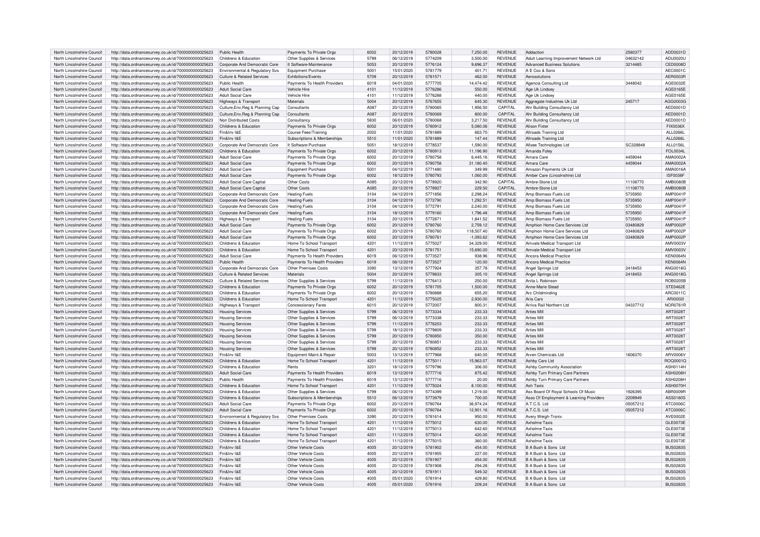| North Lincolnshire Council | http://data.ordnancesurvey.co.uk/id/7000000000025623 | Public Health | Payments To Private Orgs | 6002 | 20/12/2019 | 5780028 | 7,250.00 | REVENUE | Addaction | 2580377 | ADD0031D |
|---|---|---|---|---|---|---|---|---|---|---|---|
| North Lincolnshire Council | http://data.ordnancesurvey.co.uk/id/7000000000025623 | Childrens & Education | Other Supplies & Services | 5799 | 06/12/2019 | 5774209 | 3,500.00 | REVENUE | Adult Learning Improvement Network Ltd | 04632142 | ADU0020U |
| North Lincolnshire Council | http://data.ordnancesurvey.co.uk/id/7000000000025623 | Corporate And Democratic Core | It Software-Maintenance | 5053 | 20/12/2019 | 5776124 | 9,696.37 | REVENUE | Advanced Business Solutions | 3214465 | CED0008D |
| North Lincolnshire Council | http://data.ordnancesurvey.co.uk/id/7000000000025623 | Environmental & Regulatory Svs | Equipment Purchase | 5001 | 15/01/2020 | 5781779 | 401.71 | REVENUE | A E Cox & Sons | | AEC0001C |
| North Lincolnshire Council | http://data.ordnancesurvey.co.uk/id/7000000000025623 | Culture & Related Services | Exhibitions/Events | 5709 | 20/12/2019 | 5781571 | 462.00 | REVENUE | Aerosolutions | | AER0003R |
| North Lincolnshire Council | http://data.ordnancesurvey.co.uk/id/7000000000025623 | Public Health | Payments To Health Providers | 6019 | 04/01/2020 | 5777705 | 14,474.42 | REVENUE | Agencia Consulting Ltd | 3448042 | AGE0032E |
| North Lincolnshire Council | http://data.ordnancesurvey.co.uk/id/7000000000025623 | Adult Social Care | Vehicle Hire | 4101 | 11/12/2019 | 5776286 | 550.00 | REVENUE | Age Uk Lindsey | | AGE0165E |
| North Lincolnshire Council | http://data.ordnancesurvey.co.uk/id/7000000000025623 | Adult Social Care | Vehicle Hire | 4101 | 11/12/2019 | 5776288 | 440.00 | REVENUE | Age Uk Lindsey | | AGE0165E |
| North Lincolnshire Council | http://data.ordnancesurvey.co.uk/id/7000000000025623 | Highways & Transport | Materials | 5004 | 20/12/2019 | 5767655 | 645.30 | REVENUE | Aggregate Industries Uk Ltd | 245717 | AGG0003G |
| North Lincolnshire Council | http://data.ordnancesurvey.co.uk/id/7000000000025623 | Culture,Env,Reg & Planning Cap | Consultants | A087 | 20/12/2019 | 5780065 | 1,956.50 | CAPITAL | Ahr Building Consultancy Ltd | | AED0001D |
| North Lincolnshire Council | http://data.ordnancesurvey.co.uk/id/7000000000025623 | Culture,Env,Reg & Planning Cap | Consultants | A087 | 20/12/2019 | 5780069 | 800.00 | CAPITAL | Ahr Building Consultancy Ltd | | AED0001D |
| North Lincolnshire Council | http://data.ordnancesurvey.co.uk/id/7000000000025623 | Non Distributed Costs | Consultancy | 5830 | 06/01/2020 | 5780068 | 3,217.50 | REVENUE | Ahr Building Consultancy Ltd | | AED0001D |
| North Lincolnshire Council | http://data.ordnancesurvey.co.uk/id/7000000000025623 | Childrens & Education | Payments To Private Orgs | 6002 | 20/12/2019 | 5780912 | 5,080.06 | REVENUE | Alison Fixter | | FIX0036X |
| North Lincolnshire Council | http://data.ordnancesurvey.co.uk/id/7000000000025623 | Fin&Inv I&E | Course Fees/Training | 2002 | 11/01/2020 | 5781889 | 663.70 | REVENUE | Allroads Training Ltd | | ALL0266L |
| North Lincolnshire Council | http://data.ordnancesurvey.co.uk/id/7000000000025623 | Fin&Inv I&E | Subscriptions & Memberships | 5510 | 11/01/2020 | 5781889 | 147.44 | REVENUE | Allroads Training Ltd | | ALL0266L |
| North Lincolnshire Council | http://data.ordnancesurvey.co.uk/id/7000000000025623 | Corporate And Democratic Core | It Software-Purchase | 5051 | 18/12/2019 | 5778537 | 1,590.00 | REVENUE | Allsee Technologies Ltd | SC328848 | ALL0156L |
| North Lincolnshire Council | http://data.ordnancesurvey.co.uk/id/7000000000025623 | Childrens & Education | Payments To Private Orgs | 6002 | 20/12/2019 | 5780913 | 11,196.90 | REVENUE | Amanda Foley | | FOL0034L |
| North Lincolnshire Council | http://data.ordnancesurvey.co.uk/id/7000000000025623 | Adult Social Care | Payments To Private Orgs | 6002 | 20/12/2019 | 5780758 | 6,445.16 | REVENUE | Amara Care | 4459044 | AMA0002A |
| North Lincolnshire Council | http://data.ordnancesurvey.co.uk/id/7000000000025623 | Adult Social Care | Payments To Private Orgs | 6002 | 20/12/2019 | 5780758 | 31,180.40 | REVENUE | Amara Care | 4459044 | AMA0002A |
| North Lincolnshire Council | http://data.ordnancesurvey.co.uk/id/7000000000025623 | Adult Social Care | Equipment Purchase | 5001 | 04/12/2019 | 5771480 | 349.99 | REVENUE | Amazon Payments Uk Ltd | | AMA0016A |
| North Lincolnshire Council | http://data.ordnancesurvey.co.uk/id/7000000000025623 | Adult Social Care | Payments To Private Orgs | 6002 | 18/12/2019 | 5780793 | 1,060.00 | REVENUE | Amber Care (Lincolnshire) Ltd | | ISF0038F |
| North Lincolnshire Council | http://data.ordnancesurvey.co.uk/id/7000000000025623 | Adult Social Care Capital | Other Costs | A085 | 20/12/2019 | 5778920 | 342.90 | CAPITAL | Ambre-Stone Ltd | 11108770 | AMB0080B |
| North Lincolnshire Council | http://data.ordnancesurvey.co.uk/id/7000000000025623 | Adult Social Care Capital | Other Costs | A085 | 20/12/2019 | 5778927 | 229.50 | CAPITAL | Ambre-Stone Ltd | 11108770 | AMB0080B |
| North Lincolnshire Council | http://data.ordnancesurvey.co.uk/id/7000000000025623 | Corporate And Democratic Core | Heating Fuels | 3104 | 04/12/2019 | 5771856 | 2,298.24 | REVENUE | Amp Biomass Fuels Ltd | 5735950 | AMP0041P |
| North Lincolnshire Council | http://data.ordnancesurvey.co.uk/id/7000000000025623 | Corporate And Democratic Core | Heating Fuels | 3104 | 04/12/2019 | 5772790 | 1,292.51 | REVENUE | Amp Biomass Fuels Ltd | 5735950 | AMP0041P |
| North Lincolnshire Council | http://data.ordnancesurvey.co.uk/id/7000000000025623 | Corporate And Democratic Core | Heating Fuels | 3104 | 04/12/2019 | 5772791 | 2,240.00 | REVENUE | Amp Biomass Fuels Ltd | 5735950 | AMP0041P |
| North Lincolnshire Council | http://data.ordnancesurvey.co.uk/id/7000000000025623 | Corporate And Democratic Core | Heating Fuels | 3104 | 18/12/2019 | 5779160 | 1,796.48 | REVENUE | Amp Biomass Fuels Ltd | 5735950 | AMP0041P |
| North Lincolnshire Council | http://data.ordnancesurvey.co.uk/id/7000000000025623 | Highways & Transport | Heating Fuels | 3104 | 20/12/2019 | 5772871 | 1,841.52 | REVENUE | Amp Biomass Fuels Ltd | 5735950 | AMP0041P |
| North Lincolnshire Council | http://data.ordnancesurvey.co.uk/id/7000000000025623 | Adult Social Care | Payments To Private Orgs | 6002 | 20/12/2019 | 5780760 | 2,759.12 | REVENUE | Amphion Home Care Services Ltd | 03480829 | AMP0002P |
| North Lincolnshire Council | http://data.ordnancesurvey.co.uk/id/7000000000025623 | Adult Social Care | Payments To Private Orgs | 6002 | 20/12/2019 | 5780760 | 118,507.40 | REVENUE | Amphion Home Care Services Ltd | 03480829 | AMP0002P |
| North Lincolnshire Council | http://data.ordnancesurvey.co.uk/id/7000000000025623 | Adult Social Care | Payments To Private Orgs | 6002 | 20/12/2019 | 5780761 | -1,093.62 | REVENUE | Amphion Home Care Services Ltd | 03480829 | AMP0002P |
| North Lincolnshire Council | http://data.ordnancesurvey.co.uk/id/7000000000025623 | Childrens & Education | Home To School Transport | 4201 | 11/12/2019 | 5775027 | 34,329.00 | REVENUE | Amvale Medical Transport Ltd | | AMV0003V |
| North Lincolnshire Council | http://data.ordnancesurvey.co.uk/id/7000000000025623 | Childrens & Education | Home To School Transport | 4201 | 20/12/2019 | 5781751 | 15,690.00 | REVENUE | Amvale Medical Transport Ltd | | AMV0003V |
| North Lincolnshire Council | http://data.ordnancesurvey.co.uk/id/7000000000025623 | Adult Social Care | Payments To Health Providers | 6019 | 06/12/2019 | 5773527 | 938.96 | REVENUE | Ancora Medical Practice | | KEN0064N |
| North Lincolnshire Council | http://data.ordnancesurvey.co.uk/id/7000000000025623 | Public Health | Payments To Health Providers | 6019 | 06/12/2019 | 5773527 | 120.00 | REVENUE | Ancora Medical Practice | | KEN0064N |
| North Lincolnshire Council | http://data.ordnancesurvey.co.uk/id/7000000000025623 | Corporate And Democratic Core | Other Premises Costs | 3390 | 13/12/2019 | 5777924 | 357.78 | REVENUE | Angel Springs Ltd | 2418453 | ANG0018G |
| North Lincolnshire Council | http://data.ordnancesurvey.co.uk/id/7000000000025623 | Culture & Related Services | Materials | 5004 | 20/12/2019 | 5779833 | 305.10 | REVENUE | Angel Springs Ltd | 2418453 | ANG0018G |
| North Lincolnshire Council | http://data.ordnancesurvey.co.uk/id/7000000000025623 | Culture & Related Services | Other Supplies & Services | 5799 | 11/12/2019 | 5776413 | 250.00 | REVENUE | Anita L Robinson | | ROB0205B |
| North Lincolnshire Council | http://data.ordnancesurvey.co.uk/id/7000000000025623 | Childrens & Education | Payments To Private Orgs | 6002 | 20/12/2019 | 5781705 | 1,500.00 | REVENUE | Anne-Marie Stead | | STE0462E |
| North Lincolnshire Council | http://data.ordnancesurvey.co.uk/id/7000000000025623 | Childrens & Education | Payments To Private Orgs | 6002 | 20/12/2019 | 5780888 | 655.20 | REVENUE | Arc Childminding | | ARC0011C |
| North Lincolnshire Council | http://data.ordnancesurvey.co.uk/id/7000000000025623 | Childrens & Education | Home To School Transport | 4201 | 11/12/2019 | 5775025 | 2,930.00 | REVENUE | Aria Cars | | ARI0002I |
| North Lincolnshire Council | http://data.ordnancesurvey.co.uk/id/7000000000025623 | Highways & Transport | Concessionary Fares | 6010 | 20/12/2019 | 5772007 | 800.31 | REVENUE | Arriva Rail Northern Ltd | 04337712 | NOR0761R |
| North Lincolnshire Council | http://data.ordnancesurvey.co.uk/id/7000000000025623 | Housing Services | Other Supplies & Services | 5799 | 06/12/2019 | 5773334 | 233.33 | REVENUE | Arties Mill | | ART0028T |
| North Lincolnshire Council | http://data.ordnancesurvey.co.uk/id/7000000000025623 | Housing Services | Other Supplies & Services | 5799 | 06/12/2019 | 5773338 | 233.33 | REVENUE | Arties Mill | | ART0028T |
| North Lincolnshire Council | http://data.ordnancesurvey.co.uk/id/7000000000025623 | Housing Services | Other Supplies & Services | 5799 | 11/12/2019 | 5776203 | 233.33 | REVENUE | Arties Mill | | ART0028T |
| North Lincolnshire Council | http://data.ordnancesurvey.co.uk/id/7000000000025623 | Housing Services | Other Supplies & Services | 5799 | 18/12/2019 | 5779809 | 233.33 | REVENUE | Arties Mill | | ART0028T |
| North Lincolnshire Council | http://data.ordnancesurvey.co.uk/id/7000000000025623 | Housing Services | Other Supplies & Services | 5799 | 20/12/2019 | 5780850 | 350.00 | REVENUE | Arties Mill | | ART0028T |
| North Lincolnshire Council | http://data.ordnancesurvey.co.uk/id/7000000000025623 | Housing Services | Other Supplies & Services | 5799 | 20/12/2019 | 5780851 | 233.33 | REVENUE | Arties Mill | | ART0028T |
| North Lincolnshire Council | http://data.ordnancesurvey.co.uk/id/7000000000025623 | Housing Services | Other Supplies & Services | 5799 | 20/12/2019 | 5780852 | 233.33 | REVENUE | Arties Mill | | ART0028T |
| North Lincolnshire Council | http://data.ordnancesurvey.co.uk/id/7000000000025623 | Fin&Inv I&E | Equipment Maint.& Repair | 5003 | 13/12/2019 | 5777968 | 640.00 | REVENUE | Arven Chemicals Ltd | 1606370 | ARV0006V |
| North Lincolnshire Council | http://data.ordnancesurvey.co.uk/id/7000000000025623 | Childrens & Education | Home To School Transport | 4201 | 11/12/2019 | 5775011 | 15,963.07 | REVENUE | Ashby Cars Ltd | | ROO0001Q |
| North Lincolnshire Council | http://data.ordnancesurvey.co.uk/id/7000000000025623 | Childrens & Education | Rents | 3201 | 18/12/2019 | 5779796 | 306.00 | REVENUE | Ashby Community Association | | ASH0114H |
| North Lincolnshire Council | http://data.ordnancesurvey.co.uk/id/7000000000025623 | Adult Social Care | Payments To Health Providers | 6019 | 13/12/2019 | 5777716 | 875.42 | REVENUE | Ashby Turn Primary Care Partners | | ASH0208H |
| North Lincolnshire Council | http://data.ordnancesurvey.co.uk/id/7000000000025623 | Public Health | Payments To Health Providers | 6019 | 13/12/2019 | 5777716 | 20.00 | REVENUE | Ashby Turn Primary Care Partners | | ASH0208H |
| North Lincolnshire Council | http://data.ordnancesurvey.co.uk/id/7000000000025623 | Childrens & Education | Home To School Transport | 4201 | 11/12/2019 | 5775024 | 8,100.00 | REVENUE | Ash Taxis | | ASH0070H |
| North Lincolnshire Council | http://data.ordnancesurvey.co.uk/id/7000000000025623 | Childrens & Education | Other Supplies & Services | 5799 | 06/12/2019 | 5774399 | 1,219.00 | REVENUE | Ass Board Of Royal Schools Of Music | 1926395 | ABR0009R |
| North Lincolnshire Council | http://data.ordnancesurvey.co.uk/id/7000000000025623 | Childrens & Education | Subscriptions & Memberships | 5510 | 06/12/2019 | 5773979 | 700.00 | REVENUE | Asso Of Employment & Learning Providers | 2209949 | ASS0180S |
| North Lincolnshire Council | http://data.ordnancesurvey.co.uk/id/7000000000025623 | Adult Social Care | Payments To Private Orgs | 6002 | 20/12/2019 | 5780764 | 36,974.24 | REVENUE | A.T.C.S. Ltd | 05057212 | ATC0006C |
| North Lincolnshire Council | http://data.ordnancesurvey.co.uk/id/7000000000025623 | Adult Social Care | Payments To Private Orgs | 6002 | 20/12/2019 | 5780764 | 12,901.16 | REVENUE | A.T.C.S. Ltd | 05057212 | ATC0006C |
| North Lincolnshire Council | http://data.ordnancesurvey.co.uk/id/7000000000025623 | Environmental & Regulatory Svs | Other Premises Costs | 3390 | 20/12/2019 | 5781614 | 950.00 | REVENUE | Avery Weigh-Tronix | | AVE0002E |
| North Lincolnshire Council | http://data.ordnancesurvey.co.uk/id/7000000000025623 | Childrens & Education | Home To School Transport | 4201 | 11/12/2019 | 5775012 | 630.00 | REVENUE | Axholme Taxis | | GLE0073E |
| North Lincolnshire Council | http://data.ordnancesurvey.co.uk/id/7000000000025623 | Childrens & Education | Home To School Transport | 4201 | 11/12/2019 | 5775013 | 642.60 | REVENUE | Axholme Taxis | | GLE0073E |
| North Lincolnshire Council | http://data.ordnancesurvey.co.uk/id/7000000000025623 | Childrens & Education | Home To School Transport | 4201 | 11/12/2019 | 5775014 | 420.00 | REVENUE | Axholme Taxis | | GLE0073E |
| North Lincolnshire Council | http://data.ordnancesurvey.co.uk/id/7000000000025623 | Childrens & Education | Home To School Transport | 4201 | 11/12/2019 | 5775015 | 360.00 | REVENUE | Axholme Taxis | | GLE0073E |
| North Lincolnshire Council | http://data.ordnancesurvey.co.uk/id/7000000000025623 | Fin&Inv I&E | Other Vehicle Costs | 4005 | 20/12/2019 | 5781902 | 454.00 | REVENUE | B A Bush & Sons Ltd | | BUS0283S |
| North Lincolnshire Council | http://data.ordnancesurvey.co.uk/id/7000000000025623 | Fin&Inv I&E | Other Vehicle Costs | 4005 | 20/12/2019 | 5781905 | 227.00 | REVENUE | B A Bush & Sons Ltd | | BUS0283S |
| North Lincolnshire Council | http://data.ordnancesurvey.co.uk/id/7000000000025623 | Fin&Inv I&E | Other Vehicle Costs | 4005 | 20/12/2019 | 5781907 | 454.00 | REVENUE | B A Bush & Sons Ltd | | BUS0283S |
| North Lincolnshire Council | http://data.ordnancesurvey.co.uk/id/7000000000025623 | Fin&Inv I&E | Other Vehicle Costs | 4005 | 20/12/2019 | 5781908 | 294.28 | REVENUE | B A Bush & Sons Ltd | | BUS0283S |
| North Lincolnshire Council | http://data.ordnancesurvey.co.uk/id/7000000000025623 | Fin&Inv I&E | Other Vehicle Costs | 4005 | 20/12/2019 | 5781911 | 549.32 | REVENUE | B A Bush & Sons Ltd | | BUS0283S |
| North Lincolnshire Council | http://data.ordnancesurvey.co.uk/id/7000000000025623 | Fin&Inv I&E | Other Vehicle Costs | 4005 | 05/01/2020 | 5781914 | 429.80 | REVENUE | B A Bush & Sons Ltd | | BUS0283S |
| North Lincolnshire Council | http://data.ordnancesurvey.co.uk/id/7000000000025623 | Fin&Inv I&E | Other Vehicle Costs | 4005 | 05/01/2020 | 5781916 | 209.24 | REVENUE | B A Bush & Sons Ltd | | BUS0283S |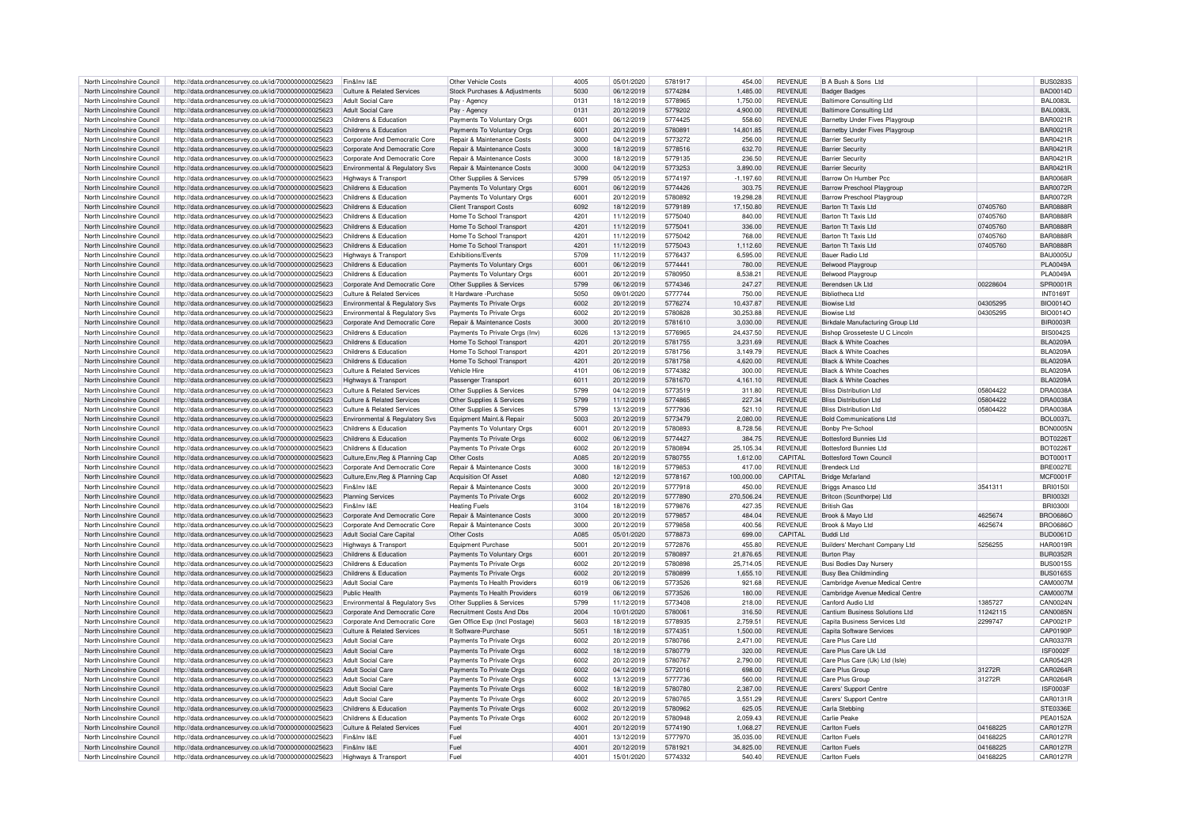| North Lincolnshire Council | http://data.ordnancesurvey.co.uk/id/7000000000025623 | Fin&Inv I&E | Other Vehicle Costs | 4005 | 05/01/2020 | 5781917 | 454.00 | REVENUE | B A Bush & Sons Ltd | | BUS0283S |
|---|---|---|---|---|---|---|---|---|---|---|---|
| North Lincolnshire Council | http://data.ordnancesurvey.co.uk/id/7000000000025623 | Culture & Related Services | Stock Purchases & Adjustments | 5030 | 06/12/2019 | 5774284 | 1,485.00 | REVENUE | Badger Badges | | BAD0014D |
| North Lincolnshire Council | http://data.ordnancesurvey.co.uk/id/7000000000025623 | Adult Social Care | Pay - Agency | 0131 | 18/12/2019 | 5778965 | 1,750.00 | REVENUE | Baltimore Consulting Ltd | | BAL0083L |
| North Lincolnshire Council | http://data.ordnancesurvey.co.uk/id/7000000000025623 | Adult Social Care | Pay - Agency | 0131 | 20/12/2019 | 5779202 | 4,900.00 | REVENUE | Baltimore Consulting Ltd | | BAL0083L |
| North Lincolnshire Council | http://data.ordnancesurvey.co.uk/id/7000000000025623 | Childrens & Education | Payments To Voluntary Orgs | 6001 | 06/12/2019 | 5774425 | 558.60 | REVENUE | Barnetby Under Fives Playgroup | | BAR0021R |
| North Lincolnshire Council | http://data.ordnancesurvey.co.uk/id/7000000000025623 | Childrens & Education | Payments To Voluntary Orgs | 6001 | 20/12/2019 | 5780891 | 14,801.85 | REVENUE | Barnetby Under Fives Playgroup | | BAR0021R |
| North Lincolnshire Council | http://data.ordnancesurvey.co.uk/id/7000000000025623 | Corporate And Democratic Core | Repair & Maintenance Costs | 3000 | 04/12/2019 | 5773272 | 256.00 | REVENUE | Barrier Security | | BAR0421R |
| North Lincolnshire Council | http://data.ordnancesurvey.co.uk/id/7000000000025623 | Corporate And Democratic Core | Repair & Maintenance Costs | 3000 | 18/12/2019 | 5778516 | 632.70 | REVENUE | Barrier Security | | BAR0421R |
| North Lincolnshire Council | http://data.ordnancesurvey.co.uk/id/7000000000025623 | Corporate And Democratic Core | Repair & Maintenance Costs | 3000 | 18/12/2019 | 5779135 | 236.50 | REVENUE | Barrier Security | | BAR0421R |
| North Lincolnshire Council | http://data.ordnancesurvey.co.uk/id/7000000000025623 | Environmental & Regulatory Svs | Repair & Maintenance Costs | 3000 | 04/12/2019 | 5773253 | 3,890.00 | REVENUE | Barrier Security | | BAR0421R |
| North Lincolnshire Council | http://data.ordnancesurvey.co.uk/id/7000000000025623 | Highways & Transport | Other Supplies & Services | 5799 | 05/12/2019 | 5774197 | -1,197.60 | REVENUE | Barrow On Humber Pcc | | BAR0068R |
| North Lincolnshire Council | http://data.ordnancesurvey.co.uk/id/7000000000025623 | Childrens & Education | Payments To Voluntary Orgs | 6001 | 06/12/2019 | 5774426 | 303.75 | REVENUE | Barrow Preschool Playgroup | | BAR0072R |
| North Lincolnshire Council | http://data.ordnancesurvey.co.uk/id/7000000000025623 | Childrens & Education | Payments To Voluntary Orgs | 6001 | 20/12/2019 | 5780892 | 19,298.28 | REVENUE | Barrow Preschool Playgroup | | BAR0072R |
| North Lincolnshire Council | http://data.ordnancesurvey.co.uk/id/7000000000025623 | Childrens & Education | Client Transport Costs | 6092 | 18/12/2019 | 5779189 | 17,150.80 | REVENUE | Barton Tt Taxis Ltd | 07405760 | BAR0888R |
| North Lincolnshire Council | http://data.ordnancesurvey.co.uk/id/7000000000025623 | Childrens & Education | Home To School Transport | 4201 | 11/12/2019 | 5775040 | 840.00 | REVENUE | Barton Tt Taxis Ltd | 07405760 | BAR0888R |
| North Lincolnshire Council | http://data.ordnancesurvey.co.uk/id/7000000000025623 | Childrens & Education | Home To School Transport | 4201 | 11/12/2019 | 5775041 | 336.00 | REVENUE | Barton Tt Taxis Ltd | 07405760 | BAR0888R |
| North Lincolnshire Council | http://data.ordnancesurvey.co.uk/id/7000000000025623 | Childrens & Education | Home To School Transport | 4201 | 11/12/2019 | 5775042 | 768.00 | REVENUE | Barton Tt Taxis Ltd | 07405760 | BAR0888R |
| North Lincolnshire Council | http://data.ordnancesurvey.co.uk/id/7000000000025623 | Childrens & Education | Home To School Transport | 4201 | 11/12/2019 | 5775043 | 1,112.60 | REVENUE | Barton Tt Taxis Ltd | 07405760 | BAR0888R |
| North Lincolnshire Council | http://data.ordnancesurvey.co.uk/id/7000000000025623 | Highways & Transport | Exhibitions/Events | 5709 | 11/12/2019 | 5776437 | 6,595.00 | REVENUE | Bauer Radio Ltd | | BAU0005U |
| North Lincolnshire Council | http://data.ordnancesurvey.co.uk/id/7000000000025623 | Childrens & Education | Payments To Voluntary Orgs | 6001 | 06/12/2019 | 5774441 | 780.00 | REVENUE | Belwood Playgroup | | PLA0049A |
| North Lincolnshire Council | http://data.ordnancesurvey.co.uk/id/7000000000025623 | Childrens & Education | Payments To Voluntary Orgs | 6001 | 20/12/2019 | 5780950 | 8,538.21 | REVENUE | Belwood Playgroup | | PLA0049A |
| North Lincolnshire Council | http://data.ordnancesurvey.co.uk/id/7000000000025623 | Corporate And Democratic Core | Other Supplies & Services | 5799 | 06/12/2019 | 5774346 | 247.27 | REVENUE | Berendsen Uk Ltd | 00228604 | SPR0001R |
| North Lincolnshire Council | http://data.ordnancesurvey.co.uk/id/7000000000025623 | Culture & Related Services | It Hardware -Purchase | 5050 | 09/01/2020 | 5777744 | 750.00 | REVENUE | Bibliotheca Ltd | | INT0169T |
| North Lincolnshire Council | http://data.ordnancesurvey.co.uk/id/7000000000025623 | Environmental & Regulatory Svs | Payments To Private Orgs | 6002 | 20/12/2019 | 5776274 | 10,437.87 | REVENUE | Biowise Ltd | 04305295 | BIO0014O |
| North Lincolnshire Council | http://data.ordnancesurvey.co.uk/id/7000000000025623 | Environmental & Regulatory Svs | Payments To Private Orgs | 6002 | 20/12/2019 | 5780828 | 30,253.88 | REVENUE | Biowise Ltd | 04305295 | BIO0014O |
| North Lincolnshire Council | http://data.ordnancesurvey.co.uk/id/7000000000025623 | Corporate And Democratic Core | Repair & Maintenance Costs | 3000 | 20/12/2019 | 5781610 | 3,030.00 | REVENUE | Birkdale Manufacturing Group Ltd | | BIR0003R |
| North Lincolnshire Council | http://data.ordnancesurvey.co.uk/id/7000000000025623 | Childrens & Education | Payments To Private Orgs (Inv) | 6026 | 13/12/2019 | 5776965 | 24,437.50 | REVENUE | Bishop Grosseteste U C Lincoln | | BIS0042S |
| North Lincolnshire Council | http://data.ordnancesurvey.co.uk/id/7000000000025623 | Childrens & Education | Home To School Transport | 4201 | 20/12/2019 | 5781755 | 3,231.69 | REVENUE | Black & White Coaches | | BLA0209A |
| North Lincolnshire Council | http://data.ordnancesurvey.co.uk/id/7000000000025623 | Childrens & Education | Home To School Transport | 4201 | 20/12/2019 | 5781756 | 3,149.79 | REVENUE | Black & White Coaches | | BLA0209A |
| North Lincolnshire Council | http://data.ordnancesurvey.co.uk/id/7000000000025623 | Childrens & Education | Home To School Transport | 4201 | 20/12/2019 | 5781758 | 4,620.00 | REVENUE | Black & White Coaches | | BLA0209A |
| North Lincolnshire Council | http://data.ordnancesurvey.co.uk/id/7000000000025623 | Culture & Related Services | Vehicle Hire | 4101 | 06/12/2019 | 5774382 | 300.00 | REVENUE | Black & White Coaches | | BLA0209A |
| North Lincolnshire Council | http://data.ordnancesurvey.co.uk/id/7000000000025623 | Highways & Transport | Passenger Transport | 6011 | 20/12/2019 | 5781670 | 4,161.10 | REVENUE | Black & White Coaches | | BLA0209A |
| North Lincolnshire Council | http://data.ordnancesurvey.co.uk/id/7000000000025623 | Culture & Related Services | Other Supplies & Services | 5799 | 04/12/2019 | 5773519 | 311.80 | REVENUE | Bliss Distribution Ltd | 05804422 | DRA0038A |
| North Lincolnshire Council | http://data.ordnancesurvey.co.uk/id/7000000000025623 | Culture & Related Services | Other Supplies & Services | 5799 | 11/12/2019 | 5774865 | 227.34 | REVENUE | Bliss Distribution Ltd | 05804422 | DRA0038A |
| North Lincolnshire Council | http://data.ordnancesurvey.co.uk/id/7000000000025623 | Culture & Related Services | Other Supplies & Services | 5799 | 13/12/2019 | 5777936 | 521.10 | REVENUE | Bliss Distribution Ltd | 05804422 | DRA0038A |
| North Lincolnshire Council | http://data.ordnancesurvey.co.uk/id/7000000000025623 | Environmental & Regulatory Svs | Equipment Maint.& Repair | 5003 | 20/12/2019 | 5773479 | 2,080.00 | REVENUE | Bold Communications Ltd | | BOL0037L |
| North Lincolnshire Council | http://data.ordnancesurvey.co.uk/id/7000000000025623 | Childrens & Education | Payments To Voluntary Orgs | 6001 | 20/12/2019 | 5780893 | 8,728.56 | REVENUE | Bonby Pre-School | | BON0005N |
| North Lincolnshire Council | http://data.ordnancesurvey.co.uk/id/7000000000025623 | Childrens & Education | Payments To Private Orgs | 6002 | 06/12/2019 | 5774427 | 384.75 | REVENUE | Bottesford Bunnies Ltd | | BOT0226T |
| North Lincolnshire Council | http://data.ordnancesurvey.co.uk/id/7000000000025623 | Childrens & Education | Payments To Private Orgs | 6002 | 20/12/2019 | 5780894 | 25,105.34 | REVENUE | Bottesford Bunnies Ltd | | BOT0226T |
| North Lincolnshire Council | http://data.ordnancesurvey.co.uk/id/7000000000025623 | Culture,Env,Reg & Planning Cap | Other Costs | A085 | 20/12/2019 | 5780755 | 1,612.00 | CAPITAL | Bottesford Town Council | | BOT0001T |
| North Lincolnshire Council | http://data.ordnancesurvey.co.uk/id/7000000000025623 | Corporate And Democratic Core | Repair & Maintenance Costs | 3000 | 18/12/2019 | 5779853 | 417.00 | REVENUE | Brendeck Ltd | | BRE0027E |
| North Lincolnshire Council | http://data.ordnancesurvey.co.uk/id/7000000000025623 | Culture,Env,Reg & Planning Cap | Acquisition Of Asset | A080 | 12/12/2019 | 5778167 | 100,000.00 | CAPITAL | Bridge Mcfarland | | MCF0001F |
| North Lincolnshire Council | http://data.ordnancesurvey.co.uk/id/7000000000025623 | Fin&Inv I&E | Repair & Maintenance Costs | 3000 | 20/12/2019 | 5777918 | 450.00 | REVENUE | Briggs Amasco Ltd | 3541311 | BRI0150I |
| North Lincolnshire Council | http://data.ordnancesurvey.co.uk/id/7000000000025623 | Planning Services | Payments To Private Orgs | 6002 | 20/12/2019 | 5777890 | 270,506.24 | REVENUE | Britcon (Scunthorpe) Ltd | | BRI0032I |
| North Lincolnshire Council | http://data.ordnancesurvey.co.uk/id/7000000000025623 | Fin&Inv I&E | Heating Fuels | 3104 | 18/12/2019 | 5779876 | 427.35 | REVENUE | British Gas | | BRI0300I |
| North Lincolnshire Council | http://data.ordnancesurvey.co.uk/id/7000000000025623 | Corporate And Democratic Core | Repair & Maintenance Costs | 3000 | 20/12/2019 | 5779857 | 484.04 | REVENUE | Brook & Mayo Ltd | 4625674 | BRO0686O |
| North Lincolnshire Council | http://data.ordnancesurvey.co.uk/id/7000000000025623 | Corporate And Democratic Core | Repair & Maintenance Costs | 3000 | 20/12/2019 | 5779858 | 400.56 | REVENUE | Brook & Mayo Ltd | 4625674 | BRO0686O |
| North Lincolnshire Council | http://data.ordnancesurvey.co.uk/id/7000000000025623 | Adult Social Care Capital | Other Costs | A085 | 05/01/2020 | 5778873 | 699.00 | CAPITAL | Buddi Ltd | | BUD0061D |
| North Lincolnshire Council | http://data.ordnancesurvey.co.uk/id/7000000000025623 | Highways & Transport | Equipment Purchase | 5001 | 20/12/2019 | 5772876 | 455.80 | REVENUE | Builders' Merchant Company Ltd | 5256255 | HAR0019R |
| North Lincolnshire Council | http://data.ordnancesurvey.co.uk/id/7000000000025623 | Childrens & Education | Payments To Voluntary Orgs | 6001 | 20/12/2019 | 5780897 | 21,876.65 | REVENUE | Burton Play | | BUR0352R |
| North Lincolnshire Council | http://data.ordnancesurvey.co.uk/id/7000000000025623 | Childrens & Education | Payments To Private Orgs | 6002 | 20/12/2019 | 5780898 | 25,714.05 | REVENUE | Busi Bodies Day Nursery | | BUS0015S |
| North Lincolnshire Council | http://data.ordnancesurvey.co.uk/id/7000000000025623 | Childrens & Education | Payments To Private Orgs | 6002 | 20/12/2019 | 5780899 | 1,655.10 | REVENUE | Busy Bea Childminding | | BUS0165S |
| North Lincolnshire Council | http://data.ordnancesurvey.co.uk/id/7000000000025623 | Adult Social Care | Payments To Health Providers | 6019 | 06/12/2019 | 5773526 | 921.68 | REVENUE | Cambridge Avenue Medical Centre | | CAM0007M |
| North Lincolnshire Council | http://data.ordnancesurvey.co.uk/id/7000000000025623 | Public Health | Payments To Health Providers | 6019 | 06/12/2019 | 5773526 | 180.00 | REVENUE | Cambridge Avenue Medical Centre | | CAM0007M |
| North Lincolnshire Council | http://data.ordnancesurvey.co.uk/id/7000000000025623 | Environmental & Regulatory Svs | Other Supplies & Services | 5799 | 11/12/2019 | 5773408 | 218.00 | REVENUE | Canford Audio Ltd | 1385727 | CAN0024N |
| North Lincolnshire Council | http://data.ordnancesurvey.co.uk/id/7000000000025623 | Corporate And Democratic Core | Recruitment Costs And Dbs | 2004 | 10/01/2020 | 5780061 | 316.50 | REVENUE | Cantium Business Solutions Ltd | 11242115 | CAN0085N |
| North Lincolnshire Council | http://data.ordnancesurvey.co.uk/id/7000000000025623 | Corporate And Democratic Core | Gen Office Exp (Incl Postage) | 5603 | 18/12/2019 | 5778935 | 2,759.51 | REVENUE | Capita Business Services Ltd | 2299747 | CAP0021P |
| North Lincolnshire Council | http://data.ordnancesurvey.co.uk/id/7000000000025623 | Culture & Related Services | It Software-Purchase | 5051 | 18/12/2019 | 5774351 | 1,500.00 | REVENUE | Capita Software Services | | CAP0190P |
| North Lincolnshire Council | http://data.ordnancesurvey.co.uk/id/7000000000025623 | Adult Social Care | Payments To Private Orgs | 6002 | 20/12/2019 | 5780766 | 2,471.00 | REVENUE | Care Plus Care Ltd | | CAR0337R |
| North Lincolnshire Council | http://data.ordnancesurvey.co.uk/id/7000000000025623 | Adult Social Care | Payments To Private Orgs | 6002 | 18/12/2019 | 5780779 | 320.00 | REVENUE | Care Plus Care Uk Ltd | | ISF0002F |
| North Lincolnshire Council | http://data.ordnancesurvey.co.uk/id/7000000000025623 | Adult Social Care | Payments To Private Orgs | 6002 | 20/12/2019 | 5780767 | 2,790.00 | REVENUE | Care Plus Care (Uk) Ltd (Isle) | | CAR0542R |
| North Lincolnshire Council | http://data.ordnancesurvey.co.uk/id/7000000000025623 | Adult Social Care | Payments To Private Orgs | 6002 | 04/12/2019 | 5772016 | 698.00 | REVENUE | Care Plus Group | 31272R | CAR0264R |
| North Lincolnshire Council | http://data.ordnancesurvey.co.uk/id/7000000000025623 | Adult Social Care | Payments To Private Orgs | 6002 | 13/12/2019 | 5777736 | 560.00 | REVENUE | Care Plus Group | 31272R | CAR0264R |
| North Lincolnshire Council | http://data.ordnancesurvey.co.uk/id/7000000000025623 | Adult Social Care | Payments To Private Orgs | 6002 | 18/12/2019 | 5780780 | 2,387.00 | REVENUE | Carers' Support Centre | | ISF0003F |
| North Lincolnshire Council | http://data.ordnancesurvey.co.uk/id/7000000000025623 | Adult Social Care | Payments To Private Orgs | 6002 | 20/12/2019 | 5780765 | 3,551.29 | REVENUE | Carers' Support Centre | | CAR0131R |
| North Lincolnshire Council | http://data.ordnancesurvey.co.uk/id/7000000000025623 | Childrens & Education | Payments To Private Orgs | 6002 | 20/12/2019 | 5780962 | 625.05 | REVENUE | Carla Stebbing | | STE0336E |
| North Lincolnshire Council | http://data.ordnancesurvey.co.uk/id/7000000000025623 | Childrens & Education | Payments To Private Orgs | 6002 | 20/12/2019 | 5780948 | 2,059.43 | REVENUE | Carlie Peake | | PEA0152A |
| North Lincolnshire Council | http://data.ordnancesurvey.co.uk/id/7000000000025623 | Culture & Related Services | Fuel | 4001 | 20/12/2019 | 5774190 | 1,068.27 | REVENUE | Carlton Fuels | 04168225 | CAR0127R |
| North Lincolnshire Council | http://data.ordnancesurvey.co.uk/id/7000000000025623 | Fin&Inv I&E | Fuel | 4001 | 13/12/2019 | 5777970 | 35,035.00 | REVENUE | Carlton Fuels | 04168225 | CAR0127R |
| North Lincolnshire Council | http://data.ordnancesurvey.co.uk/id/7000000000025623 | Fin&Inv I&E | Fuel | 4001 | 20/12/2019 | 5781921 | 34,825.00 | REVENUE | Carlton Fuels | 04168225 | CAR0127R |
| North Lincolnshire Council | http://data.ordnancesurvey.co.uk/id/7000000000025623 | Highways & Transport | Fuel | 4001 | 15/01/2020 | 5774332 | 540.40 | REVENUE | Carlton Fuels | 04168225 | CAR0127R |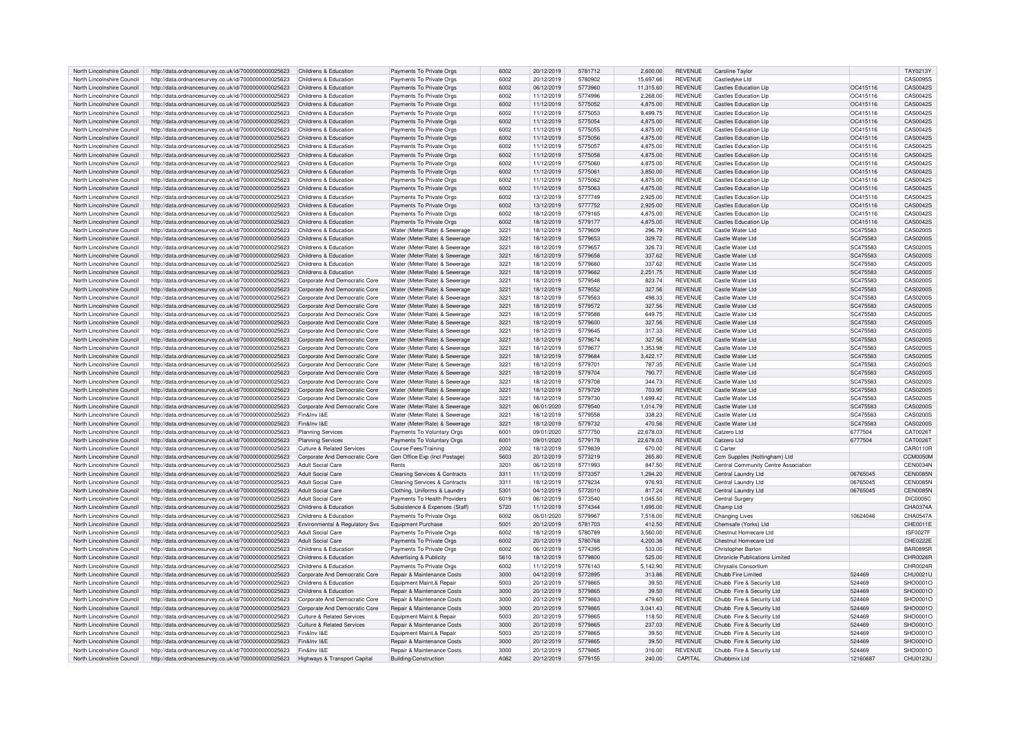| | | | | | | | | | | | |
|---|---|---|---|---|---|---|---|---|---|---|---|
| North Lincolnshire Council | http://data.ordnancesurvey.co.uk/id/7000000000025623 | Childrens & Education | Payments To Private Orgs | 6002 | 20/12/2019 | 5781712 | 2,600.00 | REVENUE | Caroline Taylor | | TAY0213Y |
| North Lincolnshire Council | http://data.ordnancesurvey.co.uk/id/7000000000025623 | Childrens & Education | Payments To Private Orgs | 6002 | 20/12/2019 | 5780902 | 15,697.66 | REVENUE | Castledyke Ltd | | CAS0095S |
| North Lincolnshire Council | http://data.ordnancesurvey.co.uk/id/7000000000025623 | Childrens & Education | Payments To Private Orgs | 6002 | 06/12/2019 | 5773960 | 11,315.60 | REVENUE | Castles Education Llp | OC415116 | CAS0042S |
| North Lincolnshire Council | http://data.ordnancesurvey.co.uk/id/7000000000025623 | Childrens & Education | Payments To Private Orgs | 6002 | 11/12/2019 | 5774996 | 2,268.00 | REVENUE | Castles Education Llp | OC415116 | CAS0042S |
| North Lincolnshire Council | http://data.ordnancesurvey.co.uk/id/7000000000025623 | Childrens & Education | Payments To Private Orgs | 6002 | 11/12/2019 | 5775052 | 4,875.00 | REVENUE | Castles Education Llp | OC415116 | CAS0042S |
| North Lincolnshire Council | http://data.ordnancesurvey.co.uk/id/7000000000025623 | Childrens & Education | Payments To Private Orgs | 6002 | 11/12/2019 | 5775053 | 9,499.75 | REVENUE | Castles Education Llp | OC415116 | CAS0042S |
| North Lincolnshire Council | http://data.ordnancesurvey.co.uk/id/7000000000025623 | Childrens & Education | Payments To Private Orgs | 6002 | 11/12/2019 | 5775054 | 4,875.00 | REVENUE | Castles Education Llp | OC415116 | CAS0042S |
| North Lincolnshire Council | http://data.ordnancesurvey.co.uk/id/7000000000025623 | Childrens & Education | Payments To Private Orgs | 6002 | 11/12/2019 | 5775055 | 4,875.00 | REVENUE | Castles Education Llp | OC415116 | CAS0042S |
| North Lincolnshire Council | http://data.ordnancesurvey.co.uk/id/7000000000025623 | Childrens & Education | Payments To Private Orgs | 6002 | 11/12/2019 | 5775056 | 4,875.00 | REVENUE | Castles Education Llp | OC415116 | CAS0042S |
| North Lincolnshire Council | http://data.ordnancesurvey.co.uk/id/7000000000025623 | Childrens & Education | Payments To Private Orgs | 6002 | 11/12/2019 | 5775057 | 4,875.00 | REVENUE | Castles Education Llp | OC415116 | CAS0042S |
| North Lincolnshire Council | http://data.ordnancesurvey.co.uk/id/7000000000025623 | Childrens & Education | Payments To Private Orgs | 6002 | 11/12/2019 | 5775058 | 4,875.00 | REVENUE | Castles Education Llp | OC415116 | CAS0042S |
| North Lincolnshire Council | http://data.ordnancesurvey.co.uk/id/7000000000025623 | Childrens & Education | Payments To Private Orgs | 6002 | 11/12/2019 | 5775060 | 4,875.00 | REVENUE | Castles Education Llp | OC415116 | CAS0042S |
| North Lincolnshire Council | http://data.ordnancesurvey.co.uk/id/7000000000025623 | Childrens & Education | Payments To Private Orgs | 6002 | 11/12/2019 | 5775061 | 3,850.00 | REVENUE | Castles Education Llp | OC415116 | CAS0042S |
| North Lincolnshire Council | http://data.ordnancesurvey.co.uk/id/7000000000025623 | Childrens & Education | Payments To Private Orgs | 6002 | 11/12/2019 | 5775062 | 4,875.00 | REVENUE | Castles Education Llp | OC415116 | CAS0042S |
| North Lincolnshire Council | http://data.ordnancesurvey.co.uk/id/7000000000025623 | Childrens & Education | Payments To Private Orgs | 6002 | 11/12/2019 | 5775063 | 4,875.00 | REVENUE | Castles Education Llp | OC415116 | CAS0042S |
| North Lincolnshire Council | http://data.ordnancesurvey.co.uk/id/7000000000025623 | Childrens & Education | Payments To Private Orgs | 6002 | 13/12/2019 | 5777749 | 2,925.00 | REVENUE | Castles Education Llp | OC415116 | CAS0042S |
| North Lincolnshire Council | http://data.ordnancesurvey.co.uk/id/7000000000025623 | Childrens & Education | Payments To Private Orgs | 6002 | 13/12/2019 | 5777752 | 2,925.00 | REVENUE | Castles Education Llp | OC415116 | CAS0042S |
| North Lincolnshire Council | http://data.ordnancesurvey.co.uk/id/7000000000025623 | Childrens & Education | Payments To Private Orgs | 6002 | 18/12/2019 | 5779165 | 4,875.00 | REVENUE | Castles Education Llp | OC415116 | CAS0042S |
| North Lincolnshire Council | http://data.ordnancesurvey.co.uk/id/7000000000025623 | Childrens & Education | Payments To Private Orgs | 6002 | 18/12/2019 | 5779177 | 4,875.00 | REVENUE | Castles Education Llp | OC415116 | CAS0042S |
| North Lincolnshire Council | http://data.ordnancesurvey.co.uk/id/7000000000025623 | Childrens & Education | Water (Meter/Rate) & Sewerage | 3221 | 18/12/2019 | 5779609 | 296.79 | REVENUE | Castle Water Ltd | SC475583 | CAS0200S |
| North Lincolnshire Council | http://data.ordnancesurvey.co.uk/id/7000000000025623 | Childrens & Education | Water (Meter/Rate) & Sewerage | 3221 | 18/12/2019 | 5779653 | 329.72 | REVENUE | Castle Water Ltd | SC475583 | CAS0200S |
| North Lincolnshire Council | http://data.ordnancesurvey.co.uk/id/7000000000025623 | Childrens & Education | Water (Meter/Rate) & Sewerage | 3221 | 18/12/2019 | 5779657 | 326.73 | REVENUE | Castle Water Ltd | SC475583 | CAS0200S |
| North Lincolnshire Council | http://data.ordnancesurvey.co.uk/id/7000000000025623 | Childrens & Education | Water (Meter/Rate) & Sewerage | 3221 | 18/12/2019 | 5779658 | 337.62 | REVENUE | Castle Water Ltd | SC475583 | CAS0200S |
| North Lincolnshire Council | http://data.ordnancesurvey.co.uk/id/7000000000025623 | Childrens & Education | Water (Meter/Rate) & Sewerage | 3221 | 18/12/2019 | 5779660 | 337.62 | REVENUE | Castle Water Ltd | SC475583 | CAS0200S |
| North Lincolnshire Council | http://data.ordnancesurvey.co.uk/id/7000000000025623 | Childrens & Education | Water (Meter/Rate) & Sewerage | 3221 | 18/12/2019 | 5779662 | 2,251.75 | REVENUE | Castle Water Ltd | SC475583 | CAS0200S |
| North Lincolnshire Council | http://data.ordnancesurvey.co.uk/id/7000000000025623 | Corporate And Democratic Core | Water (Meter/Rate) & Sewerage | 3221 | 18/12/2019 | 5779548 | 823.74 | REVENUE | Castle Water Ltd | SC475583 | CAS0200S |
| North Lincolnshire Council | http://data.ordnancesurvey.co.uk/id/7000000000025623 | Corporate And Democratic Core | Water (Meter/Rate) & Sewerage | 3221 | 18/12/2019 | 5779552 | 327.56 | REVENUE | Castle Water Ltd | SC475583 | CAS0200S |
| North Lincolnshire Council | http://data.ordnancesurvey.co.uk/id/7000000000025623 | Corporate And Democratic Core | Water (Meter/Rate) & Sewerage | 3221 | 18/12/2019 | 5779563 | 498.33 | REVENUE | Castle Water Ltd | SC475583 | CAS0200S |
| North Lincolnshire Council | http://data.ordnancesurvey.co.uk/id/7000000000025623 | Corporate And Democratic Core | Water (Meter/Rate) & Sewerage | 3221 | 18/12/2019 | 5779572 | 327.56 | REVENUE | Castle Water Ltd | SC475583 | CAS0200S |
| North Lincolnshire Council | http://data.ordnancesurvey.co.uk/id/7000000000025623 | Corporate And Democratic Core | Water (Meter/Rate) & Sewerage | 3221 | 18/12/2019 | 5779588 | 649.75 | REVENUE | Castle Water Ltd | SC475583 | CAS0200S |
| North Lincolnshire Council | http://data.ordnancesurvey.co.uk/id/7000000000025623 | Corporate And Democratic Core | Water (Meter/Rate) & Sewerage | 3221 | 18/12/2019 | 5779600 | 327.56 | REVENUE | Castle Water Ltd | SC475583 | CAS0200S |
| North Lincolnshire Council | http://data.ordnancesurvey.co.uk/id/7000000000025623 | Corporate And Democratic Core | Water (Meter/Rate) & Sewerage | 3221 | 18/12/2019 | 5779645 | 317.33 | REVENUE | Castle Water Ltd | SC475583 | CAS0200S |
| North Lincolnshire Council | http://data.ordnancesurvey.co.uk/id/7000000000025623 | Corporate And Democratic Core | Water (Meter/Rate) & Sewerage | 3221 | 18/12/2019 | 5779674 | 327.56 | REVENUE | Castle Water Ltd | SC475583 | CAS0200S |
| North Lincolnshire Council | http://data.ordnancesurvey.co.uk/id/7000000000025623 | Corporate And Democratic Core | Water (Meter/Rate) & Sewerage | 3221 | 18/12/2019 | 5779677 | 1,353.98 | REVENUE | Castle Water Ltd | SC475583 | CAS0200S |
| North Lincolnshire Council | http://data.ordnancesurvey.co.uk/id/7000000000025623 | Corporate And Democratic Core | Water (Meter/Rate) & Sewerage | 3221 | 18/12/2019 | 5779684 | 3,422.17 | REVENUE | Castle Water Ltd | SC475583 | CAS0200S |
| North Lincolnshire Council | http://data.ordnancesurvey.co.uk/id/7000000000025623 | Corporate And Democratic Core | Water (Meter/Rate) & Sewerage | 3221 | 18/12/2019 | 5779701 | 787.35 | REVENUE | Castle Water Ltd | SC475583 | CAS0200S |
| North Lincolnshire Council | http://data.ordnancesurvey.co.uk/id/7000000000025623 | Corporate And Democratic Core | Water (Meter/Rate) & Sewerage | 3221 | 18/12/2019 | 5779704 | 790.77 | REVENUE | Castle Water Ltd | SC475583 | CAS0200S |
| North Lincolnshire Council | http://data.ordnancesurvey.co.uk/id/7000000000025623 | Corporate And Democratic Core | Water (Meter/Rate) & Sewerage | 3221 | 18/12/2019 | 5779708 | 344.73 | REVENUE | Castle Water Ltd | SC475583 | CAS0200S |
| North Lincolnshire Council | http://data.ordnancesurvey.co.uk/id/7000000000025623 | Corporate And Democratic Core | Water (Meter/Rate) & Sewerage | 3221 | 18/12/2019 | 5779729 | 703.90 | REVENUE | Castle Water Ltd | SC475583 | CAS0200S |
| North Lincolnshire Council | http://data.ordnancesurvey.co.uk/id/7000000000025623 | Corporate And Democratic Core | Water (Meter/Rate) & Sewerage | 3221 | 18/12/2019 | 5779730 | 1,699.42 | REVENUE | Castle Water Ltd | SC475583 | CAS0200S |
| North Lincolnshire Council | http://data.ordnancesurvey.co.uk/id/7000000000025623 | Corporate And Democratic Core | Water (Meter/Rate) & Sewerage | 3221 | 06/01/2020 | 5779540 | 1,014.79 | REVENUE | Castle Water Ltd | SC475583 | CAS0200S |
| North Lincolnshire Council | http://data.ordnancesurvey.co.uk/id/7000000000025623 | Fin&Inv I&E | Water (Meter/Rate) & Sewerage | 3221 | 18/12/2019 | 5779558 | 338.23 | REVENUE | Castle Water Ltd | SC475583 | CAS0200S |
| North Lincolnshire Council | http://data.ordnancesurvey.co.uk/id/7000000000025623 | Fin&Inv I&E | Water (Meter/Rate) & Sewerage | 3221 | 18/12/2019 | 5779732 | 470.56 | REVENUE | Castle Water Ltd | SC475583 | CAS0200S |
| North Lincolnshire Council | http://data.ordnancesurvey.co.uk/id/7000000000025623 | Planning Services | Payments To Voluntary Orgs | 6001 | 09/01/2020 | 5777750 | 22,678.03 | REVENUE | Catzero Ltd | 6777504 | CAT0026T |
| North Lincolnshire Council | http://data.ordnancesurvey.co.uk/id/7000000000025623 | Planning Services | Payments To Voluntary Orgs | 6001 | 09/01/2020 | 5779178 | 22,678.03 | REVENUE | Catzero Ltd | 6777504 | CAT0026T |
| North Lincolnshire Council | http://data.ordnancesurvey.co.uk/id/7000000000025623 | Culture & Related Services | Course Fees/Training | 2002 | 18/12/2019 | 5779839 | 670.00 | REVENUE | C Carter | | CAR0110R |
| North Lincolnshire Council | http://data.ordnancesurvey.co.uk/id/7000000000025623 | Corporate And Democratic Core | Gen Office Exp (Incl Postage) | 5603 | 20/12/2019 | 5773219 | 265.80 | REVENUE | Ccm Supplies (Nottingham) Ltd | | CCM0050M |
| North Lincolnshire Council | http://data.ordnancesurvey.co.uk/id/7000000000025623 | Adult Social Care | Rents | 3201 | 06/12/2019 | 5771993 | 847.50 | REVENUE | Central Community Centre Association | | CEN0034N |
| North Lincolnshire Council | http://data.ordnancesurvey.co.uk/id/7000000000025623 | Adult Social Care | Cleaning Services & Contracts | 3311 | 11/12/2019 | 5773357 | 1,294.20 | REVENUE | Central Laundry Ltd | 06765045 | CEN0085N |
| North Lincolnshire Council | http://data.ordnancesurvey.co.uk/id/7000000000025623 | Adult Social Care | Cleaning Services & Contracts | 3311 | 18/12/2019 | 5779234 | 976.93 | REVENUE | Central Laundry Ltd | 06765045 | CEN0085N |
| North Lincolnshire Council | http://data.ordnancesurvey.co.uk/id/7000000000025623 | Adult Social Care | Clothing, Uniforms & Laundry | 5301 | 04/12/2019 | 5772010 | 817.24 | REVENUE | Central Laundry Ltd | 06765045 | CEN0085N |
| North Lincolnshire Council | http://data.ordnancesurvey.co.uk/id/7000000000025623 | Adult Social Care | Payments To Health Providers | 6019 | 06/12/2019 | 5773540 | 1,045.50 | REVENUE | Central Surgery | | DIC0005C |
| North Lincolnshire Council | http://data.ordnancesurvey.co.uk/id/7000000000025623 | Childrens & Education | Subsistence & Expenses (Staff) | 5720 | 11/12/2019 | 5774344 | 1,695.00 | REVENUE | Champ Ltd | | CHA0374A |
| North Lincolnshire Council | http://data.ordnancesurvey.co.uk/id/7000000000025623 | Childrens & Education | Payments To Private Orgs | 6002 | 06/01/2020 | 5779967 | 7,518.00 | REVENUE | Changing Lives | 10624046 | CHA0547A |
| North Lincolnshire Council | http://data.ordnancesurvey.co.uk/id/7000000000025623 | Environmental & Regulatory Svs | Equipment Purchase | 5001 | 20/12/2019 | 5781703 | 412.50 | REVENUE | Chemsafe (Yorks) Ltd | | CHE0011E |
| North Lincolnshire Council | http://data.ordnancesurvey.co.uk/id/7000000000025623 | Adult Social Care | Payments To Private Orgs | 6002 | 18/12/2019 | 5780789 | 3,560.00 | REVENUE | Chestnut Homecare Ltd | | ISF0027F |
| North Lincolnshire Council | http://data.ordnancesurvey.co.uk/id/7000000000025623 | Adult Social Care | Payments To Private Orgs | 6002 | 20/12/2019 | 5780768 | 4,200.38 | REVENUE | Chestnut Homecare Ltd | | CHE0222E |
| North Lincolnshire Council | http://data.ordnancesurvey.co.uk/id/7000000000025623 | Childrens & Education | Payments To Private Orgs | 6002 | 06/12/2019 | 5774395 | 533.00 | REVENUE | Christopher Barton | | BAR0895R |
| North Lincolnshire Council | http://data.ordnancesurvey.co.uk/id/7000000000025623 | Childrens & Education | Advertising & Publicity | 5610 | 18/12/2019 | 5779800 | 525.00 | REVENUE | Chronicle Publications Limited | | CHR0026R |
| North Lincolnshire Council | http://data.ordnancesurvey.co.uk/id/7000000000025623 | Childrens & Education | Payments To Private Orgs | 6002 | 11/12/2019 | 5776143 | 5,142.90 | REVENUE | Chrysalis Consortium | | CHR0024R |
| North Lincolnshire Council | http://data.ordnancesurvey.co.uk/id/7000000000025623 | Corporate And Democratic Core | Repair & Maintenance Costs | 3000 | 04/12/2019 | 5772895 | 313.86 | REVENUE | Chubb Fire Limited | 524469 | CHU0021U |
| North Lincolnshire Council | http://data.ordnancesurvey.co.uk/id/7000000000025623 | Childrens & Education | Equipment Maint.& Repair | 5003 | 20/12/2019 | 5779865 | 39.50 | REVENUE | Chubb Fire & Security Ltd | 524469 | SHO0001O |
| North Lincolnshire Council | http://data.ordnancesurvey.co.uk/id/7000000000025623 | Childrens & Education | Repair & Maintenance Costs | 3000 | 20/12/2019 | 5779865 | 39.50 | REVENUE | Chubb Fire & Security Ltd | 524469 | SHO0001O |
| North Lincolnshire Council | http://data.ordnancesurvey.co.uk/id/7000000000025623 | Corporate And Democratic Core | Repair & Maintenance Costs | 3000 | 20/12/2019 | 5779863 | 479.60 | REVENUE | Chubb Fire & Security Ltd | 524469 | SHO0001O |
| North Lincolnshire Council | http://data.ordnancesurvey.co.uk/id/7000000000025623 | Corporate And Democratic Core | Repair & Maintenance Costs | 3000 | 20/12/2019 | 5779865 | 3,041.43 | REVENUE | Chubb Fire & Security Ltd | 524469 | SHO0001O |
| North Lincolnshire Council | http://data.ordnancesurvey.co.uk/id/7000000000025623 | Culture & Related Services | Equipment Maint.& Repair | 5003 | 20/12/2019 | 5779865 | 118.50 | REVENUE | Chubb Fire & Security Ltd | 524469 | SHO0001O |
| North Lincolnshire Council | http://data.ordnancesurvey.co.uk/id/7000000000025623 | Culture & Related Services | Repair & Maintenance Costs | 3000 | 20/12/2019 | 5779865 | 237.03 | REVENUE | Chubb Fire & Security Ltd | 524469 | SHO0001O |
| North Lincolnshire Council | http://data.ordnancesurvey.co.uk/id/7000000000025623 | Fin&Inv I&E | Equipment Maint.& Repair | 5003 | 20/12/2019 | 5779865 | 39.50 | REVENUE | Chubb Fire & Security Ltd | 524469 | SHO0001O |
| North Lincolnshire Council | http://data.ordnancesurvey.co.uk/id/7000000000025623 | Fin&Inv I&E | Repair & Maintenance Costs | 3000 | 20/12/2019 | 5779865 | 39.50 | REVENUE | Chubb Fire & Security Ltd | 524469 | SHO0001O |
| North Lincolnshire Council | http://data.ordnancesurvey.co.uk/id/7000000000025623 | Fin&Inv I&E | Repair & Maintenance Costs | 3000 | 20/12/2019 | 5779865 | 316.00 | REVENUE | Chubb Fire & Security Ltd | 524469 | SHO0001O |
| North Lincolnshire Council | http://data.ordnancesurvey.co.uk/id/7000000000025623 | Highways & Transport Capital | Building/Construction | A082 | 20/12/2019 | 5779155 | 240.00 | CAPITAL | Chubbmix Ltd | 12160687 | CHU0123U |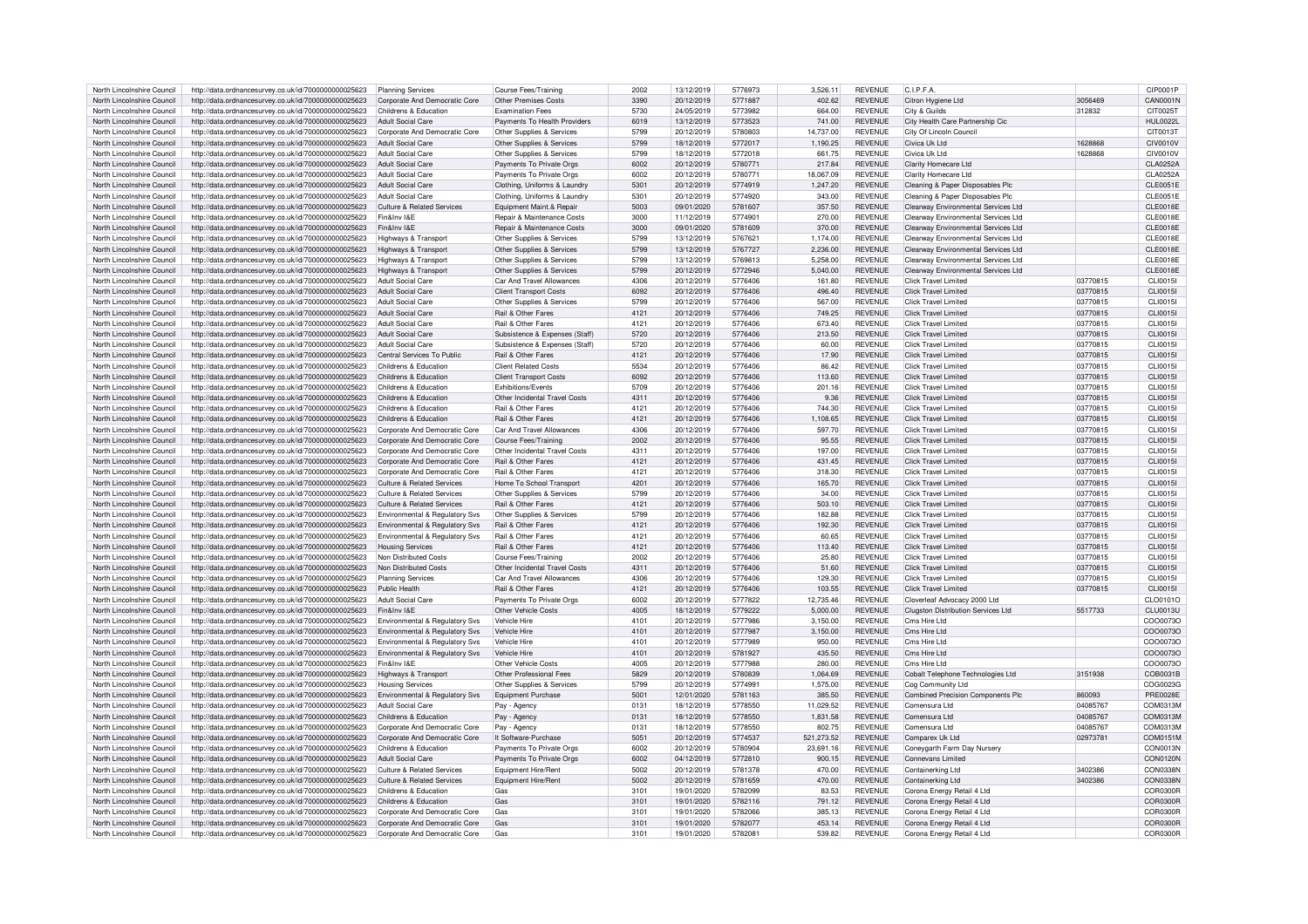| North Lincolnshire Council | http://data.ordnancesurvey.co.uk/id/7000000000025623 | Planning Services | Course Fees/Training | 2002 | 13/12/2019 | 5776973 | 3,526.11 | REVENUE | C.I.P.F.A. | | CIP0001P |
|---|---|---|---|---|---|---|---|---|---|---|---|
| North Lincolnshire Council | http://data.ordnancesurvey.co.uk/id/7000000000025623 | Corporate And Democratic Core | Other Premises Costs | 3390 | 20/12/2019 | 5771887 | 402.62 | REVENUE | Citron Hygiene Ltd | 3056469 | CAN0001N |
| North Lincolnshire Council | http://data.ordnancesurvey.co.uk/id/7000000000025623 | Childrens & Education | Examination Fees | 5730 | 24/05/2019 | 5773982 | 664.00 | REVENUE | City & Guilds | 312832 | CIT0025T |
| North Lincolnshire Council | http://data.ordnancesurvey.co.uk/id/7000000000025623 | Adult Social Care | Payments To Health Providers | 6019 | 13/12/2019 | 5773523 | 741.00 | REVENUE | City Health Care Partnership Cic | | HUL0022L |
| North Lincolnshire Council | http://data.ordnancesurvey.co.uk/id/7000000000025623 | Corporate And Democratic Core | Other Supplies & Services | 5799 | 20/12/2019 | 5780803 | 14,737.00 | REVENUE | City Of Lincoln Council | | CIT0013T |
| North Lincolnshire Council | http://data.ordnancesurvey.co.uk/id/7000000000025623 | Adult Social Care | Other Supplies & Services | 5799 | 18/12/2019 | 5772017 | 1,190.25 | REVENUE | Civica Uk Ltd | 1628868 | CIV0010V |
| North Lincolnshire Council | http://data.ordnancesurvey.co.uk/id/7000000000025623 | Adult Social Care | Other Supplies & Services | 5799 | 18/12/2019 | 5772018 | 661.75 | REVENUE | Civica Uk Ltd | 1628868 | CIV0010V |
| North Lincolnshire Council | http://data.ordnancesurvey.co.uk/id/7000000000025623 | Adult Social Care | Payments To Private Orgs | 6002 | 20/12/2019 | 5780771 | 217.84 | REVENUE | Clarity Homecare Ltd | | CLA0252A |
| North Lincolnshire Council | http://data.ordnancesurvey.co.uk/id/7000000000025623 | Adult Social Care | Payments To Private Orgs | 6002 | 20/12/2019 | 5780771 | 18,067.09 | REVENUE | Clarity Homecare Ltd | | CLA0252A |
| North Lincolnshire Council | http://data.ordnancesurvey.co.uk/id/7000000000025623 | Adult Social Care | Clothing, Uniforms & Laundry | 5301 | 20/12/2019 | 5774919 | 1,247.20 | REVENUE | Cleaning & Paper Disposables Plc | | CLE0051E |
| North Lincolnshire Council | http://data.ordnancesurvey.co.uk/id/7000000000025623 | Adult Social Care | Clothing, Uniforms & Laundry | 5301 | 20/12/2019 | 5774920 | 343.00 | REVENUE | Cleaning & Paper Disposables Plc | | CLE0051E |
| North Lincolnshire Council | http://data.ordnancesurvey.co.uk/id/7000000000025623 | Culture & Related Services | Equipment Maint.& Repair | 5003 | 09/01/2020 | 5781607 | 357.50 | REVENUE | Clearway Environmental Services Ltd | | CLE0018E |
| North Lincolnshire Council | http://data.ordnancesurvey.co.uk/id/7000000000025623 | Fin&Inv I&E | Repair & Maintenance Costs | 3000 | 11/12/2019 | 5774901 | 270.00 | REVENUE | Clearway Environmental Services Ltd | | CLE0018E |
| North Lincolnshire Council | http://data.ordnancesurvey.co.uk/id/7000000000025623 | Fin&Inv I&E | Repair & Maintenance Costs | 3000 | 09/01/2020 | 5781609 | 370.00 | REVENUE | Clearway Environmental Services Ltd | | CLE0018E |
| North Lincolnshire Council | http://data.ordnancesurvey.co.uk/id/7000000000025623 | Highways & Transport | Other Supplies & Services | 5799 | 13/12/2019 | 5767621 | 1,174.00 | REVENUE | Clearway Environmental Services Ltd | | CLE0018E |
| North Lincolnshire Council | http://data.ordnancesurvey.co.uk/id/7000000000025623 | Highways & Transport | Other Supplies & Services | 5799 | 13/12/2019 | 5767727 | 2,236.00 | REVENUE | Clearway Environmental Services Ltd | | CLE0018E |
| North Lincolnshire Council | http://data.ordnancesurvey.co.uk/id/7000000000025623 | Highways & Transport | Other Supplies & Services | 5799 | 13/12/2019 | 5769813 | 5,258.00 | REVENUE | Clearway Environmental Services Ltd | | CLE0018E |
| North Lincolnshire Council | http://data.ordnancesurvey.co.uk/id/7000000000025623 | Highways & Transport | Other Supplies & Services | 5799 | 20/12/2019 | 5772946 | 5,040.00 | REVENUE | Clearway Environmental Services Ltd | | CLE0018E |
| North Lincolnshire Council | http://data.ordnancesurvey.co.uk/id/7000000000025623 | Adult Social Care | Car And Travel Allowances | 4306 | 20/12/2019 | 5776406 | 161.80 | REVENUE | Click Travel Limited | 03770815 | CLI0015I |
| North Lincolnshire Council | http://data.ordnancesurvey.co.uk/id/7000000000025623 | Adult Social Care | Client Transport Costs | 6092 | 20/12/2019 | 5776406 | 496.40 | REVENUE | Click Travel Limited | 03770815 | CLI0015I |
| North Lincolnshire Council | http://data.ordnancesurvey.co.uk/id/7000000000025623 | Adult Social Care | Other Supplies & Services | 5799 | 20/12/2019 | 5776406 | 567.00 | REVENUE | Click Travel Limited | 03770815 | CLI0015I |
| North Lincolnshire Council | http://data.ordnancesurvey.co.uk/id/7000000000025623 | Adult Social Care | Rail & Other Fares | 4121 | 20/12/2019 | 5776406 | 749.25 | REVENUE | Click Travel Limited | 03770815 | CLI0015I |
| North Lincolnshire Council | http://data.ordnancesurvey.co.uk/id/7000000000025623 | Adult Social Care | Rail & Other Fares | 4121 | 20/12/2019 | 5776406 | 673.40 | REVENUE | Click Travel Limited | 03770815 | CLI0015I |
| North Lincolnshire Council | http://data.ordnancesurvey.co.uk/id/7000000000025623 | Adult Social Care | Subsistence & Expenses (Staff) | 5720 | 20/12/2019 | 5776406 | 213.50 | REVENUE | Click Travel Limited | 03770815 | CLI0015I |
| North Lincolnshire Council | http://data.ordnancesurvey.co.uk/id/7000000000025623 | Adult Social Care | Subsistence & Expenses (Staff) | 5720 | 20/12/2019 | 5776406 | 60.00 | REVENUE | Click Travel Limited | 03770815 | CLI0015I |
| North Lincolnshire Council | http://data.ordnancesurvey.co.uk/id/7000000000025623 | Central Services To Public | Rail & Other Fares | 4121 | 20/12/2019 | 5776406 | 17.90 | REVENUE | Click Travel Limited | 03770815 | CLI0015I |
| North Lincolnshire Council | http://data.ordnancesurvey.co.uk/id/7000000000025623 | Childrens & Education | Client Related Costs | 5534 | 20/12/2019 | 5776406 | 86.42 | REVENUE | Click Travel Limited | 03770815 | CLI0015I |
| North Lincolnshire Council | http://data.ordnancesurvey.co.uk/id/7000000000025623 | Childrens & Education | Client Transport Costs | 6092 | 20/12/2019 | 5776406 | 113.60 | REVENUE | Click Travel Limited | 03770815 | CLI0015I |
| North Lincolnshire Council | http://data.ordnancesurvey.co.uk/id/7000000000025623 | Childrens & Education | Exhibitions/Events | 5709 | 20/12/2019 | 5776406 | 201.16 | REVENUE | Click Travel Limited | 03770815 | CLI0015I |
| North Lincolnshire Council | http://data.ordnancesurvey.co.uk/id/7000000000025623 | Childrens & Education | Other Incidental Travel Costs | 4311 | 20/12/2019 | 5776406 | 9.36 | REVENUE | Click Travel Limited | 03770815 | CLI0015I |
| North Lincolnshire Council | http://data.ordnancesurvey.co.uk/id/7000000000025623 | Childrens & Education | Rail & Other Fares | 4121 | 20/12/2019 | 5776406 | 744.30 | REVENUE | Click Travel Limited | 03770815 | CLI0015I |
| North Lincolnshire Council | http://data.ordnancesurvey.co.uk/id/7000000000025623 | Childrens & Education | Rail & Other Fares | 4121 | 20/12/2019 | 5776406 | 1,108.65 | REVENUE | Click Travel Limited | 03770815 | CLI0015I |
| North Lincolnshire Council | http://data.ordnancesurvey.co.uk/id/7000000000025623 | Corporate And Democratic Core | Car And Travel Allowances | 4306 | 20/12/2019 | 5776406 | 597.70 | REVENUE | Click Travel Limited | 03770815 | CLI0015I |
| North Lincolnshire Council | http://data.ordnancesurvey.co.uk/id/7000000000025623 | Corporate And Democratic Core | Course Fees/Training | 2002 | 20/12/2019 | 5776406 | 95.55 | REVENUE | Click Travel Limited | 03770815 | CLI0015I |
| North Lincolnshire Council | http://data.ordnancesurvey.co.uk/id/7000000000025623 | Corporate And Democratic Core | Other Incidental Travel Costs | 4311 | 20/12/2019 | 5776406 | 197.00 | REVENUE | Click Travel Limited | 03770815 | CLI0015I |
| North Lincolnshire Council | http://data.ordnancesurvey.co.uk/id/7000000000025623 | Corporate And Democratic Core | Rail & Other Fares | 4121 | 20/12/2019 | 5776406 | 431.45 | REVENUE | Click Travel Limited | 03770815 | CLI0015I |
| North Lincolnshire Council | http://data.ordnancesurvey.co.uk/id/7000000000025623 | Corporate And Democratic Core | Rail & Other Fares | 4121 | 20/12/2019 | 5776406 | 318.30 | REVENUE | Click Travel Limited | 03770815 | CLI0015I |
| North Lincolnshire Council | http://data.ordnancesurvey.co.uk/id/7000000000025623 | Culture & Related Services | Home To School Transport | 4201 | 20/12/2019 | 5776406 | 165.70 | REVENUE | Click Travel Limited | 03770815 | CLI0015I |
| North Lincolnshire Council | http://data.ordnancesurvey.co.uk/id/7000000000025623 | Culture & Related Services | Other Supplies & Services | 5799 | 20/12/2019 | 5776406 | 34.00 | REVENUE | Click Travel Limited | 03770815 | CLI0015I |
| North Lincolnshire Council | http://data.ordnancesurvey.co.uk/id/7000000000025623 | Culture & Related Services | Rail & Other Fares | 4121 | 20/12/2019 | 5776406 | 503.10 | REVENUE | Click Travel Limited | 03770815 | CLI0015I |
| North Lincolnshire Council | http://data.ordnancesurvey.co.uk/id/7000000000025623 | Environmental & Regulatory Svs | Other Supplies & Services | 5799 | 20/12/2019 | 5776406 | 182.88 | REVENUE | Click Travel Limited | 03770815 | CLI0015I |
| North Lincolnshire Council | http://data.ordnancesurvey.co.uk/id/7000000000025623 | Environmental & Regulatory Svs | Rail & Other Fares | 4121 | 20/12/2019 | 5776406 | 192.30 | REVENUE | Click Travel Limited | 03770815 | CLI0015I |
| North Lincolnshire Council | http://data.ordnancesurvey.co.uk/id/7000000000025623 | Environmental & Regulatory Svs | Rail & Other Fares | 4121 | 20/12/2019 | 5776406 | 60.65 | REVENUE | Click Travel Limited | 03770815 | CLI0015I |
| North Lincolnshire Council | http://data.ordnancesurvey.co.uk/id/7000000000025623 | Housing Services | Rail & Other Fares | 4121 | 20/12/2019 | 5776406 | 113.40 | REVENUE | Click Travel Limited | 03770815 | CLI0015I |
| North Lincolnshire Council | http://data.ordnancesurvey.co.uk/id/7000000000025623 | Non Distributed Costs | Course Fees/Training | 2002 | 20/12/2019 | 5776406 | 25.80 | REVENUE | Click Travel Limited | 03770815 | CLI0015I |
| North Lincolnshire Council | http://data.ordnancesurvey.co.uk/id/7000000000025623 | Non Distributed Costs | Other Incidental Travel Costs | 4311 | 20/12/2019 | 5776406 | 51.60 | REVENUE | Click Travel Limited | 03770815 | CLI0015I |
| North Lincolnshire Council | http://data.ordnancesurvey.co.uk/id/7000000000025623 | Planning Services | Car And Travel Allowances | 4306 | 20/12/2019 | 5776406 | 129.30 | REVENUE | Click Travel Limited | 03770815 | CLI0015I |
| North Lincolnshire Council | http://data.ordnancesurvey.co.uk/id/7000000000025623 | Public Health | Rail & Other Fares | 4121 | 20/12/2019 | 5776406 | 103.55 | REVENUE | Click Travel Limited | 03770815 | CLI0015I |
| North Lincolnshire Council | http://data.ordnancesurvey.co.uk/id/7000000000025623 | Adult Social Care | Payments To Private Orgs | 6002 | 20/12/2019 | 5777822 | 12,735.46 | REVENUE | Cloverleaf Advocacy 2000 Ltd | | CLO0101O |
| North Lincolnshire Council | http://data.ordnancesurvey.co.uk/id/7000000000025623 | Fin&Inv I&E | Other Vehicle Costs | 4005 | 18/12/2019 | 5779222 | 5,000.00 | REVENUE | Clugston Distribution Services Ltd | 5517733 | CLU0013U |
| North Lincolnshire Council | http://data.ordnancesurvey.co.uk/id/7000000000025623 | Environmental & Regulatory Svs | Vehicle Hire | 4101 | 20/12/2019 | 5777986 | 3,150.00 | REVENUE | Cms Hire Ltd | | COO0073O |
| North Lincolnshire Council | http://data.ordnancesurvey.co.uk/id/7000000000025623 | Environmental & Regulatory Svs | Vehicle Hire | 4101 | 20/12/2019 | 5777987 | 3,150.00 | REVENUE | Cms Hire Ltd | | COO0073O |
| North Lincolnshire Council | http://data.ordnancesurvey.co.uk/id/7000000000025623 | Environmental & Regulatory Svs | Vehicle Hire | 4101 | 20/12/2019 | 5777989 | 950.00 | REVENUE | Cms Hire Ltd | | COO0073O |
| North Lincolnshire Council | http://data.ordnancesurvey.co.uk/id/7000000000025623 | Environmental & Regulatory Svs | Vehicle Hire | 4101 | 20/12/2019 | 5781927 | 435.50 | REVENUE | Cms Hire Ltd | | COO0073O |
| North Lincolnshire Council | http://data.ordnancesurvey.co.uk/id/7000000000025623 | Fin&Inv I&E | Other Vehicle Costs | 4005 | 20/12/2019 | 5777988 | 280.00 | REVENUE | Cms Hire Ltd | | COO0073O |
| North Lincolnshire Council | http://data.ordnancesurvey.co.uk/id/7000000000025623 | Highways & Transport | Other Professional Fees | 5829 | 20/12/2019 | 5780839 | 1,064.69 | REVENUE | Cobalt Telephone Technologies Ltd | 3151938 | COB0031B |
| North Lincolnshire Council | http://data.ordnancesurvey.co.uk/id/7000000000025623 | Housing Services | Other Supplies & Services | 5799 | 20/12/2019 | 5774991 | 1,575.00 | REVENUE | Cog Community Ltd | | COG0023G |
| North Lincolnshire Council | http://data.ordnancesurvey.co.uk/id/7000000000025623 | Environmental & Regulatory Svs | Equipment Purchase | 5001 | 12/01/2020 | 5781163 | 385.50 | REVENUE | Combined Precision Components Plc | 860093 | PRE0028E |
| North Lincolnshire Council | http://data.ordnancesurvey.co.uk/id/7000000000025623 | Adult Social Care | Pay - Agency | 0131 | 18/12/2019 | 5778550 | 11,029.52 | REVENUE | Comensura Ltd | 04085767 | COM0313M |
| North Lincolnshire Council | http://data.ordnancesurvey.co.uk/id/7000000000025623 | Childrens & Education | Pay - Agency | 0131 | 18/12/2019 | 5778550 | 1,831.58 | REVENUE | Comensura Ltd | 04085767 | COM0313M |
| North Lincolnshire Council | http://data.ordnancesurvey.co.uk/id/7000000000025623 | Corporate And Democratic Core | Pay - Agency | 0131 | 18/12/2019 | 5778550 | 802.75 | REVENUE | Comensura Ltd | 04085767 | COM0313M |
| North Lincolnshire Council | http://data.ordnancesurvey.co.uk/id/7000000000025623 | Corporate And Democratic Core | It Software-Purchase | 5051 | 20/12/2019 | 5774537 | 521,273.52 | REVENUE | Comparex Uk Ltd | 02973781 | COM0151M |
| North Lincolnshire Council | http://data.ordnancesurvey.co.uk/id/7000000000025623 | Childrens & Education | Payments To Private Orgs | 6002 | 20/12/2019 | 5780904 | 23,691.16 | REVENUE | Coneygarth Farm Day Nursery | | CON0013N |
| North Lincolnshire Council | http://data.ordnancesurvey.co.uk/id/7000000000025623 | Adult Social Care | Payments To Private Orgs | 6002 | 04/12/2019 | 5772810 | 900.15 | REVENUE | Connevans Limited | | CON0120N |
| North Lincolnshire Council | http://data.ordnancesurvey.co.uk/id/7000000000025623 | Culture & Related Services | Equipment Hire/Rent | 5002 | 20/12/2019 | 5781378 | 470.00 | REVENUE | Containerking Ltd | 3402386 | CON0338N |
| North Lincolnshire Council | http://data.ordnancesurvey.co.uk/id/7000000000025623 | Culture & Related Services | Equipment Hire/Rent | 5002 | 20/12/2019 | 5781659 | 470.00 | REVENUE | Containerking Ltd | 3402386 | CON0338N |
| North Lincolnshire Council | http://data.ordnancesurvey.co.uk/id/7000000000025623 | Childrens & Education | Gas | 3101 | 19/01/2020 | 5782099 | 83.53 | REVENUE | Corona Energy Retail 4 Ltd | | COR0300R |
| North Lincolnshire Council | http://data.ordnancesurvey.co.uk/id/7000000000025623 | Childrens & Education | Gas | 3101 | 19/01/2020 | 5782116 | 791.12 | REVENUE | Corona Energy Retail 4 Ltd | | COR0300R |
| North Lincolnshire Council | http://data.ordnancesurvey.co.uk/id/7000000000025623 | Corporate And Democratic Core | Gas | 3101 | 19/01/2020 | 5782066 | 385.13 | REVENUE | Corona Energy Retail 4 Ltd | | COR0300R |
| North Lincolnshire Council | http://data.ordnancesurvey.co.uk/id/7000000000025623 | Corporate And Democratic Core | Gas | 3101 | 19/01/2020 | 5782077 | 453.14 | REVENUE | Corona Energy Retail 4 Ltd | | COR0300R |
| North Lincolnshire Council | http://data.ordnancesurvey.co.uk/id/7000000000025623 | Corporate And Democratic Core | Gas | 3101 | 19/01/2020 | 5782081 | 539.82 | REVENUE | Corona Energy Retail 4 Ltd | | COR0300R |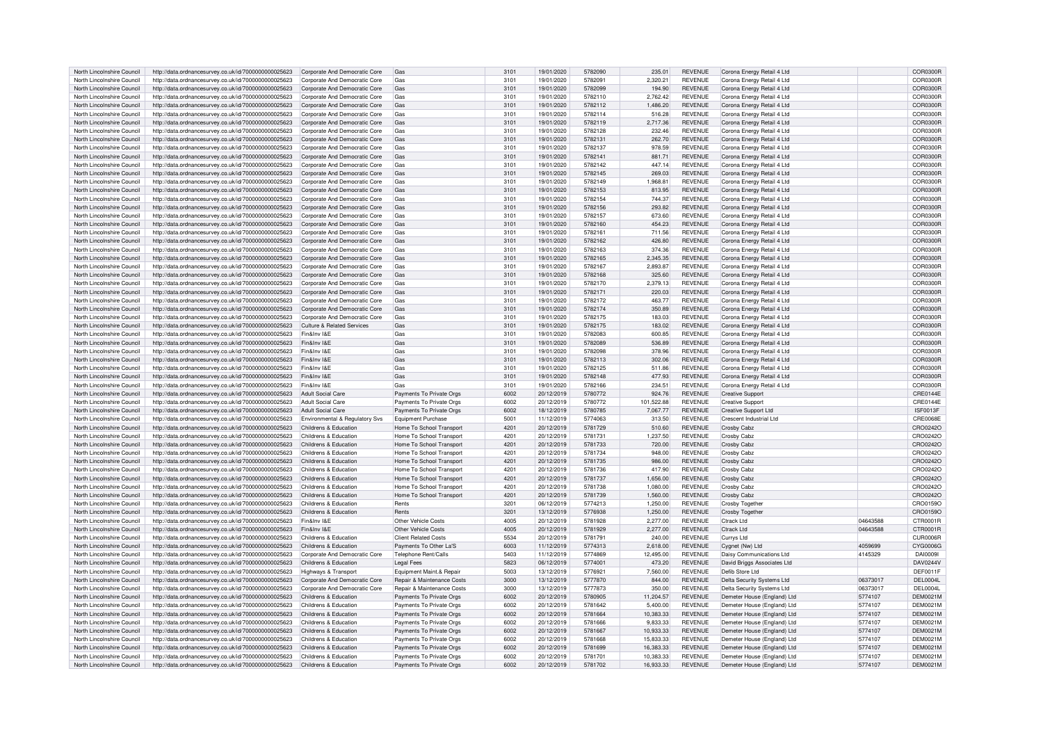| North Lincolnshire Council | http://data.ordnancesurvey.co.uk/id/7000000000025623 | Corporate And Democratic Core | Gas | 3101 | 19/01/2020 | 5782090 | 235.01 | REVENUE | Corona Energy Retail 4 Ltd | | COR0300R |
|---|---|---|---|---|---|---|---|---|---|---|---|
| North Lincolnshire Council | http://data.ordnancesurvey.co.uk/id/7000000000025623 | Corporate And Democratic Core | Gas | 3101 | 19/01/2020 | 5782091 | 2,320.21 | REVENUE | Corona Energy Retail 4 Ltd | | COR0300R |
| North Lincolnshire Council | http://data.ordnancesurvey.co.uk/id/7000000000025623 | Corporate And Democratic Core | Gas | 3101 | 19/01/2020 | 5782099 | 194.90 | REVENUE | Corona Energy Retail 4 Ltd | | COR0300R |
| North Lincolnshire Council | http://data.ordnancesurvey.co.uk/id/7000000000025623 | Corporate And Democratic Core | Gas | 3101 | 19/01/2020 | 5782110 | 2,762.42 | REVENUE | Corona Energy Retail 4 Ltd | | COR0300R |
| North Lincolnshire Council | http://data.ordnancesurvey.co.uk/id/7000000000025623 | Corporate And Democratic Core | Gas | 3101 | 19/01/2020 | 5782112 | 1,486.20 | REVENUE | Corona Energy Retail 4 Ltd | | COR0300R |
| North Lincolnshire Council | http://data.ordnancesurvey.co.uk/id/7000000000025623 | Corporate And Democratic Core | Gas | 3101 | 19/01/2020 | 5782114 | 516.28 | REVENUE | Corona Energy Retail 4 Ltd | | COR0300R |
| North Lincolnshire Council | http://data.ordnancesurvey.co.uk/id/7000000000025623 | Corporate And Democratic Core | Gas | 3101 | 19/01/2020 | 5782119 | 2,717.36 | REVENUE | Corona Energy Retail 4 Ltd | | COR0300R |
| North Lincolnshire Council | http://data.ordnancesurvey.co.uk/id/7000000000025623 | Corporate And Democratic Core | Gas | 3101 | 19/01/2020 | 5782128 | 232.46 | REVENUE | Corona Energy Retail 4 Ltd | | COR0300R |
| North Lincolnshire Council | http://data.ordnancesurvey.co.uk/id/7000000000025623 | Corporate And Democratic Core | Gas | 3101 | 19/01/2020 | 5782131 | 262.70 | REVENUE | Corona Energy Retail 4 Ltd | | COR0300R |
| North Lincolnshire Council | http://data.ordnancesurvey.co.uk/id/7000000000025623 | Corporate And Democratic Core | Gas | 3101 | 19/01/2020 | 5782137 | 978.59 | REVENUE | Corona Energy Retail 4 Ltd | | COR0300R |
| North Lincolnshire Council | http://data.ordnancesurvey.co.uk/id/7000000000025623 | Corporate And Democratic Core | Gas | 3101 | 19/01/2020 | 5782141 | 881.71 | REVENUE | Corona Energy Retail 4 Ltd | | COR0300R |
| North Lincolnshire Council | http://data.ordnancesurvey.co.uk/id/7000000000025623 | Corporate And Democratic Core | Gas | 3101 | 19/01/2020 | 5782142 | 447.14 | REVENUE | Corona Energy Retail 4 Ltd | | COR0300R |
| North Lincolnshire Council | http://data.ordnancesurvey.co.uk/id/7000000000025623 | Corporate And Democratic Core | Gas | 3101 | 19/01/2020 | 5782145 | 269.03 | REVENUE | Corona Energy Retail 4 Ltd | | COR0300R |
| North Lincolnshire Council | http://data.ordnancesurvey.co.uk/id/7000000000025623 | Corporate And Democratic Core | Gas | 3101 | 19/01/2020 | 5782149 | 1,968.81 | REVENUE | Corona Energy Retail 4 Ltd | | COR0300R |
| North Lincolnshire Council | http://data.ordnancesurvey.co.uk/id/7000000000025623 | Corporate And Democratic Core | Gas | 3101 | 19/01/2020 | 5782153 | 813.95 | REVENUE | Corona Energy Retail 4 Ltd | | COR0300R |
| North Lincolnshire Council | http://data.ordnancesurvey.co.uk/id/7000000000025623 | Corporate And Democratic Core | Gas | 3101 | 19/01/2020 | 5782154 | 744.37 | REVENUE | Corona Energy Retail 4 Ltd | | COR0300R |
| North Lincolnshire Council | http://data.ordnancesurvey.co.uk/id/7000000000025623 | Corporate And Democratic Core | Gas | 3101 | 19/01/2020 | 5782156 | 293.82 | REVENUE | Corona Energy Retail 4 Ltd | | COR0300R |
| North Lincolnshire Council | http://data.ordnancesurvey.co.uk/id/7000000000025623 | Corporate And Democratic Core | Gas | 3101 | 19/01/2020 | 5782157 | 673.60 | REVENUE | Corona Energy Retail 4 Ltd | | COR0300R |
| North Lincolnshire Council | http://data.ordnancesurvey.co.uk/id/7000000000025623 | Corporate And Democratic Core | Gas | 3101 | 19/01/2020 | 5782160 | 454.23 | REVENUE | Corona Energy Retail 4 Ltd | | COR0300R |
| North Lincolnshire Council | http://data.ordnancesurvey.co.uk/id/7000000000025623 | Corporate And Democratic Core | Gas | 3101 | 19/01/2020 | 5782161 | 711.56 | REVENUE | Corona Energy Retail 4 Ltd | | COR0300R |
| North Lincolnshire Council | http://data.ordnancesurvey.co.uk/id/7000000000025623 | Corporate And Democratic Core | Gas | 3101 | 19/01/2020 | 5782162 | 426.80 | REVENUE | Corona Energy Retail 4 Ltd | | COR0300R |
| North Lincolnshire Council | http://data.ordnancesurvey.co.uk/id/7000000000025623 | Corporate And Democratic Core | Gas | 3101 | 19/01/2020 | 5782163 | 374.36 | REVENUE | Corona Energy Retail 4 Ltd | | COR0300R |
| North Lincolnshire Council | http://data.ordnancesurvey.co.uk/id/7000000000025623 | Corporate And Democratic Core | Gas | 3101 | 19/01/2020 | 5782165 | 2,345.35 | REVENUE | Corona Energy Retail 4 Ltd | | COR0300R |
| North Lincolnshire Council | http://data.ordnancesurvey.co.uk/id/7000000000025623 | Corporate And Democratic Core | Gas | 3101 | 19/01/2020 | 5782167 | 2,893.87 | REVENUE | Corona Energy Retail 4 Ltd | | COR0300R |
| North Lincolnshire Council | http://data.ordnancesurvey.co.uk/id/7000000000025623 | Corporate And Democratic Core | Gas | 3101 | 19/01/2020 | 5782168 | 325.60 | REVENUE | Corona Energy Retail 4 Ltd | | COR0300R |
| North Lincolnshire Council | http://data.ordnancesurvey.co.uk/id/7000000000025623 | Corporate And Democratic Core | Gas | 3101 | 19/01/2020 | 5782170 | 2,379.13 | REVENUE | Corona Energy Retail 4 Ltd | | COR0300R |
| North Lincolnshire Council | http://data.ordnancesurvey.co.uk/id/7000000000025623 | Corporate And Democratic Core | Gas | 3101 | 19/01/2020 | 5782171 | 220.03 | REVENUE | Corona Energy Retail 4 Ltd | | COR0300R |
| North Lincolnshire Council | http://data.ordnancesurvey.co.uk/id/7000000000025623 | Corporate And Democratic Core | Gas | 3101 | 19/01/2020 | 5782172 | 463.77 | REVENUE | Corona Energy Retail 4 Ltd | | COR0300R |
| North Lincolnshire Council | http://data.ordnancesurvey.co.uk/id/7000000000025623 | Corporate And Democratic Core | Gas | 3101 | 19/01/2020 | 5782174 | 350.89 | REVENUE | Corona Energy Retail 4 Ltd | | COR0300R |
| North Lincolnshire Council | http://data.ordnancesurvey.co.uk/id/7000000000025623 | Corporate And Democratic Core | Gas | 3101 | 19/01/2020 | 5782175 | 183.03 | REVENUE | Corona Energy Retail 4 Ltd | | COR0300R |
| North Lincolnshire Council | http://data.ordnancesurvey.co.uk/id/7000000000025623 | Culture & Related Services | Gas | 3101 | 19/01/2020 | 5782175 | 183.02 | REVENUE | Corona Energy Retail 4 Ltd | | COR0300R |
| North Lincolnshire Council | http://data.ordnancesurvey.co.uk/id/7000000000025623 | Fin&Inv I&E | Gas | 3101 | 19/01/2020 | 5782083 | 600.85 | REVENUE | Corona Energy Retail 4 Ltd | | COR0300R |
| North Lincolnshire Council | http://data.ordnancesurvey.co.uk/id/7000000000025623 | Fin&Inv I&E | Gas | 3101 | 19/01/2020 | 5782089 | 536.89 | REVENUE | Corona Energy Retail 4 Ltd | | COR0300R |
| North Lincolnshire Council | http://data.ordnancesurvey.co.uk/id/7000000000025623 | Fin&Inv I&E | Gas | 3101 | 19/01/2020 | 5782098 | 378.96 | REVENUE | Corona Energy Retail 4 Ltd | | COR0300R |
| North Lincolnshire Council | http://data.ordnancesurvey.co.uk/id/7000000000025623 | Fin&Inv I&E | Gas | 3101 | 19/01/2020 | 5782113 | 302.06 | REVENUE | Corona Energy Retail 4 Ltd | | COR0300R |
| North Lincolnshire Council | http://data.ordnancesurvey.co.uk/id/7000000000025623 | Fin&Inv I&E | Gas | 3101 | 19/01/2020 | 5782125 | 511.86 | REVENUE | Corona Energy Retail 4 Ltd | | COR0300R |
| North Lincolnshire Council | http://data.ordnancesurvey.co.uk/id/7000000000025623 | Fin&Inv I&E | Gas | 3101 | 19/01/2020 | 5782148 | 477.93 | REVENUE | Corona Energy Retail 4 Ltd | | COR0300R |
| North Lincolnshire Council | http://data.ordnancesurvey.co.uk/id/7000000000025623 | Fin&Inv I&E | Gas | 3101 | 19/01/2020 | 5782166 | 234.51 | REVENUE | Corona Energy Retail 4 Ltd | | COR0300R |
| North Lincolnshire Council | http://data.ordnancesurvey.co.uk/id/7000000000025623 | Adult Social Care | Payments To Private Orgs | 6002 | 20/12/2019 | 5780772 | 924.76 | REVENUE | Creative Support | | CRE0144E |
| North Lincolnshire Council | http://data.ordnancesurvey.co.uk/id/7000000000025623 | Adult Social Care | Payments To Private Orgs | 6002 | 20/12/2019 | 5780772 | 101,522.88 | REVENUE | Creative Support | | CRE0144E |
| North Lincolnshire Council | http://data.ordnancesurvey.co.uk/id/7000000000025623 | Adult Social Care | Payments To Private Orgs | 6002 | 18/12/2019 | 5780785 | 7,067.77 | REVENUE | Creative Support Ltd | | ISF0013F |
| North Lincolnshire Council | http://data.ordnancesurvey.co.uk/id/7000000000025623 | Environmental & Regulatory Svs | Equipment Purchase | 5001 | 11/12/2019 | 5774063 | 313.50 | REVENUE | Crescent Industrial Ltd | | CRE0068E |
| North Lincolnshire Council | http://data.ordnancesurvey.co.uk/id/7000000000025623 | Childrens & Education | Home To School Transport | 4201 | 20/12/2019 | 5781729 | 510.60 | REVENUE | Crosby Cabz | | CRO0242O |
| North Lincolnshire Council | http://data.ordnancesurvey.co.uk/id/7000000000025623 | Childrens & Education | Home To School Transport | 4201 | 20/12/2019 | 5781731 | 1,237.50 | REVENUE | Crosby Cabz | | CRO0242O |
| North Lincolnshire Council | http://data.ordnancesurvey.co.uk/id/7000000000025623 | Childrens & Education | Home To School Transport | 4201 | 20/12/2019 | 5781733 | 720.00 | REVENUE | Crosby Cabz | | CRO0242O |
| North Lincolnshire Council | http://data.ordnancesurvey.co.uk/id/7000000000025623 | Childrens & Education | Home To School Transport | 4201 | 20/12/2019 | 5781734 | 948.00 | REVENUE | Crosby Cabz | | CRO0242O |
| North Lincolnshire Council | http://data.ordnancesurvey.co.uk/id/7000000000025623 | Childrens & Education | Home To School Transport | 4201 | 20/12/2019 | 5781735 | 986.00 | REVENUE | Crosby Cabz | | CRO0242O |
| North Lincolnshire Council | http://data.ordnancesurvey.co.uk/id/7000000000025623 | Childrens & Education | Home To School Transport | 4201 | 20/12/2019 | 5781736 | 417.90 | REVENUE | Crosby Cabz | | CRO0242O |
| North Lincolnshire Council | http://data.ordnancesurvey.co.uk/id/7000000000025623 | Childrens & Education | Home To School Transport | 4201 | 20/12/2019 | 5781737 | 1,656.00 | REVENUE | Crosby Cabz | | CRO0242O |
| North Lincolnshire Council | http://data.ordnancesurvey.co.uk/id/7000000000025623 | Childrens & Education | Home To School Transport | 4201 | 20/12/2019 | 5781738 | 1,080.00 | REVENUE | Crosby Cabz | | CRO0242O |
| North Lincolnshire Council | http://data.ordnancesurvey.co.uk/id/7000000000025623 | Childrens & Education | Home To School Transport | 4201 | 20/12/2019 | 5781739 | 1,560.00 | REVENUE | Crosby Cabz | | CRO0242O |
| North Lincolnshire Council | http://data.ordnancesurvey.co.uk/id/7000000000025623 | Childrens & Education | Rents | 3201 | 06/12/2019 | 5774213 | 1,250.00 | REVENUE | Crosby Together | | CRO0159O |
| North Lincolnshire Council | http://data.ordnancesurvey.co.uk/id/7000000000025623 | Childrens & Education | Rents | 3201 | 13/12/2019 | 5776938 | 1,250.00 | REVENUE | Crosby Together | | CRO0159O |
| North Lincolnshire Council | http://data.ordnancesurvey.co.uk/id/7000000000025623 | Fin&Inv I&E | Other Vehicle Costs | 4005 | 20/12/2019 | 5781928 | 2,277.00 | REVENUE | Ctrack Ltd | 04643588 | CTR0001R |
| North Lincolnshire Council | http://data.ordnancesurvey.co.uk/id/7000000000025623 | Fin&Inv I&E | Other Vehicle Costs | 4005 | 20/12/2019 | 5781929 | 2,277.00 | REVENUE | Ctrack Ltd | 04643588 | CTR0001R |
| North Lincolnshire Council | http://data.ordnancesurvey.co.uk/id/7000000000025623 | Childrens & Education | Client Related Costs | 5534 | 20/12/2019 | 5781791 | 240.00 | REVENUE | Currys Ltd | | CUR0006R |
| North Lincolnshire Council | http://data.ordnancesurvey.co.uk/id/7000000000025623 | Childrens & Education | Payments To Other La'S | 6003 | 11/12/2019 | 5774313 | 2,618.00 | REVENUE | Cygnet (Nw) Ltd | 4059699 | CYG0006G |
| North Lincolnshire Council | http://data.ordnancesurvey.co.uk/id/7000000000025623 | Corporate And Democratic Core | Telephone Rent/Calls | 5403 | 11/12/2019 | 5774869 | 12,495.00 | REVENUE | Daisy Communications Ltd | 4145329 | DAI0009I |
| North Lincolnshire Council | http://data.ordnancesurvey.co.uk/id/7000000000025623 | Childrens & Education | Legal Fees | 5823 | 06/12/2019 | 5774001 | 473.20 | REVENUE | David Briggs Associates Ltd | | DAV0244V |
| North Lincolnshire Council | http://data.ordnancesurvey.co.uk/id/7000000000025623 | Highways & Transport | Equipment Maint.& Repair | 5003 | 13/12/2019 | 5776921 | 7,560.00 | REVENUE | Delib Store Ltd | | DEF0011F |
| North Lincolnshire Council | http://data.ordnancesurvey.co.uk/id/7000000000025623 | Corporate And Democratic Core | Repair & Maintenance Costs | 3000 | 13/12/2019 | 5777870 | 844.00 | REVENUE | Delta Security Systems Ltd | 06373017 | DEL0004L |
| North Lincolnshire Council | http://data.ordnancesurvey.co.uk/id/7000000000025623 | Corporate And Democratic Core | Repair & Maintenance Costs | 3000 | 13/12/2019 | 5777873 | 350.00 | REVENUE | Delta Security Systems Ltd | 06373017 | DEL0004L |
| North Lincolnshire Council | http://data.ordnancesurvey.co.uk/id/7000000000025623 | Childrens & Education | Payments To Private Orgs | 6002 | 20/12/2019 | 5780905 | 11,204.57 | REVENUE | Demeter House (England) Ltd | 5774107 | DEM0021M |
| North Lincolnshire Council | http://data.ordnancesurvey.co.uk/id/7000000000025623 | Childrens & Education | Payments To Private Orgs | 6002 | 20/12/2019 | 5781642 | 5,400.00 | REVENUE | Demeter House (England) Ltd | 5774107 | DEM0021M |
| North Lincolnshire Council | http://data.ordnancesurvey.co.uk/id/7000000000025623 | Childrens & Education | Payments To Private Orgs | 6002 | 20/12/2019 | 5781664 | 10,383.33 | REVENUE | Demeter House (England) Ltd | 5774107 | DEM0021M |
| North Lincolnshire Council | http://data.ordnancesurvey.co.uk/id/7000000000025623 | Childrens & Education | Payments To Private Orgs | 6002 | 20/12/2019 | 5781666 | 9,833.33 | REVENUE | Demeter House (England) Ltd | 5774107 | DEM0021M |
| North Lincolnshire Council | http://data.ordnancesurvey.co.uk/id/7000000000025623 | Childrens & Education | Payments To Private Orgs | 6002 | 20/12/2019 | 5781667 | 10,933.33 | REVENUE | Demeter House (England) Ltd | 5774107 | DEM0021M |
| North Lincolnshire Council | http://data.ordnancesurvey.co.uk/id/7000000000025623 | Childrens & Education | Payments To Private Orgs | 6002 | 20/12/2019 | 5781668 | 15,833.33 | REVENUE | Demeter House (England) Ltd | 5774107 | DEM0021M |
| North Lincolnshire Council | http://data.ordnancesurvey.co.uk/id/7000000000025623 | Childrens & Education | Payments To Private Orgs | 6002 | 20/12/2019 | 5781699 | 16,383.33 | REVENUE | Demeter House (England) Ltd | 5774107 | DEM0021M |
| North Lincolnshire Council | http://data.ordnancesurvey.co.uk/id/7000000000025623 | Childrens & Education | Payments To Private Orgs | 6002 | 20/12/2019 | 5781701 | 10,383.33 | REVENUE | Demeter House (England) Ltd | 5774107 | DEM0021M |
| North Lincolnshire Council | http://data.ordnancesurvey.co.uk/id/7000000000025623 | Childrens & Education | Payments To Private Orgs | 6002 | 20/12/2019 | 5781702 | 16,933.33 | REVENUE | Demeter House (England) Ltd | 5774107 | DEM0021M |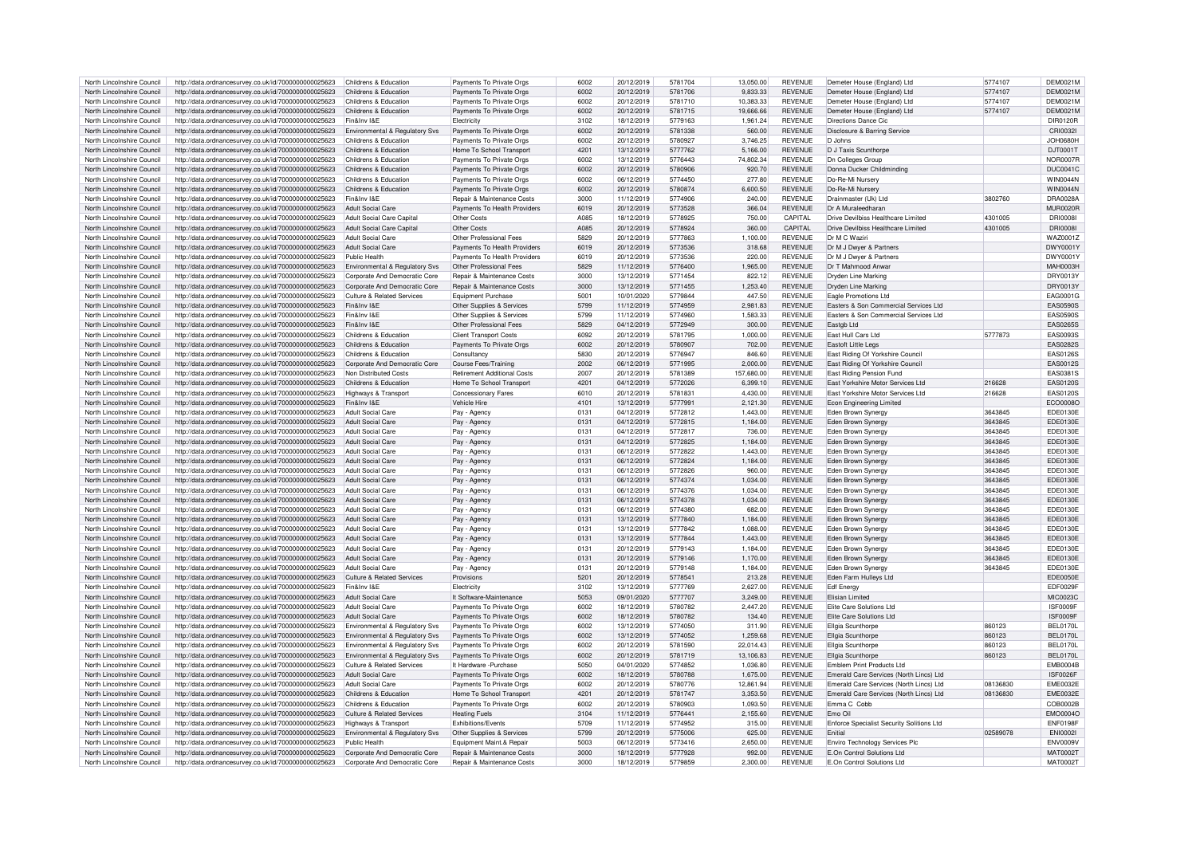| | | | | | | | | | | | | |
|---|---|---|---|---|---|---|---|---|---|---|---|---|
| North Lincolnshire Council | http://data.ordnancesurvey.co.uk/id/7000000000025623 | Childrens & Education | Payments To Private Orgs | 6002 | 20/12/2019 | 5781704 | 13,050.00 | REVENUE | Demeter House (England) Ltd | 5774107 | DEM0021M |
| North Lincolnshire Council | http://data.ordnancesurvey.co.uk/id/7000000000025623 | Childrens & Education | Payments To Private Orgs | 6002 | 20/12/2019 | 5781706 | 9,833.33 | REVENUE | Demeter House (England) Ltd | 5774107 | DEM0021M |
| North Lincolnshire Council | http://data.ordnancesurvey.co.uk/id/7000000000025623 | Childrens & Education | Payments To Private Orgs | 6002 | 20/12/2019 | 5781710 | 10,383.33 | REVENUE | Demeter House (England) Ltd | 5774107 | DEM0021M |
| North Lincolnshire Council | http://data.ordnancesurvey.co.uk/id/7000000000025623 | Childrens & Education | Payments To Private Orgs | 6002 | 20/12/2019 | 5781715 | 19,666.66 | REVENUE | Demeter House (England) Ltd | 5774107 | DEM0021M |
| North Lincolnshire Council | http://data.ordnancesurvey.co.uk/id/7000000000025623 | Fin&Inv I&E | Electricity | 3102 | 18/12/2019 | 5779163 | 1,961.24 | REVENUE | Directions Dance Cic | | DIR0120R |
| North Lincolnshire Council | http://data.ordnancesurvey.co.uk/id/7000000000025623 | Environmental & Regulatory Svs | Payments To Private Orgs | 6002 | 20/12/2019 | 5781338 | 560.00 | REVENUE | Disclosure & Barring Service | | CRI0032I |
| North Lincolnshire Council | http://data.ordnancesurvey.co.uk/id/7000000000025623 | Childrens & Education | Payments To Private Orgs | 6002 | 20/12/2019 | 5780927 | 3,746.25 | REVENUE | D Johns | | JOH0680H |
| North Lincolnshire Council | http://data.ordnancesurvey.co.uk/id/7000000000025623 | Childrens & Education | Home To School Transport | 4201 | 13/12/2019 | 5777762 | 5,166.00 | REVENUE | D J Taxis Scunthorpe | | DJT0001T |
| North Lincolnshire Council | http://data.ordnancesurvey.co.uk/id/7000000000025623 | Childrens & Education | Payments To Private Orgs | 6002 | 13/12/2019 | 5776443 | 74,802.34 | REVENUE | Dn Colleges Group | | NOR0007R |
| North Lincolnshire Council | http://data.ordnancesurvey.co.uk/id/7000000000025623 | Childrens & Education | Payments To Private Orgs | 6002 | 20/12/2019 | 5780906 | 920.70 | REVENUE | Donna Ducker Childminding | | DUC0041C |
| North Lincolnshire Council | http://data.ordnancesurvey.co.uk/id/7000000000025623 | Childrens & Education | Payments To Private Orgs | 6002 | 06/12/2019 | 5774450 | 277.80 | REVENUE | Do-Re-Mi Nursery | | WIN0044N |
| North Lincolnshire Council | http://data.ordnancesurvey.co.uk/id/7000000000025623 | Childrens & Education | Payments To Private Orgs | 6002 | 20/12/2019 | 5780874 | 6,600.50 | REVENUE | Do-Re-Mi Nursery | | WIN0044N |
| North Lincolnshire Council | http://data.ordnancesurvey.co.uk/id/7000000000025623 | Fin&Inv I&E | Repair & Maintenance Costs | 3000 | 11/12/2019 | 5774906 | 240.00 | REVENUE | Drainmaster (Uk) Ltd | 3802760 | DRA0026A |
| North Lincolnshire Council | http://data.ordnancesurvey.co.uk/id/7000000000025623 | Adult Social Care | Payments To Health Providers | 6019 | 20/12/2019 | 5773528 | 366.04 | REVENUE | Dr A Muraleedharan | | MUR0020R |
| North Lincolnshire Council | http://data.ordnancesurvey.co.uk/id/7000000000025623 | Adult Social Care Capital | Other Costs | A085 | 18/12/2019 | 5778925 | 750.00 | CAPITAL | Drive Devilbiss Healthcare Limited | 4301005 | DRI0008I |
| North Lincolnshire Council | http://data.ordnancesurvey.co.uk/id/7000000000025623 | Adult Social Care Capital | Other Costs | A085 | 20/12/2019 | 5778924 | 360.00 | CAPITAL | Drive Devilbiss Healthcare Limited | 4301005 | DRI0008I |
| North Lincolnshire Council | http://data.ordnancesurvey.co.uk/id/7000000000025623 | Adult Social Care | Other Professional Fees | 5829 | 20/12/2019 | 5777863 | 1,100.00 | REVENUE | Dr M C Waziri | | WAZ0001Z |
| North Lincolnshire Council | http://data.ordnancesurvey.co.uk/id/7000000000025623 | Adult Social Care | Payments To Health Providers | 6019 | 20/12/2019 | 5773536 | 318.68 | REVENUE | Dr M J Dwyer & Partners | | DWY0001Y |
| North Lincolnshire Council | http://data.ordnancesurvey.co.uk/id/7000000000025623 | Public Health | Payments To Health Providers | 6019 | 20/12/2019 | 5773536 | 220.00 | REVENUE | Dr M J Dwyer & Partners | | DWY0001Y |
| North Lincolnshire Council | http://data.ordnancesurvey.co.uk/id/7000000000025623 | Environmental & Regulatory Svs | Other Professional Fees | 5829 | 11/12/2019 | 5776400 | 1,965.00 | REVENUE | Dr T Mahmood Anwar | | MAH0003H |
| North Lincolnshire Council | http://data.ordnancesurvey.co.uk/id/7000000000025623 | Corporate And Democratic Core | Repair & Maintenance Costs | 3000 | 13/12/2019 | 5771454 | 822.12 | REVENUE | Dryden Line Marking | | DRY0013Y |
| North Lincolnshire Council | http://data.ordnancesurvey.co.uk/id/7000000000025623 | Corporate And Democratic Core | Repair & Maintenance Costs | 3000 | 13/12/2019 | 5771455 | 1,253.40 | REVENUE | Dryden Line Marking | | DRY0013Y |
| North Lincolnshire Council | http://data.ordnancesurvey.co.uk/id/7000000000025623 | Culture & Related Services | Equipment Purchase | 5001 | 10/01/2020 | 5779844 | 447.50 | REVENUE | Eagle Promotions Ltd | | EAG0001G |
| North Lincolnshire Council | http://data.ordnancesurvey.co.uk/id/7000000000025623 | Fin&Inv I&E | Other Supplies & Services | 5799 | 11/12/2019 | 5774959 | 2,981.83 | REVENUE | Easters & Son Commercial Services Ltd | | EAS0590S |
| North Lincolnshire Council | http://data.ordnancesurvey.co.uk/id/7000000000025623 | Fin&Inv I&E | Other Supplies & Services | 5799 | 11/12/2019 | 5774960 | 1,583.33 | REVENUE | Easters & Son Commercial Services Ltd | | EAS0590S |
| North Lincolnshire Council | http://data.ordnancesurvey.co.uk/id/7000000000025623 | Fin&Inv I&E | Other Professional Fees | 5829 | 04/12/2019 | 5772949 | 300.00 | REVENUE | Eastgb Ltd | | EAS0265S |
| North Lincolnshire Council | http://data.ordnancesurvey.co.uk/id/7000000000025623 | Childrens & Education | Client Transport Costs | 6092 | 20/12/2019 | 5781795 | 1,000.00 | REVENUE | East Hull Cars Ltd | 5777873 | EAS0093S |
| North Lincolnshire Council | http://data.ordnancesurvey.co.uk/id/7000000000025623 | Childrens & Education | Payments To Private Orgs | 6002 | 20/12/2019 | 5780907 | 702.00 | REVENUE | Eastoft Little Legs | | EAS0282S |
| North Lincolnshire Council | http://data.ordnancesurvey.co.uk/id/7000000000025623 | Childrens & Education | Consultancy | 5830 | 20/12/2019 | 5776947 | 846.60 | REVENUE | East Riding Of Yorkshire Council | | EAS0126S |
| North Lincolnshire Council | http://data.ordnancesurvey.co.uk/id/7000000000025623 | Corporate And Democratic Core | Course Fees/Training | 2002 | 06/12/2019 | 5771995 | 2,000.00 | REVENUE | East Riding Of Yorkshire Council | | EAS0012S |
| North Lincolnshire Council | http://data.ordnancesurvey.co.uk/id/7000000000025623 | Non Distributed Costs | Retirement Additional Costs | 2007 | 20/12/2019 | 5781389 | 157,680.00 | REVENUE | East Riding Pension Fund | | EAS0381S |
| North Lincolnshire Council | http://data.ordnancesurvey.co.uk/id/7000000000025623 | Childrens & Education | Home To School Transport | 4201 | 04/12/2019 | 5772026 | 6,399.10 | REVENUE | East Yorkshire Motor Services Ltd | 216628 | EAS0120S |
| North Lincolnshire Council | http://data.ordnancesurvey.co.uk/id/7000000000025623 | Highways & Transport | Concessionary Fares | 6010 | 20/12/2019 | 5781831 | 4,430.00 | REVENUE | East Yorkshire Motor Services Ltd | 216628 | EAS0120S |
| North Lincolnshire Council | http://data.ordnancesurvey.co.uk/id/7000000000025623 | Fin&Inv I&E | Vehicle Hire | 4101 | 13/12/2019 | 5777991 | 2,121.30 | REVENUE | Econ Engineering Limited | | ECO0008O |
| North Lincolnshire Council | http://data.ordnancesurvey.co.uk/id/7000000000025623 | Adult Social Care | Pay - Agency | 0131 | 04/12/2019 | 5772812 | 1,443.00 | REVENUE | Eden Brown Synergy | 3643845 | EDE0130E |
| North Lincolnshire Council | http://data.ordnancesurvey.co.uk/id/7000000000025623 | Adult Social Care | Pay - Agency | 0131 | 04/12/2019 | 5772815 | 1,184.00 | REVENUE | Eden Brown Synergy | 3643845 | EDE0130E |
| North Lincolnshire Council | http://data.ordnancesurvey.co.uk/id/7000000000025623 | Adult Social Care | Pay - Agency | 0131 | 04/12/2019 | 5772817 | 736.00 | REVENUE | Eden Brown Synergy | 3643845 | EDE0130E |
| North Lincolnshire Council | http://data.ordnancesurvey.co.uk/id/7000000000025623 | Adult Social Care | Pay - Agency | 0131 | 04/12/2019 | 5772825 | 1,184.00 | REVENUE | Eden Brown Synergy | 3643845 | EDE0130E |
| North Lincolnshire Council | http://data.ordnancesurvey.co.uk/id/7000000000025623 | Adult Social Care | Pay - Agency | 0131 | 06/12/2019 | 5772822 | 1,443.00 | REVENUE | Eden Brown Synergy | 3643845 | EDE0130E |
| North Lincolnshire Council | http://data.ordnancesurvey.co.uk/id/7000000000025623 | Adult Social Care | Pay - Agency | 0131 | 06/12/2019 | 5772824 | 1,184.00 | REVENUE | Eden Brown Synergy | 3643845 | EDE0130E |
| North Lincolnshire Council | http://data.ordnancesurvey.co.uk/id/7000000000025623 | Adult Social Care | Pay - Agency | 0131 | 06/12/2019 | 5772826 | 960.00 | REVENUE | Eden Brown Synergy | 3643845 | EDE0130E |
| North Lincolnshire Council | http://data.ordnancesurvey.co.uk/id/7000000000025623 | Adult Social Care | Pay - Agency | 0131 | 06/12/2019 | 5774374 | 1,034.00 | REVENUE | Eden Brown Synergy | 3643845 | EDE0130E |
| North Lincolnshire Council | http://data.ordnancesurvey.co.uk/id/7000000000025623 | Adult Social Care | Pay - Agency | 0131 | 06/12/2019 | 5774376 | 1,034.00 | REVENUE | Eden Brown Synergy | 3643845 | EDE0130E |
| North Lincolnshire Council | http://data.ordnancesurvey.co.uk/id/7000000000025623 | Adult Social Care | Pay - Agency | 0131 | 06/12/2019 | 5774378 | 1,034.00 | REVENUE | Eden Brown Synergy | 3643845 | EDE0130E |
| North Lincolnshire Council | http://data.ordnancesurvey.co.uk/id/7000000000025623 | Adult Social Care | Pay - Agency | 0131 | 06/12/2019 | 5774380 | 682.00 | REVENUE | Eden Brown Synergy | 3643845 | EDE0130E |
| North Lincolnshire Council | http://data.ordnancesurvey.co.uk/id/7000000000025623 | Adult Social Care | Pay - Agency | 0131 | 13/12/2019 | 5777840 | 1,184.00 | REVENUE | Eden Brown Synergy | 3643845 | EDE0130E |
| North Lincolnshire Council | http://data.ordnancesurvey.co.uk/id/7000000000025623 | Adult Social Care | Pay - Agency | 0131 | 13/12/2019 | 5777842 | 1,088.00 | REVENUE | Eden Brown Synergy | 3643845 | EDE0130E |
| North Lincolnshire Council | http://data.ordnancesurvey.co.uk/id/7000000000025623 | Adult Social Care | Pay - Agency | 0131 | 13/12/2019 | 5777844 | 1,443.00 | REVENUE | Eden Brown Synergy | 3643845 | EDE0130E |
| North Lincolnshire Council | http://data.ordnancesurvey.co.uk/id/7000000000025623 | Adult Social Care | Pay - Agency | 0131 | 20/12/2019 | 5779143 | 1,184.00 | REVENUE | Eden Brown Synergy | 3643845 | EDE0130E |
| North Lincolnshire Council | http://data.ordnancesurvey.co.uk/id/7000000000025623 | Adult Social Care | Pay - Agency | 0131 | 20/12/2019 | 5779146 | 1,170.00 | REVENUE | Eden Brown Synergy | 3643845 | EDE0130E |
| North Lincolnshire Council | http://data.ordnancesurvey.co.uk/id/7000000000025623 | Adult Social Care | Pay - Agency | 0131 | 20/12/2019 | 5779148 | 1,184.00 | REVENUE | Eden Brown Synergy | 3643845 | EDE0130E |
| North Lincolnshire Council | http://data.ordnancesurvey.co.uk/id/7000000000025623 | Culture & Related Services | Provisions | 5201 | 20/12/2019 | 5778541 | 213.28 | REVENUE | Eden Farm Hulleys Ltd | | EDE0050E |
| North Lincolnshire Council | http://data.ordnancesurvey.co.uk/id/7000000000025623 | Fin&Inv I&E | Electricity | 3102 | 13/12/2019 | 5777769 | 2,627.00 | REVENUE | Edf Energy | | EDF0029F |
| North Lincolnshire Council | http://data.ordnancesurvey.co.uk/id/7000000000025623 | Adult Social Care | It Software-Maintenance | 5053 | 09/01/2020 | 5777707 | 3,249.00 | REVENUE | Elisian Limited | | MIC0023C |
| North Lincolnshire Council | http://data.ordnancesurvey.co.uk/id/7000000000025623 | Adult Social Care | Payments To Private Orgs | 6002 | 18/12/2019 | 5780782 | 2,447.20 | REVENUE | Elite Care Solutions Ltd | | ISF0009F |
| North Lincolnshire Council | http://data.ordnancesurvey.co.uk/id/7000000000025623 | Adult Social Care | Payments To Private Orgs | 6002 | 18/12/2019 | 5780782 | 134.40 | REVENUE | Elite Care Solutions Ltd | | ISF0009F |
| North Lincolnshire Council | http://data.ordnancesurvey.co.uk/id/7000000000025623 | Environmental & Regulatory Svs | Payments To Private Orgs | 6002 | 13/12/2019 | 5774050 | 311.90 | REVENUE | Ellgia Scunthorpe | 860123 | BEL0170L |
| North Lincolnshire Council | http://data.ordnancesurvey.co.uk/id/7000000000025623 | Environmental & Regulatory Svs | Payments To Private Orgs | 6002 | 13/12/2019 | 5774052 | 1,259.68 | REVENUE | Ellgia Scunthorpe | 860123 | BEL0170L |
| North Lincolnshire Council | http://data.ordnancesurvey.co.uk/id/7000000000025623 | Environmental & Regulatory Svs | Payments To Private Orgs | 6002 | 20/12/2019 | 5781590 | 22,014.43 | REVENUE | Ellgia Scunthorpe | 860123 | BEL0170L |
| North Lincolnshire Council | http://data.ordnancesurvey.co.uk/id/7000000000025623 | Environmental & Regulatory Svs | Payments To Private Orgs | 6002 | 20/12/2019 | 5781719 | 13,106.83 | REVENUE | Ellgia Scunthorpe | 860123 | BEL0170L |
| North Lincolnshire Council | http://data.ordnancesurvey.co.uk/id/7000000000025623 | Culture & Related Services | It Hardware -Purchase | 5050 | 04/01/2020 | 5774852 | 1,036.80 | REVENUE | Emblem Print Products Ltd | | EMB0004B |
| North Lincolnshire Council | http://data.ordnancesurvey.co.uk/id/7000000000025623 | Adult Social Care | Payments To Private Orgs | 6002 | 18/12/2019 | 5780788 | 1,675.00 | REVENUE | Emerald Care Services (North Lincs) Ltd | | ISF0026F |
| North Lincolnshire Council | http://data.ordnancesurvey.co.uk/id/7000000000025623 | Adult Social Care | Payments To Private Orgs | 6002 | 20/12/2019 | 5780776 | 12,861.94 | REVENUE | Emerald Care Services (North Lincs) Ltd | 08136830 | EME0032E |
| North Lincolnshire Council | http://data.ordnancesurvey.co.uk/id/7000000000025623 | Childrens & Education | Home To School Transport | 4201 | 20/12/2019 | 5781747 | 3,353.50 | REVENUE | Emerald Care Services (North Lincs) Ltd | 08136830 | EME0032E |
| North Lincolnshire Council | http://data.ordnancesurvey.co.uk/id/7000000000025623 | Childrens & Education | Payments To Private Orgs | 6002 | 20/12/2019 | 5780903 | 1,093.50 | REVENUE | Emma C Cobb | | COB0002B |
| North Lincolnshire Council | http://data.ordnancesurvey.co.uk/id/7000000000025623 | Culture & Related Services | Heating Fuels | 3104 | 11/12/2019 | 5776441 | 2,155.60 | REVENUE | Emo Oil | | EMO0004O |
| North Lincolnshire Council | http://data.ordnancesurvey.co.uk/id/7000000000025623 | Highways & Transport | Exhibitions/Events | 5709 | 11/12/2019 | 5774952 | 315.00 | REVENUE | Enforce Specialist Security Solitions Ltd | | ENF0198F |
| North Lincolnshire Council | http://data.ordnancesurvey.co.uk/id/7000000000025623 | Environmental & Regulatory Svs | Other Supplies & Services | 5799 | 20/12/2019 | 5775006 | 625.00 | REVENUE | Enitial | 02589078 | ENI0002I |
| North Lincolnshire Council | http://data.ordnancesurvey.co.uk/id/7000000000025623 | Public Health | Equipment Maint.& Repair | 5003 | 06/12/2019 | 5773416 | 2,650.00 | REVENUE | Enviro Technology Services Plc | | ENV0009V |
| North Lincolnshire Council | http://data.ordnancesurvey.co.uk/id/7000000000025623 | Corporate And Democratic Core | Repair & Maintenance Costs | 3000 | 18/12/2019 | 5777928 | 992.00 | REVENUE | E.On Control Solutions Ltd | | MAT0002T |
| North Lincolnshire Council | http://data.ordnancesurvey.co.uk/id/7000000000025623 | Corporate And Democratic Core | Repair & Maintenance Costs | 3000 | 18/12/2019 | 5779859 | 2,300.00 | REVENUE | E.On Control Solutions Ltd | | MAT0002T |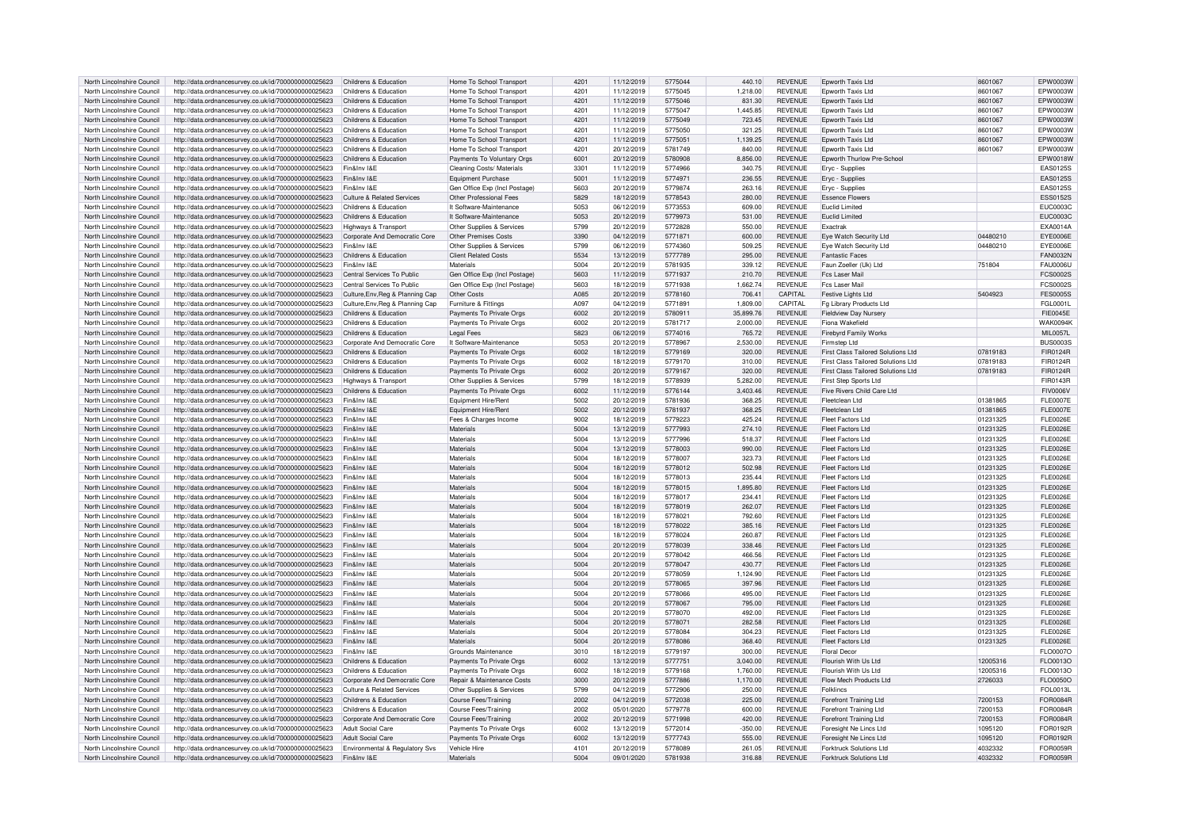| North Lincolnshire Council | http://data.ordnancesurvey.co.uk/id/7000000000025623 | Childrens & Education | Home To School Transport | 4201 | 11/12/2019 | 5775044 | 440.10 | REVENUE | Epworth Taxis Ltd | 8601067 | EPW0003W |
|---|---|---|---|---|---|---|---|---|---|---|---|
| North Lincolnshire Council | http://data.ordnancesurvey.co.uk/id/7000000000025623 | Childrens & Education | Home To School Transport | 4201 | 11/12/2019 | 5775045 | 1,218.00 | REVENUE | Epworth Taxis Ltd | 8601067 | EPW0003W |
| North Lincolnshire Council | http://data.ordnancesurvey.co.uk/id/7000000000025623 | Childrens & Education | Home To School Transport | 4201 | 11/12/2019 | 5775046 | 831.30 | REVENUE | Epworth Taxis Ltd | 8601067 | EPW0003W |
| North Lincolnshire Council | http://data.ordnancesurvey.co.uk/id/7000000000025623 | Childrens & Education | Home To School Transport | 4201 | 11/12/2019 | 5775047 | 1,445.85 | REVENUE | Epworth Taxis Ltd | 8601067 | EPW0003W |
| North Lincolnshire Council | http://data.ordnancesurvey.co.uk/id/7000000000025623 | Childrens & Education | Home To School Transport | 4201 | 11/12/2019 | 5775049 | 723.45 | REVENUE | Epworth Taxis Ltd | 8601067 | EPW0003W |
| North Lincolnshire Council | http://data.ordnancesurvey.co.uk/id/7000000000025623 | Childrens & Education | Home To School Transport | 4201 | 11/12/2019 | 5775050 | 321.25 | REVENUE | Epworth Taxis Ltd | 8601067 | EPW0003W |
| North Lincolnshire Council | http://data.ordnancesurvey.co.uk/id/7000000000025623 | Childrens & Education | Home To School Transport | 4201 | 11/12/2019 | 5775051 | 1,139.25 | REVENUE | Epworth Taxis Ltd | 8601067 | EPW0003W |
| North Lincolnshire Council | http://data.ordnancesurvey.co.uk/id/7000000000025623 | Childrens & Education | Home To School Transport | 4201 | 20/12/2019 | 5781749 | 840.00 | REVENUE | Epworth Taxis Ltd | 8601067 | EPW0003W |
| North Lincolnshire Council | http://data.ordnancesurvey.co.uk/id/7000000000025623 | Childrens & Education | Payments To Voluntary Orgs | 6001 | 20/12/2019 | 5780908 | 8,856.00 | REVENUE | Epworth Thurlow Pre-School | | EPW0018W |
| North Lincolnshire Council | http://data.ordnancesurvey.co.uk/id/7000000000025623 | Fin&Inv I&E | Cleaning Costs/ Materials | 3301 | 11/12/2019 | 5774966 | 340.75 | REVENUE | Eryc - Supplies | | EAS0125S |
| North Lincolnshire Council | http://data.ordnancesurvey.co.uk/id/7000000000025623 | Fin&Inv I&E | Equipment Purchase | 5001 | 11/12/2019 | 5774971 | 236.55 | REVENUE | Eryc - Supplies | | EAS0125S |
| North Lincolnshire Council | http://data.ordnancesurvey.co.uk/id/7000000000025623 | Fin&Inv I&E | Gen Office Exp (Incl Postage) | 5603 | 20/12/2019 | 5779874 | 263.16 | REVENUE | Eryc - Supplies | | EAS0125S |
| North Lincolnshire Council | http://data.ordnancesurvey.co.uk/id/7000000000025623 | Culture & Related Services | Other Professional Fees | 5829 | 18/12/2019 | 5778543 | 280.00 | REVENUE | Essence Flowers | | ESS0152S |
| North Lincolnshire Council | http://data.ordnancesurvey.co.uk/id/7000000000025623 | Childrens & Education | It Software-Maintenance | 5053 | 06/12/2019 | 5773553 | 609.00 | REVENUE | Euclid Limited | | EUC0003C |
| North Lincolnshire Council | http://data.ordnancesurvey.co.uk/id/7000000000025623 | Childrens & Education | It Software-Maintenance | 5053 | 20/12/2019 | 5779973 | 531.00 | REVENUE | Euclid Limited | | EUC0003C |
| North Lincolnshire Council | http://data.ordnancesurvey.co.uk/id/7000000000025623 | Highways & Transport | Other Supplies & Services | 5799 | 20/12/2019 | 5772828 | 550.00 | REVENUE | Exactrak | | EXA0014A |
| North Lincolnshire Council | http://data.ordnancesurvey.co.uk/id/7000000000025623 | Corporate And Democratic Core | Other Premises Costs | 3390 | 04/12/2019 | 5771871 | 600.00 | REVENUE | Eye Watch Security Ltd | 04480210 | EYE0006E |
| North Lincolnshire Council | http://data.ordnancesurvey.co.uk/id/7000000000025623 | Fin&Inv I&E | Other Supplies & Services | 5799 | 06/12/2019 | 5774360 | 509.25 | REVENUE | Eye Watch Security Ltd | 04480210 | EYE0006E |
| North Lincolnshire Council | http://data.ordnancesurvey.co.uk/id/7000000000025623 | Childrens & Education | Client Related Costs | 5534 | 13/12/2019 | 5777789 | 295.00 | REVENUE | Fantastic Faces | | FAN0032N |
| North Lincolnshire Council | http://data.ordnancesurvey.co.uk/id/7000000000025623 | Fin&Inv I&E | Materials | 5004 | 20/12/2019 | 5781935 | 339.12 | REVENUE | Faun Zoeller (Uk) Ltd | 751804 | FAU0006U |
| North Lincolnshire Council | http://data.ordnancesurvey.co.uk/id/7000000000025623 | Central Services To Public | Gen Office Exp (Incl Postage) | 5603 | 11/12/2019 | 5771937 | 210.70 | REVENUE | Fcs Laser Mail | | FCS0002S |
| North Lincolnshire Council | http://data.ordnancesurvey.co.uk/id/7000000000025623 | Central Services To Public | Gen Office Exp (Incl Postage) | 5603 | 18/12/2019 | 5771938 | 1,662.74 | REVENUE | Fcs Laser Mail | | FCS0002S |
| North Lincolnshire Council | http://data.ordnancesurvey.co.uk/id/7000000000025623 | Culture,Env,Reg & Planning Cap | Other Costs | A085 | 20/12/2019 | 5778160 | 706.41 | CAPITAL | Festive Lights Ltd | 5404923 | FES0005S |
| North Lincolnshire Council | http://data.ordnancesurvey.co.uk/id/7000000000025623 | Culture,Env,Reg & Planning Cap | Furniture & Fittings | A097 | 04/12/2019 | 5771891 | 1,809.00 | CAPITAL | Fg Library Products Ltd | | FGL0001L |
| North Lincolnshire Council | http://data.ordnancesurvey.co.uk/id/7000000000025623 | Childrens & Education | Payments To Private Orgs | 6002 | 20/12/2019 | 5780911 | 35,899.76 | REVENUE | Fieldview Day Nursery | | FIE0045E |
| North Lincolnshire Council | http://data.ordnancesurvey.co.uk/id/7000000000025623 | Childrens & Education | Payments To Private Orgs | 6002 | 20/12/2019 | 5781717 | 2,000.00 | REVENUE | Fiona Wakefield | | WAK0094K |
| North Lincolnshire Council | http://data.ordnancesurvey.co.uk/id/7000000000025623 | Childrens & Education | Legal Fees | 5823 | 06/12/2019 | 5774016 | 765.72 | REVENUE | Firebyrd Family Works | | MIL0057L |
| North Lincolnshire Council | http://data.ordnancesurvey.co.uk/id/7000000000025623 | Corporate And Democratic Core | It Software-Maintenance | 5053 | 20/12/2019 | 5778967 | 2,530.00 | REVENUE | Firmstep Ltd | | BUS0003S |
| North Lincolnshire Council | http://data.ordnancesurvey.co.uk/id/7000000000025623 | Childrens & Education | Payments To Private Orgs | 6002 | 18/12/2019 | 5779169 | 320.00 | REVENUE | First Class Tailored Solutions Ltd | 07819183 | FIR0124R |
| North Lincolnshire Council | http://data.ordnancesurvey.co.uk/id/7000000000025623 | Childrens & Education | Payments To Private Orgs | 6002 | 18/12/2019 | 5779170 | 310.00 | REVENUE | First Class Tailored Solutions Ltd | 07819183 | FIR0124R |
| North Lincolnshire Council | http://data.ordnancesurvey.co.uk/id/7000000000025623 | Childrens & Education | Payments To Private Orgs | 6002 | 20/12/2019 | 5779167 | 320.00 | REVENUE | First Class Tailored Solutions Ltd | 07819183 | FIR0124R |
| North Lincolnshire Council | http://data.ordnancesurvey.co.uk/id/7000000000025623 | Highways & Transport | Other Supplies & Services | 5799 | 18/12/2019 | 5778939 | 5,282.00 | REVENUE | First Step Sports Ltd | | FIR0143R |
| North Lincolnshire Council | http://data.ordnancesurvey.co.uk/id/7000000000025623 | Childrens & Education | Payments To Private Orgs | 6002 | 11/12/2019 | 5776144 | 3,403.46 | REVENUE | Five Rivers Child Care Ltd | | FIV0006V |
| North Lincolnshire Council | http://data.ordnancesurvey.co.uk/id/7000000000025623 | Fin&Inv I&E | Equipment Hire/Rent | 5002 | 20/12/2019 | 5781936 | 368.25 | REVENUE | Fleetclean Ltd | 01381865 | FLE0007E |
| North Lincolnshire Council | http://data.ordnancesurvey.co.uk/id/7000000000025623 | Fin&Inv I&E | Equipment Hire/Rent | 5002 | 20/12/2019 | 5781937 | 368.25 | REVENUE | Fleetclean Ltd | 01381865 | FLE0007E |
| North Lincolnshire Council | http://data.ordnancesurvey.co.uk/id/7000000000025623 | Fin&Inv I&E | Fees & Charges Income | 9002 | 18/12/2019 | 5779223 | 425.24 | REVENUE | Fleet Factors Ltd | 01231325 | FLE0026E |
| North Lincolnshire Council | http://data.ordnancesurvey.co.uk/id/7000000000025623 | Fin&Inv I&E | Materials | 5004 | 13/12/2019 | 5777993 | 274.10 | REVENUE | Fleet Factors Ltd | 01231325 | FLE0026E |
| North Lincolnshire Council | http://data.ordnancesurvey.co.uk/id/7000000000025623 | Fin&Inv I&E | Materials | 5004 | 13/12/2019 | 5777996 | 518.37 | REVENUE | Fleet Factors Ltd | 01231325 | FLE0026E |
| North Lincolnshire Council | http://data.ordnancesurvey.co.uk/id/7000000000025623 | Fin&Inv I&E | Materials | 5004 | 13/12/2019 | 5778003 | 990.00 | REVENUE | Fleet Factors Ltd | 01231325 | FLE0026E |
| North Lincolnshire Council | http://data.ordnancesurvey.co.uk/id/7000000000025623 | Fin&Inv I&E | Materials | 5004 | 18/12/2019 | 5778007 | 323.73 | REVENUE | Fleet Factors Ltd | 01231325 | FLE0026E |
| North Lincolnshire Council | http://data.ordnancesurvey.co.uk/id/7000000000025623 | Fin&Inv I&E | Materials | 5004 | 18/12/2019 | 5778012 | 502.98 | REVENUE | Fleet Factors Ltd | 01231325 | FLE0026E |
| North Lincolnshire Council | http://data.ordnancesurvey.co.uk/id/7000000000025623 | Fin&Inv I&E | Materials | 5004 | 18/12/2019 | 5778013 | 235.44 | REVENUE | Fleet Factors Ltd | 01231325 | FLE0026E |
| North Lincolnshire Council | http://data.ordnancesurvey.co.uk/id/7000000000025623 | Fin&Inv I&E | Materials | 5004 | 18/12/2019 | 5778015 | 1,895.80 | REVENUE | Fleet Factors Ltd | 01231325 | FLE0026E |
| North Lincolnshire Council | http://data.ordnancesurvey.co.uk/id/7000000000025623 | Fin&Inv I&E | Materials | 5004 | 18/12/2019 | 5778017 | 234.41 | REVENUE | Fleet Factors Ltd | 01231325 | FLE0026E |
| North Lincolnshire Council | http://data.ordnancesurvey.co.uk/id/7000000000025623 | Fin&Inv I&E | Materials | 5004 | 18/12/2019 | 5778019 | 262.07 | REVENUE | Fleet Factors Ltd | 01231325 | FLE0026E |
| North Lincolnshire Council | http://data.ordnancesurvey.co.uk/id/7000000000025623 | Fin&Inv I&E | Materials | 5004 | 18/12/2019 | 5778021 | 792.60 | REVENUE | Fleet Factors Ltd | 01231325 | FLE0026E |
| North Lincolnshire Council | http://data.ordnancesurvey.co.uk/id/7000000000025623 | Fin&Inv I&E | Materials | 5004 | 18/12/2019 | 5778022 | 385.16 | REVENUE | Fleet Factors Ltd | 01231325 | FLE0026E |
| North Lincolnshire Council | http://data.ordnancesurvey.co.uk/id/7000000000025623 | Fin&Inv I&E | Materials | 5004 | 18/12/2019 | 5778024 | 260.87 | REVENUE | Fleet Factors Ltd | 01231325 | FLE0026E |
| North Lincolnshire Council | http://data.ordnancesurvey.co.uk/id/7000000000025623 | Fin&Inv I&E | Materials | 5004 | 20/12/2019 | 5778039 | 338.46 | REVENUE | Fleet Factors Ltd | 01231325 | FLE0026E |
| North Lincolnshire Council | http://data.ordnancesurvey.co.uk/id/7000000000025623 | Fin&Inv I&E | Materials | 5004 | 20/12/2019 | 5778042 | 466.56 | REVENUE | Fleet Factors Ltd | 01231325 | FLE0026E |
| North Lincolnshire Council | http://data.ordnancesurvey.co.uk/id/7000000000025623 | Fin&Inv I&E | Materials | 5004 | 20/12/2019 | 5778047 | 430.77 | REVENUE | Fleet Factors Ltd | 01231325 | FLE0026E |
| North Lincolnshire Council | http://data.ordnancesurvey.co.uk/id/7000000000025623 | Fin&Inv I&E | Materials | 5004 | 20/12/2019 | 5778059 | 1,124.90 | REVENUE | Fleet Factors Ltd | 01231325 | FLE0026E |
| North Lincolnshire Council | http://data.ordnancesurvey.co.uk/id/7000000000025623 | Fin&Inv I&E | Materials | 5004 | 20/12/2019 | 5778065 | 397.96 | REVENUE | Fleet Factors Ltd | 01231325 | FLE0026E |
| North Lincolnshire Council | http://data.ordnancesurvey.co.uk/id/7000000000025623 | Fin&Inv I&E | Materials | 5004 | 20/12/2019 | 5778066 | 495.00 | REVENUE | Fleet Factors Ltd | 01231325 | FLE0026E |
| North Lincolnshire Council | http://data.ordnancesurvey.co.uk/id/7000000000025623 | Fin&Inv I&E | Materials | 5004 | 20/12/2019 | 5778067 | 795.00 | REVENUE | Fleet Factors Ltd | 01231325 | FLE0026E |
| North Lincolnshire Council | http://data.ordnancesurvey.co.uk/id/7000000000025623 | Fin&Inv I&E | Materials | 5004 | 20/12/2019 | 5778070 | 492.00 | REVENUE | Fleet Factors Ltd | 01231325 | FLE0026E |
| North Lincolnshire Council | http://data.ordnancesurvey.co.uk/id/7000000000025623 | Fin&Inv I&E | Materials | 5004 | 20/12/2019 | 5778071 | 282.58 | REVENUE | Fleet Factors Ltd | 01231325 | FLE0026E |
| North Lincolnshire Council | http://data.ordnancesurvey.co.uk/id/7000000000025623 | Fin&Inv I&E | Materials | 5004 | 20/12/2019 | 5778084 | 304.23 | REVENUE | Fleet Factors Ltd | 01231325 | FLE0026E |
| North Lincolnshire Council | http://data.ordnancesurvey.co.uk/id/7000000000025623 | Fin&Inv I&E | Materials | 5004 | 20/12/2019 | 5778086 | 368.40 | REVENUE | Fleet Factors Ltd | 01231325 | FLE0026E |
| North Lincolnshire Council | http://data.ordnancesurvey.co.uk/id/7000000000025623 | Fin&Inv I&E | Grounds Maintenance | 3010 | 18/12/2019 | 5779197 | 300.00 | REVENUE | Floral Decor | | FLO0007O |
| North Lincolnshire Council | http://data.ordnancesurvey.co.uk/id/7000000000025623 | Childrens & Education | Payments To Private Orgs | 6002 | 13/12/2019 | 5777751 | 3,040.00 | REVENUE | Flourish With Us Ltd | 12005316 | FLO0013O |
| North Lincolnshire Council | http://data.ordnancesurvey.co.uk/id/7000000000025623 | Childrens & Education | Payments To Private Orgs | 6002 | 18/12/2019 | 5779168 | 1,760.00 | REVENUE | Flourish With Us Ltd | 12005316 | FLO0013O |
| North Lincolnshire Council | http://data.ordnancesurvey.co.uk/id/7000000000025623 | Corporate And Democratic Core | Repair & Maintenance Costs | 3000 | 20/12/2019 | 5777886 | 1,170.00 | REVENUE | Flow Mech Products Ltd | 2726033 | FLO0050O |
| North Lincolnshire Council | http://data.ordnancesurvey.co.uk/id/7000000000025623 | Culture & Related Services | Other Supplies & Services | 5799 | 04/12/2019 | 5772906 | 250.00 | REVENUE | Folklincs | | FOL0013L |
| North Lincolnshire Council | http://data.ordnancesurvey.co.uk/id/7000000000025623 | Childrens & Education | Course Fees/Training | 2002 | 04/12/2019 | 5772038 | 225.00 | REVENUE | Forefront Training Ltd | 7200153 | FOR0084R |
| North Lincolnshire Council | http://data.ordnancesurvey.co.uk/id/7000000000025623 | Childrens & Education | Course Fees/Training | 2002 | 05/01/2020 | 5779778 | 600.00 | REVENUE | Forefront Training Ltd | 7200153 | FOR0084R |
| North Lincolnshire Council | http://data.ordnancesurvey.co.uk/id/7000000000025623 | Corporate And Democratic Core | Course Fees/Training | 2002 | 20/12/2019 | 5771998 | 420.00 | REVENUE | Forefront Training Ltd | 7200153 | FOR0084R |
| North Lincolnshire Council | http://data.ordnancesurvey.co.uk/id/7000000000025623 | Adult Social Care | Payments To Private Orgs | 6002 | 13/12/2019 | 5772014 | -350.00 | REVENUE | Foresight Ne Lincs Ltd | 1095120 | FOR0192R |
| North Lincolnshire Council | http://data.ordnancesurvey.co.uk/id/7000000000025623 | Adult Social Care | Payments To Private Orgs | 6002 | 13/12/2019 | 5777743 | 555.00 | REVENUE | Foresight Ne Lincs Ltd | 1095120 | FOR0192R |
| North Lincolnshire Council | http://data.ordnancesurvey.co.uk/id/7000000000025623 | Environmental & Regulatory Svs | Vehicle Hire | 4101 | 20/12/2019 | 5778089 | 261.05 | REVENUE | Forktruck Solutions Ltd | 4032332 | FOR0059R |
| North Lincolnshire Council | http://data.ordnancesurvey.co.uk/id/7000000000025623 | Fin&Inv I&E | Materials | 5004 | 09/01/2020 | 5781938 | 316.88 | REVENUE | Forktruck Solutions Ltd | 4032332 | FOR0059R |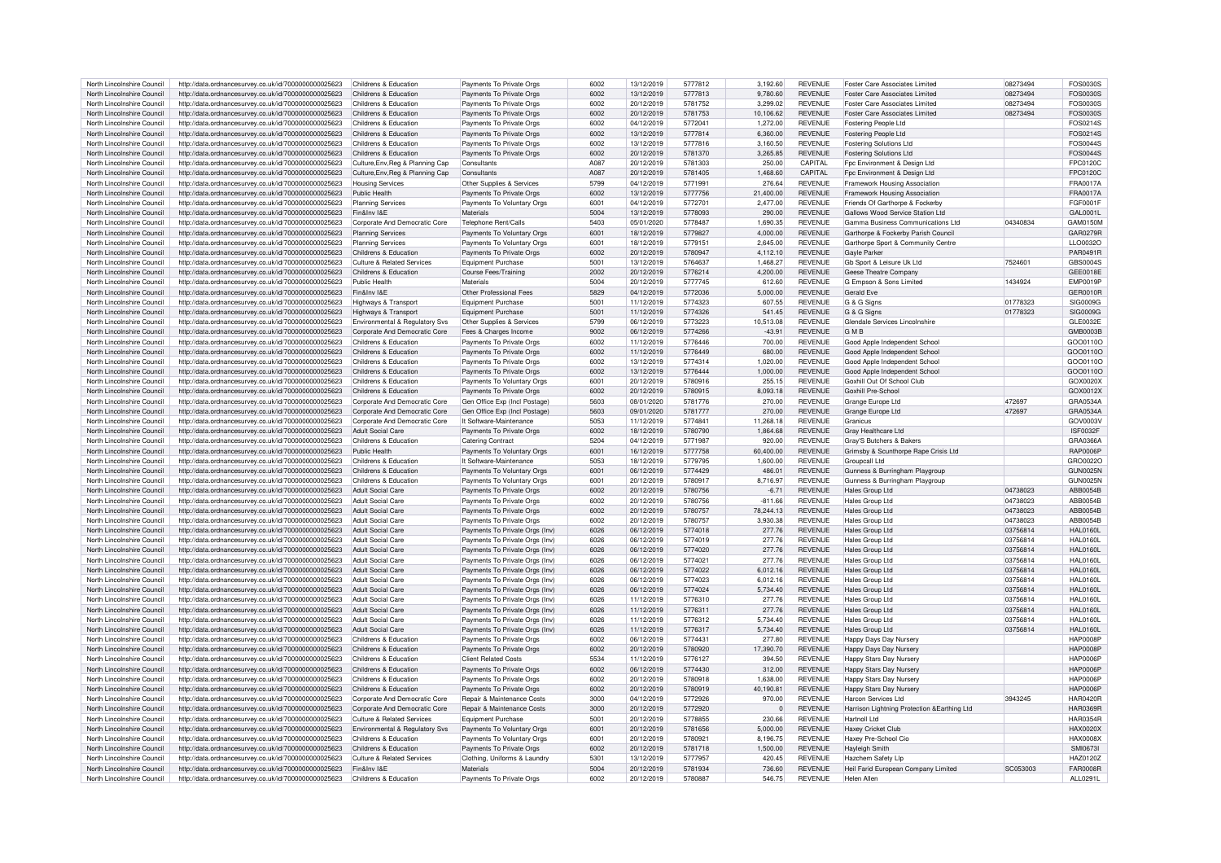| | | | | | | | | | | | | |
|---|---|---|---|---|---|---|---|---|---|---|---|---|
| North Lincolnshire Council | http://data.ordnancesurvey.co.uk/id/7000000000025623 | Childrens & Education | Payments To Private Orgs | 6002 | 13/12/2019 | 5777812 | 3,192.60 | REVENUE | Foster Care Associates Limited | 08273494 | FOS0030S |
| North Lincolnshire Council | http://data.ordnancesurvey.co.uk/id/7000000000025623 | Childrens & Education | Payments To Private Orgs | 6002 | 13/12/2019 | 5777813 | 9,780.60 | REVENUE | Foster Care Associates Limited | 08273494 | FOS0030S |
| North Lincolnshire Council | http://data.ordnancesurvey.co.uk/id/7000000000025623 | Childrens & Education | Payments To Private Orgs | 6002 | 20/12/2019 | 5781752 | 3,299.02 | REVENUE | Foster Care Associates Limited | 08273494 | FOS0030S |
| North Lincolnshire Council | http://data.ordnancesurvey.co.uk/id/7000000000025623 | Childrens & Education | Payments To Private Orgs | 6002 | 20/12/2019 | 5781753 | 10,106.62 | REVENUE | Foster Care Associates Limited | 08273494 | FOS0030S |
| North Lincolnshire Council | http://data.ordnancesurvey.co.uk/id/7000000000025623 | Childrens & Education | Payments To Private Orgs | 6002 | 04/12/2019 | 5772041 | 1,272.00 | REVENUE | Fostering People Ltd | | FOS0214S |
| North Lincolnshire Council | http://data.ordnancesurvey.co.uk/id/7000000000025623 | Childrens & Education | Payments To Private Orgs | 6002 | 13/12/2019 | 5777814 | 6,360.00 | REVENUE | Fostering People Ltd | | FOS0214S |
| North Lincolnshire Council | http://data.ordnancesurvey.co.uk/id/7000000000025623 | Childrens & Education | Payments To Private Orgs | 6002 | 13/12/2019 | 5777816 | 3,160.50 | REVENUE | Fostering Solutions Ltd | | FOS0044S |
| North Lincolnshire Council | http://data.ordnancesurvey.co.uk/id/7000000000025623 | Childrens & Education | Payments To Private Orgs | 6002 | 20/12/2019 | 5781370 | 3,265.85 | REVENUE | Fostering Solutions Ltd | | FOS0044S |
| North Lincolnshire Council | http://data.ordnancesurvey.co.uk/id/7000000000025623 | Culture,Env,Reg & Planning Cap | Consultants | A087 | 20/12/2019 | 5781303 | 250.00 | CAPITAL | Fpc Environment & Design Ltd | | FPC0120C |
| North Lincolnshire Council | http://data.ordnancesurvey.co.uk/id/7000000000025623 | Culture,Env,Reg & Planning Cap | Consultants | A087 | 20/12/2019 | 5781405 | 1,468.60 | CAPITAL | Fpc Environment & Design Ltd | | FPC0120C |
| North Lincolnshire Council | http://data.ordnancesurvey.co.uk/id/7000000000025623 | Housing Services | Other Supplies & Services | 5799 | 04/12/2019 | 5771991 | 276.64 | REVENUE | Framework Housing Association | | FRA0017A |
| North Lincolnshire Council | http://data.ordnancesurvey.co.uk/id/7000000000025623 | Public Health | Payments To Private Orgs | 6002 | 13/12/2019 | 5777756 | 21,400.00 | REVENUE | Framework Housing Association | | FRA0017A |
| North Lincolnshire Council | http://data.ordnancesurvey.co.uk/id/7000000000025623 | Planning Services | Payments To Voluntary Orgs | 6001 | 04/12/2019 | 5772701 | 2,477.00 | REVENUE | Friends Of Garthorpe & Fockerby | | FGF0001F |
| North Lincolnshire Council | http://data.ordnancesurvey.co.uk/id/7000000000025623 | Fin&Inv I&E | Materials | 5004 | 13/12/2019 | 5778093 | 290.00 | REVENUE | Gallows Wood Service Station Ltd | | GAL0001L |
| North Lincolnshire Council | http://data.ordnancesurvey.co.uk/id/7000000000025623 | Corporate And Democratic Core | Telephone Rent/Calls | 5403 | 05/01/2020 | 5778487 | 1,690.35 | REVENUE | Gamma Business Communications Ltd | 04340834 | GAM0150M |
| North Lincolnshire Council | http://data.ordnancesurvey.co.uk/id/7000000000025623 | Planning Services | Payments To Voluntary Orgs | 6001 | 18/12/2019 | 5779827 | 4,000.00 | REVENUE | Garthorpe & Fockerby Parish Council | | GAR0279R |
| North Lincolnshire Council | http://data.ordnancesurvey.co.uk/id/7000000000025623 | Planning Services | Payments To Voluntary Orgs | 6001 | 18/12/2019 | 5779151 | 2,645.00 | REVENUE | Garthorpe Sport & Community Centre | | LLO0032O |
| North Lincolnshire Council | http://data.ordnancesurvey.co.uk/id/7000000000025623 | Childrens & Education | Payments To Private Orgs | 6002 | 20/12/2019 | 5780947 | 4,112.10 | REVENUE | Gayle Parker | | PAR0491R |
| North Lincolnshire Council | http://data.ordnancesurvey.co.uk/id/7000000000025623 | Culture & Related Services | Equipment Purchase | 5001 | 13/12/2019 | 5764637 | 1,468.27 | REVENUE | Gb Sport & Leisure Uk Ltd | 7524601 | GBS0004S |
| North Lincolnshire Council | http://data.ordnancesurvey.co.uk/id/7000000000025623 | Childrens & Education | Course Fees/Training | 2002 | 20/12/2019 | 5776214 | 4,200.00 | REVENUE | Geese Theatre Company | | GEE0018E |
| North Lincolnshire Council | http://data.ordnancesurvey.co.uk/id/7000000000025623 | Public Health | Materials | 5004 | 20/12/2019 | 5777745 | 612.60 | REVENUE | G Empson & Sons Limited | 1434924 | EMP0019P |
| North Lincolnshire Council | http://data.ordnancesurvey.co.uk/id/7000000000025623 | Fin&Inv I&E | Other Professional Fees | 5829 | 04/12/2019 | 5772036 | 5,000.00 | REVENUE | Gerald Eve | | GER0010R |
| North Lincolnshire Council | http://data.ordnancesurvey.co.uk/id/7000000000025623 | Highways & Transport | Equipment Purchase | 5001 | 11/12/2019 | 5774323 | 607.55 | REVENUE | G & G Signs | 01778323 | SIG0009G |
| North Lincolnshire Council | http://data.ordnancesurvey.co.uk/id/7000000000025623 | Highways & Transport | Equipment Purchase | 5001 | 11/12/2019 | 5774326 | 541.45 | REVENUE | G & G Signs | 01778323 | SIG0009G |
| North Lincolnshire Council | http://data.ordnancesurvey.co.uk/id/7000000000025623 | Environmental & Regulatory Svs | Other Supplies & Services | 5799 | 06/12/2019 | 5773223 | 10,513.08 | REVENUE | Glendale Services Lincolnshire | | GLE0032E |
| North Lincolnshire Council | http://data.ordnancesurvey.co.uk/id/7000000000025623 | Corporate And Democratic Core | Fees & Charges Income | 9002 | 06/12/2019 | 5774266 | -43.91 | REVENUE | G M B | | GMB0003B |
| North Lincolnshire Council | http://data.ordnancesurvey.co.uk/id/7000000000025623 | Childrens & Education | Payments To Private Orgs | 6002 | 11/12/2019 | 5776446 | 700.00 | REVENUE | Good Apple Independent School | | GOO0110O |
| North Lincolnshire Council | http://data.ordnancesurvey.co.uk/id/7000000000025623 | Childrens & Education | Payments To Private Orgs | 6002 | 11/12/2019 | 5776449 | 680.00 | REVENUE | Good Apple Independent School | | GOO0110O |
| North Lincolnshire Council | http://data.ordnancesurvey.co.uk/id/7000000000025623 | Childrens & Education | Payments To Private Orgs | 6002 | 13/12/2019 | 5774314 | 1,020.00 | REVENUE | Good Apple Independent School | | GOO0110O |
| North Lincolnshire Council | http://data.ordnancesurvey.co.uk/id/7000000000025623 | Childrens & Education | Payments To Private Orgs | 6002 | 13/12/2019 | 5776444 | 1,000.00 | REVENUE | Good Apple Independent School | | GOO0110O |
| North Lincolnshire Council | http://data.ordnancesurvey.co.uk/id/7000000000025623 | Childrens & Education | Payments To Voluntary Orgs | 6001 | 20/12/2019 | 5780916 | 255.15 | REVENUE | Goxhill Out Of School Club | | GOX0020X |
| North Lincolnshire Council | http://data.ordnancesurvey.co.uk/id/7000000000025623 | Childrens & Education | Payments To Private Orgs | 6002 | 20/12/2019 | 5780915 | 8,093.18 | REVENUE | Goxhill Pre-School | | GOX0012X |
| North Lincolnshire Council | http://data.ordnancesurvey.co.uk/id/7000000000025623 | Corporate And Democratic Core | Gen Office Exp (Incl Postage) | 5603 | 08/01/2020 | 5781776 | 270.00 | REVENUE | Grange Europe Ltd | 472697 | GRA0534A |
| North Lincolnshire Council | http://data.ordnancesurvey.co.uk/id/7000000000025623 | Corporate And Democratic Core | Gen Office Exp (Incl Postage) | 5603 | 09/01/2020 | 5781777 | 270.00 | REVENUE | Grange Europe Ltd | 472697 | GRA0534A |
| North Lincolnshire Council | http://data.ordnancesurvey.co.uk/id/7000000000025623 | Corporate And Democratic Core | It Software-Maintenance | 5053 | 11/12/2019 | 5774841 | 11,268.18 | REVENUE | Granicus | | GOV0003V |
| North Lincolnshire Council | http://data.ordnancesurvey.co.uk/id/7000000000025623 | Adult Social Care | Payments To Private Orgs | 6002 | 18/12/2019 | 5780790 | 1,864.68 | REVENUE | Gray Healthcare Ltd | | ISF0032F |
| North Lincolnshire Council | http://data.ordnancesurvey.co.uk/id/7000000000025623 | Childrens & Education | Catering Contract | 5204 | 04/12/2019 | 5771987 | 920.00 | REVENUE | Gray'S Butchers & Bakers | | GRA0366A |
| North Lincolnshire Council | http://data.ordnancesurvey.co.uk/id/7000000000025623 | Public Health | Payments To Voluntary Orgs | 6001 | 16/12/2019 | 5777758 | 60,400.00 | REVENUE | Grimsby & Scunthorpe Rape Crisis Ltd | | RAP0006P |
| North Lincolnshire Council | http://data.ordnancesurvey.co.uk/id/7000000000025623 | Childrens & Education | It Software-Maintenance | 5053 | 18/12/2019 | 5779795 | 1,600.00 | REVENUE | Groupcall Ltd | | GRO0022O |
| North Lincolnshire Council | http://data.ordnancesurvey.co.uk/id/7000000000025623 | Childrens & Education | Payments To Voluntary Orgs | 6001 | 06/12/2019 | 5774429 | 486.01 | REVENUE | Gunness & Burringham Playgroup | | GUN0025N |
| North Lincolnshire Council | http://data.ordnancesurvey.co.uk/id/7000000000025623 | Childrens & Education | Payments To Voluntary Orgs | 6001 | 20/12/2019 | 5780917 | 8,716.97 | REVENUE | Gunness & Burringham Playgroup | | GUN0025N |
| North Lincolnshire Council | http://data.ordnancesurvey.co.uk/id/7000000000025623 | Adult Social Care | Payments To Private Orgs | 6002 | 20/12/2019 | 5780756 | -6.71 | REVENUE | Hales Group Ltd | 04738023 | ABB0054B |
| North Lincolnshire Council | http://data.ordnancesurvey.co.uk/id/7000000000025623 | Adult Social Care | Payments To Private Orgs | 6002 | 20/12/2019 | 5780756 | -811.66 | REVENUE | Hales Group Ltd | 04738023 | ABB0054B |
| North Lincolnshire Council | http://data.ordnancesurvey.co.uk/id/7000000000025623 | Adult Social Care | Payments To Private Orgs | 6002 | 20/12/2019 | 5780757 | 78,244.13 | REVENUE | Hales Group Ltd | 04738023 | ABB0054B |
| North Lincolnshire Council | http://data.ordnancesurvey.co.uk/id/7000000000025623 | Adult Social Care | Payments To Private Orgs | 6002 | 20/12/2019 | 5780757 | 3,930.38 | REVENUE | Hales Group Ltd | 04738023 | ABB0054B |
| North Lincolnshire Council | http://data.ordnancesurvey.co.uk/id/7000000000025623 | Adult Social Care | Payments To Private Orgs (Inv) | 6026 | 06/12/2019 | 5774018 | 277.76 | REVENUE | Hales Group Ltd | 03756814 | HAL0160L |
| North Lincolnshire Council | http://data.ordnancesurvey.co.uk/id/7000000000025623 | Adult Social Care | Payments To Private Orgs (Inv) | 6026 | 06/12/2019 | 5774019 | 277.76 | REVENUE | Hales Group Ltd | 03756814 | HAL0160L |
| North Lincolnshire Council | http://data.ordnancesurvey.co.uk/id/7000000000025623 | Adult Social Care | Payments To Private Orgs (Inv) | 6026 | 06/12/2019 | 5774020 | 277.76 | REVENUE | Hales Group Ltd | 03756814 | HAL0160L |
| North Lincolnshire Council | http://data.ordnancesurvey.co.uk/id/7000000000025623 | Adult Social Care | Payments To Private Orgs (Inv) | 6026 | 06/12/2019 | 5774021 | 277.76 | REVENUE | Hales Group Ltd | 03756814 | HAL0160L |
| North Lincolnshire Council | http://data.ordnancesurvey.co.uk/id/7000000000025623 | Adult Social Care | Payments To Private Orgs (Inv) | 6026 | 06/12/2019 | 5774022 | 6,012.16 | REVENUE | Hales Group Ltd | 03756814 | HAL0160L |
| North Lincolnshire Council | http://data.ordnancesurvey.co.uk/id/7000000000025623 | Adult Social Care | Payments To Private Orgs (Inv) | 6026 | 06/12/2019 | 5774023 | 6,012.16 | REVENUE | Hales Group Ltd | 03756814 | HAL0160L |
| North Lincolnshire Council | http://data.ordnancesurvey.co.uk/id/7000000000025623 | Adult Social Care | Payments To Private Orgs (Inv) | 6026 | 06/12/2019 | 5774024 | 5,734.40 | REVENUE | Hales Group Ltd | 03756814 | HAL0160L |
| North Lincolnshire Council | http://data.ordnancesurvey.co.uk/id/7000000000025623 | Adult Social Care | Payments To Private Orgs (Inv) | 6026 | 11/12/2019 | 5776310 | 277.76 | REVENUE | Hales Group Ltd | 03756814 | HAL0160L |
| North Lincolnshire Council | http://data.ordnancesurvey.co.uk/id/7000000000025623 | Adult Social Care | Payments To Private Orgs (Inv) | 6026 | 11/12/2019 | 5776311 | 277.76 | REVENUE | Hales Group Ltd | 03756814 | HAL0160L |
| North Lincolnshire Council | http://data.ordnancesurvey.co.uk/id/7000000000025623 | Adult Social Care | Payments To Private Orgs (Inv) | 6026 | 11/12/2019 | 5776312 | 5,734.40 | REVENUE | Hales Group Ltd | 03756814 | HAL0160L |
| North Lincolnshire Council | http://data.ordnancesurvey.co.uk/id/7000000000025623 | Adult Social Care | Payments To Private Orgs (Inv) | 6026 | 11/12/2019 | 5776317 | 5,734.40 | REVENUE | Hales Group Ltd | 03756814 | HAL0160L |
| North Lincolnshire Council | http://data.ordnancesurvey.co.uk/id/7000000000025623 | Childrens & Education | Payments To Private Orgs | 6002 | 06/12/2019 | 5774431 | 277.80 | REVENUE | Happy Days Day Nursery | | HAP0008P |
| North Lincolnshire Council | http://data.ordnancesurvey.co.uk/id/7000000000025623 | Childrens & Education | Payments To Private Orgs | 6002 | 20/12/2019 | 5780920 | 17,390.70 | REVENUE | Happy Days Day Nursery | | HAP0008P |
| North Lincolnshire Council | http://data.ordnancesurvey.co.uk/id/7000000000025623 | Childrens & Education | Client Related Costs | 5534 | 11/12/2019 | 5776127 | 394.50 | REVENUE | Happy Stars Day Nursery | | HAP0006P |
| North Lincolnshire Council | http://data.ordnancesurvey.co.uk/id/7000000000025623 | Childrens & Education | Payments To Private Orgs | 6002 | 06/12/2019 | 5774430 | 312.00 | REVENUE | Happy Stars Day Nursery | | HAP0006P |
| North Lincolnshire Council | http://data.ordnancesurvey.co.uk/id/7000000000025623 | Childrens & Education | Payments To Private Orgs | 6002 | 20/12/2019 | 5780918 | 1,638.00 | REVENUE | Happy Stars Day Nursery | | HAP0006P |
| North Lincolnshire Council | http://data.ordnancesurvey.co.uk/id/7000000000025623 | Childrens & Education | Payments To Private Orgs | 6002 | 20/12/2019 | 5780919 | 40,190.81 | REVENUE | Happy Stars Day Nursery | | HAP0006P |
| North Lincolnshire Council | http://data.ordnancesurvey.co.uk/id/7000000000025623 | Corporate And Democratic Core | Repair & Maintenance Costs | 3000 | 04/12/2019 | 5772926 | 970.00 | REVENUE | Harcon Services Ltd | 3943245 | HAR0420R |
| North Lincolnshire Council | http://data.ordnancesurvey.co.uk/id/7000000000025623 | Corporate And Democratic Core | Repair & Maintenance Costs | 3000 | 20/12/2019 | 5772920 | 0 | REVENUE | Harrison Lightning Protection &Earthing Ltd | | HAR0369R |
| North Lincolnshire Council | http://data.ordnancesurvey.co.uk/id/7000000000025623 | Culture & Related Services | Equipment Purchase | 5001 | 20/12/2019 | 5778855 | 230.66 | REVENUE | Hartnoll Ltd | | HAR0354R |
| North Lincolnshire Council | http://data.ordnancesurvey.co.uk/id/7000000000025623 | Environmental & Regulatory Svs | Payments To Voluntary Orgs | 6001 | 20/12/2019 | 5781656 | 5,000.00 | REVENUE | Haxey Cricket Club | | HAX0020X |
| North Lincolnshire Council | http://data.ordnancesurvey.co.uk/id/7000000000025623 | Childrens & Education | Payments To Voluntary Orgs | 6001 | 20/12/2019 | 5780921 | 8,196.75 | REVENUE | Haxey Pre-School Cio | | HAX0008X |
| North Lincolnshire Council | http://data.ordnancesurvey.co.uk/id/7000000000025623 | Childrens & Education | Payments To Private Orgs | 6002 | 20/12/2019 | 5781718 | 1,500.00 | REVENUE | Hayleigh Smith | | SMI0673I |
| North Lincolnshire Council | http://data.ordnancesurvey.co.uk/id/7000000000025623 | Culture & Related Services | Clothing, Uniforms & Laundry | 5301 | 13/12/2019 | 5777957 | 420.45 | REVENUE | Hazchem Safety Llp | | HAZ0120Z |
| North Lincolnshire Council | http://data.ordnancesurvey.co.uk/id/7000000000025623 | Fin&Inv I&E | Materials | 5004 | 20/12/2019 | 5781934 | 736.60 | REVENUE | Heil Farid European Company Limited | SC053003 | FAR0008R |
| North Lincolnshire Council | http://data.ordnancesurvey.co.uk/id/7000000000025623 | Childrens & Education | Payments To Private Orgs | 6002 | 20/12/2019 | 5780887 | 546.75 | REVENUE | Helen Allen | | ALL0291L |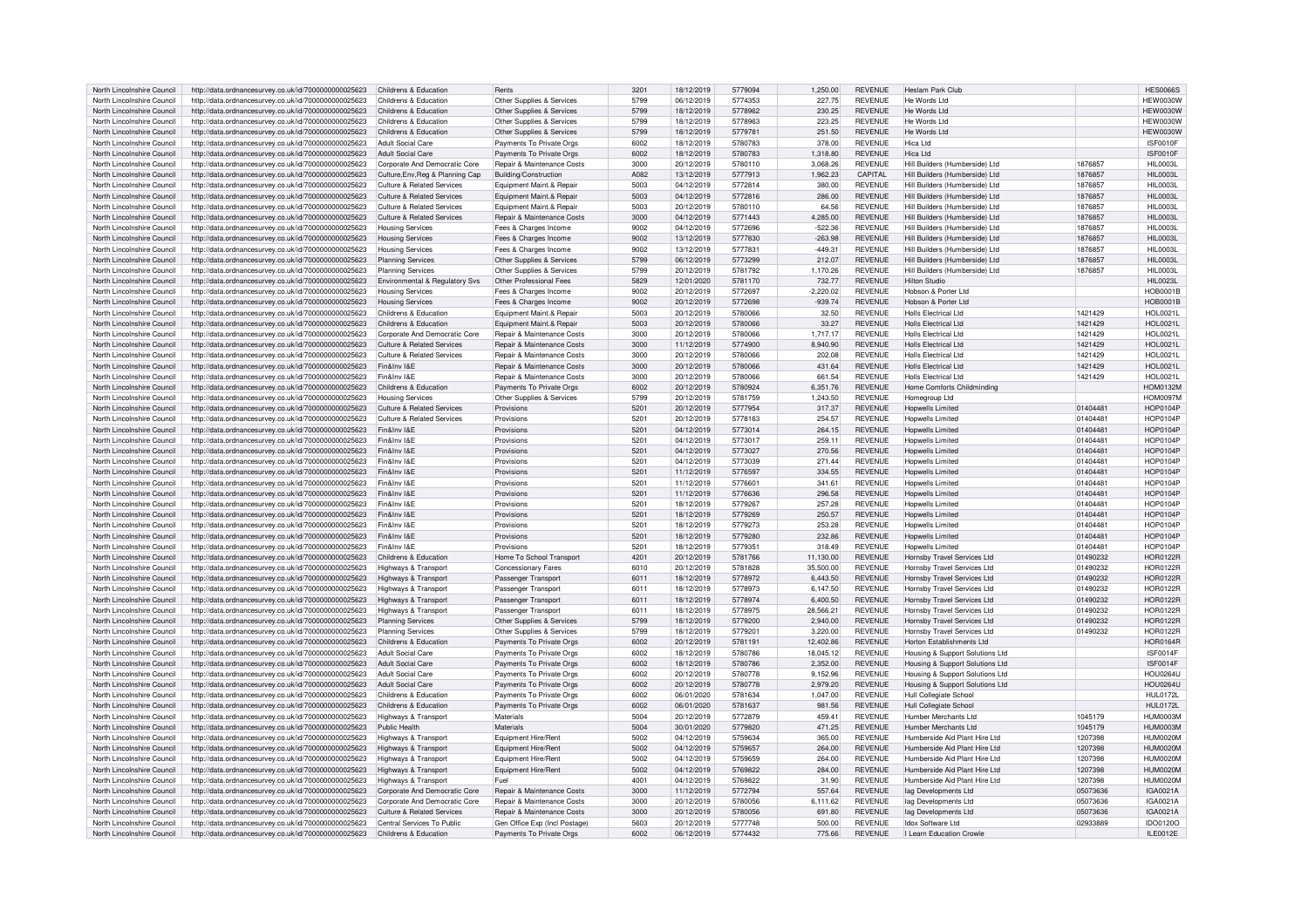| | | | | | | | | | | | |
|---|---|---|---|---|---|---|---|---|---|---|---|
| North Lincolnshire Council | http://data.ordnancesurvey.co.uk/id/7000000000025623 | Childrens & Education | Rents | 3201 | 18/12/2019 | 5779094 | 1,250.00 | REVENUE | Heslam Park Club | | HES0066S |
| North Lincolnshire Council | http://data.ordnancesurvey.co.uk/id/7000000000025623 | Childrens & Education | Other Supplies & Services | 5799 | 06/12/2019 | 5774353 | 227.75 | REVENUE | He Words Ltd | | HEW0030W |
| North Lincolnshire Council | http://data.ordnancesurvey.co.uk/id/7000000000025623 | Childrens & Education | Other Supplies & Services | 5799 | 18/12/2019 | 5778962 | 230.25 | REVENUE | He Words Ltd | | HEW0030W |
| North Lincolnshire Council | http://data.ordnancesurvey.co.uk/id/7000000000025623 | Childrens & Education | Other Supplies & Services | 5799 | 18/12/2019 | 5778963 | 223.25 | REVENUE | He Words Ltd | | HEW0030W |
| North Lincolnshire Council | http://data.ordnancesurvey.co.uk/id/7000000000025623 | Childrens & Education | Other Supplies & Services | 5799 | 18/12/2019 | 5779781 | 251.50 | REVENUE | He Words Ltd | | HEW0030W |
| North Lincolnshire Council | http://data.ordnancesurvey.co.uk/id/7000000000025623 | Adult Social Care | Payments To Private Orgs | 6002 | 18/12/2019 | 5780783 | 378.00 | REVENUE | Hica Ltd | | ISF0010F |
| North Lincolnshire Council | http://data.ordnancesurvey.co.uk/id/7000000000025623 | Adult Social Care | Payments To Private Orgs | 6002 | 18/12/2019 | 5780783 | 1,318.80 | REVENUE | Hica Ltd | | ISF0010F |
| North Lincolnshire Council | http://data.ordnancesurvey.co.uk/id/7000000000025623 | Corporate And Democratic Core | Repair & Maintenance Costs | 3000 | 20/12/2019 | 5780110 | 3,068.26 | REVENUE | Hill Builders (Humberside) Ltd | 1876857 | HIL0003L |
| North Lincolnshire Council | http://data.ordnancesurvey.co.uk/id/7000000000025623 | Culture,Env,Reg & Planning Cap | Building/Construction | A082 | 13/12/2019 | 5777913 | 1,962.23 | CAPITAL | Hill Builders (Humberside) Ltd | 1876857 | HIL0003L |
| North Lincolnshire Council | http://data.ordnancesurvey.co.uk/id/7000000000025623 | Culture & Related Services | Equipment Maint.& Repair | 5003 | 04/12/2019 | 5772814 | 380.00 | REVENUE | Hill Builders (Humberside) Ltd | 1876857 | HIL0003L |
| North Lincolnshire Council | http://data.ordnancesurvey.co.uk/id/7000000000025623 | Culture & Related Services | Equipment Maint.& Repair | 5003 | 04/12/2019 | 5772816 | 286.00 | REVENUE | Hill Builders (Humberside) Ltd | 1876857 | HIL0003L |
| North Lincolnshire Council | http://data.ordnancesurvey.co.uk/id/7000000000025623 | Culture & Related Services | Equipment Maint.& Repair | 5003 | 20/12/2019 | 5780110 | 64.56 | REVENUE | Hill Builders (Humberside) Ltd | 1876857 | HIL0003L |
| North Lincolnshire Council | http://data.ordnancesurvey.co.uk/id/7000000000025623 | Culture & Related Services | Repair & Maintenance Costs | 3000 | 04/12/2019 | 5771443 | 4,285.00 | REVENUE | Hill Builders (Humberside) Ltd | 1876857 | HIL0003L |
| North Lincolnshire Council | http://data.ordnancesurvey.co.uk/id/7000000000025623 | Housing Services | Fees & Charges Income | 9002 | 04/12/2019 | 5772696 | -522.36 | REVENUE | Hill Builders (Humberside) Ltd | 1876857 | HIL0003L |
| North Lincolnshire Council | http://data.ordnancesurvey.co.uk/id/7000000000025623 | Housing Services | Fees & Charges Income | 9002 | 13/12/2019 | 5777830 | -263.98 | REVENUE | Hill Builders (Humberside) Ltd | 1876857 | HIL0003L |
| North Lincolnshire Council | http://data.ordnancesurvey.co.uk/id/7000000000025623 | Housing Services | Fees & Charges Income | 9002 | 13/12/2019 | 5777831 | -449.31 | REVENUE | Hill Builders (Humberside) Ltd | 1876857 | HIL0003L |
| North Lincolnshire Council | http://data.ordnancesurvey.co.uk/id/7000000000025623 | Planning Services | Other Supplies & Services | 5799 | 06/12/2019 | 5773299 | 212.07 | REVENUE | Hill Builders (Humberside) Ltd | 1876857 | HIL0003L |
| North Lincolnshire Council | http://data.ordnancesurvey.co.uk/id/7000000000025623 | Planning Services | Other Supplies & Services | 5799 | 20/12/2019 | 5781792 | 1,170.26 | REVENUE | Hill Builders (Humberside) Ltd | 1876857 | HIL0003L |
| North Lincolnshire Council | http://data.ordnancesurvey.co.uk/id/7000000000025623 | Environmental & Regulatory Svs | Other Professional Fees | 5829 | 12/01/2020 | 5781170 | 732.77 | REVENUE | Hilton Studio | | HIL0023L |
| North Lincolnshire Council | http://data.ordnancesurvey.co.uk/id/7000000000025623 | Housing Services | Fees & Charges Income | 9002 | 20/12/2019 | 5772697 | -2,220.02 | REVENUE | Hobson & Porter Ltd | | HOB0001B |
| North Lincolnshire Council | http://data.ordnancesurvey.co.uk/id/7000000000025623 | Housing Services | Fees & Charges Income | 9002 | 20/12/2019 | 5772698 | -939.74 | REVENUE | Hobson & Porter Ltd | | HOB0001B |
| North Lincolnshire Council | http://data.ordnancesurvey.co.uk/id/7000000000025623 | Childrens & Education | Equipment Maint.& Repair | 5003 | 20/12/2019 | 5780066 | 32.50 | REVENUE | Holls Electrical Ltd | 1421429 | HOL0021L |
| North Lincolnshire Council | http://data.ordnancesurvey.co.uk/id/7000000000025623 | Childrens & Education | Equipment Maint.& Repair | 5003 | 20/12/2019 | 5780066 | 33.27 | REVENUE | Holls Electrical Ltd | 1421429 | HOL0021L |
| North Lincolnshire Council | http://data.ordnancesurvey.co.uk/id/7000000000025623 | Corporate And Democratic Core | Repair & Maintenance Costs | 3000 | 20/12/2019 | 5780066 | 1,717.17 | REVENUE | Holls Electrical Ltd | 1421429 | HOL0021L |
| North Lincolnshire Council | http://data.ordnancesurvey.co.uk/id/7000000000025623 | Culture & Related Services | Repair & Maintenance Costs | 3000 | 11/12/2019 | 5774900 | 8,940.90 | REVENUE | Holls Electrical Ltd | 1421429 | HOL0021L |
| North Lincolnshire Council | http://data.ordnancesurvey.co.uk/id/7000000000025623 | Culture & Related Services | Repair & Maintenance Costs | 3000 | 20/12/2019 | 5780066 | 202.08 | REVENUE | Holls Electrical Ltd | 1421429 | HOL0021L |
| North Lincolnshire Council | http://data.ordnancesurvey.co.uk/id/7000000000025623 | Fin&Inv I&E | Repair & Maintenance Costs | 3000 | 20/12/2019 | 5780066 | 431.64 | REVENUE | Holls Electrical Ltd | 1421429 | HOL0021L |
| North Lincolnshire Council | http://data.ordnancesurvey.co.uk/id/7000000000025623 | Fin&Inv I&E | Repair & Maintenance Costs | 3000 | 20/12/2019 | 5780066 | 661.54 | REVENUE | Holls Electrical Ltd | 1421429 | HOL0021L |
| North Lincolnshire Council | http://data.ordnancesurvey.co.uk/id/7000000000025623 | Childrens & Education | Payments To Private Orgs | 6002 | 20/12/2019 | 5780924 | 6,351.76 | REVENUE | Home Comforts Childminding | | HOM0132M |
| North Lincolnshire Council | http://data.ordnancesurvey.co.uk/id/7000000000025623 | Housing Services | Other Supplies & Services | 5799 | 20/12/2019 | 5781759 | 1,243.50 | REVENUE | Homegroup Ltd | | HOM0097M |
| North Lincolnshire Council | http://data.ordnancesurvey.co.uk/id/7000000000025623 | Culture & Related Services | Provisions | 5201 | 20/12/2019 | 5777954 | 317.37 | REVENUE | Hopwells Limited | 01404481 | HOP0104P |
| North Lincolnshire Council | http://data.ordnancesurvey.co.uk/id/7000000000025623 | Culture & Related Services | Provisions | 5201 | 20/12/2019 | 5778163 | 254.57 | REVENUE | Hopwells Limited | 01404481 | HOP0104P |
| North Lincolnshire Council | http://data.ordnancesurvey.co.uk/id/7000000000025623 | Fin&Inv I&E | Provisions | 5201 | 04/12/2019 | 5773014 | 264.15 | REVENUE | Hopwells Limited | 01404481 | HOP0104P |
| North Lincolnshire Council | http://data.ordnancesurvey.co.uk/id/7000000000025623 | Fin&Inv I&E | Provisions | 5201 | 04/12/2019 | 5773017 | 259.11 | REVENUE | Hopwells Limited | 01404481 | HOP0104P |
| North Lincolnshire Council | http://data.ordnancesurvey.co.uk/id/7000000000025623 | Fin&Inv I&E | Provisions | 5201 | 04/12/2019 | 5773027 | 270.56 | REVENUE | Hopwells Limited | 01404481 | HOP0104P |
| North Lincolnshire Council | http://data.ordnancesurvey.co.uk/id/7000000000025623 | Fin&Inv I&E | Provisions | 5201 | 04/12/2019 | 5773039 | 271.44 | REVENUE | Hopwells Limited | 01404481 | HOP0104P |
| North Lincolnshire Council | http://data.ordnancesurvey.co.uk/id/7000000000025623 | Fin&Inv I&E | Provisions | 5201 | 11/12/2019 | 5776597 | 334.55 | REVENUE | Hopwells Limited | 01404481 | HOP0104P |
| North Lincolnshire Council | http://data.ordnancesurvey.co.uk/id/7000000000025623 | Fin&Inv I&E | Provisions | 5201 | 11/12/2019 | 5776601 | 341.61 | REVENUE | Hopwells Limited | 01404481 | HOP0104P |
| North Lincolnshire Council | http://data.ordnancesurvey.co.uk/id/7000000000025623 | Fin&Inv I&E | Provisions | 5201 | 11/12/2019 | 5776636 | 296.58 | REVENUE | Hopwells Limited | 01404481 | HOP0104P |
| North Lincolnshire Council | http://data.ordnancesurvey.co.uk/id/7000000000025623 | Fin&Inv I&E | Provisions | 5201 | 18/12/2019 | 5779267 | 257.28 | REVENUE | Hopwells Limited | 01404481 | HOP0104P |
| North Lincolnshire Council | http://data.ordnancesurvey.co.uk/id/7000000000025623 | Fin&Inv I&E | Provisions | 5201 | 18/12/2019 | 5779269 | 250.57 | REVENUE | Hopwells Limited | 01404481 | HOP0104P |
| North Lincolnshire Council | http://data.ordnancesurvey.co.uk/id/7000000000025623 | Fin&Inv I&E | Provisions | 5201 | 18/12/2019 | 5779273 | 253.28 | REVENUE | Hopwells Limited | 01404481 | HOP0104P |
| North Lincolnshire Council | http://data.ordnancesurvey.co.uk/id/7000000000025623 | Fin&Inv I&E | Provisions | 5201 | 18/12/2019 | 5779280 | 232.86 | REVENUE | Hopwells Limited | 01404481 | HOP0104P |
| North Lincolnshire Council | http://data.ordnancesurvey.co.uk/id/7000000000025623 | Fin&Inv I&E | Provisions | 5201 | 18/12/2019 | 5779351 | 318.49 | REVENUE | Hopwells Limited | 01404481 | HOP0104P |
| North Lincolnshire Council | http://data.ordnancesurvey.co.uk/id/7000000000025623 | Childrens & Education | Home To School Transport | 4201 | 20/12/2019 | 5781766 | 11,130.00 | REVENUE | Hornsby Travel Services Ltd | 01490232 | HOR0122R |
| North Lincolnshire Council | http://data.ordnancesurvey.co.uk/id/7000000000025623 | Highways & Transport | Concessionary Fares | 6010 | 20/12/2019 | 5781828 | 35,500.00 | REVENUE | Hornsby Travel Services Ltd | 01490232 | HOR0122R |
| North Lincolnshire Council | http://data.ordnancesurvey.co.uk/id/7000000000025623 | Highways & Transport | Passenger Transport | 6011 | 18/12/2019 | 5778972 | 6,443.50 | REVENUE | Hornsby Travel Services Ltd | 01490232 | HOR0122R |
| North Lincolnshire Council | http://data.ordnancesurvey.co.uk/id/7000000000025623 | Highways & Transport | Passenger Transport | 6011 | 18/12/2019 | 5778973 | 6,147.50 | REVENUE | Hornsby Travel Services Ltd | 01490232 | HOR0122R |
| North Lincolnshire Council | http://data.ordnancesurvey.co.uk/id/7000000000025623 | Highways & Transport | Passenger Transport | 6011 | 18/12/2019 | 5778974 | 6,400.50 | REVENUE | Hornsby Travel Services Ltd | 01490232 | HOR0122R |
| North Lincolnshire Council | http://data.ordnancesurvey.co.uk/id/7000000000025623 | Highways & Transport | Passenger Transport | 6011 | 18/12/2019 | 5778975 | 28,566.21 | REVENUE | Hornsby Travel Services Ltd | 01490232 | HOR0122R |
| North Lincolnshire Council | http://data.ordnancesurvey.co.uk/id/7000000000025623 | Planning Services | Other Supplies & Services | 5799 | 18/12/2019 | 5779200 | 2,940.00 | REVENUE | Hornsby Travel Services Ltd | 01490232 | HOR0122R |
| North Lincolnshire Council | http://data.ordnancesurvey.co.uk/id/7000000000025623 | Planning Services | Other Supplies & Services | 5799 | 18/12/2019 | 5779201 | 3,220.00 | REVENUE | Hornsby Travel Services Ltd | 01490232 | HOR0122R |
| North Lincolnshire Council | http://data.ordnancesurvey.co.uk/id/7000000000025623 | Childrens & Education | Payments To Private Orgs | 6002 | 20/12/2019 | 5781191 | 12,402.86 | REVENUE | Horton Establishments Ltd | | HOR0164R |
| North Lincolnshire Council | http://data.ordnancesurvey.co.uk/id/7000000000025623 | Adult Social Care | Payments To Private Orgs | 6002 | 18/12/2019 | 5780786 | 18,045.12 | REVENUE | Housing & Support Solutions Ltd | | ISF0014F |
| North Lincolnshire Council | http://data.ordnancesurvey.co.uk/id/7000000000025623 | Adult Social Care | Payments To Private Orgs | 6002 | 18/12/2019 | 5780786 | 2,352.00 | REVENUE | Housing & Support Solutions Ltd | | ISF0014F |
| North Lincolnshire Council | http://data.ordnancesurvey.co.uk/id/7000000000025623 | Adult Social Care | Payments To Private Orgs | 6002 | 20/12/2019 | 5780778 | 9,152.96 | REVENUE | Housing & Support Solutions Ltd | | HOU0264U |
| North Lincolnshire Council | http://data.ordnancesurvey.co.uk/id/7000000000025623 | Adult Social Care | Payments To Private Orgs | 6002 | 20/12/2019 | 5780778 | 2,979.20 | REVENUE | Housing & Support Solutions Ltd | | HOU0264U |
| North Lincolnshire Council | http://data.ordnancesurvey.co.uk/id/7000000000025623 | Childrens & Education | Payments To Private Orgs | 6002 | 06/01/2020 | 5781634 | 1,047.00 | REVENUE | Hull Collegiate School | | HUL0172L |
| North Lincolnshire Council | http://data.ordnancesurvey.co.uk/id/7000000000025623 | Childrens & Education | Payments To Private Orgs | 6002 | 06/01/2020 | 5781637 | 981.56 | REVENUE | Hull Collegiate School | | HUL0172L |
| North Lincolnshire Council | http://data.ordnancesurvey.co.uk/id/7000000000025623 | Highways & Transport | Materials | 5004 | 20/12/2019 | 5772879 | 459.41 | REVENUE | Humber Merchants Ltd | 1045179 | HUM0003M |
| North Lincolnshire Council | http://data.ordnancesurvey.co.uk/id/7000000000025623 | Public Health | Materials | 5004 | 30/01/2020 | 5779820 | 471.25 | REVENUE | Humber Merchants Ltd | 1045179 | HUM0003M |
| North Lincolnshire Council | http://data.ordnancesurvey.co.uk/id/7000000000025623 | Highways & Transport | Equipment Hire/Rent | 5002 | 04/12/2019 | 5759634 | 365.00 | REVENUE | Humberside Aid Plant Hire Ltd | 1207398 | HUM0020M |
| North Lincolnshire Council | http://data.ordnancesurvey.co.uk/id/7000000000025623 | Highways & Transport | Equipment Hire/Rent | 5002 | 04/12/2019 | 5759657 | 264.00 | REVENUE | Humberside Aid Plant Hire Ltd | 1207398 | HUM0020M |
| North Lincolnshire Council | http://data.ordnancesurvey.co.uk/id/7000000000025623 | Highways & Transport | Equipment Hire/Rent | 5002 | 04/12/2019 | 5759659 | 264.00 | REVENUE | Humberside Aid Plant Hire Ltd | 1207398 | HUM0020M |
| North Lincolnshire Council | http://data.ordnancesurvey.co.uk/id/7000000000025623 | Highways & Transport | Equipment Hire/Rent | 5002 | 04/12/2019 | 5769822 | 284.00 | REVENUE | Humberside Aid Plant Hire Ltd | 1207398 | HUM0020M |
| North Lincolnshire Council | http://data.ordnancesurvey.co.uk/id/7000000000025623 | Highways & Transport | Fuel | 4001 | 04/12/2019 | 5769822 | 31.90 | REVENUE | Humberside Aid Plant Hire Ltd | 1207398 | HUM0020M |
| North Lincolnshire Council | http://data.ordnancesurvey.co.uk/id/7000000000025623 | Corporate And Democratic Core | Repair & Maintenance Costs | 3000 | 11/12/2019 | 5772794 | 557.64 | REVENUE | Iag Developments Ltd | 05073636 | IGA0021A |
| North Lincolnshire Council | http://data.ordnancesurvey.co.uk/id/7000000000025623 | Corporate And Democratic Core | Repair & Maintenance Costs | 3000 | 20/12/2019 | 5780056 | 6,111.62 | REVENUE | Iag Developments Ltd | 05073636 | IGA0021A |
| North Lincolnshire Council | http://data.ordnancesurvey.co.uk/id/7000000000025623 | Culture & Related Services | Repair & Maintenance Costs | 3000 | 20/12/2019 | 5780056 | 691.80 | REVENUE | Iag Developments Ltd | 05073636 | IGA0021A |
| North Lincolnshire Council | http://data.ordnancesurvey.co.uk/id/7000000000025623 | Central Services To Public | Gen Office Exp (Incl Postage) | 5603 | 20/12/2019 | 5777748 | 500.00 | REVENUE | Idox Software Ltd | 02933889 | IDO0120O |
| North Lincolnshire Council | http://data.ordnancesurvey.co.uk/id/7000000000025623 | Childrens & Education | Payments To Private Orgs | 6002 | 06/12/2019 | 5774432 | 775.66 | REVENUE | I Learn Education Crowle | | ILE0012E |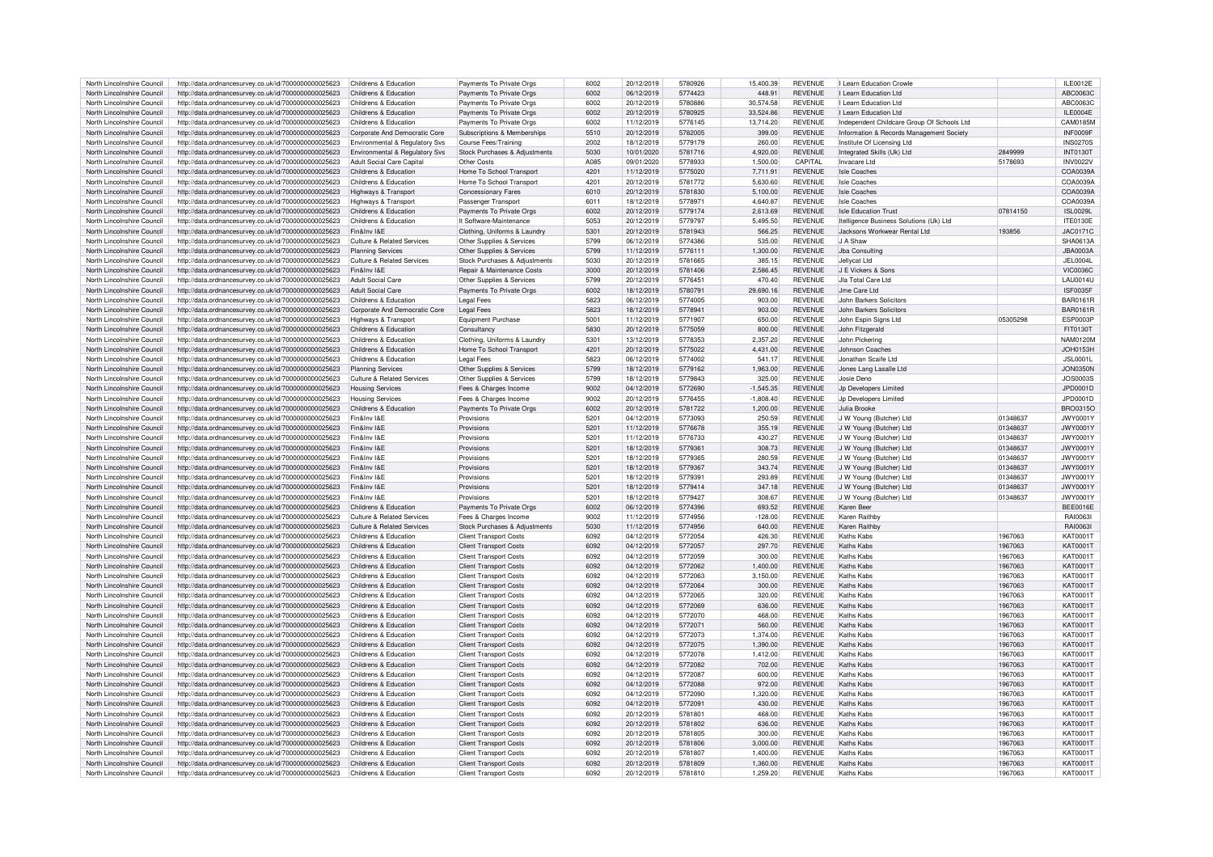| North Lincolnshire Council | http://data.ordnancesurvey.co.uk/id/7000000000025623 | Childrens & Education | Payments To Private Orgs | 6002 | 20/12/2019 | 5780926 | 15,400.39 | REVENUE | I Learn Education Crowle | | ILE0012E |
|---|---|---|---|---|---|---|---|---|---|---|---|
| North Lincolnshire Council | http://data.ordnancesurvey.co.uk/id/7000000000025623 | Childrens & Education | Payments To Private Orgs | 6002 | 06/12/2019 | 5774423 | 448.91 | REVENUE | I Learn Education Ltd | | ABC0063C |
| North Lincolnshire Council | http://data.ordnancesurvey.co.uk/id/7000000000025623 | Childrens & Education | Payments To Private Orgs | 6002 | 20/12/2019 | 5780886 | 30,574.58 | REVENUE | I Learn Education Ltd | | ABC0063C |
| North Lincolnshire Council | http://data.ordnancesurvey.co.uk/id/7000000000025623 | Childrens & Education | Payments To Private Orgs | 6002 | 20/12/2019 | 5780925 | 33,524.86 | REVENUE | I Learn Education Ltd | | ILE0004E |
| North Lincolnshire Council | http://data.ordnancesurvey.co.uk/id/7000000000025623 | Childrens & Education | Payments To Private Orgs | 6002 | 11/12/2019 | 5776145 | 13,714.20 | REVENUE | Independent Childcare Group Of Schools Ltd | | CAM0185M |
| North Lincolnshire Council | http://data.ordnancesurvey.co.uk/id/7000000000025623 | Corporate And Democratic Core | Subscriptions & Memberships | 5510 | 20/12/2019 | 5782005 | 399.00 | REVENUE | Information & Records Management Society | | INF0009F |
| North Lincolnshire Council | http://data.ordnancesurvey.co.uk/id/7000000000025623 | Environmental & Regulatory Svs | Course Fees/Training | 2002 | 18/12/2019 | 5779179 | 260.00 | REVENUE | Institute Of Licensing Ltd | | INS0270S |
| North Lincolnshire Council | http://data.ordnancesurvey.co.uk/id/7000000000025623 | Environmental & Regulatory Svs | Stock Purchases & Adjustments | 5030 | 10/01/2020 | 5781716 | 4,920.00 | REVENUE | Integrated Skills (Uk) Ltd | 2849999 | INT0130T |
| North Lincolnshire Council | http://data.ordnancesurvey.co.uk/id/7000000000025623 | Adult Social Care Capital | Other Costs | A085 | 09/01/2020 | 5778933 | 1,500.00 | CAPITAL | Invacare Ltd | 5178693 | INV0022V |
| North Lincolnshire Council | http://data.ordnancesurvey.co.uk/id/7000000000025623 | Childrens & Education | Home To School Transport | 4201 | 11/12/2019 | 5775020 | 7,711.91 | REVENUE | Isle Coaches | | COA0039A |
| North Lincolnshire Council | http://data.ordnancesurvey.co.uk/id/7000000000025623 | Childrens & Education | Home To School Transport | 4201 | 20/12/2019 | 5781772 | 5,630.60 | REVENUE | Isle Coaches | | COA0039A |
| North Lincolnshire Council | http://data.ordnancesurvey.co.uk/id/7000000000025623 | Highways & Transport | Concessionary Fares | 6010 | 20/12/2019 | 5781830 | 5,100.00 | REVENUE | Isle Coaches | | COA0039A |
| North Lincolnshire Council | http://data.ordnancesurvey.co.uk/id/7000000000025623 | Highways & Transport | Passenger Transport | 6011 | 18/12/2019 | 5778971 | 4,640.87 | REVENUE | Isle Coaches | | COA0039A |
| North Lincolnshire Council | http://data.ordnancesurvey.co.uk/id/7000000000025623 | Childrens & Education | Payments To Private Orgs | 6002 | 20/12/2019 | 5779174 | 2,613.69 | REVENUE | Isle Education Trust | 07814150 | ISL0029L |
| North Lincolnshire Council | http://data.ordnancesurvey.co.uk/id/7000000000025623 | Childrens & Education | It Software-Maintenance | 5053 | 20/12/2019 | 5779797 | 5,495.50 | REVENUE | Itelligence Business Solutions (Uk) Ltd | | ITE0130E |
| North Lincolnshire Council | http://data.ordnancesurvey.co.uk/id/7000000000025623 | Fin&Inv I&E | Clothing, Uniforms & Laundry | 5301 | 20/12/2019 | 5781943 | 566.25 | REVENUE | Jacksons Workwear Rental Ltd | 193856 | JAC0171C |
| North Lincolnshire Council | http://data.ordnancesurvey.co.uk/id/7000000000025623 | Culture & Related Services | Other Supplies & Services | 5799 | 06/12/2019 | 5774386 | 535.00 | REVENUE | J A Shaw | | SHA0613A |
| North Lincolnshire Council | http://data.ordnancesurvey.co.uk/id/7000000000025623 | Planning Services | Other Supplies & Services | 5799 | 11/12/2019 | 5776111 | 1,300.00 | REVENUE | Jba Consulting | | JBA0003A |
| North Lincolnshire Council | http://data.ordnancesurvey.co.uk/id/7000000000025623 | Culture & Related Services | Stock Purchases & Adjustments | 5030 | 20/12/2019 | 5781665 | 385.15 | REVENUE | Jellycat Ltd | | JEL0004L |
| North Lincolnshire Council | http://data.ordnancesurvey.co.uk/id/7000000000025623 | Fin&Inv I&E | Repair & Maintenance Costs | 3000 | 20/12/2019 | 5781406 | 2,586.45 | REVENUE | J E Vickers & Sons | | VIC0036C |
| North Lincolnshire Council | http://data.ordnancesurvey.co.uk/id/7000000000025623 | Adult Social Care | Other Supplies & Services | 5799 | 20/12/2019 | 5776451 | 470.40 | REVENUE | Jla Total Care Ltd | | LAU0014U |
| North Lincolnshire Council | http://data.ordnancesurvey.co.uk/id/7000000000025623 | Adult Social Care | Payments To Private Orgs | 6002 | 18/12/2019 | 5780791 | 29,690.16 | REVENUE | Jme Care Ltd | | ISF0035F |
| North Lincolnshire Council | http://data.ordnancesurvey.co.uk/id/7000000000025623 | Childrens & Education | Legal Fees | 5823 | 06/12/2019 | 5774005 | 903.00 | REVENUE | John Barkers Solicitors | | BAR0161R |
| North Lincolnshire Council | http://data.ordnancesurvey.co.uk/id/7000000000025623 | Corporate And Democratic Core | Legal Fees | 5823 | 18/12/2019 | 5778941 | 903.00 | REVENUE | John Barkers Solicitors | | BAR0161R |
| North Lincolnshire Council | http://data.ordnancesurvey.co.uk/id/7000000000025623 | Highways & Transport | Equipment Purchase | 5001 | 11/12/2019 | 5771907 | 650.00 | REVENUE | John Espin Signs Ltd | 05305298 | ESP0003P |
| North Lincolnshire Council | http://data.ordnancesurvey.co.uk/id/7000000000025623 | Childrens & Education | Consultancy | 5830 | 20/12/2019 | 5775059 | 800.00 | REVENUE | John Fitzgerald | | FIT0130T |
| North Lincolnshire Council | http://data.ordnancesurvey.co.uk/id/7000000000025623 | Childrens & Education | Clothing, Uniforms & Laundry | 5301 | 13/12/2019 | 5778353 | 2,357.20 | REVENUE | John Pickering | | NAM0120M |
| North Lincolnshire Council | http://data.ordnancesurvey.co.uk/id/7000000000025623 | Childrens & Education | Home To School Transport | 4201 | 20/12/2019 | 5775022 | 4,431.00 | REVENUE | Johnson Coaches | | JOH0153H |
| North Lincolnshire Council | http://data.ordnancesurvey.co.uk/id/7000000000025623 | Childrens & Education | Legal Fees | 5823 | 06/12/2019 | 5774002 | 541.17 | REVENUE | Jonathan Scaife Ltd | | JSL0001L |
| North Lincolnshire Council | http://data.ordnancesurvey.co.uk/id/7000000000025623 | Planning Services | Other Supplies & Services | 5799 | 18/12/2019 | 5779162 | 1,963.00 | REVENUE | Jones Lang Lasalle Ltd | | JON0350N |
| North Lincolnshire Council | http://data.ordnancesurvey.co.uk/id/7000000000025623 | Culture & Related Services | Other Supplies & Services | 5799 | 18/12/2019 | 5779843 | 325.00 | REVENUE | Josie Deno | | JOS0003S |
| North Lincolnshire Council | http://data.ordnancesurvey.co.uk/id/7000000000025623 | Housing Services | Fees & Charges Income | 9002 | 04/12/2019 | 5772690 | -1,545.35 | REVENUE | Jp Developers Limited | | JPD0001D |
| North Lincolnshire Council | http://data.ordnancesurvey.co.uk/id/7000000000025623 | Housing Services | Fees & Charges Income | 9002 | 20/12/2019 | 5776455 | -1,808.40 | REVENUE | Jp Developers Limited | | JPD0001D |
| North Lincolnshire Council | http://data.ordnancesurvey.co.uk/id/7000000000025623 | Childrens & Education | Payments To Private Orgs | 6002 | 20/12/2019 | 5781722 | 1,200.00 | REVENUE | Julia Brooke | | BRO0315O |
| North Lincolnshire Council | http://data.ordnancesurvey.co.uk/id/7000000000025623 | Fin&Inv I&E | Provisions | 5201 | 04/12/2019 | 5773093 | 250.59 | REVENUE | J W Young (Butcher) Ltd | 01348637 | JWY0001Y |
| North Lincolnshire Council | http://data.ordnancesurvey.co.uk/id/7000000000025623 | Fin&Inv I&E | Provisions | 5201 | 11/12/2019 | 5776678 | 355.19 | REVENUE | J W Young (Butcher) Ltd | 01348637 | JWY0001Y |
| North Lincolnshire Council | http://data.ordnancesurvey.co.uk/id/7000000000025623 | Fin&Inv I&E | Provisions | 5201 | 11/12/2019 | 5776733 | 430.27 | REVENUE | J W Young (Butcher) Ltd | 01348637 | JWY0001Y |
| North Lincolnshire Council | http://data.ordnancesurvey.co.uk/id/7000000000025623 | Fin&Inv I&E | Provisions | 5201 | 18/12/2019 | 5779361 | 308.73 | REVENUE | J W Young (Butcher) Ltd | 01348637 | JWY0001Y |
| North Lincolnshire Council | http://data.ordnancesurvey.co.uk/id/7000000000025623 | Fin&Inv I&E | Provisions | 5201 | 18/12/2019 | 5779365 | 280.59 | REVENUE | J W Young (Butcher) Ltd | 01348637 | JWY0001Y |
| North Lincolnshire Council | http://data.ordnancesurvey.co.uk/id/7000000000025623 | Fin&Inv I&E | Provisions | 5201 | 18/12/2019 | 5779367 | 343.74 | REVENUE | J W Young (Butcher) Ltd | 01348637 | JWY0001Y |
| North Lincolnshire Council | http://data.ordnancesurvey.co.uk/id/7000000000025623 | Fin&Inv I&E | Provisions | 5201 | 18/12/2019 | 5779391 | 293.89 | REVENUE | J W Young (Butcher) Ltd | 01348637 | JWY0001Y |
| North Lincolnshire Council | http://data.ordnancesurvey.co.uk/id/7000000000025623 | Fin&Inv I&E | Provisions | 5201 | 18/12/2019 | 5779414 | 347.18 | REVENUE | J W Young (Butcher) Ltd | 01348637 | JWY0001Y |
| North Lincolnshire Council | http://data.ordnancesurvey.co.uk/id/7000000000025623 | Fin&Inv I&E | Provisions | 5201 | 18/12/2019 | 5779427 | 308.67 | REVENUE | J W Young (Butcher) Ltd | 01348637 | JWY0001Y |
| North Lincolnshire Council | http://data.ordnancesurvey.co.uk/id/7000000000025623 | Childrens & Education | Payments To Private Orgs | 6002 | 06/12/2019 | 5774396 | 693.52 | REVENUE | Karen Beer | | BEE0016E |
| North Lincolnshire Council | http://data.ordnancesurvey.co.uk/id/7000000000025623 | Culture & Related Services | Fees & Charges Income | 9002 | 11/12/2019 | 5774956 | -128.00 | REVENUE | Karen Raithby | | RAI0063I |
| North Lincolnshire Council | http://data.ordnancesurvey.co.uk/id/7000000000025623 | Culture & Related Services | Stock Purchases & Adjustments | 5030 | 11/12/2019 | 5774956 | 640.00 | REVENUE | Karen Raithby | | RAI0063I |
| North Lincolnshire Council | http://data.ordnancesurvey.co.uk/id/7000000000025623 | Childrens & Education | Client Transport Costs | 6092 | 04/12/2019 | 5772054 | 426.30 | REVENUE | Kaths Kabs | 1967063 | KAT0001T |
| North Lincolnshire Council | http://data.ordnancesurvey.co.uk/id/7000000000025623 | Childrens & Education | Client Transport Costs | 6092 | 04/12/2019 | 5772057 | 297.70 | REVENUE | Kaths Kabs | 1967063 | KAT0001T |
| North Lincolnshire Council | http://data.ordnancesurvey.co.uk/id/7000000000025623 | Childrens & Education | Client Transport Costs | 6092 | 04/12/2019 | 5772059 | 300.00 | REVENUE | Kaths Kabs | 1967063 | KAT0001T |
| North Lincolnshire Council | http://data.ordnancesurvey.co.uk/id/7000000000025623 | Childrens & Education | Client Transport Costs | 6092 | 04/12/2019 | 5772062 | 1,400.00 | REVENUE | Kaths Kabs | 1967063 | KAT0001T |
| North Lincolnshire Council | http://data.ordnancesurvey.co.uk/id/7000000000025623 | Childrens & Education | Client Transport Costs | 6092 | 04/12/2019 | 5772063 | 3,150.00 | REVENUE | Kaths Kabs | 1967063 | KAT0001T |
| North Lincolnshire Council | http://data.ordnancesurvey.co.uk/id/7000000000025623 | Childrens & Education | Client Transport Costs | 6092 | 04/12/2019 | 5772064 | 300.00 | REVENUE | Kaths Kabs | 1967063 | KAT0001T |
| North Lincolnshire Council | http://data.ordnancesurvey.co.uk/id/7000000000025623 | Childrens & Education | Client Transport Costs | 6092 | 04/12/2019 | 5772065 | 320.00 | REVENUE | Kaths Kabs | 1967063 | KAT0001T |
| North Lincolnshire Council | http://data.ordnancesurvey.co.uk/id/7000000000025623 | Childrens & Education | Client Transport Costs | 6092 | 04/12/2019 | 5772069 | 636.00 | REVENUE | Kaths Kabs | 1967063 | KAT0001T |
| North Lincolnshire Council | http://data.ordnancesurvey.co.uk/id/7000000000025623 | Childrens & Education | Client Transport Costs | 6092 | 04/12/2019 | 5772070 | 468.00 | REVENUE | Kaths Kabs | 1967063 | KAT0001T |
| North Lincolnshire Council | http://data.ordnancesurvey.co.uk/id/7000000000025623 | Childrens & Education | Client Transport Costs | 6092 | 04/12/2019 | 5772071 | 560.00 | REVENUE | Kaths Kabs | 1967063 | KAT0001T |
| North Lincolnshire Council | http://data.ordnancesurvey.co.uk/id/7000000000025623 | Childrens & Education | Client Transport Costs | 6092 | 04/12/2019 | 5772073 | 1,374.00 | REVENUE | Kaths Kabs | 1967063 | KAT0001T |
| North Lincolnshire Council | http://data.ordnancesurvey.co.uk/id/7000000000025623 | Childrens & Education | Client Transport Costs | 6092 | 04/12/2019 | 5772075 | 1,390.00 | REVENUE | Kaths Kabs | 1967063 | KAT0001T |
| North Lincolnshire Council | http://data.ordnancesurvey.co.uk/id/7000000000025623 | Childrens & Education | Client Transport Costs | 6092 | 04/12/2019 | 5772078 | 1,412.00 | REVENUE | Kaths Kabs | 1967063 | KAT0001T |
| North Lincolnshire Council | http://data.ordnancesurvey.co.uk/id/7000000000025623 | Childrens & Education | Client Transport Costs | 6092 | 04/12/2019 | 5772082 | 702.00 | REVENUE | Kaths Kabs | 1967063 | KAT0001T |
| North Lincolnshire Council | http://data.ordnancesurvey.co.uk/id/7000000000025623 | Childrens & Education | Client Transport Costs | 6092 | 04/12/2019 | 5772087 | 600.00 | REVENUE | Kaths Kabs | 1967063 | KAT0001T |
| North Lincolnshire Council | http://data.ordnancesurvey.co.uk/id/7000000000025623 | Childrens & Education | Client Transport Costs | 6092 | 04/12/2019 | 5772088 | 972.00 | REVENUE | Kaths Kabs | 1967063 | KAT0001T |
| North Lincolnshire Council | http://data.ordnancesurvey.co.uk/id/7000000000025623 | Childrens & Education | Client Transport Costs | 6092 | 04/12/2019 | 5772090 | 1,320.00 | REVENUE | Kaths Kabs | 1967063 | KAT0001T |
| North Lincolnshire Council | http://data.ordnancesurvey.co.uk/id/7000000000025623 | Childrens & Education | Client Transport Costs | 6092 | 04/12/2019 | 5772091 | 430.00 | REVENUE | Kaths Kabs | 1967063 | KAT0001T |
| North Lincolnshire Council | http://data.ordnancesurvey.co.uk/id/7000000000025623 | Childrens & Education | Client Transport Costs | 6092 | 20/12/2019 | 5781801 | 468.00 | REVENUE | Kaths Kabs | 1967063 | KAT0001T |
| North Lincolnshire Council | http://data.ordnancesurvey.co.uk/id/7000000000025623 | Childrens & Education | Client Transport Costs | 6092 | 20/12/2019 | 5781802 | 636.00 | REVENUE | Kaths Kabs | 1967063 | KAT0001T |
| North Lincolnshire Council | http://data.ordnancesurvey.co.uk/id/7000000000025623 | Childrens & Education | Client Transport Costs | 6092 | 20/12/2019 | 5781805 | 300.00 | REVENUE | Kaths Kabs | 1967063 | KAT0001T |
| North Lincolnshire Council | http://data.ordnancesurvey.co.uk/id/7000000000025623 | Childrens & Education | Client Transport Costs | 6092 | 20/12/2019 | 5781806 | 3,000.00 | REVENUE | Kaths Kabs | 1967063 | KAT0001T |
| North Lincolnshire Council | http://data.ordnancesurvey.co.uk/id/7000000000025623 | Childrens & Education | Client Transport Costs | 6092 | 20/12/2019 | 5781807 | 1,400.00 | REVENUE | Kaths Kabs | 1967063 | KAT0001T |
| North Lincolnshire Council | http://data.ordnancesurvey.co.uk/id/7000000000025623 | Childrens & Education | Client Transport Costs | 6092 | 20/12/2019 | 5781809 | 1,360.00 | REVENUE | Kaths Kabs | 1967063 | KAT0001T |
| North Lincolnshire Council | http://data.ordnancesurvey.co.uk/id/7000000000025623 | Childrens & Education | Client Transport Costs | 6092 | 20/12/2019 | 5781810 | 1,259.20 | REVENUE | Kaths Kabs | 1967063 | KAT0001T |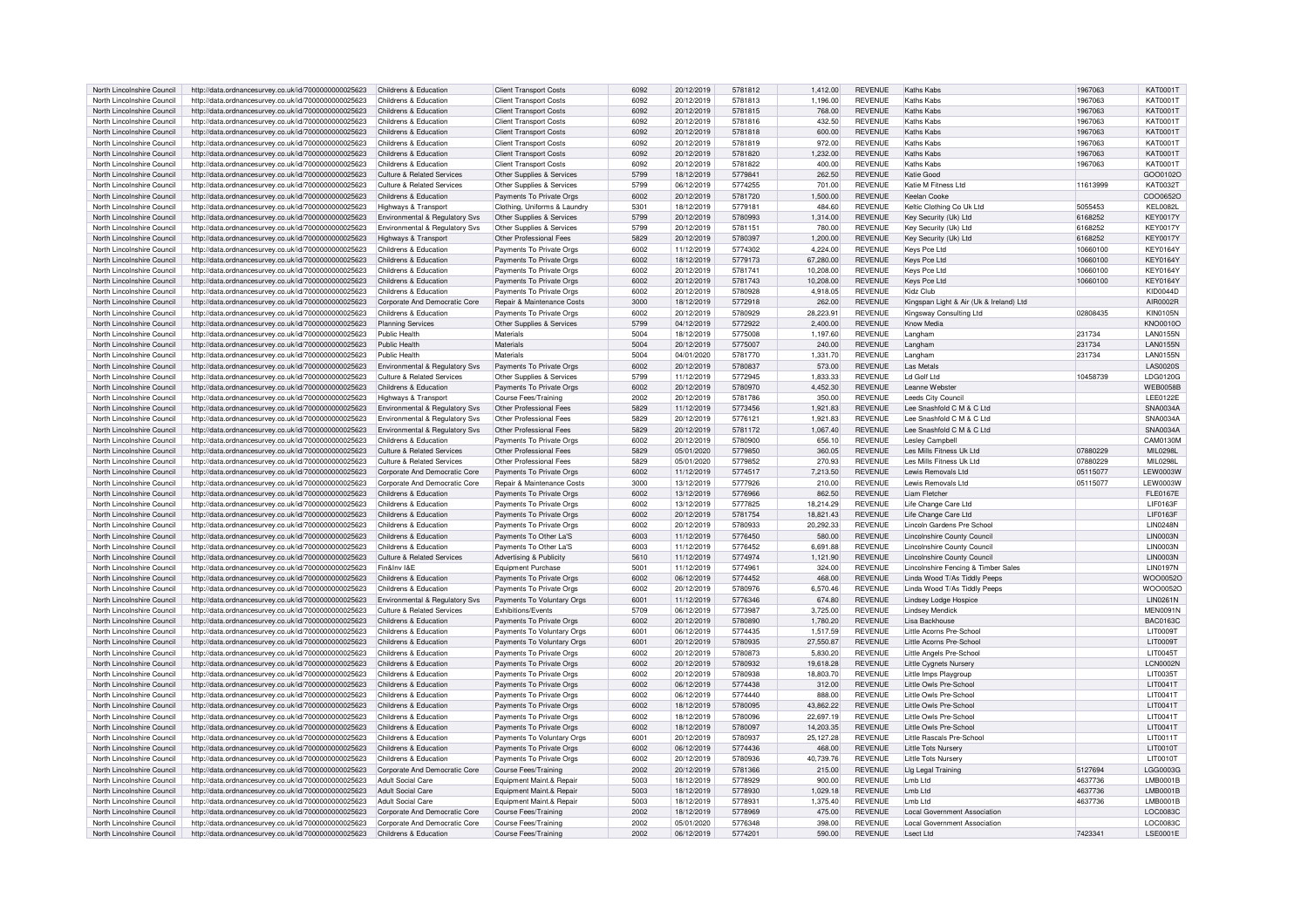| North Lincolnshire Council | http://data.ordnancesurvey.co.uk/id/7000000000025623 | Childrens & Education | Client Transport Costs | 6092 | 20/12/2019 | 5781812 | 1,412.00 | REVENUE | Kaths Kabs | 1967063 | KAT0001T |
|---|---|---|---|---|---|---|---|---|---|---|---|
| North Lincolnshire Council | http://data.ordnancesurvey.co.uk/id/7000000000025623 | Childrens & Education | Client Transport Costs | 6092 | 20/12/2019 | 5781813 | 1,196.00 | REVENUE | Kaths Kabs | 1967063 | KAT0001T |
| North Lincolnshire Council | http://data.ordnancesurvey.co.uk/id/7000000000025623 | Childrens & Education | Client Transport Costs | 6092 | 20/12/2019 | 5781815 | 768.00 | REVENUE | Kaths Kabs | 1967063 | KAT0001T |
| North Lincolnshire Council | http://data.ordnancesurvey.co.uk/id/7000000000025623 | Childrens & Education | Client Transport Costs | 6092 | 20/12/2019 | 5781816 | 432.50 | REVENUE | Kaths Kabs | 1967063 | KAT0001T |
| North Lincolnshire Council | http://data.ordnancesurvey.co.uk/id/7000000000025623 | Childrens & Education | Client Transport Costs | 6092 | 20/12/2019 | 5781818 | 600.00 | REVENUE | Kaths Kabs | 1967063 | KAT0001T |
| North Lincolnshire Council | http://data.ordnancesurvey.co.uk/id/7000000000025623 | Childrens & Education | Client Transport Costs | 6092 | 20/12/2019 | 5781819 | 972.00 | REVENUE | Kaths Kabs | 1967063 | KAT0001T |
| North Lincolnshire Council | http://data.ordnancesurvey.co.uk/id/7000000000025623 | Childrens & Education | Client Transport Costs | 6092 | 20/12/2019 | 5781820 | 1,232.00 | REVENUE | Kaths Kabs | 1967063 | KAT0001T |
| North Lincolnshire Council | http://data.ordnancesurvey.co.uk/id/7000000000025623 | Childrens & Education | Client Transport Costs | 6092 | 20/12/2019 | 5781822 | 400.00 | REVENUE | Kaths Kabs | 1967063 | KAT0001T |
| North Lincolnshire Council | http://data.ordnancesurvey.co.uk/id/7000000000025623 | Culture & Related Services | Other Supplies & Services | 5799 | 18/12/2019 | 5779841 | 262.50 | REVENUE | Katie Good | | GOO0102O |
| North Lincolnshire Council | http://data.ordnancesurvey.co.uk/id/7000000000025623 | Culture & Related Services | Other Supplies & Services | 5799 | 06/12/2019 | 5774255 | 701.00 | REVENUE | Katie M Fitness Ltd | 11613999 | KAT0032T |
| North Lincolnshire Council | http://data.ordnancesurvey.co.uk/id/7000000000025623 | Childrens & Education | Payments To Private Orgs | 6002 | 20/12/2019 | 5781720 | 1,500.00 | REVENUE | Keelan Cooke | | COO0652O |
| North Lincolnshire Council | http://data.ordnancesurvey.co.uk/id/7000000000025623 | Highways & Transport | Clothing, Uniforms & Laundry | 5301 | 18/12/2019 | 5779181 | 484.60 | REVENUE | Keltic Clothing Co Uk Ltd | 5055453 | KEL0082L |
| North Lincolnshire Council | http://data.ordnancesurvey.co.uk/id/7000000000025623 | Environmental & Regulatory Svs | Other Supplies & Services | 5799 | 20/12/2019 | 5780993 | 1,314.00 | REVENUE | Key Security (Uk) Ltd | 6168252 | KEY0017Y |
| North Lincolnshire Council | http://data.ordnancesurvey.co.uk/id/7000000000025623 | Environmental & Regulatory Svs | Other Supplies & Services | 5799 | 20/12/2019 | 5781151 | 780.00 | REVENUE | Key Security (Uk) Ltd | 6168252 | KEY0017Y |
| North Lincolnshire Council | http://data.ordnancesurvey.co.uk/id/7000000000025623 | Highways & Transport | Other Professional Fees | 5829 | 20/12/2019 | 5780397 | 1,200.00 | REVENUE | Key Security (Uk) Ltd | 6168252 | KEY0017Y |
| North Lincolnshire Council | http://data.ordnancesurvey.co.uk/id/7000000000025623 | Childrens & Education | Payments To Private Orgs | 6002 | 11/12/2019 | 5774302 | 4,224.00 | REVENUE | Keys Pce Ltd | 10660100 | KEY0164Y |
| North Lincolnshire Council | http://data.ordnancesurvey.co.uk/id/7000000000025623 | Childrens & Education | Payments To Private Orgs | 6002 | 18/12/2019 | 5779173 | 67,280.00 | REVENUE | Keys Pce Ltd | 10660100 | KEY0164Y |
| North Lincolnshire Council | http://data.ordnancesurvey.co.uk/id/7000000000025623 | Childrens & Education | Payments To Private Orgs | 6002 | 20/12/2019 | 5781741 | 10,208.00 | REVENUE | Keys Pce Ltd | 10660100 | KEY0164Y |
| North Lincolnshire Council | http://data.ordnancesurvey.co.uk/id/7000000000025623 | Childrens & Education | Payments To Private Orgs | 6002 | 20/12/2019 | 5781743 | 10,208.00 | REVENUE | Keys Pce Ltd | 10660100 | KEY0164Y |
| North Lincolnshire Council | http://data.ordnancesurvey.co.uk/id/7000000000025623 | Childrens & Education | Payments To Private Orgs | 6002 | 20/12/2019 | 5780928 | 4,918.05 | REVENUE | Kidz Club | | KID0044D |
| North Lincolnshire Council | http://data.ordnancesurvey.co.uk/id/7000000000025623 | Corporate And Democratic Core | Repair & Maintenance Costs | 3000 | 18/12/2019 | 5772918 | 262.00 | REVENUE | Kingspan Light & Air (Uk & Ireland) Ltd | | AIR0002R |
| North Lincolnshire Council | http://data.ordnancesurvey.co.uk/id/7000000000025623 | Childrens & Education | Payments To Private Orgs | 6002 | 20/12/2019 | 5780929 | 28,223.91 | REVENUE | Kingsway Consulting Ltd | 02808435 | KIN0105N |
| North Lincolnshire Council | http://data.ordnancesurvey.co.uk/id/7000000000025623 | Planning Services | Other Supplies & Services | 5799 | 04/12/2019 | 5772922 | 2,400.00 | REVENUE | Know Media | | KNO0010O |
| North Lincolnshire Council | http://data.ordnancesurvey.co.uk/id/7000000000025623 | Public Health | Materials | 5004 | 18/12/2019 | 5775008 | 1,197.60 | REVENUE | Langham | 231734 | LAN0155N |
| North Lincolnshire Council | http://data.ordnancesurvey.co.uk/id/7000000000025623 | Public Health | Materials | 5004 | 20/12/2019 | 5775007 | 240.00 | REVENUE | Langham | 231734 | LAN0155N |
| North Lincolnshire Council | http://data.ordnancesurvey.co.uk/id/7000000000025623 | Public Health | Materials | 5004 | 04/01/2020 | 5781770 | 1,331.70 | REVENUE | Langham | 231734 | LAN0155N |
| North Lincolnshire Council | http://data.ordnancesurvey.co.uk/id/7000000000025623 | Environmental & Regulatory Svs | Payments To Private Orgs | 6002 | 20/12/2019 | 5780837 | 573.00 | REVENUE | Las Metals | | LAS0020S |
| North Lincolnshire Council | http://data.ordnancesurvey.co.uk/id/7000000000025623 | Culture & Related Services | Other Supplies & Services | 5799 | 11/12/2019 | 5772945 | 1,833.33 | REVENUE | Ld Golf Ltd | 10458739 | LDG0120G |
| North Lincolnshire Council | http://data.ordnancesurvey.co.uk/id/7000000000025623 | Childrens & Education | Payments To Private Orgs | 6002 | 20/12/2019 | 5780970 | 4,452.30 | REVENUE | Leanne Webster | | WEB0058B |
| North Lincolnshire Council | http://data.ordnancesurvey.co.uk/id/7000000000025623 | Highways & Transport | Course Fees/Training | 2002 | 20/12/2019 | 5781786 | 350.00 | REVENUE | Leeds City Council | | LEE0122E |
| North Lincolnshire Council | http://data.ordnancesurvey.co.uk/id/7000000000025623 | Environmental & Regulatory Svs | Other Professional Fees | 5829 | 11/12/2019 | 5773456 | 1,921.83 | REVENUE | Lee Snashfold C M & C Ltd | | SNA0034A |
| North Lincolnshire Council | http://data.ordnancesurvey.co.uk/id/7000000000025623 | Environmental & Regulatory Svs | Other Professional Fees | 5829 | 20/12/2019 | 5776121 | 1,921.83 | REVENUE | Lee Snashfold C M & C Ltd | | SNA0034A |
| North Lincolnshire Council | http://data.ordnancesurvey.co.uk/id/7000000000025623 | Environmental & Regulatory Svs | Other Professional Fees | 5829 | 20/12/2019 | 5781172 | 1,067.40 | REVENUE | Lee Snashfold C M & C Ltd | | SNA0034A |
| North Lincolnshire Council | http://data.ordnancesurvey.co.uk/id/7000000000025623 | Childrens & Education | Payments To Private Orgs | 6002 | 20/12/2019 | 5780900 | 656.10 | REVENUE | Lesley Campbell | | CAM0130M |
| North Lincolnshire Council | http://data.ordnancesurvey.co.uk/id/7000000000025623 | Culture & Related Services | Other Professional Fees | 5829 | 05/01/2020 | 5779850 | 360.05 | REVENUE | Les Mills Fitness Uk Ltd | 07880229 | MIL0298L |
| North Lincolnshire Council | http://data.ordnancesurvey.co.uk/id/7000000000025623 | Culture & Related Services | Other Professional Fees | 5829 | 05/01/2020 | 5779852 | 270.93 | REVENUE | Les Mills Fitness Uk Ltd | 07880229 | MIL0298L |
| North Lincolnshire Council | http://data.ordnancesurvey.co.uk/id/7000000000025623 | Corporate And Democratic Core | Payments To Private Orgs | 6002 | 11/12/2019 | 5774517 | 7,213.50 | REVENUE | Lewis Removals Ltd | 05115077 | LEW0003W |
| North Lincolnshire Council | http://data.ordnancesurvey.co.uk/id/7000000000025623 | Corporate And Democratic Core | Repair & Maintenance Costs | 3000 | 13/12/2019 | 5777926 | 210.00 | REVENUE | Lewis Removals Ltd | 05115077 | LEW0003W |
| North Lincolnshire Council | http://data.ordnancesurvey.co.uk/id/7000000000025623 | Childrens & Education | Payments To Private Orgs | 6002 | 13/12/2019 | 5776966 | 862.50 | REVENUE | Liam Fletcher | | FLE0167E |
| North Lincolnshire Council | http://data.ordnancesurvey.co.uk/id/7000000000025623 | Childrens & Education | Payments To Private Orgs | 6002 | 13/12/2019 | 5777825 | 18,214.29 | REVENUE | Life Change Care Ltd | | LIF0163F |
| North Lincolnshire Council | http://data.ordnancesurvey.co.uk/id/7000000000025623 | Childrens & Education | Payments To Private Orgs | 6002 | 20/12/2019 | 5781754 | 18,821.43 | REVENUE | Life Change Care Ltd | | LIF0163F |
| North Lincolnshire Council | http://data.ordnancesurvey.co.uk/id/7000000000025623 | Childrens & Education | Payments To Private Orgs | 6002 | 20/12/2019 | 5780933 | 20,292.33 | REVENUE | Lincoln Gardens Pre School | | LIN0248N |
| North Lincolnshire Council | http://data.ordnancesurvey.co.uk/id/7000000000025623 | Childrens & Education | Payments To Other La'S | 6003 | 11/12/2019 | 5776450 | 580.00 | REVENUE | Lincolnshire County Council | | LIN0003N |
| North Lincolnshire Council | http://data.ordnancesurvey.co.uk/id/7000000000025623 | Childrens & Education | Payments To Other La'S | 6003 | 11/12/2019 | 5776452 | 6,691.88 | REVENUE | Lincolnshire County Council | | LIN0003N |
| North Lincolnshire Council | http://data.ordnancesurvey.co.uk/id/7000000000025623 | Culture & Related Services | Advertising & Publicity | 5610 | 11/12/2019 | 5774974 | 1,121.90 | REVENUE | Lincolnshire County Council | | LIN0003N |
| North Lincolnshire Council | http://data.ordnancesurvey.co.uk/id/7000000000025623 | Fin&Inv I&E | Equipment Purchase | 5001 | 11/12/2019 | 5774961 | 324.00 | REVENUE | Lincolnshire Fencing & Timber Sales | | LIN0197N |
| North Lincolnshire Council | http://data.ordnancesurvey.co.uk/id/7000000000025623 | Childrens & Education | Payments To Private Orgs | 6002 | 06/12/2019 | 5774452 | 468.00 | REVENUE | Linda Wood T/As Tiddly Peeps | | WOO0052O |
| North Lincolnshire Council | http://data.ordnancesurvey.co.uk/id/7000000000025623 | Childrens & Education | Payments To Private Orgs | 6002 | 20/12/2019 | 5780976 | 6,570.46 | REVENUE | Linda Wood T/As Tiddly Peeps | | WOO0052O |
| North Lincolnshire Council | http://data.ordnancesurvey.co.uk/id/7000000000025623 | Environmental & Regulatory Svs | Payments To Voluntary Orgs | 6001 | 11/12/2019 | 5776346 | 674.80 | REVENUE | Lindsey Lodge Hospice | | LIN0261N |
| North Lincolnshire Council | http://data.ordnancesurvey.co.uk/id/7000000000025623 | Culture & Related Services | Exhibitions/Events | 5709 | 06/12/2019 | 5773987 | 3,725.00 | REVENUE | Lindsey Mendick | | MEN0091N |
| North Lincolnshire Council | http://data.ordnancesurvey.co.uk/id/7000000000025623 | Childrens & Education | Payments To Private Orgs | 6002 | 20/12/2019 | 5780890 | 1,780.20 | REVENUE | Lisa Backhouse | | BAC0163C |
| North Lincolnshire Council | http://data.ordnancesurvey.co.uk/id/7000000000025623 | Childrens & Education | Payments To Voluntary Orgs | 6001 | 06/12/2019 | 5774435 | 1,517.59 | REVENUE | Little Acorns Pre-School | | LIT0009T |
| North Lincolnshire Council | http://data.ordnancesurvey.co.uk/id/7000000000025623 | Childrens & Education | Payments To Voluntary Orgs | 6001 | 20/12/2019 | 5780935 | 27,550.87 | REVENUE | Little Acorns Pre-School | | LIT0009T |
| North Lincolnshire Council | http://data.ordnancesurvey.co.uk/id/7000000000025623 | Childrens & Education | Payments To Private Orgs | 6002 | 20/12/2019 | 5780873 | 5,830.20 | REVENUE | Little Angels Pre-School | | LIT0045T |
| North Lincolnshire Council | http://data.ordnancesurvey.co.uk/id/7000000000025623 | Childrens & Education | Payments To Private Orgs | 6002 | 20/12/2019 | 5780932 | 19,618.28 | REVENUE | Little Cygnets Nursery | | LCN0002N |
| North Lincolnshire Council | http://data.ordnancesurvey.co.uk/id/7000000000025623 | Childrens & Education | Payments To Private Orgs | 6002 | 20/12/2019 | 5780938 | 18,803.70 | REVENUE | Little Imps Playgroup | | LIT0035T |
| North Lincolnshire Council | http://data.ordnancesurvey.co.uk/id/7000000000025623 | Childrens & Education | Payments To Private Orgs | 6002 | 06/12/2019 | 5774438 | 312.00 | REVENUE | Little Owls Pre-School | | LIT0041T |
| North Lincolnshire Council | http://data.ordnancesurvey.co.uk/id/7000000000025623 | Childrens & Education | Payments To Private Orgs | 6002 | 06/12/2019 | 5774440 | 888.00 | REVENUE | Little Owls Pre-School | | LIT0041T |
| North Lincolnshire Council | http://data.ordnancesurvey.co.uk/id/7000000000025623 | Childrens & Education | Payments To Private Orgs | 6002 | 18/12/2019 | 5780095 | 43,862.22 | REVENUE | Little Owls Pre-School | | LIT0041T |
| North Lincolnshire Council | http://data.ordnancesurvey.co.uk/id/7000000000025623 | Childrens & Education | Payments To Private Orgs | 6002 | 18/12/2019 | 5780096 | 22,697.19 | REVENUE | Little Owls Pre-School | | LIT0041T |
| North Lincolnshire Council | http://data.ordnancesurvey.co.uk/id/7000000000025623 | Childrens & Education | Payments To Private Orgs | 6002 | 18/12/2019 | 5780097 | 14,203.35 | REVENUE | Little Owls Pre-School | | LIT0041T |
| North Lincolnshire Council | http://data.ordnancesurvey.co.uk/id/7000000000025623 | Childrens & Education | Payments To Voluntary Orgs | 6001 | 20/12/2019 | 5780937 | 25,127.28 | REVENUE | Little Rascals Pre-School | | LIT0011T |
| North Lincolnshire Council | http://data.ordnancesurvey.co.uk/id/7000000000025623 | Childrens & Education | Payments To Private Orgs | 6002 | 06/12/2019 | 5774436 | 468.00 | REVENUE | Little Tots Nursery | | LIT0010T |
| North Lincolnshire Council | http://data.ordnancesurvey.co.uk/id/7000000000025623 | Childrens & Education | Payments To Private Orgs | 6002 | 20/12/2019 | 5780936 | 40,739.76 | REVENUE | Little Tots Nursery | | LIT0010T |
| North Lincolnshire Council | http://data.ordnancesurvey.co.uk/id/7000000000025623 | Corporate And Democratic Core | Course Fees/Training | 2002 | 20/12/2019 | 5781366 | 215.00 | REVENUE | Llg Legal Training | 5127694 | LGG0003G |
| North Lincolnshire Council | http://data.ordnancesurvey.co.uk/id/7000000000025623 | Adult Social Care | Equipment Maint.& Repair | 5003 | 18/12/2019 | 5778929 | 900.00 | REVENUE | Lmb Ltd | 4637736 | LMB0001B |
| North Lincolnshire Council | http://data.ordnancesurvey.co.uk/id/7000000000025623 | Adult Social Care | Equipment Maint.& Repair | 5003 | 18/12/2019 | 5778930 | 1,029.18 | REVENUE | Lmb Ltd | 4637736 | LMB0001B |
| North Lincolnshire Council | http://data.ordnancesurvey.co.uk/id/7000000000025623 | Adult Social Care | Equipment Maint.& Repair | 5003 | 18/12/2019 | 5778931 | 1,375.40 | REVENUE | Lmb Ltd | 4637736 | LMB0001B |
| North Lincolnshire Council | http://data.ordnancesurvey.co.uk/id/7000000000025623 | Corporate And Democratic Core | Course Fees/Training | 2002 | 18/12/2019 | 5778969 | 475.00 | REVENUE | Local Government Association | | LOC0083C |
| North Lincolnshire Council | http://data.ordnancesurvey.co.uk/id/7000000000025623 | Corporate And Democratic Core | Course Fees/Training | 2002 | 05/01/2020 | 5776348 | 398.00 | REVENUE | Local Government Association | | LOC0083C |
| North Lincolnshire Council | http://data.ordnancesurvey.co.uk/id/7000000000025623 | Childrens & Education | Course Fees/Training | 2002 | 06/12/2019 | 5774201 | 590.00 | REVENUE | Lsect Ltd | 7423341 | LSE0001E |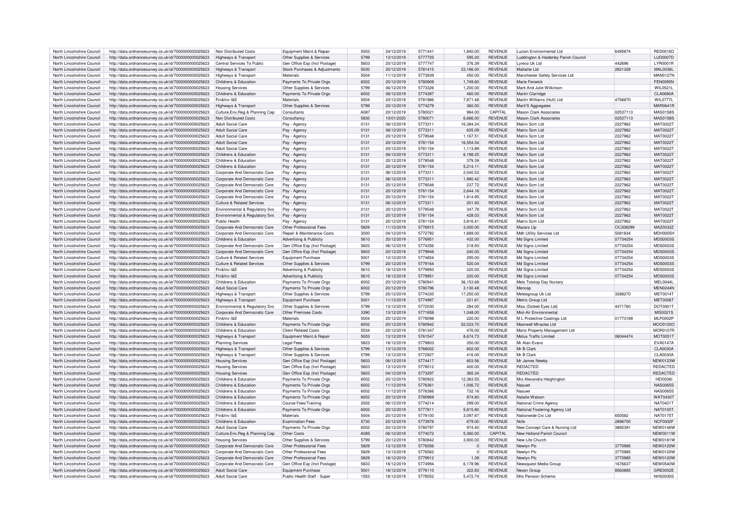| North Lincolnshire Council | http://data.ordnancesurvey.co.uk/id/7000000000025623 | Non Distributed Costs | Equipment Maint.& Repair | 5003 | 24/12/2019 | 5771441 | 1,840.00 | REVENUE | Lucion Environmental Ltd | 6495874 | RED0016D |
|---|---|---|---|---|---|---|---|---|---|---|---|
| North Lincolnshire Council | http://data.ordnancesurvey.co.uk/id/7000000000025623 | Highways & Transport | Other Supplies & Services | 5799 | 13/12/2019 | 5777725 | 595.20 | REVENUE | Luddington & Haldenby Parish Council | | LUD0007D |
| North Lincolnshire Council | http://data.ordnancesurvey.co.uk/id/7000000000025623 | Central Services To Public | Gen Office Exp (Incl Postage) | 5603 | 20/12/2019 | 5777747 | 376.39 | REVENUE | Lyreco Uk Ltd | 442696 | LYR0001R |
| North Lincolnshire Council | http://data.ordnancesurvey.co.uk/id/7000000000025623 | Highways & Transport | Stock Purchases & Adjustments | 5030 | 20/12/2019 | 5781415 | 23,166.00 | REVENUE | Mallatite Ltd | 2621328 | MAL0036L |
| North Lincolnshire Council | http://data.ordnancesurvey.co.uk/id/7000000000025623 | Highways & Transport | Materials | 5004 | 11/12/2019 | 5773939 | 450.00 | REVENUE | Manchester Safety Services Ltd | | MAN0127N |
| North Lincolnshire Council | http://data.ordnancesurvey.co.uk/id/7000000000025623 | Childrens & Education | Payments To Private Orgs | 6002 | 20/12/2019 | 5780909 | 1,749.60 | REVENUE | Marie Fenwick | | FEN0095N |
| North Lincolnshire Council | http://data.ordnancesurvey.co.uk/id/7000000000025623 | Housing Services | Other Supplies & Services | 5799 | 06/12/2019 | 5773326 | 1,200.00 | REVENUE | Mark And Julie Wilkinson | | WIL0521L |
| North Lincolnshire Council | http://data.ordnancesurvey.co.uk/id/7000000000025623 | Childrens & Education | Payments To Private Orgs | 6002 | 06/12/2019 | 5774397 | 460.00 | REVENUE | Martin Clarridge | | CLA0690A |
| North Lincolnshire Council | http://data.ordnancesurvey.co.uk/id/7000000000025623 | Fin&Inv I&E | Materials | 5004 | 20/12/2019 | 5781986 | 7,871.48 | REVENUE | Martin Williams (Hull) Ltd | 4756870 | WIL0777L |
| North Lincolnshire Council | http://data.ordnancesurvey.co.uk/id/7000000000025623 | Highways & Transport | Other Supplies & Services | 5799 | 20/12/2019 | 5774279 | 360.00 | REVENUE | Marti'S Aggregates | | MAR0641R |
| North Lincolnshire Council | http://data.ordnancesurvey.co.uk/id/7000000000025623 | Culture,Env,Reg & Planning Cap | Consultants | A087 | 20/12/2019 | 5780021 | 984.00 | CAPITAL | Mason Clark Associates | 02537113 | MAS0158S |
| North Lincolnshire Council | http://data.ordnancesurvey.co.uk/id/7000000000025623 | Non Distributed Costs | Consultancy | 5830 | 10/01/2020 | 5780071 | 6,666.00 | REVENUE | Mason Clark Associates | 02537113 | MAS0158S |
| North Lincolnshire Council | http://data.ordnancesurvey.co.uk/id/7000000000025623 | Adult Social Care | Pay - Agency | 0131 | 06/12/2019 | 5773311 | 16,384.24 | REVENUE | Matrix Scm Ltd | 2227962 | MAT0022T |
| North Lincolnshire Council | http://data.ordnancesurvey.co.uk/id/7000000000025623 | Adult Social Care | Pay - Agency | 0131 | 06/12/2019 | 5773311 | 635.09 | REVENUE | Matrix Scm Ltd | 2227962 | MAT0022T |
| North Lincolnshire Council | http://data.ordnancesurvey.co.uk/id/7000000000025623 | Adult Social Care | Pay - Agency | 0131 | 20/12/2019 | 5778548 | 1,167.51 | REVENUE | Matrix Scm Ltd | 2227962 | MAT0022T |
| North Lincolnshire Council | http://data.ordnancesurvey.co.uk/id/7000000000025623 | Adult Social Care | Pay - Agency | 0131 | 20/12/2019 | 5781154 | 16,554.54 | REVENUE | Matrix Scm Ltd | 2227962 | MAT0022T |
| North Lincolnshire Council | http://data.ordnancesurvey.co.uk/id/7000000000025623 | Adult Social Care | Pay - Agency | 0131 | 20/12/2019 | 5781154 | 1,113.89 | REVENUE | Matrix Scm Ltd | 2227962 | MAT0022T |
| North Lincolnshire Council | http://data.ordnancesurvey.co.uk/id/7000000000025623 | Childrens & Education | Pay - Agency | 0131 | 06/12/2019 | 5773311 | 6,198.25 | REVENUE | Matrix Scm Ltd | 2227962 | MAT0022T |
| North Lincolnshire Council | http://data.ordnancesurvey.co.uk/id/7000000000025623 | Childrens & Education | Pay - Agency | 0131 | 20/12/2019 | 5778548 | 379.39 | REVENUE | Matrix Scm Ltd | 2227962 | MAT0022T |
| North Lincolnshire Council | http://data.ordnancesurvey.co.uk/id/7000000000025623 | Childrens & Education | Pay - Agency | 0131 | 20/12/2019 | 5781154 | 5,214.11 | REVENUE | Matrix Scm Ltd | 2227962 | MAT0022T |
| North Lincolnshire Council | http://data.ordnancesurvey.co.uk/id/7000000000025623 | Corporate And Democratic Core | Pay - Agency | 0131 | 06/12/2019 | 5773311 | 2,040.53 | REVENUE | Matrix Scm Ltd | 2227962 | MAT0022T |
| North Lincolnshire Council | http://data.ordnancesurvey.co.uk/id/7000000000025623 | Corporate And Democratic Core | Pay - Agency | 0131 | 06/12/2019 | 5773311 | 1,980.42 | REVENUE | Matrix Scm Ltd | 2227962 | MAT0022T |
| North Lincolnshire Council | http://data.ordnancesurvey.co.uk/id/7000000000025623 | Corporate And Democratic Core | Pay - Agency | 0131 | 20/12/2019 | 5778548 | 237.72 | REVENUE | Matrix Scm Ltd | 2227962 | MAT0022T |
| North Lincolnshire Council | http://data.ordnancesurvey.co.uk/id/7000000000025623 | Corporate And Democratic Core | Pay - Agency | 0131 | 20/12/2019 | 5781154 | 2,644.16 | REVENUE | Matrix Scm Ltd | 2227962 | MAT0022T |
| North Lincolnshire Council | http://data.ordnancesurvey.co.uk/id/7000000000025623 | Corporate And Democratic Core | Pay - Agency | 0131 | 20/12/2019 | 5781154 | 1,814.95 | REVENUE | Matrix Scm Ltd | 2227962 | MAT0022T |
| North Lincolnshire Council | http://data.ordnancesurvey.co.uk/id/7000000000025623 | Culture & Related Services | Pay - Agency | 0131 | 06/12/2019 | 5773311 | 201.93 | REVENUE | Matrix Scm Ltd | 2227962 | MAT0022T |
| North Lincolnshire Council | http://data.ordnancesurvey.co.uk/id/7000000000025623 | Environmental & Regulatory Svs | Pay - Agency | 0131 | 20/12/2019 | 5778548 | 347.78 | REVENUE | Matrix Scm Ltd | 2227962 | MAT0022T |
| North Lincolnshire Council | http://data.ordnancesurvey.co.uk/id/7000000000025623 | Environmental & Regulatory Svs | Pay - Agency | 0131 | 20/12/2019 | 5781154 | 428.03 | REVENUE | Matrix Scm Ltd | 2227962 | MAT0022T |
| North Lincolnshire Council | http://data.ordnancesurvey.co.uk/id/7000000000025623 | Public Health | Pay - Agency | 0131 | 20/12/2019 | 5781154 | 3,816.41 | REVENUE | Matrix Scm Ltd | 2227962 | MAT0022T |
| North Lincolnshire Council | http://data.ordnancesurvey.co.uk/id/7000000000025623 | Corporate And Democratic Core | Other Professional Fees | 5829 | 11/12/2019 | 5776915 | 3,000.00 | REVENUE | Mazars Llp | OC308299 | MAZ0032Z |
| North Lincolnshire Council | http://data.ordnancesurvey.co.uk/id/7000000000025623 | Corporate And Democratic Core | Repair & Maintenance Costs | 3000 | 04/12/2019 | 5772792 | 1,689.00 | REVENUE | Mdh Utility Services Ltd | 5081834 | MDH0005H |
| North Lincolnshire Council | http://data.ordnancesurvey.co.uk/id/7000000000025623 | Childrens & Education | Advertising & Publicity | 5610 | 20/12/2019 | 5776951 | 432.00 | REVENUE | Md Signs Limited | 07734254 | MDS0003S |
| North Lincolnshire Council | http://data.ordnancesurvey.co.uk/id/7000000000025623 | Corporate And Democratic Core | Gen Office Exp (Incl Postage) | 5603 | 06/12/2019 | 5774356 | 218.93 | REVENUE | Md Signs Limited | 07734254 | MDS0003S |
| North Lincolnshire Council | http://data.ordnancesurvey.co.uk/id/7000000000025623 | Corporate And Democratic Core | Gen Office Exp (Incl Postage) | 5603 | 20/12/2019 | 5779948 | 240.00 | REVENUE | Md Signs Limited | 07734254 | MDS0003S |
| North Lincolnshire Council | http://data.ordnancesurvey.co.uk/id/7000000000025623 | Culture & Related Services | Equipment Purchase | 5001 | 13/12/2019 | 5774854 | 295.00 | REVENUE | Md Signs Limited | 07734254 | MDS0003S |
| North Lincolnshire Council | http://data.ordnancesurvey.co.uk/id/7000000000025623 | Culture & Related Services | Other Supplies & Services | 5799 | 20/12/2019 | 5779164 | 520.04 | REVENUE | Md Signs Limited | 07734254 | MDS0003S |
| North Lincolnshire Council | http://data.ordnancesurvey.co.uk/id/7000000000025623 | Fin&Inv I&E | Advertising & Publicity | 5610 | 18/12/2019 | 5779950 | 220.00 | REVENUE | Md Signs Limited | 07734254 | MDS0003S |
| North Lincolnshire Council | http://data.ordnancesurvey.co.uk/id/7000000000025623 | Fin&Inv I&E | Advertising & Publicity | 5610 | 18/12/2019 | 5779951 | 220.00 | REVENUE | Md Signs Limited | 07734254 | MDS0003S |
| North Lincolnshire Council | http://data.ordnancesurvey.co.uk/id/7000000000025623 | Childrens & Education | Payments To Private Orgs | 6002 | 20/12/2019 | 5780941 | 36,153.68 | REVENUE | Mels Totstop Day Nursery | | MEL0044L |
| North Lincolnshire Council | http://data.ordnancesurvey.co.uk/id/7000000000025623 | Adult Social Care | Payments To Private Orgs | 6002 | 20/12/2019 | 5780796 | 3,130.48 | REVENUE | Mencap | | MEN0244N |
| North Lincolnshire Council | http://data.ordnancesurvey.co.uk/id/7000000000025623 | Highways & Transport | Other Supplies & Services | 5799 | 20/12/2019 | 5774335 | 17,250.00 | REVENUE | Meteogroup Uk Ltd | 3288270 | MET0014T |
| North Lincolnshire Council | http://data.ordnancesurvey.co.uk/id/7000000000025623 | Highways & Transport | Equipment Purchase | 5001 | 11/12/2019 | 5774997 | 221.61 | REVENUE | Metric Group Ltd | | MET0006T |
| North Lincolnshire Council | http://data.ordnancesurvey.co.uk/id/7000000000025623 | Environmental & Regulatory Svs | Other Supplies & Services | 5799 | 13/12/2019 | 5772030 | 284.00 | REVENUE | Miso (Dotted Eyes Ltd) | 4471760 | DOT0001T |
| North Lincolnshire Council | http://data.ordnancesurvey.co.uk/id/7000000000025623 | Corporate And Democratic Core | Other Premises Costs | 3390 | 13/12/2019 | 5771858 | 1,048.00 | REVENUE | Mist-Air Environmental | | MIS0021S |
| North Lincolnshire Council | http://data.ordnancesurvey.co.uk/id/7000000000025623 | Fin&Inv I&E | Materials | 5004 | 20/12/2019 | 5778098 | 220.00 | REVENUE | M L Protective Coatings Ltd | 01773189 | MLP0002P |
| North Lincolnshire Council | http://data.ordnancesurvey.co.uk/id/7000000000025623 | Childrens & Education | Payments To Private Orgs | 6002 | 20/12/2019 | 5780942 | 52,023.70 | REVENUE | Moorwell Miracles Ltd | | MOO0120O |
| North Lincolnshire Council | http://data.ordnancesurvey.co.uk/id/7000000000025623 | Childrens & Education | Client Related Costs | 5534 | 20/12/2019 | 5781347 | 476.00 | REVENUE | Mortz Property Management Ltd | | MOR0107R |
| North Lincolnshire Council | http://data.ordnancesurvey.co.uk/id/7000000000025623 | Highways & Transport | Equipment Maint.& Repair | 5003 | 13/12/2019 | 5761547 | 8,674.73 | REVENUE | Motus Traffic Limited | 06044474 | MOT0051T |
| North Lincolnshire Council | http://data.ordnancesurvey.co.uk/id/7000000000025623 | Planning Services | Legal Fees | 5823 | 18/12/2019 | 5779803 | 350.00 | REVENUE | Mr Alan Evans | | EVA0147A |
| North Lincolnshire Council | http://data.ordnancesurvey.co.uk/id/7000000000025623 | Highways & Transport | Other Supplies & Services | 5799 | 13/12/2019 | 5768002 | 602.00 | REVENUE | Mr B Clark | | CLA0030A |
| North Lincolnshire Council | http://data.ordnancesurvey.co.uk/id/7000000000025623 | Highways & Transport | Other Supplies & Services | 5799 | 13/12/2019 | 5772927 | 416.00 | REVENUE | Mr B Clark | | CLA0030A |
| North Lincolnshire Council | http://data.ordnancesurvey.co.uk/id/7000000000025623 | Housing Services | Gen Office Exp (Incl Postage) | 5603 | 06/12/2019 | 5774417 | 803.56 | REVENUE | Mr James Newby | | NEW0123W |
| North Lincolnshire Council | http://data.ordnancesurvey.co.uk/id/7000000000025623 | Housing Services | Gen Office Exp (Incl Postage) | 5603 | 13/12/2019 | 5778512 | 400.00 | REVENUE | REDACTED | | REDACTED |
| North Lincolnshire Council | http://data.ordnancesurvey.co.uk/id/7000000000025623 | Housing Services | Gen Office Exp (Incl Postage) | 5603 | 04/12/2019 | 5773297 | 365.34 | REVENUE | REDACTED | | REDACTED |
| North Lincolnshire Council | http://data.ordnancesurvey.co.uk/id/7000000000025623 | Childrens & Education | Payments To Private Orgs | 6002 | 20/12/2019 | 5780922 | 12,383.55 | REVENUE | Mrs Alexandra Heighington | | HEI0036I |
| North Lincolnshire Council | http://data.ordnancesurvey.co.uk/id/7000000000025623 | Childrens & Education | Payments To Private Orgs | 6002 | 11/12/2019 | 5776361 | 1,006.72 | REVENUE | Nasuwt | | NAS0065S |
| North Lincolnshire Council | http://data.ordnancesurvey.co.uk/id/7000000000025623 | Childrens & Education | Payments To Private Orgs | 6002 | 11/12/2019 | 5776366 | 732.16 | REVENUE | Nasuwt | | NAS0065S |
| North Lincolnshire Council | http://data.ordnancesurvey.co.uk/id/7000000000025623 | Childrens & Education | Payments To Private Orgs | 6002 | 20/12/2019 | 5780969 | 874.80 | REVENUE | Natalie Watson | | WAT0430T |
| North Lincolnshire Council | http://data.ordnancesurvey.co.uk/id/7000000000025623 | Childrens & Education | Course Fees/Training | 2002 | 06/12/2019 | 5774214 | 299.00 | REVENUE | National Crime Agency | | NAT0421T |
| North Lincolnshire Council | http://data.ordnancesurvey.co.uk/id/7000000000025623 | Childrens & Education | Payments To Private Orgs | 6002 | 20/12/2019 | 5777811 | 5,815.80 | REVENUE | National Fostering Agency Ltd | | NAT0100T |
| North Lincolnshire Council | http://data.ordnancesurvey.co.uk/id/7000000000025623 | Fin&Inv I&E | Materials | 5004 | 20/12/2019 | 5778100 | 3,097.87 | REVENUE | Nationwide Crc Ltd | 650582 | NAT0175T |
| North Lincolnshire Council | http://data.ordnancesurvey.co.uk/id/7000000000025623 | Childrens & Education | Examination Fees | 5730 | 20/12/2019 | 5773978 | 679.00 | REVENUE | Ncfe | 2896700 | NCF0002F |
| North Lincolnshire Council | http://data.ordnancesurvey.co.uk/id/7000000000025623 | Adult Social Care | Payments To Private Orgs | 6002 | 20/12/2019 | 5780797 | 974.40 | REVENUE | New Concept Care & Nursing Ltd | 3892391 | NEW0146W |
| North Lincolnshire Council | http://data.ordnancesurvey.co.uk/id/7000000000025623 | Culture,Env,Reg & Planning Cap | Other Costs | A085 | 06/12/2019 | 5774072 | 5,360.00 | CAPITAL | New Holland Parish Council | | NEW0011W |
| North Lincolnshire Council | http://data.ordnancesurvey.co.uk/id/7000000000025623 | Housing Services | Other Supplies & Services | 5799 | 20/12/2019 | 5780842 | 3,800.00 | REVENUE | New Life Church | | NEW0181W |
| North Lincolnshire Council | http://data.ordnancesurvey.co.uk/id/7000000000025623 | Corporate And Democratic Core | Other Professional Fees | 5829 | 13/12/2019 | 5776556 | 0 | REVENUE | Newlyn Plc | 3770985 | NEW0120W |
| North Lincolnshire Council | http://data.ordnancesurvey.co.uk/id/7000000000025623 | Corporate And Democratic Core | Other Professional Fees | 5829 | 13/12/2019 | 5776562 | 0 | REVENUE | Newlyn Plc | 3770985 | NEW0120W |
| North Lincolnshire Council | http://data.ordnancesurvey.co.uk/id/7000000000025623 | Corporate And Democratic Core | Other Professional Fees | 5829 | 18/12/2019 | 5779912 | 1.39 | REVENUE | Newlyn Plc | 3770985 | NEW0120W |
| North Lincolnshire Council | http://data.ordnancesurvey.co.uk/id/7000000000025623 | Corporate And Democratic Core | Gen Office Exp (Incl Postage) | 5603 | 18/12/2019 | 5774994 | 6,178.96 | REVENUE | Newsquest Media Group | 1676637 | NEW0540W |
| North Lincolnshire Council | http://data.ordnancesurvey.co.uk/id/7000000000025623 | Adult Social Care | Equipment Purchase | 5001 | 18/12/2019 | 5776110 | 322.83 | REVENUE | Nexon Group | 8560885 | GRE0002E |
| North Lincolnshire Council | http://data.ordnancesurvey.co.uk/id/7000000000025623 | Adult Social Care | Public Health Staff - Super | 1553 | 18/12/2019 | 5778552 | 5,472.74 | REVENUE | Nhs Pension Scheme | | NHS0030S |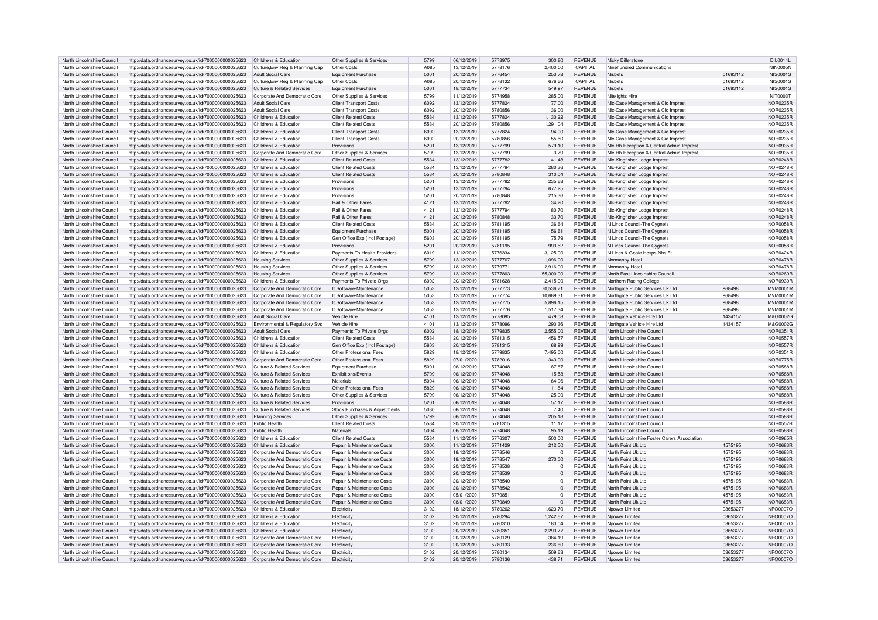| North Lincolnshire Council | http://data.ordnancesurvey.co.uk/id/7000000000025623 | Childrens & Education | Other Supplies & Services | 5799 | 06/12/2019 | 5773975 | 300.80 | REVENUE | Nicky Dillerstone | | DIL0014L |
|---|---|---|---|---|---|---|---|---|---|---|---|
| North Lincolnshire Council | http://data.ordnancesurvey.co.uk/id/7000000000025623 | Culture,Env,Reg & Planning Cap | Other Costs | A085 | 13/12/2019 | 5778176 | 2,400.00 | CAPITAL | Ninehundred Communications | | NIN0005N |
| North Lincolnshire Council | http://data.ordnancesurvey.co.uk/id/7000000000025623 | Adult Social Care | Equipment Purchase | 5001 | 20/12/2019 | 5776454 | 253.78 | REVENUE | Nisbets | 01693112 | NIS0001S |
| North Lincolnshire Council | http://data.ordnancesurvey.co.uk/id/7000000000025623 | Culture,Env,Reg & Planning Cap | Other Costs | A085 | 20/12/2019 | 5778132 | 676.66 | CAPITAL | Nisbets | 01693112 | NIS0001S |
| North Lincolnshire Council | http://data.ordnancesurvey.co.uk/id/7000000000025623 | Culture & Related Services | Equipment Purchase | 5001 | 18/12/2019 | 5777734 | 549.97 | REVENUE | Nisbets | 01693112 | NIS0001S |
| North Lincolnshire Council | http://data.ordnancesurvey.co.uk/id/7000000000025623 | Corporate And Democratic Core | Other Supplies & Services | 5799 | 11/12/2019 | 5774958 | 285.00 | REVENUE | Nitelights Hire | | NIT0003T |
| North Lincolnshire Council | http://data.ordnancesurvey.co.uk/id/7000000000025623 | Adult Social Care | Client Transport Costs | 6092 | 13/12/2019 | 5777824 | 77.00 | REVENUE | Nlc-Case Management & Cic Imprest | | NOR0235R |
| North Lincolnshire Council | http://data.ordnancesurvey.co.uk/id/7000000000025623 | Adult Social Care | Client Transport Costs | 6092 | 20/12/2019 | 5780856 | 36.00 | REVENUE | Nlc-Case Management & Cic Imprest | | NOR0235R |
| North Lincolnshire Council | http://data.ordnancesurvey.co.uk/id/7000000000025623 | Childrens & Education | Client Related Costs | 5534 | 13/12/2019 | 5777824 | 1,130.22 | REVENUE | Nlc-Case Management & Cic Imprest | | NOR0235R |
| North Lincolnshire Council | http://data.ordnancesurvey.co.uk/id/7000000000025623 | Childrens & Education | Client Related Costs | 5534 | 20/12/2019 | 5780856 | 1,291.04 | REVENUE | Nlc-Case Management & Cic Imprest | | NOR0235R |
| North Lincolnshire Council | http://data.ordnancesurvey.co.uk/id/7000000000025623 | Childrens & Education | Client Transport Costs | 6092 | 13/12/2019 | 5777824 | 94.00 | REVENUE | Nlc-Case Management & Cic Imprest | | NOR0235R |
| North Lincolnshire Council | http://data.ordnancesurvey.co.uk/id/7000000000025623 | Childrens & Education | Client Transport Costs | 6092 | 20/12/2019 | 5780856 | 55.80 | REVENUE | Nlc-Case Management & Cic Imprest | | NOR0235R |
| North Lincolnshire Council | http://data.ordnancesurvey.co.uk/id/7000000000025623 | Childrens & Education | Provisions | 5201 | 13/12/2019 | 5777799 | 579.10 | REVENUE | Nlc-Hh Reception & Central Admin Imprest | | NOR0935R |
| North Lincolnshire Council | http://data.ordnancesurvey.co.uk/id/7000000000025623 | Corporate And Democratic Core | Other Supplies & Services | 5799 | 13/12/2019 | 5777799 | 3.79 | REVENUE | Nlc-Hh Reception & Central Admin Imprest | | NOR0935R |
| North Lincolnshire Council | http://data.ordnancesurvey.co.uk/id/7000000000025623 | Childrens & Education | Client Related Costs | 5534 | 13/12/2019 | 5777782 | 141.48 | REVENUE | Nlc-Kingfisher Lodge Imprest | | NOR0248R |
| North Lincolnshire Council | http://data.ordnancesurvey.co.uk/id/7000000000025623 | Childrens & Education | Client Related Costs | 5534 | 13/12/2019 | 5777794 | 280.36 | REVENUE | Nlc-Kingfisher Lodge Imprest | | NOR0248R |
| North Lincolnshire Council | http://data.ordnancesurvey.co.uk/id/7000000000025623 | Childrens & Education | Client Related Costs | 5534 | 20/12/2019 | 5780848 | 310.04 | REVENUE | Nlc-Kingfisher Lodge Imprest | | NOR0248R |
| North Lincolnshire Council | http://data.ordnancesurvey.co.uk/id/7000000000025623 | Childrens & Education | Provisions | 5201 | 13/12/2019 | 5777782 | 235.68 | REVENUE | Nlc-Kingfisher Lodge Imprest | | NOR0248R |
| North Lincolnshire Council | http://data.ordnancesurvey.co.uk/id/7000000000025623 | Childrens & Education | Provisions | 5201 | 13/12/2019 | 5777794 | 677.25 | REVENUE | Nlc-Kingfisher Lodge Imprest | | NOR0248R |
| North Lincolnshire Council | http://data.ordnancesurvey.co.uk/id/7000000000025623 | Childrens & Education | Provisions | 5201 | 20/12/2019 | 5780848 | 215.36 | REVENUE | Nlc-Kingfisher Lodge Imprest | | NOR0248R |
| North Lincolnshire Council | http://data.ordnancesurvey.co.uk/id/7000000000025623 | Childrens & Education | Rail & Other Fares | 4121 | 13/12/2019 | 5777782 | 34.20 | REVENUE | Nlc-Kingfisher Lodge Imprest | | NOR0248R |
| North Lincolnshire Council | http://data.ordnancesurvey.co.uk/id/7000000000025623 | Childrens & Education | Rail & Other Fares | 4121 | 13/12/2019 | 5777794 | 80.70 | REVENUE | Nlc-Kingfisher Lodge Imprest | | NOR0248R |
| North Lincolnshire Council | http://data.ordnancesurvey.co.uk/id/7000000000025623 | Childrens & Education | Rail & Other Fares | 4121 | 20/12/2019 | 5780848 | 33.70 | REVENUE | Nlc-Kingfisher Lodge Imprest | | NOR0248R |
| North Lincolnshire Council | http://data.ordnancesurvey.co.uk/id/7000000000025623 | Childrens & Education | Client Related Costs | 5534 | 20/12/2019 | 5781195 | 136.64 | REVENUE | N Lincs Council-The Cygnets | | NOR0058R |
| North Lincolnshire Council | http://data.ordnancesurvey.co.uk/id/7000000000025623 | Childrens & Education | Equipment Purchase | 5001 | 20/12/2019 | 5781195 | 56.61 | REVENUE | N Lincs Council-The Cygnets | | NOR0058R |
| North Lincolnshire Council | http://data.ordnancesurvey.co.uk/id/7000000000025623 | Childrens & Education | Gen Office Exp (Incl Postage) | 5603 | 20/12/2019 | 5781195 | 75.79 | REVENUE | N Lincs Council-The Cygnets | | NOR0058R |
| North Lincolnshire Council | http://data.ordnancesurvey.co.uk/id/7000000000025623 | Childrens & Education | Provisions | 5201 | 20/12/2019 | 5781195 | 993.52 | REVENUE | N Lincs Council-The Cygnets | | NOR0058R |
| North Lincolnshire Council | http://data.ordnancesurvey.co.uk/id/7000000000025623 | Childrens & Education | Payments To Health Providers | 6019 | 11/12/2019 | 5776334 | 3,125.00 | REVENUE | N Lincs & Goole Hosps Nhs Ft | | NOR0424R |
| North Lincolnshire Council | http://data.ordnancesurvey.co.uk/id/7000000000025623 | Housing Services | Other Supplies & Services | 5799 | 13/12/2019 | 5777767 | 1,096.00 | REVENUE | Normanby Hotel | | NOR0478R |
| North Lincolnshire Council | http://data.ordnancesurvey.co.uk/id/7000000000025623 | Housing Services | Other Supplies & Services | 5799 | 18/12/2019 | 5779771 | 2,916.00 | REVENUE | Normanby Hotel | | NOR0478R |
| North Lincolnshire Council | http://data.ordnancesurvey.co.uk/id/7000000000025623 | Housing Services | Other Supplies & Services | 5799 | 13/12/2019 | 5777803 | 55,300.00 | REVENUE | North East Lincolnshire Council | | NOR0269R |
| North Lincolnshire Council | http://data.ordnancesurvey.co.uk/id/7000000000025623 | Childrens & Education | Payments To Private Orgs | 6002 | 20/12/2019 | 5781628 | 2,415.00 | REVENUE | Northern Racing College | | NOR0930R |
| North Lincolnshire Council | http://data.ordnancesurvey.co.uk/id/7000000000025623 | Corporate And Democratic Core | It Software-Maintenance | 5053 | 13/12/2019 | 5777773 | 70,536.71 | REVENUE | Northgate Public Services Uk Ltd | 968498 | MVM0001M |
| North Lincolnshire Council | http://data.ordnancesurvey.co.uk/id/7000000000025623 | Corporate And Democratic Core | It Software-Maintenance | 5053 | 13/12/2019 | 5777774 | 10,689.31 | REVENUE | Northgate Public Services Uk Ltd | 968498 | MVM0001M |
| North Lincolnshire Council | http://data.ordnancesurvey.co.uk/id/7000000000025623 | Corporate And Democratic Core | It Software-Maintenance | 5053 | 13/12/2019 | 5777775 | 5,896.15 | REVENUE | Northgate Public Services Uk Ltd | 968498 | MVM0001M |
| North Lincolnshire Council | http://data.ordnancesurvey.co.uk/id/7000000000025623 | Corporate And Democratic Core | It Software-Maintenance | 5053 | 13/12/2019 | 5777776 | 1,517.34 | REVENUE | Northgate Public Services Uk Ltd | 968498 | MVM0001M |
| North Lincolnshire Council | http://data.ordnancesurvey.co.uk/id/7000000000025623 | Adult Social Care | Vehicle Hire | 4101 | 13/12/2019 | 5778095 | 479.08 | REVENUE | Northgate Vehicle Hire Ltd | 1434157 | M&G0002G |
| North Lincolnshire Council | http://data.ordnancesurvey.co.uk/id/7000000000025623 | Environmental & Regulatory Svs | Vehicle Hire | 4101 | 13/12/2019 | 5778096 | 290.36 | REVENUE | Northgate Vehicle Hire Ltd | 1434157 | M&G0002G |
| North Lincolnshire Council | http://data.ordnancesurvey.co.uk/id/7000000000025623 | Adult Social Care | Payments To Private Orgs | 6002 | 18/12/2019 | 5779835 | 2,555.00 | REVENUE | North Lincolnshire Council | | NOR0351R |
| North Lincolnshire Council | http://data.ordnancesurvey.co.uk/id/7000000000025623 | Childrens & Education | Client Related Costs | 5534 | 20/12/2019 | 5781315 | 456.57 | REVENUE | North Lincolnshire Council | | NOR0557R |
| North Lincolnshire Council | http://data.ordnancesurvey.co.uk/id/7000000000025623 | Childrens & Education | Gen Office Exp (Incl Postage) | 5603 | 20/12/2019 | 5781315 | 68.99 | REVENUE | North Lincolnshire Council | | NOR0557R |
| North Lincolnshire Council | http://data.ordnancesurvey.co.uk/id/7000000000025623 | Childrens & Education | Other Professional Fees | 5829 | 18/12/2019 | 5779835 | 7,495.00 | REVENUE | North Lincolnshire Council | | NOR0351R |
| North Lincolnshire Council | http://data.ordnancesurvey.co.uk/id/7000000000025623 | Corporate And Democratic Core | Other Professional Fees | 5829 | 07/01/2020 | 5782016 | 343.00 | REVENUE | North Lincolnshire Council | | NOR0775R |
| North Lincolnshire Council | http://data.ordnancesurvey.co.uk/id/7000000000025623 | Culture & Related Services | Equipment Purchase | 5001 | 06/12/2019 | 5774048 | 87.87 | REVENUE | North Lincolnshire Council | | NOR0588R |
| North Lincolnshire Council | http://data.ordnancesurvey.co.uk/id/7000000000025623 | Culture & Related Services | Exhibitions/Events | 5709 | 06/12/2019 | 5774048 | 15.58 | REVENUE | North Lincolnshire Council | | NOR0588R |
| North Lincolnshire Council | http://data.ordnancesurvey.co.uk/id/7000000000025623 | Culture & Related Services | Materials | 5004 | 06/12/2019 | 5774048 | 64.96 | REVENUE | North Lincolnshire Council | | NOR0588R |
| North Lincolnshire Council | http://data.ordnancesurvey.co.uk/id/7000000000025623 | Culture & Related Services | Other Professional Fees | 5829 | 06/12/2019 | 5774048 | 111.84 | REVENUE | North Lincolnshire Council | | NOR0588R |
| North Lincolnshire Council | http://data.ordnancesurvey.co.uk/id/7000000000025623 | Culture & Related Services | Other Supplies & Services | 5799 | 06/12/2019 | 5774048 | 25.00 | REVENUE | North Lincolnshire Council | | NOR0588R |
| North Lincolnshire Council | http://data.ordnancesurvey.co.uk/id/7000000000025623 | Culture & Related Services | Provisions | 5201 | 06/12/2019 | 5774048 | 57.17 | REVENUE | North Lincolnshire Council | | NOR0588R |
| North Lincolnshire Council | http://data.ordnancesurvey.co.uk/id/7000000000025623 | Culture & Related Services | Stock Purchases & Adjustments | 5030 | 06/12/2019 | 5774048 | 7.40 | REVENUE | North Lincolnshire Council | | NOR0588R |
| North Lincolnshire Council | http://data.ordnancesurvey.co.uk/id/7000000000025623 | Planning Services | Other Supplies & Services | 5799 | 06/12/2019 | 5774048 | 205.18 | REVENUE | North Lincolnshire Council | | NOR0588R |
| North Lincolnshire Council | http://data.ordnancesurvey.co.uk/id/7000000000025623 | Public Health | Client Related Costs | 5534 | 20/12/2019 | 5781315 | 11.17 | REVENUE | North Lincolnshire Council | | NOR0557R |
| North Lincolnshire Council | http://data.ordnancesurvey.co.uk/id/7000000000025623 | Public Health | Materials | 5004 | 06/12/2019 | 5774048 | 95.19 | REVENUE | North Lincolnshire Council | | NOR0588R |
| North Lincolnshire Council | http://data.ordnancesurvey.co.uk/id/7000000000025623 | Childrens & Education | Client Related Costs | 5534 | 11/12/2019 | 5776307 | 500.00 | REVENUE | North Lincolnshire Foster Carers Association | | NOR0965R |
| North Lincolnshire Council | http://data.ordnancesurvey.co.uk/id/7000000000025623 | Childrens & Education | Repair & Maintenance Costs | 3000 | 11/12/2019 | 5771429 | 212.50 | REVENUE | North Point Uk Ltd | 4575195 | NOR0683R |
| North Lincolnshire Council | http://data.ordnancesurvey.co.uk/id/7000000000025623 | Corporate And Democratic Core | Repair & Maintenance Costs | 3000 | 18/12/2019 | 5778546 | 0 | REVENUE | North Point Uk Ltd | 4575195 | NOR0683R |
| North Lincolnshire Council | http://data.ordnancesurvey.co.uk/id/7000000000025623 | Corporate And Democratic Core | Repair & Maintenance Costs | 3000 | 18/12/2019 | 5778547 | 270.00 | REVENUE | North Point Uk Ltd | 4575195 | NOR0683R |
| North Lincolnshire Council | http://data.ordnancesurvey.co.uk/id/7000000000025623 | Corporate And Democratic Core | Repair & Maintenance Costs | 3000 | 20/12/2019 | 5778538 | 0 | REVENUE | North Point Uk Ltd | 4575195 | NOR0683R |
| North Lincolnshire Council | http://data.ordnancesurvey.co.uk/id/7000000000025623 | Corporate And Democratic Core | Repair & Maintenance Costs | 3000 | 20/12/2019 | 5778539 | 0 | REVENUE | North Point Uk Ltd | 4575195 | NOR0683R |
| North Lincolnshire Council | http://data.ordnancesurvey.co.uk/id/7000000000025623 | Corporate And Democratic Core | Repair & Maintenance Costs | 3000 | 20/12/2019 | 5778540 | 0 | REVENUE | North Point Uk Ltd | 4575195 | NOR0683R |
| North Lincolnshire Council | http://data.ordnancesurvey.co.uk/id/7000000000025623 | Corporate And Democratic Core | Repair & Maintenance Costs | 3000 | 20/12/2019 | 5778542 | 0 | REVENUE | North Point Uk Ltd | 4575195 | NOR0683R |
| North Lincolnshire Council | http://data.ordnancesurvey.co.uk/id/7000000000025623 | Corporate And Democratic Core | Repair & Maintenance Costs | 3000 | 05/01/2020 | 5779851 | 0 | REVENUE | North Point Uk Ltd | 4575195 | NOR0683R |
| North Lincolnshire Council | http://data.ordnancesurvey.co.uk/id/7000000000025623 | Corporate And Democratic Core | Repair & Maintenance Costs | 3000 | 08/01/2020 | 5779849 | 0 | REVENUE | North Point Uk Ltd | 4575195 | NOR0683R |
| North Lincolnshire Council | http://data.ordnancesurvey.co.uk/id/7000000000025623 | Childrens & Education | Electricity | 3102 | 18/12/2019 | 5780262 | 1,623.70 | REVENUE | Npower Limited | 03653277 | NPO0007O |
| North Lincolnshire Council | http://data.ordnancesurvey.co.uk/id/7000000000025623 | Childrens & Education | Electricity | 3102 | 20/12/2019 | 5780294 | 1,242.67 | REVENUE | Npower Limited | 03653277 | NPO0007O |
| North Lincolnshire Council | http://data.ordnancesurvey.co.uk/id/7000000000025623 | Childrens & Education | Electricity | 3102 | 20/12/2019 | 5780310 | 183.04 | REVENUE | Npower Limited | 03653277 | NPO0007O |
| North Lincolnshire Council | http://data.ordnancesurvey.co.uk/id/7000000000025623 | Childrens & Education | Electricity | 3102 | 20/12/2019 | 5780351 | 2,293.77 | REVENUE | Npower Limited | 03653277 | NPO0007O |
| North Lincolnshire Council | http://data.ordnancesurvey.co.uk/id/7000000000025623 | Corporate And Democratic Core | Electricity | 3102 | 20/12/2019 | 5780129 | 384.19 | REVENUE | Npower Limited | 03653277 | NPO0007O |
| North Lincolnshire Council | http://data.ordnancesurvey.co.uk/id/7000000000025623 | Corporate And Democratic Core | Electricity | 3102 | 20/12/2019 | 5780133 | 236.60 | REVENUE | Npower Limited | 03653277 | NPO0007O |
| North Lincolnshire Council | http://data.ordnancesurvey.co.uk/id/7000000000025623 | Corporate And Democratic Core | Electricity | 3102 | 20/12/2019 | 5780134 | 509.63 | REVENUE | Npower Limited | 03653277 | NPO0007O |
| North Lincolnshire Council | http://data.ordnancesurvey.co.uk/id/7000000000025623 | Corporate And Democratic Core | Electricity | 3102 | 20/12/2019 | 5780136 | 438.71 | REVENUE | Npower Limited | 03653277 | NPO0007O |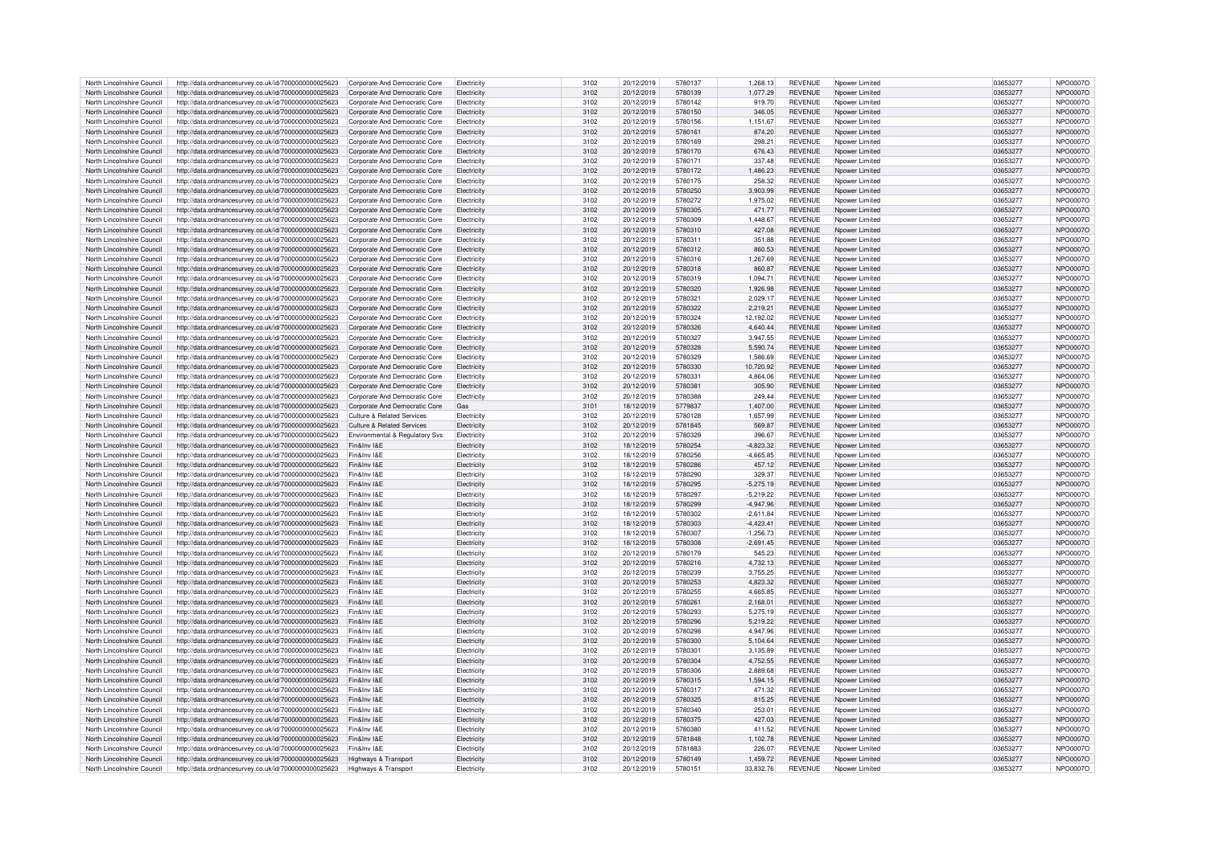| | | | | | | | | | | | |
|---|---|---|---|---|---|---|---|---|---|---|---|
| North Lincolnshire Council | http://data.ordnancesurvey.co.uk/id/7000000000025623 | Corporate And Democratic Core | Electricity | 3102 | 20/12/2019 | 5780137 | 1,268.13 | REVENUE | Npower Limited | 03653277 | NPO0007O |
| North Lincolnshire Council | http://data.ordnancesurvey.co.uk/id/7000000000025623 | Corporate And Democratic Core | Electricity | 3102 | 20/12/2019 | 5780139 | 1,077.29 | REVENUE | Npower Limited | 03653277 | NPO0007O |
| North Lincolnshire Council | http://data.ordnancesurvey.co.uk/id/7000000000025623 | Corporate And Democratic Core | Electricity | 3102 | 20/12/2019 | 5780142 | 919.70 | REVENUE | Npower Limited | 03653277 | NPO0007O |
| North Lincolnshire Council | http://data.ordnancesurvey.co.uk/id/7000000000025623 | Corporate And Democratic Core | Electricity | 3102 | 20/12/2019 | 5780150 | 346.05 | REVENUE | Npower Limited | 03653277 | NPO0007O |
| North Lincolnshire Council | http://data.ordnancesurvey.co.uk/id/7000000000025623 | Corporate And Democratic Core | Electricity | 3102 | 20/12/2019 | 5780156 | 1,151.67 | REVENUE | Npower Limited | 03653277 | NPO0007O |
| North Lincolnshire Council | http://data.ordnancesurvey.co.uk/id/7000000000025623 | Corporate And Democratic Core | Electricity | 3102 | 20/12/2019 | 5780161 | 874.20 | REVENUE | Npower Limited | 03653277 | NPO0007O |
| North Lincolnshire Council | http://data.ordnancesurvey.co.uk/id/7000000000025623 | Corporate And Democratic Core | Electricity | 3102 | 20/12/2019 | 5780169 | 298.21 | REVENUE | Npower Limited | 03653277 | NPO0007O |
| North Lincolnshire Council | http://data.ordnancesurvey.co.uk/id/7000000000025623 | Corporate And Democratic Core | Electricity | 3102 | 20/12/2019 | 5780170 | 676.43 | REVENUE | Npower Limited | 03653277 | NPO0007O |
| North Lincolnshire Council | http://data.ordnancesurvey.co.uk/id/7000000000025623 | Corporate And Democratic Core | Electricity | 3102 | 20/12/2019 | 5780171 | 337.48 | REVENUE | Npower Limited | 03653277 | NPO0007O |
| North Lincolnshire Council | http://data.ordnancesurvey.co.uk/id/7000000000025623 | Corporate And Democratic Core | Electricity | 3102 | 20/12/2019 | 5780172 | 1,486.23 | REVENUE | Npower Limited | 03653277 | NPO0007O |
| North Lincolnshire Council | http://data.ordnancesurvey.co.uk/id/7000000000025623 | Corporate And Democratic Core | Electricity | 3102 | 20/12/2019 | 5780175 | 258.32 | REVENUE | Npower Limited | 03653277 | NPO0007O |
| North Lincolnshire Council | http://data.ordnancesurvey.co.uk/id/7000000000025623 | Corporate And Democratic Core | Electricity | 3102 | 20/12/2019 | 5780250 | 3,903.99 | REVENUE | Npower Limited | 03653277 | NPO0007O |
| North Lincolnshire Council | http://data.ordnancesurvey.co.uk/id/7000000000025623 | Corporate And Democratic Core | Electricity | 3102 | 20/12/2019 | 5780272 | 1,975.02 | REVENUE | Npower Limited | 03653277 | NPO0007O |
| North Lincolnshire Council | http://data.ordnancesurvey.co.uk/id/7000000000025623 | Corporate And Democratic Core | Electricity | 3102 | 20/12/2019 | 5780305 | 471.77 | REVENUE | Npower Limited | 03653277 | NPO0007O |
| North Lincolnshire Council | http://data.ordnancesurvey.co.uk/id/7000000000025623 | Corporate And Democratic Core | Electricity | 3102 | 20/12/2019 | 5780309 | 1,448.67 | REVENUE | Npower Limited | 03653277 | NPO0007O |
| North Lincolnshire Council | http://data.ordnancesurvey.co.uk/id/7000000000025623 | Corporate And Democratic Core | Electricity | 3102 | 20/12/2019 | 5780310 | 427.08 | REVENUE | Npower Limited | 03653277 | NPO0007O |
| North Lincolnshire Council | http://data.ordnancesurvey.co.uk/id/7000000000025623 | Corporate And Democratic Core | Electricity | 3102 | 20/12/2019 | 5780311 | 351.88 | REVENUE | Npower Limited | 03653277 | NPO0007O |
| North Lincolnshire Council | http://data.ordnancesurvey.co.uk/id/7000000000025623 | Corporate And Democratic Core | Electricity | 3102 | 20/12/2019 | 5780312 | 860.53 | REVENUE | Npower Limited | 03653277 | NPO0007O |
| North Lincolnshire Council | http://data.ordnancesurvey.co.uk/id/7000000000025623 | Corporate And Democratic Core | Electricity | 3102 | 20/12/2019 | 5780316 | 1,267.69 | REVENUE | Npower Limited | 03653277 | NPO0007O |
| North Lincolnshire Council | http://data.ordnancesurvey.co.uk/id/7000000000025623 | Corporate And Democratic Core | Electricity | 3102 | 20/12/2019 | 5780318 | 860.87 | REVENUE | Npower Limited | 03653277 | NPO0007O |
| North Lincolnshire Council | http://data.ordnancesurvey.co.uk/id/7000000000025623 | Corporate And Democratic Core | Electricity | 3102 | 20/12/2019 | 5780319 | 1,094.71 | REVENUE | Npower Limited | 03653277 | NPO0007O |
| North Lincolnshire Council | http://data.ordnancesurvey.co.uk/id/7000000000025623 | Corporate And Democratic Core | Electricity | 3102 | 20/12/2019 | 5780320 | 1,926.98 | REVENUE | Npower Limited | 03653277 | NPO0007O |
| North Lincolnshire Council | http://data.ordnancesurvey.co.uk/id/7000000000025623 | Corporate And Democratic Core | Electricity | 3102 | 20/12/2019 | 5780321 | 2,029.17 | REVENUE | Npower Limited | 03653277 | NPO0007O |
| North Lincolnshire Council | http://data.ordnancesurvey.co.uk/id/7000000000025623 | Corporate And Democratic Core | Electricity | 3102 | 20/12/2019 | 5780322 | 2,219.21 | REVENUE | Npower Limited | 03653277 | NPO0007O |
| North Lincolnshire Council | http://data.ordnancesurvey.co.uk/id/7000000000025623 | Corporate And Democratic Core | Electricity | 3102 | 20/12/2019 | 5780324 | 12,192.02 | REVENUE | Npower Limited | 03653277 | NPO0007O |
| North Lincolnshire Council | http://data.ordnancesurvey.co.uk/id/7000000000025623 | Corporate And Democratic Core | Electricity | 3102 | 20/12/2019 | 5780326 | 4,640.44 | REVENUE | Npower Limited | 03653277 | NPO0007O |
| North Lincolnshire Council | http://data.ordnancesurvey.co.uk/id/7000000000025623 | Corporate And Democratic Core | Electricity | 3102 | 20/12/2019 | 5780327 | 3,947.55 | REVENUE | Npower Limited | 03653277 | NPO0007O |
| North Lincolnshire Council | http://data.ordnancesurvey.co.uk/id/7000000000025623 | Corporate And Democratic Core | Electricity | 3102 | 20/12/2019 | 5780328 | 5,590.74 | REVENUE | Npower Limited | 03653277 | NPO0007O |
| North Lincolnshire Council | http://data.ordnancesurvey.co.uk/id/7000000000025623 | Corporate And Democratic Core | Electricity | 3102 | 20/12/2019 | 5780329 | 1,586.69 | REVENUE | Npower Limited | 03653277 | NPO0007O |
| North Lincolnshire Council | http://data.ordnancesurvey.co.uk/id/7000000000025623 | Corporate And Democratic Core | Electricity | 3102 | 20/12/2019 | 5780330 | 10,720.92 | REVENUE | Npower Limited | 03653277 | NPO0007O |
| North Lincolnshire Council | http://data.ordnancesurvey.co.uk/id/7000000000025623 | Corporate And Democratic Core | Electricity | 3102 | 20/12/2019 | 5780331 | 4,864.06 | REVENUE | Npower Limited | 03653277 | NPO0007O |
| North Lincolnshire Council | http://data.ordnancesurvey.co.uk/id/7000000000025623 | Corporate And Democratic Core | Electricity | 3102 | 20/12/2019 | 5780381 | 305.90 | REVENUE | Npower Limited | 03653277 | NPO0007O |
| North Lincolnshire Council | http://data.ordnancesurvey.co.uk/id/7000000000025623 | Corporate And Democratic Core | Electricity | 3102 | 20/12/2019 | 5780388 | 249.44 | REVENUE | Npower Limited | 03653277 | NPO0007O |
| North Lincolnshire Council | http://data.ordnancesurvey.co.uk/id/7000000000025623 | Corporate And Democratic Core | Gas | 3101 | 18/12/2019 | 5779837 | 1,407.00 | REVENUE | Npower Limited | 03653277 | NPO0007O |
| North Lincolnshire Council | http://data.ordnancesurvey.co.uk/id/7000000000025623 | Culture & Related Services | Electricity | 3102 | 20/12/2019 | 5780128 | 1,657.99 | REVENUE | Npower Limited | 03653277 | NPO0007O |
| North Lincolnshire Council | http://data.ordnancesurvey.co.uk/id/7000000000025623 | Culture & Related Services | Electricity | 3102 | 20/12/2019 | 5781845 | 569.87 | REVENUE | Npower Limited | 03653277 | NPO0007O |
| North Lincolnshire Council | http://data.ordnancesurvey.co.uk/id/7000000000025623 | Environmental & Regulatory Svs | Electricity | 3102 | 20/12/2019 | 5780329 | 396.67 | REVENUE | Npower Limited | 03653277 | NPO0007O |
| North Lincolnshire Council | http://data.ordnancesurvey.co.uk/id/7000000000025623 | Fin&Inv I&E | Electricity | 3102 | 18/12/2019 | 5780254 | -4,823.32 | REVENUE | Npower Limited | 03653277 | NPO0007O |
| North Lincolnshire Council | http://data.ordnancesurvey.co.uk/id/7000000000025623 | Fin&Inv I&E | Electricity | 3102 | 18/12/2019 | 5780256 | -4,665.85 | REVENUE | Npower Limited | 03653277 | NPO0007O |
| North Lincolnshire Council | http://data.ordnancesurvey.co.uk/id/7000000000025623 | Fin&Inv I&E | Electricity | 3102 | 18/12/2019 | 5780286 | 457.12 | REVENUE | Npower Limited | 03653277 | NPO0007O |
| North Lincolnshire Council | http://data.ordnancesurvey.co.uk/id/7000000000025623 | Fin&Inv I&E | Electricity | 3102 | 18/12/2019 | 5780290 | 329.37 | REVENUE | Npower Limited | 03653277 | NPO0007O |
| North Lincolnshire Council | http://data.ordnancesurvey.co.uk/id/7000000000025623 | Fin&Inv I&E | Electricity | 3102 | 18/12/2019 | 5780295 | -5,275.19 | REVENUE | Npower Limited | 03653277 | NPO0007O |
| North Lincolnshire Council | http://data.ordnancesurvey.co.uk/id/7000000000025623 | Fin&Inv I&E | Electricity | 3102 | 18/12/2019 | 5780297 | -5,219.22 | REVENUE | Npower Limited | 03653277 | NPO0007O |
| North Lincolnshire Council | http://data.ordnancesurvey.co.uk/id/7000000000025623 | Fin&Inv I&E | Electricity | 3102 | 18/12/2019 | 5780299 | -4,947.96 | REVENUE | Npower Limited | 03653277 | NPO0007O |
| North Lincolnshire Council | http://data.ordnancesurvey.co.uk/id/7000000000025623 | Fin&Inv I&E | Electricity | 3102 | 18/12/2019 | 5780302 | -2,611.84 | REVENUE | Npower Limited | 03653277 | NPO0007O |
| North Lincolnshire Council | http://data.ordnancesurvey.co.uk/id/7000000000025623 | Fin&Inv I&E | Electricity | 3102 | 18/12/2019 | 5780303 | -4,423.41 | REVENUE | Npower Limited | 03653277 | NPO0007O |
| North Lincolnshire Council | http://data.ordnancesurvey.co.uk/id/7000000000025623 | Fin&Inv I&E | Electricity | 3102 | 18/12/2019 | 5780307 | -1,256.73 | REVENUE | Npower Limited | 03653277 | NPO0007O |
| North Lincolnshire Council | http://data.ordnancesurvey.co.uk/id/7000000000025623 | Fin&Inv I&E | Electricity | 3102 | 18/12/2019 | 5780308 | -2,691.45 | REVENUE | Npower Limited | 03653277 | NPO0007O |
| North Lincolnshire Council | http://data.ordnancesurvey.co.uk/id/7000000000025623 | Fin&Inv I&E | Electricity | 3102 | 20/12/2019 | 5780179 | 545.23 | REVENUE | Npower Limited | 03653277 | NPO0007O |
| North Lincolnshire Council | http://data.ordnancesurvey.co.uk/id/7000000000025623 | Fin&Inv I&E | Electricity | 3102 | 20/12/2019 | 5780216 | 4,732.13 | REVENUE | Npower Limited | 03653277 | NPO0007O |
| North Lincolnshire Council | http://data.ordnancesurvey.co.uk/id/7000000000025623 | Fin&Inv I&E | Electricity | 3102 | 20/12/2019 | 5780239 | 3,755.25 | REVENUE | Npower Limited | 03653277 | NPO0007O |
| North Lincolnshire Council | http://data.ordnancesurvey.co.uk/id/7000000000025623 | Fin&Inv I&E | Electricity | 3102 | 20/12/2019 | 5780253 | 4,823.32 | REVENUE | Npower Limited | 03653277 | NPO0007O |
| North Lincolnshire Council | http://data.ordnancesurvey.co.uk/id/7000000000025623 | Fin&Inv I&E | Electricity | 3102 | 20/12/2019 | 5780255 | 4,665.85 | REVENUE | Npower Limited | 03653277 | NPO0007O |
| North Lincolnshire Council | http://data.ordnancesurvey.co.uk/id/7000000000025623 | Fin&Inv I&E | Electricity | 3102 | 20/12/2019 | 5780261 | 2,168.01 | REVENUE | Npower Limited | 03653277 | NPO0007O |
| North Lincolnshire Council | http://data.ordnancesurvey.co.uk/id/7000000000025623 | Fin&Inv I&E | Electricity | 3102 | 20/12/2019 | 5780293 | 5,275.19 | REVENUE | Npower Limited | 03653277 | NPO0007O |
| North Lincolnshire Council | http://data.ordnancesurvey.co.uk/id/7000000000025623 | Fin&Inv I&E | Electricity | 3102 | 20/12/2019 | 5780296 | 5,219.22 | REVENUE | Npower Limited | 03653277 | NPO0007O |
| North Lincolnshire Council | http://data.ordnancesurvey.co.uk/id/7000000000025623 | Fin&Inv I&E | Electricity | 3102 | 20/12/2019 | 5780298 | 4,947.96 | REVENUE | Npower Limited | 03653277 | NPO0007O |
| North Lincolnshire Council | http://data.ordnancesurvey.co.uk/id/7000000000025623 | Fin&Inv I&E | Electricity | 3102 | 20/12/2019 | 5780300 | 5,104.64 | REVENUE | Npower Limited | 03653277 | NPO0007O |
| North Lincolnshire Council | http://data.ordnancesurvey.co.uk/id/7000000000025623 | Fin&Inv I&E | Electricity | 3102 | 20/12/2019 | 5780301 | 3,135.89 | REVENUE | Npower Limited | 03653277 | NPO0007O |
| North Lincolnshire Council | http://data.ordnancesurvey.co.uk/id/7000000000025623 | Fin&Inv I&E | Electricity | 3102 | 20/12/2019 | 5780304 | 4,752.55 | REVENUE | Npower Limited | 03653277 | NPO0007O |
| North Lincolnshire Council | http://data.ordnancesurvey.co.uk/id/7000000000025623 | Fin&Inv I&E | Electricity | 3102 | 20/12/2019 | 5780306 | 2,889.68 | REVENUE | Npower Limited | 03653277 | NPO0007O |
| North Lincolnshire Council | http://data.ordnancesurvey.co.uk/id/7000000000025623 | Fin&Inv I&E | Electricity | 3102 | 20/12/2019 | 5780315 | 1,594.15 | REVENUE | Npower Limited | 03653277 | NPO0007O |
| North Lincolnshire Council | http://data.ordnancesurvey.co.uk/id/7000000000025623 | Fin&Inv I&E | Electricity | 3102 | 20/12/2019 | 5780317 | 471.32 | REVENUE | Npower Limited | 03653277 | NPO0007O |
| North Lincolnshire Council | http://data.ordnancesurvey.co.uk/id/7000000000025623 | Fin&Inv I&E | Electricity | 3102 | 20/12/2019 | 5780325 | 815.25 | REVENUE | Npower Limited | 03653277 | NPO0007O |
| North Lincolnshire Council | http://data.ordnancesurvey.co.uk/id/7000000000025623 | Fin&Inv I&E | Electricity | 3102 | 20/12/2019 | 5780340 | 253.01 | REVENUE | Npower Limited | 03653277 | NPO0007O |
| North Lincolnshire Council | http://data.ordnancesurvey.co.uk/id/7000000000025623 | Fin&Inv I&E | Electricity | 3102 | 20/12/2019 | 5780375 | 427.03 | REVENUE | Npower Limited | 03653277 | NPO0007O |
| North Lincolnshire Council | http://data.ordnancesurvey.co.uk/id/7000000000025623 | Fin&Inv I&E | Electricity | 3102 | 20/12/2019 | 5780380 | 411.52 | REVENUE | Npower Limited | 03653277 | NPO0007O |
| North Lincolnshire Council | http://data.ordnancesurvey.co.uk/id/7000000000025623 | Fin&Inv I&E | Electricity | 3102 | 20/12/2019 | 5781848 | 1,102.78 | REVENUE | Npower Limited | 03653277 | NPO0007O |
| North Lincolnshire Council | http://data.ordnancesurvey.co.uk/id/7000000000025623 | Fin&Inv I&E | Electricity | 3102 | 20/12/2019 | 5781883 | 226.07 | REVENUE | Npower Limited | 03653277 | NPO0007O |
| North Lincolnshire Council | http://data.ordnancesurvey.co.uk/id/7000000000025623 | Highways & Transport | Electricity | 3102 | 20/12/2019 | 5780149 | 1,459.72 | REVENUE | Npower Limited | 03653277 | NPO0007O |
| North Lincolnshire Council | http://data.ordnancesurvey.co.uk/id/7000000000025623 | Highways & Transport | Electricity | 3102 | 20/12/2019 | 5780151 | 33,832.76 | REVENUE | Npower Limited | 03653277 | NPO0007O |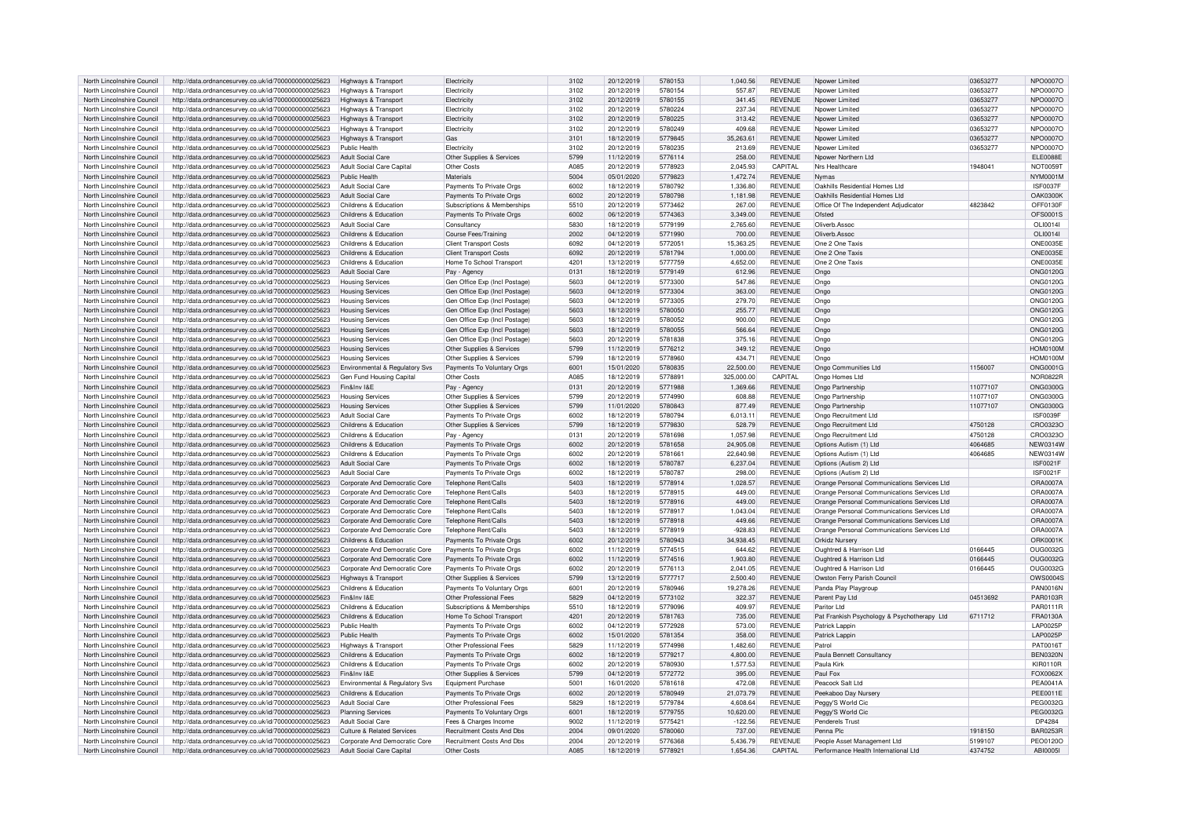| North Lincolnshire Council | http://data.ordnancesurvey.co.uk/id/7000000000025623 | Highways & Transport | Electricity | 3102 | 20/12/2019 | 5780153 | 1,040.56 | REVENUE | Npower Limited | 03653277 | NPO0007O |
|---|---|---|---|---|---|---|---|---|---|---|---|
| North Lincolnshire Council | http://data.ordnancesurvey.co.uk/id/7000000000025623 | Highways & Transport | Electricity | 3102 | 20/12/2019 | 5780154 | 557.87 | REVENUE | Npower Limited | 03653277 | NPO0007O |
| North Lincolnshire Council | http://data.ordnancesurvey.co.uk/id/7000000000025623 | Highways & Transport | Electricity | 3102 | 20/12/2019 | 5780155 | 341.45 | REVENUE | Npower Limited | 03653277 | NPO0007O |
| North Lincolnshire Council | http://data.ordnancesurvey.co.uk/id/7000000000025623 | Highways & Transport | Electricity | 3102 | 20/12/2019 | 5780224 | 237.34 | REVENUE | Npower Limited | 03653277 | NPO0007O |
| North Lincolnshire Council | http://data.ordnancesurvey.co.uk/id/7000000000025623 | Highways & Transport | Electricity | 3102 | 20/12/2019 | 5780225 | 313.42 | REVENUE | Npower Limited | 03653277 | NPO0007O |
| North Lincolnshire Council | http://data.ordnancesurvey.co.uk/id/7000000000025623 | Highways & Transport | Electricity | 3102 | 20/12/2019 | 5780249 | 409.68 | REVENUE | Npower Limited | 03653277 | NPO0007O |
| North Lincolnshire Council | http://data.ordnancesurvey.co.uk/id/7000000000025623 | Highways & Transport | Gas | 3101 | 18/12/2019 | 5779845 | 35,263.61 | REVENUE | Npower Limited | 03653277 | NPO0007O |
| North Lincolnshire Council | http://data.ordnancesurvey.co.uk/id/7000000000025623 | Public Health | Electricity | 3102 | 20/12/2019 | 5780235 | 213.69 | REVENUE | Npower Limited | 03653277 | NPO0007O |
| North Lincolnshire Council | http://data.ordnancesurvey.co.uk/id/7000000000025623 | Adult Social Care | Other Supplies & Services | 5799 | 11/12/2019 | 5776114 | 258.00 | REVENUE | Npower Northern Ltd | | ELE0088E |
| North Lincolnshire Council | http://data.ordnancesurvey.co.uk/id/7000000000025623 | Adult Social Care Capital | Other Costs | A085 | 20/12/2019 | 5778923 | 2,045.93 | CAPITAL | Nrs Healthcare | 1948041 | NOT0059T |
| North Lincolnshire Council | http://data.ordnancesurvey.co.uk/id/7000000000025623 | Public Health | Materials | 5004 | 05/01/2020 | 5779823 | 1,472.74 | REVENUE | Nymas | | NYM0001M |
| North Lincolnshire Council | http://data.ordnancesurvey.co.uk/id/7000000000025623 | Adult Social Care | Payments To Private Orgs | 6002 | 18/12/2019 | 5780792 | 1,336.80 | REVENUE | Oakhills Residential Homes Ltd | | ISF0037F |
| North Lincolnshire Council | http://data.ordnancesurvey.co.uk/id/7000000000025623 | Adult Social Care | Payments To Private Orgs | 6002 | 20/12/2019 | 5780798 | 1,181.98 | REVENUE | Oakhills Residential Homes Ltd | | OAK0300K |
| North Lincolnshire Council | http://data.ordnancesurvey.co.uk/id/7000000000025623 | Childrens & Education | Subscriptions & Memberships | 5510 | 20/12/2019 | 5773462 | 267.00 | REVENUE | Office Of The Independent Adjudicator | 4823842 | OFF0130F |
| North Lincolnshire Council | http://data.ordnancesurvey.co.uk/id/7000000000025623 | Childrens & Education | Payments To Private Orgs | 6002 | 06/12/2019 | 5774363 | 3,349.00 | REVENUE | Ofsted | | OFS0001S |
| North Lincolnshire Council | http://data.ordnancesurvey.co.uk/id/7000000000025623 | Adult Social Care | Consultancy | 5830 | 18/12/2019 | 5779199 | 2,765.60 | REVENUE | Oliverb.Assoc | | OLI0014I |
| North Lincolnshire Council | http://data.ordnancesurvey.co.uk/id/7000000000025623 | Childrens & Education | Course Fees/Training | 2002 | 04/12/2019 | 5771990 | 700.00 | REVENUE | Oliverb.Assoc | | OLI0014I |
| North Lincolnshire Council | http://data.ordnancesurvey.co.uk/id/7000000000025623 | Childrens & Education | Client Transport Costs | 6092 | 04/12/2019 | 5772051 | 15,363.25 | REVENUE | One 2 One Taxis | | ONE0035E |
| North Lincolnshire Council | http://data.ordnancesurvey.co.uk/id/7000000000025623 | Childrens & Education | Client Transport Costs | 6092 | 20/12/2019 | 5781794 | 1,000.00 | REVENUE | One 2 One Taxis | | ONE0035E |
| North Lincolnshire Council | http://data.ordnancesurvey.co.uk/id/7000000000025623 | Childrens & Education | Home To School Transport | 4201 | 13/12/2019 | 5777759 | 4,652.00 | REVENUE | One 2 One Taxis | | ONE0035E |
| North Lincolnshire Council | http://data.ordnancesurvey.co.uk/id/7000000000025623 | Adult Social Care | Pay - Agency | 0131 | 18/12/2019 | 5779149 | 612.96 | REVENUE | Ongo | | ONG0120G |
| North Lincolnshire Council | http://data.ordnancesurvey.co.uk/id/7000000000025623 | Housing Services | Gen Office Exp (Incl Postage) | 5603 | 04/12/2019 | 5773300 | 547.86 | REVENUE | Ongo | | ONG0120G |
| North Lincolnshire Council | http://data.ordnancesurvey.co.uk/id/7000000000025623 | Housing Services | Gen Office Exp (Incl Postage) | 5603 | 04/12/2019 | 5773304 | 363.00 | REVENUE | Ongo | | ONG0120G |
| North Lincolnshire Council | http://data.ordnancesurvey.co.uk/id/7000000000025623 | Housing Services | Gen Office Exp (Incl Postage) | 5603 | 04/12/2019 | 5773305 | 279.70 | REVENUE | Ongo | | ONG0120G |
| North Lincolnshire Council | http://data.ordnancesurvey.co.uk/id/7000000000025623 | Housing Services | Gen Office Exp (Incl Postage) | 5603 | 18/12/2019 | 5780050 | 255.77 | REVENUE | Ongo | | ONG0120G |
| North Lincolnshire Council | http://data.ordnancesurvey.co.uk/id/7000000000025623 | Housing Services | Gen Office Exp (Incl Postage) | 5603 | 18/12/2019 | 5780052 | 900.00 | REVENUE | Ongo | | ONG0120G |
| North Lincolnshire Council | http://data.ordnancesurvey.co.uk/id/7000000000025623 | Housing Services | Gen Office Exp (Incl Postage) | 5603 | 18/12/2019 | 5780055 | 566.64 | REVENUE | Ongo | | ONG0120G |
| North Lincolnshire Council | http://data.ordnancesurvey.co.uk/id/7000000000025623 | Housing Services | Gen Office Exp (Incl Postage) | 5603 | 20/12/2019 | 5781838 | 375.16 | REVENUE | Ongo | | ONG0120G |
| North Lincolnshire Council | http://data.ordnancesurvey.co.uk/id/7000000000025623 | Housing Services | Other Supplies & Services | 5799 | 11/12/2019 | 5776212 | 349.12 | REVENUE | Ongo | | HOM0100M |
| North Lincolnshire Council | http://data.ordnancesurvey.co.uk/id/7000000000025623 | Housing Services | Other Supplies & Services | 5799 | 18/12/2019 | 5778960 | 434.71 | REVENUE | Ongo | | HOM0100M |
| North Lincolnshire Council | http://data.ordnancesurvey.co.uk/id/7000000000025623 | Environmental & Regulatory Svs | Payments To Voluntary Orgs | 6001 | 15/01/2020 | 5780835 | 22,500.00 | REVENUE | Ongo Communities Ltd | 1156007 | ONG0001G |
| North Lincolnshire Council | http://data.ordnancesurvey.co.uk/id/7000000000025623 | Gen Fund Housing Capital | Other Costs | A085 | 18/12/2019 | 5778891 | 325,000.00 | CAPITAL | Ongo Homes Ltd | | NOR0822R |
| North Lincolnshire Council | http://data.ordnancesurvey.co.uk/id/7000000000025623 | Fin&Inv I&E | Pay - Agency | 0131 | 20/12/2019 | 5771988 | 1,369.66 | REVENUE | Ongo Partnership | 11077107 | ONG0300G |
| North Lincolnshire Council | http://data.ordnancesurvey.co.uk/id/7000000000025623 | Housing Services | Other Supplies & Services | 5799 | 20/12/2019 | 5774990 | 608.88 | REVENUE | Ongo Partnership | 11077107 | ONG0300G |
| North Lincolnshire Council | http://data.ordnancesurvey.co.uk/id/7000000000025623 | Housing Services | Other Supplies & Services | 5799 | 11/01/2020 | 5780843 | 877.49 | REVENUE | Ongo Partnership | 11077107 | ONG0300G |
| North Lincolnshire Council | http://data.ordnancesurvey.co.uk/id/7000000000025623 | Adult Social Care | Payments To Private Orgs | 6002 | 18/12/2019 | 5780794 | 6,013.11 | REVENUE | Ongo Recruitment Ltd | | ISF0039F |
| North Lincolnshire Council | http://data.ordnancesurvey.co.uk/id/7000000000025623 | Childrens & Education | Other Supplies & Services | 5799 | 18/12/2019 | 5779830 | 528.79 | REVENUE | Ongo Recruitment Ltd | 4750128 | CRO0323O |
| North Lincolnshire Council | http://data.ordnancesurvey.co.uk/id/7000000000025623 | Childrens & Education | Pay - Agency | 0131 | 20/12/2019 | 5781698 | 1,057.98 | REVENUE | Ongo Recruitment Ltd | 4750128 | CRO0323O |
| North Lincolnshire Council | http://data.ordnancesurvey.co.uk/id/7000000000025623 | Childrens & Education | Payments To Private Orgs | 6002 | 20/12/2019 | 5781658 | 24,905.08 | REVENUE | Options Autism (1) Ltd | 4064685 | NEW0314W |
| North Lincolnshire Council | http://data.ordnancesurvey.co.uk/id/7000000000025623 | Childrens & Education | Payments To Private Orgs | 6002 | 20/12/2019 | 5781661 | 22,640.98 | REVENUE | Options Autism (1) Ltd | 4064685 | NEW0314W |
| North Lincolnshire Council | http://data.ordnancesurvey.co.uk/id/7000000000025623 | Adult Social Care | Payments To Private Orgs | 6002 | 18/12/2019 | 5780787 | 6,237.04 | REVENUE | Options (Autism 2) Ltd | | ISF0021F |
| North Lincolnshire Council | http://data.ordnancesurvey.co.uk/id/7000000000025623 | Adult Social Care | Payments To Private Orgs | 6002 | 18/12/2019 | 5780787 | 298.00 | REVENUE | Options (Autism 2) Ltd | | ISF0021F |
| North Lincolnshire Council | http://data.ordnancesurvey.co.uk/id/7000000000025623 | Corporate And Democratic Core | Telephone Rent/Calls | 5403 | 18/12/2019 | 5778914 | 1,028.57 | REVENUE | Orange Personal Communications Services Ltd | | ORA0007A |
| North Lincolnshire Council | http://data.ordnancesurvey.co.uk/id/7000000000025623 | Corporate And Democratic Core | Telephone Rent/Calls | 5403 | 18/12/2019 | 5778915 | 449.00 | REVENUE | Orange Personal Communications Services Ltd | | ORA0007A |
| North Lincolnshire Council | http://data.ordnancesurvey.co.uk/id/7000000000025623 | Corporate And Democratic Core | Telephone Rent/Calls | 5403 | 18/12/2019 | 5778916 | 449.00 | REVENUE | Orange Personal Communications Services Ltd | | ORA0007A |
| North Lincolnshire Council | http://data.ordnancesurvey.co.uk/id/7000000000025623 | Corporate And Democratic Core | Telephone Rent/Calls | 5403 | 18/12/2019 | 5778917 | 1,043.04 | REVENUE | Orange Personal Communications Services Ltd | | ORA0007A |
| North Lincolnshire Council | http://data.ordnancesurvey.co.uk/id/7000000000025623 | Corporate And Democratic Core | Telephone Rent/Calls | 5403 | 18/12/2019 | 5778918 | 449.66 | REVENUE | Orange Personal Communications Services Ltd | | ORA0007A |
| North Lincolnshire Council | http://data.ordnancesurvey.co.uk/id/7000000000025623 | Corporate And Democratic Core | Telephone Rent/Calls | 5403 | 18/12/2019 | 5778919 | -928.83 | REVENUE | Orange Personal Communications Services Ltd | | ORA0007A |
| North Lincolnshire Council | http://data.ordnancesurvey.co.uk/id/7000000000025623 | Childrens & Education | Payments To Private Orgs | 6002 | 20/12/2019 | 5780943 | 34,938.45 | REVENUE | Orkidz Nursery | | ORK0001K |
| North Lincolnshire Council | http://data.ordnancesurvey.co.uk/id/7000000000025623 | Corporate And Democratic Core | Payments To Private Orgs | 6002 | 11/12/2019 | 5774515 | 644.62 | REVENUE | Oughtred & Harrison Ltd | 0166445 | OUG0032G |
| North Lincolnshire Council | http://data.ordnancesurvey.co.uk/id/7000000000025623 | Corporate And Democratic Core | Payments To Private Orgs | 6002 | 11/12/2019 | 5774516 | 1,903.80 | REVENUE | Oughtred & Harrison Ltd | 0166445 | OUG0032G |
| North Lincolnshire Council | http://data.ordnancesurvey.co.uk/id/7000000000025623 | Corporate And Democratic Core | Payments To Private Orgs | 6002 | 20/12/2019 | 5776113 | 2,041.05 | REVENUE | Oughtred & Harrison Ltd | 0166445 | OUG0032G |
| North Lincolnshire Council | http://data.ordnancesurvey.co.uk/id/7000000000025623 | Highways & Transport | Other Supplies & Services | 5799 | 13/12/2019 | 5777717 | 2,500.40 | REVENUE | Owston Ferry Parish Council | | OWS0004S |
| North Lincolnshire Council | http://data.ordnancesurvey.co.uk/id/7000000000025623 | Childrens & Education | Payments To Voluntary Orgs | 6001 | 20/12/2019 | 5780946 | 19,278.26 | REVENUE | Panda Play Playgroup | | PAN0016N |
| North Lincolnshire Council | http://data.ordnancesurvey.co.uk/id/7000000000025623 | Fin&Inv I&E | Other Professional Fees | 5829 | 04/12/2019 | 5773102 | 322.37 | REVENUE | Parent Pay Ltd | 04513692 | PAR0103R |
| North Lincolnshire Council | http://data.ordnancesurvey.co.uk/id/7000000000025623 | Childrens & Education | Subscriptions & Memberships | 5510 | 18/12/2019 | 5779096 | 409.97 | REVENUE | Paritor Ltd | | PAR0111R |
| North Lincolnshire Council | http://data.ordnancesurvey.co.uk/id/7000000000025623 | Childrens & Education | Home To School Transport | 4201 | 20/12/2019 | 5781763 | 735.00 | REVENUE | Pat Frankish Psychology & Psychotherapy Ltd | 6711712 | FRA0130A |
| North Lincolnshire Council | http://data.ordnancesurvey.co.uk/id/7000000000025623 | Public Health | Payments To Private Orgs | 6002 | 04/12/2019 | 5772928 | 573.00 | REVENUE | Patrick Lappin | | LAP0025P |
| North Lincolnshire Council | http://data.ordnancesurvey.co.uk/id/7000000000025623 | Public Health | Payments To Private Orgs | 6002 | 15/01/2020 | 5781354 | 358.00 | REVENUE | Patrick Lappin | | LAP0025P |
| North Lincolnshire Council | http://data.ordnancesurvey.co.uk/id/7000000000025623 | Highways & Transport | Other Professional Fees | 5829 | 11/12/2019 | 5774998 | 1,482.60 | REVENUE | Patrol | | PAT0016T |
| North Lincolnshire Council | http://data.ordnancesurvey.co.uk/id/7000000000025623 | Childrens & Education | Payments To Private Orgs | 6002 | 18/12/2019 | 5779217 | 4,800.00 | REVENUE | Paula Bennett Consultancy | | BEN0320N |
| North Lincolnshire Council | http://data.ordnancesurvey.co.uk/id/7000000000025623 | Childrens & Education | Payments To Private Orgs | 6002 | 20/12/2019 | 5780930 | 1,577.53 | REVENUE | Paula Kirk | | KIR0110R |
| North Lincolnshire Council | http://data.ordnancesurvey.co.uk/id/7000000000025623 | Fin&Inv I&E | Other Supplies & Services | 5799 | 04/12/2019 | 5772772 | 395.00 | REVENUE | Paul Fox | | FOX0062X |
| North Lincolnshire Council | http://data.ordnancesurvey.co.uk/id/7000000000025623 | Environmental & Regulatory Svs | Equipment Purchase | 5001 | 16/01/2020 | 5781618 | 472.08 | REVENUE | Peacock Salt Ltd | | PEA0041A |
| North Lincolnshire Council | http://data.ordnancesurvey.co.uk/id/7000000000025623 | Childrens & Education | Payments To Private Orgs | 6002 | 20/12/2019 | 5780949 | 21,073.79 | REVENUE | Peekaboo Day Nursery | | PEE0011E |
| North Lincolnshire Council | http://data.ordnancesurvey.co.uk/id/7000000000025623 | Adult Social Care | Other Professional Fees | 5829 | 18/12/2019 | 5779784 | 4,608.64 | REVENUE | Peggy'S World Cic | | PEG0032G |
| North Lincolnshire Council | http://data.ordnancesurvey.co.uk/id/7000000000025623 | Planning Services | Payments To Voluntary Orgs | 6001 | 18/12/2019 | 5779755 | 10,620.00 | REVENUE | Peggy'S World Cic | | PEG0032G |
| North Lincolnshire Council | http://data.ordnancesurvey.co.uk/id/7000000000025623 | Adult Social Care | Fees & Charges Income | 9002 | 11/12/2019 | 5775421 | -122.56 | REVENUE | Penderels Trust | | DP4284 |
| North Lincolnshire Council | http://data.ordnancesurvey.co.uk/id/7000000000025623 | Culture & Related Services | Recruitment Costs And Dbs | 2004 | 09/01/2020 | 5780060 | 737.00 | REVENUE | Penna Plc | 1918150 | BAR0253R |
| North Lincolnshire Council | http://data.ordnancesurvey.co.uk/id/7000000000025623 | Corporate And Democratic Core | Recruitment Costs And Dbs | 2004 | 20/12/2019 | 5776368 | 5,436.79 | REVENUE | People Asset Management Ltd | 5199107 | PEO0120O |
| North Lincolnshire Council | http://data.ordnancesurvey.co.uk/id/7000000000025623 | Adult Social Care Capital | Other Costs | A085 | 18/12/2019 | 5778921 | 1,654.36 | CAPITAL | Performance Health International Ltd | 4374752 | ABI0005I |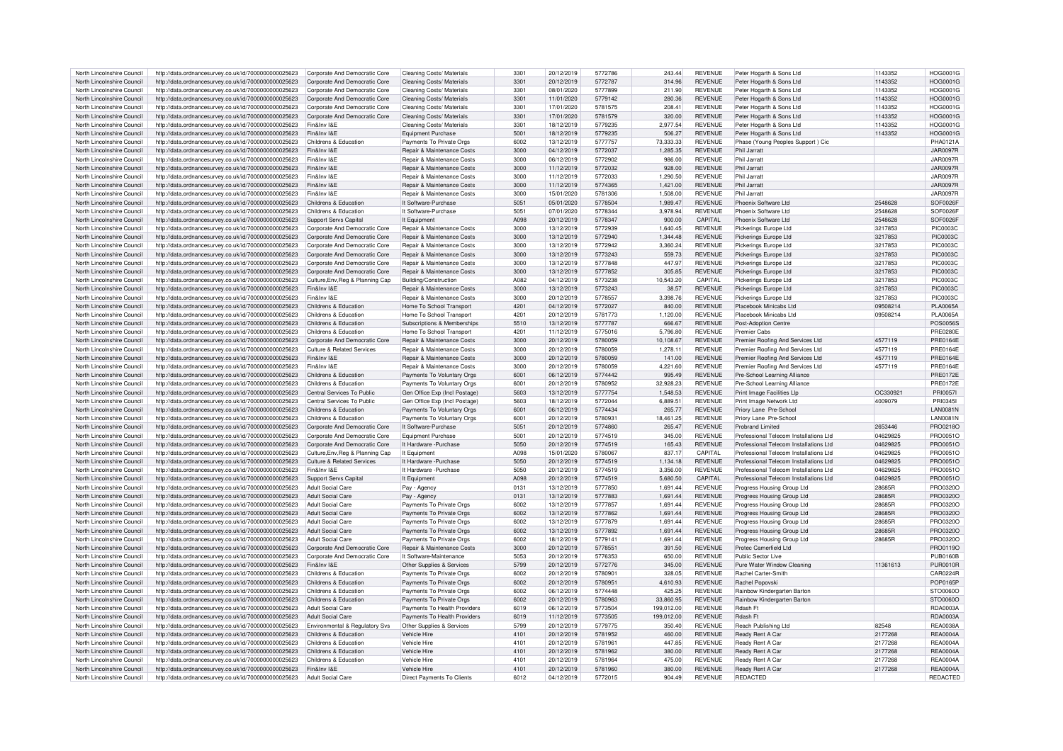| North Lincolnshire Council | http://data.ordnancesurvey.co.uk/id/7000000000025623 | Corporate And Democratic Core | Cleaning Costs/ Materials | 3301 | 20/12/2019 | 5772786 | 243.44 | REVENUE | Peter Hogarth & Sons Ltd | 1143352 | HOG0001G |
|---|---|---|---|---|---|---|---|---|---|---|---|
| North Lincolnshire Council | http://data.ordnancesurvey.co.uk/id/7000000000025623 | Corporate And Democratic Core | Cleaning Costs/ Materials | 3301 | 20/12/2019 | 5772787 | 314.96 | REVENUE | Peter Hogarth & Sons Ltd | 1143352 | HOG0001G |
| North Lincolnshire Council | http://data.ordnancesurvey.co.uk/id/7000000000025623 | Corporate And Democratic Core | Cleaning Costs/ Materials | 3301 | 08/01/2020 | 5777899 | 211.90 | REVENUE | Peter Hogarth & Sons Ltd | 1143352 | HOG0001G |
| North Lincolnshire Council | http://data.ordnancesurvey.co.uk/id/7000000000025623 | Corporate And Democratic Core | Cleaning Costs/ Materials | 3301 | 11/01/2020 | 5779142 | 280.36 | REVENUE | Peter Hogarth & Sons Ltd | 1143352 | HOG0001G |
| North Lincolnshire Council | http://data.ordnancesurvey.co.uk/id/7000000000025623 | Corporate And Democratic Core | Cleaning Costs/ Materials | 3301 | 17/01/2020 | 5781575 | 208.41 | REVENUE | Peter Hogarth & Sons Ltd | 1143352 | HOG0001G |
| North Lincolnshire Council | http://data.ordnancesurvey.co.uk/id/7000000000025623 | Corporate And Democratic Core | Cleaning Costs/ Materials | 3301 | 17/01/2020 | 5781579 | 320.00 | REVENUE | Peter Hogarth & Sons Ltd | 1143352 | HOG0001G |
| North Lincolnshire Council | http://data.ordnancesurvey.co.uk/id/7000000000025623 | Fin&Inv I&E | Cleaning Costs/ Materials | 3301 | 18/12/2019 | 5779235 | 2,977.54 | REVENUE | Peter Hogarth & Sons Ltd | 1143352 | HOG0001G |
| North Lincolnshire Council | http://data.ordnancesurvey.co.uk/id/7000000000025623 | Fin&Inv I&E | Equipment Purchase | 5001 | 18/12/2019 | 5779235 | 506.27 | REVENUE | Peter Hogarth & Sons Ltd | 1143352 | HOG0001G |
| North Lincolnshire Council | http://data.ordnancesurvey.co.uk/id/7000000000025623 | Childrens & Education | Payments To Private Orgs | 6002 | 13/12/2019 | 5777757 | 73,333.33 | REVENUE | Phase (Young Peoples Support ) Cic | | PHA0121A |
| North Lincolnshire Council | http://data.ordnancesurvey.co.uk/id/7000000000025623 | Fin&Inv I&E | Repair & Maintenance Costs | 3000 | 04/12/2019 | 5772037 | 1,285.35 | REVENUE | Phil Jarratt | | JAR0097R |
| North Lincolnshire Council | http://data.ordnancesurvey.co.uk/id/7000000000025623 | Fin&Inv I&E | Repair & Maintenance Costs | 3000 | 06/12/2019 | 5772902 | 986.00 | REVENUE | Phil Jarratt | | JAR0097R |
| North Lincolnshire Council | http://data.ordnancesurvey.co.uk/id/7000000000025623 | Fin&Inv I&E | Repair & Maintenance Costs | 3000 | 11/12/2019 | 5772032 | 928.00 | REVENUE | Phil Jarratt | | JAR0097R |
| North Lincolnshire Council | http://data.ordnancesurvey.co.uk/id/7000000000025623 | Fin&Inv I&E | Repair & Maintenance Costs | 3000 | 11/12/2019 | 5772033 | 1,290.50 | REVENUE | Phil Jarratt | | JAR0097R |
| North Lincolnshire Council | http://data.ordnancesurvey.co.uk/id/7000000000025623 | Fin&Inv I&E | Repair & Maintenance Costs | 3000 | 11/12/2019 | 5774365 | 1,421.00 | REVENUE | Phil Jarratt | | JAR0097R |
| North Lincolnshire Council | http://data.ordnancesurvey.co.uk/id/7000000000025623 | Fin&Inv I&E | Repair & Maintenance Costs | 3000 | 15/01/2020 | 5781306 | 1,508.00 | REVENUE | Phil Jarratt | | JAR0097R |
| North Lincolnshire Council | http://data.ordnancesurvey.co.uk/id/7000000000025623 | Childrens & Education | It Software-Purchase | 5051 | 05/01/2020 | 5778504 | 1,989.47 | REVENUE | Phoenix Software Ltd | 2548628 | SOF0026F |
| North Lincolnshire Council | http://data.ordnancesurvey.co.uk/id/7000000000025623 | Childrens & Education | It Software-Purchase | 5051 | 07/01/2020 | 5778344 | 3,978.94 | REVENUE | Phoenix Software Ltd | 2548628 | SOF0026F |
| North Lincolnshire Council | http://data.ordnancesurvey.co.uk/id/7000000000025623 | Support Servs Capital | It Equipment | A098 | 20/12/2019 | 5778347 | 900.00 | CAPITAL | Phoenix Software Ltd | 2548628 | SOF0026F |
| North Lincolnshire Council | http://data.ordnancesurvey.co.uk/id/7000000000025623 | Corporate And Democratic Core | Repair & Maintenance Costs | 3000 | 13/12/2019 | 5772939 | 1,640.45 | REVENUE | Pickerings Europe Ltd | 3217853 | PIC0003C |
| North Lincolnshire Council | http://data.ordnancesurvey.co.uk/id/7000000000025623 | Corporate And Democratic Core | Repair & Maintenance Costs | 3000 | 13/12/2019 | 5772940 | 1,344.48 | REVENUE | Pickerings Europe Ltd | 3217853 | PIC0003C |
| North Lincolnshire Council | http://data.ordnancesurvey.co.uk/id/7000000000025623 | Corporate And Democratic Core | Repair & Maintenance Costs | 3000 | 13/12/2019 | 5772942 | 3,360.24 | REVENUE | Pickerings Europe Ltd | 3217853 | PIC0003C |
| North Lincolnshire Council | http://data.ordnancesurvey.co.uk/id/7000000000025623 | Corporate And Democratic Core | Repair & Maintenance Costs | 3000 | 13/12/2019 | 5773243 | 559.73 | REVENUE | Pickerings Europe Ltd | 3217853 | PIC0003C |
| North Lincolnshire Council | http://data.ordnancesurvey.co.uk/id/7000000000025623 | Corporate And Democratic Core | Repair & Maintenance Costs | 3000 | 13/12/2019 | 5777848 | 447.97 | REVENUE | Pickerings Europe Ltd | 3217853 | PIC0003C |
| North Lincolnshire Council | http://data.ordnancesurvey.co.uk/id/7000000000025623 | Corporate And Democratic Core | Repair & Maintenance Costs | 3000 | 13/12/2019 | 5777852 | 305.85 | REVENUE | Pickerings Europe Ltd | 3217853 | PIC0003C |
| North Lincolnshire Council | http://data.ordnancesurvey.co.uk/id/7000000000025623 | Culture,Env,Reg & Planning Cap | Building/Construction | A082 | 04/12/2019 | 5773238 | 10,543.20 | CAPITAL | Pickerings Europe Ltd | 3217853 | PIC0003C |
| North Lincolnshire Council | http://data.ordnancesurvey.co.uk/id/7000000000025623 | Fin&Inv I&E | Repair & Maintenance Costs | 3000 | 13/12/2019 | 5773243 | 38.57 | REVENUE | Pickerings Europe Ltd | 3217853 | PIC0003C |
| North Lincolnshire Council | http://data.ordnancesurvey.co.uk/id/7000000000025623 | Fin&Inv I&E | Repair & Maintenance Costs | 3000 | 20/12/2019 | 5778557 | 3,398.76 | REVENUE | Pickerings Europe Ltd | 3217853 | PIC0003C |
| North Lincolnshire Council | http://data.ordnancesurvey.co.uk/id/7000000000025623 | Childrens & Education | Home To School Transport | 4201 | 04/12/2019 | 5772027 | 840.00 | REVENUE | Placebook Minicabs Ltd | 09508214 | PLA0065A |
| North Lincolnshire Council | http://data.ordnancesurvey.co.uk/id/7000000000025623 | Childrens & Education | Home To School Transport | 4201 | 20/12/2019 | 5781773 | 1,120.00 | REVENUE | Placebook Minicabs Ltd | 09508214 | PLA0065A |
| North Lincolnshire Council | http://data.ordnancesurvey.co.uk/id/7000000000025623 | Childrens & Education | Subscriptions & Memberships | 5510 | 13/12/2019 | 5777787 | 666.67 | REVENUE | Post-Adoption Centre | | POS0056S |
| North Lincolnshire Council | http://data.ordnancesurvey.co.uk/id/7000000000025623 | Childrens & Education | Home To School Transport | 4201 | 11/12/2019 | 5775016 | 5,796.80 | REVENUE | Premier Cabs | | PRE0280E |
| North Lincolnshire Council | http://data.ordnancesurvey.co.uk/id/7000000000025623 | Corporate And Democratic Core | Repair & Maintenance Costs | 3000 | 20/12/2019 | 5780059 | 10,108.67 | REVENUE | Premier Roofing And Services Ltd | 4577119 | PRE0164E |
| North Lincolnshire Council | http://data.ordnancesurvey.co.uk/id/7000000000025623 | Culture & Related Services | Repair & Maintenance Costs | 3000 | 20/12/2019 | 5780059 | 1,278.11 | REVENUE | Premier Roofing And Services Ltd | 4577119 | PRE0164E |
| North Lincolnshire Council | http://data.ordnancesurvey.co.uk/id/7000000000025623 | Fin&Inv I&E | Repair & Maintenance Costs | 3000 | 20/12/2019 | 5780059 | 141.00 | REVENUE | Premier Roofing And Services Ltd | 4577119 | PRE0164E |
| North Lincolnshire Council | http://data.ordnancesurvey.co.uk/id/7000000000025623 | Fin&Inv I&E | Repair & Maintenance Costs | 3000 | 20/12/2019 | 5780059 | 4,221.60 | REVENUE | Premier Roofing And Services Ltd | 4577119 | PRE0164E |
| North Lincolnshire Council | http://data.ordnancesurvey.co.uk/id/7000000000025623 | Childrens & Education | Payments To Voluntary Orgs | 6001 | 06/12/2019 | 5774442 | 995.49 | REVENUE | Pre-School Learning Alliance | | PRE0172E |
| North Lincolnshire Council | http://data.ordnancesurvey.co.uk/id/7000000000025623 | Childrens & Education | Payments To Voluntary Orgs | 6001 | 20/12/2019 | 5780952 | 32,928.23 | REVENUE | Pre-School Learning Alliance | | PRE0172E |
| North Lincolnshire Council | http://data.ordnancesurvey.co.uk/id/7000000000025623 | Central Services To Public | Gen Office Exp (Incl Postage) | 5603 | 13/12/2019 | 5777754 | 1,548.53 | REVENUE | Print Image Facilities Llp | OC330921 | PRI0057I |
| North Lincolnshire Council | http://data.ordnancesurvey.co.uk/id/7000000000025623 | Central Services To Public | Gen Office Exp (Incl Postage) | 5603 | 18/12/2019 | 5772044 | 6,889.51 | REVENUE | Print Image Network Ltd | 4009079 | PRI0345I |
| North Lincolnshire Council | http://data.ordnancesurvey.co.uk/id/7000000000025623 | Childrens & Education | Payments To Voluntary Orgs | 6001 | 06/12/2019 | 5774434 | 265.77 | REVENUE | Priory Lane Pre-School | | LAN0081N |
| North Lincolnshire Council | http://data.ordnancesurvey.co.uk/id/7000000000025623 | Childrens & Education | Payments To Voluntary Orgs | 6001 | 20/12/2019 | 5780931 | 18,461.25 | REVENUE | Priory Lane Pre-School | | LAN0081N |
| North Lincolnshire Council | http://data.ordnancesurvey.co.uk/id/7000000000025623 | Corporate And Democratic Core | It Software-Purchase | 5051 | 20/12/2019 | 5774860 | 265.47 | REVENUE | Probrand Limited | 2653446 | PRO0218O |
| North Lincolnshire Council | http://data.ordnancesurvey.co.uk/id/7000000000025623 | Corporate And Democratic Core | Equipment Purchase | 5001 | 20/12/2019 | 5774519 | 345.00 | REVENUE | Professional Telecom Installations Ltd | 04629825 | PRO0051O |
| North Lincolnshire Council | http://data.ordnancesurvey.co.uk/id/7000000000025623 | Corporate And Democratic Core | It Hardware -Purchase | 5050 | 20/12/2019 | 5774519 | 165.43 | REVENUE | Professional Telecom Installations Ltd | 04629825 | PRO0051O |
| North Lincolnshire Council | http://data.ordnancesurvey.co.uk/id/7000000000025623 | Culture,Env,Reg & Planning Cap | It Equipment | A098 | 15/01/2020 | 5780067 | 837.17 | CAPITAL | Professional Telecom Installations Ltd | 04629825 | PRO0051O |
| North Lincolnshire Council | http://data.ordnancesurvey.co.uk/id/7000000000025623 | Culture & Related Services | It Hardware -Purchase | 5050 | 20/12/2019 | 5774519 | 1,134.18 | REVENUE | Professional Telecom Installations Ltd | 04629825 | PRO0051O |
| North Lincolnshire Council | http://data.ordnancesurvey.co.uk/id/7000000000025623 | Fin&Inv I&E | It Hardware -Purchase | 5050 | 20/12/2019 | 5774519 | 3,356.00 | REVENUE | Professional Telecom Installations Ltd | 04629825 | PRO0051O |
| North Lincolnshire Council | http://data.ordnancesurvey.co.uk/id/7000000000025623 | Support Servs Capital | It Equipment | A098 | 20/12/2019 | 5774519 | 5,680.50 | CAPITAL | Professional Telecom Installations Ltd | 04629825 | PRO0051O |
| North Lincolnshire Council | http://data.ordnancesurvey.co.uk/id/7000000000025623 | Adult Social Care | Pay - Agency | 0131 | 13/12/2019 | 5777850 | 1,691.44 | REVENUE | Progress Housing Group Ltd | 28685R | PRO0320O |
| North Lincolnshire Council | http://data.ordnancesurvey.co.uk/id/7000000000025623 | Adult Social Care | Pay - Agency | 0131 | 13/12/2019 | 5777883 | 1,691.44 | REVENUE | Progress Housing Group Ltd | 28685R | PRO0320O |
| North Lincolnshire Council | http://data.ordnancesurvey.co.uk/id/7000000000025623 | Adult Social Care | Payments To Private Orgs | 6002 | 13/12/2019 | 5777857 | 1,691.44 | REVENUE | Progress Housing Group Ltd | 28685R | PRO0320O |
| North Lincolnshire Council | http://data.ordnancesurvey.co.uk/id/7000000000025623 | Adult Social Care | Payments To Private Orgs | 6002 | 13/12/2019 | 5777862 | 1,691.44 | REVENUE | Progress Housing Group Ltd | 28685R | PRO0320O |
| North Lincolnshire Council | http://data.ordnancesurvey.co.uk/id/7000000000025623 | Adult Social Care | Payments To Private Orgs | 6002 | 13/12/2019 | 5777879 | 1,691.44 | REVENUE | Progress Housing Group Ltd | 28685R | PRO0320O |
| North Lincolnshire Council | http://data.ordnancesurvey.co.uk/id/7000000000025623 | Adult Social Care | Payments To Private Orgs | 6002 | 13/12/2019 | 5777892 | 1,691.44 | REVENUE | Progress Housing Group Ltd | 28685R | PRO0320O |
| North Lincolnshire Council | http://data.ordnancesurvey.co.uk/id/7000000000025623 | Adult Social Care | Payments To Private Orgs | 6002 | 18/12/2019 | 5779141 | 1,691.44 | REVENUE | Progress Housing Group Ltd | 28685R | PRO0320O |
| North Lincolnshire Council | http://data.ordnancesurvey.co.uk/id/7000000000025623 | Corporate And Democratic Core | Repair & Maintenance Costs | 3000 | 20/12/2019 | 5778551 | 391.50 | REVENUE | Protec Camerfield Ltd | | PRO0119O |
| North Lincolnshire Council | http://data.ordnancesurvey.co.uk/id/7000000000025623 | Corporate And Democratic Core | It Software-Maintenance | 5053 | 20/12/2019 | 5776353 | 650.00 | REVENUE | Public Sector Live | | PUB0160B |
| North Lincolnshire Council | http://data.ordnancesurvey.co.uk/id/7000000000025623 | Fin&Inv I&E | Other Supplies & Services | 5799 | 20/12/2019 | 5772776 | 345.00 | REVENUE | Pure Water Window Cleaning | 11361613 | PUR0010R |
| North Lincolnshire Council | http://data.ordnancesurvey.co.uk/id/7000000000025623 | Childrens & Education | Payments To Private Orgs | 6002 | 20/12/2019 | 5780901 | 328.05 | REVENUE | Rachel Carter-Smith | | CAR0224R |
| North Lincolnshire Council | http://data.ordnancesurvey.co.uk/id/7000000000025623 | Childrens & Education | Payments To Private Orgs | 6002 | 20/12/2019 | 5780951 | 4,610.93 | REVENUE | Rachel Popovski | | POP0165P |
| North Lincolnshire Council | http://data.ordnancesurvey.co.uk/id/7000000000025623 | Childrens & Education | Payments To Private Orgs | 6002 | 06/12/2019 | 5774448 | 425.25 | REVENUE | Rainbow Kindergarten Barton | | STO0060O |
| North Lincolnshire Council | http://data.ordnancesurvey.co.uk/id/7000000000025623 | Childrens & Education | Payments To Private Orgs | 6002 | 20/12/2019 | 5780963 | 33,860.95 | REVENUE | Rainbow Kindergarten Barton | | STO0060O |
| North Lincolnshire Council | http://data.ordnancesurvey.co.uk/id/7000000000025623 | Adult Social Care | Payments To Health Providers | 6019 | 06/12/2019 | 5773504 | 199,012.00 | REVENUE | Rdash Ft | | RDA0003A |
| North Lincolnshire Council | http://data.ordnancesurvey.co.uk/id/7000000000025623 | Adult Social Care | Payments To Health Providers | 6019 | 11/12/2019 | 5773505 | 199,012.00 | REVENUE | Rdash Ft | | RDA0003A |
| North Lincolnshire Council | http://data.ordnancesurvey.co.uk/id/7000000000025623 | Environmental & Regulatory Svs | Other Supplies & Services | 5799 | 20/12/2019 | 5779775 | 350.40 | REVENUE | Reach Publishing Ltd | 82548 | REA0038A |
| North Lincolnshire Council | http://data.ordnancesurvey.co.uk/id/7000000000025623 | Childrens & Education | Vehicle Hire | 4101 | 20/12/2019 | 5781952 | 460.00 | REVENUE | Ready Rent A Car | 2177268 | REA0004A |
| North Lincolnshire Council | http://data.ordnancesurvey.co.uk/id/7000000000025623 | Childrens & Education | Vehicle Hire | 4101 | 20/12/2019 | 5781961 | 447.85 | REVENUE | Ready Rent A Car | 2177268 | REA0004A |
| North Lincolnshire Council | http://data.ordnancesurvey.co.uk/id/7000000000025623 | Childrens & Education | Vehicle Hire | 4101 | 20/12/2019 | 5781962 | 380.00 | REVENUE | Ready Rent A Car | 2177268 | REA0004A |
| North Lincolnshire Council | http://data.ordnancesurvey.co.uk/id/7000000000025623 | Childrens & Education | Vehicle Hire | 4101 | 20/12/2019 | 5781964 | 475.00 | REVENUE | Ready Rent A Car | 2177268 | REA0004A |
| North Lincolnshire Council | http://data.ordnancesurvey.co.uk/id/7000000000025623 | Fin&Inv I&E | Vehicle Hire | 4101 | 20/12/2019 | 5781960 | 380.00 | REVENUE | Ready Rent A Car | 2177268 | REA0004A |
| North Lincolnshire Council | http://data.ordnancesurvey.co.uk/id/7000000000025623 | Adult Social Care | Direct Payments To Clients | 6012 | 04/12/2019 | 5772015 | 904.49 | REVENUE | REDACTED | | REDACTED |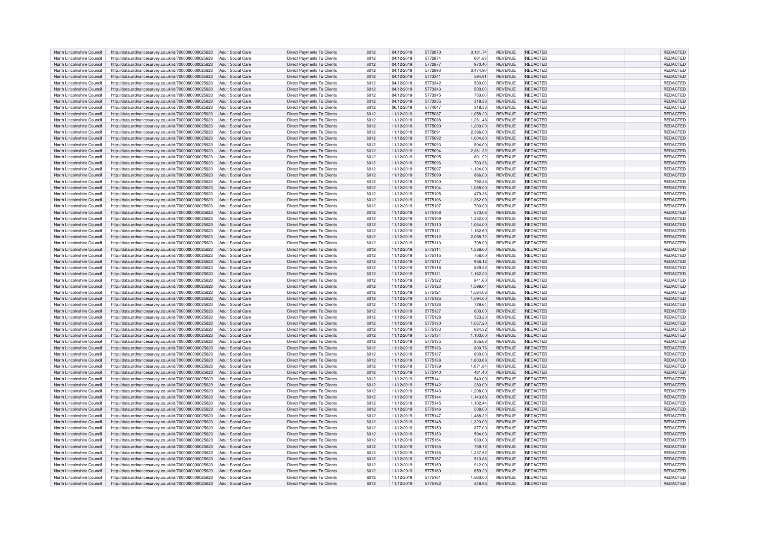| | | | | | | | | | | | |
|---|---|---|---|---|---|---|---|---|---|---|---|
| North Lincolnshire Council | http://data.ordnancesurvey.co.uk/id/7000000000025623 | Adult Social Care | Direct Payments To Clients | 6012 | 04/12/2019 | 5772870 | 3,131.74 | REVENUE | REDACTED | | REDACTED |
| North Lincolnshire Council | http://data.ordnancesurvey.co.uk/id/7000000000025623 | Adult Social Care | Direct Payments To Clients | 6012 | 04/12/2019 | 5772874 | 661.88 | REVENUE | REDACTED | | REDACTED |
| North Lincolnshire Council | http://data.ordnancesurvey.co.uk/id/7000000000025623 | Adult Social Care | Direct Payments To Clients | 6012 | 04/12/2019 | 5772877 | 970.40 | REVENUE | REDACTED | | REDACTED |
| North Lincolnshire Council | http://data.ordnancesurvey.co.uk/id/7000000000025623 | Adult Social Care | Direct Payments To Clients | 6012 | 04/12/2019 | 5772893 | 3,474.90 | REVENUE | REDACTED | | REDACTED |
| North Lincolnshire Council | http://data.ordnancesurvey.co.uk/id/7000000000025623 | Adult Social Care | Direct Payments To Clients | 6012 | 04/12/2019 | 5773341 | 594.91 | REVENUE | REDACTED | | REDACTED |
| North Lincolnshire Council | http://data.ordnancesurvey.co.uk/id/7000000000025623 | Adult Social Care | Direct Payments To Clients | 6012 | 04/12/2019 | 5773342 | 500.00 | REVENUE | REDACTED | | REDACTED |
| North Lincolnshire Council | http://data.ordnancesurvey.co.uk/id/7000000000025623 | Adult Social Care | Direct Payments To Clients | 6012 | 04/12/2019 | 5773343 | 500.00 | REVENUE | REDACTED | | REDACTED |
| North Lincolnshire Council | http://data.ordnancesurvey.co.uk/id/7000000000025623 | Adult Social Care | Direct Payments To Clients | 6012 | 04/12/2019 | 5773345 | 750.00 | REVENUE | REDACTED | | REDACTED |
| North Lincolnshire Council | http://data.ordnancesurvey.co.uk/id/7000000000025623 | Adult Social Care | Direct Payments To Clients | 6012 | 04/12/2019 | 5773355 | 318.36 | REVENUE | REDACTED | | REDACTED |
| North Lincolnshire Council | http://data.ordnancesurvey.co.uk/id/7000000000025623 | Adult Social Care | Direct Payments To Clients | 6012 | 06/12/2019 | 5774047 | 318.36 | REVENUE | REDACTED | | REDACTED |
| North Lincolnshire Council | http://data.ordnancesurvey.co.uk/id/7000000000025623 | Adult Social Care | Direct Payments To Clients | 6012 | 11/12/2019 | 5775087 | 1,058.20 | REVENUE | REDACTED | | REDACTED |
| North Lincolnshire Council | http://data.ordnancesurvey.co.uk/id/7000000000025623 | Adult Social Care | Direct Payments To Clients | 6012 | 11/12/2019 | 5775088 | 1,261.48 | REVENUE | REDACTED | | REDACTED |
| North Lincolnshire Council | http://data.ordnancesurvey.co.uk/id/7000000000025623 | Adult Social Care | Direct Payments To Clients | 6012 | 11/12/2019 | 5775090 | 1,200.00 | REVENUE | REDACTED | | REDACTED |
| North Lincolnshire Council | http://data.ordnancesurvey.co.uk/id/7000000000025623 | Adult Social Care | Direct Payments To Clients | 6012 | 11/12/2019 | 5775091 | 2,396.00 | REVENUE | REDACTED | | REDACTED |
| North Lincolnshire Council | http://data.ordnancesurvey.co.uk/id/7000000000025623 | Adult Social Care | Direct Payments To Clients | 6012 | 11/12/2019 | 5775092 | 1,004.80 | REVENUE | REDACTED | | REDACTED |
| North Lincolnshire Council | http://data.ordnancesurvey.co.uk/id/7000000000025623 | Adult Social Care | Direct Payments To Clients | 6012 | 11/12/2019 | 5775093 | 504.00 | REVENUE | REDACTED | | REDACTED |
| North Lincolnshire Council | http://data.ordnancesurvey.co.uk/id/7000000000025623 | Adult Social Care | Direct Payments To Clients | 6012 | 11/12/2019 | 5775094 | 2,361.32 | REVENUE | REDACTED | | REDACTED |
| North Lincolnshire Council | http://data.ordnancesurvey.co.uk/id/7000000000025623 | Adult Social Care | Direct Payments To Clients | 6012 | 11/12/2019 | 5775095 | 891.92 | REVENUE | REDACTED | | REDACTED |
| North Lincolnshire Council | http://data.ordnancesurvey.co.uk/id/7000000000025623 | Adult Social Care | Direct Payments To Clients | 6012 | 11/12/2019 | 5775096 | 703.36 | REVENUE | REDACTED | | REDACTED |
| North Lincolnshire Council | http://data.ordnancesurvey.co.uk/id/7000000000025623 | Adult Social Care | Direct Payments To Clients | 6012 | 11/12/2019 | 5775097 | 1,124.00 | REVENUE | REDACTED | | REDACTED |
| North Lincolnshire Council | http://data.ordnancesurvey.co.uk/id/7000000000025623 | Adult Social Care | Direct Payments To Clients | 6012 | 11/12/2019 | 5775099 | 866.00 | REVENUE | REDACTED | | REDACTED |
| North Lincolnshire Council | http://data.ordnancesurvey.co.uk/id/7000000000025623 | Adult Social Care | Direct Payments To Clients | 6012 | 11/12/2019 | 5775100 | 792.28 | REVENUE | REDACTED | | REDACTED |
| North Lincolnshire Council | http://data.ordnancesurvey.co.uk/id/7000000000025623 | Adult Social Care | Direct Payments To Clients | 6012 | 11/12/2019 | 5775104 | 1,088.00 | REVENUE | REDACTED | | REDACTED |
| North Lincolnshire Council | http://data.ordnancesurvey.co.uk/id/7000000000025623 | Adult Social Care | Direct Payments To Clients | 6012 | 11/12/2019 | 5775105 | 479.36 | REVENUE | REDACTED | | REDACTED |
| North Lincolnshire Council | http://data.ordnancesurvey.co.uk/id/7000000000025623 | Adult Social Care | Direct Payments To Clients | 6012 | 11/12/2019 | 5775106 | 1,362.00 | REVENUE | REDACTED | | REDACTED |
| North Lincolnshire Council | http://data.ordnancesurvey.co.uk/id/7000000000025623 | Adult Social Care | Direct Payments To Clients | 6012 | 11/12/2019 | 5775107 | 700.00 | REVENUE | REDACTED | | REDACTED |
| North Lincolnshire Council | http://data.ordnancesurvey.co.uk/id/7000000000025623 | Adult Social Care | Direct Payments To Clients | 6012 | 11/12/2019 | 5775108 | 570.08 | REVENUE | REDACTED | | REDACTED |
| North Lincolnshire Council | http://data.ordnancesurvey.co.uk/id/7000000000025623 | Adult Social Care | Direct Payments To Clients | 6012 | 11/12/2019 | 5775109 | 1,332.00 | REVENUE | REDACTED | | REDACTED |
| North Lincolnshire Council | http://data.ordnancesurvey.co.uk/id/7000000000025623 | Adult Social Care | Direct Payments To Clients | 6012 | 11/12/2019 | 5775110 | 1,064.00 | REVENUE | REDACTED | | REDACTED |
| North Lincolnshire Council | http://data.ordnancesurvey.co.uk/id/7000000000025623 | Adult Social Care | Direct Payments To Clients | 6012 | 11/12/2019 | 5775111 | 1,162.60 | REVENUE | REDACTED | | REDACTED |
| North Lincolnshire Council | http://data.ordnancesurvey.co.uk/id/7000000000025623 | Adult Social Care | Direct Payments To Clients | 6012 | 11/12/2019 | 5775112 | 2,058.72 | REVENUE | REDACTED | | REDACTED |
| North Lincolnshire Council | http://data.ordnancesurvey.co.uk/id/7000000000025623 | Adult Social Care | Direct Payments To Clients | 6012 | 11/12/2019 | 5775113 | 708.00 | REVENUE | REDACTED | | REDACTED |
| North Lincolnshire Council | http://data.ordnancesurvey.co.uk/id/7000000000025623 | Adult Social Care | Direct Payments To Clients | 6012 | 11/12/2019 | 5775114 | 1,536.00 | REVENUE | REDACTED | | REDACTED |
| North Lincolnshire Council | http://data.ordnancesurvey.co.uk/id/7000000000025623 | Adult Social Care | Direct Payments To Clients | 6012 | 11/12/2019 | 5775115 | 756.00 | REVENUE | REDACTED | | REDACTED |
| North Lincolnshire Council | http://data.ordnancesurvey.co.uk/id/7000000000025623 | Adult Social Care | Direct Payments To Clients | 6012 | 11/12/2019 | 5775117 | 956.12 | REVENUE | REDACTED | | REDACTED |
| North Lincolnshire Council | http://data.ordnancesurvey.co.uk/id/7000000000025623 | Adult Social Care | Direct Payments To Clients | 6012 | 11/12/2019 | 5775118 | 829.52 | REVENUE | REDACTED | | REDACTED |
| North Lincolnshire Council | http://data.ordnancesurvey.co.uk/id/7000000000025623 | Adult Social Care | Direct Payments To Clients | 6012 | 11/12/2019 | 5775121 | 1,162.20 | REVENUE | REDACTED | | REDACTED |
| North Lincolnshire Council | http://data.ordnancesurvey.co.uk/id/7000000000025623 | Adult Social Care | Direct Payments To Clients | 6012 | 11/12/2019 | 5775122 | 841.60 | REVENUE | REDACTED | | REDACTED |
| North Lincolnshire Council | http://data.ordnancesurvey.co.uk/id/7000000000025623 | Adult Social Care | Direct Payments To Clients | 6012 | 11/12/2019 | 5775123 | 1,596.04 | REVENUE | REDACTED | | REDACTED |
| North Lincolnshire Council | http://data.ordnancesurvey.co.uk/id/7000000000025623 | Adult Social Care | Direct Payments To Clients | 6012 | 11/12/2019 | 5775124 | 1,584.08 | REVENUE | REDACTED | | REDACTED |
| North Lincolnshire Council | http://data.ordnancesurvey.co.uk/id/7000000000025623 | Adult Social Care | Direct Payments To Clients | 6012 | 11/12/2019 | 5775125 | 1,594.00 | REVENUE | REDACTED | | REDACTED |
| North Lincolnshire Council | http://data.ordnancesurvey.co.uk/id/7000000000025623 | Adult Social Care | Direct Payments To Clients | 6012 | 11/12/2019 | 5775126 | 729.64 | REVENUE | REDACTED | | REDACTED |
| North Lincolnshire Council | http://data.ordnancesurvey.co.uk/id/7000000000025623 | Adult Social Care | Direct Payments To Clients | 6012 | 11/12/2019 | 5775127 | 600.00 | REVENUE | REDACTED | | REDACTED |
| North Lincolnshire Council | http://data.ordnancesurvey.co.uk/id/7000000000025623 | Adult Social Care | Direct Payments To Clients | 6012 | 11/12/2019 | 5775128 | 523.20 | REVENUE | REDACTED | | REDACTED |
| North Lincolnshire Council | http://data.ordnancesurvey.co.uk/id/7000000000025623 | Adult Social Care | Direct Payments To Clients | 6012 | 11/12/2019 | 5775130 | 1,037.20 | REVENUE | REDACTED | | REDACTED |
| North Lincolnshire Council | http://data.ordnancesurvey.co.uk/id/7000000000025623 | Adult Social Care | Direct Payments To Clients | 6012 | 11/12/2019 | 5775133 | 684.32 | REVENUE | REDACTED | | REDACTED |
| North Lincolnshire Council | http://data.ordnancesurvey.co.uk/id/7000000000025623 | Adult Social Care | Direct Payments To Clients | 6012 | 11/12/2019 | 5775134 | 1,100.00 | REVENUE | REDACTED | | REDACTED |
| North Lincolnshire Council | http://data.ordnancesurvey.co.uk/id/7000000000025623 | Adult Social Care | Direct Payments To Clients | 6012 | 11/12/2019 | 5775135 | 855.68 | REVENUE | REDACTED | | REDACTED |
| North Lincolnshire Council | http://data.ordnancesurvey.co.uk/id/7000000000025623 | Adult Social Care | Direct Payments To Clients | 6012 | 11/12/2019 | 5775136 | 800.76 | REVENUE | REDACTED | | REDACTED |
| North Lincolnshire Council | http://data.ordnancesurvey.co.uk/id/7000000000025623 | Adult Social Care | Direct Payments To Clients | 6012 | 11/12/2019 | 5775137 | 600.00 | REVENUE | REDACTED | | REDACTED |
| North Lincolnshire Council | http://data.ordnancesurvey.co.uk/id/7000000000025623 | Adult Social Care | Direct Payments To Clients | 6012 | 11/12/2019 | 5775138 | 1,603.68 | REVENUE | REDACTED | | REDACTED |
| North Lincolnshire Council | http://data.ordnancesurvey.co.uk/id/7000000000025623 | Adult Social Care | Direct Payments To Clients | 6012 | 11/12/2019 | 5775139 | 1,671.84 | REVENUE | REDACTED | | REDACTED |
| North Lincolnshire Council | http://data.ordnancesurvey.co.uk/id/7000000000025623 | Adult Social Care | Direct Payments To Clients | 6012 | 11/12/2019 | 5775140 | 461.40 | REVENUE | REDACTED | | REDACTED |
| North Lincolnshire Council | http://data.ordnancesurvey.co.uk/id/7000000000025623 | Adult Social Care | Direct Payments To Clients | 6012 | 11/12/2019 | 5775141 | 540.00 | REVENUE | REDACTED | | REDACTED |
| North Lincolnshire Council | http://data.ordnancesurvey.co.uk/id/7000000000025623 | Adult Social Care | Direct Payments To Clients | 6012 | 11/12/2019 | 5775142 | 280.00 | REVENUE | REDACTED | | REDACTED |
| North Lincolnshire Council | http://data.ordnancesurvey.co.uk/id/7000000000025623 | Adult Social Care | Direct Payments To Clients | 6012 | 11/12/2019 | 5775143 | 1,208.00 | REVENUE | REDACTED | | REDACTED |
| North Lincolnshire Council | http://data.ordnancesurvey.co.uk/id/7000000000025623 | Adult Social Care | Direct Payments To Clients | 6012 | 11/12/2019 | 5775144 | 1,143.68 | REVENUE | REDACTED | | REDACTED |
| North Lincolnshire Council | http://data.ordnancesurvey.co.uk/id/7000000000025623 | Adult Social Care | Direct Payments To Clients | 6012 | 11/12/2019 | 5775145 | 1,102.44 | REVENUE | REDACTED | | REDACTED |
| North Lincolnshire Council | http://data.ordnancesurvey.co.uk/id/7000000000025623 | Adult Social Care | Direct Payments To Clients | 6012 | 11/12/2019 | 5775146 | 508.00 | REVENUE | REDACTED | | REDACTED |
| North Lincolnshire Council | http://data.ordnancesurvey.co.uk/id/7000000000025623 | Adult Social Care | Direct Payments To Clients | 6012 | 11/12/2019 | 5775147 | 1,488.32 | REVENUE | REDACTED | | REDACTED |
| North Lincolnshire Council | http://data.ordnancesurvey.co.uk/id/7000000000025623 | Adult Social Care | Direct Payments To Clients | 6012 | 11/12/2019 | 5775148 | 1,320.00 | REVENUE | REDACTED | | REDACTED |
| North Lincolnshire Council | http://data.ordnancesurvey.co.uk/id/7000000000025623 | Adult Social Care | Direct Payments To Clients | 6012 | 11/12/2019 | 5775150 | 877.00 | REVENUE | REDACTED | | REDACTED |
| North Lincolnshire Council | http://data.ordnancesurvey.co.uk/id/7000000000025623 | Adult Social Care | Direct Payments To Clients | 6012 | 11/12/2019 | 5775153 | 594.00 | REVENUE | REDACTED | | REDACTED |
| North Lincolnshire Council | http://data.ordnancesurvey.co.uk/id/7000000000025623 | Adult Social Care | Direct Payments To Clients | 6012 | 11/12/2019 | 5775154 | 930.00 | REVENUE | REDACTED | | REDACTED |
| North Lincolnshire Council | http://data.ordnancesurvey.co.uk/id/7000000000025623 | Adult Social Care | Direct Payments To Clients | 6012 | 11/12/2019 | 5775155 | 759.72 | REVENUE | REDACTED | | REDACTED |
| North Lincolnshire Council | http://data.ordnancesurvey.co.uk/id/7000000000025623 | Adult Social Care | Direct Payments To Clients | 6012 | 11/12/2019 | 5775156 | 1,237.52 | REVENUE | REDACTED | | REDACTED |
| North Lincolnshire Council | http://data.ordnancesurvey.co.uk/id/7000000000025623 | Adult Social Care | Direct Payments To Clients | 6012 | 11/12/2019 | 5775157 | 510.88 | REVENUE | REDACTED | | REDACTED |
| North Lincolnshire Council | http://data.ordnancesurvey.co.uk/id/7000000000025623 | Adult Social Care | Direct Payments To Clients | 6012 | 11/12/2019 | 5775159 | 912.00 | REVENUE | REDACTED | | REDACTED |
| North Lincolnshire Council | http://data.ordnancesurvey.co.uk/id/7000000000025623 | Adult Social Care | Direct Payments To Clients | 6012 | 11/12/2019 | 5775160 | 659.20 | REVENUE | REDACTED | | REDACTED |
| North Lincolnshire Council | http://data.ordnancesurvey.co.uk/id/7000000000025623 | Adult Social Care | Direct Payments To Clients | 6012 | 11/12/2019 | 5775161 | 1,660.00 | REVENUE | REDACTED | | REDACTED |
| North Lincolnshire Council | http://data.ordnancesurvey.co.uk/id/7000000000025623 | Adult Social Care | Direct Payments To Clients | 6012 | 11/12/2019 | 5775162 | 848.96 | REVENUE | REDACTED | | REDACTED |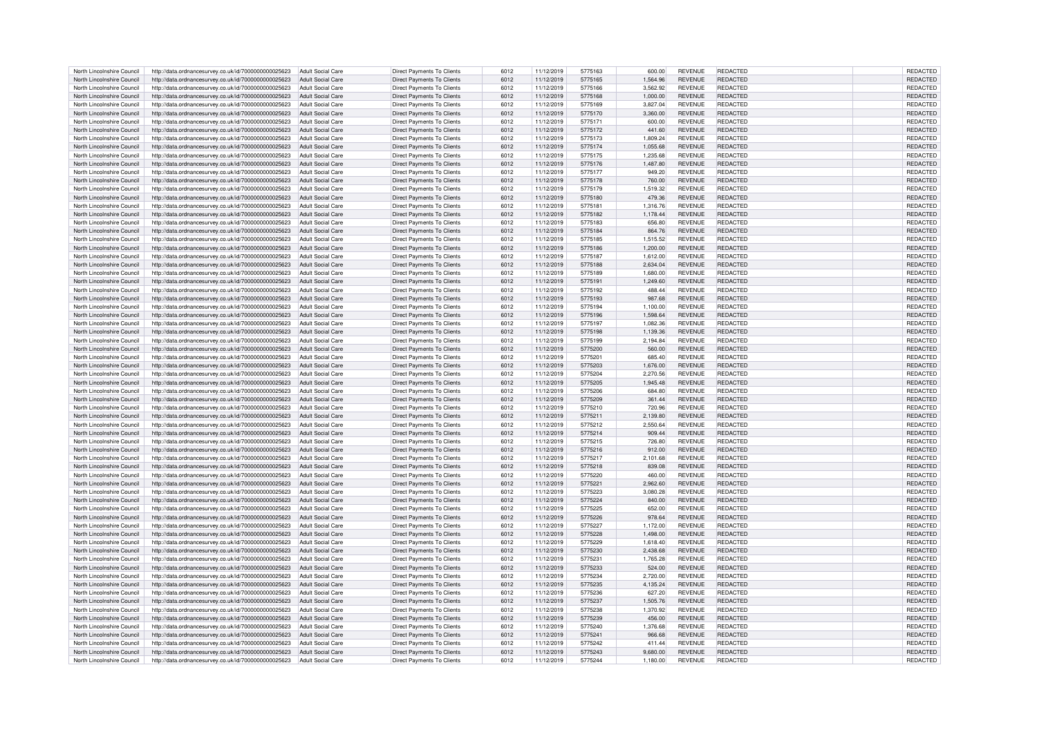| North Lincolnshire Council | http://data.ordnancesurvey.co.uk/id/7000000000025623 | Adult Social Care | Direct Payments To Clients | 6012 | 11/12/2019 | 5775163 | 600.00 | REVENUE | REDACTED | | REDACTED |
|---|---|---|---|---|---|---|---|---|---|---|---|
| North Lincolnshire Council | http://data.ordnancesurvey.co.uk/id/7000000000025623 | Adult Social Care | Direct Payments To Clients | 6012 | 11/12/2019 | 5775165 | 1,564.96 | REVENUE | REDACTED | | REDACTED |
| North Lincolnshire Council | http://data.ordnancesurvey.co.uk/id/7000000000025623 | Adult Social Care | Direct Payments To Clients | 6012 | 11/12/2019 | 5775166 | 3,562.92 | REVENUE | REDACTED | | REDACTED |
| North Lincolnshire Council | http://data.ordnancesurvey.co.uk/id/7000000000025623 | Adult Social Care | Direct Payments To Clients | 6012 | 11/12/2019 | 5775168 | 1,000.00 | REVENUE | REDACTED | | REDACTED |
| North Lincolnshire Council | http://data.ordnancesurvey.co.uk/id/7000000000025623 | Adult Social Care | Direct Payments To Clients | 6012 | 11/12/2019 | 5775169 | 3,827.04 | REVENUE | REDACTED | | REDACTED |
| North Lincolnshire Council | http://data.ordnancesurvey.co.uk/id/7000000000025623 | Adult Social Care | Direct Payments To Clients | 6012 | 11/12/2019 | 5775170 | 3,360.00 | REVENUE | REDACTED | | REDACTED |
| North Lincolnshire Council | http://data.ordnancesurvey.co.uk/id/7000000000025623 | Adult Social Care | Direct Payments To Clients | 6012 | 11/12/2019 | 5775171 | 600.00 | REVENUE | REDACTED | | REDACTED |
| North Lincolnshire Council | http://data.ordnancesurvey.co.uk/id/7000000000025623 | Adult Social Care | Direct Payments To Clients | 6012 | 11/12/2019 | 5775172 | 441.60 | REVENUE | REDACTED | | REDACTED |
| North Lincolnshire Council | http://data.ordnancesurvey.co.uk/id/7000000000025623 | Adult Social Care | Direct Payments To Clients | 6012 | 11/12/2019 | 5775173 | 1,809.24 | REVENUE | REDACTED | | REDACTED |
| North Lincolnshire Council | http://data.ordnancesurvey.co.uk/id/7000000000025623 | Adult Social Care | Direct Payments To Clients | 6012 | 11/12/2019 | 5775174 | 1,055.68 | REVENUE | REDACTED | | REDACTED |
| North Lincolnshire Council | http://data.ordnancesurvey.co.uk/id/7000000000025623 | Adult Social Care | Direct Payments To Clients | 6012 | 11/12/2019 | 5775175 | 1,235.68 | REVENUE | REDACTED | | REDACTED |
| North Lincolnshire Council | http://data.ordnancesurvey.co.uk/id/7000000000025623 | Adult Social Care | Direct Payments To Clients | 6012 | 11/12/2019 | 5775176 | 1,487.80 | REVENUE | REDACTED | | REDACTED |
| North Lincolnshire Council | http://data.ordnancesurvey.co.uk/id/7000000000025623 | Adult Social Care | Direct Payments To Clients | 6012 | 11/12/2019 | 5775177 | 949.20 | REVENUE | REDACTED | | REDACTED |
| North Lincolnshire Council | http://data.ordnancesurvey.co.uk/id/7000000000025623 | Adult Social Care | Direct Payments To Clients | 6012 | 11/12/2019 | 5775178 | 760.00 | REVENUE | REDACTED | | REDACTED |
| North Lincolnshire Council | http://data.ordnancesurvey.co.uk/id/7000000000025623 | Adult Social Care | Direct Payments To Clients | 6012 | 11/12/2019 | 5775179 | 1,519.32 | REVENUE | REDACTED | | REDACTED |
| North Lincolnshire Council | http://data.ordnancesurvey.co.uk/id/7000000000025623 | Adult Social Care | Direct Payments To Clients | 6012 | 11/12/2019 | 5775180 | 479.36 | REVENUE | REDACTED | | REDACTED |
| North Lincolnshire Council | http://data.ordnancesurvey.co.uk/id/7000000000025623 | Adult Social Care | Direct Payments To Clients | 6012 | 11/12/2019 | 5775181 | 1,316.76 | REVENUE | REDACTED | | REDACTED |
| North Lincolnshire Council | http://data.ordnancesurvey.co.uk/id/7000000000025623 | Adult Social Care | Direct Payments To Clients | 6012 | 11/12/2019 | 5775182 | 1,178.44 | REVENUE | REDACTED | | REDACTED |
| North Lincolnshire Council | http://data.ordnancesurvey.co.uk/id/7000000000025623 | Adult Social Care | Direct Payments To Clients | 6012 | 11/12/2019 | 5775183 | 656.80 | REVENUE | REDACTED | | REDACTED |
| North Lincolnshire Council | http://data.ordnancesurvey.co.uk/id/7000000000025623 | Adult Social Care | Direct Payments To Clients | 6012 | 11/12/2019 | 5775184 | 864.76 | REVENUE | REDACTED | | REDACTED |
| North Lincolnshire Council | http://data.ordnancesurvey.co.uk/id/7000000000025623 | Adult Social Care | Direct Payments To Clients | 6012 | 11/12/2019 | 5775185 | 1,515.52 | REVENUE | REDACTED | | REDACTED |
| North Lincolnshire Council | http://data.ordnancesurvey.co.uk/id/7000000000025623 | Adult Social Care | Direct Payments To Clients | 6012 | 11/12/2019 | 5775186 | 1,200.00 | REVENUE | REDACTED | | REDACTED |
| North Lincolnshire Council | http://data.ordnancesurvey.co.uk/id/7000000000025623 | Adult Social Care | Direct Payments To Clients | 6012 | 11/12/2019 | 5775187 | 1,612.00 | REVENUE | REDACTED | | REDACTED |
| North Lincolnshire Council | http://data.ordnancesurvey.co.uk/id/7000000000025623 | Adult Social Care | Direct Payments To Clients | 6012 | 11/12/2019 | 5775188 | 2,634.04 | REVENUE | REDACTED | | REDACTED |
| North Lincolnshire Council | http://data.ordnancesurvey.co.uk/id/7000000000025623 | Adult Social Care | Direct Payments To Clients | 6012 | 11/12/2019 | 5775189 | 1,680.00 | REVENUE | REDACTED | | REDACTED |
| North Lincolnshire Council | http://data.ordnancesurvey.co.uk/id/7000000000025623 | Adult Social Care | Direct Payments To Clients | 6012 | 11/12/2019 | 5775191 | 1,249.60 | REVENUE | REDACTED | | REDACTED |
| North Lincolnshire Council | http://data.ordnancesurvey.co.uk/id/7000000000025623 | Adult Social Care | Direct Payments To Clients | 6012 | 11/12/2019 | 5775192 | 488.44 | REVENUE | REDACTED | | REDACTED |
| North Lincolnshire Council | http://data.ordnancesurvey.co.uk/id/7000000000025623 | Adult Social Care | Direct Payments To Clients | 6012 | 11/12/2019 | 5775193 | 987.68 | REVENUE | REDACTED | | REDACTED |
| North Lincolnshire Council | http://data.ordnancesurvey.co.uk/id/7000000000025623 | Adult Social Care | Direct Payments To Clients | 6012 | 11/12/2019 | 5775194 | 1,100.00 | REVENUE | REDACTED | | REDACTED |
| North Lincolnshire Council | http://data.ordnancesurvey.co.uk/id/7000000000025623 | Adult Social Care | Direct Payments To Clients | 6012 | 11/12/2019 | 5775196 | 1,598.64 | REVENUE | REDACTED | | REDACTED |
| North Lincolnshire Council | http://data.ordnancesurvey.co.uk/id/7000000000025623 | Adult Social Care | Direct Payments To Clients | 6012 | 11/12/2019 | 5775197 | 1,082.36 | REVENUE | REDACTED | | REDACTED |
| North Lincolnshire Council | http://data.ordnancesurvey.co.uk/id/7000000000025623 | Adult Social Care | Direct Payments To Clients | 6012 | 11/12/2019 | 5775198 | 1,139.36 | REVENUE | REDACTED | | REDACTED |
| North Lincolnshire Council | http://data.ordnancesurvey.co.uk/id/7000000000025623 | Adult Social Care | Direct Payments To Clients | 6012 | 11/12/2019 | 5775199 | 2,194.84 | REVENUE | REDACTED | | REDACTED |
| North Lincolnshire Council | http://data.ordnancesurvey.co.uk/id/7000000000025623 | Adult Social Care | Direct Payments To Clients | 6012 | 11/12/2019 | 5775200 | 560.00 | REVENUE | REDACTED | | REDACTED |
| North Lincolnshire Council | http://data.ordnancesurvey.co.uk/id/7000000000025623 | Adult Social Care | Direct Payments To Clients | 6012 | 11/12/2019 | 5775201 | 685.40 | REVENUE | REDACTED | | REDACTED |
| North Lincolnshire Council | http://data.ordnancesurvey.co.uk/id/7000000000025623 | Adult Social Care | Direct Payments To Clients | 6012 | 11/12/2019 | 5775203 | 1,676.00 | REVENUE | REDACTED | | REDACTED |
| North Lincolnshire Council | http://data.ordnancesurvey.co.uk/id/7000000000025623 | Adult Social Care | Direct Payments To Clients | 6012 | 11/12/2019 | 5775204 | 2,270.56 | REVENUE | REDACTED | | REDACTED |
| North Lincolnshire Council | http://data.ordnancesurvey.co.uk/id/7000000000025623 | Adult Social Care | Direct Payments To Clients | 6012 | 11/12/2019 | 5775205 | 1,945.48 | REVENUE | REDACTED | | REDACTED |
| North Lincolnshire Council | http://data.ordnancesurvey.co.uk/id/7000000000025623 | Adult Social Care | Direct Payments To Clients | 6012 | 11/12/2019 | 5775206 | 684.80 | REVENUE | REDACTED | | REDACTED |
| North Lincolnshire Council | http://data.ordnancesurvey.co.uk/id/7000000000025623 | Adult Social Care | Direct Payments To Clients | 6012 | 11/12/2019 | 5775209 | 361.44 | REVENUE | REDACTED | | REDACTED |
| North Lincolnshire Council | http://data.ordnancesurvey.co.uk/id/7000000000025623 | Adult Social Care | Direct Payments To Clients | 6012 | 11/12/2019 | 5775210 | 720.96 | REVENUE | REDACTED | | REDACTED |
| North Lincolnshire Council | http://data.ordnancesurvey.co.uk/id/7000000000025623 | Adult Social Care | Direct Payments To Clients | 6012 | 11/12/2019 | 5775211 | 2,139.80 | REVENUE | REDACTED | | REDACTED |
| North Lincolnshire Council | http://data.ordnancesurvey.co.uk/id/7000000000025623 | Adult Social Care | Direct Payments To Clients | 6012 | 11/12/2019 | 5775212 | 2,550.64 | REVENUE | REDACTED | | REDACTED |
| North Lincolnshire Council | http://data.ordnancesurvey.co.uk/id/7000000000025623 | Adult Social Care | Direct Payments To Clients | 6012 | 11/12/2019 | 5775214 | 909.44 | REVENUE | REDACTED | | REDACTED |
| North Lincolnshire Council | http://data.ordnancesurvey.co.uk/id/7000000000025623 | Adult Social Care | Direct Payments To Clients | 6012 | 11/12/2019 | 5775215 | 726.80 | REVENUE | REDACTED | | REDACTED |
| North Lincolnshire Council | http://data.ordnancesurvey.co.uk/id/7000000000025623 | Adult Social Care | Direct Payments To Clients | 6012 | 11/12/2019 | 5775216 | 912.00 | REVENUE | REDACTED | | REDACTED |
| North Lincolnshire Council | http://data.ordnancesurvey.co.uk/id/7000000000025623 | Adult Social Care | Direct Payments To Clients | 6012 | 11/12/2019 | 5775217 | 2,101.68 | REVENUE | REDACTED | | REDACTED |
| North Lincolnshire Council | http://data.ordnancesurvey.co.uk/id/7000000000025623 | Adult Social Care | Direct Payments To Clients | 6012 | 11/12/2019 | 5775218 | 839.08 | REVENUE | REDACTED | | REDACTED |
| North Lincolnshire Council | http://data.ordnancesurvey.co.uk/id/7000000000025623 | Adult Social Care | Direct Payments To Clients | 6012 | 11/12/2019 | 5775220 | 460.00 | REVENUE | REDACTED | | REDACTED |
| North Lincolnshire Council | http://data.ordnancesurvey.co.uk/id/7000000000025623 | Adult Social Care | Direct Payments To Clients | 6012 | 11/12/2019 | 5775221 | 2,962.60 | REVENUE | REDACTED | | REDACTED |
| North Lincolnshire Council | http://data.ordnancesurvey.co.uk/id/7000000000025623 | Adult Social Care | Direct Payments To Clients | 6012 | 11/12/2019 | 5775223 | 3,080.28 | REVENUE | REDACTED | | REDACTED |
| North Lincolnshire Council | http://data.ordnancesurvey.co.uk/id/7000000000025623 | Adult Social Care | Direct Payments To Clients | 6012 | 11/12/2019 | 5775224 | 840.00 | REVENUE | REDACTED | | REDACTED |
| North Lincolnshire Council | http://data.ordnancesurvey.co.uk/id/7000000000025623 | Adult Social Care | Direct Payments To Clients | 6012 | 11/12/2019 | 5775225 | 652.00 | REVENUE | REDACTED | | REDACTED |
| North Lincolnshire Council | http://data.ordnancesurvey.co.uk/id/7000000000025623 | Adult Social Care | Direct Payments To Clients | 6012 | 11/12/2019 | 5775226 | 978.64 | REVENUE | REDACTED | | REDACTED |
| North Lincolnshire Council | http://data.ordnancesurvey.co.uk/id/7000000000025623 | Adult Social Care | Direct Payments To Clients | 6012 | 11/12/2019 | 5775227 | 1,172.00 | REVENUE | REDACTED | | REDACTED |
| North Lincolnshire Council | http://data.ordnancesurvey.co.uk/id/7000000000025623 | Adult Social Care | Direct Payments To Clients | 6012 | 11/12/2019 | 5775228 | 1,498.00 | REVENUE | REDACTED | | REDACTED |
| North Lincolnshire Council | http://data.ordnancesurvey.co.uk/id/7000000000025623 | Adult Social Care | Direct Payments To Clients | 6012 | 11/12/2019 | 5775229 | 1,618.40 | REVENUE | REDACTED | | REDACTED |
| North Lincolnshire Council | http://data.ordnancesurvey.co.uk/id/7000000000025623 | Adult Social Care | Direct Payments To Clients | 6012 | 11/12/2019 | 5775230 | 2,438.68 | REVENUE | REDACTED | | REDACTED |
| North Lincolnshire Council | http://data.ordnancesurvey.co.uk/id/7000000000025623 | Adult Social Care | Direct Payments To Clients | 6012 | 11/12/2019 | 5775231 | 1,765.28 | REVENUE | REDACTED | | REDACTED |
| North Lincolnshire Council | http://data.ordnancesurvey.co.uk/id/7000000000025623 | Adult Social Care | Direct Payments To Clients | 6012 | 11/12/2019 | 5775233 | 524.00 | REVENUE | REDACTED | | REDACTED |
| North Lincolnshire Council | http://data.ordnancesurvey.co.uk/id/7000000000025623 | Adult Social Care | Direct Payments To Clients | 6012 | 11/12/2019 | 5775234 | 2,720.00 | REVENUE | REDACTED | | REDACTED |
| North Lincolnshire Council | http://data.ordnancesurvey.co.uk/id/7000000000025623 | Adult Social Care | Direct Payments To Clients | 6012 | 11/12/2019 | 5775235 | 4,135.24 | REVENUE | REDACTED | | REDACTED |
| North Lincolnshire Council | http://data.ordnancesurvey.co.uk/id/7000000000025623 | Adult Social Care | Direct Payments To Clients | 6012 | 11/12/2019 | 5775236 | 627.20 | REVENUE | REDACTED | | REDACTED |
| North Lincolnshire Council | http://data.ordnancesurvey.co.uk/id/7000000000025623 | Adult Social Care | Direct Payments To Clients | 6012 | 11/12/2019 | 5775237 | 1,505.76 | REVENUE | REDACTED | | REDACTED |
| North Lincolnshire Council | http://data.ordnancesurvey.co.uk/id/7000000000025623 | Adult Social Care | Direct Payments To Clients | 6012 | 11/12/2019 | 5775238 | 1,370.92 | REVENUE | REDACTED | | REDACTED |
| North Lincolnshire Council | http://data.ordnancesurvey.co.uk/id/7000000000025623 | Adult Social Care | Direct Payments To Clients | 6012 | 11/12/2019 | 5775239 | 456.00 | REVENUE | REDACTED | | REDACTED |
| North Lincolnshire Council | http://data.ordnancesurvey.co.uk/id/7000000000025623 | Adult Social Care | Direct Payments To Clients | 6012 | 11/12/2019 | 5775240 | 1,376.68 | REVENUE | REDACTED | | REDACTED |
| North Lincolnshire Council | http://data.ordnancesurvey.co.uk/id/7000000000025623 | Adult Social Care | Direct Payments To Clients | 6012 | 11/12/2019 | 5775241 | 966.68 | REVENUE | REDACTED | | REDACTED |
| North Lincolnshire Council | http://data.ordnancesurvey.co.uk/id/7000000000025623 | Adult Social Care | Direct Payments To Clients | 6012 | 11/12/2019 | 5775242 | 411.44 | REVENUE | REDACTED | | REDACTED |
| North Lincolnshire Council | http://data.ordnancesurvey.co.uk/id/7000000000025623 | Adult Social Care | Direct Payments To Clients | 6012 | 11/12/2019 | 5775243 | 9,680.00 | REVENUE | REDACTED | | REDACTED |
| North Lincolnshire Council | http://data.ordnancesurvey.co.uk/id/7000000000025623 | Adult Social Care | Direct Payments To Clients | 6012 | 11/12/2019 | 5775244 | 1,180.00 | REVENUE | REDACTED | | REDACTED |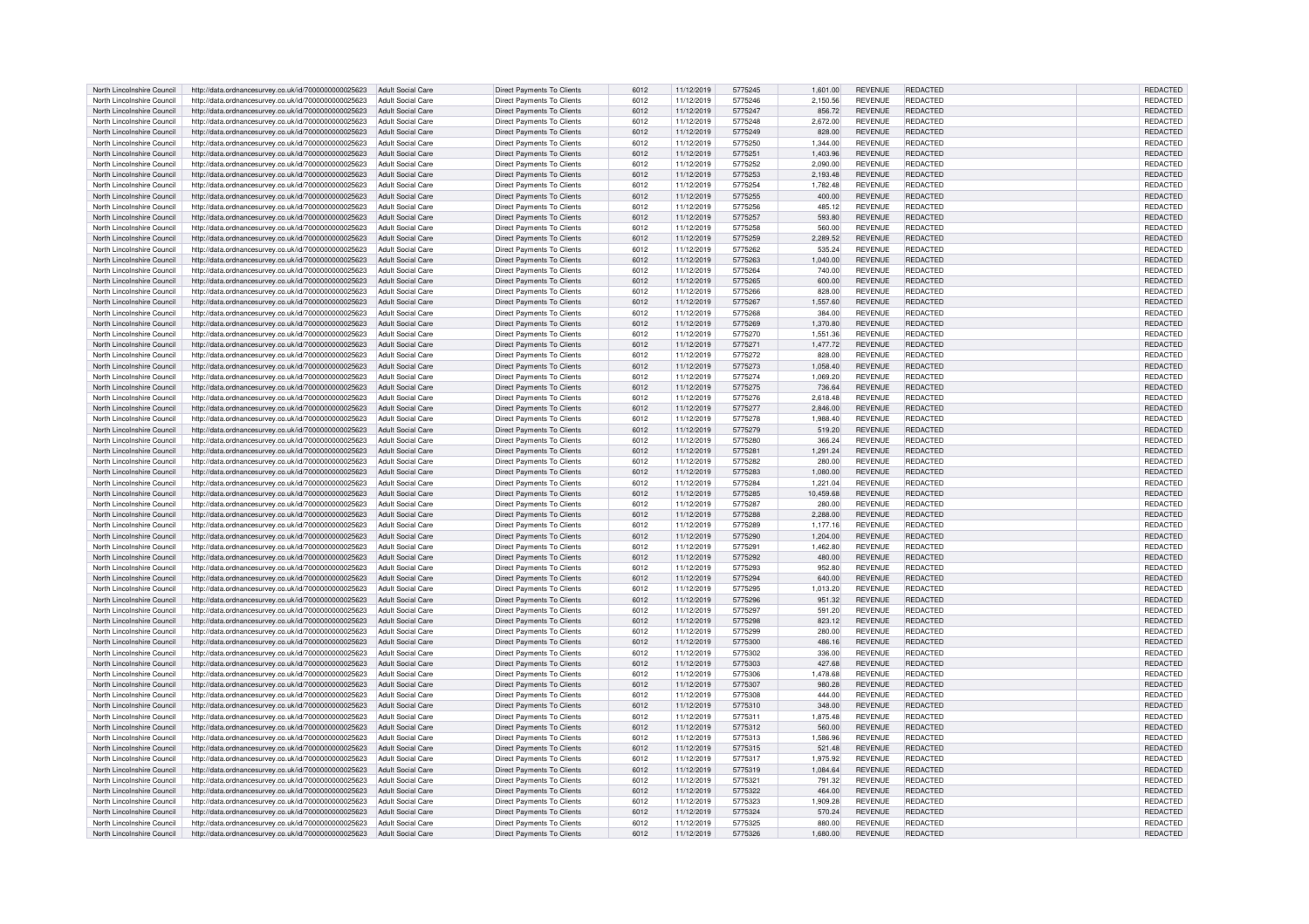| North Lincolnshire Council | http://data.ordnancesurvey.co.uk/id/7000000000025623 | Adult Social Care | Direct Payments To Clients | 6012 | 11/12/2019 | 5775245 | 1,601.00 | REVENUE | REDACTED | | REDACTED |
|---|---|---|---|---|---|---|---|---|---|---|---|
| North Lincolnshire Council | http://data.ordnancesurvey.co.uk/id/7000000000025623 | Adult Social Care | Direct Payments To Clients | 6012 | 11/12/2019 | 5775246 | 2,150.56 | REVENUE | REDACTED | | REDACTED |
| North Lincolnshire Council | http://data.ordnancesurvey.co.uk/id/7000000000025623 | Adult Social Care | Direct Payments To Clients | 6012 | 11/12/2019 | 5775247 | 856.72 | REVENUE | REDACTED | | REDACTED |
| North Lincolnshire Council | http://data.ordnancesurvey.co.uk/id/7000000000025623 | Adult Social Care | Direct Payments To Clients | 6012 | 11/12/2019 | 5775248 | 2,672.00 | REVENUE | REDACTED | | REDACTED |
| North Lincolnshire Council | http://data.ordnancesurvey.co.uk/id/7000000000025623 | Adult Social Care | Direct Payments To Clients | 6012 | 11/12/2019 | 5775249 | 828.00 | REVENUE | REDACTED | | REDACTED |
| North Lincolnshire Council | http://data.ordnancesurvey.co.uk/id/7000000000025623 | Adult Social Care | Direct Payments To Clients | 6012 | 11/12/2019 | 5775250 | 1,344.00 | REVENUE | REDACTED | | REDACTED |
| North Lincolnshire Council | http://data.ordnancesurvey.co.uk/id/7000000000025623 | Adult Social Care | Direct Payments To Clients | 6012 | 11/12/2019 | 5775251 | 1,403.96 | REVENUE | REDACTED | | REDACTED |
| North Lincolnshire Council | http://data.ordnancesurvey.co.uk/id/7000000000025623 | Adult Social Care | Direct Payments To Clients | 6012 | 11/12/2019 | 5775252 | 2,090.00 | REVENUE | REDACTED | | REDACTED |
| North Lincolnshire Council | http://data.ordnancesurvey.co.uk/id/7000000000025623 | Adult Social Care | Direct Payments To Clients | 6012 | 11/12/2019 | 5775253 | 2,193.48 | REVENUE | REDACTED | | REDACTED |
| North Lincolnshire Council | http://data.ordnancesurvey.co.uk/id/7000000000025623 | Adult Social Care | Direct Payments To Clients | 6012 | 11/12/2019 | 5775254 | 1,782.48 | REVENUE | REDACTED | | REDACTED |
| North Lincolnshire Council | http://data.ordnancesurvey.co.uk/id/7000000000025623 | Adult Social Care | Direct Payments To Clients | 6012 | 11/12/2019 | 5775255 | 400.00 | REVENUE | REDACTED | | REDACTED |
| North Lincolnshire Council | http://data.ordnancesurvey.co.uk/id/7000000000025623 | Adult Social Care | Direct Payments To Clients | 6012 | 11/12/2019 | 5775256 | 485.12 | REVENUE | REDACTED | | REDACTED |
| North Lincolnshire Council | http://data.ordnancesurvey.co.uk/id/7000000000025623 | Adult Social Care | Direct Payments To Clients | 6012 | 11/12/2019 | 5775257 | 593.80 | REVENUE | REDACTED | | REDACTED |
| North Lincolnshire Council | http://data.ordnancesurvey.co.uk/id/7000000000025623 | Adult Social Care | Direct Payments To Clients | 6012 | 11/12/2019 | 5775258 | 560.00 | REVENUE | REDACTED | | REDACTED |
| North Lincolnshire Council | http://data.ordnancesurvey.co.uk/id/7000000000025623 | Adult Social Care | Direct Payments To Clients | 6012 | 11/12/2019 | 5775259 | 2,289.52 | REVENUE | REDACTED | | REDACTED |
| North Lincolnshire Council | http://data.ordnancesurvey.co.uk/id/7000000000025623 | Adult Social Care | Direct Payments To Clients | 6012 | 11/12/2019 | 5775262 | 535.24 | REVENUE | REDACTED | | REDACTED |
| North Lincolnshire Council | http://data.ordnancesurvey.co.uk/id/7000000000025623 | Adult Social Care | Direct Payments To Clients | 6012 | 11/12/2019 | 5775263 | 1,040.00 | REVENUE | REDACTED | | REDACTED |
| North Lincolnshire Council | http://data.ordnancesurvey.co.uk/id/7000000000025623 | Adult Social Care | Direct Payments To Clients | 6012 | 11/12/2019 | 5775264 | 740.00 | REVENUE | REDACTED | | REDACTED |
| North Lincolnshire Council | http://data.ordnancesurvey.co.uk/id/7000000000025623 | Adult Social Care | Direct Payments To Clients | 6012 | 11/12/2019 | 5775265 | 600.00 | REVENUE | REDACTED | | REDACTED |
| North Lincolnshire Council | http://data.ordnancesurvey.co.uk/id/7000000000025623 | Adult Social Care | Direct Payments To Clients | 6012 | 11/12/2019 | 5775266 | 828.00 | REVENUE | REDACTED | | REDACTED |
| North Lincolnshire Council | http://data.ordnancesurvey.co.uk/id/7000000000025623 | Adult Social Care | Direct Payments To Clients | 6012 | 11/12/2019 | 5775267 | 1,557.60 | REVENUE | REDACTED | | REDACTED |
| North Lincolnshire Council | http://data.ordnancesurvey.co.uk/id/7000000000025623 | Adult Social Care | Direct Payments To Clients | 6012 | 11/12/2019 | 5775268 | 384.00 | REVENUE | REDACTED | | REDACTED |
| North Lincolnshire Council | http://data.ordnancesurvey.co.uk/id/7000000000025623 | Adult Social Care | Direct Payments To Clients | 6012 | 11/12/2019 | 5775269 | 1,370.80 | REVENUE | REDACTED | | REDACTED |
| North Lincolnshire Council | http://data.ordnancesurvey.co.uk/id/7000000000025623 | Adult Social Care | Direct Payments To Clients | 6012 | 11/12/2019 | 5775270 | 1,551.36 | REVENUE | REDACTED | | REDACTED |
| North Lincolnshire Council | http://data.ordnancesurvey.co.uk/id/7000000000025623 | Adult Social Care | Direct Payments To Clients | 6012 | 11/12/2019 | 5775271 | 1,477.72 | REVENUE | REDACTED | | REDACTED |
| North Lincolnshire Council | http://data.ordnancesurvey.co.uk/id/7000000000025623 | Adult Social Care | Direct Payments To Clients | 6012 | 11/12/2019 | 5775272 | 828.00 | REVENUE | REDACTED | | REDACTED |
| North Lincolnshire Council | http://data.ordnancesurvey.co.uk/id/7000000000025623 | Adult Social Care | Direct Payments To Clients | 6012 | 11/12/2019 | 5775273 | 1,058.40 | REVENUE | REDACTED | | REDACTED |
| North Lincolnshire Council | http://data.ordnancesurvey.co.uk/id/7000000000025623 | Adult Social Care | Direct Payments To Clients | 6012 | 11/12/2019 | 5775274 | 1,069.20 | REVENUE | REDACTED | | REDACTED |
| North Lincolnshire Council | http://data.ordnancesurvey.co.uk/id/7000000000025623 | Adult Social Care | Direct Payments To Clients | 6012 | 11/12/2019 | 5775275 | 736.64 | REVENUE | REDACTED | | REDACTED |
| North Lincolnshire Council | http://data.ordnancesurvey.co.uk/id/7000000000025623 | Adult Social Care | Direct Payments To Clients | 6012 | 11/12/2019 | 5775276 | 2,618.48 | REVENUE | REDACTED | | REDACTED |
| North Lincolnshire Council | http://data.ordnancesurvey.co.uk/id/7000000000025623 | Adult Social Care | Direct Payments To Clients | 6012 | 11/12/2019 | 5775277 | 2,846.00 | REVENUE | REDACTED | | REDACTED |
| North Lincolnshire Council | http://data.ordnancesurvey.co.uk/id/7000000000025623 | Adult Social Care | Direct Payments To Clients | 6012 | 11/12/2019 | 5775278 | 1,988.40 | REVENUE | REDACTED | | REDACTED |
| North Lincolnshire Council | http://data.ordnancesurvey.co.uk/id/7000000000025623 | Adult Social Care | Direct Payments To Clients | 6012 | 11/12/2019 | 5775279 | 519.20 | REVENUE | REDACTED | | REDACTED |
| North Lincolnshire Council | http://data.ordnancesurvey.co.uk/id/7000000000025623 | Adult Social Care | Direct Payments To Clients | 6012 | 11/12/2019 | 5775280 | 366.24 | REVENUE | REDACTED | | REDACTED |
| North Lincolnshire Council | http://data.ordnancesurvey.co.uk/id/7000000000025623 | Adult Social Care | Direct Payments To Clients | 6012 | 11/12/2019 | 5775281 | 1,291.24 | REVENUE | REDACTED | | REDACTED |
| North Lincolnshire Council | http://data.ordnancesurvey.co.uk/id/7000000000025623 | Adult Social Care | Direct Payments To Clients | 6012 | 11/12/2019 | 5775282 | 280.00 | REVENUE | REDACTED | | REDACTED |
| North Lincolnshire Council | http://data.ordnancesurvey.co.uk/id/7000000000025623 | Adult Social Care | Direct Payments To Clients | 6012 | 11/12/2019 | 5775283 | 1,080.00 | REVENUE | REDACTED | | REDACTED |
| North Lincolnshire Council | http://data.ordnancesurvey.co.uk/id/7000000000025623 | Adult Social Care | Direct Payments To Clients | 6012 | 11/12/2019 | 5775284 | 1,221.04 | REVENUE | REDACTED | | REDACTED |
| North Lincolnshire Council | http://data.ordnancesurvey.co.uk/id/7000000000025623 | Adult Social Care | Direct Payments To Clients | 6012 | 11/12/2019 | 5775285 | 10,459.68 | REVENUE | REDACTED | | REDACTED |
| North Lincolnshire Council | http://data.ordnancesurvey.co.uk/id/7000000000025623 | Adult Social Care | Direct Payments To Clients | 6012 | 11/12/2019 | 5775287 | 280.00 | REVENUE | REDACTED | | REDACTED |
| North Lincolnshire Council | http://data.ordnancesurvey.co.uk/id/7000000000025623 | Adult Social Care | Direct Payments To Clients | 6012 | 11/12/2019 | 5775288 | 2,288.00 | REVENUE | REDACTED | | REDACTED |
| North Lincolnshire Council | http://data.ordnancesurvey.co.uk/id/7000000000025623 | Adult Social Care | Direct Payments To Clients | 6012 | 11/12/2019 | 5775289 | 1,177.16 | REVENUE | REDACTED | | REDACTED |
| North Lincolnshire Council | http://data.ordnancesurvey.co.uk/id/7000000000025623 | Adult Social Care | Direct Payments To Clients | 6012 | 11/12/2019 | 5775290 | 1,204.00 | REVENUE | REDACTED | | REDACTED |
| North Lincolnshire Council | http://data.ordnancesurvey.co.uk/id/7000000000025623 | Adult Social Care | Direct Payments To Clients | 6012 | 11/12/2019 | 5775291 | 1,462.80 | REVENUE | REDACTED | | REDACTED |
| North Lincolnshire Council | http://data.ordnancesurvey.co.uk/id/7000000000025623 | Adult Social Care | Direct Payments To Clients | 6012 | 11/12/2019 | 5775292 | 480.00 | REVENUE | REDACTED | | REDACTED |
| North Lincolnshire Council | http://data.ordnancesurvey.co.uk/id/7000000000025623 | Adult Social Care | Direct Payments To Clients | 6012 | 11/12/2019 | 5775293 | 952.80 | REVENUE | REDACTED | | REDACTED |
| North Lincolnshire Council | http://data.ordnancesurvey.co.uk/id/7000000000025623 | Adult Social Care | Direct Payments To Clients | 6012 | 11/12/2019 | 5775294 | 640.00 | REVENUE | REDACTED | | REDACTED |
| North Lincolnshire Council | http://data.ordnancesurvey.co.uk/id/7000000000025623 | Adult Social Care | Direct Payments To Clients | 6012 | 11/12/2019 | 5775295 | 1,013.20 | REVENUE | REDACTED | | REDACTED |
| North Lincolnshire Council | http://data.ordnancesurvey.co.uk/id/7000000000025623 | Adult Social Care | Direct Payments To Clients | 6012 | 11/12/2019 | 5775296 | 951.32 | REVENUE | REDACTED | | REDACTED |
| North Lincolnshire Council | http://data.ordnancesurvey.co.uk/id/7000000000025623 | Adult Social Care | Direct Payments To Clients | 6012 | 11/12/2019 | 5775297 | 591.20 | REVENUE | REDACTED | | REDACTED |
| North Lincolnshire Council | http://data.ordnancesurvey.co.uk/id/7000000000025623 | Adult Social Care | Direct Payments To Clients | 6012 | 11/12/2019 | 5775298 | 823.12 | REVENUE | REDACTED | | REDACTED |
| North Lincolnshire Council | http://data.ordnancesurvey.co.uk/id/7000000000025623 | Adult Social Care | Direct Payments To Clients | 6012 | 11/12/2019 | 5775299 | 280.00 | REVENUE | REDACTED | | REDACTED |
| North Lincolnshire Council | http://data.ordnancesurvey.co.uk/id/7000000000025623 | Adult Social Care | Direct Payments To Clients | 6012 | 11/12/2019 | 5775300 | 486.16 | REVENUE | REDACTED | | REDACTED |
| North Lincolnshire Council | http://data.ordnancesurvey.co.uk/id/7000000000025623 | Adult Social Care | Direct Payments To Clients | 6012 | 11/12/2019 | 5775302 | 336.00 | REVENUE | REDACTED | | REDACTED |
| North Lincolnshire Council | http://data.ordnancesurvey.co.uk/id/7000000000025623 | Adult Social Care | Direct Payments To Clients | 6012 | 11/12/2019 | 5775303 | 427.68 | REVENUE | REDACTED | | REDACTED |
| North Lincolnshire Council | http://data.ordnancesurvey.co.uk/id/7000000000025623 | Adult Social Care | Direct Payments To Clients | 6012 | 11/12/2019 | 5775306 | 1,478.68 | REVENUE | REDACTED | | REDACTED |
| North Lincolnshire Council | http://data.ordnancesurvey.co.uk/id/7000000000025623 | Adult Social Care | Direct Payments To Clients | 6012 | 11/12/2019 | 5775307 | 980.28 | REVENUE | REDACTED | | REDACTED |
| North Lincolnshire Council | http://data.ordnancesurvey.co.uk/id/7000000000025623 | Adult Social Care | Direct Payments To Clients | 6012 | 11/12/2019 | 5775308 | 444.00 | REVENUE | REDACTED | | REDACTED |
| North Lincolnshire Council | http://data.ordnancesurvey.co.uk/id/7000000000025623 | Adult Social Care | Direct Payments To Clients | 6012 | 11/12/2019 | 5775310 | 348.00 | REVENUE | REDACTED | | REDACTED |
| North Lincolnshire Council | http://data.ordnancesurvey.co.uk/id/7000000000025623 | Adult Social Care | Direct Payments To Clients | 6012 | 11/12/2019 | 5775311 | 1,875.48 | REVENUE | REDACTED | | REDACTED |
| North Lincolnshire Council | http://data.ordnancesurvey.co.uk/id/7000000000025623 | Adult Social Care | Direct Payments To Clients | 6012 | 11/12/2019 | 5775312 | 560.00 | REVENUE | REDACTED | | REDACTED |
| North Lincolnshire Council | http://data.ordnancesurvey.co.uk/id/7000000000025623 | Adult Social Care | Direct Payments To Clients | 6012 | 11/12/2019 | 5775313 | 1,586.96 | REVENUE | REDACTED | | REDACTED |
| North Lincolnshire Council | http://data.ordnancesurvey.co.uk/id/7000000000025623 | Adult Social Care | Direct Payments To Clients | 6012 | 11/12/2019 | 5775315 | 521.48 | REVENUE | REDACTED | | REDACTED |
| North Lincolnshire Council | http://data.ordnancesurvey.co.uk/id/7000000000025623 | Adult Social Care | Direct Payments To Clients | 6012 | 11/12/2019 | 5775317 | 1,975.92 | REVENUE | REDACTED | | REDACTED |
| North Lincolnshire Council | http://data.ordnancesurvey.co.uk/id/7000000000025623 | Adult Social Care | Direct Payments To Clients | 6012 | 11/12/2019 | 5775319 | 1,084.64 | REVENUE | REDACTED | | REDACTED |
| North Lincolnshire Council | http://data.ordnancesurvey.co.uk/id/7000000000025623 | Adult Social Care | Direct Payments To Clients | 6012 | 11/12/2019 | 5775321 | 791.32 | REVENUE | REDACTED | | REDACTED |
| North Lincolnshire Council | http://data.ordnancesurvey.co.uk/id/7000000000025623 | Adult Social Care | Direct Payments To Clients | 6012 | 11/12/2019 | 5775322 | 464.00 | REVENUE | REDACTED | | REDACTED |
| North Lincolnshire Council | http://data.ordnancesurvey.co.uk/id/7000000000025623 | Adult Social Care | Direct Payments To Clients | 6012 | 11/12/2019 | 5775323 | 1,909.28 | REVENUE | REDACTED | | REDACTED |
| North Lincolnshire Council | http://data.ordnancesurvey.co.uk/id/7000000000025623 | Adult Social Care | Direct Payments To Clients | 6012 | 11/12/2019 | 5775324 | 570.24 | REVENUE | REDACTED | | REDACTED |
| North Lincolnshire Council | http://data.ordnancesurvey.co.uk/id/7000000000025623 | Adult Social Care | Direct Payments To Clients | 6012 | 11/12/2019 | 5775325 | 880.00 | REVENUE | REDACTED | | REDACTED |
| North Lincolnshire Council | http://data.ordnancesurvey.co.uk/id/7000000000025623 | Adult Social Care | Direct Payments To Clients | 6012 | 11/12/2019 | 5775326 | 1,680.00 | REVENUE | REDACTED | | REDACTED |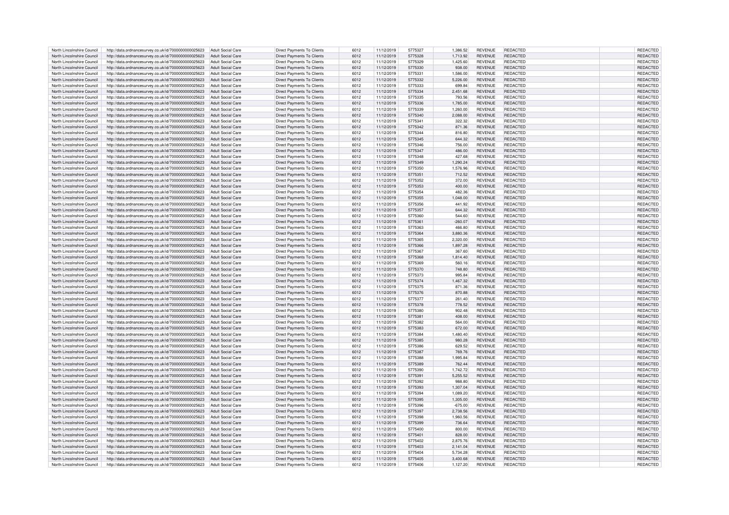| | | | | | | | | | | | |
|---|---|---|---|---|---|---|---|---|---|---|---|
| North Lincolnshire Council | http://data.ordnancesurvey.co.uk/id/7000000000025623 | Adult Social Care | Direct Payments To Clients | 6012 | 11/12/2019 | 5775327 | 1,386.52 | REVENUE | REDACTED | | REDACTED |
| North Lincolnshire Council | http://data.ordnancesurvey.co.uk/id/7000000000025623 | Adult Social Care | Direct Payments To Clients | 6012 | 11/12/2019 | 5775328 | 1,713.92 | REVENUE | REDACTED | | REDACTED |
| North Lincolnshire Council | http://data.ordnancesurvey.co.uk/id/7000000000025623 | Adult Social Care | Direct Payments To Clients | 6012 | 11/12/2019 | 5775329 | 1,425.60 | REVENUE | REDACTED | | REDACTED |
| North Lincolnshire Council | http://data.ordnancesurvey.co.uk/id/7000000000025623 | Adult Social Care | Direct Payments To Clients | 6012 | 11/12/2019 | 5775330 | 938.00 | REVENUE | REDACTED | | REDACTED |
| North Lincolnshire Council | http://data.ordnancesurvey.co.uk/id/7000000000025623 | Adult Social Care | Direct Payments To Clients | 6012 | 11/12/2019 | 5775331 | 1,586.00 | REVENUE | REDACTED | | REDACTED |
| North Lincolnshire Council | http://data.ordnancesurvey.co.uk/id/7000000000025623 | Adult Social Care | Direct Payments To Clients | 6012 | 11/12/2019 | 5775332 | 5,226.00 | REVENUE | REDACTED | | REDACTED |
| North Lincolnshire Council | http://data.ordnancesurvey.co.uk/id/7000000000025623 | Adult Social Care | Direct Payments To Clients | 6012 | 11/12/2019 | 5775333 | 699.84 | REVENUE | REDACTED | | REDACTED |
| North Lincolnshire Council | http://data.ordnancesurvey.co.uk/id/7000000000025623 | Adult Social Care | Direct Payments To Clients | 6012 | 11/12/2019 | 5775334 | 2,451.68 | REVENUE | REDACTED | | REDACTED |
| North Lincolnshire Council | http://data.ordnancesurvey.co.uk/id/7000000000025623 | Adult Social Care | Direct Payments To Clients | 6012 | 11/12/2019 | 5775335 | 793.56 | REVENUE | REDACTED | | REDACTED |
| North Lincolnshire Council | http://data.ordnancesurvey.co.uk/id/7000000000025623 | Adult Social Care | Direct Payments To Clients | 6012 | 11/12/2019 | 5775336 | 1,785.00 | REVENUE | REDACTED | | REDACTED |
| North Lincolnshire Council | http://data.ordnancesurvey.co.uk/id/7000000000025623 | Adult Social Care | Direct Payments To Clients | 6012 | 11/12/2019 | 5775339 | 1,260.00 | REVENUE | REDACTED | | REDACTED |
| North Lincolnshire Council | http://data.ordnancesurvey.co.uk/id/7000000000025623 | Adult Social Care | Direct Payments To Clients | 6012 | 11/12/2019 | 5775340 | 2,088.00 | REVENUE | REDACTED | | REDACTED |
| North Lincolnshire Council | http://data.ordnancesurvey.co.uk/id/7000000000025623 | Adult Social Care | Direct Payments To Clients | 6012 | 11/12/2019 | 5775341 | 322.32 | REVENUE | REDACTED | | REDACTED |
| North Lincolnshire Council | http://data.ordnancesurvey.co.uk/id/7000000000025623 | Adult Social Care | Direct Payments To Clients | 6012 | 11/12/2019 | 5775342 | 871.36 | REVENUE | REDACTED | | REDACTED |
| North Lincolnshire Council | http://data.ordnancesurvey.co.uk/id/7000000000025623 | Adult Social Care | Direct Payments To Clients | 6012 | 11/12/2019 | 5775344 | 816.80 | REVENUE | REDACTED | | REDACTED |
| North Lincolnshire Council | http://data.ordnancesurvey.co.uk/id/7000000000025623 | Adult Social Care | Direct Payments To Clients | 6012 | 11/12/2019 | 5775345 | 644.32 | REVENUE | REDACTED | | REDACTED |
| North Lincolnshire Council | http://data.ordnancesurvey.co.uk/id/7000000000025623 | Adult Social Care | Direct Payments To Clients | 6012 | 11/12/2019 | 5775346 | 756.00 | REVENUE | REDACTED | | REDACTED |
| North Lincolnshire Council | http://data.ordnancesurvey.co.uk/id/7000000000025623 | Adult Social Care | Direct Payments To Clients | 6012 | 11/12/2019 | 5775347 | 486.00 | REVENUE | REDACTED | | REDACTED |
| North Lincolnshire Council | http://data.ordnancesurvey.co.uk/id/7000000000025623 | Adult Social Care | Direct Payments To Clients | 6012 | 11/12/2019 | 5775348 | 427.68 | REVENUE | REDACTED | | REDACTED |
| North Lincolnshire Council | http://data.ordnancesurvey.co.uk/id/7000000000025623 | Adult Social Care | Direct Payments To Clients | 6012 | 11/12/2019 | 5775349 | 1,290.24 | REVENUE | REDACTED | | REDACTED |
| North Lincolnshire Council | http://data.ordnancesurvey.co.uk/id/7000000000025623 | Adult Social Care | Direct Payments To Clients | 6012 | 11/12/2019 | 5775350 | 1,576.96 | REVENUE | REDACTED | | REDACTED |
| North Lincolnshire Council | http://data.ordnancesurvey.co.uk/id/7000000000025623 | Adult Social Care | Direct Payments To Clients | 6012 | 11/12/2019 | 5775351 | 712.52 | REVENUE | REDACTED | | REDACTED |
| North Lincolnshire Council | http://data.ordnancesurvey.co.uk/id/7000000000025623 | Adult Social Care | Direct Payments To Clients | 6012 | 11/12/2019 | 5775352 | 372.00 | REVENUE | REDACTED | | REDACTED |
| North Lincolnshire Council | http://data.ordnancesurvey.co.uk/id/7000000000025623 | Adult Social Care | Direct Payments To Clients | 6012 | 11/12/2019 | 5775353 | 400.00 | REVENUE | REDACTED | | REDACTED |
| North Lincolnshire Council | http://data.ordnancesurvey.co.uk/id/7000000000025623 | Adult Social Care | Direct Payments To Clients | 6012 | 11/12/2019 | 5775354 | 482.36 | REVENUE | REDACTED | | REDACTED |
| North Lincolnshire Council | http://data.ordnancesurvey.co.uk/id/7000000000025623 | Adult Social Care | Direct Payments To Clients | 6012 | 11/12/2019 | 5775355 | 1,048.00 | REVENUE | REDACTED | | REDACTED |
| North Lincolnshire Council | http://data.ordnancesurvey.co.uk/id/7000000000025623 | Adult Social Care | Direct Payments To Clients | 6012 | 11/12/2019 | 5775356 | 441.92 | REVENUE | REDACTED | | REDACTED |
| North Lincolnshire Council | http://data.ordnancesurvey.co.uk/id/7000000000025623 | Adult Social Care | Direct Payments To Clients | 6012 | 11/12/2019 | 5775357 | 644.32 | REVENUE | REDACTED | | REDACTED |
| North Lincolnshire Council | http://data.ordnancesurvey.co.uk/id/7000000000025623 | Adult Social Care | Direct Payments To Clients | 6012 | 11/12/2019 | 5775360 | 544.60 | REVENUE | REDACTED | | REDACTED |
| North Lincolnshire Council | http://data.ordnancesurvey.co.uk/id/7000000000025623 | Adult Social Care | Direct Payments To Clients | 6012 | 11/12/2019 | 5775361 | -260.07 | REVENUE | REDACTED | | REDACTED |
| North Lincolnshire Council | http://data.ordnancesurvey.co.uk/id/7000000000025623 | Adult Social Care | Direct Payments To Clients | 6012 | 11/12/2019 | 5775363 | 466.80 | REVENUE | REDACTED | | REDACTED |
| North Lincolnshire Council | http://data.ordnancesurvey.co.uk/id/7000000000025623 | Adult Social Care | Direct Payments To Clients | 6012 | 11/12/2019 | 5775364 | 3,880.36 | REVENUE | REDACTED | | REDACTED |
| North Lincolnshire Council | http://data.ordnancesurvey.co.uk/id/7000000000025623 | Adult Social Care | Direct Payments To Clients | 6012 | 11/12/2019 | 5775365 | 2,320.00 | REVENUE | REDACTED | | REDACTED |
| North Lincolnshire Council | http://data.ordnancesurvey.co.uk/id/7000000000025623 | Adult Social Care | Direct Payments To Clients | 6012 | 11/12/2019 | 5775366 | 1,897.28 | REVENUE | REDACTED | | REDACTED |
| North Lincolnshire Council | http://data.ordnancesurvey.co.uk/id/7000000000025623 | Adult Social Care | Direct Payments To Clients | 6012 | 11/12/2019 | 5775367 | 367.60 | REVENUE | REDACTED | | REDACTED |
| North Lincolnshire Council | http://data.ordnancesurvey.co.uk/id/7000000000025623 | Adult Social Care | Direct Payments To Clients | 6012 | 11/12/2019 | 5775368 | 1,814.40 | REVENUE | REDACTED | | REDACTED |
| North Lincolnshire Council | http://data.ordnancesurvey.co.uk/id/7000000000025623 | Adult Social Care | Direct Payments To Clients | 6012 | 11/12/2019 | 5775369 | 560.16 | REVENUE | REDACTED | | REDACTED |
| North Lincolnshire Council | http://data.ordnancesurvey.co.uk/id/7000000000025623 | Adult Social Care | Direct Payments To Clients | 6012 | 11/12/2019 | 5775370 | 748.80 | REVENUE | REDACTED | | REDACTED |
| North Lincolnshire Council | http://data.ordnancesurvey.co.uk/id/7000000000025623 | Adult Social Care | Direct Payments To Clients | 6012 | 11/12/2019 | 5775373 | 995.84 | REVENUE | REDACTED | | REDACTED |
| North Lincolnshire Council | http://data.ordnancesurvey.co.uk/id/7000000000025623 | Adult Social Care | Direct Payments To Clients | 6012 | 11/12/2019 | 5775374 | 1,467.32 | REVENUE | REDACTED | | REDACTED |
| North Lincolnshire Council | http://data.ordnancesurvey.co.uk/id/7000000000025623 | Adult Social Care | Direct Payments To Clients | 6012 | 11/12/2019 | 5775375 | 871.36 | REVENUE | REDACTED | | REDACTED |
| North Lincolnshire Council | http://data.ordnancesurvey.co.uk/id/7000000000025623 | Adult Social Care | Direct Payments To Clients | 6012 | 11/12/2019 | 5775376 | 870.88 | REVENUE | REDACTED | | REDACTED |
| North Lincolnshire Council | http://data.ordnancesurvey.co.uk/id/7000000000025623 | Adult Social Care | Direct Payments To Clients | 6012 | 11/12/2019 | 5775377 | 261.40 | REVENUE | REDACTED | | REDACTED |
| North Lincolnshire Council | http://data.ordnancesurvey.co.uk/id/7000000000025623 | Adult Social Care | Direct Payments To Clients | 6012 | 11/12/2019 | 5775378 | 778.52 | REVENUE | REDACTED | | REDACTED |
| North Lincolnshire Council | http://data.ordnancesurvey.co.uk/id/7000000000025623 | Adult Social Care | Direct Payments To Clients | 6012 | 11/12/2019 | 5775380 | 902.48 | REVENUE | REDACTED | | REDACTED |
| North Lincolnshire Council | http://data.ordnancesurvey.co.uk/id/7000000000025623 | Adult Social Care | Direct Payments To Clients | 6012 | 11/12/2019 | 5775381 | 408.00 | REVENUE | REDACTED | | REDACTED |
| North Lincolnshire Council | http://data.ordnancesurvey.co.uk/id/7000000000025623 | Adult Social Care | Direct Payments To Clients | 6012 | 11/12/2019 | 5775382 | 564.00 | REVENUE | REDACTED | | REDACTED |
| North Lincolnshire Council | http://data.ordnancesurvey.co.uk/id/7000000000025623 | Adult Social Care | Direct Payments To Clients | 6012 | 11/12/2019 | 5775383 | 672.00 | REVENUE | REDACTED | | REDACTED |
| North Lincolnshire Council | http://data.ordnancesurvey.co.uk/id/7000000000025623 | Adult Social Care | Direct Payments To Clients | 6012 | 11/12/2019 | 5775384 | 1,480.40 | REVENUE | REDACTED | | REDACTED |
| North Lincolnshire Council | http://data.ordnancesurvey.co.uk/id/7000000000025623 | Adult Social Care | Direct Payments To Clients | 6012 | 11/12/2019 | 5775385 | 980.28 | REVENUE | REDACTED | | REDACTED |
| North Lincolnshire Council | http://data.ordnancesurvey.co.uk/id/7000000000025623 | Adult Social Care | Direct Payments To Clients | 6012 | 11/12/2019 | 5775386 | 629.52 | REVENUE | REDACTED | | REDACTED |
| North Lincolnshire Council | http://data.ordnancesurvey.co.uk/id/7000000000025623 | Adult Social Care | Direct Payments To Clients | 6012 | 11/12/2019 | 5775387 | 769.76 | REVENUE | REDACTED | | REDACTED |
| North Lincolnshire Council | http://data.ordnancesurvey.co.uk/id/7000000000025623 | Adult Social Care | Direct Payments To Clients | 6012 | 11/12/2019 | 5775388 | 1,995.84 | REVENUE | REDACTED | | REDACTED |
| North Lincolnshire Council | http://data.ordnancesurvey.co.uk/id/7000000000025623 | Adult Social Care | Direct Payments To Clients | 6012 | 11/12/2019 | 5775389 | 762.44 | REVENUE | REDACTED | | REDACTED |
| North Lincolnshire Council | http://data.ordnancesurvey.co.uk/id/7000000000025623 | Adult Social Care | Direct Payments To Clients | 6012 | 11/12/2019 | 5775390 | 1,742.72 | REVENUE | REDACTED | | REDACTED |
| North Lincolnshire Council | http://data.ordnancesurvey.co.uk/id/7000000000025623 | Adult Social Care | Direct Payments To Clients | 6012 | 11/12/2019 | 5775391 | 5,255.52 | REVENUE | REDACTED | | REDACTED |
| North Lincolnshire Council | http://data.ordnancesurvey.co.uk/id/7000000000025623 | Adult Social Care | Direct Payments To Clients | 6012 | 11/12/2019 | 5775392 | 988.80 | REVENUE | REDACTED | | REDACTED |
| North Lincolnshire Council | http://data.ordnancesurvey.co.uk/id/7000000000025623 | Adult Social Care | Direct Payments To Clients | 6012 | 11/12/2019 | 5775393 | 1,307.04 | REVENUE | REDACTED | | REDACTED |
| North Lincolnshire Council | http://data.ordnancesurvey.co.uk/id/7000000000025623 | Adult Social Care | Direct Payments To Clients | 6012 | 11/12/2019 | 5775394 | 1,089.20 | REVENUE | REDACTED | | REDACTED |
| North Lincolnshire Council | http://data.ordnancesurvey.co.uk/id/7000000000025623 | Adult Social Care | Direct Payments To Clients | 6012 | 11/12/2019 | 5775395 | 1,305.00 | REVENUE | REDACTED | | REDACTED |
| North Lincolnshire Council | http://data.ordnancesurvey.co.uk/id/7000000000025623 | Adult Social Care | Direct Payments To Clients | 6012 | 11/12/2019 | 5775396 | -675.00 | REVENUE | REDACTED | | REDACTED |
| North Lincolnshire Council | http://data.ordnancesurvey.co.uk/id/7000000000025623 | Adult Social Care | Direct Payments To Clients | 6012 | 11/12/2019 | 5775397 | 2,738.56 | REVENUE | REDACTED | | REDACTED |
| North Lincolnshire Council | http://data.ordnancesurvey.co.uk/id/7000000000025623 | Adult Social Care | Direct Payments To Clients | 6012 | 11/12/2019 | 5775398 | 1,960.56 | REVENUE | REDACTED | | REDACTED |
| North Lincolnshire Council | http://data.ordnancesurvey.co.uk/id/7000000000025623 | Adult Social Care | Direct Payments To Clients | 6012 | 11/12/2019 | 5775399 | 736.64 | REVENUE | REDACTED | | REDACTED |
| North Lincolnshire Council | http://data.ordnancesurvey.co.uk/id/7000000000025623 | Adult Social Care | Direct Payments To Clients | 6012 | 11/12/2019 | 5775400 | 800.00 | REVENUE | REDACTED | | REDACTED |
| North Lincolnshire Council | http://data.ordnancesurvey.co.uk/id/7000000000025623 | Adult Social Care | Direct Payments To Clients | 6012 | 11/12/2019 | 5775401 | 828.00 | REVENUE | REDACTED | | REDACTED |
| North Lincolnshire Council | http://data.ordnancesurvey.co.uk/id/7000000000025623 | Adult Social Care | Direct Payments To Clients | 6012 | 11/12/2019 | 5775402 | 2,875.76 | REVENUE | REDACTED | | REDACTED |
| North Lincolnshire Council | http://data.ordnancesurvey.co.uk/id/7000000000025623 | Adult Social Care | Direct Payments To Clients | 6012 | 11/12/2019 | 5775403 | 2,141.04 | REVENUE | REDACTED | | REDACTED |
| North Lincolnshire Council | http://data.ordnancesurvey.co.uk/id/7000000000025623 | Adult Social Care | Direct Payments To Clients | 6012 | 11/12/2019 | 5775404 | 5,734.28 | REVENUE | REDACTED | | REDACTED |
| North Lincolnshire Council | http://data.ordnancesurvey.co.uk/id/7000000000025623 | Adult Social Care | Direct Payments To Clients | 6012 | 11/12/2019 | 5775405 | 3,400.68 | REVENUE | REDACTED | | REDACTED |
| North Lincolnshire Council | http://data.ordnancesurvey.co.uk/id/7000000000025623 | Adult Social Care | Direct Payments To Clients | 6012 | 11/12/2019 | 5775406 | 1,127.20 | REVENUE | REDACTED | | REDACTED |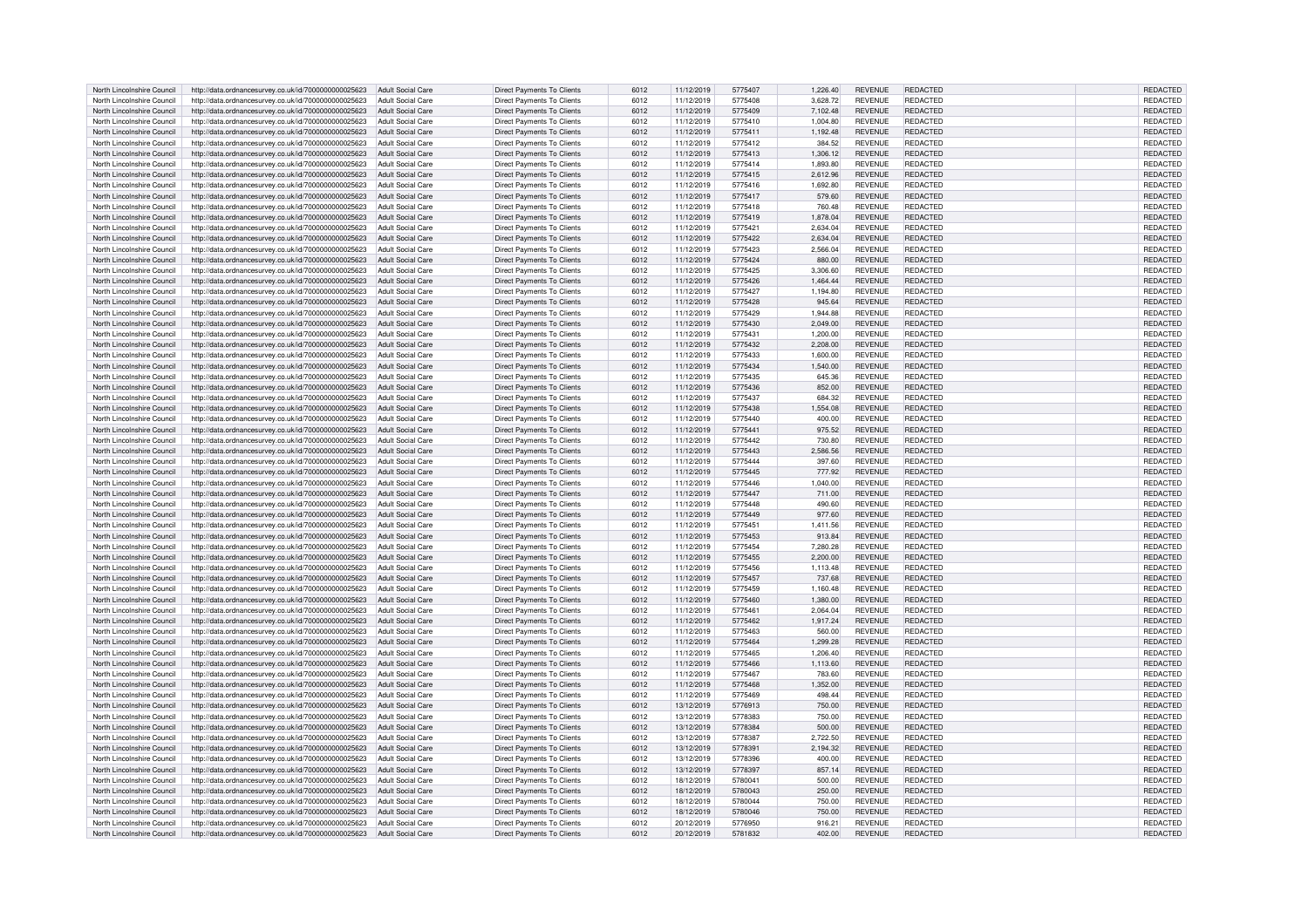| North Lincolnshire Council | http://data.ordnancesurvey.co.uk/id/7000000000025623 | Adult Social Care | Direct Payments To Clients | 6012 | 11/12/2019 | 5775407 | 1,226.40 | REVENUE | REDACTED | | REDACTED |
|---|---|---|---|---|---|---|---|---|---|---|---|
| North Lincolnshire Council | http://data.ordnancesurvey.co.uk/id/7000000000025623 | Adult Social Care | Direct Payments To Clients | 6012 | 11/12/2019 | 5775408 | 3,628.72 | REVENUE | REDACTED | | REDACTED |
| North Lincolnshire Council | http://data.ordnancesurvey.co.uk/id/7000000000025623 | Adult Social Care | Direct Payments To Clients | 6012 | 11/12/2019 | 5775409 | 7,102.48 | REVENUE | REDACTED | | REDACTED |
| North Lincolnshire Council | http://data.ordnancesurvey.co.uk/id/7000000000025623 | Adult Social Care | Direct Payments To Clients | 6012 | 11/12/2019 | 5775410 | 1,004.80 | REVENUE | REDACTED | | REDACTED |
| North Lincolnshire Council | http://data.ordnancesurvey.co.uk/id/7000000000025623 | Adult Social Care | Direct Payments To Clients | 6012 | 11/12/2019 | 5775411 | 1,192.48 | REVENUE | REDACTED | | REDACTED |
| North Lincolnshire Council | http://data.ordnancesurvey.co.uk/id/7000000000025623 | Adult Social Care | Direct Payments To Clients | 6012 | 11/12/2019 | 5775412 | 384.52 | REVENUE | REDACTED | | REDACTED |
| North Lincolnshire Council | http://data.ordnancesurvey.co.uk/id/7000000000025623 | Adult Social Care | Direct Payments To Clients | 6012 | 11/12/2019 | 5775413 | 1,306.12 | REVENUE | REDACTED | | REDACTED |
| North Lincolnshire Council | http://data.ordnancesurvey.co.uk/id/7000000000025623 | Adult Social Care | Direct Payments To Clients | 6012 | 11/12/2019 | 5775414 | 1,893.80 | REVENUE | REDACTED | | REDACTED |
| North Lincolnshire Council | http://data.ordnancesurvey.co.uk/id/7000000000025623 | Adult Social Care | Direct Payments To Clients | 6012 | 11/12/2019 | 5775415 | 2,612.96 | REVENUE | REDACTED | | REDACTED |
| North Lincolnshire Council | http://data.ordnancesurvey.co.uk/id/7000000000025623 | Adult Social Care | Direct Payments To Clients | 6012 | 11/12/2019 | 5775416 | 1,692.80 | REVENUE | REDACTED | | REDACTED |
| North Lincolnshire Council | http://data.ordnancesurvey.co.uk/id/7000000000025623 | Adult Social Care | Direct Payments To Clients | 6012 | 11/12/2019 | 5775417 | 579.60 | REVENUE | REDACTED | | REDACTED |
| North Lincolnshire Council | http://data.ordnancesurvey.co.uk/id/7000000000025623 | Adult Social Care | Direct Payments To Clients | 6012 | 11/12/2019 | 5775418 | 760.48 | REVENUE | REDACTED | | REDACTED |
| North Lincolnshire Council | http://data.ordnancesurvey.co.uk/id/7000000000025623 | Adult Social Care | Direct Payments To Clients | 6012 | 11/12/2019 | 5775419 | 1,878.04 | REVENUE | REDACTED | | REDACTED |
| North Lincolnshire Council | http://data.ordnancesurvey.co.uk/id/7000000000025623 | Adult Social Care | Direct Payments To Clients | 6012 | 11/12/2019 | 5775421 | 2,634.04 | REVENUE | REDACTED | | REDACTED |
| North Lincolnshire Council | http://data.ordnancesurvey.co.uk/id/7000000000025623 | Adult Social Care | Direct Payments To Clients | 6012 | 11/12/2019 | 5775422 | 2,634.04 | REVENUE | REDACTED | | REDACTED |
| North Lincolnshire Council | http://data.ordnancesurvey.co.uk/id/7000000000025623 | Adult Social Care | Direct Payments To Clients | 6012 | 11/12/2019 | 5775423 | 2,566.04 | REVENUE | REDACTED | | REDACTED |
| North Lincolnshire Council | http://data.ordnancesurvey.co.uk/id/7000000000025623 | Adult Social Care | Direct Payments To Clients | 6012 | 11/12/2019 | 5775424 | 880.00 | REVENUE | REDACTED | | REDACTED |
| North Lincolnshire Council | http://data.ordnancesurvey.co.uk/id/7000000000025623 | Adult Social Care | Direct Payments To Clients | 6012 | 11/12/2019 | 5775425 | 3,306.60 | REVENUE | REDACTED | | REDACTED |
| North Lincolnshire Council | http://data.ordnancesurvey.co.uk/id/7000000000025623 | Adult Social Care | Direct Payments To Clients | 6012 | 11/12/2019 | 5775426 | 1,464.44 | REVENUE | REDACTED | | REDACTED |
| North Lincolnshire Council | http://data.ordnancesurvey.co.uk/id/7000000000025623 | Adult Social Care | Direct Payments To Clients | 6012 | 11/12/2019 | 5775427 | 1,194.80 | REVENUE | REDACTED | | REDACTED |
| North Lincolnshire Council | http://data.ordnancesurvey.co.uk/id/7000000000025623 | Adult Social Care | Direct Payments To Clients | 6012 | 11/12/2019 | 5775428 | 945.64 | REVENUE | REDACTED | | REDACTED |
| North Lincolnshire Council | http://data.ordnancesurvey.co.uk/id/7000000000025623 | Adult Social Care | Direct Payments To Clients | 6012 | 11/12/2019 | 5775429 | 1,944.88 | REVENUE | REDACTED | | REDACTED |
| North Lincolnshire Council | http://data.ordnancesurvey.co.uk/id/7000000000025623 | Adult Social Care | Direct Payments To Clients | 6012 | 11/12/2019 | 5775430 | 2,049.00 | REVENUE | REDACTED | | REDACTED |
| North Lincolnshire Council | http://data.ordnancesurvey.co.uk/id/7000000000025623 | Adult Social Care | Direct Payments To Clients | 6012 | 11/12/2019 | 5775431 | 1,200.00 | REVENUE | REDACTED | | REDACTED |
| North Lincolnshire Council | http://data.ordnancesurvey.co.uk/id/7000000000025623 | Adult Social Care | Direct Payments To Clients | 6012 | 11/12/2019 | 5775432 | 2,208.00 | REVENUE | REDACTED | | REDACTED |
| North Lincolnshire Council | http://data.ordnancesurvey.co.uk/id/7000000000025623 | Adult Social Care | Direct Payments To Clients | 6012 | 11/12/2019 | 5775433 | 1,600.00 | REVENUE | REDACTED | | REDACTED |
| North Lincolnshire Council | http://data.ordnancesurvey.co.uk/id/7000000000025623 | Adult Social Care | Direct Payments To Clients | 6012 | 11/12/2019 | 5775434 | 1,540.00 | REVENUE | REDACTED | | REDACTED |
| North Lincolnshire Council | http://data.ordnancesurvey.co.uk/id/7000000000025623 | Adult Social Care | Direct Payments To Clients | 6012 | 11/12/2019 | 5775435 | 645.36 | REVENUE | REDACTED | | REDACTED |
| North Lincolnshire Council | http://data.ordnancesurvey.co.uk/id/7000000000025623 | Adult Social Care | Direct Payments To Clients | 6012 | 11/12/2019 | 5775436 | 852.00 | REVENUE | REDACTED | | REDACTED |
| North Lincolnshire Council | http://data.ordnancesurvey.co.uk/id/7000000000025623 | Adult Social Care | Direct Payments To Clients | 6012 | 11/12/2019 | 5775437 | 684.32 | REVENUE | REDACTED | | REDACTED |
| North Lincolnshire Council | http://data.ordnancesurvey.co.uk/id/7000000000025623 | Adult Social Care | Direct Payments To Clients | 6012 | 11/12/2019 | 5775438 | 1,554.08 | REVENUE | REDACTED | | REDACTED |
| North Lincolnshire Council | http://data.ordnancesurvey.co.uk/id/7000000000025623 | Adult Social Care | Direct Payments To Clients | 6012 | 11/12/2019 | 5775440 | 400.00 | REVENUE | REDACTED | | REDACTED |
| North Lincolnshire Council | http://data.ordnancesurvey.co.uk/id/7000000000025623 | Adult Social Care | Direct Payments To Clients | 6012 | 11/12/2019 | 5775441 | 975.52 | REVENUE | REDACTED | | REDACTED |
| North Lincolnshire Council | http://data.ordnancesurvey.co.uk/id/7000000000025623 | Adult Social Care | Direct Payments To Clients | 6012 | 11/12/2019 | 5775442 | 730.80 | REVENUE | REDACTED | | REDACTED |
| North Lincolnshire Council | http://data.ordnancesurvey.co.uk/id/7000000000025623 | Adult Social Care | Direct Payments To Clients | 6012 | 11/12/2019 | 5775443 | 2,586.56 | REVENUE | REDACTED | | REDACTED |
| North Lincolnshire Council | http://data.ordnancesurvey.co.uk/id/7000000000025623 | Adult Social Care | Direct Payments To Clients | 6012 | 11/12/2019 | 5775444 | 397.60 | REVENUE | REDACTED | | REDACTED |
| North Lincolnshire Council | http://data.ordnancesurvey.co.uk/id/7000000000025623 | Adult Social Care | Direct Payments To Clients | 6012 | 11/12/2019 | 5775445 | 777.92 | REVENUE | REDACTED | | REDACTED |
| North Lincolnshire Council | http://data.ordnancesurvey.co.uk/id/7000000000025623 | Adult Social Care | Direct Payments To Clients | 6012 | 11/12/2019 | 5775446 | 1,040.00 | REVENUE | REDACTED | | REDACTED |
| North Lincolnshire Council | http://data.ordnancesurvey.co.uk/id/7000000000025623 | Adult Social Care | Direct Payments To Clients | 6012 | 11/12/2019 | 5775447 | 711.00 | REVENUE | REDACTED | | REDACTED |
| North Lincolnshire Council | http://data.ordnancesurvey.co.uk/id/7000000000025623 | Adult Social Care | Direct Payments To Clients | 6012 | 11/12/2019 | 5775448 | 490.60 | REVENUE | REDACTED | | REDACTED |
| North Lincolnshire Council | http://data.ordnancesurvey.co.uk/id/7000000000025623 | Adult Social Care | Direct Payments To Clients | 6012 | 11/12/2019 | 5775449 | 977.60 | REVENUE | REDACTED | | REDACTED |
| North Lincolnshire Council | http://data.ordnancesurvey.co.uk/id/7000000000025623 | Adult Social Care | Direct Payments To Clients | 6012 | 11/12/2019 | 5775451 | 1,411.56 | REVENUE | REDACTED | | REDACTED |
| North Lincolnshire Council | http://data.ordnancesurvey.co.uk/id/7000000000025623 | Adult Social Care | Direct Payments To Clients | 6012 | 11/12/2019 | 5775453 | 913.84 | REVENUE | REDACTED | | REDACTED |
| North Lincolnshire Council | http://data.ordnancesurvey.co.uk/id/7000000000025623 | Adult Social Care | Direct Payments To Clients | 6012 | 11/12/2019 | 5775454 | 7,280.28 | REVENUE | REDACTED | | REDACTED |
| North Lincolnshire Council | http://data.ordnancesurvey.co.uk/id/7000000000025623 | Adult Social Care | Direct Payments To Clients | 6012 | 11/12/2019 | 5775455 | 2,200.00 | REVENUE | REDACTED | | REDACTED |
| North Lincolnshire Council | http://data.ordnancesurvey.co.uk/id/7000000000025623 | Adult Social Care | Direct Payments To Clients | 6012 | 11/12/2019 | 5775456 | 1,113.48 | REVENUE | REDACTED | | REDACTED |
| North Lincolnshire Council | http://data.ordnancesurvey.co.uk/id/7000000000025623 | Adult Social Care | Direct Payments To Clients | 6012 | 11/12/2019 | 5775457 | 737.68 | REVENUE | REDACTED | | REDACTED |
| North Lincolnshire Council | http://data.ordnancesurvey.co.uk/id/7000000000025623 | Adult Social Care | Direct Payments To Clients | 6012 | 11/12/2019 | 5775459 | 1,160.48 | REVENUE | REDACTED | | REDACTED |
| North Lincolnshire Council | http://data.ordnancesurvey.co.uk/id/7000000000025623 | Adult Social Care | Direct Payments To Clients | 6012 | 11/12/2019 | 5775460 | 1,380.00 | REVENUE | REDACTED | | REDACTED |
| North Lincolnshire Council | http://data.ordnancesurvey.co.uk/id/7000000000025623 | Adult Social Care | Direct Payments To Clients | 6012 | 11/12/2019 | 5775461 | 2,064.04 | REVENUE | REDACTED | | REDACTED |
| North Lincolnshire Council | http://data.ordnancesurvey.co.uk/id/7000000000025623 | Adult Social Care | Direct Payments To Clients | 6012 | 11/12/2019 | 5775462 | 1,917.24 | REVENUE | REDACTED | | REDACTED |
| North Lincolnshire Council | http://data.ordnancesurvey.co.uk/id/7000000000025623 | Adult Social Care | Direct Payments To Clients | 6012 | 11/12/2019 | 5775463 | 560.00 | REVENUE | REDACTED | | REDACTED |
| North Lincolnshire Council | http://data.ordnancesurvey.co.uk/id/7000000000025623 | Adult Social Care | Direct Payments To Clients | 6012 | 11/12/2019 | 5775464 | 1,299.28 | REVENUE | REDACTED | | REDACTED |
| North Lincolnshire Council | http://data.ordnancesurvey.co.uk/id/7000000000025623 | Adult Social Care | Direct Payments To Clients | 6012 | 11/12/2019 | 5775465 | 1,206.40 | REVENUE | REDACTED | | REDACTED |
| North Lincolnshire Council | http://data.ordnancesurvey.co.uk/id/7000000000025623 | Adult Social Care | Direct Payments To Clients | 6012 | 11/12/2019 | 5775466 | 1,113.60 | REVENUE | REDACTED | | REDACTED |
| North Lincolnshire Council | http://data.ordnancesurvey.co.uk/id/7000000000025623 | Adult Social Care | Direct Payments To Clients | 6012 | 11/12/2019 | 5775467 | 783.60 | REVENUE | REDACTED | | REDACTED |
| North Lincolnshire Council | http://data.ordnancesurvey.co.uk/id/7000000000025623 | Adult Social Care | Direct Payments To Clients | 6012 | 11/12/2019 | 5775468 | 1,352.00 | REVENUE | REDACTED | | REDACTED |
| North Lincolnshire Council | http://data.ordnancesurvey.co.uk/id/7000000000025623 | Adult Social Care | Direct Payments To Clients | 6012 | 11/12/2019 | 5775469 | 498.44 | REVENUE | REDACTED | | REDACTED |
| North Lincolnshire Council | http://data.ordnancesurvey.co.uk/id/7000000000025623 | Adult Social Care | Direct Payments To Clients | 6012 | 13/12/2019 | 5776913 | 750.00 | REVENUE | REDACTED | | REDACTED |
| North Lincolnshire Council | http://data.ordnancesurvey.co.uk/id/7000000000025623 | Adult Social Care | Direct Payments To Clients | 6012 | 13/12/2019 | 5778383 | 750.00 | REVENUE | REDACTED | | REDACTED |
| North Lincolnshire Council | http://data.ordnancesurvey.co.uk/id/7000000000025623 | Adult Social Care | Direct Payments To Clients | 6012 | 13/12/2019 | 5778384 | 500.00 | REVENUE | REDACTED | | REDACTED |
| North Lincolnshire Council | http://data.ordnancesurvey.co.uk/id/7000000000025623 | Adult Social Care | Direct Payments To Clients | 6012 | 13/12/2019 | 5778387 | 2,722.50 | REVENUE | REDACTED | | REDACTED |
| North Lincolnshire Council | http://data.ordnancesurvey.co.uk/id/7000000000025623 | Adult Social Care | Direct Payments To Clients | 6012 | 13/12/2019 | 5778391 | 2,194.32 | REVENUE | REDACTED | | REDACTED |
| North Lincolnshire Council | http://data.ordnancesurvey.co.uk/id/7000000000025623 | Adult Social Care | Direct Payments To Clients | 6012 | 13/12/2019 | 5778396 | 400.00 | REVENUE | REDACTED | | REDACTED |
| North Lincolnshire Council | http://data.ordnancesurvey.co.uk/id/7000000000025623 | Adult Social Care | Direct Payments To Clients | 6012 | 13/12/2019 | 5778397 | 857.14 | REVENUE | REDACTED | | REDACTED |
| North Lincolnshire Council | http://data.ordnancesurvey.co.uk/id/7000000000025623 | Adult Social Care | Direct Payments To Clients | 6012 | 18/12/2019 | 5780041 | 500.00 | REVENUE | REDACTED | | REDACTED |
| North Lincolnshire Council | http://data.ordnancesurvey.co.uk/id/7000000000025623 | Adult Social Care | Direct Payments To Clients | 6012 | 18/12/2019 | 5780043 | 250.00 | REVENUE | REDACTED | | REDACTED |
| North Lincolnshire Council | http://data.ordnancesurvey.co.uk/id/7000000000025623 | Adult Social Care | Direct Payments To Clients | 6012 | 18/12/2019 | 5780044 | 750.00 | REVENUE | REDACTED | | REDACTED |
| North Lincolnshire Council | http://data.ordnancesurvey.co.uk/id/7000000000025623 | Adult Social Care | Direct Payments To Clients | 6012 | 18/12/2019 | 5780046 | 750.00 | REVENUE | REDACTED | | REDACTED |
| North Lincolnshire Council | http://data.ordnancesurvey.co.uk/id/7000000000025623 | Adult Social Care | Direct Payments To Clients | 6012 | 20/12/2019 | 5776950 | 916.21 | REVENUE | REDACTED | | REDACTED |
| North Lincolnshire Council | http://data.ordnancesurvey.co.uk/id/7000000000025623 | Adult Social Care | Direct Payments To Clients | 6012 | 20/12/2019 | 5781832 | 402.00 | REVENUE | REDACTED | | REDACTED |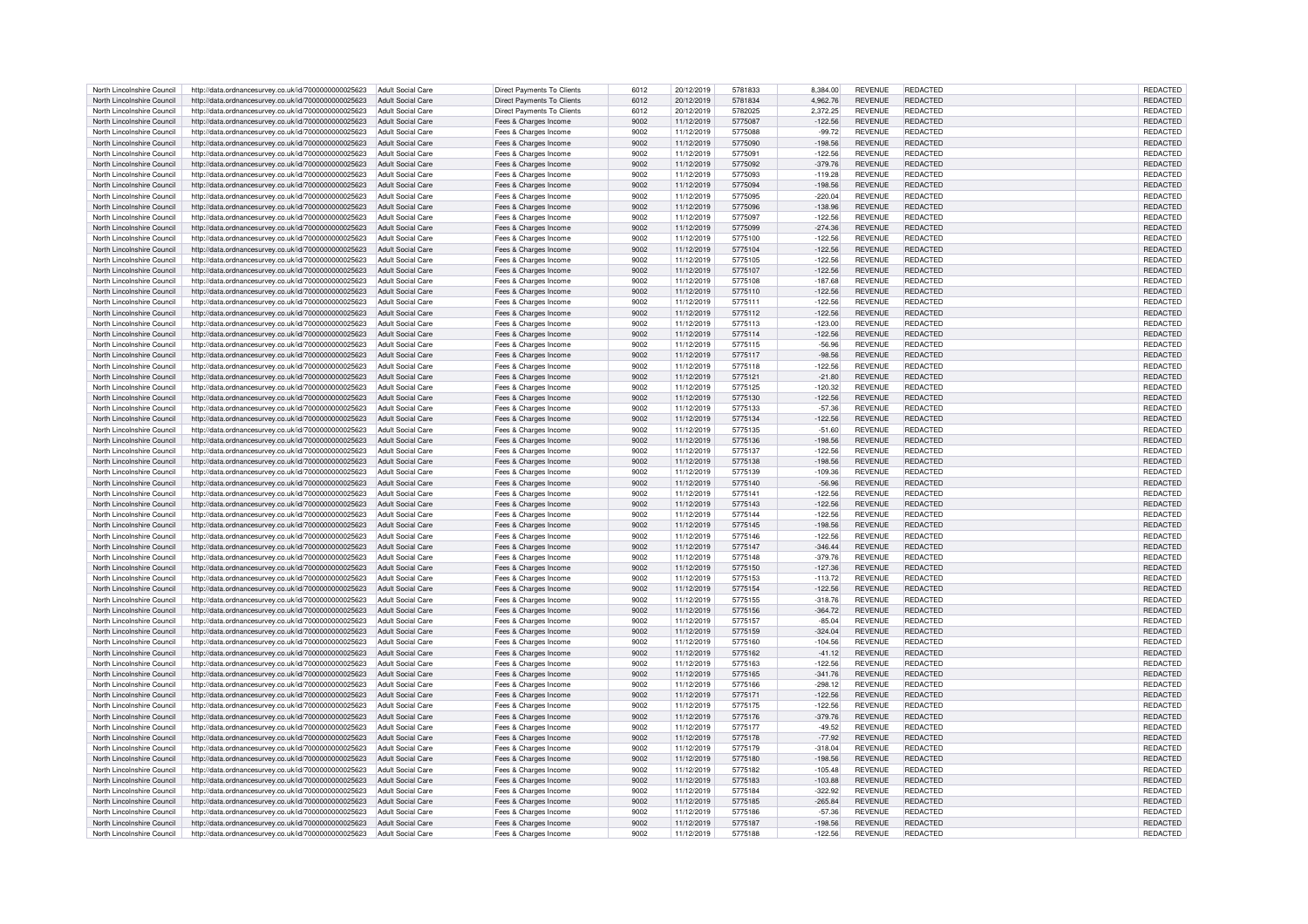| North Lincolnshire Council | http://data.ordnancesurvey.co.uk/id/7000000000025623 | Adult Social Care | Direct Payments To Clients | 6012 | 20/12/2019 | 5781833 | 8,384.00 | REVENUE | REDACTED | | REDACTED |
|---|---|---|---|---|---|---|---|---|---|---|---|
| North Lincolnshire Council | http://data.ordnancesurvey.co.uk/id/7000000000025623 | Adult Social Care | Direct Payments To Clients | 6012 | 20/12/2019 | 5781834 | 4,962.76 | REVENUE | REDACTED | | REDACTED |
| North Lincolnshire Council | http://data.ordnancesurvey.co.uk/id/7000000000025623 | Adult Social Care | Direct Payments To Clients | 6012 | 20/12/2019 | 5782025 | 2,372.25 | REVENUE | REDACTED | | REDACTED |
| North Lincolnshire Council | http://data.ordnancesurvey.co.uk/id/7000000000025623 | Adult Social Care | Fees & Charges Income | 9002 | 11/12/2019 | 5775087 | -122.56 | REVENUE | REDACTED | | REDACTED |
| North Lincolnshire Council | http://data.ordnancesurvey.co.uk/id/7000000000025623 | Adult Social Care | Fees & Charges Income | 9002 | 11/12/2019 | 5775088 | -99.72 | REVENUE | REDACTED | | REDACTED |
| North Lincolnshire Council | http://data.ordnancesurvey.co.uk/id/7000000000025623 | Adult Social Care | Fees & Charges Income | 9002 | 11/12/2019 | 5775090 | -198.56 | REVENUE | REDACTED | | REDACTED |
| North Lincolnshire Council | http://data.ordnancesurvey.co.uk/id/7000000000025623 | Adult Social Care | Fees & Charges Income | 9002 | 11/12/2019 | 5775091 | -122.56 | REVENUE | REDACTED | | REDACTED |
| North Lincolnshire Council | http://data.ordnancesurvey.co.uk/id/7000000000025623 | Adult Social Care | Fees & Charges Income | 9002 | 11/12/2019 | 5775092 | -379.76 | REVENUE | REDACTED | | REDACTED |
| North Lincolnshire Council | http://data.ordnancesurvey.co.uk/id/7000000000025623 | Adult Social Care | Fees & Charges Income | 9002 | 11/12/2019 | 5775093 | -119.28 | REVENUE | REDACTED | | REDACTED |
| North Lincolnshire Council | http://data.ordnancesurvey.co.uk/id/7000000000025623 | Adult Social Care | Fees & Charges Income | 9002 | 11/12/2019 | 5775094 | -198.56 | REVENUE | REDACTED | | REDACTED |
| North Lincolnshire Council | http://data.ordnancesurvey.co.uk/id/7000000000025623 | Adult Social Care | Fees & Charges Income | 9002 | 11/12/2019 | 5775095 | -220.04 | REVENUE | REDACTED | | REDACTED |
| North Lincolnshire Council | http://data.ordnancesurvey.co.uk/id/7000000000025623 | Adult Social Care | Fees & Charges Income | 9002 | 11/12/2019 | 5775096 | -138.96 | REVENUE | REDACTED | | REDACTED |
| North Lincolnshire Council | http://data.ordnancesurvey.co.uk/id/7000000000025623 | Adult Social Care | Fees & Charges Income | 9002 | 11/12/2019 | 5775097 | -122.56 | REVENUE | REDACTED | | REDACTED |
| North Lincolnshire Council | http://data.ordnancesurvey.co.uk/id/7000000000025623 | Adult Social Care | Fees & Charges Income | 9002 | 11/12/2019 | 5775099 | -274.36 | REVENUE | REDACTED | | REDACTED |
| North Lincolnshire Council | http://data.ordnancesurvey.co.uk/id/7000000000025623 | Adult Social Care | Fees & Charges Income | 9002 | 11/12/2019 | 5775100 | -122.56 | REVENUE | REDACTED | | REDACTED |
| North Lincolnshire Council | http://data.ordnancesurvey.co.uk/id/7000000000025623 | Adult Social Care | Fees & Charges Income | 9002 | 11/12/2019 | 5775104 | -122.56 | REVENUE | REDACTED | | REDACTED |
| North Lincolnshire Council | http://data.ordnancesurvey.co.uk/id/7000000000025623 | Adult Social Care | Fees & Charges Income | 9002 | 11/12/2019 | 5775105 | -122.56 | REVENUE | REDACTED | | REDACTED |
| North Lincolnshire Council | http://data.ordnancesurvey.co.uk/id/7000000000025623 | Adult Social Care | Fees & Charges Income | 9002 | 11/12/2019 | 5775107 | -122.56 | REVENUE | REDACTED | | REDACTED |
| North Lincolnshire Council | http://data.ordnancesurvey.co.uk/id/7000000000025623 | Adult Social Care | Fees & Charges Income | 9002 | 11/12/2019 | 5775108 | -187.68 | REVENUE | REDACTED | | REDACTED |
| North Lincolnshire Council | http://data.ordnancesurvey.co.uk/id/7000000000025623 | Adult Social Care | Fees & Charges Income | 9002 | 11/12/2019 | 5775110 | -122.56 | REVENUE | REDACTED | | REDACTED |
| North Lincolnshire Council | http://data.ordnancesurvey.co.uk/id/7000000000025623 | Adult Social Care | Fees & Charges Income | 9002 | 11/12/2019 | 5775111 | -122.56 | REVENUE | REDACTED | | REDACTED |
| North Lincolnshire Council | http://data.ordnancesurvey.co.uk/id/7000000000025623 | Adult Social Care | Fees & Charges Income | 9002 | 11/12/2019 | 5775112 | -122.56 | REVENUE | REDACTED | | REDACTED |
| North Lincolnshire Council | http://data.ordnancesurvey.co.uk/id/7000000000025623 | Adult Social Care | Fees & Charges Income | 9002 | 11/12/2019 | 5775113 | -123.00 | REVENUE | REDACTED | | REDACTED |
| North Lincolnshire Council | http://data.ordnancesurvey.co.uk/id/7000000000025623 | Adult Social Care | Fees & Charges Income | 9002 | 11/12/2019 | 5775114 | -122.56 | REVENUE | REDACTED | | REDACTED |
| North Lincolnshire Council | http://data.ordnancesurvey.co.uk/id/7000000000025623 | Adult Social Care | Fees & Charges Income | 9002 | 11/12/2019 | 5775115 | -56.96 | REVENUE | REDACTED | | REDACTED |
| North Lincolnshire Council | http://data.ordnancesurvey.co.uk/id/7000000000025623 | Adult Social Care | Fees & Charges Income | 9002 | 11/12/2019 | 5775117 | -98.56 | REVENUE | REDACTED | | REDACTED |
| North Lincolnshire Council | http://data.ordnancesurvey.co.uk/id/7000000000025623 | Adult Social Care | Fees & Charges Income | 9002 | 11/12/2019 | 5775118 | -122.56 | REVENUE | REDACTED | | REDACTED |
| North Lincolnshire Council | http://data.ordnancesurvey.co.uk/id/7000000000025623 | Adult Social Care | Fees & Charges Income | 9002 | 11/12/2019 | 5775121 | -21.80 | REVENUE | REDACTED | | REDACTED |
| North Lincolnshire Council | http://data.ordnancesurvey.co.uk/id/7000000000025623 | Adult Social Care | Fees & Charges Income | 9002 | 11/12/2019 | 5775125 | -120.32 | REVENUE | REDACTED | | REDACTED |
| North Lincolnshire Council | http://data.ordnancesurvey.co.uk/id/7000000000025623 | Adult Social Care | Fees & Charges Income | 9002 | 11/12/2019 | 5775130 | -122.56 | REVENUE | REDACTED | | REDACTED |
| North Lincolnshire Council | http://data.ordnancesurvey.co.uk/id/7000000000025623 | Adult Social Care | Fees & Charges Income | 9002 | 11/12/2019 | 5775133 | -57.36 | REVENUE | REDACTED | | REDACTED |
| North Lincolnshire Council | http://data.ordnancesurvey.co.uk/id/7000000000025623 | Adult Social Care | Fees & Charges Income | 9002 | 11/12/2019 | 5775134 | -122.56 | REVENUE | REDACTED | | REDACTED |
| North Lincolnshire Council | http://data.ordnancesurvey.co.uk/id/7000000000025623 | Adult Social Care | Fees & Charges Income | 9002 | 11/12/2019 | 5775135 | -51.60 | REVENUE | REDACTED | | REDACTED |
| North Lincolnshire Council | http://data.ordnancesurvey.co.uk/id/7000000000025623 | Adult Social Care | Fees & Charges Income | 9002 | 11/12/2019 | 5775136 | -198.56 | REVENUE | REDACTED | | REDACTED |
| North Lincolnshire Council | http://data.ordnancesurvey.co.uk/id/7000000000025623 | Adult Social Care | Fees & Charges Income | 9002 | 11/12/2019 | 5775137 | -122.56 | REVENUE | REDACTED | | REDACTED |
| North Lincolnshire Council | http://data.ordnancesurvey.co.uk/id/7000000000025623 | Adult Social Care | Fees & Charges Income | 9002 | 11/12/2019 | 5775138 | -198.56 | REVENUE | REDACTED | | REDACTED |
| North Lincolnshire Council | http://data.ordnancesurvey.co.uk/id/7000000000025623 | Adult Social Care | Fees & Charges Income | 9002 | 11/12/2019 | 5775139 | -109.36 | REVENUE | REDACTED | | REDACTED |
| North Lincolnshire Council | http://data.ordnancesurvey.co.uk/id/7000000000025623 | Adult Social Care | Fees & Charges Income | 9002 | 11/12/2019 | 5775140 | -56.96 | REVENUE | REDACTED | | REDACTED |
| North Lincolnshire Council | http://data.ordnancesurvey.co.uk/id/7000000000025623 | Adult Social Care | Fees & Charges Income | 9002 | 11/12/2019 | 5775141 | -122.56 | REVENUE | REDACTED | | REDACTED |
| North Lincolnshire Council | http://data.ordnancesurvey.co.uk/id/7000000000025623 | Adult Social Care | Fees & Charges Income | 9002 | 11/12/2019 | 5775143 | -122.56 | REVENUE | REDACTED | | REDACTED |
| North Lincolnshire Council | http://data.ordnancesurvey.co.uk/id/7000000000025623 | Adult Social Care | Fees & Charges Income | 9002 | 11/12/2019 | 5775144 | -122.56 | REVENUE | REDACTED | | REDACTED |
| North Lincolnshire Council | http://data.ordnancesurvey.co.uk/id/7000000000025623 | Adult Social Care | Fees & Charges Income | 9002 | 11/12/2019 | 5775145 | -198.56 | REVENUE | REDACTED | | REDACTED |
| North Lincolnshire Council | http://data.ordnancesurvey.co.uk/id/7000000000025623 | Adult Social Care | Fees & Charges Income | 9002 | 11/12/2019 | 5775146 | -122.56 | REVENUE | REDACTED | | REDACTED |
| North Lincolnshire Council | http://data.ordnancesurvey.co.uk/id/7000000000025623 | Adult Social Care | Fees & Charges Income | 9002 | 11/12/2019 | 5775147 | -346.44 | REVENUE | REDACTED | | REDACTED |
| North Lincolnshire Council | http://data.ordnancesurvey.co.uk/id/7000000000025623 | Adult Social Care | Fees & Charges Income | 9002 | 11/12/2019 | 5775148 | -379.76 | REVENUE | REDACTED | | REDACTED |
| North Lincolnshire Council | http://data.ordnancesurvey.co.uk/id/7000000000025623 | Adult Social Care | Fees & Charges Income | 9002 | 11/12/2019 | 5775150 | -127.36 | REVENUE | REDACTED | | REDACTED |
| North Lincolnshire Council | http://data.ordnancesurvey.co.uk/id/7000000000025623 | Adult Social Care | Fees & Charges Income | 9002 | 11/12/2019 | 5775153 | -113.72 | REVENUE | REDACTED | | REDACTED |
| North Lincolnshire Council | http://data.ordnancesurvey.co.uk/id/7000000000025623 | Adult Social Care | Fees & Charges Income | 9002 | 11/12/2019 | 5775154 | -122.56 | REVENUE | REDACTED | | REDACTED |
| North Lincolnshire Council | http://data.ordnancesurvey.co.uk/id/7000000000025623 | Adult Social Care | Fees & Charges Income | 9002 | 11/12/2019 | 5775155 | -318.76 | REVENUE | REDACTED | | REDACTED |
| North Lincolnshire Council | http://data.ordnancesurvey.co.uk/id/7000000000025623 | Adult Social Care | Fees & Charges Income | 9002 | 11/12/2019 | 5775156 | -364.72 | REVENUE | REDACTED | | REDACTED |
| North Lincolnshire Council | http://data.ordnancesurvey.co.uk/id/7000000000025623 | Adult Social Care | Fees & Charges Income | 9002 | 11/12/2019 | 5775157 | -85.04 | REVENUE | REDACTED | | REDACTED |
| North Lincolnshire Council | http://data.ordnancesurvey.co.uk/id/7000000000025623 | Adult Social Care | Fees & Charges Income | 9002 | 11/12/2019 | 5775159 | -324.04 | REVENUE | REDACTED | | REDACTED |
| North Lincolnshire Council | http://data.ordnancesurvey.co.uk/id/7000000000025623 | Adult Social Care | Fees & Charges Income | 9002 | 11/12/2019 | 5775160 | -104.56 | REVENUE | REDACTED | | REDACTED |
| North Lincolnshire Council | http://data.ordnancesurvey.co.uk/id/7000000000025623 | Adult Social Care | Fees & Charges Income | 9002 | 11/12/2019 | 5775162 | -41.12 | REVENUE | REDACTED | | REDACTED |
| North Lincolnshire Council | http://data.ordnancesurvey.co.uk/id/7000000000025623 | Adult Social Care | Fees & Charges Income | 9002 | 11/12/2019 | 5775163 | -122.56 | REVENUE | REDACTED | | REDACTED |
| North Lincolnshire Council | http://data.ordnancesurvey.co.uk/id/7000000000025623 | Adult Social Care | Fees & Charges Income | 9002 | 11/12/2019 | 5775165 | -341.76 | REVENUE | REDACTED | | REDACTED |
| North Lincolnshire Council | http://data.ordnancesurvey.co.uk/id/7000000000025623 | Adult Social Care | Fees & Charges Income | 9002 | 11/12/2019 | 5775166 | -298.12 | REVENUE | REDACTED | | REDACTED |
| North Lincolnshire Council | http://data.ordnancesurvey.co.uk/id/7000000000025623 | Adult Social Care | Fees & Charges Income | 9002 | 11/12/2019 | 5775171 | -122.56 | REVENUE | REDACTED | | REDACTED |
| North Lincolnshire Council | http://data.ordnancesurvey.co.uk/id/7000000000025623 | Adult Social Care | Fees & Charges Income | 9002 | 11/12/2019 | 5775175 | -122.56 | REVENUE | REDACTED | | REDACTED |
| North Lincolnshire Council | http://data.ordnancesurvey.co.uk/id/7000000000025623 | Adult Social Care | Fees & Charges Income | 9002 | 11/12/2019 | 5775176 | -379.76 | REVENUE | REDACTED | | REDACTED |
| North Lincolnshire Council | http://data.ordnancesurvey.co.uk/id/7000000000025623 | Adult Social Care | Fees & Charges Income | 9002 | 11/12/2019 | 5775177 | -49.52 | REVENUE | REDACTED | | REDACTED |
| North Lincolnshire Council | http://data.ordnancesurvey.co.uk/id/7000000000025623 | Adult Social Care | Fees & Charges Income | 9002 | 11/12/2019 | 5775178 | -77.92 | REVENUE | REDACTED | | REDACTED |
| North Lincolnshire Council | http://data.ordnancesurvey.co.uk/id/7000000000025623 | Adult Social Care | Fees & Charges Income | 9002 | 11/12/2019 | 5775179 | -318.04 | REVENUE | REDACTED | | REDACTED |
| North Lincolnshire Council | http://data.ordnancesurvey.co.uk/id/7000000000025623 | Adult Social Care | Fees & Charges Income | 9002 | 11/12/2019 | 5775180 | -198.56 | REVENUE | REDACTED | | REDACTED |
| North Lincolnshire Council | http://data.ordnancesurvey.co.uk/id/7000000000025623 | Adult Social Care | Fees & Charges Income | 9002 | 11/12/2019 | 5775182 | -105.48 | REVENUE | REDACTED | | REDACTED |
| North Lincolnshire Council | http://data.ordnancesurvey.co.uk/id/7000000000025623 | Adult Social Care | Fees & Charges Income | 9002 | 11/12/2019 | 5775183 | -103.88 | REVENUE | REDACTED | | REDACTED |
| North Lincolnshire Council | http://data.ordnancesurvey.co.uk/id/7000000000025623 | Adult Social Care | Fees & Charges Income | 9002 | 11/12/2019 | 5775184 | -322.92 | REVENUE | REDACTED | | REDACTED |
| North Lincolnshire Council | http://data.ordnancesurvey.co.uk/id/7000000000025623 | Adult Social Care | Fees & Charges Income | 9002 | 11/12/2019 | 5775185 | -265.84 | REVENUE | REDACTED | | REDACTED |
| North Lincolnshire Council | http://data.ordnancesurvey.co.uk/id/7000000000025623 | Adult Social Care | Fees & Charges Income | 9002 | 11/12/2019 | 5775186 | -57.36 | REVENUE | REDACTED | | REDACTED |
| North Lincolnshire Council | http://data.ordnancesurvey.co.uk/id/7000000000025623 | Adult Social Care | Fees & Charges Income | 9002 | 11/12/2019 | 5775187 | -198.56 | REVENUE | REDACTED | | REDACTED |
| North Lincolnshire Council | http://data.ordnancesurvey.co.uk/id/7000000000025623 | Adult Social Care | Fees & Charges Income | 9002 | 11/12/2019 | 5775188 | -122.56 | REVENUE | REDACTED | | REDACTED |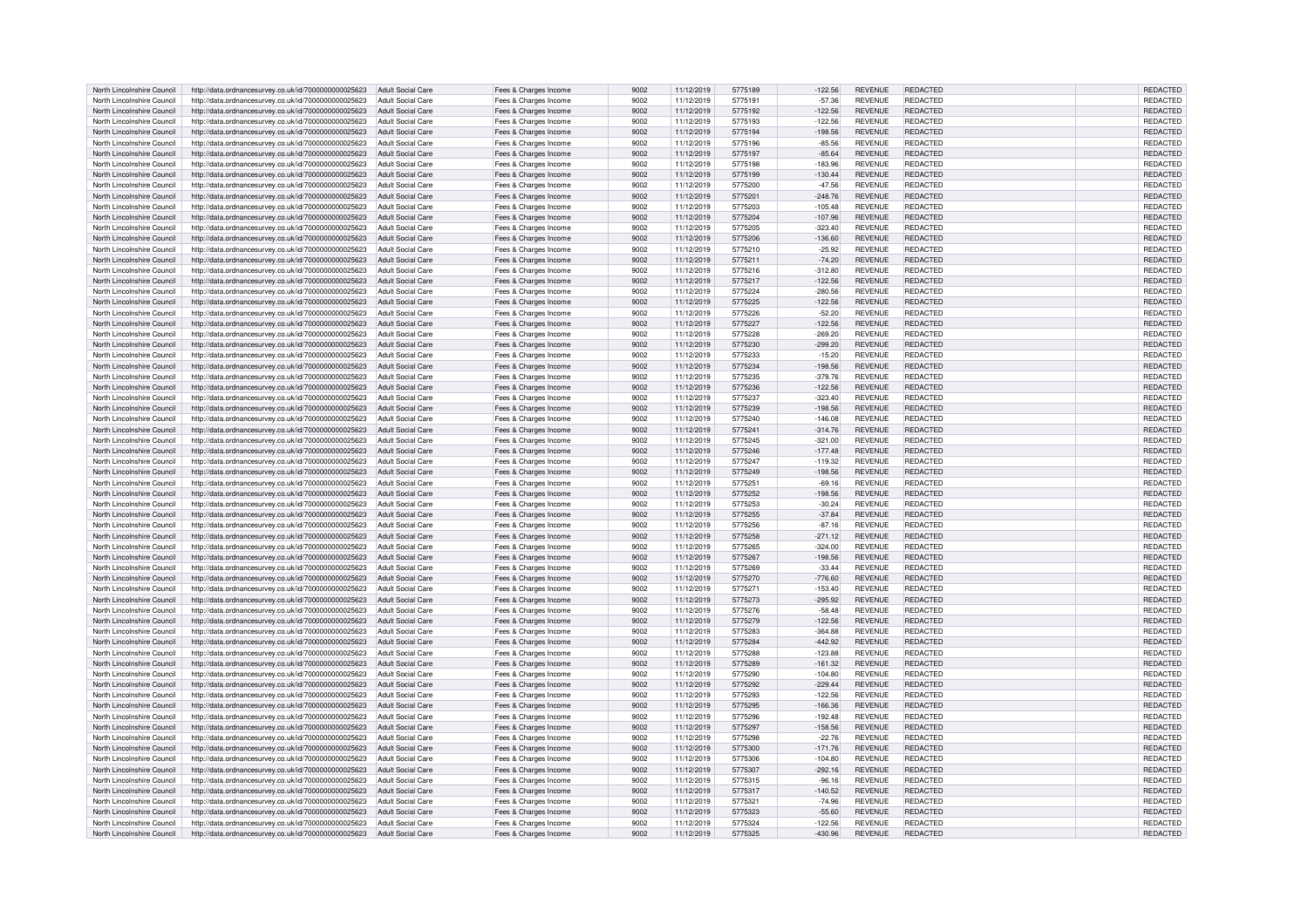| North Lincolnshire Council | http://data.ordnancesurvey.co.uk/id/7000000000025623 | Adult Social Care | Fees & Charges Income | 9002 | 11/12/2019 | 5775189 | -122.56 | REVENUE | REDACTED | | REDACTED |
|---|---|---|---|---|---|---|---|---|---|---|---|
| North Lincolnshire Council | http://data.ordnancesurvey.co.uk/id/7000000000025623 | Adult Social Care | Fees & Charges Income | 9002 | 11/12/2019 | 5775191 | -57.36 | REVENUE | REDACTED | | REDACTED |
| North Lincolnshire Council | http://data.ordnancesurvey.co.uk/id/7000000000025623 | Adult Social Care | Fees & Charges Income | 9002 | 11/12/2019 | 5775192 | -122.56 | REVENUE | REDACTED | | REDACTED |
| North Lincolnshire Council | http://data.ordnancesurvey.co.uk/id/7000000000025623 | Adult Social Care | Fees & Charges Income | 9002 | 11/12/2019 | 5775193 | -122.56 | REVENUE | REDACTED | | REDACTED |
| North Lincolnshire Council | http://data.ordnancesurvey.co.uk/id/7000000000025623 | Adult Social Care | Fees & Charges Income | 9002 | 11/12/2019 | 5775194 | -198.56 | REVENUE | REDACTED | | REDACTED |
| North Lincolnshire Council | http://data.ordnancesurvey.co.uk/id/7000000000025623 | Adult Social Care | Fees & Charges Income | 9002 | 11/12/2019 | 5775196 | -85.56 | REVENUE | REDACTED | | REDACTED |
| North Lincolnshire Council | http://data.ordnancesurvey.co.uk/id/7000000000025623 | Adult Social Care | Fees & Charges Income | 9002 | 11/12/2019 | 5775197 | -85.64 | REVENUE | REDACTED | | REDACTED |
| North Lincolnshire Council | http://data.ordnancesurvey.co.uk/id/7000000000025623 | Adult Social Care | Fees & Charges Income | 9002 | 11/12/2019 | 5775198 | -183.96 | REVENUE | REDACTED | | REDACTED |
| North Lincolnshire Council | http://data.ordnancesurvey.co.uk/id/7000000000025623 | Adult Social Care | Fees & Charges Income | 9002 | 11/12/2019 | 5775199 | -130.44 | REVENUE | REDACTED | | REDACTED |
| North Lincolnshire Council | http://data.ordnancesurvey.co.uk/id/7000000000025623 | Adult Social Care | Fees & Charges Income | 9002 | 11/12/2019 | 5775200 | -47.56 | REVENUE | REDACTED | | REDACTED |
| North Lincolnshire Council | http://data.ordnancesurvey.co.uk/id/7000000000025623 | Adult Social Care | Fees & Charges Income | 9002 | 11/12/2019 | 5775201 | -248.76 | REVENUE | REDACTED | | REDACTED |
| North Lincolnshire Council | http://data.ordnancesurvey.co.uk/id/7000000000025623 | Adult Social Care | Fees & Charges Income | 9002 | 11/12/2019 | 5775203 | -105.48 | REVENUE | REDACTED | | REDACTED |
| North Lincolnshire Council | http://data.ordnancesurvey.co.uk/id/7000000000025623 | Adult Social Care | Fees & Charges Income | 9002 | 11/12/2019 | 5775204 | -107.96 | REVENUE | REDACTED | | REDACTED |
| North Lincolnshire Council | http://data.ordnancesurvey.co.uk/id/7000000000025623 | Adult Social Care | Fees & Charges Income | 9002 | 11/12/2019 | 5775205 | -323.40 | REVENUE | REDACTED | | REDACTED |
| North Lincolnshire Council | http://data.ordnancesurvey.co.uk/id/7000000000025623 | Adult Social Care | Fees & Charges Income | 9002 | 11/12/2019 | 5775206 | -136.60 | REVENUE | REDACTED | | REDACTED |
| North Lincolnshire Council | http://data.ordnancesurvey.co.uk/id/7000000000025623 | Adult Social Care | Fees & Charges Income | 9002 | 11/12/2019 | 5775210 | -25.92 | REVENUE | REDACTED | | REDACTED |
| North Lincolnshire Council | http://data.ordnancesurvey.co.uk/id/7000000000025623 | Adult Social Care | Fees & Charges Income | 9002 | 11/12/2019 | 5775211 | -74.20 | REVENUE | REDACTED | | REDACTED |
| North Lincolnshire Council | http://data.ordnancesurvey.co.uk/id/7000000000025623 | Adult Social Care | Fees & Charges Income | 9002 | 11/12/2019 | 5775216 | -312.80 | REVENUE | REDACTED | | REDACTED |
| North Lincolnshire Council | http://data.ordnancesurvey.co.uk/id/7000000000025623 | Adult Social Care | Fees & Charges Income | 9002 | 11/12/2019 | 5775217 | -122.56 | REVENUE | REDACTED | | REDACTED |
| North Lincolnshire Council | http://data.ordnancesurvey.co.uk/id/7000000000025623 | Adult Social Care | Fees & Charges Income | 9002 | 11/12/2019 | 5775224 | -280.56 | REVENUE | REDACTED | | REDACTED |
| North Lincolnshire Council | http://data.ordnancesurvey.co.uk/id/7000000000025623 | Adult Social Care | Fees & Charges Income | 9002 | 11/12/2019 | 5775225 | -122.56 | REVENUE | REDACTED | | REDACTED |
| North Lincolnshire Council | http://data.ordnancesurvey.co.uk/id/7000000000025623 | Adult Social Care | Fees & Charges Income | 9002 | 11/12/2019 | 5775226 | -52.20 | REVENUE | REDACTED | | REDACTED |
| North Lincolnshire Council | http://data.ordnancesurvey.co.uk/id/7000000000025623 | Adult Social Care | Fees & Charges Income | 9002 | 11/12/2019 | 5775227 | -122.56 | REVENUE | REDACTED | | REDACTED |
| North Lincolnshire Council | http://data.ordnancesurvey.co.uk/id/7000000000025623 | Adult Social Care | Fees & Charges Income | 9002 | 11/12/2019 | 5775228 | -269.20 | REVENUE | REDACTED | | REDACTED |
| North Lincolnshire Council | http://data.ordnancesurvey.co.uk/id/7000000000025623 | Adult Social Care | Fees & Charges Income | 9002 | 11/12/2019 | 5775230 | -299.20 | REVENUE | REDACTED | | REDACTED |
| North Lincolnshire Council | http://data.ordnancesurvey.co.uk/id/7000000000025623 | Adult Social Care | Fees & Charges Income | 9002 | 11/12/2019 | 5775233 | -15.20 | REVENUE | REDACTED | | REDACTED |
| North Lincolnshire Council | http://data.ordnancesurvey.co.uk/id/7000000000025623 | Adult Social Care | Fees & Charges Income | 9002 | 11/12/2019 | 5775234 | -198.56 | REVENUE | REDACTED | | REDACTED |
| North Lincolnshire Council | http://data.ordnancesurvey.co.uk/id/7000000000025623 | Adult Social Care | Fees & Charges Income | 9002 | 11/12/2019 | 5775235 | -379.76 | REVENUE | REDACTED | | REDACTED |
| North Lincolnshire Council | http://data.ordnancesurvey.co.uk/id/7000000000025623 | Adult Social Care | Fees & Charges Income | 9002 | 11/12/2019 | 5775236 | -122.56 | REVENUE | REDACTED | | REDACTED |
| North Lincolnshire Council | http://data.ordnancesurvey.co.uk/id/7000000000025623 | Adult Social Care | Fees & Charges Income | 9002 | 11/12/2019 | 5775237 | -323.40 | REVENUE | REDACTED | | REDACTED |
| North Lincolnshire Council | http://data.ordnancesurvey.co.uk/id/7000000000025623 | Adult Social Care | Fees & Charges Income | 9002 | 11/12/2019 | 5775239 | -198.56 | REVENUE | REDACTED | | REDACTED |
| North Lincolnshire Council | http://data.ordnancesurvey.co.uk/id/7000000000025623 | Adult Social Care | Fees & Charges Income | 9002 | 11/12/2019 | 5775240 | -146.08 | REVENUE | REDACTED | | REDACTED |
| North Lincolnshire Council | http://data.ordnancesurvey.co.uk/id/7000000000025623 | Adult Social Care | Fees & Charges Income | 9002 | 11/12/2019 | 5775241 | -314.76 | REVENUE | REDACTED | | REDACTED |
| North Lincolnshire Council | http://data.ordnancesurvey.co.uk/id/7000000000025623 | Adult Social Care | Fees & Charges Income | 9002 | 11/12/2019 | 5775245 | -321.00 | REVENUE | REDACTED | | REDACTED |
| North Lincolnshire Council | http://data.ordnancesurvey.co.uk/id/7000000000025623 | Adult Social Care | Fees & Charges Income | 9002 | 11/12/2019 | 5775246 | -177.48 | REVENUE | REDACTED | | REDACTED |
| North Lincolnshire Council | http://data.ordnancesurvey.co.uk/id/7000000000025623 | Adult Social Care | Fees & Charges Income | 9002 | 11/12/2019 | 5775247 | -119.32 | REVENUE | REDACTED | | REDACTED |
| North Lincolnshire Council | http://data.ordnancesurvey.co.uk/id/7000000000025623 | Adult Social Care | Fees & Charges Income | 9002 | 11/12/2019 | 5775249 | -198.56 | REVENUE | REDACTED | | REDACTED |
| North Lincolnshire Council | http://data.ordnancesurvey.co.uk/id/7000000000025623 | Adult Social Care | Fees & Charges Income | 9002 | 11/12/2019 | 5775251 | -69.16 | REVENUE | REDACTED | | REDACTED |
| North Lincolnshire Council | http://data.ordnancesurvey.co.uk/id/7000000000025623 | Adult Social Care | Fees & Charges Income | 9002 | 11/12/2019 | 5775252 | -198.56 | REVENUE | REDACTED | | REDACTED |
| North Lincolnshire Council | http://data.ordnancesurvey.co.uk/id/7000000000025623 | Adult Social Care | Fees & Charges Income | 9002 | 11/12/2019 | 5775253 | -30.24 | REVENUE | REDACTED | | REDACTED |
| North Lincolnshire Council | http://data.ordnancesurvey.co.uk/id/7000000000025623 | Adult Social Care | Fees & Charges Income | 9002 | 11/12/2019 | 5775255 | -37.84 | REVENUE | REDACTED | | REDACTED |
| North Lincolnshire Council | http://data.ordnancesurvey.co.uk/id/7000000000025623 | Adult Social Care | Fees & Charges Income | 9002 | 11/12/2019 | 5775256 | -87.16 | REVENUE | REDACTED | | REDACTED |
| North Lincolnshire Council | http://data.ordnancesurvey.co.uk/id/7000000000025623 | Adult Social Care | Fees & Charges Income | 9002 | 11/12/2019 | 5775258 | -271.12 | REVENUE | REDACTED | | REDACTED |
| North Lincolnshire Council | http://data.ordnancesurvey.co.uk/id/7000000000025623 | Adult Social Care | Fees & Charges Income | 9002 | 11/12/2019 | 5775265 | -324.00 | REVENUE | REDACTED | | REDACTED |
| North Lincolnshire Council | http://data.ordnancesurvey.co.uk/id/7000000000025623 | Adult Social Care | Fees & Charges Income | 9002 | 11/12/2019 | 5775267 | -198.56 | REVENUE | REDACTED | | REDACTED |
| North Lincolnshire Council | http://data.ordnancesurvey.co.uk/id/7000000000025623 | Adult Social Care | Fees & Charges Income | 9002 | 11/12/2019 | 5775269 | -33.44 | REVENUE | REDACTED | | REDACTED |
| North Lincolnshire Council | http://data.ordnancesurvey.co.uk/id/7000000000025623 | Adult Social Care | Fees & Charges Income | 9002 | 11/12/2019 | 5775270 | -776.60 | REVENUE | REDACTED | | REDACTED |
| North Lincolnshire Council | http://data.ordnancesurvey.co.uk/id/7000000000025623 | Adult Social Care | Fees & Charges Income | 9002 | 11/12/2019 | 5775271 | -153.40 | REVENUE | REDACTED | | REDACTED |
| North Lincolnshire Council | http://data.ordnancesurvey.co.uk/id/7000000000025623 | Adult Social Care | Fees & Charges Income | 9002 | 11/12/2019 | 5775273 | -295.92 | REVENUE | REDACTED | | REDACTED |
| North Lincolnshire Council | http://data.ordnancesurvey.co.uk/id/7000000000025623 | Adult Social Care | Fees & Charges Income | 9002 | 11/12/2019 | 5775276 | -58.48 | REVENUE | REDACTED | | REDACTED |
| North Lincolnshire Council | http://data.ordnancesurvey.co.uk/id/7000000000025623 | Adult Social Care | Fees & Charges Income | 9002 | 11/12/2019 | 5775279 | -122.56 | REVENUE | REDACTED | | REDACTED |
| North Lincolnshire Council | http://data.ordnancesurvey.co.uk/id/7000000000025623 | Adult Social Care | Fees & Charges Income | 9002 | 11/12/2019 | 5775283 | -364.88 | REVENUE | REDACTED | | REDACTED |
| North Lincolnshire Council | http://data.ordnancesurvey.co.uk/id/7000000000025623 | Adult Social Care | Fees & Charges Income | 9002 | 11/12/2019 | 5775284 | -442.92 | REVENUE | REDACTED | | REDACTED |
| North Lincolnshire Council | http://data.ordnancesurvey.co.uk/id/7000000000025623 | Adult Social Care | Fees & Charges Income | 9002 | 11/12/2019 | 5775288 | -123.88 | REVENUE | REDACTED | | REDACTED |
| North Lincolnshire Council | http://data.ordnancesurvey.co.uk/id/7000000000025623 | Adult Social Care | Fees & Charges Income | 9002 | 11/12/2019 | 5775289 | -161.32 | REVENUE | REDACTED | | REDACTED |
| North Lincolnshire Council | http://data.ordnancesurvey.co.uk/id/7000000000025623 | Adult Social Care | Fees & Charges Income | 9002 | 11/12/2019 | 5775290 | -104.80 | REVENUE | REDACTED | | REDACTED |
| North Lincolnshire Council | http://data.ordnancesurvey.co.uk/id/7000000000025623 | Adult Social Care | Fees & Charges Income | 9002 | 11/12/2019 | 5775292 | -229.44 | REVENUE | REDACTED | | REDACTED |
| North Lincolnshire Council | http://data.ordnancesurvey.co.uk/id/7000000000025623 | Adult Social Care | Fees & Charges Income | 9002 | 11/12/2019 | 5775293 | -122.56 | REVENUE | REDACTED | | REDACTED |
| North Lincolnshire Council | http://data.ordnancesurvey.co.uk/id/7000000000025623 | Adult Social Care | Fees & Charges Income | 9002 | 11/12/2019 | 5775295 | -166.36 | REVENUE | REDACTED | | REDACTED |
| North Lincolnshire Council | http://data.ordnancesurvey.co.uk/id/7000000000025623 | Adult Social Care | Fees & Charges Income | 9002 | 11/12/2019 | 5775296 | -192.48 | REVENUE | REDACTED | | REDACTED |
| North Lincolnshire Council | http://data.ordnancesurvey.co.uk/id/7000000000025623 | Adult Social Care | Fees & Charges Income | 9002 | 11/12/2019 | 5775297 | -158.56 | REVENUE | REDACTED | | REDACTED |
| North Lincolnshire Council | http://data.ordnancesurvey.co.uk/id/7000000000025623 | Adult Social Care | Fees & Charges Income | 9002 | 11/12/2019 | 5775298 | -22.76 | REVENUE | REDACTED | | REDACTED |
| North Lincolnshire Council | http://data.ordnancesurvey.co.uk/id/7000000000025623 | Adult Social Care | Fees & Charges Income | 9002 | 11/12/2019 | 5775300 | -171.76 | REVENUE | REDACTED | | REDACTED |
| North Lincolnshire Council | http://data.ordnancesurvey.co.uk/id/7000000000025623 | Adult Social Care | Fees & Charges Income | 9002 | 11/12/2019 | 5775306 | -104.80 | REVENUE | REDACTED | | REDACTED |
| North Lincolnshire Council | http://data.ordnancesurvey.co.uk/id/7000000000025623 | Adult Social Care | Fees & Charges Income | 9002 | 11/12/2019 | 5775307 | -292.16 | REVENUE | REDACTED | | REDACTED |
| North Lincolnshire Council | http://data.ordnancesurvey.co.uk/id/7000000000025623 | Adult Social Care | Fees & Charges Income | 9002 | 11/12/2019 | 5775315 | -96.16 | REVENUE | REDACTED | | REDACTED |
| North Lincolnshire Council | http://data.ordnancesurvey.co.uk/id/7000000000025623 | Adult Social Care | Fees & Charges Income | 9002 | 11/12/2019 | 5775317 | -140.52 | REVENUE | REDACTED | | REDACTED |
| North Lincolnshire Council | http://data.ordnancesurvey.co.uk/id/7000000000025623 | Adult Social Care | Fees & Charges Income | 9002 | 11/12/2019 | 5775321 | -74.96 | REVENUE | REDACTED | | REDACTED |
| North Lincolnshire Council | http://data.ordnancesurvey.co.uk/id/7000000000025623 | Adult Social Care | Fees & Charges Income | 9002 | 11/12/2019 | 5775323 | -55.60 | REVENUE | REDACTED | | REDACTED |
| North Lincolnshire Council | http://data.ordnancesurvey.co.uk/id/7000000000025623 | Adult Social Care | Fees & Charges Income | 9002 | 11/12/2019 | 5775324 | -122.56 | REVENUE | REDACTED | | REDACTED |
| North Lincolnshire Council | http://data.ordnancesurvey.co.uk/id/7000000000025623 | Adult Social Care | Fees & Charges Income | 9002 | 11/12/2019 | 5775325 | -430.96 | REVENUE | REDACTED | | REDACTED |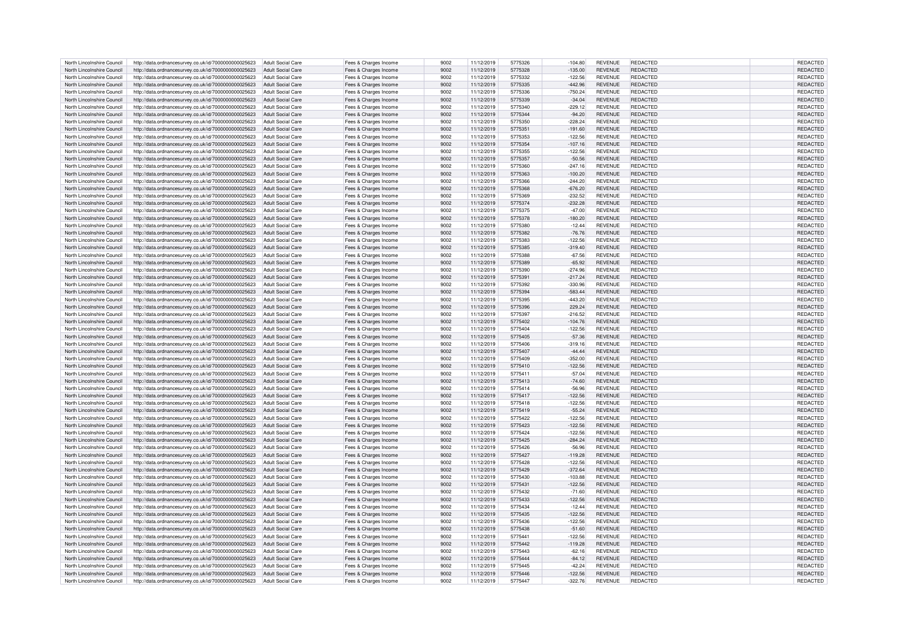| | | | | | | | | | | | |
|---|---|---|---|---|---|---|---|---|---|---|---|
| North Lincolnshire Council | http://data.ordnancesurvey.co.uk/id/7000000000025623 | Adult Social Care | Fees & Charges Income | 9002 | 11/12/2019 | 5775326 | -104.80 | REVENUE | REDACTED | | REDACTED |
| North Lincolnshire Council | http://data.ordnancesurvey.co.uk/id/7000000000025623 | Adult Social Care | Fees & Charges Income | 9002 | 11/12/2019 | 5775328 | -135.00 | REVENUE | REDACTED | | REDACTED |
| North Lincolnshire Council | http://data.ordnancesurvey.co.uk/id/7000000000025623 | Adult Social Care | Fees & Charges Income | 9002 | 11/12/2019 | 5775332 | -122.56 | REVENUE | REDACTED | | REDACTED |
| North Lincolnshire Council | http://data.ordnancesurvey.co.uk/id/7000000000025623 | Adult Social Care | Fees & Charges Income | 9002 | 11/12/2019 | 5775335 | -442.96 | REVENUE | REDACTED | | REDACTED |
| North Lincolnshire Council | http://data.ordnancesurvey.co.uk/id/7000000000025623 | Adult Social Care | Fees & Charges Income | 9002 | 11/12/2019 | 5775336 | -750.24 | REVENUE | REDACTED | | REDACTED |
| North Lincolnshire Council | http://data.ordnancesurvey.co.uk/id/7000000000025623 | Adult Social Care | Fees & Charges Income | 9002 | 11/12/2019 | 5775339 | -34.04 | REVENUE | REDACTED | | REDACTED |
| North Lincolnshire Council | http://data.ordnancesurvey.co.uk/id/7000000000025623 | Adult Social Care | Fees & Charges Income | 9002 | 11/12/2019 | 5775340 | -229.12 | REVENUE | REDACTED | | REDACTED |
| North Lincolnshire Council | http://data.ordnancesurvey.co.uk/id/7000000000025623 | Adult Social Care | Fees & Charges Income | 9002 | 11/12/2019 | 5775344 | -94.20 | REVENUE | REDACTED | | REDACTED |
| North Lincolnshire Council | http://data.ordnancesurvey.co.uk/id/7000000000025623 | Adult Social Care | Fees & Charges Income | 9002 | 11/12/2019 | 5775350 | -228.24 | REVENUE | REDACTED | | REDACTED |
| North Lincolnshire Council | http://data.ordnancesurvey.co.uk/id/7000000000025623 | Adult Social Care | Fees & Charges Income | 9002 | 11/12/2019 | 5775351 | -191.60 | REVENUE | REDACTED | | REDACTED |
| North Lincolnshire Council | http://data.ordnancesurvey.co.uk/id/7000000000025623 | Adult Social Care | Fees & Charges Income | 9002 | 11/12/2019 | 5775353 | -122.56 | REVENUE | REDACTED | | REDACTED |
| North Lincolnshire Council | http://data.ordnancesurvey.co.uk/id/7000000000025623 | Adult Social Care | Fees & Charges Income | 9002 | 11/12/2019 | 5775354 | -107.16 | REVENUE | REDACTED | | REDACTED |
| North Lincolnshire Council | http://data.ordnancesurvey.co.uk/id/7000000000025623 | Adult Social Care | Fees & Charges Income | 9002 | 11/12/2019 | 5775355 | -122.56 | REVENUE | REDACTED | | REDACTED |
| North Lincolnshire Council | http://data.ordnancesurvey.co.uk/id/7000000000025623 | Adult Social Care | Fees & Charges Income | 9002 | 11/12/2019 | 5775357 | -50.56 | REVENUE | REDACTED | | REDACTED |
| North Lincolnshire Council | http://data.ordnancesurvey.co.uk/id/7000000000025623 | Adult Social Care | Fees & Charges Income | 9002 | 11/12/2019 | 5775360 | -247.16 | REVENUE | REDACTED | | REDACTED |
| North Lincolnshire Council | http://data.ordnancesurvey.co.uk/id/7000000000025623 | Adult Social Care | Fees & Charges Income | 9002 | 11/12/2019 | 5775363 | -100.20 | REVENUE | REDACTED | | REDACTED |
| North Lincolnshire Council | http://data.ordnancesurvey.co.uk/id/7000000000025623 | Adult Social Care | Fees & Charges Income | 9002 | 11/12/2019 | 5775366 | -244.20 | REVENUE | REDACTED | | REDACTED |
| North Lincolnshire Council | http://data.ordnancesurvey.co.uk/id/7000000000025623 | Adult Social Care | Fees & Charges Income | 9002 | 11/12/2019 | 5775368 | -676.20 | REVENUE | REDACTED | | REDACTED |
| North Lincolnshire Council | http://data.ordnancesurvey.co.uk/id/7000000000025623 | Adult Social Care | Fees & Charges Income | 9002 | 11/12/2019 | 5775369 | -232.52 | REVENUE | REDACTED | | REDACTED |
| North Lincolnshire Council | http://data.ordnancesurvey.co.uk/id/7000000000025623 | Adult Social Care | Fees & Charges Income | 9002 | 11/12/2019 | 5775374 | -232.28 | REVENUE | REDACTED | | REDACTED |
| North Lincolnshire Council | http://data.ordnancesurvey.co.uk/id/7000000000025623 | Adult Social Care | Fees & Charges Income | 9002 | 11/12/2019 | 5775375 | -47.00 | REVENUE | REDACTED | | REDACTED |
| North Lincolnshire Council | http://data.ordnancesurvey.co.uk/id/7000000000025623 | Adult Social Care | Fees & Charges Income | 9002 | 11/12/2019 | 5775378 | -180.20 | REVENUE | REDACTED | | REDACTED |
| North Lincolnshire Council | http://data.ordnancesurvey.co.uk/id/7000000000025623 | Adult Social Care | Fees & Charges Income | 9002 | 11/12/2019 | 5775380 | -12.44 | REVENUE | REDACTED | | REDACTED |
| North Lincolnshire Council | http://data.ordnancesurvey.co.uk/id/7000000000025623 | Adult Social Care | Fees & Charges Income | 9002 | 11/12/2019 | 5775382 | -76.76 | REVENUE | REDACTED | | REDACTED |
| North Lincolnshire Council | http://data.ordnancesurvey.co.uk/id/7000000000025623 | Adult Social Care | Fees & Charges Income | 9002 | 11/12/2019 | 5775383 | -122.56 | REVENUE | REDACTED | | REDACTED |
| North Lincolnshire Council | http://data.ordnancesurvey.co.uk/id/7000000000025623 | Adult Social Care | Fees & Charges Income | 9002 | 11/12/2019 | 5775385 | -319.40 | REVENUE | REDACTED | | REDACTED |
| North Lincolnshire Council | http://data.ordnancesurvey.co.uk/id/7000000000025623 | Adult Social Care | Fees & Charges Income | 9002 | 11/12/2019 | 5775388 | -67.56 | REVENUE | REDACTED | | REDACTED |
| North Lincolnshire Council | http://data.ordnancesurvey.co.uk/id/7000000000025623 | Adult Social Care | Fees & Charges Income | 9002 | 11/12/2019 | 5775389 | -65.92 | REVENUE | REDACTED | | REDACTED |
| North Lincolnshire Council | http://data.ordnancesurvey.co.uk/id/7000000000025623 | Adult Social Care | Fees & Charges Income | 9002 | 11/12/2019 | 5775390 | -274.96 | REVENUE | REDACTED | | REDACTED |
| North Lincolnshire Council | http://data.ordnancesurvey.co.uk/id/7000000000025623 | Adult Social Care | Fees & Charges Income | 9002 | 11/12/2019 | 5775391 | -217.24 | REVENUE | REDACTED | | REDACTED |
| North Lincolnshire Council | http://data.ordnancesurvey.co.uk/id/7000000000025623 | Adult Social Care | Fees & Charges Income | 9002 | 11/12/2019 | 5775392 | -330.96 | REVENUE | REDACTED | | REDACTED |
| North Lincolnshire Council | http://data.ordnancesurvey.co.uk/id/7000000000025623 | Adult Social Care | Fees & Charges Income | 9002 | 11/12/2019 | 5775394 | -583.44 | REVENUE | REDACTED | | REDACTED |
| North Lincolnshire Council | http://data.ordnancesurvey.co.uk/id/7000000000025623 | Adult Social Care | Fees & Charges Income | 9002 | 11/12/2019 | 5775395 | -443.20 | REVENUE | REDACTED | | REDACTED |
| North Lincolnshire Council | http://data.ordnancesurvey.co.uk/id/7000000000025623 | Adult Social Care | Fees & Charges Income | 9002 | 11/12/2019 | 5775396 | 229.24 | REVENUE | REDACTED | | REDACTED |
| North Lincolnshire Council | http://data.ordnancesurvey.co.uk/id/7000000000025623 | Adult Social Care | Fees & Charges Income | 9002 | 11/12/2019 | 5775397 | -216.52 | REVENUE | REDACTED | | REDACTED |
| North Lincolnshire Council | http://data.ordnancesurvey.co.uk/id/7000000000025623 | Adult Social Care | Fees & Charges Income | 9002 | 11/12/2019 | 5775402 | -104.76 | REVENUE | REDACTED | | REDACTED |
| North Lincolnshire Council | http://data.ordnancesurvey.co.uk/id/7000000000025623 | Adult Social Care | Fees & Charges Income | 9002 | 11/12/2019 | 5775404 | -122.56 | REVENUE | REDACTED | | REDACTED |
| North Lincolnshire Council | http://data.ordnancesurvey.co.uk/id/7000000000025623 | Adult Social Care | Fees & Charges Income | 9002 | 11/12/2019 | 5775405 | -57.36 | REVENUE | REDACTED | | REDACTED |
| North Lincolnshire Council | http://data.ordnancesurvey.co.uk/id/7000000000025623 | Adult Social Care | Fees & Charges Income | 9002 | 11/12/2019 | 5775406 | -319.16 | REVENUE | REDACTED | | REDACTED |
| North Lincolnshire Council | http://data.ordnancesurvey.co.uk/id/7000000000025623 | Adult Social Care | Fees & Charges Income | 9002 | 11/12/2019 | 5775407 | -44.44 | REVENUE | REDACTED | | REDACTED |
| North Lincolnshire Council | http://data.ordnancesurvey.co.uk/id/7000000000025623 | Adult Social Care | Fees & Charges Income | 9002 | 11/12/2019 | 5775409 | -352.00 | REVENUE | REDACTED | | REDACTED |
| North Lincolnshire Council | http://data.ordnancesurvey.co.uk/id/7000000000025623 | Adult Social Care | Fees & Charges Income | 9002 | 11/12/2019 | 5775410 | -122.56 | REVENUE | REDACTED | | REDACTED |
| North Lincolnshire Council | http://data.ordnancesurvey.co.uk/id/7000000000025623 | Adult Social Care | Fees & Charges Income | 9002 | 11/12/2019 | 5775411 | -57.04 | REVENUE | REDACTED | | REDACTED |
| North Lincolnshire Council | http://data.ordnancesurvey.co.uk/id/7000000000025623 | Adult Social Care | Fees & Charges Income | 9002 | 11/12/2019 | 5775413 | -74.60 | REVENUE | REDACTED | | REDACTED |
| North Lincolnshire Council | http://data.ordnancesurvey.co.uk/id/7000000000025623 | Adult Social Care | Fees & Charges Income | 9002 | 11/12/2019 | 5775414 | -56.96 | REVENUE | REDACTED | | REDACTED |
| North Lincolnshire Council | http://data.ordnancesurvey.co.uk/id/7000000000025623 | Adult Social Care | Fees & Charges Income | 9002 | 11/12/2019 | 5775417 | -122.56 | REVENUE | REDACTED | | REDACTED |
| North Lincolnshire Council | http://data.ordnancesurvey.co.uk/id/7000000000025623 | Adult Social Care | Fees & Charges Income | 9002 | 11/12/2019 | 5775418 | -122.56 | REVENUE | REDACTED | | REDACTED |
| North Lincolnshire Council | http://data.ordnancesurvey.co.uk/id/7000000000025623 | Adult Social Care | Fees & Charges Income | 9002 | 11/12/2019 | 5775419 | -55.24 | REVENUE | REDACTED | | REDACTED |
| North Lincolnshire Council | http://data.ordnancesurvey.co.uk/id/7000000000025623 | Adult Social Care | Fees & Charges Income | 9002 | 11/12/2019 | 5775422 | -122.56 | REVENUE | REDACTED | | REDACTED |
| North Lincolnshire Council | http://data.ordnancesurvey.co.uk/id/7000000000025623 | Adult Social Care | Fees & Charges Income | 9002 | 11/12/2019 | 5775423 | -122.56 | REVENUE | REDACTED | | REDACTED |
| North Lincolnshire Council | http://data.ordnancesurvey.co.uk/id/7000000000025623 | Adult Social Care | Fees & Charges Income | 9002 | 11/12/2019 | 5775424 | -122.56 | REVENUE | REDACTED | | REDACTED |
| North Lincolnshire Council | http://data.ordnancesurvey.co.uk/id/7000000000025623 | Adult Social Care | Fees & Charges Income | 9002 | 11/12/2019 | 5775425 | -284.24 | REVENUE | REDACTED | | REDACTED |
| North Lincolnshire Council | http://data.ordnancesurvey.co.uk/id/7000000000025623 | Adult Social Care | Fees & Charges Income | 9002 | 11/12/2019 | 5775426 | -56.96 | REVENUE | REDACTED | | REDACTED |
| North Lincolnshire Council | http://data.ordnancesurvey.co.uk/id/7000000000025623 | Adult Social Care | Fees & Charges Income | 9002 | 11/12/2019 | 5775427 | -119.28 | REVENUE | REDACTED | | REDACTED |
| North Lincolnshire Council | http://data.ordnancesurvey.co.uk/id/7000000000025623 | Adult Social Care | Fees & Charges Income | 9002 | 11/12/2019 | 5775428 | -122.56 | REVENUE | REDACTED | | REDACTED |
| North Lincolnshire Council | http://data.ordnancesurvey.co.uk/id/7000000000025623 | Adult Social Care | Fees & Charges Income | 9002 | 11/12/2019 | 5775429 | -372.64 | REVENUE | REDACTED | | REDACTED |
| North Lincolnshire Council | http://data.ordnancesurvey.co.uk/id/7000000000025623 | Adult Social Care | Fees & Charges Income | 9002 | 11/12/2019 | 5775430 | -103.88 | REVENUE | REDACTED | | REDACTED |
| North Lincolnshire Council | http://data.ordnancesurvey.co.uk/id/7000000000025623 | Adult Social Care | Fees & Charges Income | 9002 | 11/12/2019 | 5775431 | -122.56 | REVENUE | REDACTED | | REDACTED |
| North Lincolnshire Council | http://data.ordnancesurvey.co.uk/id/7000000000025623 | Adult Social Care | Fees & Charges Income | 9002 | 11/12/2019 | 5775432 | -71.60 | REVENUE | REDACTED | | REDACTED |
| North Lincolnshire Council | http://data.ordnancesurvey.co.uk/id/7000000000025623 | Adult Social Care | Fees & Charges Income | 9002 | 11/12/2019 | 5775433 | -122.56 | REVENUE | REDACTED | | REDACTED |
| North Lincolnshire Council | http://data.ordnancesurvey.co.uk/id/7000000000025623 | Adult Social Care | Fees & Charges Income | 9002 | 11/12/2019 | 5775434 | -12.44 | REVENUE | REDACTED | | REDACTED |
| North Lincolnshire Council | http://data.ordnancesurvey.co.uk/id/7000000000025623 | Adult Social Care | Fees & Charges Income | 9002 | 11/12/2019 | 5775435 | -122.56 | REVENUE | REDACTED | | REDACTED |
| North Lincolnshire Council | http://data.ordnancesurvey.co.uk/id/7000000000025623 | Adult Social Care | Fees & Charges Income | 9002 | 11/12/2019 | 5775436 | -122.56 | REVENUE | REDACTED | | REDACTED |
| North Lincolnshire Council | http://data.ordnancesurvey.co.uk/id/7000000000025623 | Adult Social Care | Fees & Charges Income | 9002 | 11/12/2019 | 5775438 | -51.60 | REVENUE | REDACTED | | REDACTED |
| North Lincolnshire Council | http://data.ordnancesurvey.co.uk/id/7000000000025623 | Adult Social Care | Fees & Charges Income | 9002 | 11/12/2019 | 5775441 | -122.56 | REVENUE | REDACTED | | REDACTED |
| North Lincolnshire Council | http://data.ordnancesurvey.co.uk/id/7000000000025623 | Adult Social Care | Fees & Charges Income | 9002 | 11/12/2019 | 5775442 | -119.28 | REVENUE | REDACTED | | REDACTED |
| North Lincolnshire Council | http://data.ordnancesurvey.co.uk/id/7000000000025623 | Adult Social Care | Fees & Charges Income | 9002 | 11/12/2019 | 5775443 | -62.16 | REVENUE | REDACTED | | REDACTED |
| North Lincolnshire Council | http://data.ordnancesurvey.co.uk/id/7000000000025623 | Adult Social Care | Fees & Charges Income | 9002 | 11/12/2019 | 5775444 | -84.12 | REVENUE | REDACTED | | REDACTED |
| North Lincolnshire Council | http://data.ordnancesurvey.co.uk/id/7000000000025623 | Adult Social Care | Fees & Charges Income | 9002 | 11/12/2019 | 5775445 | -42.24 | REVENUE | REDACTED | | REDACTED |
| North Lincolnshire Council | http://data.ordnancesurvey.co.uk/id/7000000000025623 | Adult Social Care | Fees & Charges Income | 9002 | 11/12/2019 | 5775446 | -122.56 | REVENUE | REDACTED | | REDACTED |
| North Lincolnshire Council | http://data.ordnancesurvey.co.uk/id/7000000000025623 | Adult Social Care | Fees & Charges Income | 9002 | 11/12/2019 | 5775447 | -322.76 | REVENUE | REDACTED | | REDACTED |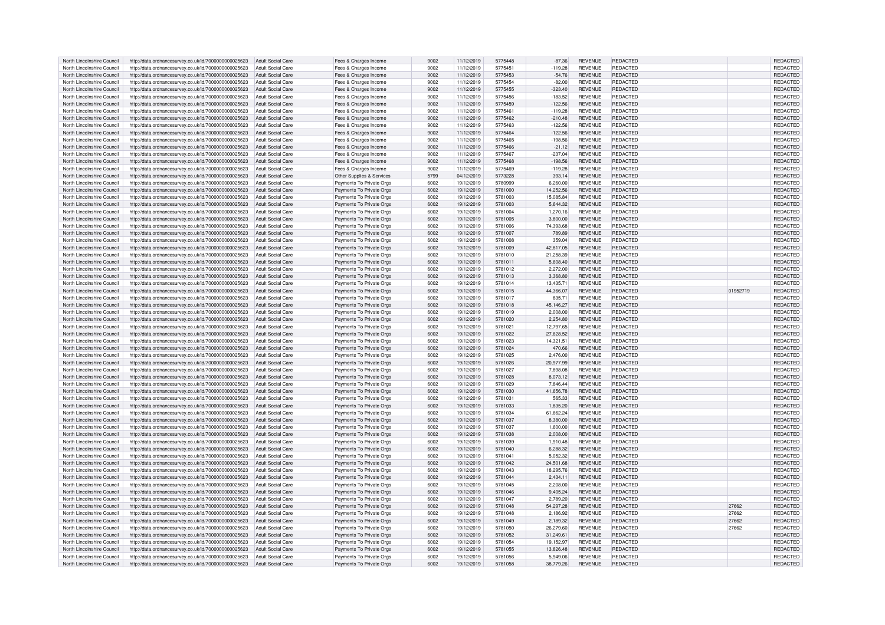| | | | | | | | | | | | | |
|---|---|---|---|---|---|---|---|---|---|---|---|---|
| North Lincolnshire Council | http://data.ordnancesurvey.co.uk/id/7000000000025623 | Adult Social Care | Fees & Charges Income | 9002 | 11/12/2019 | 5775448 | -87.36 | REVENUE | REDACTED | | | REDACTED |
| North Lincolnshire Council | http://data.ordnancesurvey.co.uk/id/7000000000025623 | Adult Social Care | Fees & Charges Income | 9002 | 11/12/2019 | 5775451 | -119.28 | REVENUE | REDACTED | | | REDACTED |
| North Lincolnshire Council | http://data.ordnancesurvey.co.uk/id/7000000000025623 | Adult Social Care | Fees & Charges Income | 9002 | 11/12/2019 | 5775453 | -54.76 | REVENUE | REDACTED | | | REDACTED |
| North Lincolnshire Council | http://data.ordnancesurvey.co.uk/id/7000000000025623 | Adult Social Care | Fees & Charges Income | 9002 | 11/12/2019 | 5775454 | -82.00 | REVENUE | REDACTED | | | REDACTED |
| North Lincolnshire Council | http://data.ordnancesurvey.co.uk/id/7000000000025623 | Adult Social Care | Fees & Charges Income | 9002 | 11/12/2019 | 5775455 | -323.40 | REVENUE | REDACTED | | | REDACTED |
| North Lincolnshire Council | http://data.ordnancesurvey.co.uk/id/7000000000025623 | Adult Social Care | Fees & Charges Income | 9002 | 11/12/2019 | 5775456 | -183.52 | REVENUE | REDACTED | | | REDACTED |
| North Lincolnshire Council | http://data.ordnancesurvey.co.uk/id/7000000000025623 | Adult Social Care | Fees & Charges Income | 9002 | 11/12/2019 | 5775459 | -122.56 | REVENUE | REDACTED | | | REDACTED |
| North Lincolnshire Council | http://data.ordnancesurvey.co.uk/id/7000000000025623 | Adult Social Care | Fees & Charges Income | 9002 | 11/12/2019 | 5775461 | -119.28 | REVENUE | REDACTED | | | REDACTED |
| North Lincolnshire Council | http://data.ordnancesurvey.co.uk/id/7000000000025623 | Adult Social Care | Fees & Charges Income | 9002 | 11/12/2019 | 5775462 | -210.48 | REVENUE | REDACTED | | | REDACTED |
| North Lincolnshire Council | http://data.ordnancesurvey.co.uk/id/7000000000025623 | Adult Social Care | Fees & Charges Income | 9002 | 11/12/2019 | 5775463 | -122.56 | REVENUE | REDACTED | | | REDACTED |
| North Lincolnshire Council | http://data.ordnancesurvey.co.uk/id/7000000000025623 | Adult Social Care | Fees & Charges Income | 9002 | 11/12/2019 | 5775464 | -122.56 | REVENUE | REDACTED | | | REDACTED |
| North Lincolnshire Council | http://data.ordnancesurvey.co.uk/id/7000000000025623 | Adult Social Care | Fees & Charges Income | 9002 | 11/12/2019 | 5775465 | -198.56 | REVENUE | REDACTED | | | REDACTED |
| North Lincolnshire Council | http://data.ordnancesurvey.co.uk/id/7000000000025623 | Adult Social Care | Fees & Charges Income | 9002 | 11/12/2019 | 5775466 | -21.12 | REVENUE | REDACTED | | | REDACTED |
| North Lincolnshire Council | http://data.ordnancesurvey.co.uk/id/7000000000025623 | Adult Social Care | Fees & Charges Income | 9002 | 11/12/2019 | 5775467 | -237.04 | REVENUE | REDACTED | | | REDACTED |
| North Lincolnshire Council | http://data.ordnancesurvey.co.uk/id/7000000000025623 | Adult Social Care | Fees & Charges Income | 9002 | 11/12/2019 | 5775468 | -198.56 | REVENUE | REDACTED | | | REDACTED |
| North Lincolnshire Council | http://data.ordnancesurvey.co.uk/id/7000000000025623 | Adult Social Care | Fees & Charges Income | 9002 | 11/12/2019 | 5775469 | -119.28 | REVENUE | REDACTED | | | REDACTED |
| North Lincolnshire Council | http://data.ordnancesurvey.co.uk/id/7000000000025623 | Adult Social Care | Other Supplies & Services | 5799 | 04/12/2019 | 5773228 | 393.14 | REVENUE | REDACTED | | | REDACTED |
| North Lincolnshire Council | http://data.ordnancesurvey.co.uk/id/7000000000025623 | Adult Social Care | Payments To Private Orgs | 6002 | 19/12/2019 | 5780999 | 6,260.00 | REVENUE | REDACTED | | | REDACTED |
| North Lincolnshire Council | http://data.ordnancesurvey.co.uk/id/7000000000025623 | Adult Social Care | Payments To Private Orgs | 6002 | 19/12/2019 | 5781000 | 14,252.56 | REVENUE | REDACTED | | | REDACTED |
| North Lincolnshire Council | http://data.ordnancesurvey.co.uk/id/7000000000025623 | Adult Social Care | Payments To Private Orgs | 6002 | 19/12/2019 | 5781003 | 15,085.84 | REVENUE | REDACTED | | | REDACTED |
| North Lincolnshire Council | http://data.ordnancesurvey.co.uk/id/7000000000025623 | Adult Social Care | Payments To Private Orgs | 6002 | 19/12/2019 | 5781003 | 5,644.32 | REVENUE | REDACTED | | | REDACTED |
| North Lincolnshire Council | http://data.ordnancesurvey.co.uk/id/7000000000025623 | Adult Social Care | Payments To Private Orgs | 6002 | 19/12/2019 | 5781004 | 1,270.16 | REVENUE | REDACTED | | | REDACTED |
| North Lincolnshire Council | http://data.ordnancesurvey.co.uk/id/7000000000025623 | Adult Social Care | Payments To Private Orgs | 6002 | 19/12/2019 | 5781005 | 3,800.00 | REVENUE | REDACTED | | | REDACTED |
| North Lincolnshire Council | http://data.ordnancesurvey.co.uk/id/7000000000025623 | Adult Social Care | Payments To Private Orgs | 6002 | 19/12/2019 | 5781006 | 74,393.68 | REVENUE | REDACTED | | | REDACTED |
| North Lincolnshire Council | http://data.ordnancesurvey.co.uk/id/7000000000025623 | Adult Social Care | Payments To Private Orgs | 6002 | 19/12/2019 | 5781007 | 789.89 | REVENUE | REDACTED | | | REDACTED |
| North Lincolnshire Council | http://data.ordnancesurvey.co.uk/id/7000000000025623 | Adult Social Care | Payments To Private Orgs | 6002 | 19/12/2019 | 5781008 | 359.04 | REVENUE | REDACTED | | | REDACTED |
| North Lincolnshire Council | http://data.ordnancesurvey.co.uk/id/7000000000025623 | Adult Social Care | Payments To Private Orgs | 6002 | 19/12/2019 | 5781009 | 42,817.05 | REVENUE | REDACTED | | | REDACTED |
| North Lincolnshire Council | http://data.ordnancesurvey.co.uk/id/7000000000025623 | Adult Social Care | Payments To Private Orgs | 6002 | 19/12/2019 | 5781010 | 21,258.39 | REVENUE | REDACTED | | | REDACTED |
| North Lincolnshire Council | http://data.ordnancesurvey.co.uk/id/7000000000025623 | Adult Social Care | Payments To Private Orgs | 6002 | 19/12/2019 | 5781011 | 5,608.40 | REVENUE | REDACTED | | | REDACTED |
| North Lincolnshire Council | http://data.ordnancesurvey.co.uk/id/7000000000025623 | Adult Social Care | Payments To Private Orgs | 6002 | 19/12/2019 | 5781012 | 2,272.00 | REVENUE | REDACTED | | | REDACTED |
| North Lincolnshire Council | http://data.ordnancesurvey.co.uk/id/7000000000025623 | Adult Social Care | Payments To Private Orgs | 6002 | 19/12/2019 | 5781013 | 3,368.80 | REVENUE | REDACTED | | | REDACTED |
| North Lincolnshire Council | http://data.ordnancesurvey.co.uk/id/7000000000025623 | Adult Social Care | Payments To Private Orgs | 6002 | 19/12/2019 | 5781014 | 13,435.71 | REVENUE | REDACTED | | | REDACTED |
| North Lincolnshire Council | http://data.ordnancesurvey.co.uk/id/7000000000025623 | Adult Social Care | Payments To Private Orgs | 6002 | 19/12/2019 | 5781015 | 44,366.07 | REVENUE | REDACTED | | 01952719 | REDACTED |
| North Lincolnshire Council | http://data.ordnancesurvey.co.uk/id/7000000000025623 | Adult Social Care | Payments To Private Orgs | 6002 | 19/12/2019 | 5781017 | 835.71 | REVENUE | REDACTED | | | REDACTED |
| North Lincolnshire Council | http://data.ordnancesurvey.co.uk/id/7000000000025623 | Adult Social Care | Payments To Private Orgs | 6002 | 19/12/2019 | 5781018 | 45,146.27 | REVENUE | REDACTED | | | REDACTED |
| North Lincolnshire Council | http://data.ordnancesurvey.co.uk/id/7000000000025623 | Adult Social Care | Payments To Private Orgs | 6002 | 19/12/2019 | 5781019 | 2,008.00 | REVENUE | REDACTED | | | REDACTED |
| North Lincolnshire Council | http://data.ordnancesurvey.co.uk/id/7000000000025623 | Adult Social Care | Payments To Private Orgs | 6002 | 19/12/2019 | 5781020 | 2,254.80 | REVENUE | REDACTED | | | REDACTED |
| North Lincolnshire Council | http://data.ordnancesurvey.co.uk/id/7000000000025623 | Adult Social Care | Payments To Private Orgs | 6002 | 19/12/2019 | 5781021 | 12,797.65 | REVENUE | REDACTED | | | REDACTED |
| North Lincolnshire Council | http://data.ordnancesurvey.co.uk/id/7000000000025623 | Adult Social Care | Payments To Private Orgs | 6002 | 19/12/2019 | 5781022 | 27,628.52 | REVENUE | REDACTED | | | REDACTED |
| North Lincolnshire Council | http://data.ordnancesurvey.co.uk/id/7000000000025623 | Adult Social Care | Payments To Private Orgs | 6002 | 19/12/2019 | 5781023 | 14,321.51 | REVENUE | REDACTED | | | REDACTED |
| North Lincolnshire Council | http://data.ordnancesurvey.co.uk/id/7000000000025623 | Adult Social Care | Payments To Private Orgs | 6002 | 19/12/2019 | 5781024 | 470.66 | REVENUE | REDACTED | | | REDACTED |
| North Lincolnshire Council | http://data.ordnancesurvey.co.uk/id/7000000000025623 | Adult Social Care | Payments To Private Orgs | 6002 | 19/12/2019 | 5781025 | 2,476.00 | REVENUE | REDACTED | | | REDACTED |
| North Lincolnshire Council | http://data.ordnancesurvey.co.uk/id/7000000000025623 | Adult Social Care | Payments To Private Orgs | 6002 | 19/12/2019 | 5781026 | 20,977.99 | REVENUE | REDACTED | | | REDACTED |
| North Lincolnshire Council | http://data.ordnancesurvey.co.uk/id/7000000000025623 | Adult Social Care | Payments To Private Orgs | 6002 | 19/12/2019 | 5781027 | 7,898.08 | REVENUE | REDACTED | | | REDACTED |
| North Lincolnshire Council | http://data.ordnancesurvey.co.uk/id/7000000000025623 | Adult Social Care | Payments To Private Orgs | 6002 | 19/12/2019 | 5781028 | 8,073.12 | REVENUE | REDACTED | | | REDACTED |
| North Lincolnshire Council | http://data.ordnancesurvey.co.uk/id/7000000000025623 | Adult Social Care | Payments To Private Orgs | 6002 | 19/12/2019 | 5781029 | 7,846.44 | REVENUE | REDACTED | | | REDACTED |
| North Lincolnshire Council | http://data.ordnancesurvey.co.uk/id/7000000000025623 | Adult Social Care | Payments To Private Orgs | 6002 | 19/12/2019 | 5781030 | 41,656.78 | REVENUE | REDACTED | | | REDACTED |
| North Lincolnshire Council | http://data.ordnancesurvey.co.uk/id/7000000000025623 | Adult Social Care | Payments To Private Orgs | 6002 | 19/12/2019 | 5781031 | 565.33 | REVENUE | REDACTED | | | REDACTED |
| North Lincolnshire Council | http://data.ordnancesurvey.co.uk/id/7000000000025623 | Adult Social Care | Payments To Private Orgs | 6002 | 19/12/2019 | 5781033 | 1,835.20 | REVENUE | REDACTED | | | REDACTED |
| North Lincolnshire Council | http://data.ordnancesurvey.co.uk/id/7000000000025623 | Adult Social Care | Payments To Private Orgs | 6002 | 19/12/2019 | 5781034 | 61,662.24 | REVENUE | REDACTED | | | REDACTED |
| North Lincolnshire Council | http://data.ordnancesurvey.co.uk/id/7000000000025623 | Adult Social Care | Payments To Private Orgs | 6002 | 19/12/2019 | 5781037 | 8,380.00 | REVENUE | REDACTED | | | REDACTED |
| North Lincolnshire Council | http://data.ordnancesurvey.co.uk/id/7000000000025623 | Adult Social Care | Payments To Private Orgs | 6002 | 19/12/2019 | 5781037 | 1,600.00 | REVENUE | REDACTED | | | REDACTED |
| North Lincolnshire Council | http://data.ordnancesurvey.co.uk/id/7000000000025623 | Adult Social Care | Payments To Private Orgs | 6002 | 19/12/2019 | 5781038 | 2,008.00 | REVENUE | REDACTED | | | REDACTED |
| North Lincolnshire Council | http://data.ordnancesurvey.co.uk/id/7000000000025623 | Adult Social Care | Payments To Private Orgs | 6002 | 19/12/2019 | 5781039 | 1,910.48 | REVENUE | REDACTED | | | REDACTED |
| North Lincolnshire Council | http://data.ordnancesurvey.co.uk/id/7000000000025623 | Adult Social Care | Payments To Private Orgs | 6002 | 19/12/2019 | 5781040 | 6,288.32 | REVENUE | REDACTED | | | REDACTED |
| North Lincolnshire Council | http://data.ordnancesurvey.co.uk/id/7000000000025623 | Adult Social Care | Payments To Private Orgs | 6002 | 19/12/2019 | 5781041 | 5,052.32 | REVENUE | REDACTED | | | REDACTED |
| North Lincolnshire Council | http://data.ordnancesurvey.co.uk/id/7000000000025623 | Adult Social Care | Payments To Private Orgs | 6002 | 19/12/2019 | 5781042 | 24,501.68 | REVENUE | REDACTED | | | REDACTED |
| North Lincolnshire Council | http://data.ordnancesurvey.co.uk/id/7000000000025623 | Adult Social Care | Payments To Private Orgs | 6002 | 19/12/2019 | 5781043 | 18,295.76 | REVENUE | REDACTED | | | REDACTED |
| North Lincolnshire Council | http://data.ordnancesurvey.co.uk/id/7000000000025623 | Adult Social Care | Payments To Private Orgs | 6002 | 19/12/2019 | 5781044 | 2,434.11 | REVENUE | REDACTED | | | REDACTED |
| North Lincolnshire Council | http://data.ordnancesurvey.co.uk/id/7000000000025623 | Adult Social Care | Payments To Private Orgs | 6002 | 19/12/2019 | 5781045 | 2,208.00 | REVENUE | REDACTED | | | REDACTED |
| North Lincolnshire Council | http://data.ordnancesurvey.co.uk/id/7000000000025623 | Adult Social Care | Payments To Private Orgs | 6002 | 19/12/2019 | 5781046 | 9,405.24 | REVENUE | REDACTED | | | REDACTED |
| North Lincolnshire Council | http://data.ordnancesurvey.co.uk/id/7000000000025623 | Adult Social Care | Payments To Private Orgs | 6002 | 19/12/2019 | 5781047 | 2,789.20 | REVENUE | REDACTED | | | REDACTED |
| North Lincolnshire Council | http://data.ordnancesurvey.co.uk/id/7000000000025623 | Adult Social Care | Payments To Private Orgs | 6002 | 19/12/2019 | 5781048 | 54,297.28 | REVENUE | REDACTED | | 27662 | REDACTED |
| North Lincolnshire Council | http://data.ordnancesurvey.co.uk/id/7000000000025623 | Adult Social Care | Payments To Private Orgs | 6002 | 19/12/2019 | 5781048 | 2,186.92 | REVENUE | REDACTED | | 27662 | REDACTED |
| North Lincolnshire Council | http://data.ordnancesurvey.co.uk/id/7000000000025623 | Adult Social Care | Payments To Private Orgs | 6002 | 19/12/2019 | 5781049 | 2,189.32 | REVENUE | REDACTED | | 27662 | REDACTED |
| North Lincolnshire Council | http://data.ordnancesurvey.co.uk/id/7000000000025623 | Adult Social Care | Payments To Private Orgs | 6002 | 19/12/2019 | 5781050 | 26,279.60 | REVENUE | REDACTED | | 27662 | REDACTED |
| North Lincolnshire Council | http://data.ordnancesurvey.co.uk/id/7000000000025623 | Adult Social Care | Payments To Private Orgs | 6002 | 19/12/2019 | 5781052 | 31,249.61 | REVENUE | REDACTED | | | REDACTED |
| North Lincolnshire Council | http://data.ordnancesurvey.co.uk/id/7000000000025623 | Adult Social Care | Payments To Private Orgs | 6002 | 19/12/2019 | 5781054 | 19,152.97 | REVENUE | REDACTED | | | REDACTED |
| North Lincolnshire Council | http://data.ordnancesurvey.co.uk/id/7000000000025623 | Adult Social Care | Payments To Private Orgs | 6002 | 19/12/2019 | 5781055 | 13,826.48 | REVENUE | REDACTED | | | REDACTED |
| North Lincolnshire Council | http://data.ordnancesurvey.co.uk/id/7000000000025623 | Adult Social Care | Payments To Private Orgs | 6002 | 19/12/2019 | 5781056 | 5,949.06 | REVENUE | REDACTED | | | REDACTED |
| North Lincolnshire Council | http://data.ordnancesurvey.co.uk/id/7000000000025623 | Adult Social Care | Payments To Private Orgs | 6002 | 19/12/2019 | 5781058 | 38,779.26 | REVENUE | REDACTED | | | REDACTED |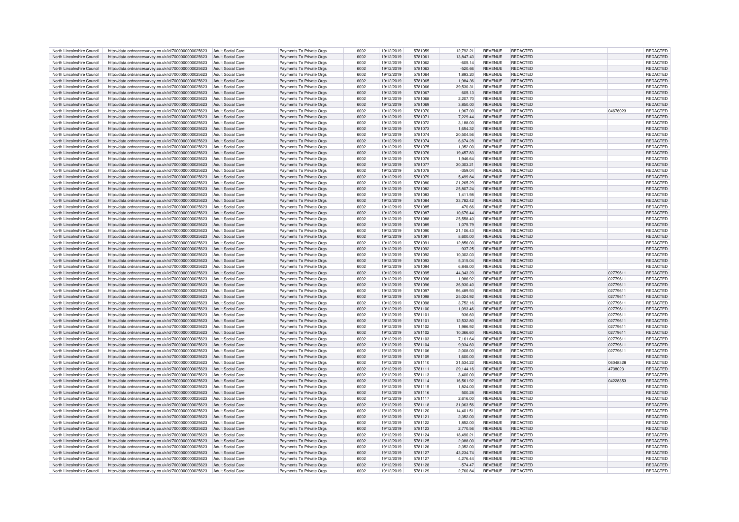| North Lincolnshire Council | http://data.ordnancesurvey.co.uk/id/7000000000025623 | Adult Social Care | Payments To Private Orgs | 6002 | 19/12/2019 | 5781059 | 12,792.21 | REVENUE | REDACTED | | REDACTED |
|---|---|---|---|---|---|---|---|---|---|---|---|
| North Lincolnshire Council | http://data.ordnancesurvey.co.uk/id/7000000000025623 | Adult Social Care | Payments To Private Orgs | 6002 | 19/12/2019 | 5781061 | 13,847.43 | REVENUE | REDACTED | | REDACTED |
| North Lincolnshire Council | http://data.ordnancesurvey.co.uk/id/7000000000025623 | Adult Social Care | Payments To Private Orgs | 6002 | 19/12/2019 | 5781062 | -605.14 | REVENUE | REDACTED | | REDACTED |
| North Lincolnshire Council | http://data.ordnancesurvey.co.uk/id/7000000000025623 | Adult Social Care | Payments To Private Orgs | 6002 | 19/12/2019 | 5781063 | -520.66 | REVENUE | REDACTED | | REDACTED |
| North Lincolnshire Council | http://data.ordnancesurvey.co.uk/id/7000000000025623 | Adult Social Care | Payments To Private Orgs | 6002 | 19/12/2019 | 5781064 | 1,893.20 | REVENUE | REDACTED | | REDACTED |
| North Lincolnshire Council | http://data.ordnancesurvey.co.uk/id/7000000000025623 | Adult Social Care | Payments To Private Orgs | 6002 | 19/12/2019 | 5781065 | 1,984.36 | REVENUE | REDACTED | | REDACTED |
| North Lincolnshire Council | http://data.ordnancesurvey.co.uk/id/7000000000025623 | Adult Social Care | Payments To Private Orgs | 6002 | 19/12/2019 | 5781066 | 39,530.31 | REVENUE | REDACTED | | REDACTED |
| North Lincolnshire Council | http://data.ordnancesurvey.co.uk/id/7000000000025623 | Adult Social Care | Payments To Private Orgs | 6002 | 19/12/2019 | 5781067 | 605.13 | REVENUE | REDACTED | | REDACTED |
| North Lincolnshire Council | http://data.ordnancesurvey.co.uk/id/7000000000025623 | Adult Social Care | Payments To Private Orgs | 6002 | 19/12/2019 | 5781068 | 2,207.70 | REVENUE | REDACTED | | REDACTED |
| North Lincolnshire Council | http://data.ordnancesurvey.co.uk/id/7000000000025623 | Adult Social Care | Payments To Private Orgs | 6002 | 19/12/2019 | 5781069 | 3,850.00 | REVENUE | REDACTED | | REDACTED |
| North Lincolnshire Council | http://data.ordnancesurvey.co.uk/id/7000000000025623 | Adult Social Care | Payments To Private Orgs | 6002 | 19/12/2019 | 5781070 | 1,967.00 | REVENUE | REDACTED | 04676023 | REDACTED |
| North Lincolnshire Council | http://data.ordnancesurvey.co.uk/id/7000000000025623 | Adult Social Care | Payments To Private Orgs | 6002 | 19/12/2019 | 5781071 | 7,229.44 | REVENUE | REDACTED | | REDACTED |
| North Lincolnshire Council | http://data.ordnancesurvey.co.uk/id/7000000000025623 | Adult Social Care | Payments To Private Orgs | 6002 | 19/12/2019 | 5781072 | 3,188.00 | REVENUE | REDACTED | | REDACTED |
| North Lincolnshire Council | http://data.ordnancesurvey.co.uk/id/7000000000025623 | Adult Social Care | Payments To Private Orgs | 6002 | 19/12/2019 | 5781073 | 1,654.32 | REVENUE | REDACTED | | REDACTED |
| North Lincolnshire Council | http://data.ordnancesurvey.co.uk/id/7000000000025623 | Adult Social Care | Payments To Private Orgs | 6002 | 19/12/2019 | 5781074 | 20,504.56 | REVENUE | REDACTED | | REDACTED |
| North Lincolnshire Council | http://data.ordnancesurvey.co.uk/id/7000000000025623 | Adult Social Care | Payments To Private Orgs | 6002 | 19/12/2019 | 5781074 | 6,674.28 | REVENUE | REDACTED | | REDACTED |
| North Lincolnshire Council | http://data.ordnancesurvey.co.uk/id/7000000000025623 | Adult Social Care | Payments To Private Orgs | 6002 | 19/12/2019 | 5781075 | 1,352.00 | REVENUE | REDACTED | | REDACTED |
| North Lincolnshire Council | http://data.ordnancesurvey.co.uk/id/7000000000025623 | Adult Social Care | Payments To Private Orgs | 6002 | 19/12/2019 | 5781076 | 19,457.83 | REVENUE | REDACTED | | REDACTED |
| North Lincolnshire Council | http://data.ordnancesurvey.co.uk/id/7000000000025623 | Adult Social Care | Payments To Private Orgs | 6002 | 19/12/2019 | 5781076 | 1,946.64 | REVENUE | REDACTED | | REDACTED |
| North Lincolnshire Council | http://data.ordnancesurvey.co.uk/id/7000000000025623 | Adult Social Care | Payments To Private Orgs | 6002 | 19/12/2019 | 5781077 | 30,303.21 | REVENUE | REDACTED | | REDACTED |
| North Lincolnshire Council | http://data.ordnancesurvey.co.uk/id/7000000000025623 | Adult Social Care | Payments To Private Orgs | 6002 | 19/12/2019 | 5781078 | -359.04 | REVENUE | REDACTED | | REDACTED |
| North Lincolnshire Council | http://data.ordnancesurvey.co.uk/id/7000000000025623 | Adult Social Care | Payments To Private Orgs | 6002 | 19/12/2019 | 5781079 | 5,499.84 | REVENUE | REDACTED | | REDACTED |
| North Lincolnshire Council | http://data.ordnancesurvey.co.uk/id/7000000000025623 | Adult Social Care | Payments To Private Orgs | 6002 | 19/12/2019 | 5781080 | 21,265.29 | REVENUE | REDACTED | | REDACTED |
| North Lincolnshire Council | http://data.ordnancesurvey.co.uk/id/7000000000025623 | Adult Social Care | Payments To Private Orgs | 6002 | 19/12/2019 | 5781082 | 25,807.24 | REVENUE | REDACTED | | REDACTED |
| North Lincolnshire Council | http://data.ordnancesurvey.co.uk/id/7000000000025623 | Adult Social Care | Payments To Private Orgs | 6002 | 19/12/2019 | 5781083 | 1,411.98 | REVENUE | REDACTED | | REDACTED |
| North Lincolnshire Council | http://data.ordnancesurvey.co.uk/id/7000000000025623 | Adult Social Care | Payments To Private Orgs | 6002 | 19/12/2019 | 5781084 | 33,782.42 | REVENUE | REDACTED | | REDACTED |
| North Lincolnshire Council | http://data.ordnancesurvey.co.uk/id/7000000000025623 | Adult Social Care | Payments To Private Orgs | 6002 | 19/12/2019 | 5781085 | 470.66 | REVENUE | REDACTED | | REDACTED |
| North Lincolnshire Council | http://data.ordnancesurvey.co.uk/id/7000000000025623 | Adult Social Care | Payments To Private Orgs | 6002 | 19/12/2019 | 5781087 | 10,676.44 | REVENUE | REDACTED | | REDACTED |
| North Lincolnshire Council | http://data.ordnancesurvey.co.uk/id/7000000000025623 | Adult Social Care | Payments To Private Orgs | 6002 | 19/12/2019 | 5781088 | 25,558.40 | REVENUE | REDACTED | | REDACTED |
| North Lincolnshire Council | http://data.ordnancesurvey.co.uk/id/7000000000025623 | Adult Social Care | Payments To Private Orgs | 6002 | 19/12/2019 | 5781089 | 1,075.79 | REVENUE | REDACTED | | REDACTED |
| North Lincolnshire Council | http://data.ordnancesurvey.co.uk/id/7000000000025623 | Adult Social Care | Payments To Private Orgs | 6002 | 19/12/2019 | 5781090 | 21,106.43 | REVENUE | REDACTED | | REDACTED |
| North Lincolnshire Council | http://data.ordnancesurvey.co.uk/id/7000000000025623 | Adult Social Care | Payments To Private Orgs | 6002 | 19/12/2019 | 5781091 | 8,600.00 | REVENUE | REDACTED | | REDACTED |
| North Lincolnshire Council | http://data.ordnancesurvey.co.uk/id/7000000000025623 | Adult Social Care | Payments To Private Orgs | 6002 | 19/12/2019 | 5781091 | 12,856.00 | REVENUE | REDACTED | | REDACTED |
| North Lincolnshire Council | http://data.ordnancesurvey.co.uk/id/7000000000025623 | Adult Social Care | Payments To Private Orgs | 6002 | 19/12/2019 | 5781092 | -937.25 | REVENUE | REDACTED | | REDACTED |
| North Lincolnshire Council | http://data.ordnancesurvey.co.uk/id/7000000000025623 | Adult Social Care | Payments To Private Orgs | 6002 | 19/12/2019 | 5781092 | 10,302.03 | REVENUE | REDACTED | | REDACTED |
| North Lincolnshire Council | http://data.ordnancesurvey.co.uk/id/7000000000025623 | Adult Social Care | Payments To Private Orgs | 6002 | 19/12/2019 | 5781093 | 5,315.04 | REVENUE | REDACTED | | REDACTED |
| North Lincolnshire Council | http://data.ordnancesurvey.co.uk/id/7000000000025623 | Adult Social Care | Payments To Private Orgs | 6002 | 19/12/2019 | 5781094 | 6,848.00 | REVENUE | REDACTED | | REDACTED |
| North Lincolnshire Council | http://data.ordnancesurvey.co.uk/id/7000000000025623 | Adult Social Care | Payments To Private Orgs | 6002 | 19/12/2019 | 5781095 | 44,343.20 | REVENUE | REDACTED | 02779611 | REDACTED |
| North Lincolnshire Council | http://data.ordnancesurvey.co.uk/id/7000000000025623 | Adult Social Care | Payments To Private Orgs | 6002 | 19/12/2019 | 5781096 | 1,986.92 | REVENUE | REDACTED | 02779611 | REDACTED |
| North Lincolnshire Council | http://data.ordnancesurvey.co.uk/id/7000000000025623 | Adult Social Care | Payments To Private Orgs | 6002 | 19/12/2019 | 5781096 | 36,930.40 | REVENUE | REDACTED | 02779611 | REDACTED |
| North Lincolnshire Council | http://data.ordnancesurvey.co.uk/id/7000000000025623 | Adult Social Care | Payments To Private Orgs | 6002 | 19/12/2019 | 5781097 | 56,489.93 | REVENUE | REDACTED | 02779611 | REDACTED |
| North Lincolnshire Council | http://data.ordnancesurvey.co.uk/id/7000000000025623 | Adult Social Care | Payments To Private Orgs | 6002 | 19/12/2019 | 5781098 | 25,024.92 | REVENUE | REDACTED | 02779611 | REDACTED |
| North Lincolnshire Council | http://data.ordnancesurvey.co.uk/id/7000000000025623 | Adult Social Care | Payments To Private Orgs | 6002 | 19/12/2019 | 5781098 | 3,752.16 | REVENUE | REDACTED | 02779611 | REDACTED |
| North Lincolnshire Council | http://data.ordnancesurvey.co.uk/id/7000000000025623 | Adult Social Care | Payments To Private Orgs | 6002 | 19/12/2019 | 5781100 | 1,093.46 | REVENUE | REDACTED | 02779611 | REDACTED |
| North Lincolnshire Council | http://data.ordnancesurvey.co.uk/id/7000000000025623 | Adult Social Care | Payments To Private Orgs | 6002 | 19/12/2019 | 5781101 | 936.60 | REVENUE | REDACTED | 02779611 | REDACTED |
| North Lincolnshire Council | http://data.ordnancesurvey.co.uk/id/7000000000025623 | Adult Social Care | Payments To Private Orgs | 6002 | 19/12/2019 | 5781101 | 12,532.80 | REVENUE | REDACTED | 02779611 | REDACTED |
| North Lincolnshire Council | http://data.ordnancesurvey.co.uk/id/7000000000025623 | Adult Social Care | Payments To Private Orgs | 6002 | 19/12/2019 | 5781102 | 1,986.92 | REVENUE | REDACTED | 02779611 | REDACTED |
| North Lincolnshire Council | http://data.ordnancesurvey.co.uk/id/7000000000025623 | Adult Social Care | Payments To Private Orgs | 6002 | 19/12/2019 | 5781102 | 10,366.60 | REVENUE | REDACTED | 02779611 | REDACTED |
| North Lincolnshire Council | http://data.ordnancesurvey.co.uk/id/7000000000025623 | Adult Social Care | Payments To Private Orgs | 6002 | 19/12/2019 | 5781103 | 7,161.64 | REVENUE | REDACTED | 02779611 | REDACTED |
| North Lincolnshire Council | http://data.ordnancesurvey.co.uk/id/7000000000025623 | Adult Social Care | Payments To Private Orgs | 6002 | 19/12/2019 | 5781104 | 9,934.60 | REVENUE | REDACTED | 02779611 | REDACTED |
| North Lincolnshire Council | http://data.ordnancesurvey.co.uk/id/7000000000025623 | Adult Social Care | Payments To Private Orgs | 6002 | 19/12/2019 | 5781106 | 2,008.00 | REVENUE | REDACTED | 02779611 | REDACTED |
| North Lincolnshire Council | http://data.ordnancesurvey.co.uk/id/7000000000025623 | Adult Social Care | Payments To Private Orgs | 6002 | 19/12/2019 | 5781109 | 1,600.00 | REVENUE | REDACTED | | REDACTED |
| North Lincolnshire Council | http://data.ordnancesurvey.co.uk/id/7000000000025623 | Adult Social Care | Payments To Private Orgs | 6002 | 19/12/2019 | 5781110 | 31,534.22 | REVENUE | REDACTED | 06048328 | REDACTED |
| North Lincolnshire Council | http://data.ordnancesurvey.co.uk/id/7000000000025623 | Adult Social Care | Payments To Private Orgs | 6002 | 19/12/2019 | 5781111 | 29,144.16 | REVENUE | REDACTED | 4738023 | REDACTED |
| North Lincolnshire Council | http://data.ordnancesurvey.co.uk/id/7000000000025623 | Adult Social Care | Payments To Private Orgs | 6002 | 19/12/2019 | 5781113 | 3,400.00 | REVENUE | REDACTED | | REDACTED |
| North Lincolnshire Council | http://data.ordnancesurvey.co.uk/id/7000000000025623 | Adult Social Care | Payments To Private Orgs | 6002 | 19/12/2019 | 5781114 | 16,561.92 | REVENUE | REDACTED | 04228353 | REDACTED |
| North Lincolnshire Council | http://data.ordnancesurvey.co.uk/id/7000000000025623 | Adult Social Care | Payments To Private Orgs | 6002 | 19/12/2019 | 5781115 | 1,824.00 | REVENUE | REDACTED | | REDACTED |
| North Lincolnshire Council | http://data.ordnancesurvey.co.uk/id/7000000000025623 | Adult Social Care | Payments To Private Orgs | 6002 | 19/12/2019 | 5781116 | 500.28 | REVENUE | REDACTED | | REDACTED |
| North Lincolnshire Council | http://data.ordnancesurvey.co.uk/id/7000000000025623 | Adult Social Care | Payments To Private Orgs | 6002 | 19/12/2019 | 5781117 | 2,616.00 | REVENUE | REDACTED | | REDACTED |
| North Lincolnshire Council | http://data.ordnancesurvey.co.uk/id/7000000000025623 | Adult Social Care | Payments To Private Orgs | 6002 | 19/12/2019 | 5781118 | 31,063.56 | REVENUE | REDACTED | | REDACTED |
| North Lincolnshire Council | http://data.ordnancesurvey.co.uk/id/7000000000025623 | Adult Social Care | Payments To Private Orgs | 6002 | 19/12/2019 | 5781120 | 14,401.51 | REVENUE | REDACTED | | REDACTED |
| North Lincolnshire Council | http://data.ordnancesurvey.co.uk/id/7000000000025623 | Adult Social Care | Payments To Private Orgs | 6002 | 19/12/2019 | 5781121 | 2,352.00 | REVENUE | REDACTED | | REDACTED |
| North Lincolnshire Council | http://data.ordnancesurvey.co.uk/id/7000000000025623 | Adult Social Care | Payments To Private Orgs | 6002 | 19/12/2019 | 5781122 | 1,852.00 | REVENUE | REDACTED | | REDACTED |
| North Lincolnshire Council | http://data.ordnancesurvey.co.uk/id/7000000000025623 | Adult Social Care | Payments To Private Orgs | 6002 | 19/12/2019 | 5781123 | 2,770.56 | REVENUE | REDACTED | | REDACTED |
| North Lincolnshire Council | http://data.ordnancesurvey.co.uk/id/7000000000025623 | Adult Social Care | Payments To Private Orgs | 6002 | 19/12/2019 | 5781124 | 18,490.21 | REVENUE | REDACTED | | REDACTED |
| North Lincolnshire Council | http://data.ordnancesurvey.co.uk/id/7000000000025623 | Adult Social Care | Payments To Private Orgs | 6002 | 19/12/2019 | 5781125 | 2,088.00 | REVENUE | REDACTED | | REDACTED |
| North Lincolnshire Council | http://data.ordnancesurvey.co.uk/id/7000000000025623 | Adult Social Care | Payments To Private Orgs | 6002 | 19/12/2019 | 5781126 | 2,352.00 | REVENUE | REDACTED | | REDACTED |
| North Lincolnshire Council | http://data.ordnancesurvey.co.uk/id/7000000000025623 | Adult Social Care | Payments To Private Orgs | 6002 | 19/12/2019 | 5781127 | 43,234.74 | REVENUE | REDACTED | | REDACTED |
| North Lincolnshire Council | http://data.ordnancesurvey.co.uk/id/7000000000025623 | Adult Social Care | Payments To Private Orgs | 6002 | 19/12/2019 | 5781127 | 4,276.44 | REVENUE | REDACTED | | REDACTED |
| North Lincolnshire Council | http://data.ordnancesurvey.co.uk/id/7000000000025623 | Adult Social Care | Payments To Private Orgs | 6002 | 19/12/2019 | 5781128 | -574.47 | REVENUE | REDACTED | | REDACTED |
| North Lincolnshire Council | http://data.ordnancesurvey.co.uk/id/7000000000025623 | Adult Social Care | Payments To Private Orgs | 6002 | 19/12/2019 | 5781129 | 2,760.84 | REVENUE | REDACTED | | REDACTED |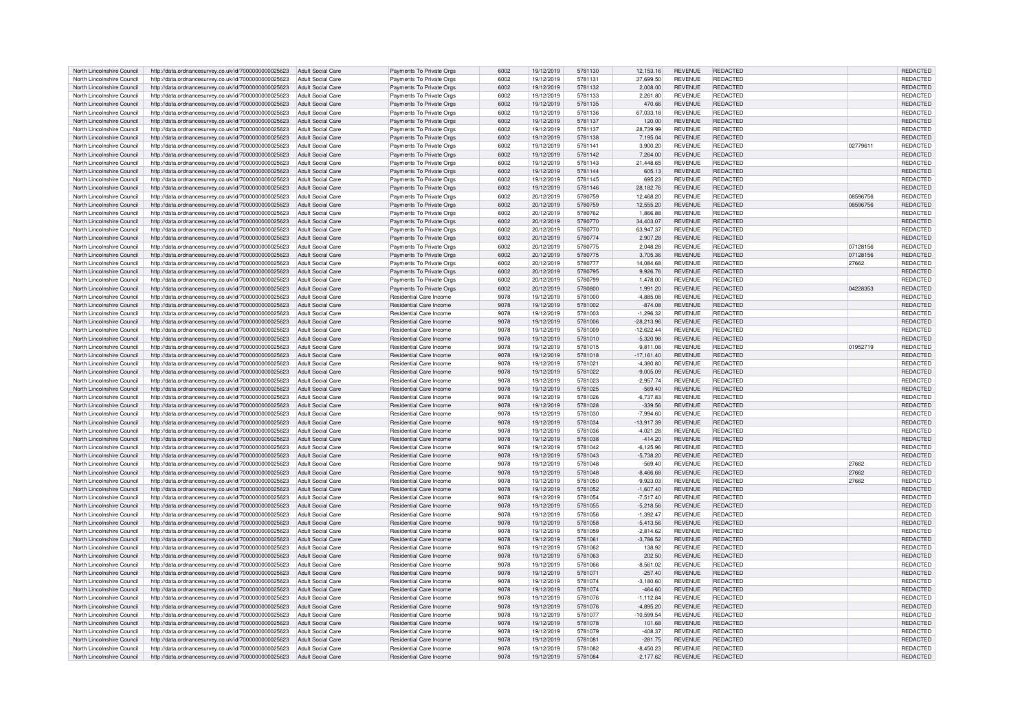| | | | | | | | | | | | | |
|---|---|---|---|---|---|---|---|---|---|---|---|---|
| North Lincolnshire Council | http://data.ordnancesurvey.co.uk/id/7000000000025623 | Adult Social Care | Payments To Private Orgs | 6002 | 19/12/2019 | 5781130 | 12,153.16 | REVENUE | REDACTED | | | REDACTED |
| North Lincolnshire Council | http://data.ordnancesurvey.co.uk/id/7000000000025623 | Adult Social Care | Payments To Private Orgs | 6002 | 19/12/2019 | 5781131 | 37,699.50 | REVENUE | REDACTED | | | REDACTED |
| North Lincolnshire Council | http://data.ordnancesurvey.co.uk/id/7000000000025623 | Adult Social Care | Payments To Private Orgs | 6002 | 19/12/2019 | 5781132 | 2,008.00 | REVENUE | REDACTED | | | REDACTED |
| North Lincolnshire Council | http://data.ordnancesurvey.co.uk/id/7000000000025623 | Adult Social Care | Payments To Private Orgs | 6002 | 19/12/2019 | 5781133 | 2,261.80 | REVENUE | REDACTED | | | REDACTED |
| North Lincolnshire Council | http://data.ordnancesurvey.co.uk/id/7000000000025623 | Adult Social Care | Payments To Private Orgs | 6002 | 19/12/2019 | 5781135 | 470.66 | REVENUE | REDACTED | | | REDACTED |
| North Lincolnshire Council | http://data.ordnancesurvey.co.uk/id/7000000000025623 | Adult Social Care | Payments To Private Orgs | 6002 | 19/12/2019 | 5781136 | 67,033.18 | REVENUE | REDACTED | | | REDACTED |
| North Lincolnshire Council | http://data.ordnancesurvey.co.uk/id/7000000000025623 | Adult Social Care | Payments To Private Orgs | 6002 | 19/12/2019 | 5781137 | 120.00 | REVENUE | REDACTED | | | REDACTED |
| North Lincolnshire Council | http://data.ordnancesurvey.co.uk/id/7000000000025623 | Adult Social Care | Payments To Private Orgs | 6002 | 19/12/2019 | 5781137 | 28,739.99 | REVENUE | REDACTED | | | REDACTED |
| North Lincolnshire Council | http://data.ordnancesurvey.co.uk/id/7000000000025623 | Adult Social Care | Payments To Private Orgs | 6002 | 19/12/2019 | 5781138 | 7,195.04 | REVENUE | REDACTED | | | REDACTED |
| North Lincolnshire Council | http://data.ordnancesurvey.co.uk/id/7000000000025623 | Adult Social Care | Payments To Private Orgs | 6002 | 19/12/2019 | 5781141 | 3,900.20 | REVENUE | REDACTED | | 02779611 | REDACTED |
| North Lincolnshire Council | http://data.ordnancesurvey.co.uk/id/7000000000025623 | Adult Social Care | Payments To Private Orgs | 6002 | 19/12/2019 | 5781142 | 7,264.00 | REVENUE | REDACTED | | | REDACTED |
| North Lincolnshire Council | http://data.ordnancesurvey.co.uk/id/7000000000025623 | Adult Social Care | Payments To Private Orgs | 6002 | 19/12/2019 | 5781143 | 21,448.65 | REVENUE | REDACTED | | | REDACTED |
| North Lincolnshire Council | http://data.ordnancesurvey.co.uk/id/7000000000025623 | Adult Social Care | Payments To Private Orgs | 6002 | 19/12/2019 | 5781144 | 605.13 | REVENUE | REDACTED | | | REDACTED |
| North Lincolnshire Council | http://data.ordnancesurvey.co.uk/id/7000000000025623 | Adult Social Care | Payments To Private Orgs | 6002 | 19/12/2019 | 5781145 | 695.23 | REVENUE | REDACTED | | | REDACTED |
| North Lincolnshire Council | http://data.ordnancesurvey.co.uk/id/7000000000025623 | Adult Social Care | Payments To Private Orgs | 6002 | 19/12/2019 | 5781146 | 28,182.76 | REVENUE | REDACTED | | | REDACTED |
| North Lincolnshire Council | http://data.ordnancesurvey.co.uk/id/7000000000025623 | Adult Social Care | Payments To Private Orgs | 6002 | 20/12/2019 | 5780759 | 12,468.20 | REVENUE | REDACTED | | 08596756 | REDACTED |
| North Lincolnshire Council | http://data.ordnancesurvey.co.uk/id/7000000000025623 | Adult Social Care | Payments To Private Orgs | 6002 | 20/12/2019 | 5780759 | 12,555.20 | REVENUE | REDACTED | | 08596756 | REDACTED |
| North Lincolnshire Council | http://data.ordnancesurvey.co.uk/id/7000000000025623 | Adult Social Care | Payments To Private Orgs | 6002 | 20/12/2019 | 5780762 | 1,866.88 | REVENUE | REDACTED | | | REDACTED |
| North Lincolnshire Council | http://data.ordnancesurvey.co.uk/id/7000000000025623 | Adult Social Care | Payments To Private Orgs | 6002 | 20/12/2019 | 5780770 | 34,403.07 | REVENUE | REDACTED | | | REDACTED |
| North Lincolnshire Council | http://data.ordnancesurvey.co.uk/id/7000000000025623 | Adult Social Care | Payments To Private Orgs | 6002 | 20/12/2019 | 5780770 | 63,947.37 | REVENUE | REDACTED | | | REDACTED |
| North Lincolnshire Council | http://data.ordnancesurvey.co.uk/id/7000000000025623 | Adult Social Care | Payments To Private Orgs | 6002 | 20/12/2019 | 5780774 | 2,907.28 | REVENUE | REDACTED | | | REDACTED |
| North Lincolnshire Council | http://data.ordnancesurvey.co.uk/id/7000000000025623 | Adult Social Care | Payments To Private Orgs | 6002 | 20/12/2019 | 5780775 | 2,048.28 | REVENUE | REDACTED | | 07128156 | REDACTED |
| North Lincolnshire Council | http://data.ordnancesurvey.co.uk/id/7000000000025623 | Adult Social Care | Payments To Private Orgs | 6002 | 20/12/2019 | 5780775 | 3,705.36 | REVENUE | REDACTED | | 07128156 | REDACTED |
| North Lincolnshire Council | http://data.ordnancesurvey.co.uk/id/7000000000025623 | Adult Social Care | Payments To Private Orgs | 6002 | 20/12/2019 | 5780777 | 14,084.68 | REVENUE | REDACTED | | 27662 | REDACTED |
| North Lincolnshire Council | http://data.ordnancesurvey.co.uk/id/7000000000025623 | Adult Social Care | Payments To Private Orgs | 6002 | 20/12/2019 | 5780795 | 9,926.76 | REVENUE | REDACTED | | | REDACTED |
| North Lincolnshire Council | http://data.ordnancesurvey.co.uk/id/7000000000025623 | Adult Social Care | Payments To Private Orgs | 6002 | 20/12/2019 | 5780799 | 1,478.00 | REVENUE | REDACTED | | | REDACTED |
| North Lincolnshire Council | http://data.ordnancesurvey.co.uk/id/7000000000025623 | Adult Social Care | Payments To Private Orgs | 6002 | 20/12/2019 | 5780800 | 1,991.20 | REVENUE | REDACTED | | 04228353 | REDACTED |
| North Lincolnshire Council | http://data.ordnancesurvey.co.uk/id/7000000000025623 | Adult Social Care | Residential Care Income | 9078 | 19/12/2019 | 5781000 | -4,885.08 | REVENUE | REDACTED | | | REDACTED |
| North Lincolnshire Council | http://data.ordnancesurvey.co.uk/id/7000000000025623 | Adult Social Care | Residential Care Income | 9078 | 19/12/2019 | 5781002 | -874.08 | REVENUE | REDACTED | | | REDACTED |
| North Lincolnshire Council | http://data.ordnancesurvey.co.uk/id/7000000000025623 | Adult Social Care | Residential Care Income | 9078 | 19/12/2019 | 5781003 | -1,296.32 | REVENUE | REDACTED | | | REDACTED |
| North Lincolnshire Council | http://data.ordnancesurvey.co.uk/id/7000000000025623 | Adult Social Care | Residential Care Income | 9078 | 19/12/2019 | 5781006 | -28,213.96 | REVENUE | REDACTED | | | REDACTED |
| North Lincolnshire Council | http://data.ordnancesurvey.co.uk/id/7000000000025623 | Adult Social Care | Residential Care Income | 9078 | 19/12/2019 | 5781009 | -12,622.44 | REVENUE | REDACTED | | | REDACTED |
| North Lincolnshire Council | http://data.ordnancesurvey.co.uk/id/7000000000025623 | Adult Social Care | Residential Care Income | 9078 | 19/12/2019 | 5781010 | -5,320.98 | REVENUE | REDACTED | | | REDACTED |
| North Lincolnshire Council | http://data.ordnancesurvey.co.uk/id/7000000000025623 | Adult Social Care | Residential Care Income | 9078 | 19/12/2019 | 5781015 | -9,811.08 | REVENUE | REDACTED | | 01952719 | REDACTED |
| North Lincolnshire Council | http://data.ordnancesurvey.co.uk/id/7000000000025623 | Adult Social Care | Residential Care Income | 9078 | 19/12/2019 | 5781018 | -17,161.40 | REVENUE | REDACTED | | | REDACTED |
| North Lincolnshire Council | http://data.ordnancesurvey.co.uk/id/7000000000025623 | Adult Social Care | Residential Care Income | 9078 | 19/12/2019 | 5781021 | -4,380.80 | REVENUE | REDACTED | | | REDACTED |
| North Lincolnshire Council | http://data.ordnancesurvey.co.uk/id/7000000000025623 | Adult Social Care | Residential Care Income | 9078 | 19/12/2019 | 5781022 | -9,005.09 | REVENUE | REDACTED | | | REDACTED |
| North Lincolnshire Council | http://data.ordnancesurvey.co.uk/id/7000000000025623 | Adult Social Care | Residential Care Income | 9078 | 19/12/2019 | 5781023 | -2,957.74 | REVENUE | REDACTED | | | REDACTED |
| North Lincolnshire Council | http://data.ordnancesurvey.co.uk/id/7000000000025623 | Adult Social Care | Residential Care Income | 9078 | 19/12/2019 | 5781025 | -569.40 | REVENUE | REDACTED | | | REDACTED |
| North Lincolnshire Council | http://data.ordnancesurvey.co.uk/id/7000000000025623 | Adult Social Care | Residential Care Income | 9078 | 19/12/2019 | 5781026 | -6,737.83 | REVENUE | REDACTED | | | REDACTED |
| North Lincolnshire Council | http://data.ordnancesurvey.co.uk/id/7000000000025623 | Adult Social Care | Residential Care Income | 9078 | 19/12/2019 | 5781028 | -339.56 | REVENUE | REDACTED | | | REDACTED |
| North Lincolnshire Council | http://data.ordnancesurvey.co.uk/id/7000000000025623 | Adult Social Care | Residential Care Income | 9078 | 19/12/2019 | 5781030 | -7,994.60 | REVENUE | REDACTED | | | REDACTED |
| North Lincolnshire Council | http://data.ordnancesurvey.co.uk/id/7000000000025623 | Adult Social Care | Residential Care Income | 9078 | 19/12/2019 | 5781034 | -13,917.39 | REVENUE | REDACTED | | | REDACTED |
| North Lincolnshire Council | http://data.ordnancesurvey.co.uk/id/7000000000025623 | Adult Social Care | Residential Care Income | 9078 | 19/12/2019 | 5781036 | -4,021.28 | REVENUE | REDACTED | | | REDACTED |
| North Lincolnshire Council | http://data.ordnancesurvey.co.uk/id/7000000000025623 | Adult Social Care | Residential Care Income | 9078 | 19/12/2019 | 5781038 | -414.20 | REVENUE | REDACTED | | | REDACTED |
| North Lincolnshire Council | http://data.ordnancesurvey.co.uk/id/7000000000025623 | Adult Social Care | Residential Care Income | 9078 | 19/12/2019 | 5781042 | -6,125.96 | REVENUE | REDACTED | | | REDACTED |
| North Lincolnshire Council | http://data.ordnancesurvey.co.uk/id/7000000000025623 | Adult Social Care | Residential Care Income | 9078 | 19/12/2019 | 5781043 | -5,738.20 | REVENUE | REDACTED | | | REDACTED |
| North Lincolnshire Council | http://data.ordnancesurvey.co.uk/id/7000000000025623 | Adult Social Care | Residential Care Income | 9078 | 19/12/2019 | 5781048 | -569.40 | REVENUE | REDACTED | | 27662 | REDACTED |
| North Lincolnshire Council | http://data.ordnancesurvey.co.uk/id/7000000000025623 | Adult Social Care | Residential Care Income | 9078 | 19/12/2019 | 5781048 | -8,466.68 | REVENUE | REDACTED | | 27662 | REDACTED |
| North Lincolnshire Council | http://data.ordnancesurvey.co.uk/id/7000000000025623 | Adult Social Care | Residential Care Income | 9078 | 19/12/2019 | 5781050 | -9,923.03 | REVENUE | REDACTED | | 27662 | REDACTED |
| North Lincolnshire Council | http://data.ordnancesurvey.co.uk/id/7000000000025623 | Adult Social Care | Residential Care Income | 9078 | 19/12/2019 | 5781052 | -1,607.40 | REVENUE | REDACTED | | | REDACTED |
| North Lincolnshire Council | http://data.ordnancesurvey.co.uk/id/7000000000025623 | Adult Social Care | Residential Care Income | 9078 | 19/12/2019 | 5781054 | -7,517.40 | REVENUE | REDACTED | | | REDACTED |
| North Lincolnshire Council | http://data.ordnancesurvey.co.uk/id/7000000000025623 | Adult Social Care | Residential Care Income | 9078 | 19/12/2019 | 5781055 | -5,218.56 | REVENUE | REDACTED | | | REDACTED |
| North Lincolnshire Council | http://data.ordnancesurvey.co.uk/id/7000000000025623 | Adult Social Care | Residential Care Income | 9078 | 19/12/2019 | 5781056 | -1,392.47 | REVENUE | REDACTED | | | REDACTED |
| North Lincolnshire Council | http://data.ordnancesurvey.co.uk/id/7000000000025623 | Adult Social Care | Residential Care Income | 9078 | 19/12/2019 | 5781058 | -5,413.56 | REVENUE | REDACTED | | | REDACTED |
| North Lincolnshire Council | http://data.ordnancesurvey.co.uk/id/7000000000025623 | Adult Social Care | Residential Care Income | 9078 | 19/12/2019 | 5781059 | -2,814.62 | REVENUE | REDACTED | | | REDACTED |
| North Lincolnshire Council | http://data.ordnancesurvey.co.uk/id/7000000000025623 | Adult Social Care | Residential Care Income | 9078 | 19/12/2019 | 5781061 | -3,786.52 | REVENUE | REDACTED | | | REDACTED |
| North Lincolnshire Council | http://data.ordnancesurvey.co.uk/id/7000000000025623 | Adult Social Care | Residential Care Income | 9078 | 19/12/2019 | 5781062 | 138.92 | REVENUE | REDACTED | | | REDACTED |
| North Lincolnshire Council | http://data.ordnancesurvey.co.uk/id/7000000000025623 | Adult Social Care | Residential Care Income | 9078 | 19/12/2019 | 5781063 | 202.50 | REVENUE | REDACTED | | | REDACTED |
| North Lincolnshire Council | http://data.ordnancesurvey.co.uk/id/7000000000025623 | Adult Social Care | Residential Care Income | 9078 | 19/12/2019 | 5781066 | -8,561.02 | REVENUE | REDACTED | | | REDACTED |
| North Lincolnshire Council | http://data.ordnancesurvey.co.uk/id/7000000000025623 | Adult Social Care | Residential Care Income | 9078 | 19/12/2019 | 5781071 | -257.40 | REVENUE | REDACTED | | | REDACTED |
| North Lincolnshire Council | http://data.ordnancesurvey.co.uk/id/7000000000025623 | Adult Social Care | Residential Care Income | 9078 | 19/12/2019 | 5781074 | -3,180.60 | REVENUE | REDACTED | | | REDACTED |
| North Lincolnshire Council | http://data.ordnancesurvey.co.uk/id/7000000000025623 | Adult Social Care | Residential Care Income | 9078 | 19/12/2019 | 5781074 | -464.60 | REVENUE | REDACTED | | | REDACTED |
| North Lincolnshire Council | http://data.ordnancesurvey.co.uk/id/7000000000025623 | Adult Social Care | Residential Care Income | 9078 | 19/12/2019 | 5781076 | -1,112.84 | REVENUE | REDACTED | | | REDACTED |
| North Lincolnshire Council | http://data.ordnancesurvey.co.uk/id/7000000000025623 | Adult Social Care | Residential Care Income | 9078 | 19/12/2019 | 5781076 | -4,895.20 | REVENUE | REDACTED | | | REDACTED |
| North Lincolnshire Council | http://data.ordnancesurvey.co.uk/id/7000000000025623 | Adult Social Care | Residential Care Income | 9078 | 19/12/2019 | 5781077 | -10,599.54 | REVENUE | REDACTED | | | REDACTED |
| North Lincolnshire Council | http://data.ordnancesurvey.co.uk/id/7000000000025623 | Adult Social Care | Residential Care Income | 9078 | 19/12/2019 | 5781078 | 101.68 | REVENUE | REDACTED | | | REDACTED |
| North Lincolnshire Council | http://data.ordnancesurvey.co.uk/id/7000000000025623 | Adult Social Care | Residential Care Income | 9078 | 19/12/2019 | 5781079 | -408.37 | REVENUE | REDACTED | | | REDACTED |
| North Lincolnshire Council | http://data.ordnancesurvey.co.uk/id/7000000000025623 | Adult Social Care | Residential Care Income | 9078 | 19/12/2019 | 5781081 | -281.75 | REVENUE | REDACTED | | | REDACTED |
| North Lincolnshire Council | http://data.ordnancesurvey.co.uk/id/7000000000025623 | Adult Social Care | Residential Care Income | 9078 | 19/12/2019 | 5781082 | -8,450.23 | REVENUE | REDACTED | | | REDACTED |
| North Lincolnshire Council | http://data.ordnancesurvey.co.uk/id/7000000000025623 | Adult Social Care | Residential Care Income | 9078 | 19/12/2019 | 5781084 | -2,177.62 | REVENUE | REDACTED | | | REDACTED |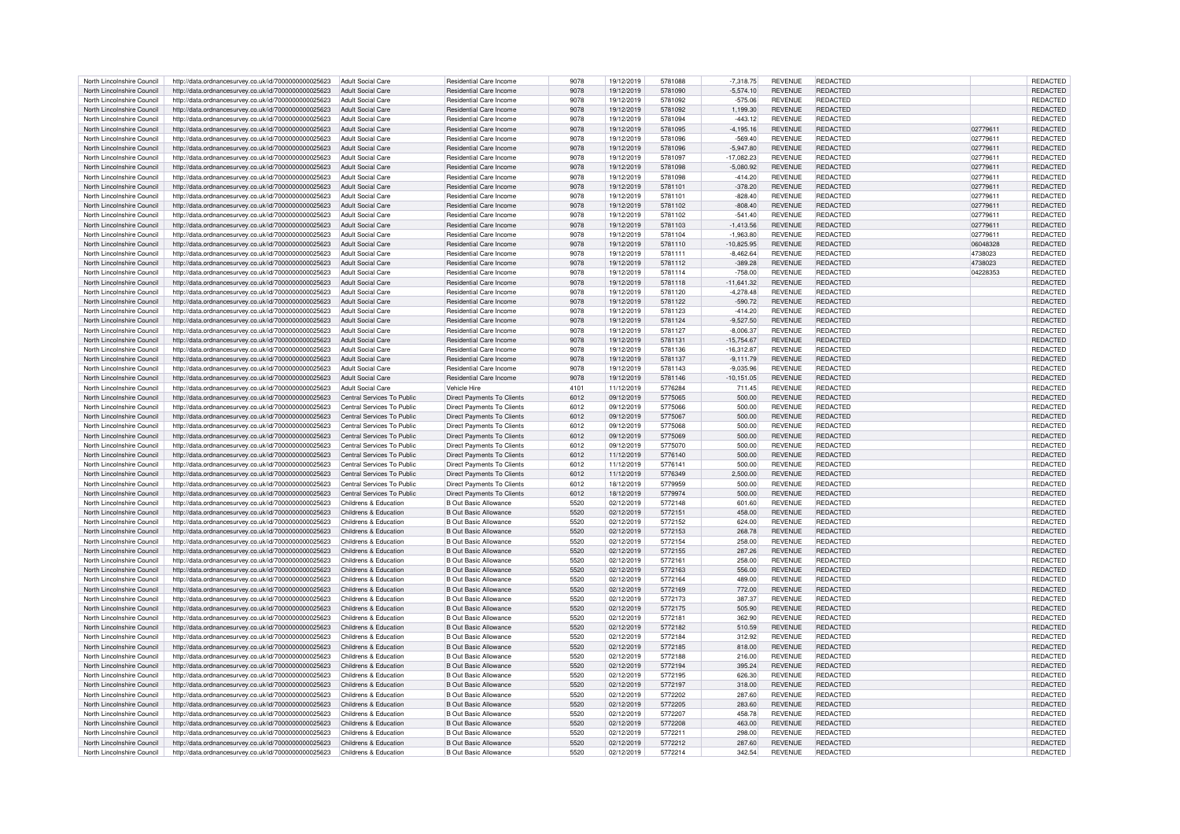| | | | | | | | | | | | |
|---|---|---|---|---|---|---|---|---|---|---|---|
| North Lincolnshire Council | http://data.ordnancesurvey.co.uk/id/7000000000025623 | Adult Social Care | Residential Care Income | 9078 | 19/12/2019 | 5781088 | -7,318.75 | REVENUE | REDACTED | | REDACTED |
| North Lincolnshire Council | http://data.ordnancesurvey.co.uk/id/7000000000025623 | Adult Social Care | Residential Care Income | 9078 | 19/12/2019 | 5781090 | -5,574.10 | REVENUE | REDACTED | | REDACTED |
| North Lincolnshire Council | http://data.ordnancesurvey.co.uk/id/7000000000025623 | Adult Social Care | Residential Care Income | 9078 | 19/12/2019 | 5781092 | -575.06 | REVENUE | REDACTED | | REDACTED |
| North Lincolnshire Council | http://data.ordnancesurvey.co.uk/id/7000000000025623 | Adult Social Care | Residential Care Income | 9078 | 19/12/2019 | 5781092 | 1,199.30 | REVENUE | REDACTED | | REDACTED |
| North Lincolnshire Council | http://data.ordnancesurvey.co.uk/id/7000000000025623 | Adult Social Care | Residential Care Income | 9078 | 19/12/2019 | 5781094 | -443.12 | REVENUE | REDACTED | | REDACTED |
| North Lincolnshire Council | http://data.ordnancesurvey.co.uk/id/7000000000025623 | Adult Social Care | Residential Care Income | 9078 | 19/12/2019 | 5781095 | -4,195.16 | REVENUE | REDACTED | 02779611 | REDACTED |
| North Lincolnshire Council | http://data.ordnancesurvey.co.uk/id/7000000000025623 | Adult Social Care | Residential Care Income | 9078 | 19/12/2019 | 5781096 | -569.40 | REVENUE | REDACTED | 02779611 | REDACTED |
| North Lincolnshire Council | http://data.ordnancesurvey.co.uk/id/7000000000025623 | Adult Social Care | Residential Care Income | 9078 | 19/12/2019 | 5781096 | -5,947.80 | REVENUE | REDACTED | 02779611 | REDACTED |
| North Lincolnshire Council | http://data.ordnancesurvey.co.uk/id/7000000000025623 | Adult Social Care | Residential Care Income | 9078 | 19/12/2019 | 5781097 | -17,082.23 | REVENUE | REDACTED | 02779611 | REDACTED |
| North Lincolnshire Council | http://data.ordnancesurvey.co.uk/id/7000000000025623 | Adult Social Care | Residential Care Income | 9078 | 19/12/2019 | 5781098 | -5,080.92 | REVENUE | REDACTED | 02779611 | REDACTED |
| North Lincolnshire Council | http://data.ordnancesurvey.co.uk/id/7000000000025623 | Adult Social Care | Residential Care Income | 9078 | 19/12/2019 | 5781098 | -414.20 | REVENUE | REDACTED | 02779611 | REDACTED |
| North Lincolnshire Council | http://data.ordnancesurvey.co.uk/id/7000000000025623 | Adult Social Care | Residential Care Income | 9078 | 19/12/2019 | 5781101 | -378.20 | REVENUE | REDACTED | 02779611 | REDACTED |
| North Lincolnshire Council | http://data.ordnancesurvey.co.uk/id/7000000000025623 | Adult Social Care | Residential Care Income | 9078 | 19/12/2019 | 5781101 | -828.40 | REVENUE | REDACTED | 02779611 | REDACTED |
| North Lincolnshire Council | http://data.ordnancesurvey.co.uk/id/7000000000025623 | Adult Social Care | Residential Care Income | 9078 | 19/12/2019 | 5781102 | -808.40 | REVENUE | REDACTED | 02779611 | REDACTED |
| North Lincolnshire Council | http://data.ordnancesurvey.co.uk/id/7000000000025623 | Adult Social Care | Residential Care Income | 9078 | 19/12/2019 | 5781102 | -541.40 | REVENUE | REDACTED | 02779611 | REDACTED |
| North Lincolnshire Council | http://data.ordnancesurvey.co.uk/id/7000000000025623 | Adult Social Care | Residential Care Income | 9078 | 19/12/2019 | 5781103 | -1,413.56 | REVENUE | REDACTED | 02779611 | REDACTED |
| North Lincolnshire Council | http://data.ordnancesurvey.co.uk/id/7000000000025623 | Adult Social Care | Residential Care Income | 9078 | 19/12/2019 | 5781104 | -1,963.80 | REVENUE | REDACTED | 02779611 | REDACTED |
| North Lincolnshire Council | http://data.ordnancesurvey.co.uk/id/7000000000025623 | Adult Social Care | Residential Care Income | 9078 | 19/12/2019 | 5781110 | -10,825.95 | REVENUE | REDACTED | 06048328 | REDACTED |
| North Lincolnshire Council | http://data.ordnancesurvey.co.uk/id/7000000000025623 | Adult Social Care | Residential Care Income | 9078 | 19/12/2019 | 5781111 | -8,462.64 | REVENUE | REDACTED | 4738023 | REDACTED |
| North Lincolnshire Council | http://data.ordnancesurvey.co.uk/id/7000000000025623 | Adult Social Care | Residential Care Income | 9078 | 19/12/2019 | 5781112 | -389.28 | REVENUE | REDACTED | 4738023 | REDACTED |
| North Lincolnshire Council | http://data.ordnancesurvey.co.uk/id/7000000000025623 | Adult Social Care | Residential Care Income | 9078 | 19/12/2019 | 5781114 | -758.00 | REVENUE | REDACTED | 04228353 | REDACTED |
| North Lincolnshire Council | http://data.ordnancesurvey.co.uk/id/7000000000025623 | Adult Social Care | Residential Care Income | 9078 | 19/12/2019 | 5781118 | -11,641.32 | REVENUE | REDACTED | | REDACTED |
| North Lincolnshire Council | http://data.ordnancesurvey.co.uk/id/7000000000025623 | Adult Social Care | Residential Care Income | 9078 | 19/12/2019 | 5781120 | -4,278.48 | REVENUE | REDACTED | | REDACTED |
| North Lincolnshire Council | http://data.ordnancesurvey.co.uk/id/7000000000025623 | Adult Social Care | Residential Care Income | 9078 | 19/12/2019 | 5781122 | -590.72 | REVENUE | REDACTED | | REDACTED |
| North Lincolnshire Council | http://data.ordnancesurvey.co.uk/id/7000000000025623 | Adult Social Care | Residential Care Income | 9078 | 19/12/2019 | 5781123 | -414.20 | REVENUE | REDACTED | | REDACTED |
| North Lincolnshire Council | http://data.ordnancesurvey.co.uk/id/7000000000025623 | Adult Social Care | Residential Care Income | 9078 | 19/12/2019 | 5781124 | -9,527.50 | REVENUE | REDACTED | | REDACTED |
| North Lincolnshire Council | http://data.ordnancesurvey.co.uk/id/7000000000025623 | Adult Social Care | Residential Care Income | 9078 | 19/12/2019 | 5781127 | -8,006.37 | REVENUE | REDACTED | | REDACTED |
| North Lincolnshire Council | http://data.ordnancesurvey.co.uk/id/7000000000025623 | Adult Social Care | Residential Care Income | 9078 | 19/12/2019 | 5781131 | -15,754.67 | REVENUE | REDACTED | | REDACTED |
| North Lincolnshire Council | http://data.ordnancesurvey.co.uk/id/7000000000025623 | Adult Social Care | Residential Care Income | 9078 | 19/12/2019 | 5781136 | -16,312.87 | REVENUE | REDACTED | | REDACTED |
| North Lincolnshire Council | http://data.ordnancesurvey.co.uk/id/7000000000025623 | Adult Social Care | Residential Care Income | 9078 | 19/12/2019 | 5781137 | -9,111.79 | REVENUE | REDACTED | | REDACTED |
| North Lincolnshire Council | http://data.ordnancesurvey.co.uk/id/7000000000025623 | Adult Social Care | Residential Care Income | 9078 | 19/12/2019 | 5781143 | -9,035.96 | REVENUE | REDACTED | | REDACTED |
| North Lincolnshire Council | http://data.ordnancesurvey.co.uk/id/7000000000025623 | Adult Social Care | Residential Care Income | 9078 | 19/12/2019 | 5781146 | -10,151.05 | REVENUE | REDACTED | | REDACTED |
| North Lincolnshire Council | http://data.ordnancesurvey.co.uk/id/7000000000025623 | Adult Social Care | Vehicle Hire | 4101 | 11/12/2019 | 5776284 | 711.45 | REVENUE | REDACTED | | REDACTED |
| North Lincolnshire Council | http://data.ordnancesurvey.co.uk/id/7000000000025623 | Central Services To Public | Direct Payments To Clients | 6012 | 09/12/2019 | 5775065 | 500.00 | REVENUE | REDACTED | | REDACTED |
| North Lincolnshire Council | http://data.ordnancesurvey.co.uk/id/7000000000025623 | Central Services To Public | Direct Payments To Clients | 6012 | 09/12/2019 | 5775066 | 500.00 | REVENUE | REDACTED | | REDACTED |
| North Lincolnshire Council | http://data.ordnancesurvey.co.uk/id/7000000000025623 | Central Services To Public | Direct Payments To Clients | 6012 | 09/12/2019 | 5775067 | 500.00 | REVENUE | REDACTED | | REDACTED |
| North Lincolnshire Council | http://data.ordnancesurvey.co.uk/id/7000000000025623 | Central Services To Public | Direct Payments To Clients | 6012 | 09/12/2019 | 5775068 | 500.00 | REVENUE | REDACTED | | REDACTED |
| North Lincolnshire Council | http://data.ordnancesurvey.co.uk/id/7000000000025623 | Central Services To Public | Direct Payments To Clients | 6012 | 09/12/2019 | 5775069 | 500.00 | REVENUE | REDACTED | | REDACTED |
| North Lincolnshire Council | http://data.ordnancesurvey.co.uk/id/7000000000025623 | Central Services To Public | Direct Payments To Clients | 6012 | 09/12/2019 | 5775070 | 500.00 | REVENUE | REDACTED | | REDACTED |
| North Lincolnshire Council | http://data.ordnancesurvey.co.uk/id/7000000000025623 | Central Services To Public | Direct Payments To Clients | 6012 | 11/12/2019 | 5776140 | 500.00 | REVENUE | REDACTED | | REDACTED |
| North Lincolnshire Council | http://data.ordnancesurvey.co.uk/id/7000000000025623 | Central Services To Public | Direct Payments To Clients | 6012 | 11/12/2019 | 5776141 | 500.00 | REVENUE | REDACTED | | REDACTED |
| North Lincolnshire Council | http://data.ordnancesurvey.co.uk/id/7000000000025623 | Central Services To Public | Direct Payments To Clients | 6012 | 11/12/2019 | 5776349 | 2,500.00 | REVENUE | REDACTED | | REDACTED |
| North Lincolnshire Council | http://data.ordnancesurvey.co.uk/id/7000000000025623 | Central Services To Public | Direct Payments To Clients | 6012 | 18/12/2019 | 5779959 | 500.00 | REVENUE | REDACTED | | REDACTED |
| North Lincolnshire Council | http://data.ordnancesurvey.co.uk/id/7000000000025623 | Central Services To Public | Direct Payments To Clients | 6012 | 18/12/2019 | 5779974 | 500.00 | REVENUE | REDACTED | | REDACTED |
| North Lincolnshire Council | http://data.ordnancesurvey.co.uk/id/7000000000025623 | Childrens & Education | B Out Basic Allowance | 5520 | 02/12/2019 | 5772148 | 601.60 | REVENUE | REDACTED | | REDACTED |
| North Lincolnshire Council | http://data.ordnancesurvey.co.uk/id/7000000000025623 | Childrens & Education | B Out Basic Allowance | 5520 | 02/12/2019 | 5772151 | 458.00 | REVENUE | REDACTED | | REDACTED |
| North Lincolnshire Council | http://data.ordnancesurvey.co.uk/id/7000000000025623 | Childrens & Education | B Out Basic Allowance | 5520 | 02/12/2019 | 5772152 | 624.00 | REVENUE | REDACTED | | REDACTED |
| North Lincolnshire Council | http://data.ordnancesurvey.co.uk/id/7000000000025623 | Childrens & Education | B Out Basic Allowance | 5520 | 02/12/2019 | 5772153 | 268.78 | REVENUE | REDACTED | | REDACTED |
| North Lincolnshire Council | http://data.ordnancesurvey.co.uk/id/7000000000025623 | Childrens & Education | B Out Basic Allowance | 5520 | 02/12/2019 | 5772154 | 258.00 | REVENUE | REDACTED | | REDACTED |
| North Lincolnshire Council | http://data.ordnancesurvey.co.uk/id/7000000000025623 | Childrens & Education | B Out Basic Allowance | 5520 | 02/12/2019 | 5772155 | 287.26 | REVENUE | REDACTED | | REDACTED |
| North Lincolnshire Council | http://data.ordnancesurvey.co.uk/id/7000000000025623 | Childrens & Education | B Out Basic Allowance | 5520 | 02/12/2019 | 5772161 | 258.00 | REVENUE | REDACTED | | REDACTED |
| North Lincolnshire Council | http://data.ordnancesurvey.co.uk/id/7000000000025623 | Childrens & Education | B Out Basic Allowance | 5520 | 02/12/2019 | 5772163 | 556.00 | REVENUE | REDACTED | | REDACTED |
| North Lincolnshire Council | http://data.ordnancesurvey.co.uk/id/7000000000025623 | Childrens & Education | B Out Basic Allowance | 5520 | 02/12/2019 | 5772164 | 489.00 | REVENUE | REDACTED | | REDACTED |
| North Lincolnshire Council | http://data.ordnancesurvey.co.uk/id/7000000000025623 | Childrens & Education | B Out Basic Allowance | 5520 | 02/12/2019 | 5772169 | 772.00 | REVENUE | REDACTED | | REDACTED |
| North Lincolnshire Council | http://data.ordnancesurvey.co.uk/id/7000000000025623 | Childrens & Education | B Out Basic Allowance | 5520 | 02/12/2019 | 5772173 | 387.37 | REVENUE | REDACTED | | REDACTED |
| North Lincolnshire Council | http://data.ordnancesurvey.co.uk/id/7000000000025623 | Childrens & Education | B Out Basic Allowance | 5520 | 02/12/2019 | 5772175 | 505.90 | REVENUE | REDACTED | | REDACTED |
| North Lincolnshire Council | http://data.ordnancesurvey.co.uk/id/7000000000025623 | Childrens & Education | B Out Basic Allowance | 5520 | 02/12/2019 | 5772181 | 362.90 | REVENUE | REDACTED | | REDACTED |
| North Lincolnshire Council | http://data.ordnancesurvey.co.uk/id/7000000000025623 | Childrens & Education | B Out Basic Allowance | 5520 | 02/12/2019 | 5772182 | 510.59 | REVENUE | REDACTED | | REDACTED |
| North Lincolnshire Council | http://data.ordnancesurvey.co.uk/id/7000000000025623 | Childrens & Education | B Out Basic Allowance | 5520 | 02/12/2019 | 5772184 | 312.92 | REVENUE | REDACTED | | REDACTED |
| North Lincolnshire Council | http://data.ordnancesurvey.co.uk/id/7000000000025623 | Childrens & Education | B Out Basic Allowance | 5520 | 02/12/2019 | 5772185 | 818.00 | REVENUE | REDACTED | | REDACTED |
| North Lincolnshire Council | http://data.ordnancesurvey.co.uk/id/7000000000025623 | Childrens & Education | B Out Basic Allowance | 5520 | 02/12/2019 | 5772188 | 216.00 | REVENUE | REDACTED | | REDACTED |
| North Lincolnshire Council | http://data.ordnancesurvey.co.uk/id/7000000000025623 | Childrens & Education | B Out Basic Allowance | 5520 | 02/12/2019 | 5772194 | 395.24 | REVENUE | REDACTED | | REDACTED |
| North Lincolnshire Council | http://data.ordnancesurvey.co.uk/id/7000000000025623 | Childrens & Education | B Out Basic Allowance | 5520 | 02/12/2019 | 5772195 | 626.30 | REVENUE | REDACTED | | REDACTED |
| North Lincolnshire Council | http://data.ordnancesurvey.co.uk/id/7000000000025623 | Childrens & Education | B Out Basic Allowance | 5520 | 02/12/2019 | 5772197 | 318.00 | REVENUE | REDACTED | | REDACTED |
| North Lincolnshire Council | http://data.ordnancesurvey.co.uk/id/7000000000025623 | Childrens & Education | B Out Basic Allowance | 5520 | 02/12/2019 | 5772202 | 287.60 | REVENUE | REDACTED | | REDACTED |
| North Lincolnshire Council | http://data.ordnancesurvey.co.uk/id/7000000000025623 | Childrens & Education | B Out Basic Allowance | 5520 | 02/12/2019 | 5772205 | 283.60 | REVENUE | REDACTED | | REDACTED |
| North Lincolnshire Council | http://data.ordnancesurvey.co.uk/id/7000000000025623 | Childrens & Education | B Out Basic Allowance | 5520 | 02/12/2019 | 5772207 | 458.78 | REVENUE | REDACTED | | REDACTED |
| North Lincolnshire Council | http://data.ordnancesurvey.co.uk/id/7000000000025623 | Childrens & Education | B Out Basic Allowance | 5520 | 02/12/2019 | 5772208 | 463.00 | REVENUE | REDACTED | | REDACTED |
| North Lincolnshire Council | http://data.ordnancesurvey.co.uk/id/7000000000025623 | Childrens & Education | B Out Basic Allowance | 5520 | 02/12/2019 | 5772211 | 298.00 | REVENUE | REDACTED | | REDACTED |
| North Lincolnshire Council | http://data.ordnancesurvey.co.uk/id/7000000000025623 | Childrens & Education | B Out Basic Allowance | 5520 | 02/12/2019 | 5772212 | 287.60 | REVENUE | REDACTED | | REDACTED |
| North Lincolnshire Council | http://data.ordnancesurvey.co.uk/id/7000000000025623 | Childrens & Education | B Out Basic Allowance | 5520 | 02/12/2019 | 5772214 | 342.54 | REVENUE | REDACTED | | REDACTED |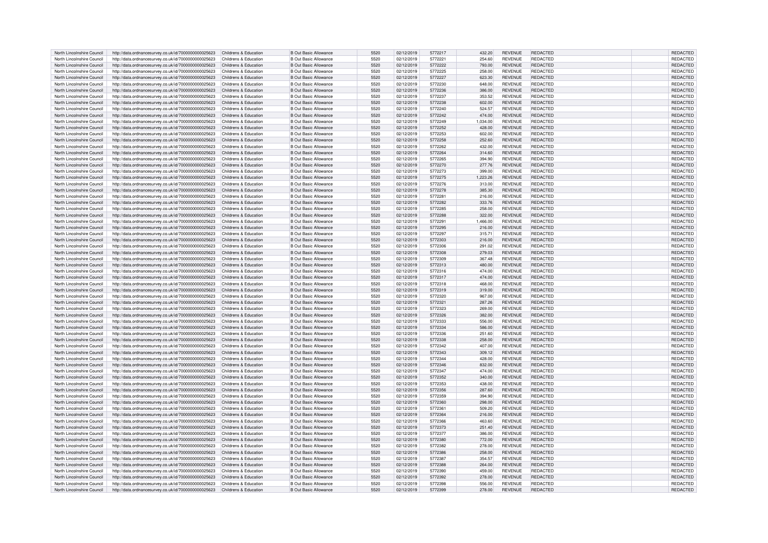| | | | | | | | | | | | |
|---|---|---|---|---|---|---|---|---|---|---|---|
| North Lincolnshire Council | http://data.ordnancesurvey.co.uk/id/7000000000025623 | Childrens & Education | B Out Basic Allowance | 5520 | 02/12/2019 | 5772217 | 432.20 | REVENUE | REDACTED | | REDACTED |
| North Lincolnshire Council | http://data.ordnancesurvey.co.uk/id/7000000000025623 | Childrens & Education | B Out Basic Allowance | 5520 | 02/12/2019 | 5772221 | 254.60 | REVENUE | REDACTED | | REDACTED |
| North Lincolnshire Council | http://data.ordnancesurvey.co.uk/id/7000000000025623 | Childrens & Education | B Out Basic Allowance | 5520 | 02/12/2019 | 5772222 | 793.00 | REVENUE | REDACTED | | REDACTED |
| North Lincolnshire Council | http://data.ordnancesurvey.co.uk/id/7000000000025623 | Childrens & Education | B Out Basic Allowance | 5520 | 02/12/2019 | 5772225 | 258.00 | REVENUE | REDACTED | | REDACTED |
| North Lincolnshire Council | http://data.ordnancesurvey.co.uk/id/7000000000025623 | Childrens & Education | B Out Basic Allowance | 5520 | 02/12/2019 | 5772227 | 623.30 | REVENUE | REDACTED | | REDACTED |
| North Lincolnshire Council | http://data.ordnancesurvey.co.uk/id/7000000000025623 | Childrens & Education | B Out Basic Allowance | 5520 | 02/12/2019 | 5772230 | 648.00 | REVENUE | REDACTED | | REDACTED |
| North Lincolnshire Council | http://data.ordnancesurvey.co.uk/id/7000000000025623 | Childrens & Education | B Out Basic Allowance | 5520 | 02/12/2019 | 5772236 | 386.00 | REVENUE | REDACTED | | REDACTED |
| North Lincolnshire Council | http://data.ordnancesurvey.co.uk/id/7000000000025623 | Childrens & Education | B Out Basic Allowance | 5520 | 02/12/2019 | 5772237 | 353.52 | REVENUE | REDACTED | | REDACTED |
| North Lincolnshire Council | http://data.ordnancesurvey.co.uk/id/7000000000025623 | Childrens & Education | B Out Basic Allowance | 5520 | 02/12/2019 | 5772238 | 602.00 | REVENUE | REDACTED | | REDACTED |
| North Lincolnshire Council | http://data.ordnancesurvey.co.uk/id/7000000000025623 | Childrens & Education | B Out Basic Allowance | 5520 | 02/12/2019 | 5772240 | 524.57 | REVENUE | REDACTED | | REDACTED |
| North Lincolnshire Council | http://data.ordnancesurvey.co.uk/id/7000000000025623 | Childrens & Education | B Out Basic Allowance | 5520 | 02/12/2019 | 5772242 | 474.00 | REVENUE | REDACTED | | REDACTED |
| North Lincolnshire Council | http://data.ordnancesurvey.co.uk/id/7000000000025623 | Childrens & Education | B Out Basic Allowance | 5520 | 02/12/2019 | 5772249 | 1,034.00 | REVENUE | REDACTED | | REDACTED |
| North Lincolnshire Council | http://data.ordnancesurvey.co.uk/id/7000000000025623 | Childrens & Education | B Out Basic Allowance | 5520 | 02/12/2019 | 5772252 | 428.00 | REVENUE | REDACTED | | REDACTED |
| North Lincolnshire Council | http://data.ordnancesurvey.co.uk/id/7000000000025623 | Childrens & Education | B Out Basic Allowance | 5520 | 02/12/2019 | 5772253 | 602.00 | REVENUE | REDACTED | | REDACTED |
| North Lincolnshire Council | http://data.ordnancesurvey.co.uk/id/7000000000025623 | Childrens & Education | B Out Basic Allowance | 5520 | 02/12/2019 | 5772258 | 252.60 | REVENUE | REDACTED | | REDACTED |
| North Lincolnshire Council | http://data.ordnancesurvey.co.uk/id/7000000000025623 | Childrens & Education | B Out Basic Allowance | 5520 | 02/12/2019 | 5772262 | 432.00 | REVENUE | REDACTED | | REDACTED |
| North Lincolnshire Council | http://data.ordnancesurvey.co.uk/id/7000000000025623 | Childrens & Education | B Out Basic Allowance | 5520 | 02/12/2019 | 5772264 | 314.60 | REVENUE | REDACTED | | REDACTED |
| North Lincolnshire Council | http://data.ordnancesurvey.co.uk/id/7000000000025623 | Childrens & Education | B Out Basic Allowance | 5520 | 02/12/2019 | 5772265 | 394.90 | REVENUE | REDACTED | | REDACTED |
| North Lincolnshire Council | http://data.ordnancesurvey.co.uk/id/7000000000025623 | Childrens & Education | B Out Basic Allowance | 5520 | 02/12/2019 | 5772270 | 277.76 | REVENUE | REDACTED | | REDACTED |
| North Lincolnshire Council | http://data.ordnancesurvey.co.uk/id/7000000000025623 | Childrens & Education | B Out Basic Allowance | 5520 | 02/12/2019 | 5772273 | 399.00 | REVENUE | REDACTED | | REDACTED |
| North Lincolnshire Council | http://data.ordnancesurvey.co.uk/id/7000000000025623 | Childrens & Education | B Out Basic Allowance | 5520 | 02/12/2019 | 5772275 | 1,223.26 | REVENUE | REDACTED | | REDACTED |
| North Lincolnshire Council | http://data.ordnancesurvey.co.uk/id/7000000000025623 | Childrens & Education | B Out Basic Allowance | 5520 | 02/12/2019 | 5772276 | 313.00 | REVENUE | REDACTED | | REDACTED |
| North Lincolnshire Council | http://data.ordnancesurvey.co.uk/id/7000000000025623 | Childrens & Education | B Out Basic Allowance | 5520 | 02/12/2019 | 5772278 | 385.30 | REVENUE | REDACTED | | REDACTED |
| North Lincolnshire Council | http://data.ordnancesurvey.co.uk/id/7000000000025623 | Childrens & Education | B Out Basic Allowance | 5520 | 02/12/2019 | 5772281 | 216.00 | REVENUE | REDACTED | | REDACTED |
| North Lincolnshire Council | http://data.ordnancesurvey.co.uk/id/7000000000025623 | Childrens & Education | B Out Basic Allowance | 5520 | 02/12/2019 | 5772282 | 333.76 | REVENUE | REDACTED | | REDACTED |
| North Lincolnshire Council | http://data.ordnancesurvey.co.uk/id/7000000000025623 | Childrens & Education | B Out Basic Allowance | 5520 | 02/12/2019 | 5772285 | 258.00 | REVENUE | REDACTED | | REDACTED |
| North Lincolnshire Council | http://data.ordnancesurvey.co.uk/id/7000000000025623 | Childrens & Education | B Out Basic Allowance | 5520 | 02/12/2019 | 5772288 | 322.00 | REVENUE | REDACTED | | REDACTED |
| North Lincolnshire Council | http://data.ordnancesurvey.co.uk/id/7000000000025623 | Childrens & Education | B Out Basic Allowance | 5520 | 02/12/2019 | 5772291 | 1,466.00 | REVENUE | REDACTED | | REDACTED |
| North Lincolnshire Council | http://data.ordnancesurvey.co.uk/id/7000000000025623 | Childrens & Education | B Out Basic Allowance | 5520 | 02/12/2019 | 5772295 | 216.00 | REVENUE | REDACTED | | REDACTED |
| North Lincolnshire Council | http://data.ordnancesurvey.co.uk/id/7000000000025623 | Childrens & Education | B Out Basic Allowance | 5520 | 02/12/2019 | 5772297 | 315.71 | REVENUE | REDACTED | | REDACTED |
| North Lincolnshire Council | http://data.ordnancesurvey.co.uk/id/7000000000025623 | Childrens & Education | B Out Basic Allowance | 5520 | 02/12/2019 | 5772303 | 216.00 | REVENUE | REDACTED | | REDACTED |
| North Lincolnshire Council | http://data.ordnancesurvey.co.uk/id/7000000000025623 | Childrens & Education | B Out Basic Allowance | 5520 | 02/12/2019 | 5772306 | 291.02 | REVENUE | REDACTED | | REDACTED |
| North Lincolnshire Council | http://data.ordnancesurvey.co.uk/id/7000000000025623 | Childrens & Education | B Out Basic Allowance | 5520 | 02/12/2019 | 5772308 | 279.03 | REVENUE | REDACTED | | REDACTED |
| North Lincolnshire Council | http://data.ordnancesurvey.co.uk/id/7000000000025623 | Childrens & Education | B Out Basic Allowance | 5520 | 02/12/2019 | 5772309 | 367.48 | REVENUE | REDACTED | | REDACTED |
| North Lincolnshire Council | http://data.ordnancesurvey.co.uk/id/7000000000025623 | Childrens & Education | B Out Basic Allowance | 5520 | 02/12/2019 | 5772313 | 480.00 | REVENUE | REDACTED | | REDACTED |
| North Lincolnshire Council | http://data.ordnancesurvey.co.uk/id/7000000000025623 | Childrens & Education | B Out Basic Allowance | 5520 | 02/12/2019 | 5772316 | 474.00 | REVENUE | REDACTED | | REDACTED |
| North Lincolnshire Council | http://data.ordnancesurvey.co.uk/id/7000000000025623 | Childrens & Education | B Out Basic Allowance | 5520 | 02/12/2019 | 5772317 | 474.00 | REVENUE | REDACTED | | REDACTED |
| North Lincolnshire Council | http://data.ordnancesurvey.co.uk/id/7000000000025623 | Childrens & Education | B Out Basic Allowance | 5520 | 02/12/2019 | 5772318 | 468.00 | REVENUE | REDACTED | | REDACTED |
| North Lincolnshire Council | http://data.ordnancesurvey.co.uk/id/7000000000025623 | Childrens & Education | B Out Basic Allowance | 5520 | 02/12/2019 | 5772319 | 319.00 | REVENUE | REDACTED | | REDACTED |
| North Lincolnshire Council | http://data.ordnancesurvey.co.uk/id/7000000000025623 | Childrens & Education | B Out Basic Allowance | 5520 | 02/12/2019 | 5772320 | 967.00 | REVENUE | REDACTED | | REDACTED |
| North Lincolnshire Council | http://data.ordnancesurvey.co.uk/id/7000000000025623 | Childrens & Education | B Out Basic Allowance | 5520 | 02/12/2019 | 5772321 | 287.26 | REVENUE | REDACTED | | REDACTED |
| North Lincolnshire Council | http://data.ordnancesurvey.co.uk/id/7000000000025623 | Childrens & Education | B Out Basic Allowance | 5520 | 02/12/2019 | 5772323 | 269.00 | REVENUE | REDACTED | | REDACTED |
| North Lincolnshire Council | http://data.ordnancesurvey.co.uk/id/7000000000025623 | Childrens & Education | B Out Basic Allowance | 5520 | 02/12/2019 | 5772326 | 382.00 | REVENUE | REDACTED | | REDACTED |
| North Lincolnshire Council | http://data.ordnancesurvey.co.uk/id/7000000000025623 | Childrens & Education | B Out Basic Allowance | 5520 | 02/12/2019 | 5772333 | 556.00 | REVENUE | REDACTED | | REDACTED |
| North Lincolnshire Council | http://data.ordnancesurvey.co.uk/id/7000000000025623 | Childrens & Education | B Out Basic Allowance | 5520 | 02/12/2019 | 5772334 | 586.00 | REVENUE | REDACTED | | REDACTED |
| North Lincolnshire Council | http://data.ordnancesurvey.co.uk/id/7000000000025623 | Childrens & Education | B Out Basic Allowance | 5520 | 02/12/2019 | 5772336 | 251.60 | REVENUE | REDACTED | | REDACTED |
| North Lincolnshire Council | http://data.ordnancesurvey.co.uk/id/7000000000025623 | Childrens & Education | B Out Basic Allowance | 5520 | 02/12/2019 | 5772338 | 258.00 | REVENUE | REDACTED | | REDACTED |
| North Lincolnshire Council | http://data.ordnancesurvey.co.uk/id/7000000000025623 | Childrens & Education | B Out Basic Allowance | 5520 | 02/12/2019 | 5772342 | 407.00 | REVENUE | REDACTED | | REDACTED |
| North Lincolnshire Council | http://data.ordnancesurvey.co.uk/id/7000000000025623 | Childrens & Education | B Out Basic Allowance | 5520 | 02/12/2019 | 5772343 | 309.12 | REVENUE | REDACTED | | REDACTED |
| North Lincolnshire Council | http://data.ordnancesurvey.co.uk/id/7000000000025623 | Childrens & Education | B Out Basic Allowance | 5520 | 02/12/2019 | 5772344 | 428.00 | REVENUE | REDACTED | | REDACTED |
| North Lincolnshire Council | http://data.ordnancesurvey.co.uk/id/7000000000025623 | Childrens & Education | B Out Basic Allowance | 5520 | 02/12/2019 | 5772346 | 832.00 | REVENUE | REDACTED | | REDACTED |
| North Lincolnshire Council | http://data.ordnancesurvey.co.uk/id/7000000000025623 | Childrens & Education | B Out Basic Allowance | 5520 | 02/12/2019 | 5772347 | 474.00 | REVENUE | REDACTED | | REDACTED |
| North Lincolnshire Council | http://data.ordnancesurvey.co.uk/id/7000000000025623 | Childrens & Education | B Out Basic Allowance | 5520 | 02/12/2019 | 5772352 | 340.00 | REVENUE | REDACTED | | REDACTED |
| North Lincolnshire Council | http://data.ordnancesurvey.co.uk/id/7000000000025623 | Childrens & Education | B Out Basic Allowance | 5520 | 02/12/2019 | 5772353 | 438.00 | REVENUE | REDACTED | | REDACTED |
| North Lincolnshire Council | http://data.ordnancesurvey.co.uk/id/7000000000025623 | Childrens & Education | B Out Basic Allowance | 5520 | 02/12/2019 | 5772356 | 287.60 | REVENUE | REDACTED | | REDACTED |
| North Lincolnshire Council | http://data.ordnancesurvey.co.uk/id/7000000000025623 | Childrens & Education | B Out Basic Allowance | 5520 | 02/12/2019 | 5772359 | 394.90 | REVENUE | REDACTED | | REDACTED |
| North Lincolnshire Council | http://data.ordnancesurvey.co.uk/id/7000000000025623 | Childrens & Education | B Out Basic Allowance | 5520 | 02/12/2019 | 5772360 | 298.00 | REVENUE | REDACTED | | REDACTED |
| North Lincolnshire Council | http://data.ordnancesurvey.co.uk/id/7000000000025623 | Childrens & Education | B Out Basic Allowance | 5520 | 02/12/2019 | 5772361 | 509.20 | REVENUE | REDACTED | | REDACTED |
| North Lincolnshire Council | http://data.ordnancesurvey.co.uk/id/7000000000025623 | Childrens & Education | B Out Basic Allowance | 5520 | 02/12/2019 | 5772364 | 216.00 | REVENUE | REDACTED | | REDACTED |
| North Lincolnshire Council | http://data.ordnancesurvey.co.uk/id/7000000000025623 | Childrens & Education | B Out Basic Allowance | 5520 | 02/12/2019 | 5772366 | 463.60 | REVENUE | REDACTED | | REDACTED |
| North Lincolnshire Council | http://data.ordnancesurvey.co.uk/id/7000000000025623 | Childrens & Education | B Out Basic Allowance | 5520 | 02/12/2019 | 5772373 | 251.40 | REVENUE | REDACTED | | REDACTED |
| North Lincolnshire Council | http://data.ordnancesurvey.co.uk/id/7000000000025623 | Childrens & Education | B Out Basic Allowance | 5520 | 02/12/2019 | 5772377 | 386.00 | REVENUE | REDACTED | | REDACTED |
| North Lincolnshire Council | http://data.ordnancesurvey.co.uk/id/7000000000025623 | Childrens & Education | B Out Basic Allowance | 5520 | 02/12/2019 | 5772380 | 772.00 | REVENUE | REDACTED | | REDACTED |
| North Lincolnshire Council | http://data.ordnancesurvey.co.uk/id/7000000000025623 | Childrens & Education | B Out Basic Allowance | 5520 | 02/12/2019 | 5772382 | 278.00 | REVENUE | REDACTED | | REDACTED |
| North Lincolnshire Council | http://data.ordnancesurvey.co.uk/id/7000000000025623 | Childrens & Education | B Out Basic Allowance | 5520 | 02/12/2019 | 5772386 | 258.00 | REVENUE | REDACTED | | REDACTED |
| North Lincolnshire Council | http://data.ordnancesurvey.co.uk/id/7000000000025623 | Childrens & Education | B Out Basic Allowance | 5520 | 02/12/2019 | 5772387 | 354.57 | REVENUE | REDACTED | | REDACTED |
| North Lincolnshire Council | http://data.ordnancesurvey.co.uk/id/7000000000025623 | Childrens & Education | B Out Basic Allowance | 5520 | 02/12/2019 | 5772388 | 264.00 | REVENUE | REDACTED | | REDACTED |
| North Lincolnshire Council | http://data.ordnancesurvey.co.uk/id/7000000000025623 | Childrens & Education | B Out Basic Allowance | 5520 | 02/12/2019 | 5772390 | 459.00 | REVENUE | REDACTED | | REDACTED |
| North Lincolnshire Council | http://data.ordnancesurvey.co.uk/id/7000000000025623 | Childrens & Education | B Out Basic Allowance | 5520 | 02/12/2019 | 5772392 | 278.00 | REVENUE | REDACTED | | REDACTED |
| North Lincolnshire Council | http://data.ordnancesurvey.co.uk/id/7000000000025623 | Childrens & Education | B Out Basic Allowance | 5520 | 02/12/2019 | 5772398 | 556.00 | REVENUE | REDACTED | | REDACTED |
| North Lincolnshire Council | http://data.ordnancesurvey.co.uk/id/7000000000025623 | Childrens & Education | B Out Basic Allowance | 5520 | 02/12/2019 | 5772399 | 278.00 | REVENUE | REDACTED | | REDACTED |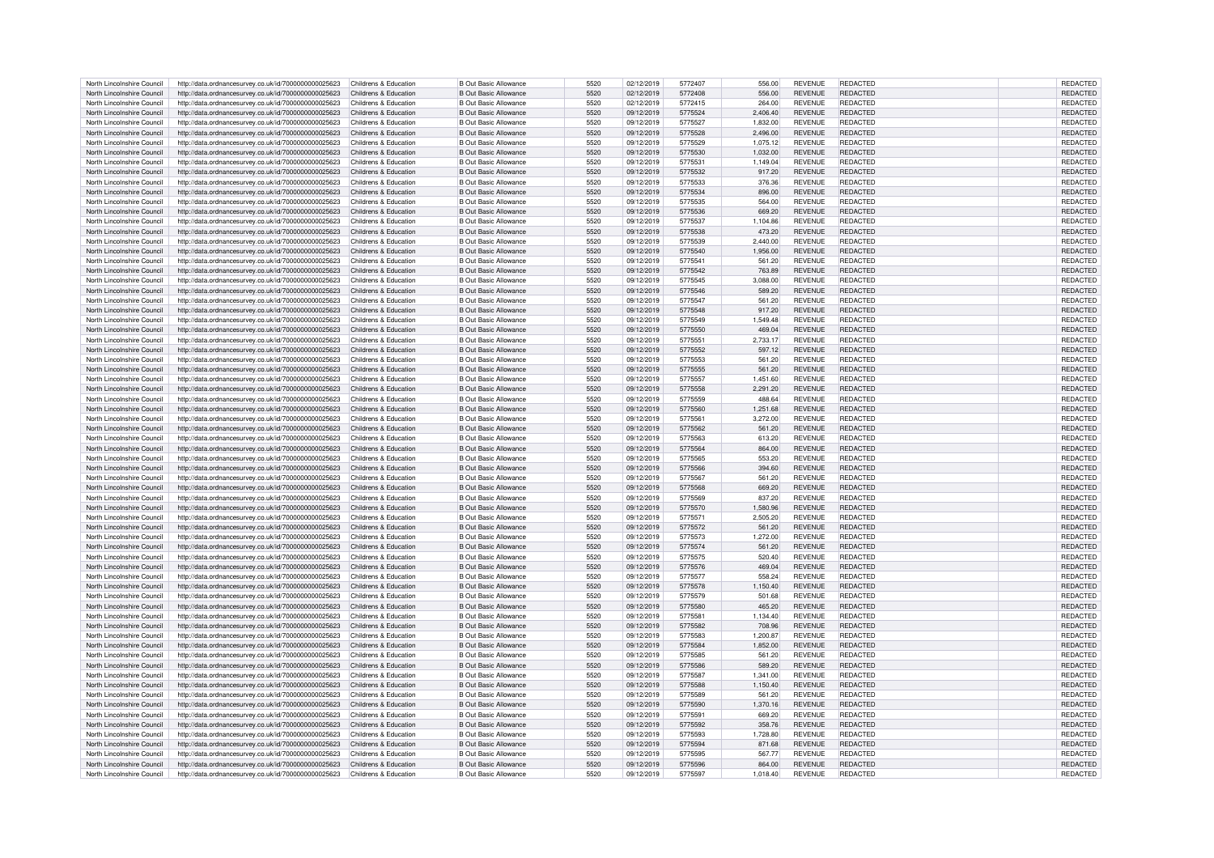| | | | | | | | | | | | |
|---|---|---|---|---|---|---|---|---|---|---|---|
| North Lincolnshire Council | http://data.ordnancesurvey.co.uk/id/7000000000025623 | Childrens & Education | B Out Basic Allowance | 5520 | 02/12/2019 | 5772407 | 556.00 | REVENUE | REDACTED | | REDACTED |
| North Lincolnshire Council | http://data.ordnancesurvey.co.uk/id/7000000000025623 | Childrens & Education | B Out Basic Allowance | 5520 | 02/12/2019 | 5772408 | 556.00 | REVENUE | REDACTED | | REDACTED |
| North Lincolnshire Council | http://data.ordnancesurvey.co.uk/id/7000000000025623 | Childrens & Education | B Out Basic Allowance | 5520 | 02/12/2019 | 5772415 | 264.00 | REVENUE | REDACTED | | REDACTED |
| North Lincolnshire Council | http://data.ordnancesurvey.co.uk/id/7000000000025623 | Childrens & Education | B Out Basic Allowance | 5520 | 09/12/2019 | 5775524 | 2,406.40 | REVENUE | REDACTED | | REDACTED |
| North Lincolnshire Council | http://data.ordnancesurvey.co.uk/id/7000000000025623 | Childrens & Education | B Out Basic Allowance | 5520 | 09/12/2019 | 5775527 | 1,832.00 | REVENUE | REDACTED | | REDACTED |
| North Lincolnshire Council | http://data.ordnancesurvey.co.uk/id/7000000000025623 | Childrens & Education | B Out Basic Allowance | 5520 | 09/12/2019 | 5775528 | 2,496.00 | REVENUE | REDACTED | | REDACTED |
| North Lincolnshire Council | http://data.ordnancesurvey.co.uk/id/7000000000025623 | Childrens & Education | B Out Basic Allowance | 5520 | 09/12/2019 | 5775529 | 1,075.12 | REVENUE | REDACTED | | REDACTED |
| North Lincolnshire Council | http://data.ordnancesurvey.co.uk/id/7000000000025623 | Childrens & Education | B Out Basic Allowance | 5520 | 09/12/2019 | 5775530 | 1,032.00 | REVENUE | REDACTED | | REDACTED |
| North Lincolnshire Council | http://data.ordnancesurvey.co.uk/id/7000000000025623 | Childrens & Education | B Out Basic Allowance | 5520 | 09/12/2019 | 5775531 | 1,149.04 | REVENUE | REDACTED | | REDACTED |
| North Lincolnshire Council | http://data.ordnancesurvey.co.uk/id/7000000000025623 | Childrens & Education | B Out Basic Allowance | 5520 | 09/12/2019 | 5775532 | 917.20 | REVENUE | REDACTED | | REDACTED |
| North Lincolnshire Council | http://data.ordnancesurvey.co.uk/id/7000000000025623 | Childrens & Education | B Out Basic Allowance | 5520 | 09/12/2019 | 5775533 | 376.36 | REVENUE | REDACTED | | REDACTED |
| North Lincolnshire Council | http://data.ordnancesurvey.co.uk/id/7000000000025623 | Childrens & Education | B Out Basic Allowance | 5520 | 09/12/2019 | 5775534 | 896.00 | REVENUE | REDACTED | | REDACTED |
| North Lincolnshire Council | http://data.ordnancesurvey.co.uk/id/7000000000025623 | Childrens & Education | B Out Basic Allowance | 5520 | 09/12/2019 | 5775535 | 564.00 | REVENUE | REDACTED | | REDACTED |
| North Lincolnshire Council | http://data.ordnancesurvey.co.uk/id/7000000000025623 | Childrens & Education | B Out Basic Allowance | 5520 | 09/12/2019 | 5775536 | 669.20 | REVENUE | REDACTED | | REDACTED |
| North Lincolnshire Council | http://data.ordnancesurvey.co.uk/id/7000000000025623 | Childrens & Education | B Out Basic Allowance | 5520 | 09/12/2019 | 5775537 | 1,104.86 | REVENUE | REDACTED | | REDACTED |
| North Lincolnshire Council | http://data.ordnancesurvey.co.uk/id/7000000000025623 | Childrens & Education | B Out Basic Allowance | 5520 | 09/12/2019 | 5775538 | 473.20 | REVENUE | REDACTED | | REDACTED |
| North Lincolnshire Council | http://data.ordnancesurvey.co.uk/id/7000000000025623 | Childrens & Education | B Out Basic Allowance | 5520 | 09/12/2019 | 5775539 | 2,440.00 | REVENUE | REDACTED | | REDACTED |
| North Lincolnshire Council | http://data.ordnancesurvey.co.uk/id/7000000000025623 | Childrens & Education | B Out Basic Allowance | 5520 | 09/12/2019 | 5775540 | 1,956.00 | REVENUE | REDACTED | | REDACTED |
| North Lincolnshire Council | http://data.ordnancesurvey.co.uk/id/7000000000025623 | Childrens & Education | B Out Basic Allowance | 5520 | 09/12/2019 | 5775541 | 561.20 | REVENUE | REDACTED | | REDACTED |
| North Lincolnshire Council | http://data.ordnancesurvey.co.uk/id/7000000000025623 | Childrens & Education | B Out Basic Allowance | 5520 | 09/12/2019 | 5775542 | 763.89 | REVENUE | REDACTED | | REDACTED |
| North Lincolnshire Council | http://data.ordnancesurvey.co.uk/id/7000000000025623 | Childrens & Education | B Out Basic Allowance | 5520 | 09/12/2019 | 5775545 | 3,088.00 | REVENUE | REDACTED | | REDACTED |
| North Lincolnshire Council | http://data.ordnancesurvey.co.uk/id/7000000000025623 | Childrens & Education | B Out Basic Allowance | 5520 | 09/12/2019 | 5775546 | 589.20 | REVENUE | REDACTED | | REDACTED |
| North Lincolnshire Council | http://data.ordnancesurvey.co.uk/id/7000000000025623 | Childrens & Education | B Out Basic Allowance | 5520 | 09/12/2019 | 5775547 | 561.20 | REVENUE | REDACTED | | REDACTED |
| North Lincolnshire Council | http://data.ordnancesurvey.co.uk/id/7000000000025623 | Childrens & Education | B Out Basic Allowance | 5520 | 09/12/2019 | 5775548 | 917.20 | REVENUE | REDACTED | | REDACTED |
| North Lincolnshire Council | http://data.ordnancesurvey.co.uk/id/7000000000025623 | Childrens & Education | B Out Basic Allowance | 5520 | 09/12/2019 | 5775549 | 1,549.48 | REVENUE | REDACTED | | REDACTED |
| North Lincolnshire Council | http://data.ordnancesurvey.co.uk/id/7000000000025623 | Childrens & Education | B Out Basic Allowance | 5520 | 09/12/2019 | 5775550 | 469.04 | REVENUE | REDACTED | | REDACTED |
| North Lincolnshire Council | http://data.ordnancesurvey.co.uk/id/7000000000025623 | Childrens & Education | B Out Basic Allowance | 5520 | 09/12/2019 | 5775551 | 2,733.17 | REVENUE | REDACTED | | REDACTED |
| North Lincolnshire Council | http://data.ordnancesurvey.co.uk/id/7000000000025623 | Childrens & Education | B Out Basic Allowance | 5520 | 09/12/2019 | 5775552 | 597.12 | REVENUE | REDACTED | | REDACTED |
| North Lincolnshire Council | http://data.ordnancesurvey.co.uk/id/7000000000025623 | Childrens & Education | B Out Basic Allowance | 5520 | 09/12/2019 | 5775553 | 561.20 | REVENUE | REDACTED | | REDACTED |
| North Lincolnshire Council | http://data.ordnancesurvey.co.uk/id/7000000000025623 | Childrens & Education | B Out Basic Allowance | 5520 | 09/12/2019 | 5775555 | 561.20 | REVENUE | REDACTED | | REDACTED |
| North Lincolnshire Council | http://data.ordnancesurvey.co.uk/id/7000000000025623 | Childrens & Education | B Out Basic Allowance | 5520 | 09/12/2019 | 5775557 | 1,451.60 | REVENUE | REDACTED | | REDACTED |
| North Lincolnshire Council | http://data.ordnancesurvey.co.uk/id/7000000000025623 | Childrens & Education | B Out Basic Allowance | 5520 | 09/12/2019 | 5775558 | 2,291.20 | REVENUE | REDACTED | | REDACTED |
| North Lincolnshire Council | http://data.ordnancesurvey.co.uk/id/7000000000025623 | Childrens & Education | B Out Basic Allowance | 5520 | 09/12/2019 | 5775559 | 488.64 | REVENUE | REDACTED | | REDACTED |
| North Lincolnshire Council | http://data.ordnancesurvey.co.uk/id/7000000000025623 | Childrens & Education | B Out Basic Allowance | 5520 | 09/12/2019 | 5775560 | 1,251.68 | REVENUE | REDACTED | | REDACTED |
| North Lincolnshire Council | http://data.ordnancesurvey.co.uk/id/7000000000025623 | Childrens & Education | B Out Basic Allowance | 5520 | 09/12/2019 | 5775561 | 3,272.00 | REVENUE | REDACTED | | REDACTED |
| North Lincolnshire Council | http://data.ordnancesurvey.co.uk/id/7000000000025623 | Childrens & Education | B Out Basic Allowance | 5520 | 09/12/2019 | 5775562 | 561.20 | REVENUE | REDACTED | | REDACTED |
| North Lincolnshire Council | http://data.ordnancesurvey.co.uk/id/7000000000025623 | Childrens & Education | B Out Basic Allowance | 5520 | 09/12/2019 | 5775563 | 613.20 | REVENUE | REDACTED | | REDACTED |
| North Lincolnshire Council | http://data.ordnancesurvey.co.uk/id/7000000000025623 | Childrens & Education | B Out Basic Allowance | 5520 | 09/12/2019 | 5775564 | 864.00 | REVENUE | REDACTED | | REDACTED |
| North Lincolnshire Council | http://data.ordnancesurvey.co.uk/id/7000000000025623 | Childrens & Education | B Out Basic Allowance | 5520 | 09/12/2019 | 5775565 | 553.20 | REVENUE | REDACTED | | REDACTED |
| North Lincolnshire Council | http://data.ordnancesurvey.co.uk/id/7000000000025623 | Childrens & Education | B Out Basic Allowance | 5520 | 09/12/2019 | 5775566 | 394.60 | REVENUE | REDACTED | | REDACTED |
| North Lincolnshire Council | http://data.ordnancesurvey.co.uk/id/7000000000025623 | Childrens & Education | B Out Basic Allowance | 5520 | 09/12/2019 | 5775567 | 561.20 | REVENUE | REDACTED | | REDACTED |
| North Lincolnshire Council | http://data.ordnancesurvey.co.uk/id/7000000000025623 | Childrens & Education | B Out Basic Allowance | 5520 | 09/12/2019 | 5775568 | 669.20 | REVENUE | REDACTED | | REDACTED |
| North Lincolnshire Council | http://data.ordnancesurvey.co.uk/id/7000000000025623 | Childrens & Education | B Out Basic Allowance | 5520 | 09/12/2019 | 5775569 | 837.20 | REVENUE | REDACTED | | REDACTED |
| North Lincolnshire Council | http://data.ordnancesurvey.co.uk/id/7000000000025623 | Childrens & Education | B Out Basic Allowance | 5520 | 09/12/2019 | 5775570 | 1,580.96 | REVENUE | REDACTED | | REDACTED |
| North Lincolnshire Council | http://data.ordnancesurvey.co.uk/id/7000000000025623 | Childrens & Education | B Out Basic Allowance | 5520 | 09/12/2019 | 5775571 | 2,505.20 | REVENUE | REDACTED | | REDACTED |
| North Lincolnshire Council | http://data.ordnancesurvey.co.uk/id/7000000000025623 | Childrens & Education | B Out Basic Allowance | 5520 | 09/12/2019 | 5775572 | 561.20 | REVENUE | REDACTED | | REDACTED |
| North Lincolnshire Council | http://data.ordnancesurvey.co.uk/id/7000000000025623 | Childrens & Education | B Out Basic Allowance | 5520 | 09/12/2019 | 5775573 | 1,272.00 | REVENUE | REDACTED | | REDACTED |
| North Lincolnshire Council | http://data.ordnancesurvey.co.uk/id/7000000000025623 | Childrens & Education | B Out Basic Allowance | 5520 | 09/12/2019 | 5775574 | 561.20 | REVENUE | REDACTED | | REDACTED |
| North Lincolnshire Council | http://data.ordnancesurvey.co.uk/id/7000000000025623 | Childrens & Education | B Out Basic Allowance | 5520 | 09/12/2019 | 5775575 | 520.40 | REVENUE | REDACTED | | REDACTED |
| North Lincolnshire Council | http://data.ordnancesurvey.co.uk/id/7000000000025623 | Childrens & Education | B Out Basic Allowance | 5520 | 09/12/2019 | 5775576 | 469.04 | REVENUE | REDACTED | | REDACTED |
| North Lincolnshire Council | http://data.ordnancesurvey.co.uk/id/7000000000025623 | Childrens & Education | B Out Basic Allowance | 5520 | 09/12/2019 | 5775577 | 558.24 | REVENUE | REDACTED | | REDACTED |
| North Lincolnshire Council | http://data.ordnancesurvey.co.uk/id/7000000000025623 | Childrens & Education | B Out Basic Allowance | 5520 | 09/12/2019 | 5775578 | 1,150.40 | REVENUE | REDACTED | | REDACTED |
| North Lincolnshire Council | http://data.ordnancesurvey.co.uk/id/7000000000025623 | Childrens & Education | B Out Basic Allowance | 5520 | 09/12/2019 | 5775579 | 501.68 | REVENUE | REDACTED | | REDACTED |
| North Lincolnshire Council | http://data.ordnancesurvey.co.uk/id/7000000000025623 | Childrens & Education | B Out Basic Allowance | 5520 | 09/12/2019 | 5775580 | 465.20 | REVENUE | REDACTED | | REDACTED |
| North Lincolnshire Council | http://data.ordnancesurvey.co.uk/id/7000000000025623 | Childrens & Education | B Out Basic Allowance | 5520 | 09/12/2019 | 5775581 | 1,134.40 | REVENUE | REDACTED | | REDACTED |
| North Lincolnshire Council | http://data.ordnancesurvey.co.uk/id/7000000000025623 | Childrens & Education | B Out Basic Allowance | 5520 | 09/12/2019 | 5775582 | 708.96 | REVENUE | REDACTED | | REDACTED |
| North Lincolnshire Council | http://data.ordnancesurvey.co.uk/id/7000000000025623 | Childrens & Education | B Out Basic Allowance | 5520 | 09/12/2019 | 5775583 | 1,200.87 | REVENUE | REDACTED | | REDACTED |
| North Lincolnshire Council | http://data.ordnancesurvey.co.uk/id/7000000000025623 | Childrens & Education | B Out Basic Allowance | 5520 | 09/12/2019 | 5775584 | 1,852.00 | REVENUE | REDACTED | | REDACTED |
| North Lincolnshire Council | http://data.ordnancesurvey.co.uk/id/7000000000025623 | Childrens & Education | B Out Basic Allowance | 5520 | 09/12/2019 | 5775585 | 561.20 | REVENUE | REDACTED | | REDACTED |
| North Lincolnshire Council | http://data.ordnancesurvey.co.uk/id/7000000000025623 | Childrens & Education | B Out Basic Allowance | 5520 | 09/12/2019 | 5775586 | 589.20 | REVENUE | REDACTED | | REDACTED |
| North Lincolnshire Council | http://data.ordnancesurvey.co.uk/id/7000000000025623 | Childrens & Education | B Out Basic Allowance | 5520 | 09/12/2019 | 5775587 | 1,341.00 | REVENUE | REDACTED | | REDACTED |
| North Lincolnshire Council | http://data.ordnancesurvey.co.uk/id/7000000000025623 | Childrens & Education | B Out Basic Allowance | 5520 | 09/12/2019 | 5775588 | 1,150.40 | REVENUE | REDACTED | | REDACTED |
| North Lincolnshire Council | http://data.ordnancesurvey.co.uk/id/7000000000025623 | Childrens & Education | B Out Basic Allowance | 5520 | 09/12/2019 | 5775589 | 561.20 | REVENUE | REDACTED | | REDACTED |
| North Lincolnshire Council | http://data.ordnancesurvey.co.uk/id/7000000000025623 | Childrens & Education | B Out Basic Allowance | 5520 | 09/12/2019 | 5775590 | 1,370.16 | REVENUE | REDACTED | | REDACTED |
| North Lincolnshire Council | http://data.ordnancesurvey.co.uk/id/7000000000025623 | Childrens & Education | B Out Basic Allowance | 5520 | 09/12/2019 | 5775591 | 669.20 | REVENUE | REDACTED | | REDACTED |
| North Lincolnshire Council | http://data.ordnancesurvey.co.uk/id/7000000000025623 | Childrens & Education | B Out Basic Allowance | 5520 | 09/12/2019 | 5775592 | 358.76 | REVENUE | REDACTED | | REDACTED |
| North Lincolnshire Council | http://data.ordnancesurvey.co.uk/id/7000000000025623 | Childrens & Education | B Out Basic Allowance | 5520 | 09/12/2019 | 5775593 | 1,728.80 | REVENUE | REDACTED | | REDACTED |
| North Lincolnshire Council | http://data.ordnancesurvey.co.uk/id/7000000000025623 | Childrens & Education | B Out Basic Allowance | 5520 | 09/12/2019 | 5775594 | 871.68 | REVENUE | REDACTED | | REDACTED |
| North Lincolnshire Council | http://data.ordnancesurvey.co.uk/id/7000000000025623 | Childrens & Education | B Out Basic Allowance | 5520 | 09/12/2019 | 5775595 | 567.77 | REVENUE | REDACTED | | REDACTED |
| North Lincolnshire Council | http://data.ordnancesurvey.co.uk/id/7000000000025623 | Childrens & Education | B Out Basic Allowance | 5520 | 09/12/2019 | 5775596 | 864.00 | REVENUE | REDACTED | | REDACTED |
| North Lincolnshire Council | http://data.ordnancesurvey.co.uk/id/7000000000025623 | Childrens & Education | B Out Basic Allowance | 5520 | 09/12/2019 | 5775597 | 1,018.40 | REVENUE | REDACTED | | REDACTED |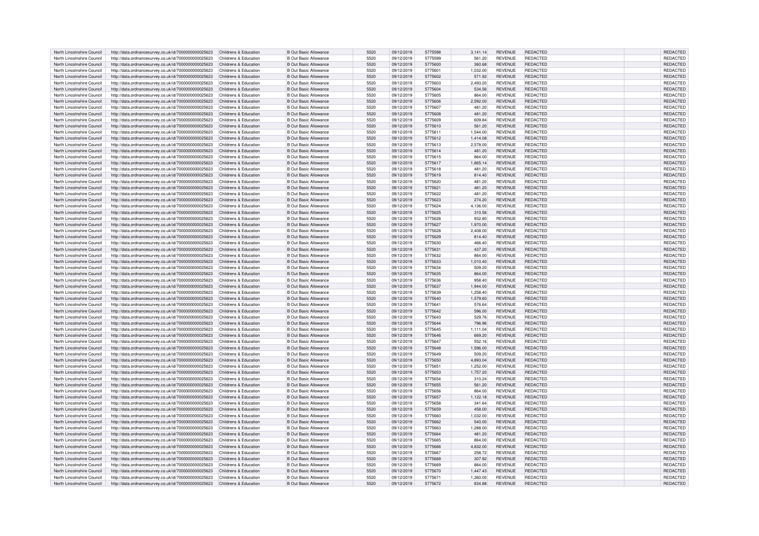| | | | | | | | | | | | | |
|---|---|---|---|---|---|---|---|---|---|---|---|---|
| North Lincolnshire Council | http://data.ordnancesurvey.co.uk/id/7000000000025623 | Childrens & Education | B Out Basic Allowance | 5520 | 09/12/2019 | 5775598 | 3,141.14 | REVENUE | REDACTED | | | REDACTED |
| North Lincolnshire Council | http://data.ordnancesurvey.co.uk/id/7000000000025623 | Childrens & Education | B Out Basic Allowance | 5520 | 09/12/2019 | 5775599 | 561.20 | REVENUE | REDACTED | | | REDACTED |
| North Lincolnshire Council | http://data.ordnancesurvey.co.uk/id/7000000000025623 | Childrens & Education | B Out Basic Allowance | 5520 | 09/12/2019 | 5775600 | 360.68 | REVENUE | REDACTED | | | REDACTED |
| North Lincolnshire Council | http://data.ordnancesurvey.co.uk/id/7000000000025623 | Childrens & Education | B Out Basic Allowance | 5520 | 09/12/2019 | 5775601 | 1,032.00 | REVENUE | REDACTED | | | REDACTED |
| North Lincolnshire Council | http://data.ordnancesurvey.co.uk/id/7000000000025623 | Childrens & Education | B Out Basic Allowance | 5520 | 09/12/2019 | 5775602 | 571.92 | REVENUE | REDACTED | | | REDACTED |
| North Lincolnshire Council | http://data.ordnancesurvey.co.uk/id/7000000000025623 | Childrens & Education | B Out Basic Allowance | 5520 | 09/12/2019 | 5775603 | 2,493.20 | REVENUE | REDACTED | | | REDACTED |
| North Lincolnshire Council | http://data.ordnancesurvey.co.uk/id/7000000000025623 | Childrens & Education | B Out Basic Allowance | 5520 | 09/12/2019 | 5775604 | 534.56 | REVENUE | REDACTED | | | REDACTED |
| North Lincolnshire Council | http://data.ordnancesurvey.co.uk/id/7000000000025623 | Childrens & Education | B Out Basic Allowance | 5520 | 09/12/2019 | 5775605 | 864.00 | REVENUE | REDACTED | | | REDACTED |
| North Lincolnshire Council | http://data.ordnancesurvey.co.uk/id/7000000000025623 | Childrens & Education | B Out Basic Allowance | 5520 | 09/12/2019 | 5775606 | 2,592.00 | REVENUE | REDACTED | | | REDACTED |
| North Lincolnshire Council | http://data.ordnancesurvey.co.uk/id/7000000000025623 | Childrens & Education | B Out Basic Allowance | 5520 | 09/12/2019 | 5775607 | 481.20 | REVENUE | REDACTED | | | REDACTED |
| North Lincolnshire Council | http://data.ordnancesurvey.co.uk/id/7000000000025623 | Childrens & Education | B Out Basic Allowance | 5520 | 09/12/2019 | 5775608 | 481.20 | REVENUE | REDACTED | | | REDACTED |
| North Lincolnshire Council | http://data.ordnancesurvey.co.uk/id/7000000000025623 | Childrens & Education | B Out Basic Allowance | 5520 | 09/12/2019 | 5775609 | 609.84 | REVENUE | REDACTED | | | REDACTED |
| North Lincolnshire Council | http://data.ordnancesurvey.co.uk/id/7000000000025623 | Childrens & Education | B Out Basic Allowance | 5520 | 09/12/2019 | 5775610 | 561.20 | REVENUE | REDACTED | | | REDACTED |
| North Lincolnshire Council | http://data.ordnancesurvey.co.uk/id/7000000000025623 | Childrens & Education | B Out Basic Allowance | 5520 | 09/12/2019 | 5775611 | 1,544.00 | REVENUE | REDACTED | | | REDACTED |
| North Lincolnshire Council | http://data.ordnancesurvey.co.uk/id/7000000000025623 | Childrens & Education | B Out Basic Allowance | 5520 | 09/12/2019 | 5775612 | 1,414.08 | REVENUE | REDACTED | | | REDACTED |
| North Lincolnshire Council | http://data.ordnancesurvey.co.uk/id/7000000000025623 | Childrens & Education | B Out Basic Allowance | 5520 | 09/12/2019 | 5775613 | 2,578.00 | REVENUE | REDACTED | | | REDACTED |
| North Lincolnshire Council | http://data.ordnancesurvey.co.uk/id/7000000000025623 | Childrens & Education | B Out Basic Allowance | 5520 | 09/12/2019 | 5775614 | 481.20 | REVENUE | REDACTED | | | REDACTED |
| North Lincolnshire Council | http://data.ordnancesurvey.co.uk/id/7000000000025623 | Childrens & Education | B Out Basic Allowance | 5520 | 09/12/2019 | 5775615 | 864.00 | REVENUE | REDACTED | | | REDACTED |
| North Lincolnshire Council | http://data.ordnancesurvey.co.uk/id/7000000000025623 | Childrens & Education | B Out Basic Allowance | 5520 | 09/12/2019 | 5775617 | 1,865.14 | REVENUE | REDACTED | | | REDACTED |
| North Lincolnshire Council | http://data.ordnancesurvey.co.uk/id/7000000000025623 | Childrens & Education | B Out Basic Allowance | 5520 | 09/12/2019 | 5775618 | 481.20 | REVENUE | REDACTED | | | REDACTED |
| North Lincolnshire Council | http://data.ordnancesurvey.co.uk/id/7000000000025623 | Childrens & Education | B Out Basic Allowance | 5520 | 09/12/2019 | 5775619 | 814.40 | REVENUE | REDACTED | | | REDACTED |
| North Lincolnshire Council | http://data.ordnancesurvey.co.uk/id/7000000000025623 | Childrens & Education | B Out Basic Allowance | 5520 | 09/12/2019 | 5775620 | 481.20 | REVENUE | REDACTED | | | REDACTED |
| North Lincolnshire Council | http://data.ordnancesurvey.co.uk/id/7000000000025623 | Childrens & Education | B Out Basic Allowance | 5520 | 09/12/2019 | 5775621 | 481.20 | REVENUE | REDACTED | | | REDACTED |
| North Lincolnshire Council | http://data.ordnancesurvey.co.uk/id/7000000000025623 | Childrens & Education | B Out Basic Allowance | 5520 | 09/12/2019 | 5775622 | 481.20 | REVENUE | REDACTED | | | REDACTED |
| North Lincolnshire Council | http://data.ordnancesurvey.co.uk/id/7000000000025623 | Childrens & Education | B Out Basic Allowance | 5520 | 09/12/2019 | 5775623 | 274.20 | REVENUE | REDACTED | | | REDACTED |
| North Lincolnshire Council | http://data.ordnancesurvey.co.uk/id/7000000000025623 | Childrens & Education | B Out Basic Allowance | 5520 | 09/12/2019 | 5775624 | 4,136.00 | REVENUE | REDACTED | | | REDACTED |
| North Lincolnshire Council | http://data.ordnancesurvey.co.uk/id/7000000000025623 | Childrens & Education | B Out Basic Allowance | 5520 | 09/12/2019 | 5775625 | 310.56 | REVENUE | REDACTED | | | REDACTED |
| North Lincolnshire Council | http://data.ordnancesurvey.co.uk/id/7000000000025623 | Childrens & Education | B Out Basic Allowance | 5520 | 09/12/2019 | 5775626 | 932.80 | REVENUE | REDACTED | | | REDACTED |
| North Lincolnshire Council | http://data.ordnancesurvey.co.uk/id/7000000000025623 | Childrens & Education | B Out Basic Allowance | 5520 | 09/12/2019 | 5775627 | 1,970.00 | REVENUE | REDACTED | | | REDACTED |
| North Lincolnshire Council | http://data.ordnancesurvey.co.uk/id/7000000000025623 | Childrens & Education | B Out Basic Allowance | 5520 | 09/12/2019 | 5775628 | 2,408.00 | REVENUE | REDACTED | | | REDACTED |
| North Lincolnshire Council | http://data.ordnancesurvey.co.uk/id/7000000000025623 | Childrens & Education | B Out Basic Allowance | 5520 | 09/12/2019 | 5775629 | 814.40 | REVENUE | REDACTED | | | REDACTED |
| North Lincolnshire Council | http://data.ordnancesurvey.co.uk/id/7000000000025623 | Childrens & Education | B Out Basic Allowance | 5520 | 09/12/2019 | 5775630 | 466.40 | REVENUE | REDACTED | | | REDACTED |
| North Lincolnshire Council | http://data.ordnancesurvey.co.uk/id/7000000000025623 | Childrens & Education | B Out Basic Allowance | 5520 | 09/12/2019 | 5775631 | 437.20 | REVENUE | REDACTED | | | REDACTED |
| North Lincolnshire Council | http://data.ordnancesurvey.co.uk/id/7000000000025623 | Childrens & Education | B Out Basic Allowance | 5520 | 09/12/2019 | 5775632 | 864.00 | REVENUE | REDACTED | | | REDACTED |
| North Lincolnshire Council | http://data.ordnancesurvey.co.uk/id/7000000000025623 | Childrens & Education | B Out Basic Allowance | 5520 | 09/12/2019 | 5775633 | 1,010.40 | REVENUE | REDACTED | | | REDACTED |
| North Lincolnshire Council | http://data.ordnancesurvey.co.uk/id/7000000000025623 | Childrens & Education | B Out Basic Allowance | 5520 | 09/12/2019 | 5775634 | 509.20 | REVENUE | REDACTED | | | REDACTED |
| North Lincolnshire Council | http://data.ordnancesurvey.co.uk/id/7000000000025623 | Childrens & Education | B Out Basic Allowance | 5520 | 09/12/2019 | 5775635 | 864.00 | REVENUE | REDACTED | | | REDACTED |
| North Lincolnshire Council | http://data.ordnancesurvey.co.uk/id/7000000000025623 | Childrens & Education | B Out Basic Allowance | 5520 | 09/12/2019 | 5775636 | 958.40 | REVENUE | REDACTED | | | REDACTED |
| North Lincolnshire Council | http://data.ordnancesurvey.co.uk/id/7000000000025623 | Childrens & Education | B Out Basic Allowance | 5520 | 09/12/2019 | 5775637 | 1,944.00 | REVENUE | REDACTED | | | REDACTED |
| North Lincolnshire Council | http://data.ordnancesurvey.co.uk/id/7000000000025623 | Childrens & Education | B Out Basic Allowance | 5520 | 09/12/2019 | 5775639 | 1,258.40 | REVENUE | REDACTED | | | REDACTED |
| North Lincolnshire Council | http://data.ordnancesurvey.co.uk/id/7000000000025623 | Childrens & Education | B Out Basic Allowance | 5520 | 09/12/2019 | 5775640 | 1,579.60 | REVENUE | REDACTED | | | REDACTED |
| North Lincolnshire Council | http://data.ordnancesurvey.co.uk/id/7000000000025623 | Childrens & Education | B Out Basic Allowance | 5520 | 09/12/2019 | 5775641 | 576.64 | REVENUE | REDACTED | | | REDACTED |
| North Lincolnshire Council | http://data.ordnancesurvey.co.uk/id/7000000000025623 | Childrens & Education | B Out Basic Allowance | 5520 | 09/12/2019 | 5775642 | 596.00 | REVENUE | REDACTED | | | REDACTED |
| North Lincolnshire Council | http://data.ordnancesurvey.co.uk/id/7000000000025623 | Childrens & Education | B Out Basic Allowance | 5520 | 09/12/2019 | 5775643 | 529.76 | REVENUE | REDACTED | | | REDACTED |
| North Lincolnshire Council | http://data.ordnancesurvey.co.uk/id/7000000000025623 | Childrens & Education | B Out Basic Allowance | 5520 | 09/12/2019 | 5775644 | 796.96 | REVENUE | REDACTED | | | REDACTED |
| North Lincolnshire Council | http://data.ordnancesurvey.co.uk/id/7000000000025623 | Childrens & Education | B Out Basic Allowance | 5520 | 09/12/2019 | 5775645 | 1,111.04 | REVENUE | REDACTED | | | REDACTED |
| North Lincolnshire Council | http://data.ordnancesurvey.co.uk/id/7000000000025623 | Childrens & Education | B Out Basic Allowance | 5520 | 09/12/2019 | 5775646 | 669.20 | REVENUE | REDACTED | | | REDACTED |
| North Lincolnshire Council | http://data.ordnancesurvey.co.uk/id/7000000000025623 | Childrens & Education | B Out Basic Allowance | 5520 | 09/12/2019 | 5775647 | 552.16 | REVENUE | REDACTED | | | REDACTED |
| North Lincolnshire Council | http://data.ordnancesurvey.co.uk/id/7000000000025623 | Childrens & Education | B Out Basic Allowance | 5520 | 09/12/2019 | 5775648 | 1,596.00 | REVENUE | REDACTED | | | REDACTED |
| North Lincolnshire Council | http://data.ordnancesurvey.co.uk/id/7000000000025623 | Childrens & Education | B Out Basic Allowance | 5520 | 09/12/2019 | 5775649 | 509.20 | REVENUE | REDACTED | | | REDACTED |
| North Lincolnshire Council | http://data.ordnancesurvey.co.uk/id/7000000000025623 | Childrens & Education | B Out Basic Allowance | 5520 | 09/12/2019 | 5775650 | 4,893.04 | REVENUE | REDACTED | | | REDACTED |
| North Lincolnshire Council | http://data.ordnancesurvey.co.uk/id/7000000000025623 | Childrens & Education | B Out Basic Allowance | 5520 | 09/12/2019 | 5775651 | 1,252.00 | REVENUE | REDACTED | | | REDACTED |
| North Lincolnshire Council | http://data.ordnancesurvey.co.uk/id/7000000000025623 | Childrens & Education | B Out Basic Allowance | 5520 | 09/12/2019 | 5775653 | 1,757.20 | REVENUE | REDACTED | | | REDACTED |
| North Lincolnshire Council | http://data.ordnancesurvey.co.uk/id/7000000000025623 | Childrens & Education | B Out Basic Allowance | 5520 | 09/12/2019 | 5775654 | 310.24 | REVENUE | REDACTED | | | REDACTED |
| North Lincolnshire Council | http://data.ordnancesurvey.co.uk/id/7000000000025623 | Childrens & Education | B Out Basic Allowance | 5520 | 09/12/2019 | 5775655 | 561.20 | REVENUE | REDACTED | | | REDACTED |
| North Lincolnshire Council | http://data.ordnancesurvey.co.uk/id/7000000000025623 | Childrens & Education | B Out Basic Allowance | 5520 | 09/12/2019 | 5775656 | 864.00 | REVENUE | REDACTED | | | REDACTED |
| North Lincolnshire Council | http://data.ordnancesurvey.co.uk/id/7000000000025623 | Childrens & Education | B Out Basic Allowance | 5520 | 09/12/2019 | 5775657 | 1,122.18 | REVENUE | REDACTED | | | REDACTED |
| North Lincolnshire Council | http://data.ordnancesurvey.co.uk/id/7000000000025623 | Childrens & Education | B Out Basic Allowance | 5520 | 09/12/2019 | 5775658 | 341.64 | REVENUE | REDACTED | | | REDACTED |
| North Lincolnshire Council | http://data.ordnancesurvey.co.uk/id/7000000000025623 | Childrens & Education | B Out Basic Allowance | 5520 | 09/12/2019 | 5775659 | 458.00 | REVENUE | REDACTED | | | REDACTED |
| North Lincolnshire Council | http://data.ordnancesurvey.co.uk/id/7000000000025623 | Childrens & Education | B Out Basic Allowance | 5520 | 09/12/2019 | 5775660 | 1,032.00 | REVENUE | REDACTED | | | REDACTED |
| North Lincolnshire Council | http://data.ordnancesurvey.co.uk/id/7000000000025623 | Childrens & Education | B Out Basic Allowance | 5520 | 09/12/2019 | 5775662 | 540.00 | REVENUE | REDACTED | | | REDACTED |
| North Lincolnshire Council | http://data.ordnancesurvey.co.uk/id/7000000000025623 | Childrens & Education | B Out Basic Allowance | 5520 | 09/12/2019 | 5775663 | 1,288.00 | REVENUE | REDACTED | | | REDACTED |
| North Lincolnshire Council | http://data.ordnancesurvey.co.uk/id/7000000000025623 | Childrens & Education | B Out Basic Allowance | 5520 | 09/12/2019 | 5775664 | 481.20 | REVENUE | REDACTED | | | REDACTED |
| North Lincolnshire Council | http://data.ordnancesurvey.co.uk/id/7000000000025623 | Childrens & Education | B Out Basic Allowance | 5520 | 09/12/2019 | 5775665 | 864.00 | REVENUE | REDACTED | | | REDACTED |
| North Lincolnshire Council | http://data.ordnancesurvey.co.uk/id/7000000000025623 | Childrens & Education | B Out Basic Allowance | 5520 | 09/12/2019 | 5775666 | 4,832.00 | REVENUE | REDACTED | | | REDACTED |
| North Lincolnshire Council | http://data.ordnancesurvey.co.uk/id/7000000000025623 | Childrens & Education | B Out Basic Allowance | 5520 | 09/12/2019 | 5775667 | 258.72 | REVENUE | REDACTED | | | REDACTED |
| North Lincolnshire Council | http://data.ordnancesurvey.co.uk/id/7000000000025623 | Childrens & Education | B Out Basic Allowance | 5520 | 09/12/2019 | 5775668 | 307.92 | REVENUE | REDACTED | | | REDACTED |
| North Lincolnshire Council | http://data.ordnancesurvey.co.uk/id/7000000000025623 | Childrens & Education | B Out Basic Allowance | 5520 | 09/12/2019 | 5775669 | 864.00 | REVENUE | REDACTED | | | REDACTED |
| North Lincolnshire Council | http://data.ordnancesurvey.co.uk/id/7000000000025623 | Childrens & Education | B Out Basic Allowance | 5520 | 09/12/2019 | 5775670 | 1,447.43 | REVENUE | REDACTED | | | REDACTED |
| North Lincolnshire Council | http://data.ordnancesurvey.co.uk/id/7000000000025623 | Childrens & Education | B Out Basic Allowance | 5520 | 09/12/2019 | 5775671 | 1,360.00 | REVENUE | REDACTED | | | REDACTED |
| North Lincolnshire Council | http://data.ordnancesurvey.co.uk/id/7000000000025623 | Childrens & Education | B Out Basic Allowance | 5520 | 09/12/2019 | 5775672 | 834.88 | REVENUE | REDACTED | | | REDACTED |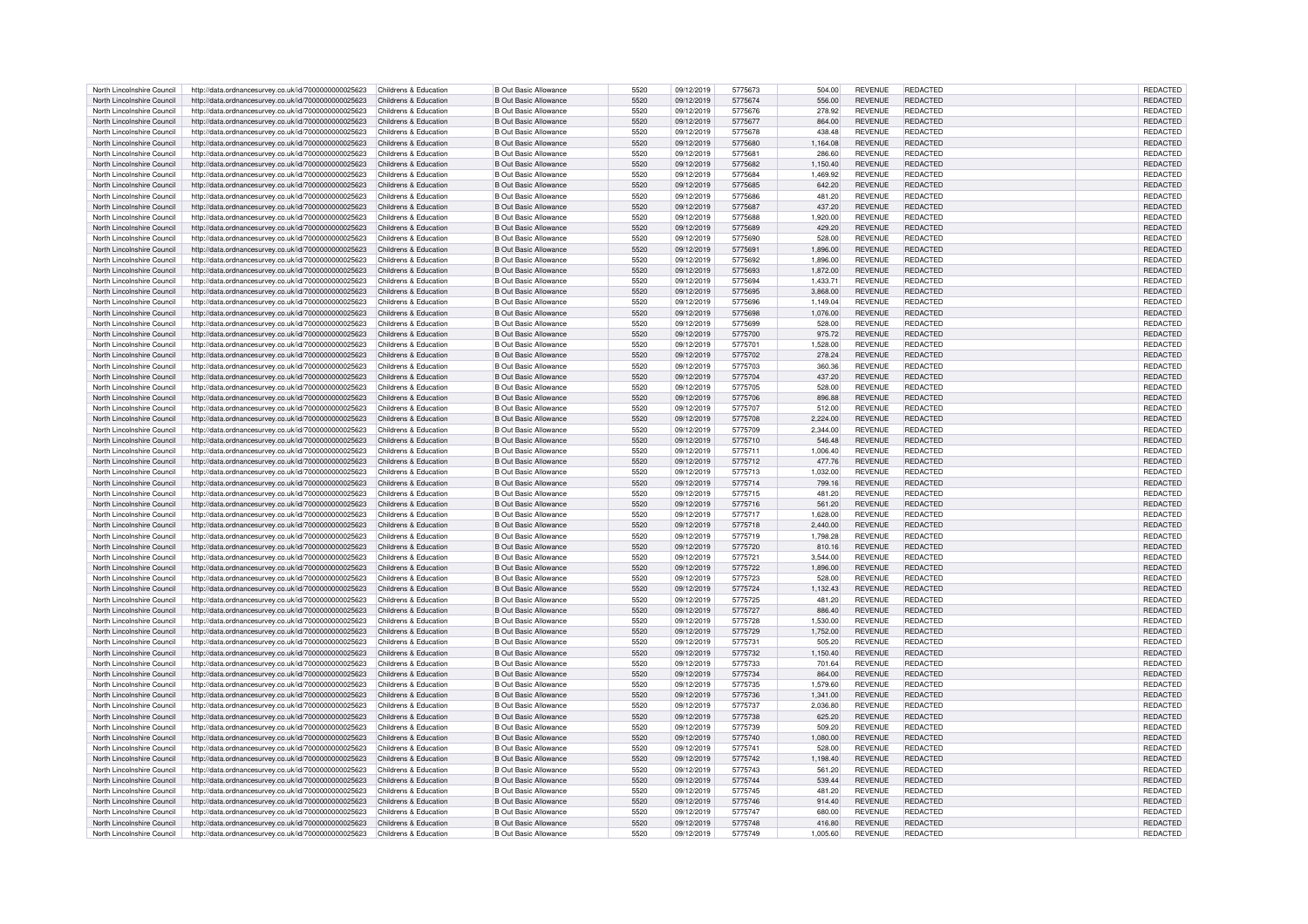| | | | | | | | | | | | | |
|---|---|---|---|---|---|---|---|---|---|---|---|---|
| North Lincolnshire Council | http://data.ordnancesurvey.co.uk/id/7000000000025623 | Childrens & Education | B Out Basic Allowance | 5520 | 09/12/2019 | 5775673 | 504.00 | REVENUE | REDACTED | | | REDACTED |
| North Lincolnshire Council | http://data.ordnancesurvey.co.uk/id/7000000000025623 | Childrens & Education | B Out Basic Allowance | 5520 | 09/12/2019 | 5775674 | 556.00 | REVENUE | REDACTED | | | REDACTED |
| North Lincolnshire Council | http://data.ordnancesurvey.co.uk/id/7000000000025623 | Childrens & Education | B Out Basic Allowance | 5520 | 09/12/2019 | 5775676 | 278.92 | REVENUE | REDACTED | | | REDACTED |
| North Lincolnshire Council | http://data.ordnancesurvey.co.uk/id/7000000000025623 | Childrens & Education | B Out Basic Allowance | 5520 | 09/12/2019 | 5775677 | 864.00 | REVENUE | REDACTED | | | REDACTED |
| North Lincolnshire Council | http://data.ordnancesurvey.co.uk/id/7000000000025623 | Childrens & Education | B Out Basic Allowance | 5520 | 09/12/2019 | 5775678 | 438.48 | REVENUE | REDACTED | | | REDACTED |
| North Lincolnshire Council | http://data.ordnancesurvey.co.uk/id/7000000000025623 | Childrens & Education | B Out Basic Allowance | 5520 | 09/12/2019 | 5775680 | 1,164.08 | REVENUE | REDACTED | | | REDACTED |
| North Lincolnshire Council | http://data.ordnancesurvey.co.uk/id/7000000000025623 | Childrens & Education | B Out Basic Allowance | 5520 | 09/12/2019 | 5775681 | 286.60 | REVENUE | REDACTED | | | REDACTED |
| North Lincolnshire Council | http://data.ordnancesurvey.co.uk/id/7000000000025623 | Childrens & Education | B Out Basic Allowance | 5520 | 09/12/2019 | 5775682 | 1,150.40 | REVENUE | REDACTED | | | REDACTED |
| North Lincolnshire Council | http://data.ordnancesurvey.co.uk/id/7000000000025623 | Childrens & Education | B Out Basic Allowance | 5520 | 09/12/2019 | 5775684 | 1,469.92 | REVENUE | REDACTED | | | REDACTED |
| North Lincolnshire Council | http://data.ordnancesurvey.co.uk/id/7000000000025623 | Childrens & Education | B Out Basic Allowance | 5520 | 09/12/2019 | 5775685 | 642.20 | REVENUE | REDACTED | | | REDACTED |
| North Lincolnshire Council | http://data.ordnancesurvey.co.uk/id/7000000000025623 | Childrens & Education | B Out Basic Allowance | 5520 | 09/12/2019 | 5775686 | 481.20 | REVENUE | REDACTED | | | REDACTED |
| North Lincolnshire Council | http://data.ordnancesurvey.co.uk/id/7000000000025623 | Childrens & Education | B Out Basic Allowance | 5520 | 09/12/2019 | 5775687 | 437.20 | REVENUE | REDACTED | | | REDACTED |
| North Lincolnshire Council | http://data.ordnancesurvey.co.uk/id/7000000000025623 | Childrens & Education | B Out Basic Allowance | 5520 | 09/12/2019 | 5775688 | 1,920.00 | REVENUE | REDACTED | | | REDACTED |
| North Lincolnshire Council | http://data.ordnancesurvey.co.uk/id/7000000000025623 | Childrens & Education | B Out Basic Allowance | 5520 | 09/12/2019 | 5775689 | 429.20 | REVENUE | REDACTED | | | REDACTED |
| North Lincolnshire Council | http://data.ordnancesurvey.co.uk/id/7000000000025623 | Childrens & Education | B Out Basic Allowance | 5520 | 09/12/2019 | 5775690 | 528.00 | REVENUE | REDACTED | | | REDACTED |
| North Lincolnshire Council | http://data.ordnancesurvey.co.uk/id/7000000000025623 | Childrens & Education | B Out Basic Allowance | 5520 | 09/12/2019 | 5775691 | 1,896.00 | REVENUE | REDACTED | | | REDACTED |
| North Lincolnshire Council | http://data.ordnancesurvey.co.uk/id/7000000000025623 | Childrens & Education | B Out Basic Allowance | 5520 | 09/12/2019 | 5775692 | 1,896.00 | REVENUE | REDACTED | | | REDACTED |
| North Lincolnshire Council | http://data.ordnancesurvey.co.uk/id/7000000000025623 | Childrens & Education | B Out Basic Allowance | 5520 | 09/12/2019 | 5775693 | 1,872.00 | REVENUE | REDACTED | | | REDACTED |
| North Lincolnshire Council | http://data.ordnancesurvey.co.uk/id/7000000000025623 | Childrens & Education | B Out Basic Allowance | 5520 | 09/12/2019 | 5775694 | 1,433.71 | REVENUE | REDACTED | | | REDACTED |
| North Lincolnshire Council | http://data.ordnancesurvey.co.uk/id/7000000000025623 | Childrens & Education | B Out Basic Allowance | 5520 | 09/12/2019 | 5775695 | 3,868.00 | REVENUE | REDACTED | | | REDACTED |
| North Lincolnshire Council | http://data.ordnancesurvey.co.uk/id/7000000000025623 | Childrens & Education | B Out Basic Allowance | 5520 | 09/12/2019 | 5775696 | 1,149.04 | REVENUE | REDACTED | | | REDACTED |
| North Lincolnshire Council | http://data.ordnancesurvey.co.uk/id/7000000000025623 | Childrens & Education | B Out Basic Allowance | 5520 | 09/12/2019 | 5775698 | 1,076.00 | REVENUE | REDACTED | | | REDACTED |
| North Lincolnshire Council | http://data.ordnancesurvey.co.uk/id/7000000000025623 | Childrens & Education | B Out Basic Allowance | 5520 | 09/12/2019 | 5775699 | 528.00 | REVENUE | REDACTED | | | REDACTED |
| North Lincolnshire Council | http://data.ordnancesurvey.co.uk/id/7000000000025623 | Childrens & Education | B Out Basic Allowance | 5520 | 09/12/2019 | 5775700 | 975.72 | REVENUE | REDACTED | | | REDACTED |
| North Lincolnshire Council | http://data.ordnancesurvey.co.uk/id/7000000000025623 | Childrens & Education | B Out Basic Allowance | 5520 | 09/12/2019 | 5775701 | 1,528.00 | REVENUE | REDACTED | | | REDACTED |
| North Lincolnshire Council | http://data.ordnancesurvey.co.uk/id/7000000000025623 | Childrens & Education | B Out Basic Allowance | 5520 | 09/12/2019 | 5775702 | 278.24 | REVENUE | REDACTED | | | REDACTED |
| North Lincolnshire Council | http://data.ordnancesurvey.co.uk/id/7000000000025623 | Childrens & Education | B Out Basic Allowance | 5520 | 09/12/2019 | 5775703 | 360.36 | REVENUE | REDACTED | | | REDACTED |
| North Lincolnshire Council | http://data.ordnancesurvey.co.uk/id/7000000000025623 | Childrens & Education | B Out Basic Allowance | 5520 | 09/12/2019 | 5775704 | 437.20 | REVENUE | REDACTED | | | REDACTED |
| North Lincolnshire Council | http://data.ordnancesurvey.co.uk/id/7000000000025623 | Childrens & Education | B Out Basic Allowance | 5520 | 09/12/2019 | 5775705 | 528.00 | REVENUE | REDACTED | | | REDACTED |
| North Lincolnshire Council | http://data.ordnancesurvey.co.uk/id/7000000000025623 | Childrens & Education | B Out Basic Allowance | 5520 | 09/12/2019 | 5775706 | 896.88 | REVENUE | REDACTED | | | REDACTED |
| North Lincolnshire Council | http://data.ordnancesurvey.co.uk/id/7000000000025623 | Childrens & Education | B Out Basic Allowance | 5520 | 09/12/2019 | 5775707 | 512.00 | REVENUE | REDACTED | | | REDACTED |
| North Lincolnshire Council | http://data.ordnancesurvey.co.uk/id/7000000000025623 | Childrens & Education | B Out Basic Allowance | 5520 | 09/12/2019 | 5775708 | 2,224.00 | REVENUE | REDACTED | | | REDACTED |
| North Lincolnshire Council | http://data.ordnancesurvey.co.uk/id/7000000000025623 | Childrens & Education | B Out Basic Allowance | 5520 | 09/12/2019 | 5775709 | 2,344.00 | REVENUE | REDACTED | | | REDACTED |
| North Lincolnshire Council | http://data.ordnancesurvey.co.uk/id/7000000000025623 | Childrens & Education | B Out Basic Allowance | 5520 | 09/12/2019 | 5775710 | 546.48 | REVENUE | REDACTED | | | REDACTED |
| North Lincolnshire Council | http://data.ordnancesurvey.co.uk/id/7000000000025623 | Childrens & Education | B Out Basic Allowance | 5520 | 09/12/2019 | 5775711 | 1,006.40 | REVENUE | REDACTED | | | REDACTED |
| North Lincolnshire Council | http://data.ordnancesurvey.co.uk/id/7000000000025623 | Childrens & Education | B Out Basic Allowance | 5520 | 09/12/2019 | 5775712 | 477.76 | REVENUE | REDACTED | | | REDACTED |
| North Lincolnshire Council | http://data.ordnancesurvey.co.uk/id/7000000000025623 | Childrens & Education | B Out Basic Allowance | 5520 | 09/12/2019 | 5775713 | 1,032.00 | REVENUE | REDACTED | | | REDACTED |
| North Lincolnshire Council | http://data.ordnancesurvey.co.uk/id/7000000000025623 | Childrens & Education | B Out Basic Allowance | 5520 | 09/12/2019 | 5775714 | 799.16 | REVENUE | REDACTED | | | REDACTED |
| North Lincolnshire Council | http://data.ordnancesurvey.co.uk/id/7000000000025623 | Childrens & Education | B Out Basic Allowance | 5520 | 09/12/2019 | 5775715 | 481.20 | REVENUE | REDACTED | | | REDACTED |
| North Lincolnshire Council | http://data.ordnancesurvey.co.uk/id/7000000000025623 | Childrens & Education | B Out Basic Allowance | 5520 | 09/12/2019 | 5775716 | 561.20 | REVENUE | REDACTED | | | REDACTED |
| North Lincolnshire Council | http://data.ordnancesurvey.co.uk/id/7000000000025623 | Childrens & Education | B Out Basic Allowance | 5520 | 09/12/2019 | 5775717 | 1,628.00 | REVENUE | REDACTED | | | REDACTED |
| North Lincolnshire Council | http://data.ordnancesurvey.co.uk/id/7000000000025623 | Childrens & Education | B Out Basic Allowance | 5520 | 09/12/2019 | 5775718 | 2,440.00 | REVENUE | REDACTED | | | REDACTED |
| North Lincolnshire Council | http://data.ordnancesurvey.co.uk/id/7000000000025623 | Childrens & Education | B Out Basic Allowance | 5520 | 09/12/2019 | 5775719 | 1,798.28 | REVENUE | REDACTED | | | REDACTED |
| North Lincolnshire Council | http://data.ordnancesurvey.co.uk/id/7000000000025623 | Childrens & Education | B Out Basic Allowance | 5520 | 09/12/2019 | 5775720 | 810.16 | REVENUE | REDACTED | | | REDACTED |
| North Lincolnshire Council | http://data.ordnancesurvey.co.uk/id/7000000000025623 | Childrens & Education | B Out Basic Allowance | 5520 | 09/12/2019 | 5775721 | 3,544.00 | REVENUE | REDACTED | | | REDACTED |
| North Lincolnshire Council | http://data.ordnancesurvey.co.uk/id/7000000000025623 | Childrens & Education | B Out Basic Allowance | 5520 | 09/12/2019 | 5775722 | 1,896.00 | REVENUE | REDACTED | | | REDACTED |
| North Lincolnshire Council | http://data.ordnancesurvey.co.uk/id/7000000000025623 | Childrens & Education | B Out Basic Allowance | 5520 | 09/12/2019 | 5775723 | 528.00 | REVENUE | REDACTED | | | REDACTED |
| North Lincolnshire Council | http://data.ordnancesurvey.co.uk/id/7000000000025623 | Childrens & Education | B Out Basic Allowance | 5520 | 09/12/2019 | 5775724 | 1,132.43 | REVENUE | REDACTED | | | REDACTED |
| North Lincolnshire Council | http://data.ordnancesurvey.co.uk/id/7000000000025623 | Childrens & Education | B Out Basic Allowance | 5520 | 09/12/2019 | 5775725 | 481.20 | REVENUE | REDACTED | | | REDACTED |
| North Lincolnshire Council | http://data.ordnancesurvey.co.uk/id/7000000000025623 | Childrens & Education | B Out Basic Allowance | 5520 | 09/12/2019 | 5775727 | 886.40 | REVENUE | REDACTED | | | REDACTED |
| North Lincolnshire Council | http://data.ordnancesurvey.co.uk/id/7000000000025623 | Childrens & Education | B Out Basic Allowance | 5520 | 09/12/2019 | 5775728 | 1,530.00 | REVENUE | REDACTED | | | REDACTED |
| North Lincolnshire Council | http://data.ordnancesurvey.co.uk/id/7000000000025623 | Childrens & Education | B Out Basic Allowance | 5520 | 09/12/2019 | 5775729 | 1,752.00 | REVENUE | REDACTED | | | REDACTED |
| North Lincolnshire Council | http://data.ordnancesurvey.co.uk/id/7000000000025623 | Childrens & Education | B Out Basic Allowance | 5520 | 09/12/2019 | 5775731 | 505.20 | REVENUE | REDACTED | | | REDACTED |
| North Lincolnshire Council | http://data.ordnancesurvey.co.uk/id/7000000000025623 | Childrens & Education | B Out Basic Allowance | 5520 | 09/12/2019 | 5775732 | 1,150.40 | REVENUE | REDACTED | | | REDACTED |
| North Lincolnshire Council | http://data.ordnancesurvey.co.uk/id/7000000000025623 | Childrens & Education | B Out Basic Allowance | 5520 | 09/12/2019 | 5775733 | 701.64 | REVENUE | REDACTED | | | REDACTED |
| North Lincolnshire Council | http://data.ordnancesurvey.co.uk/id/7000000000025623 | Childrens & Education | B Out Basic Allowance | 5520 | 09/12/2019 | 5775734 | 864.00 | REVENUE | REDACTED | | | REDACTED |
| North Lincolnshire Council | http://data.ordnancesurvey.co.uk/id/7000000000025623 | Childrens & Education | B Out Basic Allowance | 5520 | 09/12/2019 | 5775735 | 1,579.60 | REVENUE | REDACTED | | | REDACTED |
| North Lincolnshire Council | http://data.ordnancesurvey.co.uk/id/7000000000025623 | Childrens & Education | B Out Basic Allowance | 5520 | 09/12/2019 | 5775736 | 1,341.00 | REVENUE | REDACTED | | | REDACTED |
| North Lincolnshire Council | http://data.ordnancesurvey.co.uk/id/7000000000025623 | Childrens & Education | B Out Basic Allowance | 5520 | 09/12/2019 | 5775737 | 2,036.80 | REVENUE | REDACTED | | | REDACTED |
| North Lincolnshire Council | http://data.ordnancesurvey.co.uk/id/7000000000025623 | Childrens & Education | B Out Basic Allowance | 5520 | 09/12/2019 | 5775738 | 625.20 | REVENUE | REDACTED | | | REDACTED |
| North Lincolnshire Council | http://data.ordnancesurvey.co.uk/id/7000000000025623 | Childrens & Education | B Out Basic Allowance | 5520 | 09/12/2019 | 5775739 | 509.20 | REVENUE | REDACTED | | | REDACTED |
| North Lincolnshire Council | http://data.ordnancesurvey.co.uk/id/7000000000025623 | Childrens & Education | B Out Basic Allowance | 5520 | 09/12/2019 | 5775740 | 1,080.00 | REVENUE | REDACTED | | | REDACTED |
| North Lincolnshire Council | http://data.ordnancesurvey.co.uk/id/7000000000025623 | Childrens & Education | B Out Basic Allowance | 5520 | 09/12/2019 | 5775741 | 528.00 | REVENUE | REDACTED | | | REDACTED |
| North Lincolnshire Council | http://data.ordnancesurvey.co.uk/id/7000000000025623 | Childrens & Education | B Out Basic Allowance | 5520 | 09/12/2019 | 5775742 | 1,198.40 | REVENUE | REDACTED | | | REDACTED |
| North Lincolnshire Council | http://data.ordnancesurvey.co.uk/id/7000000000025623 | Childrens & Education | B Out Basic Allowance | 5520 | 09/12/2019 | 5775743 | 561.20 | REVENUE | REDACTED | | | REDACTED |
| North Lincolnshire Council | http://data.ordnancesurvey.co.uk/id/7000000000025623 | Childrens & Education | B Out Basic Allowance | 5520 | 09/12/2019 | 5775744 | 539.44 | REVENUE | REDACTED | | | REDACTED |
| North Lincolnshire Council | http://data.ordnancesurvey.co.uk/id/7000000000025623 | Childrens & Education | B Out Basic Allowance | 5520 | 09/12/2019 | 5775745 | 481.20 | REVENUE | REDACTED | | | REDACTED |
| North Lincolnshire Council | http://data.ordnancesurvey.co.uk/id/7000000000025623 | Childrens & Education | B Out Basic Allowance | 5520 | 09/12/2019 | 5775746 | 914.40 | REVENUE | REDACTED | | | REDACTED |
| North Lincolnshire Council | http://data.ordnancesurvey.co.uk/id/7000000000025623 | Childrens & Education | B Out Basic Allowance | 5520 | 09/12/2019 | 5775747 | 680.00 | REVENUE | REDACTED | | | REDACTED |
| North Lincolnshire Council | http://data.ordnancesurvey.co.uk/id/7000000000025623 | Childrens & Education | B Out Basic Allowance | 5520 | 09/12/2019 | 5775748 | 416.80 | REVENUE | REDACTED | | | REDACTED |
| North Lincolnshire Council | http://data.ordnancesurvey.co.uk/id/7000000000025623 | Childrens & Education | B Out Basic Allowance | 5520 | 09/12/2019 | 5775749 | 1,005.60 | REVENUE | REDACTED | | | REDACTED |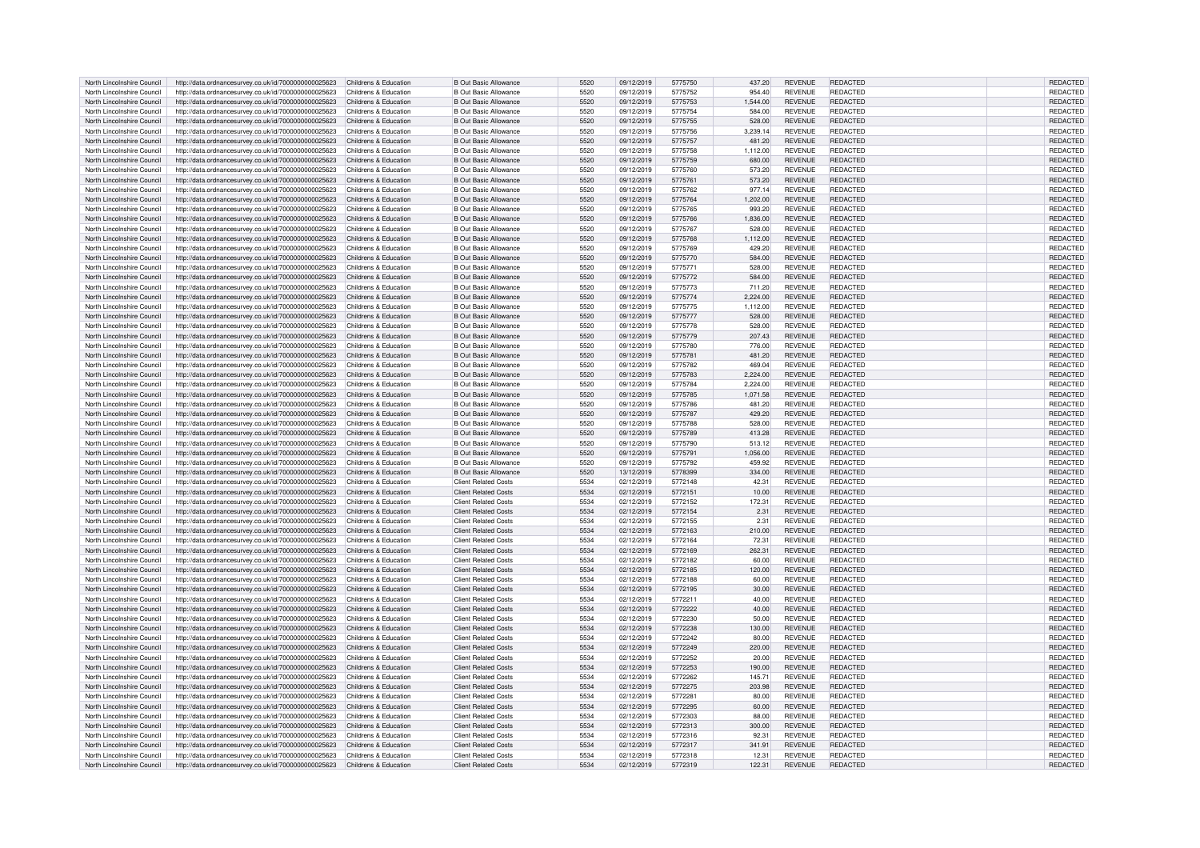| | | | | | | | | | | | |
|---|---|---|---|---|---|---|---|---|---|---|---|
| North Lincolnshire Council | http://data.ordnancesurvey.co.uk/id/7000000000025623 | Childrens & Education | B Out Basic Allowance | 5520 | 09/12/2019 | 5775750 | 437.20 | REVENUE | REDACTED | | REDACTED |
| North Lincolnshire Council | http://data.ordnancesurvey.co.uk/id/7000000000025623 | Childrens & Education | B Out Basic Allowance | 5520 | 09/12/2019 | 5775752 | 954.40 | REVENUE | REDACTED | | REDACTED |
| North Lincolnshire Council | http://data.ordnancesurvey.co.uk/id/7000000000025623 | Childrens & Education | B Out Basic Allowance | 5520 | 09/12/2019 | 5775753 | 1,544.00 | REVENUE | REDACTED | | REDACTED |
| North Lincolnshire Council | http://data.ordnancesurvey.co.uk/id/7000000000025623 | Childrens & Education | B Out Basic Allowance | 5520 | 09/12/2019 | 5775754 | 584.00 | REVENUE | REDACTED | | REDACTED |
| North Lincolnshire Council | http://data.ordnancesurvey.co.uk/id/7000000000025623 | Childrens & Education | B Out Basic Allowance | 5520 | 09/12/2019 | 5775755 | 528.00 | REVENUE | REDACTED | | REDACTED |
| North Lincolnshire Council | http://data.ordnancesurvey.co.uk/id/7000000000025623 | Childrens & Education | B Out Basic Allowance | 5520 | 09/12/2019 | 5775756 | 3,239.14 | REVENUE | REDACTED | | REDACTED |
| North Lincolnshire Council | http://data.ordnancesurvey.co.uk/id/7000000000025623 | Childrens & Education | B Out Basic Allowance | 5520 | 09/12/2019 | 5775757 | 481.20 | REVENUE | REDACTED | | REDACTED |
| North Lincolnshire Council | http://data.ordnancesurvey.co.uk/id/7000000000025623 | Childrens & Education | B Out Basic Allowance | 5520 | 09/12/2019 | 5775758 | 1,112.00 | REVENUE | REDACTED | | REDACTED |
| North Lincolnshire Council | http://data.ordnancesurvey.co.uk/id/7000000000025623 | Childrens & Education | B Out Basic Allowance | 5520 | 09/12/2019 | 5775759 | 680.00 | REVENUE | REDACTED | | REDACTED |
| North Lincolnshire Council | http://data.ordnancesurvey.co.uk/id/7000000000025623 | Childrens & Education | B Out Basic Allowance | 5520 | 09/12/2019 | 5775760 | 573.20 | REVENUE | REDACTED | | REDACTED |
| North Lincolnshire Council | http://data.ordnancesurvey.co.uk/id/7000000000025623 | Childrens & Education | B Out Basic Allowance | 5520 | 09/12/2019 | 5775761 | 573.20 | REVENUE | REDACTED | | REDACTED |
| North Lincolnshire Council | http://data.ordnancesurvey.co.uk/id/7000000000025623 | Childrens & Education | B Out Basic Allowance | 5520 | 09/12/2019 | 5775762 | 977.14 | REVENUE | REDACTED | | REDACTED |
| North Lincolnshire Council | http://data.ordnancesurvey.co.uk/id/7000000000025623 | Childrens & Education | B Out Basic Allowance | 5520 | 09/12/2019 | 5775764 | 1,202.00 | REVENUE | REDACTED | | REDACTED |
| North Lincolnshire Council | http://data.ordnancesurvey.co.uk/id/7000000000025623 | Childrens & Education | B Out Basic Allowance | 5520 | 09/12/2019 | 5775765 | 993.20 | REVENUE | REDACTED | | REDACTED |
| North Lincolnshire Council | http://data.ordnancesurvey.co.uk/id/7000000000025623 | Childrens & Education | B Out Basic Allowance | 5520 | 09/12/2019 | 5775766 | 1,836.00 | REVENUE | REDACTED | | REDACTED |
| North Lincolnshire Council | http://data.ordnancesurvey.co.uk/id/7000000000025623 | Childrens & Education | B Out Basic Allowance | 5520 | 09/12/2019 | 5775767 | 528.00 | REVENUE | REDACTED | | REDACTED |
| North Lincolnshire Council | http://data.ordnancesurvey.co.uk/id/7000000000025623 | Childrens & Education | B Out Basic Allowance | 5520 | 09/12/2019 | 5775768 | 1,112.00 | REVENUE | REDACTED | | REDACTED |
| North Lincolnshire Council | http://data.ordnancesurvey.co.uk/id/7000000000025623 | Childrens & Education | B Out Basic Allowance | 5520 | 09/12/2019 | 5775769 | 429.20 | REVENUE | REDACTED | | REDACTED |
| North Lincolnshire Council | http://data.ordnancesurvey.co.uk/id/7000000000025623 | Childrens & Education | B Out Basic Allowance | 5520 | 09/12/2019 | 5775770 | 584.00 | REVENUE | REDACTED | | REDACTED |
| North Lincolnshire Council | http://data.ordnancesurvey.co.uk/id/7000000000025623 | Childrens & Education | B Out Basic Allowance | 5520 | 09/12/2019 | 5775771 | 528.00 | REVENUE | REDACTED | | REDACTED |
| North Lincolnshire Council | http://data.ordnancesurvey.co.uk/id/7000000000025623 | Childrens & Education | B Out Basic Allowance | 5520 | 09/12/2019 | 5775772 | 584.00 | REVENUE | REDACTED | | REDACTED |
| North Lincolnshire Council | http://data.ordnancesurvey.co.uk/id/7000000000025623 | Childrens & Education | B Out Basic Allowance | 5520 | 09/12/2019 | 5775773 | 711.20 | REVENUE | REDACTED | | REDACTED |
| North Lincolnshire Council | http://data.ordnancesurvey.co.uk/id/7000000000025623 | Childrens & Education | B Out Basic Allowance | 5520 | 09/12/2019 | 5775774 | 2,224.00 | REVENUE | REDACTED | | REDACTED |
| North Lincolnshire Council | http://data.ordnancesurvey.co.uk/id/7000000000025623 | Childrens & Education | B Out Basic Allowance | 5520 | 09/12/2019 | 5775775 | 1,112.00 | REVENUE | REDACTED | | REDACTED |
| North Lincolnshire Council | http://data.ordnancesurvey.co.uk/id/7000000000025623 | Childrens & Education | B Out Basic Allowance | 5520 | 09/12/2019 | 5775777 | 528.00 | REVENUE | REDACTED | | REDACTED |
| North Lincolnshire Council | http://data.ordnancesurvey.co.uk/id/7000000000025623 | Childrens & Education | B Out Basic Allowance | 5520 | 09/12/2019 | 5775778 | 528.00 | REVENUE | REDACTED | | REDACTED |
| North Lincolnshire Council | http://data.ordnancesurvey.co.uk/id/7000000000025623 | Childrens & Education | B Out Basic Allowance | 5520 | 09/12/2019 | 5775779 | 207.43 | REVENUE | REDACTED | | REDACTED |
| North Lincolnshire Council | http://data.ordnancesurvey.co.uk/id/7000000000025623 | Childrens & Education | B Out Basic Allowance | 5520 | 09/12/2019 | 5775780 | 776.00 | REVENUE | REDACTED | | REDACTED |
| North Lincolnshire Council | http://data.ordnancesurvey.co.uk/id/7000000000025623 | Childrens & Education | B Out Basic Allowance | 5520 | 09/12/2019 | 5775781 | 481.20 | REVENUE | REDACTED | | REDACTED |
| North Lincolnshire Council | http://data.ordnancesurvey.co.uk/id/7000000000025623 | Childrens & Education | B Out Basic Allowance | 5520 | 09/12/2019 | 5775782 | 469.04 | REVENUE | REDACTED | | REDACTED |
| North Lincolnshire Council | http://data.ordnancesurvey.co.uk/id/7000000000025623 | Childrens & Education | B Out Basic Allowance | 5520 | 09/12/2019 | 5775783 | 2,224.00 | REVENUE | REDACTED | | REDACTED |
| North Lincolnshire Council | http://data.ordnancesurvey.co.uk/id/7000000000025623 | Childrens & Education | B Out Basic Allowance | 5520 | 09/12/2019 | 5775784 | 2,224.00 | REVENUE | REDACTED | | REDACTED |
| North Lincolnshire Council | http://data.ordnancesurvey.co.uk/id/7000000000025623 | Childrens & Education | B Out Basic Allowance | 5520 | 09/12/2019 | 5775785 | 1,071.58 | REVENUE | REDACTED | | REDACTED |
| North Lincolnshire Council | http://data.ordnancesurvey.co.uk/id/7000000000025623 | Childrens & Education | B Out Basic Allowance | 5520 | 09/12/2019 | 5775786 | 481.20 | REVENUE | REDACTED | | REDACTED |
| North Lincolnshire Council | http://data.ordnancesurvey.co.uk/id/7000000000025623 | Childrens & Education | B Out Basic Allowance | 5520 | 09/12/2019 | 5775787 | 429.20 | REVENUE | REDACTED | | REDACTED |
| North Lincolnshire Council | http://data.ordnancesurvey.co.uk/id/7000000000025623 | Childrens & Education | B Out Basic Allowance | 5520 | 09/12/2019 | 5775788 | 528.00 | REVENUE | REDACTED | | REDACTED |
| North Lincolnshire Council | http://data.ordnancesurvey.co.uk/id/7000000000025623 | Childrens & Education | B Out Basic Allowance | 5520 | 09/12/2019 | 5775789 | 413.28 | REVENUE | REDACTED | | REDACTED |
| North Lincolnshire Council | http://data.ordnancesurvey.co.uk/id/7000000000025623 | Childrens & Education | B Out Basic Allowance | 5520 | 09/12/2019 | 5775790 | 513.12 | REVENUE | REDACTED | | REDACTED |
| North Lincolnshire Council | http://data.ordnancesurvey.co.uk/id/7000000000025623 | Childrens & Education | B Out Basic Allowance | 5520 | 09/12/2019 | 5775791 | 1,056.00 | REVENUE | REDACTED | | REDACTED |
| North Lincolnshire Council | http://data.ordnancesurvey.co.uk/id/7000000000025623 | Childrens & Education | B Out Basic Allowance | 5520 | 09/12/2019 | 5775792 | 459.92 | REVENUE | REDACTED | | REDACTED |
| North Lincolnshire Council | http://data.ordnancesurvey.co.uk/id/7000000000025623 | Childrens & Education | B Out Basic Allowance | 5520 | 13/12/2019 | 5778399 | 334.00 | REVENUE | REDACTED | | REDACTED |
| North Lincolnshire Council | http://data.ordnancesurvey.co.uk/id/7000000000025623 | Childrens & Education | Client Related Costs | 5534 | 02/12/2019 | 5772148 | 42.31 | REVENUE | REDACTED | | REDACTED |
| North Lincolnshire Council | http://data.ordnancesurvey.co.uk/id/7000000000025623 | Childrens & Education | Client Related Costs | 5534 | 02/12/2019 | 5772151 | 10.00 | REVENUE | REDACTED | | REDACTED |
| North Lincolnshire Council | http://data.ordnancesurvey.co.uk/id/7000000000025623 | Childrens & Education | Client Related Costs | 5534 | 02/12/2019 | 5772152 | 172.31 | REVENUE | REDACTED | | REDACTED |
| North Lincolnshire Council | http://data.ordnancesurvey.co.uk/id/7000000000025623 | Childrens & Education | Client Related Costs | 5534 | 02/12/2019 | 5772154 | 2.31 | REVENUE | REDACTED | | REDACTED |
| North Lincolnshire Council | http://data.ordnancesurvey.co.uk/id/7000000000025623 | Childrens & Education | Client Related Costs | 5534 | 02/12/2019 | 5772155 | 2.31 | REVENUE | REDACTED | | REDACTED |
| North Lincolnshire Council | http://data.ordnancesurvey.co.uk/id/7000000000025623 | Childrens & Education | Client Related Costs | 5534 | 02/12/2019 | 5772163 | 210.00 | REVENUE | REDACTED | | REDACTED |
| North Lincolnshire Council | http://data.ordnancesurvey.co.uk/id/7000000000025623 | Childrens & Education | Client Related Costs | 5534 | 02/12/2019 | 5772164 | 72.31 | REVENUE | REDACTED | | REDACTED |
| North Lincolnshire Council | http://data.ordnancesurvey.co.uk/id/7000000000025623 | Childrens & Education | Client Related Costs | 5534 | 02/12/2019 | 5772169 | 262.31 | REVENUE | REDACTED | | REDACTED |
| North Lincolnshire Council | http://data.ordnancesurvey.co.uk/id/7000000000025623 | Childrens & Education | Client Related Costs | 5534 | 02/12/2019 | 5772182 | 60.00 | REVENUE | REDACTED | | REDACTED |
| North Lincolnshire Council | http://data.ordnancesurvey.co.uk/id/7000000000025623 | Childrens & Education | Client Related Costs | 5534 | 02/12/2019 | 5772185 | 120.00 | REVENUE | REDACTED | | REDACTED |
| North Lincolnshire Council | http://data.ordnancesurvey.co.uk/id/7000000000025623 | Childrens & Education | Client Related Costs | 5534 | 02/12/2019 | 5772188 | 60.00 | REVENUE | REDACTED | | REDACTED |
| North Lincolnshire Council | http://data.ordnancesurvey.co.uk/id/7000000000025623 | Childrens & Education | Client Related Costs | 5534 | 02/12/2019 | 5772195 | 30.00 | REVENUE | REDACTED | | REDACTED |
| North Lincolnshire Council | http://data.ordnancesurvey.co.uk/id/7000000000025623 | Childrens & Education | Client Related Costs | 5534 | 02/12/2019 | 5772211 | 40.00 | REVENUE | REDACTED | | REDACTED |
| North Lincolnshire Council | http://data.ordnancesurvey.co.uk/id/7000000000025623 | Childrens & Education | Client Related Costs | 5534 | 02/12/2019 | 5772222 | 40.00 | REVENUE | REDACTED | | REDACTED |
| North Lincolnshire Council | http://data.ordnancesurvey.co.uk/id/7000000000025623 | Childrens & Education | Client Related Costs | 5534 | 02/12/2019 | 5772230 | 50.00 | REVENUE | REDACTED | | REDACTED |
| North Lincolnshire Council | http://data.ordnancesurvey.co.uk/id/7000000000025623 | Childrens & Education | Client Related Costs | 5534 | 02/12/2019 | 5772238 | 130.00 | REVENUE | REDACTED | | REDACTED |
| North Lincolnshire Council | http://data.ordnancesurvey.co.uk/id/7000000000025623 | Childrens & Education | Client Related Costs | 5534 | 02/12/2019 | 5772242 | 80.00 | REVENUE | REDACTED | | REDACTED |
| North Lincolnshire Council | http://data.ordnancesurvey.co.uk/id/7000000000025623 | Childrens & Education | Client Related Costs | 5534 | 02/12/2019 | 5772249 | 220.00 | REVENUE | REDACTED | | REDACTED |
| North Lincolnshire Council | http://data.ordnancesurvey.co.uk/id/7000000000025623 | Childrens & Education | Client Related Costs | 5534 | 02/12/2019 | 5772252 | 20.00 | REVENUE | REDACTED | | REDACTED |
| North Lincolnshire Council | http://data.ordnancesurvey.co.uk/id/7000000000025623 | Childrens & Education | Client Related Costs | 5534 | 02/12/2019 | 5772253 | 190.00 | REVENUE | REDACTED | | REDACTED |
| North Lincolnshire Council | http://data.ordnancesurvey.co.uk/id/7000000000025623 | Childrens & Education | Client Related Costs | 5534 | 02/12/2019 | 5772262 | 145.71 | REVENUE | REDACTED | | REDACTED |
| North Lincolnshire Council | http://data.ordnancesurvey.co.uk/id/7000000000025623 | Childrens & Education | Client Related Costs | 5534 | 02/12/2019 | 5772275 | 203.98 | REVENUE | REDACTED | | REDACTED |
| North Lincolnshire Council | http://data.ordnancesurvey.co.uk/id/7000000000025623 | Childrens & Education | Client Related Costs | 5534 | 02/12/2019 | 5772281 | 80.00 | REVENUE | REDACTED | | REDACTED |
| North Lincolnshire Council | http://data.ordnancesurvey.co.uk/id/7000000000025623 | Childrens & Education | Client Related Costs | 5534 | 02/12/2019 | 5772295 | 60.00 | REVENUE | REDACTED | | REDACTED |
| North Lincolnshire Council | http://data.ordnancesurvey.co.uk/id/7000000000025623 | Childrens & Education | Client Related Costs | 5534 | 02/12/2019 | 5772303 | 88.00 | REVENUE | REDACTED | | REDACTED |
| North Lincolnshire Council | http://data.ordnancesurvey.co.uk/id/7000000000025623 | Childrens & Education | Client Related Costs | 5534 | 02/12/2019 | 5772313 | 300.00 | REVENUE | REDACTED | | REDACTED |
| North Lincolnshire Council | http://data.ordnancesurvey.co.uk/id/7000000000025623 | Childrens & Education | Client Related Costs | 5534 | 02/12/2019 | 5772316 | 92.31 | REVENUE | REDACTED | | REDACTED |
| North Lincolnshire Council | http://data.ordnancesurvey.co.uk/id/7000000000025623 | Childrens & Education | Client Related Costs | 5534 | 02/12/2019 | 5772317 | 341.91 | REVENUE | REDACTED | | REDACTED |
| North Lincolnshire Council | http://data.ordnancesurvey.co.uk/id/7000000000025623 | Childrens & Education | Client Related Costs | 5534 | 02/12/2019 | 5772318 | 12.31 | REVENUE | REDACTED | | REDACTED |
| North Lincolnshire Council | http://data.ordnancesurvey.co.uk/id/7000000000025623 | Childrens & Education | Client Related Costs | 5534 | 02/12/2019 | 5772319 | 122.31 | REVENUE | REDACTED | | REDACTED |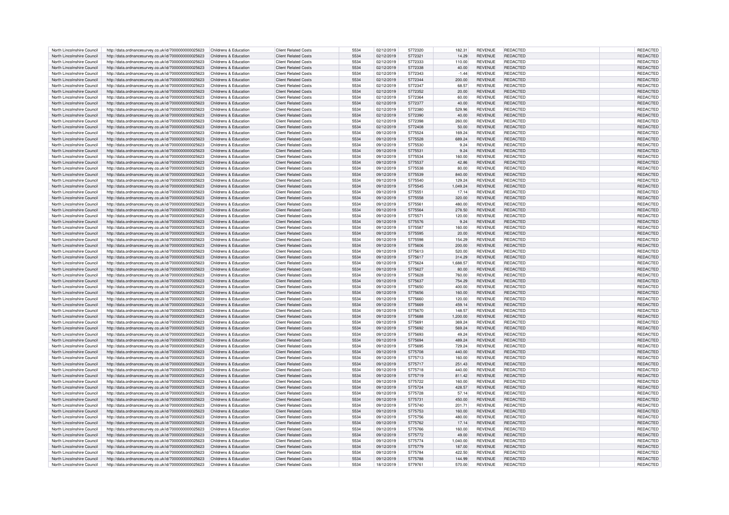| | | | | | | | | | | | |
|---|---|---|---|---|---|---|---|---|---|---|---|
| North Lincolnshire Council | http://data.ordnancesurvey.co.uk/id/7000000000025623 | Childrens & Education | Client Related Costs | 5534 | 02/12/2019 | 5772320 | 182.31 | REVENUE | REDACTED | | REDACTED |
| North Lincolnshire Council | http://data.ordnancesurvey.co.uk/id/7000000000025623 | Childrens & Education | Client Related Costs | 5534 | 02/12/2019 | 5772321 | 14.29 | REVENUE | REDACTED | | REDACTED |
| North Lincolnshire Council | http://data.ordnancesurvey.co.uk/id/7000000000025623 | Childrens & Education | Client Related Costs | 5534 | 02/12/2019 | 5772333 | 110.00 | REVENUE | REDACTED | | REDACTED |
| North Lincolnshire Council | http://data.ordnancesurvey.co.uk/id/7000000000025623 | Childrens & Education | Client Related Costs | 5534 | 02/12/2019 | 5772338 | 40.00 | REVENUE | REDACTED | | REDACTED |
| North Lincolnshire Council | http://data.ordnancesurvey.co.uk/id/7000000000025623 | Childrens & Education | Client Related Costs | 5534 | 02/12/2019 | 5772343 | -1.44 | REVENUE | REDACTED | | REDACTED |
| North Lincolnshire Council | http://data.ordnancesurvey.co.uk/id/7000000000025623 | Childrens & Education | Client Related Costs | 5534 | 02/12/2019 | 5772344 | 200.00 | REVENUE | REDACTED | | REDACTED |
| North Lincolnshire Council | http://data.ordnancesurvey.co.uk/id/7000000000025623 | Childrens & Education | Client Related Costs | 5534 | 02/12/2019 | 5772347 | 68.57 | REVENUE | REDACTED | | REDACTED |
| North Lincolnshire Council | http://data.ordnancesurvey.co.uk/id/7000000000025623 | Childrens & Education | Client Related Costs | 5534 | 02/12/2019 | 5772352 | 20.00 | REVENUE | REDACTED | | REDACTED |
| North Lincolnshire Council | http://data.ordnancesurvey.co.uk/id/7000000000025623 | Childrens & Education | Client Related Costs | 5534 | 02/12/2019 | 5772364 | 60.00 | REVENUE | REDACTED | | REDACTED |
| North Lincolnshire Council | http://data.ordnancesurvey.co.uk/id/7000000000025623 | Childrens & Education | Client Related Costs | 5534 | 02/12/2019 | 5772377 | 40.00 | REVENUE | REDACTED | | REDACTED |
| North Lincolnshire Council | http://data.ordnancesurvey.co.uk/id/7000000000025623 | Childrens & Education | Client Related Costs | 5534 | 02/12/2019 | 5772380 | 529.96 | REVENUE | REDACTED | | REDACTED |
| North Lincolnshire Council | http://data.ordnancesurvey.co.uk/id/7000000000025623 | Childrens & Education | Client Related Costs | 5534 | 02/12/2019 | 5772390 | 40.00 | REVENUE | REDACTED | | REDACTED |
| North Lincolnshire Council | http://data.ordnancesurvey.co.uk/id/7000000000025623 | Childrens & Education | Client Related Costs | 5534 | 02/12/2019 | 5772398 | 260.00 | REVENUE | REDACTED | | REDACTED |
| North Lincolnshire Council | http://data.ordnancesurvey.co.uk/id/7000000000025623 | Childrens & Education | Client Related Costs | 5534 | 02/12/2019 | 5772408 | 50.00 | REVENUE | REDACTED | | REDACTED |
| North Lincolnshire Council | http://data.ordnancesurvey.co.uk/id/7000000000025623 | Childrens & Education | Client Related Costs | 5534 | 09/12/2019 | 5775524 | 169.24 | REVENUE | REDACTED | | REDACTED |
| North Lincolnshire Council | http://data.ordnancesurvey.co.uk/id/7000000000025623 | Childrens & Education | Client Related Costs | 5534 | 09/12/2019 | 5775528 | 689.24 | REVENUE | REDACTED | | REDACTED |
| North Lincolnshire Council | http://data.ordnancesurvey.co.uk/id/7000000000025623 | Childrens & Education | Client Related Costs | 5534 | 09/12/2019 | 5775530 | 9.24 | REVENUE | REDACTED | | REDACTED |
| North Lincolnshire Council | http://data.ordnancesurvey.co.uk/id/7000000000025623 | Childrens & Education | Client Related Costs | 5534 | 09/12/2019 | 5775531 | 9.24 | REVENUE | REDACTED | | REDACTED |
| North Lincolnshire Council | http://data.ordnancesurvey.co.uk/id/7000000000025623 | Childrens & Education | Client Related Costs | 5534 | 09/12/2019 | 5775534 | 160.00 | REVENUE | REDACTED | | REDACTED |
| North Lincolnshire Council | http://data.ordnancesurvey.co.uk/id/7000000000025623 | Childrens & Education | Client Related Costs | 5534 | 09/12/2019 | 5775537 | 42.86 | REVENUE | REDACTED | | REDACTED |
| North Lincolnshire Council | http://data.ordnancesurvey.co.uk/id/7000000000025623 | Childrens & Education | Client Related Costs | 5534 | 09/12/2019 | 5775538 | 80.00 | REVENUE | REDACTED | | REDACTED |
| North Lincolnshire Council | http://data.ordnancesurvey.co.uk/id/7000000000025623 | Childrens & Education | Client Related Costs | 5534 | 09/12/2019 | 5775539 | 840.00 | REVENUE | REDACTED | | REDACTED |
| North Lincolnshire Council | http://data.ordnancesurvey.co.uk/id/7000000000025623 | Childrens & Education | Client Related Costs | 5534 | 09/12/2019 | 5775540 | 129.24 | REVENUE | REDACTED | | REDACTED |
| North Lincolnshire Council | http://data.ordnancesurvey.co.uk/id/7000000000025623 | Childrens & Education | Client Related Costs | 5534 | 09/12/2019 | 5775545 | 1,049.24 | REVENUE | REDACTED | | REDACTED |
| North Lincolnshire Council | http://data.ordnancesurvey.co.uk/id/7000000000025623 | Childrens & Education | Client Related Costs | 5534 | 09/12/2019 | 5775551 | 17.14 | REVENUE | REDACTED | | REDACTED |
| North Lincolnshire Council | http://data.ordnancesurvey.co.uk/id/7000000000025623 | Childrens & Education | Client Related Costs | 5534 | 09/12/2019 | 5775558 | 320.00 | REVENUE | REDACTED | | REDACTED |
| North Lincolnshire Council | http://data.ordnancesurvey.co.uk/id/7000000000025623 | Childrens & Education | Client Related Costs | 5534 | 09/12/2019 | 5775561 | 480.00 | REVENUE | REDACTED | | REDACTED |
| North Lincolnshire Council | http://data.ordnancesurvey.co.uk/id/7000000000025623 | Childrens & Education | Client Related Costs | 5534 | 09/12/2019 | 5775564 | 278.50 | REVENUE | REDACTED | | REDACTED |
| North Lincolnshire Council | http://data.ordnancesurvey.co.uk/id/7000000000025623 | Childrens & Education | Client Related Costs | 5534 | 09/12/2019 | 5775571 | 120.00 | REVENUE | REDACTED | | REDACTED |
| North Lincolnshire Council | http://data.ordnancesurvey.co.uk/id/7000000000025623 | Childrens & Education | Client Related Costs | 5534 | 09/12/2019 | 5775576 | 9.24 | REVENUE | REDACTED | | REDACTED |
| North Lincolnshire Council | http://data.ordnancesurvey.co.uk/id/7000000000025623 | Childrens & Education | Client Related Costs | 5534 | 09/12/2019 | 5775587 | 160.00 | REVENUE | REDACTED | | REDACTED |
| North Lincolnshire Council | http://data.ordnancesurvey.co.uk/id/7000000000025623 | Childrens & Education | Client Related Costs | 5534 | 09/12/2019 | 5775595 | 20.00 | REVENUE | REDACTED | | REDACTED |
| North Lincolnshire Council | http://data.ordnancesurvey.co.uk/id/7000000000025623 | Childrens & Education | Client Related Costs | 5534 | 09/12/2019 | 5775598 | 154.29 | REVENUE | REDACTED | | REDACTED |
| North Lincolnshire Council | http://data.ordnancesurvey.co.uk/id/7000000000025623 | Childrens & Education | Client Related Costs | 5534 | 09/12/2019 | 5775606 | 200.00 | REVENUE | REDACTED | | REDACTED |
| North Lincolnshire Council | http://data.ordnancesurvey.co.uk/id/7000000000025623 | Childrens & Education | Client Related Costs | 5534 | 09/12/2019 | 5775613 | 520.00 | REVENUE | REDACTED | | REDACTED |
| North Lincolnshire Council | http://data.ordnancesurvey.co.uk/id/7000000000025623 | Childrens & Education | Client Related Costs | 5534 | 09/12/2019 | 5775617 | 314.29 | REVENUE | REDACTED | | REDACTED |
| North Lincolnshire Council | http://data.ordnancesurvey.co.uk/id/7000000000025623 | Childrens & Education | Client Related Costs | 5534 | 09/12/2019 | 5775624 | 1,688.57 | REVENUE | REDACTED | | REDACTED |
| North Lincolnshire Council | http://data.ordnancesurvey.co.uk/id/7000000000025623 | Childrens & Education | Client Related Costs | 5534 | 09/12/2019 | 5775627 | 80.00 | REVENUE | REDACTED | | REDACTED |
| North Lincolnshire Council | http://data.ordnancesurvey.co.uk/id/7000000000025623 | Childrens & Education | Client Related Costs | 5534 | 09/12/2019 | 5775628 | 760.00 | REVENUE | REDACTED | | REDACTED |
| North Lincolnshire Council | http://data.ordnancesurvey.co.uk/id/7000000000025623 | Childrens & Education | Client Related Costs | 5534 | 09/12/2019 | 5775637 | 754.29 | REVENUE | REDACTED | | REDACTED |
| North Lincolnshire Council | http://data.ordnancesurvey.co.uk/id/7000000000025623 | Childrens & Education | Client Related Costs | 5534 | 09/12/2019 | 5775650 | 400.00 | REVENUE | REDACTED | | REDACTED |
| North Lincolnshire Council | http://data.ordnancesurvey.co.uk/id/7000000000025623 | Childrens & Education | Client Related Costs | 5534 | 09/12/2019 | 5775656 | 160.00 | REVENUE | REDACTED | | REDACTED |
| North Lincolnshire Council | http://data.ordnancesurvey.co.uk/id/7000000000025623 | Childrens & Education | Client Related Costs | 5534 | 09/12/2019 | 5775660 | 120.00 | REVENUE | REDACTED | | REDACTED |
| North Lincolnshire Council | http://data.ordnancesurvey.co.uk/id/7000000000025623 | Childrens & Education | Client Related Costs | 5534 | 09/12/2019 | 5775669 | 459.14 | REVENUE | REDACTED | | REDACTED |
| North Lincolnshire Council | http://data.ordnancesurvey.co.uk/id/7000000000025623 | Childrens & Education | Client Related Costs | 5534 | 09/12/2019 | 5775670 | 148.57 | REVENUE | REDACTED | | REDACTED |
| North Lincolnshire Council | http://data.ordnancesurvey.co.uk/id/7000000000025623 | Childrens & Education | Client Related Costs | 5534 | 09/12/2019 | 5775688 | 1,200.00 | REVENUE | REDACTED | | REDACTED |
| North Lincolnshire Council | http://data.ordnancesurvey.co.uk/id/7000000000025623 | Childrens & Education | Client Related Costs | 5534 | 09/12/2019 | 5775691 | 369.24 | REVENUE | REDACTED | | REDACTED |
| North Lincolnshire Council | http://data.ordnancesurvey.co.uk/id/7000000000025623 | Childrens & Education | Client Related Costs | 5534 | 09/12/2019 | 5775692 | 569.24 | REVENUE | REDACTED | | REDACTED |
| North Lincolnshire Council | http://data.ordnancesurvey.co.uk/id/7000000000025623 | Childrens & Education | Client Related Costs | 5534 | 09/12/2019 | 5775693 | 49.24 | REVENUE | REDACTED | | REDACTED |
| North Lincolnshire Council | http://data.ordnancesurvey.co.uk/id/7000000000025623 | Childrens & Education | Client Related Costs | 5534 | 09/12/2019 | 5775694 | 489.24 | REVENUE | REDACTED | | REDACTED |
| North Lincolnshire Council | http://data.ordnancesurvey.co.uk/id/7000000000025623 | Childrens & Education | Client Related Costs | 5534 | 09/12/2019 | 5775695 | 729.24 | REVENUE | REDACTED | | REDACTED |
| North Lincolnshire Council | http://data.ordnancesurvey.co.uk/id/7000000000025623 | Childrens & Education | Client Related Costs | 5534 | 09/12/2019 | 5775708 | 440.00 | REVENUE | REDACTED | | REDACTED |
| North Lincolnshire Council | http://data.ordnancesurvey.co.uk/id/7000000000025623 | Childrens & Education | Client Related Costs | 5534 | 09/12/2019 | 5775713 | 160.00 | REVENUE | REDACTED | | REDACTED |
| North Lincolnshire Council | http://data.ordnancesurvey.co.uk/id/7000000000025623 | Childrens & Education | Client Related Costs | 5534 | 09/12/2019 | 5775717 | 251.43 | REVENUE | REDACTED | | REDACTED |
| North Lincolnshire Council | http://data.ordnancesurvey.co.uk/id/7000000000025623 | Childrens & Education | Client Related Costs | 5534 | 09/12/2019 | 5775718 | 440.00 | REVENUE | REDACTED | | REDACTED |
| North Lincolnshire Council | http://data.ordnancesurvey.co.uk/id/7000000000025623 | Childrens & Education | Client Related Costs | 5534 | 09/12/2019 | 5775719 | 811.42 | REVENUE | REDACTED | | REDACTED |
| North Lincolnshire Council | http://data.ordnancesurvey.co.uk/id/7000000000025623 | Childrens & Education | Client Related Costs | 5534 | 09/12/2019 | 5775722 | 160.00 | REVENUE | REDACTED | | REDACTED |
| North Lincolnshire Council | http://data.ordnancesurvey.co.uk/id/7000000000025623 | Childrens & Education | Client Related Costs | 5534 | 09/12/2019 | 5775724 | 428.57 | REVENUE | REDACTED | | REDACTED |
| North Lincolnshire Council | http://data.ordnancesurvey.co.uk/id/7000000000025623 | Childrens & Education | Client Related Costs | 5534 | 09/12/2019 | 5775728 | 57.14 | REVENUE | REDACTED | | REDACTED |
| North Lincolnshire Council | http://data.ordnancesurvey.co.uk/id/7000000000025623 | Childrens & Education | Client Related Costs | 5534 | 09/12/2019 | 5775731 | 450.00 | REVENUE | REDACTED | | REDACTED |
| North Lincolnshire Council | http://data.ordnancesurvey.co.uk/id/7000000000025623 | Childrens & Education | Client Related Costs | 5534 | 09/12/2019 | 5775740 | 201.71 | REVENUE | REDACTED | | REDACTED |
| North Lincolnshire Council | http://data.ordnancesurvey.co.uk/id/7000000000025623 | Childrens & Education | Client Related Costs | 5534 | 09/12/2019 | 5775753 | 160.00 | REVENUE | REDACTED | | REDACTED |
| North Lincolnshire Council | http://data.ordnancesurvey.co.uk/id/7000000000025623 | Childrens & Education | Client Related Costs | 5534 | 09/12/2019 | 5775756 | 480.00 | REVENUE | REDACTED | | REDACTED |
| North Lincolnshire Council | http://data.ordnancesurvey.co.uk/id/7000000000025623 | Childrens & Education | Client Related Costs | 5534 | 09/12/2019 | 5775762 | 17.14 | REVENUE | REDACTED | | REDACTED |
| North Lincolnshire Council | http://data.ordnancesurvey.co.uk/id/7000000000025623 | Childrens & Education | Client Related Costs | 5534 | 09/12/2019 | 5775766 | 160.00 | REVENUE | REDACTED | | REDACTED |
| North Lincolnshire Council | http://data.ordnancesurvey.co.uk/id/7000000000025623 | Childrens & Education | Client Related Costs | 5534 | 09/12/2019 | 5775772 | 49.00 | REVENUE | REDACTED | | REDACTED |
| North Lincolnshire Council | http://data.ordnancesurvey.co.uk/id/7000000000025623 | Childrens & Education | Client Related Costs | 5534 | 09/12/2019 | 5775774 | 1,040.00 | REVENUE | REDACTED | | REDACTED |
| North Lincolnshire Council | http://data.ordnancesurvey.co.uk/id/7000000000025623 | Childrens & Education | Client Related Costs | 5534 | 09/12/2019 | 5775779 | 187.00 | REVENUE | REDACTED | | REDACTED |
| North Lincolnshire Council | http://data.ordnancesurvey.co.uk/id/7000000000025623 | Childrens & Education | Client Related Costs | 5534 | 09/12/2019 | 5775784 | 422.50 | REVENUE | REDACTED | | REDACTED |
| North Lincolnshire Council | http://data.ordnancesurvey.co.uk/id/7000000000025623 | Childrens & Education | Client Related Costs | 5534 | 09/12/2019 | 5775788 | 144.99 | REVENUE | REDACTED | | REDACTED |
| North Lincolnshire Council | http://data.ordnancesurvey.co.uk/id/7000000000025623 | Childrens & Education | Client Related Costs | 5534 | 18/12/2019 | 5779761 | 570.00 | REVENUE | REDACTED | | REDACTED |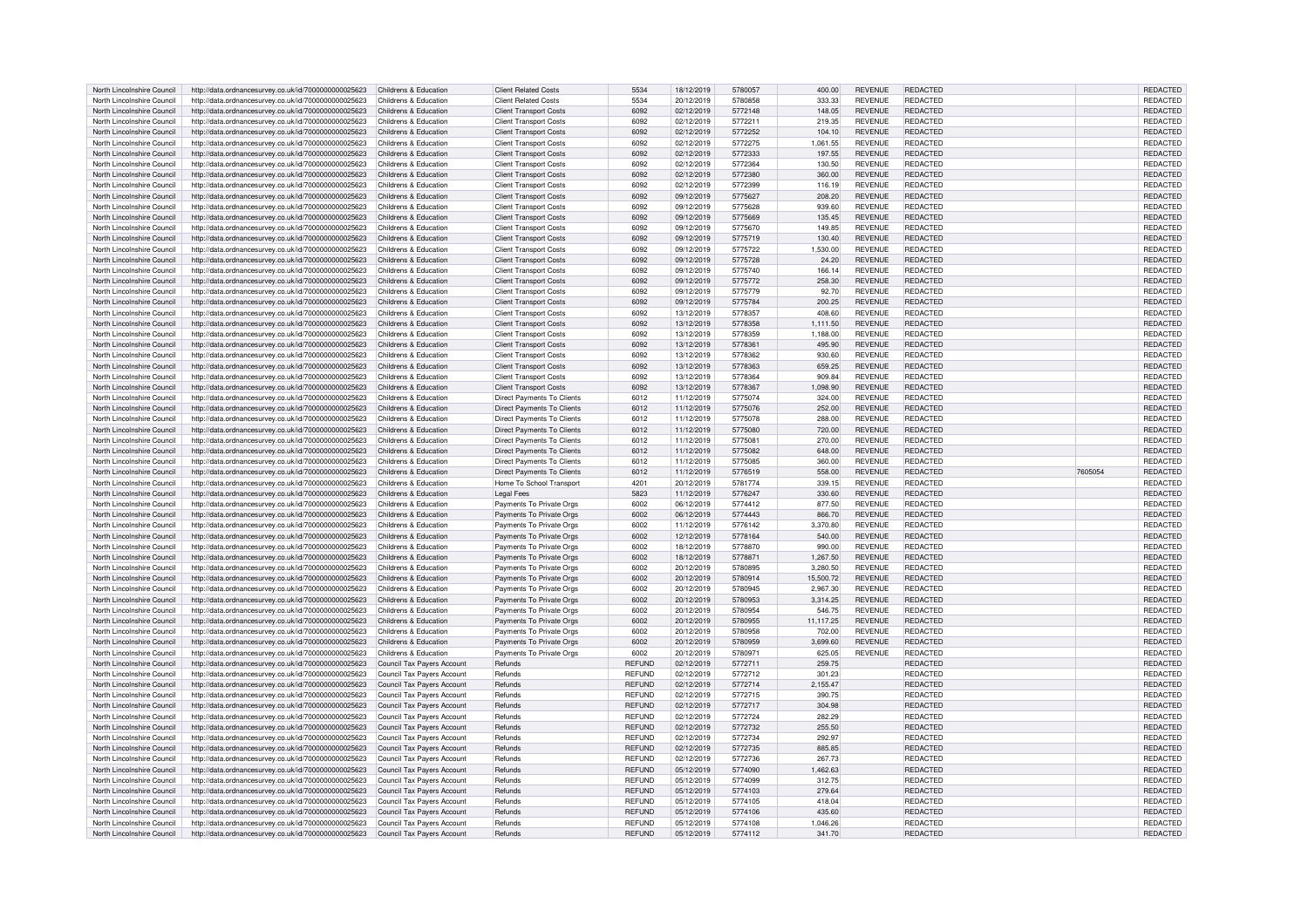| North Lincolnshire Council | http://data.ordnancesurvey.co.uk/id/7000000000025623 | Childrens & Education | Client Related Costs | 5534 | 18/12/2019 | 5780057 | 400.00 | REVENUE | REDACTED | | REDACTED |
|---|---|---|---|---|---|---|---|---|---|---|---|
| North Lincolnshire Council | http://data.ordnancesurvey.co.uk/id/7000000000025623 | Childrens & Education | Client Related Costs | 5534 | 20/12/2019 | 5780858 | 333.33 | REVENUE | REDACTED | | REDACTED |
| North Lincolnshire Council | http://data.ordnancesurvey.co.uk/id/7000000000025623 | Childrens & Education | Client Transport Costs | 6092 | 02/12/2019 | 5772148 | 148.05 | REVENUE | REDACTED | | REDACTED |
| North Lincolnshire Council | http://data.ordnancesurvey.co.uk/id/7000000000025623 | Childrens & Education | Client Transport Costs | 6092 | 02/12/2019 | 5772211 | 219.35 | REVENUE | REDACTED | | REDACTED |
| North Lincolnshire Council | http://data.ordnancesurvey.co.uk/id/7000000000025623 | Childrens & Education | Client Transport Costs | 6092 | 02/12/2019 | 5772252 | 104.10 | REVENUE | REDACTED | | REDACTED |
| North Lincolnshire Council | http://data.ordnancesurvey.co.uk/id/7000000000025623 | Childrens & Education | Client Transport Costs | 6092 | 02/12/2019 | 5772275 | 1,061.55 | REVENUE | REDACTED | | REDACTED |
| North Lincolnshire Council | http://data.ordnancesurvey.co.uk/id/7000000000025623 | Childrens & Education | Client Transport Costs | 6092 | 02/12/2019 | 5772333 | 197.55 | REVENUE | REDACTED | | REDACTED |
| North Lincolnshire Council | http://data.ordnancesurvey.co.uk/id/7000000000025623 | Childrens & Education | Client Transport Costs | 6092 | 02/12/2019 | 5772364 | 130.50 | REVENUE | REDACTED | | REDACTED |
| North Lincolnshire Council | http://data.ordnancesurvey.co.uk/id/7000000000025623 | Childrens & Education | Client Transport Costs | 6092 | 02/12/2019 | 5772380 | 360.00 | REVENUE | REDACTED | | REDACTED |
| North Lincolnshire Council | http://data.ordnancesurvey.co.uk/id/7000000000025623 | Childrens & Education | Client Transport Costs | 6092 | 02/12/2019 | 5772399 | 116.19 | REVENUE | REDACTED | | REDACTED |
| North Lincolnshire Council | http://data.ordnancesurvey.co.uk/id/7000000000025623 | Childrens & Education | Client Transport Costs | 6092 | 09/12/2019 | 5775627 | 208.20 | REVENUE | REDACTED | | REDACTED |
| North Lincolnshire Council | http://data.ordnancesurvey.co.uk/id/7000000000025623 | Childrens & Education | Client Transport Costs | 6092 | 09/12/2019 | 5775628 | 939.60 | REVENUE | REDACTED | | REDACTED |
| North Lincolnshire Council | http://data.ordnancesurvey.co.uk/id/7000000000025623 | Childrens & Education | Client Transport Costs | 6092 | 09/12/2019 | 5775669 | 135.45 | REVENUE | REDACTED | | REDACTED |
| North Lincolnshire Council | http://data.ordnancesurvey.co.uk/id/7000000000025623 | Childrens & Education | Client Transport Costs | 6092 | 09/12/2019 | 5775670 | 149.85 | REVENUE | REDACTED | | REDACTED |
| North Lincolnshire Council | http://data.ordnancesurvey.co.uk/id/7000000000025623 | Childrens & Education | Client Transport Costs | 6092 | 09/12/2019 | 5775719 | 130.40 | REVENUE | REDACTED | | REDACTED |
| North Lincolnshire Council | http://data.ordnancesurvey.co.uk/id/7000000000025623 | Childrens & Education | Client Transport Costs | 6092 | 09/12/2019 | 5775722 | 1,530.00 | REVENUE | REDACTED | | REDACTED |
| North Lincolnshire Council | http://data.ordnancesurvey.co.uk/id/7000000000025623 | Childrens & Education | Client Transport Costs | 6092 | 09/12/2019 | 5775728 | 24.20 | REVENUE | REDACTED | | REDACTED |
| North Lincolnshire Council | http://data.ordnancesurvey.co.uk/id/7000000000025623 | Childrens & Education | Client Transport Costs | 6092 | 09/12/2019 | 5775740 | 166.14 | REVENUE | REDACTED | | REDACTED |
| North Lincolnshire Council | http://data.ordnancesurvey.co.uk/id/7000000000025623 | Childrens & Education | Client Transport Costs | 6092 | 09/12/2019 | 5775772 | 258.30 | REVENUE | REDACTED | | REDACTED |
| North Lincolnshire Council | http://data.ordnancesurvey.co.uk/id/7000000000025623 | Childrens & Education | Client Transport Costs | 6092 | 09/12/2019 | 5775779 | 92.70 | REVENUE | REDACTED | | REDACTED |
| North Lincolnshire Council | http://data.ordnancesurvey.co.uk/id/7000000000025623 | Childrens & Education | Client Transport Costs | 6092 | 09/12/2019 | 5775784 | 200.25 | REVENUE | REDACTED | | REDACTED |
| North Lincolnshire Council | http://data.ordnancesurvey.co.uk/id/7000000000025623 | Childrens & Education | Client Transport Costs | 6092 | 13/12/2019 | 5778357 | 408.60 | REVENUE | REDACTED | | REDACTED |
| North Lincolnshire Council | http://data.ordnancesurvey.co.uk/id/7000000000025623 | Childrens & Education | Client Transport Costs | 6092 | 13/12/2019 | 5778358 | 1,111.50 | REVENUE | REDACTED | | REDACTED |
| North Lincolnshire Council | http://data.ordnancesurvey.co.uk/id/7000000000025623 | Childrens & Education | Client Transport Costs | 6092 | 13/12/2019 | 5778359 | 1,188.00 | REVENUE | REDACTED | | REDACTED |
| North Lincolnshire Council | http://data.ordnancesurvey.co.uk/id/7000000000025623 | Childrens & Education | Client Transport Costs | 6092 | 13/12/2019 | 5778361 | 495.90 | REVENUE | REDACTED | | REDACTED |
| North Lincolnshire Council | http://data.ordnancesurvey.co.uk/id/7000000000025623 | Childrens & Education | Client Transport Costs | 6092 | 13/12/2019 | 5778362 | 930.60 | REVENUE | REDACTED | | REDACTED |
| North Lincolnshire Council | http://data.ordnancesurvey.co.uk/id/7000000000025623 | Childrens & Education | Client Transport Costs | 6092 | 13/12/2019 | 5778363 | 659.25 | REVENUE | REDACTED | | REDACTED |
| North Lincolnshire Council | http://data.ordnancesurvey.co.uk/id/7000000000025623 | Childrens & Education | Client Transport Costs | 6092 | 13/12/2019 | 5778364 | 909.84 | REVENUE | REDACTED | | REDACTED |
| North Lincolnshire Council | http://data.ordnancesurvey.co.uk/id/7000000000025623 | Childrens & Education | Client Transport Costs | 6092 | 13/12/2019 | 5778367 | 1,098.90 | REVENUE | REDACTED | | REDACTED |
| North Lincolnshire Council | http://data.ordnancesurvey.co.uk/id/7000000000025623 | Childrens & Education | Direct Payments To Clients | 6012 | 11/12/2019 | 5775074 | 324.00 | REVENUE | REDACTED | | REDACTED |
| North Lincolnshire Council | http://data.ordnancesurvey.co.uk/id/7000000000025623 | Childrens & Education | Direct Payments To Clients | 6012 | 11/12/2019 | 5775076 | 252.00 | REVENUE | REDACTED | | REDACTED |
| North Lincolnshire Council | http://data.ordnancesurvey.co.uk/id/7000000000025623 | Childrens & Education | Direct Payments To Clients | 6012 | 11/12/2019 | 5775078 | 288.00 | REVENUE | REDACTED | | REDACTED |
| North Lincolnshire Council | http://data.ordnancesurvey.co.uk/id/7000000000025623 | Childrens & Education | Direct Payments To Clients | 6012 | 11/12/2019 | 5775080 | 720.00 | REVENUE | REDACTED | | REDACTED |
| North Lincolnshire Council | http://data.ordnancesurvey.co.uk/id/7000000000025623 | Childrens & Education | Direct Payments To Clients | 6012 | 11/12/2019 | 5775081 | 270.00 | REVENUE | REDACTED | | REDACTED |
| North Lincolnshire Council | http://data.ordnancesurvey.co.uk/id/7000000000025623 | Childrens & Education | Direct Payments To Clients | 6012 | 11/12/2019 | 5775082 | 648.00 | REVENUE | REDACTED | | REDACTED |
| North Lincolnshire Council | http://data.ordnancesurvey.co.uk/id/7000000000025623 | Childrens & Education | Direct Payments To Clients | 6012 | 11/12/2019 | 5775085 | 360.00 | REVENUE | REDACTED | | REDACTED |
| North Lincolnshire Council | http://data.ordnancesurvey.co.uk/id/7000000000025623 | Childrens & Education | Direct Payments To Clients | 6012 | 11/12/2019 | 5776519 | 558.00 | REVENUE | REDACTED | 7605054 | REDACTED |
| North Lincolnshire Council | http://data.ordnancesurvey.co.uk/id/7000000000025623 | Childrens & Education | Home To School Transport | 4201 | 20/12/2019 | 5781774 | 339.15 | REVENUE | REDACTED | | REDACTED |
| North Lincolnshire Council | http://data.ordnancesurvey.co.uk/id/7000000000025623 | Childrens & Education | Legal Fees | 5823 | 11/12/2019 | 5776247 | 330.60 | REVENUE | REDACTED | | REDACTED |
| North Lincolnshire Council | http://data.ordnancesurvey.co.uk/id/7000000000025623 | Childrens & Education | Payments To Private Orgs | 6002 | 06/12/2019 | 5774412 | 877.50 | REVENUE | REDACTED | | REDACTED |
| North Lincolnshire Council | http://data.ordnancesurvey.co.uk/id/7000000000025623 | Childrens & Education | Payments To Private Orgs | 6002 | 06/12/2019 | 5774443 | 866.70 | REVENUE | REDACTED | | REDACTED |
| North Lincolnshire Council | http://data.ordnancesurvey.co.uk/id/7000000000025623 | Childrens & Education | Payments To Private Orgs | 6002 | 11/12/2019 | 5776142 | 3,370.80 | REVENUE | REDACTED | | REDACTED |
| North Lincolnshire Council | http://data.ordnancesurvey.co.uk/id/7000000000025623 | Childrens & Education | Payments To Private Orgs | 6002 | 12/12/2019 | 5778164 | 540.00 | REVENUE | REDACTED | | REDACTED |
| North Lincolnshire Council | http://data.ordnancesurvey.co.uk/id/7000000000025623 | Childrens & Education | Payments To Private Orgs | 6002 | 18/12/2019 | 5778870 | 990.00 | REVENUE | REDACTED | | REDACTED |
| North Lincolnshire Council | http://data.ordnancesurvey.co.uk/id/7000000000025623 | Childrens & Education | Payments To Private Orgs | 6002 | 18/12/2019 | 5778871 | 1,267.50 | REVENUE | REDACTED | | REDACTED |
| North Lincolnshire Council | http://data.ordnancesurvey.co.uk/id/7000000000025623 | Childrens & Education | Payments To Private Orgs | 6002 | 20/12/2019 | 5780895 | 3,280.50 | REVENUE | REDACTED | | REDACTED |
| North Lincolnshire Council | http://data.ordnancesurvey.co.uk/id/7000000000025623 | Childrens & Education | Payments To Private Orgs | 6002 | 20/12/2019 | 5780914 | 15,500.72 | REVENUE | REDACTED | | REDACTED |
| North Lincolnshire Council | http://data.ordnancesurvey.co.uk/id/7000000000025623 | Childrens & Education | Payments To Private Orgs | 6002 | 20/12/2019 | 5780945 | 2,967.30 | REVENUE | REDACTED | | REDACTED |
| North Lincolnshire Council | http://data.ordnancesurvey.co.uk/id/7000000000025623 | Childrens & Education | Payments To Private Orgs | 6002 | 20/12/2019 | 5780953 | 3,314.25 | REVENUE | REDACTED | | REDACTED |
| North Lincolnshire Council | http://data.ordnancesurvey.co.uk/id/7000000000025623 | Childrens & Education | Payments To Private Orgs | 6002 | 20/12/2019 | 5780954 | 546.75 | REVENUE | REDACTED | | REDACTED |
| North Lincolnshire Council | http://data.ordnancesurvey.co.uk/id/7000000000025623 | Childrens & Education | Payments To Private Orgs | 6002 | 20/12/2019 | 5780955 | 11,117.25 | REVENUE | REDACTED | | REDACTED |
| North Lincolnshire Council | http://data.ordnancesurvey.co.uk/id/7000000000025623 | Childrens & Education | Payments To Private Orgs | 6002 | 20/12/2019 | 5780958 | 702.00 | REVENUE | REDACTED | | REDACTED |
| North Lincolnshire Council | http://data.ordnancesurvey.co.uk/id/7000000000025623 | Childrens & Education | Payments To Private Orgs | 6002 | 20/12/2019 | 5780959 | 3,699.60 | REVENUE | REDACTED | | REDACTED |
| North Lincolnshire Council | http://data.ordnancesurvey.co.uk/id/7000000000025623 | Childrens & Education | Payments To Private Orgs | 6002 | 20/12/2019 | 5780971 | 625.05 | REVENUE | REDACTED | | REDACTED |
| North Lincolnshire Council | http://data.ordnancesurvey.co.uk/id/7000000000025623 | Council Tax Payers Account | Refunds | REFUND | 02/12/2019 | 5772711 | 259.75 | | REDACTED | | REDACTED |
| North Lincolnshire Council | http://data.ordnancesurvey.co.uk/id/7000000000025623 | Council Tax Payers Account | Refunds | REFUND | 02/12/2019 | 5772712 | 301.23 | | REDACTED | | REDACTED |
| North Lincolnshire Council | http://data.ordnancesurvey.co.uk/id/7000000000025623 | Council Tax Payers Account | Refunds | REFUND | 02/12/2019 | 5772714 | 2,155.47 | | REDACTED | | REDACTED |
| North Lincolnshire Council | http://data.ordnancesurvey.co.uk/id/7000000000025623 | Council Tax Payers Account | Refunds | REFUND | 02/12/2019 | 5772715 | 390.75 | | REDACTED | | REDACTED |
| North Lincolnshire Council | http://data.ordnancesurvey.co.uk/id/7000000000025623 | Council Tax Payers Account | Refunds | REFUND | 02/12/2019 | 5772717 | 304.98 | | REDACTED | | REDACTED |
| North Lincolnshire Council | http://data.ordnancesurvey.co.uk/id/7000000000025623 | Council Tax Payers Account | Refunds | REFUND | 02/12/2019 | 5772724 | 282.29 | | REDACTED | | REDACTED |
| North Lincolnshire Council | http://data.ordnancesurvey.co.uk/id/7000000000025623 | Council Tax Payers Account | Refunds | REFUND | 02/12/2019 | 5772732 | 255.50 | | REDACTED | | REDACTED |
| North Lincolnshire Council | http://data.ordnancesurvey.co.uk/id/7000000000025623 | Council Tax Payers Account | Refunds | REFUND | 02/12/2019 | 5772734 | 292.97 | | REDACTED | | REDACTED |
| North Lincolnshire Council | http://data.ordnancesurvey.co.uk/id/7000000000025623 | Council Tax Payers Account | Refunds | REFUND | 02/12/2019 | 5772735 | 885.85 | | REDACTED | | REDACTED |
| North Lincolnshire Council | http://data.ordnancesurvey.co.uk/id/7000000000025623 | Council Tax Payers Account | Refunds | REFUND | 02/12/2019 | 5772736 | 267.73 | | REDACTED | | REDACTED |
| North Lincolnshire Council | http://data.ordnancesurvey.co.uk/id/7000000000025623 | Council Tax Payers Account | Refunds | REFUND | 05/12/2019 | 5774090 | 1,462.63 | | REDACTED | | REDACTED |
| North Lincolnshire Council | http://data.ordnancesurvey.co.uk/id/7000000000025623 | Council Tax Payers Account | Refunds | REFUND | 05/12/2019 | 5774099 | 312.75 | | REDACTED | | REDACTED |
| North Lincolnshire Council | http://data.ordnancesurvey.co.uk/id/7000000000025623 | Council Tax Payers Account | Refunds | REFUND | 05/12/2019 | 5774103 | 279.64 | | REDACTED | | REDACTED |
| North Lincolnshire Council | http://data.ordnancesurvey.co.uk/id/7000000000025623 | Council Tax Payers Account | Refunds | REFUND | 05/12/2019 | 5774105 | 418.04 | | REDACTED | | REDACTED |
| North Lincolnshire Council | http://data.ordnancesurvey.co.uk/id/7000000000025623 | Council Tax Payers Account | Refunds | REFUND | 05/12/2019 | 5774106 | 435.60 | | REDACTED | | REDACTED |
| North Lincolnshire Council | http://data.ordnancesurvey.co.uk/id/7000000000025623 | Council Tax Payers Account | Refunds | REFUND | 05/12/2019 | 5774108 | 1,046.26 | | REDACTED | | REDACTED |
| North Lincolnshire Council | http://data.ordnancesurvey.co.uk/id/7000000000025623 | Council Tax Payers Account | Refunds | REFUND | 05/12/2019 | 5774112 | 341.70 | | REDACTED | | REDACTED |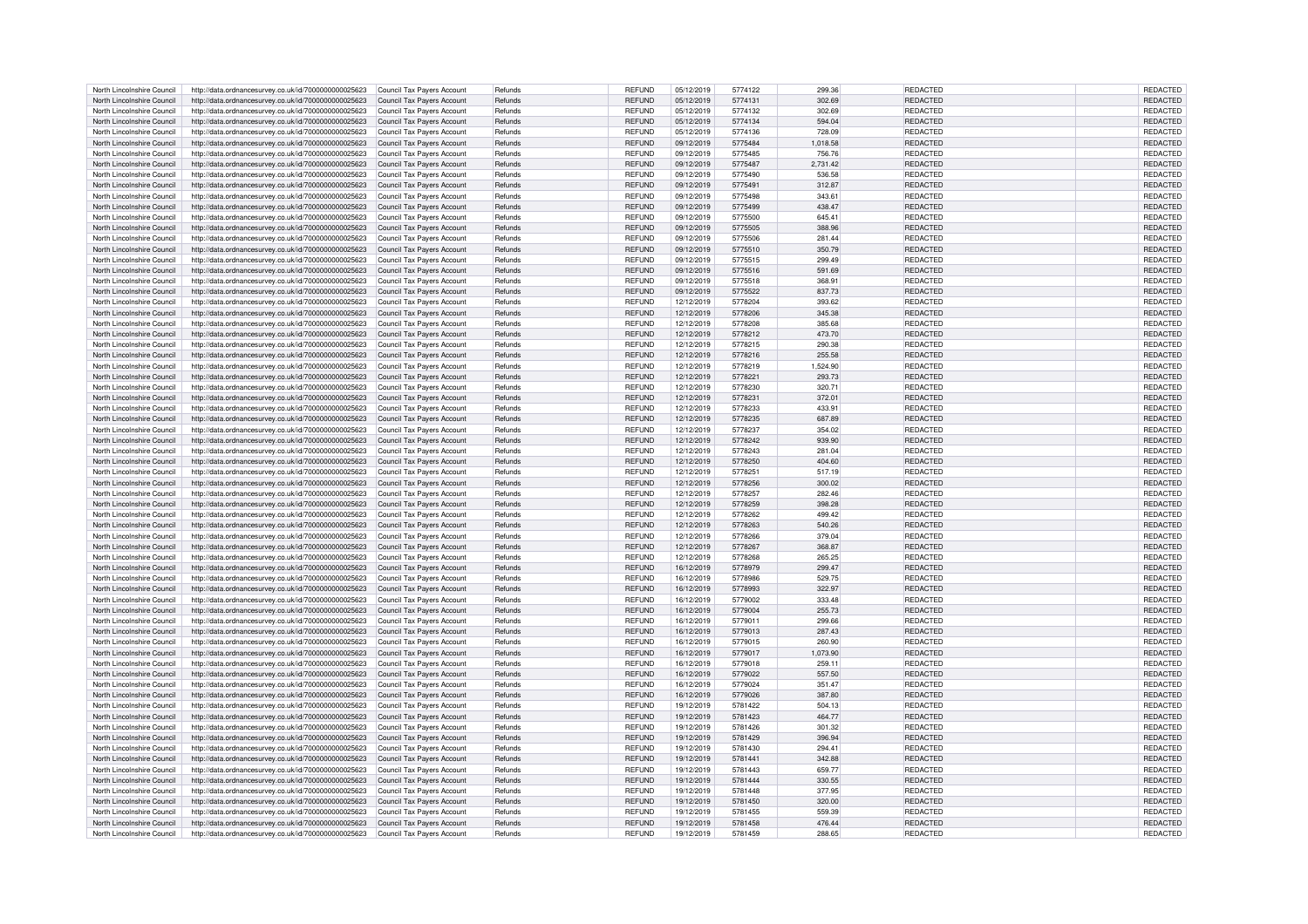| | | | | | | | | | |
|---|---|---|---|---|---|---|---|---|---|
| North Lincolnshire Council | http://data.ordnancesurvey.co.uk/id/7000000000025623 | Council Tax Payers Account | Refunds | REFUND | 05/12/2019 | 5774122 | 299.36 | REDACTED | REDACTED |
| North Lincolnshire Council | http://data.ordnancesurvey.co.uk/id/7000000000025623 | Council Tax Payers Account | Refunds | REFUND | 05/12/2019 | 5774131 | 302.69 | REDACTED | REDACTED |
| North Lincolnshire Council | http://data.ordnancesurvey.co.uk/id/7000000000025623 | Council Tax Payers Account | Refunds | REFUND | 05/12/2019 | 5774132 | 302.69 | REDACTED | REDACTED |
| North Lincolnshire Council | http://data.ordnancesurvey.co.uk/id/7000000000025623 | Council Tax Payers Account | Refunds | REFUND | 05/12/2019 | 5774134 | 594.04 | REDACTED | REDACTED |
| North Lincolnshire Council | http://data.ordnancesurvey.co.uk/id/7000000000025623 | Council Tax Payers Account | Refunds | REFUND | 05/12/2019 | 5774136 | 728.09 | REDACTED | REDACTED |
| North Lincolnshire Council | http://data.ordnancesurvey.co.uk/id/7000000000025623 | Council Tax Payers Account | Refunds | REFUND | 09/12/2019 | 5775484 | 1,018.58 | REDACTED | REDACTED |
| North Lincolnshire Council | http://data.ordnancesurvey.co.uk/id/7000000000025623 | Council Tax Payers Account | Refunds | REFUND | 09/12/2019 | 5775485 | 756.76 | REDACTED | REDACTED |
| North Lincolnshire Council | http://data.ordnancesurvey.co.uk/id/7000000000025623 | Council Tax Payers Account | Refunds | REFUND | 09/12/2019 | 5775487 | 2,731.42 | REDACTED | REDACTED |
| North Lincolnshire Council | http://data.ordnancesurvey.co.uk/id/7000000000025623 | Council Tax Payers Account | Refunds | REFUND | 09/12/2019 | 5775490 | 536.58 | REDACTED | REDACTED |
| North Lincolnshire Council | http://data.ordnancesurvey.co.uk/id/7000000000025623 | Council Tax Payers Account | Refunds | REFUND | 09/12/2019 | 5775491 | 312.87 | REDACTED | REDACTED |
| North Lincolnshire Council | http://data.ordnancesurvey.co.uk/id/7000000000025623 | Council Tax Payers Account | Refunds | REFUND | 09/12/2019 | 5775498 | 343.61 | REDACTED | REDACTED |
| North Lincolnshire Council | http://data.ordnancesurvey.co.uk/id/7000000000025623 | Council Tax Payers Account | Refunds | REFUND | 09/12/2019 | 5775499 | 438.47 | REDACTED | REDACTED |
| North Lincolnshire Council | http://data.ordnancesurvey.co.uk/id/7000000000025623 | Council Tax Payers Account | Refunds | REFUND | 09/12/2019 | 5775500 | 645.41 | REDACTED | REDACTED |
| North Lincolnshire Council | http://data.ordnancesurvey.co.uk/id/7000000000025623 | Council Tax Payers Account | Refunds | REFUND | 09/12/2019 | 5775505 | 388.96 | REDACTED | REDACTED |
| North Lincolnshire Council | http://data.ordnancesurvey.co.uk/id/7000000000025623 | Council Tax Payers Account | Refunds | REFUND | 09/12/2019 | 5775506 | 281.44 | REDACTED | REDACTED |
| North Lincolnshire Council | http://data.ordnancesurvey.co.uk/id/7000000000025623 | Council Tax Payers Account | Refunds | REFUND | 09/12/2019 | 5775510 | 350.79 | REDACTED | REDACTED |
| North Lincolnshire Council | http://data.ordnancesurvey.co.uk/id/7000000000025623 | Council Tax Payers Account | Refunds | REFUND | 09/12/2019 | 5775515 | 299.49 | REDACTED | REDACTED |
| North Lincolnshire Council | http://data.ordnancesurvey.co.uk/id/7000000000025623 | Council Tax Payers Account | Refunds | REFUND | 09/12/2019 | 5775516 | 591.69 | REDACTED | REDACTED |
| North Lincolnshire Council | http://data.ordnancesurvey.co.uk/id/7000000000025623 | Council Tax Payers Account | Refunds | REFUND | 09/12/2019 | 5775518 | 368.91 | REDACTED | REDACTED |
| North Lincolnshire Council | http://data.ordnancesurvey.co.uk/id/7000000000025623 | Council Tax Payers Account | Refunds | REFUND | 09/12/2019 | 5775522 | 837.73 | REDACTED | REDACTED |
| North Lincolnshire Council | http://data.ordnancesurvey.co.uk/id/7000000000025623 | Council Tax Payers Account | Refunds | REFUND | 12/12/2019 | 5778204 | 393.62 | REDACTED | REDACTED |
| North Lincolnshire Council | http://data.ordnancesurvey.co.uk/id/7000000000025623 | Council Tax Payers Account | Refunds | REFUND | 12/12/2019 | 5778206 | 345.38 | REDACTED | REDACTED |
| North Lincolnshire Council | http://data.ordnancesurvey.co.uk/id/7000000000025623 | Council Tax Payers Account | Refunds | REFUND | 12/12/2019 | 5778208 | 385.68 | REDACTED | REDACTED |
| North Lincolnshire Council | http://data.ordnancesurvey.co.uk/id/7000000000025623 | Council Tax Payers Account | Refunds | REFUND | 12/12/2019 | 5778212 | 473.70 | REDACTED | REDACTED |
| North Lincolnshire Council | http://data.ordnancesurvey.co.uk/id/7000000000025623 | Council Tax Payers Account | Refunds | REFUND | 12/12/2019 | 5778215 | 290.38 | REDACTED | REDACTED |
| North Lincolnshire Council | http://data.ordnancesurvey.co.uk/id/7000000000025623 | Council Tax Payers Account | Refunds | REFUND | 12/12/2019 | 5778216 | 255.58 | REDACTED | REDACTED |
| North Lincolnshire Council | http://data.ordnancesurvey.co.uk/id/7000000000025623 | Council Tax Payers Account | Refunds | REFUND | 12/12/2019 | 5778219 | 1,524.90 | REDACTED | REDACTED |
| North Lincolnshire Council | http://data.ordnancesurvey.co.uk/id/7000000000025623 | Council Tax Payers Account | Refunds | REFUND | 12/12/2019 | 5778221 | 293.73 | REDACTED | REDACTED |
| North Lincolnshire Council | http://data.ordnancesurvey.co.uk/id/7000000000025623 | Council Tax Payers Account | Refunds | REFUND | 12/12/2019 | 5778230 | 320.71 | REDACTED | REDACTED |
| North Lincolnshire Council | http://data.ordnancesurvey.co.uk/id/7000000000025623 | Council Tax Payers Account | Refunds | REFUND | 12/12/2019 | 5778231 | 372.01 | REDACTED | REDACTED |
| North Lincolnshire Council | http://data.ordnancesurvey.co.uk/id/7000000000025623 | Council Tax Payers Account | Refunds | REFUND | 12/12/2019 | 5778233 | 433.91 | REDACTED | REDACTED |
| North Lincolnshire Council | http://data.ordnancesurvey.co.uk/id/7000000000025623 | Council Tax Payers Account | Refunds | REFUND | 12/12/2019 | 5778235 | 687.89 | REDACTED | REDACTED |
| North Lincolnshire Council | http://data.ordnancesurvey.co.uk/id/7000000000025623 | Council Tax Payers Account | Refunds | REFUND | 12/12/2019 | 5778237 | 354.02 | REDACTED | REDACTED |
| North Lincolnshire Council | http://data.ordnancesurvey.co.uk/id/7000000000025623 | Council Tax Payers Account | Refunds | REFUND | 12/12/2019 | 5778242 | 939.90 | REDACTED | REDACTED |
| North Lincolnshire Council | http://data.ordnancesurvey.co.uk/id/7000000000025623 | Council Tax Payers Account | Refunds | REFUND | 12/12/2019 | 5778243 | 281.04 | REDACTED | REDACTED |
| North Lincolnshire Council | http://data.ordnancesurvey.co.uk/id/7000000000025623 | Council Tax Payers Account | Refunds | REFUND | 12/12/2019 | 5778250 | 404.60 | REDACTED | REDACTED |
| North Lincolnshire Council | http://data.ordnancesurvey.co.uk/id/7000000000025623 | Council Tax Payers Account | Refunds | REFUND | 12/12/2019 | 5778251 | 517.19 | REDACTED | REDACTED |
| North Lincolnshire Council | http://data.ordnancesurvey.co.uk/id/7000000000025623 | Council Tax Payers Account | Refunds | REFUND | 12/12/2019 | 5778256 | 300.02 | REDACTED | REDACTED |
| North Lincolnshire Council | http://data.ordnancesurvey.co.uk/id/7000000000025623 | Council Tax Payers Account | Refunds | REFUND | 12/12/2019 | 5778257 | 282.46 | REDACTED | REDACTED |
| North Lincolnshire Council | http://data.ordnancesurvey.co.uk/id/7000000000025623 | Council Tax Payers Account | Refunds | REFUND | 12/12/2019 | 5778259 | 398.28 | REDACTED | REDACTED |
| North Lincolnshire Council | http://data.ordnancesurvey.co.uk/id/7000000000025623 | Council Tax Payers Account | Refunds | REFUND | 12/12/2019 | 5778262 | 499.42 | REDACTED | REDACTED |
| North Lincolnshire Council | http://data.ordnancesurvey.co.uk/id/7000000000025623 | Council Tax Payers Account | Refunds | REFUND | 12/12/2019 | 5778263 | 540.26 | REDACTED | REDACTED |
| North Lincolnshire Council | http://data.ordnancesurvey.co.uk/id/7000000000025623 | Council Tax Payers Account | Refunds | REFUND | 12/12/2019 | 5778266 | 379.04 | REDACTED | REDACTED |
| North Lincolnshire Council | http://data.ordnancesurvey.co.uk/id/7000000000025623 | Council Tax Payers Account | Refunds | REFUND | 12/12/2019 | 5778267 | 368.87 | REDACTED | REDACTED |
| North Lincolnshire Council | http://data.ordnancesurvey.co.uk/id/7000000000025623 | Council Tax Payers Account | Refunds | REFUND | 12/12/2019 | 5778268 | 265.25 | REDACTED | REDACTED |
| North Lincolnshire Council | http://data.ordnancesurvey.co.uk/id/7000000000025623 | Council Tax Payers Account | Refunds | REFUND | 16/12/2019 | 5778979 | 299.47 | REDACTED | REDACTED |
| North Lincolnshire Council | http://data.ordnancesurvey.co.uk/id/7000000000025623 | Council Tax Payers Account | Refunds | REFUND | 16/12/2019 | 5778986 | 529.75 | REDACTED | REDACTED |
| North Lincolnshire Council | http://data.ordnancesurvey.co.uk/id/7000000000025623 | Council Tax Payers Account | Refunds | REFUND | 16/12/2019 | 5778993 | 322.97 | REDACTED | REDACTED |
| North Lincolnshire Council | http://data.ordnancesurvey.co.uk/id/7000000000025623 | Council Tax Payers Account | Refunds | REFUND | 16/12/2019 | 5779002 | 333.48 | REDACTED | REDACTED |
| North Lincolnshire Council | http://data.ordnancesurvey.co.uk/id/7000000000025623 | Council Tax Payers Account | Refunds | REFUND | 16/12/2019 | 5779004 | 255.73 | REDACTED | REDACTED |
| North Lincolnshire Council | http://data.ordnancesurvey.co.uk/id/7000000000025623 | Council Tax Payers Account | Refunds | REFUND | 16/12/2019 | 5779011 | 299.66 | REDACTED | REDACTED |
| North Lincolnshire Council | http://data.ordnancesurvey.co.uk/id/7000000000025623 | Council Tax Payers Account | Refunds | REFUND | 16/12/2019 | 5779013 | 287.43 | REDACTED | REDACTED |
| North Lincolnshire Council | http://data.ordnancesurvey.co.uk/id/7000000000025623 | Council Tax Payers Account | Refunds | REFUND | 16/12/2019 | 5779015 | 260.90 | REDACTED | REDACTED |
| North Lincolnshire Council | http://data.ordnancesurvey.co.uk/id/7000000000025623 | Council Tax Payers Account | Refunds | REFUND | 16/12/2019 | 5779017 | 1,073.90 | REDACTED | REDACTED |
| North Lincolnshire Council | http://data.ordnancesurvey.co.uk/id/7000000000025623 | Council Tax Payers Account | Refunds | REFUND | 16/12/2019 | 5779018 | 259.11 | REDACTED | REDACTED |
| North Lincolnshire Council | http://data.ordnancesurvey.co.uk/id/7000000000025623 | Council Tax Payers Account | Refunds | REFUND | 16/12/2019 | 5779022 | 557.50 | REDACTED | REDACTED |
| North Lincolnshire Council | http://data.ordnancesurvey.co.uk/id/7000000000025623 | Council Tax Payers Account | Refunds | REFUND | 16/12/2019 | 5779024 | 351.47 | REDACTED | REDACTED |
| North Lincolnshire Council | http://data.ordnancesurvey.co.uk/id/7000000000025623 | Council Tax Payers Account | Refunds | REFUND | 16/12/2019 | 5779026 | 387.80 | REDACTED | REDACTED |
| North Lincolnshire Council | http://data.ordnancesurvey.co.uk/id/7000000000025623 | Council Tax Payers Account | Refunds | REFUND | 19/12/2019 | 5781422 | 504.13 | REDACTED | REDACTED |
| North Lincolnshire Council | http://data.ordnancesurvey.co.uk/id/7000000000025623 | Council Tax Payers Account | Refunds | REFUND | 19/12/2019 | 5781423 | 464.77 | REDACTED | REDACTED |
| North Lincolnshire Council | http://data.ordnancesurvey.co.uk/id/7000000000025623 | Council Tax Payers Account | Refunds | REFUND | 19/12/2019 | 5781426 | 301.32 | REDACTED | REDACTED |
| North Lincolnshire Council | http://data.ordnancesurvey.co.uk/id/7000000000025623 | Council Tax Payers Account | Refunds | REFUND | 19/12/2019 | 5781429 | 396.94 | REDACTED | REDACTED |
| North Lincolnshire Council | http://data.ordnancesurvey.co.uk/id/7000000000025623 | Council Tax Payers Account | Refunds | REFUND | 19/12/2019 | 5781430 | 294.41 | REDACTED | REDACTED |
| North Lincolnshire Council | http://data.ordnancesurvey.co.uk/id/7000000000025623 | Council Tax Payers Account | Refunds | REFUND | 19/12/2019 | 5781441 | 342.88 | REDACTED | REDACTED |
| North Lincolnshire Council | http://data.ordnancesurvey.co.uk/id/7000000000025623 | Council Tax Payers Account | Refunds | REFUND | 19/12/2019 | 5781443 | 659.77 | REDACTED | REDACTED |
| North Lincolnshire Council | http://data.ordnancesurvey.co.uk/id/7000000000025623 | Council Tax Payers Account | Refunds | REFUND | 19/12/2019 | 5781444 | 330.55 | REDACTED | REDACTED |
| North Lincolnshire Council | http://data.ordnancesurvey.co.uk/id/7000000000025623 | Council Tax Payers Account | Refunds | REFUND | 19/12/2019 | 5781448 | 377.95 | REDACTED | REDACTED |
| North Lincolnshire Council | http://data.ordnancesurvey.co.uk/id/7000000000025623 | Council Tax Payers Account | Refunds | REFUND | 19/12/2019 | 5781450 | 320.00 | REDACTED | REDACTED |
| North Lincolnshire Council | http://data.ordnancesurvey.co.uk/id/7000000000025623 | Council Tax Payers Account | Refunds | REFUND | 19/12/2019 | 5781455 | 559.39 | REDACTED | REDACTED |
| North Lincolnshire Council | http://data.ordnancesurvey.co.uk/id/7000000000025623 | Council Tax Payers Account | Refunds | REFUND | 19/12/2019 | 5781458 | 476.44 | REDACTED | REDACTED |
| North Lincolnshire Council | http://data.ordnancesurvey.co.uk/id/7000000000025623 | Council Tax Payers Account | Refunds | REFUND | 19/12/2019 | 5781459 | 288.65 | REDACTED | REDACTED |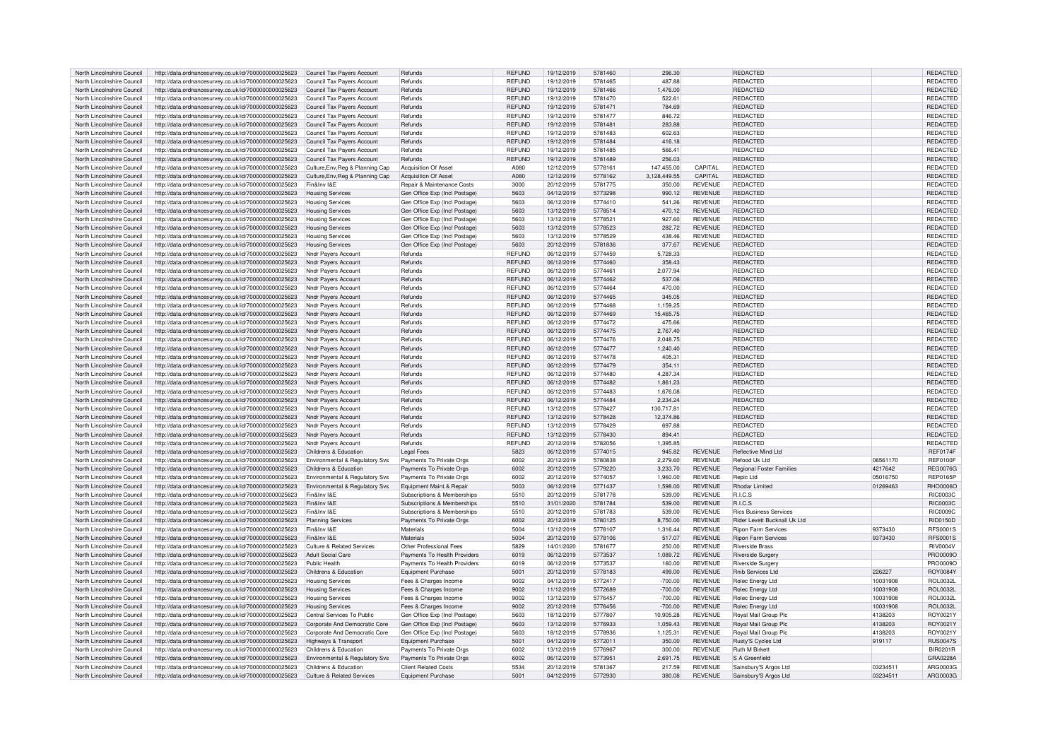| North Lincolnshire Council | http://data.ordnancesurvey.co.uk/id/7000000000025623 | Council Tax Payers Account | Refunds | REFUND | 19/12/2019 | 5781460 | 296.30 | | REDACTED | | REDACTED |
|---|---|---|---|---|---|---|---|---|---|---|---|
| North Lincolnshire Council | http://data.ordnancesurvey.co.uk/id/7000000000025623 | Council Tax Payers Account | Refunds | REFUND | 19/12/2019 | 5781465 | 487.88 | | REDACTED | | REDACTED |
| North Lincolnshire Council | http://data.ordnancesurvey.co.uk/id/7000000000025623 | Council Tax Payers Account | Refunds | REFUND | 19/12/2019 | 5781466 | 1,476.00 | | REDACTED | | REDACTED |
| North Lincolnshire Council | http://data.ordnancesurvey.co.uk/id/7000000000025623 | Council Tax Payers Account | Refunds | REFUND | 19/12/2019 | 5781470 | 522.61 | | REDACTED | | REDACTED |
| North Lincolnshire Council | http://data.ordnancesurvey.co.uk/id/7000000000025623 | Council Tax Payers Account | Refunds | REFUND | 19/12/2019 | 5781471 | 784.69 | | REDACTED | | REDACTED |
| North Lincolnshire Council | http://data.ordnancesurvey.co.uk/id/7000000000025623 | Council Tax Payers Account | Refunds | REFUND | 19/12/2019 | 5781477 | 846.72 | | REDACTED | | REDACTED |
| North Lincolnshire Council | http://data.ordnancesurvey.co.uk/id/7000000000025623 | Council Tax Payers Account | Refunds | REFUND | 19/12/2019 | 5781481 | 283.88 | | REDACTED | | REDACTED |
| North Lincolnshire Council | http://data.ordnancesurvey.co.uk/id/7000000000025623 | Council Tax Payers Account | Refunds | REFUND | 19/12/2019 | 5781483 | 602.63 | | REDACTED | | REDACTED |
| North Lincolnshire Council | http://data.ordnancesurvey.co.uk/id/7000000000025623 | Council Tax Payers Account | Refunds | REFUND | 19/12/2019 | 5781484 | 416.18 | | REDACTED | | REDACTED |
| North Lincolnshire Council | http://data.ordnancesurvey.co.uk/id/7000000000025623 | Council Tax Payers Account | Refunds | REFUND | 19/12/2019 | 5781485 | 566.41 | | REDACTED | | REDACTED |
| North Lincolnshire Council | http://data.ordnancesurvey.co.uk/id/7000000000025623 | Council Tax Payers Account | Refunds | REFUND | 19/12/2019 | 5781489 | 256.03 | | REDACTED | | REDACTED |
| North Lincolnshire Council | http://data.ordnancesurvey.co.uk/id/7000000000025623 | Culture,Env,Reg & Planning Cap | Acquisition Of Asset | A080 | 12/12/2019 | 5778161 | 147,455.00 | CAPITAL | REDACTED | | REDACTED |
| North Lincolnshire Council | http://data.ordnancesurvey.co.uk/id/7000000000025623 | Culture,Env,Reg & Planning Cap | Acquisition Of Asset | A080 | 12/12/2019 | 5778162 | 3,128,449.55 | CAPITAL | REDACTED | | REDACTED |
| North Lincolnshire Council | http://data.ordnancesurvey.co.uk/id/7000000000025623 | Fin&Inv I&E | Repair & Maintenance Costs | 3000 | 20/12/2019 | 5781775 | 350.00 | REVENUE | REDACTED | | REDACTED |
| North Lincolnshire Council | http://data.ordnancesurvey.co.uk/id/7000000000025623 | Housing Services | Gen Office Exp (Incl Postage) | 5603 | 04/12/2019 | 5773298 | 990.12 | REVENUE | REDACTED | | REDACTED |
| North Lincolnshire Council | http://data.ordnancesurvey.co.uk/id/7000000000025623 | Housing Services | Gen Office Exp (Incl Postage) | 5603 | 06/12/2019 | 5774410 | 541.26 | REVENUE | REDACTED | | REDACTED |
| North Lincolnshire Council | http://data.ordnancesurvey.co.uk/id/7000000000025623 | Housing Services | Gen Office Exp (Incl Postage) | 5603 | 13/12/2019 | 5778514 | 470.12 | REVENUE | REDACTED | | REDACTED |
| North Lincolnshire Council | http://data.ordnancesurvey.co.uk/id/7000000000025623 | Housing Services | Gen Office Exp (Incl Postage) | 5603 | 13/12/2019 | 5778521 | 927.60 | REVENUE | REDACTED | | REDACTED |
| North Lincolnshire Council | http://data.ordnancesurvey.co.uk/id/7000000000025623 | Housing Services | Gen Office Exp (Incl Postage) | 5603 | 13/12/2019 | 5778523 | 282.72 | REVENUE | REDACTED | | REDACTED |
| North Lincolnshire Council | http://data.ordnancesurvey.co.uk/id/7000000000025623 | Housing Services | Gen Office Exp (Incl Postage) | 5603 | 13/12/2019 | 5778529 | 438.46 | REVENUE | REDACTED | | REDACTED |
| North Lincolnshire Council | http://data.ordnancesurvey.co.uk/id/7000000000025623 | Housing Services | Gen Office Exp (Incl Postage) | 5603 | 20/12/2019 | 5781836 | 377.67 | REVENUE | REDACTED | | REDACTED |
| North Lincolnshire Council | http://data.ordnancesurvey.co.uk/id/7000000000025623 | Nndr Payers Account | Refunds | REFUND | 06/12/2019 | 5774459 | 5,728.33 | | REDACTED | | REDACTED |
| North Lincolnshire Council | http://data.ordnancesurvey.co.uk/id/7000000000025623 | Nndr Payers Account | Refunds | REFUND | 06/12/2019 | 5774460 | 358.43 | | REDACTED | | REDACTED |
| North Lincolnshire Council | http://data.ordnancesurvey.co.uk/id/7000000000025623 | Nndr Payers Account | Refunds | REFUND | 06/12/2019 | 5774461 | 2,077.94 | | REDACTED | | REDACTED |
| North Lincolnshire Council | http://data.ordnancesurvey.co.uk/id/7000000000025623 | Nndr Payers Account | Refunds | REFUND | 06/12/2019 | 5774462 | 537.06 | | REDACTED | | REDACTED |
| North Lincolnshire Council | http://data.ordnancesurvey.co.uk/id/7000000000025623 | Nndr Payers Account | Refunds | REFUND | 06/12/2019 | 5774464 | 470.00 | | REDACTED | | REDACTED |
| North Lincolnshire Council | http://data.ordnancesurvey.co.uk/id/7000000000025623 | Nndr Payers Account | Refunds | REFUND | 06/12/2019 | 5774465 | 345.05 | | REDACTED | | REDACTED |
| North Lincolnshire Council | http://data.ordnancesurvey.co.uk/id/7000000000025623 | Nndr Payers Account | Refunds | REFUND | 06/12/2019 | 5774468 | 1,159.25 | | REDACTED | | REDACTED |
| North Lincolnshire Council | http://data.ordnancesurvey.co.uk/id/7000000000025623 | Nndr Payers Account | Refunds | REFUND | 06/12/2019 | 5774469 | 15,465.75 | | REDACTED | | REDACTED |
| North Lincolnshire Council | http://data.ordnancesurvey.co.uk/id/7000000000025623 | Nndr Payers Account | Refunds | REFUND | 06/12/2019 | 5774472 | 475.66 | | REDACTED | | REDACTED |
| North Lincolnshire Council | http://data.ordnancesurvey.co.uk/id/7000000000025623 | Nndr Payers Account | Refunds | REFUND | 06/12/2019 | 5774475 | 2,767.40 | | REDACTED | | REDACTED |
| North Lincolnshire Council | http://data.ordnancesurvey.co.uk/id/7000000000025623 | Nndr Payers Account | Refunds | REFUND | 06/12/2019 | 5774476 | 2,048.75 | | REDACTED | | REDACTED |
| North Lincolnshire Council | http://data.ordnancesurvey.co.uk/id/7000000000025623 | Nndr Payers Account | Refunds | REFUND | 06/12/2019 | 5774477 | 1,240.40 | | REDACTED | | REDACTED |
| North Lincolnshire Council | http://data.ordnancesurvey.co.uk/id/7000000000025623 | Nndr Payers Account | Refunds | REFUND | 06/12/2019 | 5774478 | 405.31 | | REDACTED | | REDACTED |
| North Lincolnshire Council | http://data.ordnancesurvey.co.uk/id/7000000000025623 | Nndr Payers Account | Refunds | REFUND | 06/12/2019 | 5774479 | 354.11 | | REDACTED | | REDACTED |
| North Lincolnshire Council | http://data.ordnancesurvey.co.uk/id/7000000000025623 | Nndr Payers Account | Refunds | REFUND | 06/12/2019 | 5774480 | 4,287.34 | | REDACTED | | REDACTED |
| North Lincolnshire Council | http://data.ordnancesurvey.co.uk/id/7000000000025623 | Nndr Payers Account | Refunds | REFUND | 06/12/2019 | 5774482 | 1,861.23 | | REDACTED | | REDACTED |
| North Lincolnshire Council | http://data.ordnancesurvey.co.uk/id/7000000000025623 | Nndr Payers Account | Refunds | REFUND | 06/12/2019 | 5774483 | 1,676.08 | | REDACTED | | REDACTED |
| North Lincolnshire Council | http://data.ordnancesurvey.co.uk/id/7000000000025623 | Nndr Payers Account | Refunds | REFUND | 06/12/2019 | 5774484 | 2,234.24 | | REDACTED | | REDACTED |
| North Lincolnshire Council | http://data.ordnancesurvey.co.uk/id/7000000000025623 | Nndr Payers Account | Refunds | REFUND | 13/12/2019 | 5778427 | 130,717.81 | | REDACTED | | REDACTED |
| North Lincolnshire Council | http://data.ordnancesurvey.co.uk/id/7000000000025623 | Nndr Payers Account | Refunds | REFUND | 13/12/2019 | 5778428 | 12,374.86 | | REDACTED | | REDACTED |
| North Lincolnshire Council | http://data.ordnancesurvey.co.uk/id/7000000000025623 | Nndr Payers Account | Refunds | REFUND | 13/12/2019 | 5778429 | 697.88 | | REDACTED | | REDACTED |
| North Lincolnshire Council | http://data.ordnancesurvey.co.uk/id/7000000000025623 | Nndr Payers Account | Refunds | REFUND | 13/12/2019 | 5778430 | 894.41 | | REDACTED | | REDACTED |
| North Lincolnshire Council | http://data.ordnancesurvey.co.uk/id/7000000000025623 | Nndr Payers Account | Refunds | REFUND | 20/12/2019 | 5782056 | 1,395.85 | | REDACTED | | REDACTED |
| North Lincolnshire Council | http://data.ordnancesurvey.co.uk/id/7000000000025623 | Childrens & Education | Legal Fees | 5823 | 06/12/2019 | 5774015 | 945.82 | REVENUE | Reflective Mind Ltd | | REF0174F |
| North Lincolnshire Council | http://data.ordnancesurvey.co.uk/id/7000000000025623 | Environmental & Regulatory Svs | Payments To Private Orgs | 6002 | 20/12/2019 | 5780838 | 2,279.60 | REVENUE | Refood Uk Ltd | 06561170 | REF0100F |
| North Lincolnshire Council | http://data.ordnancesurvey.co.uk/id/7000000000025623 | Childrens & Education | Payments To Private Orgs | 6002 | 20/12/2019 | 5779220 | 3,233.70 | REVENUE | Regional Foster Families | 4217642 | REG0076G |
| North Lincolnshire Council | http://data.ordnancesurvey.co.uk/id/7000000000025623 | Environmental & Regulatory Svs | Payments To Private Orgs | 6002 | 20/12/2019 | 5774057 | 1,960.00 | REVENUE | Repic Ltd | 05016750 | REP0165P |
| North Lincolnshire Council | http://data.ordnancesurvey.co.uk/id/7000000000025623 | Environmental & Regulatory Svs | Equipment Maint.& Repair | 5003 | 06/12/2019 | 5771437 | 1,598.00 | REVENUE | Rhodar Limited | 01269463 | RHO0006O |
| North Lincolnshire Council | http://data.ordnancesurvey.co.uk/id/7000000000025623 | Fin&Inv I&E | Subscriptions & Memberships | 5510 | 20/12/2019 | 5781778 | 539.00 | REVENUE | R.I.C.S | | RIC0003C |
| North Lincolnshire Council | http://data.ordnancesurvey.co.uk/id/7000000000025623 | Fin&Inv I&E | Subscriptions & Memberships | 5510 | 31/01/2020 | 5781784 | 539.00 | REVENUE | R.I.C.S | | RIC0003C |
| North Lincolnshire Council | http://data.ordnancesurvey.co.uk/id/7000000000025623 | Fin&Inv I&E | Subscriptions & Memberships | 5510 | 20/12/2019 | 5781783 | 539.00 | REVENUE | Rics Business Services | | RIC0009C |
| North Lincolnshire Council | http://data.ordnancesurvey.co.uk/id/7000000000025623 | Planning Services | Payments To Private Orgs | 6002 | 20/12/2019 | 5780125 | 8,750.00 | REVENUE | Rider Levett Bucknall Uk Ltd | | RID0150D |
| North Lincolnshire Council | http://data.ordnancesurvey.co.uk/id/7000000000025623 | Fin&Inv I&E | Materials | 5004 | 13/12/2019 | 5778107 | 1,316.44 | REVENUE | Ripon Farm Services | 9373430 | RFS0001S |
| North Lincolnshire Council | http://data.ordnancesurvey.co.uk/id/7000000000025623 | Fin&Inv I&E | Materials | 5004 | 20/12/2019 | 5778106 | 517.07 | REVENUE | Ripon Farm Services | 9373430 | RFS0001S |
| North Lincolnshire Council | http://data.ordnancesurvey.co.uk/id/7000000000025623 | Culture & Related Services | Other Professional Fees | 5829 | 14/01/2020 | 5781677 | 250.00 | REVENUE | Riverside Brass | | RIV0004V |
| North Lincolnshire Council | http://data.ordnancesurvey.co.uk/id/7000000000025623 | Adult Social Care | Payments To Health Providers | 6019 | 06/12/2019 | 5773537 | 1,089.72 | REVENUE | Riverside Surgery | | PRO0009O |
| North Lincolnshire Council | http://data.ordnancesurvey.co.uk/id/7000000000025623 | Public Health | Payments To Health Providers | 6019 | 06/12/2019 | 5773537 | 160.00 | REVENUE | Riverside Surgery | | PRO0009O |
| North Lincolnshire Council | http://data.ordnancesurvey.co.uk/id/7000000000025623 | Childrens & Education | Equipment Purchase | 5001 | 20/12/2019 | 5778183 | 499.00 | REVENUE | Rnib Services Ltd | 226227 | ROY0084Y |
| North Lincolnshire Council | http://data.ordnancesurvey.co.uk/id/7000000000025623 | Housing Services | Fees & Charges Income | 9002 | 04/12/2019 | 5772417 | -700.00 | REVENUE | Rolec Energy Ltd | 10031908 | ROL0032L |
| North Lincolnshire Council | http://data.ordnancesurvey.co.uk/id/7000000000025623 | Housing Services | Fees & Charges Income | 9002 | 11/12/2019 | 5772689 | -700.00 | REVENUE | Rolec Energy Ltd | 10031908 | ROL0032L |
| North Lincolnshire Council | http://data.ordnancesurvey.co.uk/id/7000000000025623 | Housing Services | Fees & Charges Income | 9002 | 13/12/2019 | 5776457 | -700.00 | REVENUE | Rolec Energy Ltd | 10031908 | ROL0032L |
| North Lincolnshire Council | http://data.ordnancesurvey.co.uk/id/7000000000025623 | Housing Services | Fees & Charges Income | 9002 | 20/12/2019 | 5776456 | -700.00 | REVENUE | Rolec Energy Ltd | 10031908 | ROL0032L |
| North Lincolnshire Council | http://data.ordnancesurvey.co.uk/id/7000000000025623 | Central Services To Public | Gen Office Exp (Incl Postage) | 5603 | 18/12/2019 | 5777807 | 10,905.28 | REVENUE | Royal Mail Group Plc | 4138203 | ROY0021Y |
| North Lincolnshire Council | http://data.ordnancesurvey.co.uk/id/7000000000025623 | Corporate And Democratic Core | Gen Office Exp (Incl Postage) | 5603 | 13/12/2019 | 5776933 | 1,059.43 | REVENUE | Royal Mail Group Plc | 4138203 | ROY0021Y |
| North Lincolnshire Council | http://data.ordnancesurvey.co.uk/id/7000000000025623 | Corporate And Democratic Core | Gen Office Exp (Incl Postage) | 5603 | 18/12/2019 | 5778936 | 1,125.31 | REVENUE | Royal Mail Group Plc | 4138203 | ROY0021Y |
| North Lincolnshire Council | http://data.ordnancesurvey.co.uk/id/7000000000025623 | Highways & Transport | Equipment Purchase | 5001 | 04/12/2019 | 5772011 | 350.00 | REVENUE | Rusty'S Cycles Ltd | 919117 | RUS0047S |
| North Lincolnshire Council | http://data.ordnancesurvey.co.uk/id/7000000000025623 | Childrens & Education | Payments To Private Orgs | 6002 | 13/12/2019 | 5776967 | 300.00 | REVENUE | Ruth M Birkett | | BIR0201R |
| North Lincolnshire Council | http://data.ordnancesurvey.co.uk/id/7000000000025623 | Environmental & Regulatory Svs | Payments To Private Orgs | 6002 | 06/12/2019 | 5773951 | 2,691.75 | REVENUE | S A Greenfield | | GRA0228A |
| North Lincolnshire Council | http://data.ordnancesurvey.co.uk/id/7000000000025623 | Childrens & Education | Client Related Costs | 5534 | 20/12/2019 | 5781367 | 217.59 | REVENUE | Sainsbury'S Argos Ltd | 03234511 | ARG0003G |
| North Lincolnshire Council | http://data.ordnancesurvey.co.uk/id/7000000000025623 | Culture & Related Services | Equipment Purchase | 5001 | 04/12/2019 | 5772930 | 380.08 | REVENUE | Sainsbury'S Argos Ltd | 03234511 | ARG0003G |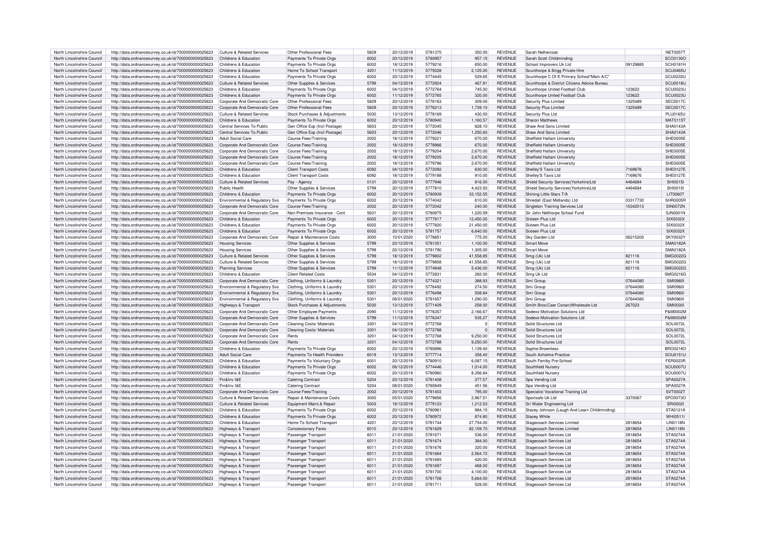| North Lincolnshire Council | http://data.ordnancesurvey.co.uk/id/7000000000025623 | Culture & Related Services | Other Professional Fees | 5829 | 20/12/2019 | 5781375 | 350.00 | REVENUE | Sarah Nethercoat | | NET0057T |
|---|---|---|---|---|---|---|---|---|---|---|---|
| North Lincolnshire Council | http://data.ordnancesurvey.co.uk/id/7000000000025623 | Childrens & Education | Payments To Private Orgs | 6002 | 20/12/2019 | 5780957 | 957.15 | REVENUE | Sarah Scott Childminding | | SCO0130O |
| North Lincolnshire Council | http://data.ordnancesurvey.co.uk/id/7000000000025623 | Childrens & Education | Payments To Private Orgs | 6002 | 18/12/2019 | 5779216 | 650.00 | REVENUE | School Improvers Uk Ltd | 09129885 | SCH0181H |
| North Lincolnshire Council | http://data.ordnancesurvey.co.uk/id/7000000000025623 | Childrens & Education | Home To School Transport | 4201 | 11/12/2019 | 5775028 | 2,125.00 | REVENUE | Scunthorpe & Brigg Private Hire | | SCU0465U |
| North Lincolnshire Council | http://data.ordnancesurvey.co.uk/id/7000000000025623 | Childrens & Education | Payments To Private Orgs | 6002 | 20/12/2019 | 5774445 | 529.65 | REVENUE | Scunthorpe C Of E Primary School"Main A/C" | | SCU0232U |
| North Lincolnshire Council | http://data.ordnancesurvey.co.uk/id/7000000000025623 | Culture & Related Services | Other Supplies & Services | 5799 | 04/12/2019 | 5772924 | 467.91 | REVENUE | Scunthorpe & District Citizens Advice Bureau | | SCU0018U |
| North Lincolnshire Council | http://data.ordnancesurvey.co.uk/id/7000000000025623 | Childrens & Education | Payments To Private Orgs | 6002 | 04/12/2019 | 5772764 | 745.00 | REVENUE | Scunthorpe United Football Club | 123622 | SCU0023U |
| North Lincolnshire Council | http://data.ordnancesurvey.co.uk/id/7000000000025623 | Childrens & Education | Payments To Private Orgs | 6002 | 11/12/2019 | 5772765 | 320.00 | REVENUE | Scunthorpe United Football Club | 123622 | SCU0023U |
| North Lincolnshire Council | http://data.ordnancesurvey.co.uk/id/7000000000025623 | Corporate And Democratic Core | Other Professional Fees | 5829 | 20/12/2019 | 5776163 | 309.00 | REVENUE | Security Plus Limited | 1325489 | SEC0017C |
| North Lincolnshire Council | http://data.ordnancesurvey.co.uk/id/7000000000025623 | Corporate And Democratic Core | Other Professional Fees | 5829 | 20/12/2019 | 5776213 | 1,739.10 | REVENUE | Security Plus Limited | 1325489 | SEC0017C |
| North Lincolnshire Council | http://data.ordnancesurvey.co.uk/id/7000000000025623 | Culture & Related Services | Stock Purchases & Adjustments | 5030 | 13/12/2019 | 5778169 | 430.00 | REVENUE | Security Plus Ltd | | PLU0165U |
| North Lincolnshire Council | http://data.ordnancesurvey.co.uk/id/7000000000025623 | Childrens & Education | Payments To Private Orgs | 6002 | 20/12/2019 | 5780940 | 1,160.57 | REVENUE | Sharon Matthews | | MAT0115T |
| North Lincolnshire Council | http://data.ordnancesurvey.co.uk/id/7000000000025623 | Central Services To Public | Gen Office Exp (Incl Postage) | 5603 | 20/12/2019 | 5772045 | 828.10 | REVENUE | Shaw And Sons Limited | | SHA0143A |
| North Lincolnshire Council | http://data.ordnancesurvey.co.uk/id/7000000000025623 | Central Services To Public | Gen Office Exp (Incl Postage) | 5603 | 20/12/2019 | 5772046 | 1,250.60 | REVENUE | Shaw And Sons Limited | | SHA0143A |
| North Lincolnshire Council | http://data.ordnancesurvey.co.uk/id/7000000000025623 | Adult Social Care | Course Fees/Training | 2002 | 18/12/2019 | 5779221 | 670.00 | REVENUE | Sheffield Hallam University | | SHE0005E |
| North Lincolnshire Council | http://data.ordnancesurvey.co.uk/id/7000000000025623 | Corporate And Democratic Core | Course Fees/Training | 2002 | 18/12/2019 | 5778966 | 670.00 | REVENUE | Sheffield Hallam University | | SHE0005E |
| North Lincolnshire Council | http://data.ordnancesurvey.co.uk/id/7000000000025623 | Corporate And Democratic Core | Course Fees/Training | 2002 | 18/12/2019 | 5779204 | 2,670.00 | REVENUE | Sheffield Hallam University | | SHE0005E |
| North Lincolnshire Council | http://data.ordnancesurvey.co.uk/id/7000000000025623 | Corporate And Democratic Core | Course Fees/Training | 2002 | 18/12/2019 | 5779205 | 2,670.00 | REVENUE | Sheffield Hallam University | | SHE0005E |
| North Lincolnshire Council | http://data.ordnancesurvey.co.uk/id/7000000000025623 | Corporate And Democratic Core | Course Fees/Training | 2002 | 18/12/2019 | 5779786 | 2,670.00 | REVENUE | Sheffield Hallam University | | SHE0005E |
| North Lincolnshire Council | http://data.ordnancesurvey.co.uk/id/7000000000025623 | Childrens & Education | Client Transport Costs | 6092 | 04/12/2019 | 5772092 | 630.00 | REVENUE | Shelley'S Taxis Ltd | 7169676 | SHE0127E |
| North Lincolnshire Council | http://data.ordnancesurvey.co.uk/id/7000000000025623 | Childrens & Education | Client Transport Costs | 6092 | 18/12/2019 | 5779188 | 910.00 | REVENUE | Shelley'S Taxis Ltd | 7169676 | SHE0127E |
| North Lincolnshire Council | http://data.ordnancesurvey.co.uk/id/7000000000025623 | Culture & Related Services | Pay - Agency | 0131 | 20/12/2019 | 5777946 | 816.00 | REVENUE | Shield Security Services(Yorkshire)Ltd | 4464684 | SHI0015I |
| North Lincolnshire Council | http://data.ordnancesurvey.co.uk/id/7000000000025623 | Public Health | Other Supplies & Services | 5799 | 20/12/2019 | 5777810 | 4,423.50 | REVENUE | Shield Security Services(Yorkshire)Ltd | 4464684 | SHI0015I |
| North Lincolnshire Council | http://data.ordnancesurvey.co.uk/id/7000000000025623 | Childrens & Education | Payments To Private Orgs | 6002 | 20/12/2019 | 5780939 | 33,152.55 | REVENUE | Shining Little Stars T/A | | LIT0060T |
| North Lincolnshire Council | http://data.ordnancesurvey.co.uk/id/7000000000025623 | Environmental & Regulatory Svs | Payments To Private Orgs | 6002 | 20/12/2019 | 5774042 | 610.00 | REVENUE | Shredall (East Midlands) Ltd | 03317730 | SHR0005R |
| North Lincolnshire Council | http://data.ordnancesurvey.co.uk/id/7000000000025623 | Corporate And Democratic Core | Course Fees/Training | 2002 | 20/12/2019 | 5772042 | 240.00 | REVENUE | Singleton Training Services Ltd | 10342013 | SIN0072N |
| North Lincolnshire Council | http://data.ordnancesurvey.co.uk/id/7000000000025623 | Corporate And Democratic Core | Non-Premises Insurance - Cont | 5631 | 20/12/2019 | 5780675 | 1,220.59 | REVENUE | Sir John Nelthorpe School Fund | | SJN0001N |
| North Lincolnshire Council | http://data.ordnancesurvey.co.uk/id/7000000000025623 | Childrens & Education | Payments To Private Orgs | 6002 | 20/12/2019 | 5777817 | 12,450.00 | REVENUE | Sixteen Plus Ltd | | SIX0032X |
| North Lincolnshire Council | http://data.ordnancesurvey.co.uk/id/7000000000025623 | Childrens & Education | Payments To Private Orgs | 6002 | 20/12/2019 | 5777820 | 21,450.00 | REVENUE | Sixteen Plus Ltd | | SIX0032X |
| North Lincolnshire Council | http://data.ordnancesurvey.co.uk/id/7000000000025623 | Childrens & Education | Payments To Private Orgs | 6002 | 20/12/2019 | 5781757 | 6,640.00 | REVENUE | Sixteen Plus Ltd | | SIX0032X |
| North Lincolnshire Council | http://data.ordnancesurvey.co.uk/id/7000000000025623 | Corporate And Democratic Core | Repair & Maintenance Costs | 3000 | 10/01/2020 | 5778851 | 775.00 | REVENUE | Sky Garden Ltd | 06215200 | SKY0032Y |
| North Lincolnshire Council | http://data.ordnancesurvey.co.uk/id/7000000000025623 | Housing Services | Other Supplies & Services | 5799 | 20/12/2019 | 5781351 | 1,100.00 | REVENUE | Smart Move | | SMA0182A |
| North Lincolnshire Council | http://data.ordnancesurvey.co.uk/id/7000000000025623 | Housing Services | Other Supplies & Services | 5799 | 20/12/2019 | 5781790 | 1,305.00 | REVENUE | Smart Move | | SMA0182A |
| North Lincolnshire Council | http://data.ordnancesurvey.co.uk/id/7000000000025623 | Culture & Related Services | Other Supplies & Services | 5799 | 18/12/2019 | 5779802 | 41,558.85 | REVENUE | Smg (Uk) Ltd | 821116 | SMG0022G |
| North Lincolnshire Council | http://data.ordnancesurvey.co.uk/id/7000000000025623 | Culture & Related Services | Other Supplies & Services | 5799 | 18/12/2019 | 5779808 | 41,558.85 | REVENUE | Smg (Uk) Ltd | 821116 | SMG0022G |
| North Lincolnshire Council | http://data.ordnancesurvey.co.uk/id/7000000000025623 | Planning Services | Other Supplies & Services | 5799 | 11/12/2019 | 5774848 | 5,436.00 | REVENUE | Smg (Uk) Ltd | 821116 | SMG0022G |
| North Lincolnshire Council | http://data.ordnancesurvey.co.uk/id/7000000000025623 | Childrens & Education | Client Related Costs | 5534 | 04/12/2019 | 5772831 | 282.00 | REVENUE | Smg Uk Ltd | | SMG0216G |
| North Lincolnshire Council | http://data.ordnancesurvey.co.uk/id/7000000000025623 | Corporate And Democratic Core | Clothing, Uniforms & Laundry | 5301 | 20/12/2019 | 5774321 | 388.93 | REVENUE | Smi Group | 07644080 | SMI0960I |
| North Lincolnshire Council | http://data.ordnancesurvey.co.uk/id/7000000000025623 | Environmental & Regulatory Svs | Clothing, Uniforms & Laundry | 5301 | 20/12/2019 | 5776492 | 274.50 | REVENUE | Smi Group | 07644080 | SMI0960I |
| North Lincolnshire Council | http://data.ordnancesurvey.co.uk/id/7000000000025623 | Environmental & Regulatory Svs | Clothing, Uniforms & Laundry | 5301 | 20/12/2019 | 5776498 | 508.84 | REVENUE | Smi Group | 07644080 | SMI0960I |
| North Lincolnshire Council | http://data.ordnancesurvey.co.uk/id/7000000000025623 | Environmental & Regulatory Svs | Clothing, Uniforms & Laundry | 5301 | 08/01/2020 | 5781657 | 1,290.00 | REVENUE | Smi Group | 07644080 | SMI0960I |
| North Lincolnshire Council | http://data.ordnancesurvey.co.uk/id/7000000000025623 | Highways & Transport | Stock Purchases & Adjustments | 5030 | 13/12/2019 | 5771409 | 258.00 | REVENUE | Smith Bros(Caer Conan)Wholesale Ltd | 267023 | SMI0030I |
| North Lincolnshire Council | http://data.ordnancesurvey.co.uk/id/7000000000025623 | Corporate And Democratic Core | Other Employee Payments | 2090 | 11/12/2019 | 5776357 | 2,166.67 | REVENUE | Sodexo Motivation Solutions Ltd | | P&M0002M |
| North Lincolnshire Council | http://data.ordnancesurvey.co.uk/id/7000000000025623 | Corporate And Democratic Core | Other Supplies & Services | 5799 | 11/12/2019 | 5776347 | 535.27 | REVENUE | Sodexo Motivation Solutions Ltd | | P&M0002M |
| North Lincolnshire Council | http://data.ordnancesurvey.co.uk/id/7000000000025623 | Corporate And Democratic Core | Cleaning Costs/ Materials | 3301 | 04/12/2019 | 5772768 | 0 | REVENUE | Solid Structures Ltd | | SOL0072L |
| North Lincolnshire Council | http://data.ordnancesurvey.co.uk/id/7000000000025623 | Corporate And Democratic Core | Cleaning Costs/ Materials | 3301 | 04/12/2019 | 5772788 | 0 | REVENUE | Solid Structures Ltd | | SOL0072L |
| North Lincolnshire Council | http://data.ordnancesurvey.co.uk/id/7000000000025623 | Corporate And Democratic Core | Rents | 3201 | 04/12/2019 | 5772768 | 9,250.00 | REVENUE | Solid Structures Ltd | | SOL0072L |
| North Lincolnshire Council | http://data.ordnancesurvey.co.uk/id/7000000000025623 | Corporate And Democratic Core | Rents | 3201 | 04/12/2019 | 5772788 | 9,250.00 | REVENUE | Solid Structures Ltd | | SOL0072L |
| North Lincolnshire Council | http://data.ordnancesurvey.co.uk/id/7000000000025623 | Childrens & Education | Payments To Private Orgs | 6002 | 20/12/2019 | 5780896 | 1,139.40 | REVENUE | Sophie Brownless | | BRO0218O |
| North Lincolnshire Council | http://data.ordnancesurvey.co.uk/id/7000000000025623 | Adult Social Care | Payments To Health Providers | 6019 | 13/12/2019 | 5777714 | 358.40 | REVENUE | South Axholme Practice | | SOU0151U |
| North Lincolnshire Council | http://data.ordnancesurvey.co.uk/id/7000000000025623 | Childrens & Education | Payments To Voluntary Orgs | 6001 | 20/12/2019 | 5780910 | 6,087.15 | REVENUE | South Ferriby Pre-School | | FER0023R |
| North Lincolnshire Council | http://data.ordnancesurvey.co.uk/id/7000000000025623 | Childrens & Education | Payments To Private Orgs | 6002 | 06/12/2019 | 5774446 | 1,014.00 | REVENUE | Southfield Nursery | | SOU0007U |
| North Lincolnshire Council | http://data.ordnancesurvey.co.uk/id/7000000000025623 | Childrens & Education | Payments To Private Orgs | 6002 | 20/12/2019 | 5780960 | 8,356.84 | REVENUE | Southfield Nursery | | SOU0007U |
| North Lincolnshire Council | http://data.ordnancesurvey.co.uk/id/7000000000025623 | Fin&Inv I&E | Catering Contract | 5204 | 20/12/2019 | 5781408 | 377.57 | REVENUE | Spa Vending Ltd | | SPA0027A |
| North Lincolnshire Council | http://data.ordnancesurvey.co.uk/id/7000000000025623 | Fin&Inv I&E | Catering Contract | 5204 | 08/01/2020 | 5780849 | 451.56 | REVENUE | Spa Vending Ltd | | SPA0027A |
| North Lincolnshire Council | http://data.ordnancesurvey.co.uk/id/7000000000025623 | Corporate And Democratic Core | Course Fees/Training | 2002 | 20/12/2019 | 5781403 | 795.00 | REVENUE | Specialist Vocational Training Ltd | | SVT0002T |
| North Lincolnshire Council | http://data.ordnancesurvey.co.uk/id/7000000000025623 | Culture & Related Services | Repair & Maintenance Costs | 3000 | 05/01/2020 | 5779856 | 2,967.51 | REVENUE | Sportsafe Uk Ltd | 3370067 | SPO0073O |
| North Lincolnshire Council | http://data.ordnancesurvey.co.uk/id/7000000000025623 | Culture & Related Services | Equipment Maint.& Repair | 5003 | 18/12/2019 | 5779123 | 1,212.53 | REVENUE | Sri Water Engineering Ltd | | SRI0002I |
| North Lincolnshire Council | http://data.ordnancesurvey.co.uk/id/7000000000025623 | Childrens & Education | Payments To Private Orgs | 6002 | 20/12/2019 | 5780961 | 984.15 | REVENUE | Stacey Johnson (Laugh And Learn Childminding) | | STA0121A |
| North Lincolnshire Council | http://data.ordnancesurvey.co.uk/id/7000000000025623 | Childrens & Education | Payments To Private Orgs | 6002 | 20/12/2019 | 5780972 | 874.80 | REVENUE | Stacey White | | WHI0511I |
| North Lincolnshire Council | http://data.ordnancesurvey.co.uk/id/7000000000025623 | Childrens & Education | Home To School Transport | 4201 | 20/12/2019 | 5781744 | 27,754.00 | REVENUE | Stagecoach Services Limited | 2818654 | LIN0118N |
| North Lincolnshire Council | http://data.ordnancesurvey.co.uk/id/7000000000025623 | Highways & Transport | Concessionary Fares | 6010 | 20/12/2019 | 5781829 | 82,159.70 | REVENUE | Stagecoach Services Limited | 2818654 | LIN0118N |
| North Lincolnshire Council | http://data.ordnancesurvey.co.uk/id/7000000000025623 | Highways & Transport | Passenger Transport | 6011 | 21/01/2020 | 5781671 | 536.00 | REVENUE | Stagecoach Services Ltd | 2818654 | STA0274A |
| North Lincolnshire Council | http://data.ordnancesurvey.co.uk/id/7000000000025623 | Highways & Transport | Passenger Transport | 6011 | 21/01/2020 | 5781674 | 384.00 | REVENUE | Stagecoach Services Ltd | 2818654 | STA0274A |
| North Lincolnshire Council | http://data.ordnancesurvey.co.uk/id/7000000000025623 | Highways & Transport | Passenger Transport | 6011 | 21/01/2020 | 5781676 | 320.00 | REVENUE | Stagecoach Services Ltd | 2818654 | STA0274A |
| North Lincolnshire Council | http://data.ordnancesurvey.co.uk/id/7000000000025623 | Highways & Transport | Passenger Transport | 6011 | 21/01/2020 | 5781684 | 2,564.72 | REVENUE | Stagecoach Services Ltd | 2818654 | STA0274A |
| North Lincolnshire Council | http://data.ordnancesurvey.co.uk/id/7000000000025623 | Highways & Transport | Passenger Transport | 6011 | 21/01/2020 | 5781693 | 420.00 | REVENUE | Stagecoach Services Ltd | 2818654 | STA0274A |
| North Lincolnshire Council | http://data.ordnancesurvey.co.uk/id/7000000000025623 | Highways & Transport | Passenger Transport | 6011 | 21/01/2020 | 5781697 | 468.00 | REVENUE | Stagecoach Services Ltd | 2818654 | STA0274A |
| North Lincolnshire Council | http://data.ordnancesurvey.co.uk/id/7000000000025623 | Highways & Transport | Passenger Transport | 6011 | 21/01/2020 | 5781700 | 4,100.00 | REVENUE | Stagecoach Services Ltd | 2818654 | STA0274A |
| North Lincolnshire Council | http://data.ordnancesurvey.co.uk/id/7000000000025623 | Highways & Transport | Passenger Transport | 6011 | 21/01/2020 | 5781708 | 5,664.00 | REVENUE | Stagecoach Services Ltd | 2818654 | STA0274A |
| North Lincolnshire Council | http://data.ordnancesurvey.co.uk/id/7000000000025623 | Highways & Transport | Passenger Transport | 6011 | 21/01/2020 | 5781711 | 528.00 | REVENUE | Stagecoach Services Ltd | 2818654 | STA0274A |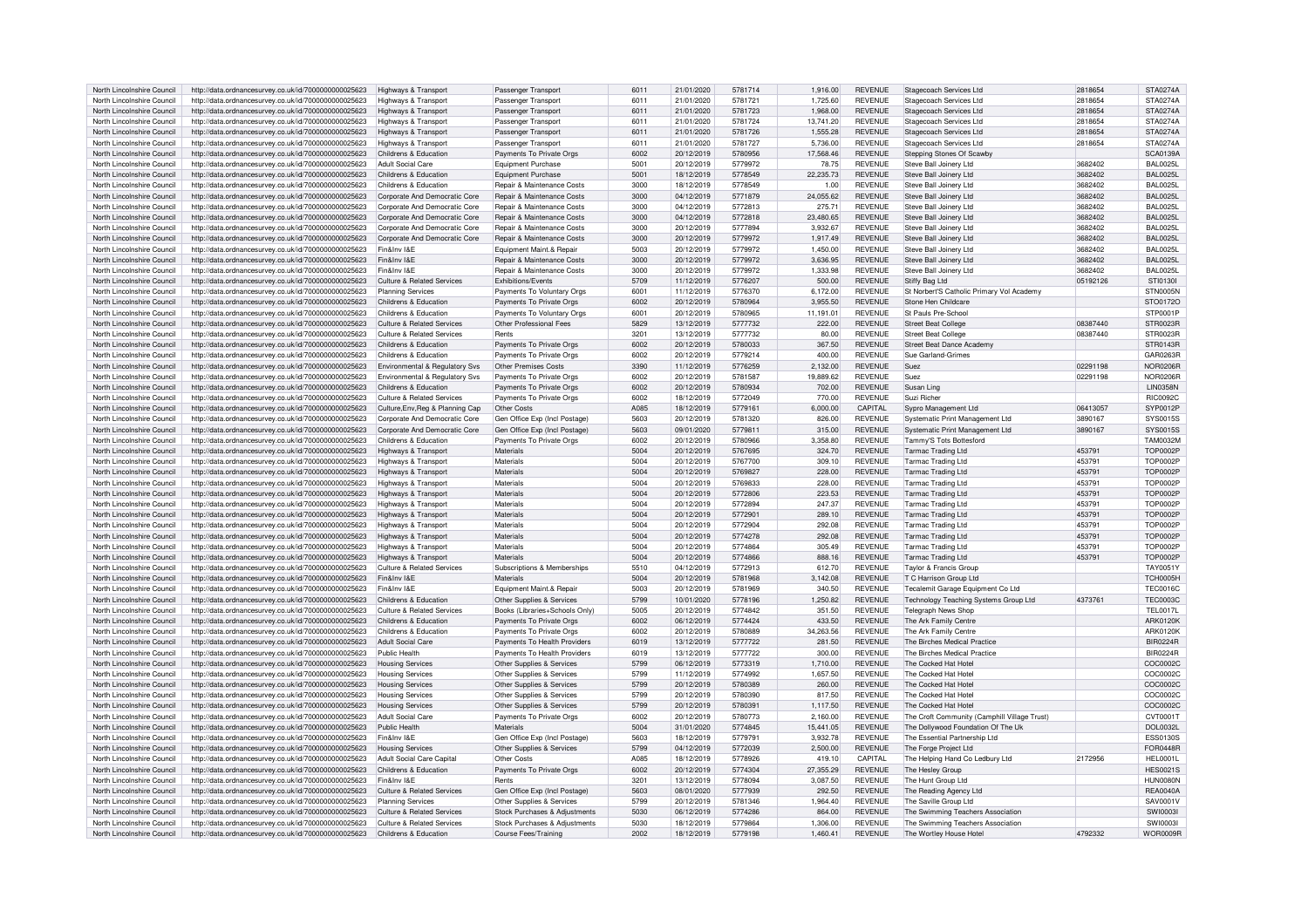| North Lincolnshire Council | http://data.ordnancesurvey.co.uk/id/7000000000025623 | Highways & Transport | Passenger Transport | 6011 | 21/01/2020 | 5781714 | 1,916.00 | REVENUE | Stagecoach Services Ltd | 2818654 | STA0274A |
|---|---|---|---|---|---|---|---|---|---|---|---|
| North Lincolnshire Council | http://data.ordnancesurvey.co.uk/id/7000000000025623 | Highways & Transport | Passenger Transport | 6011 | 21/01/2020 | 5781721 | 1,725.60 | REVENUE | Stagecoach Services Ltd | 2818654 | STA0274A |
| North Lincolnshire Council | http://data.ordnancesurvey.co.uk/id/7000000000025623 | Highways & Transport | Passenger Transport | 6011 | 21/01/2020 | 5781723 | 1,968.00 | REVENUE | Stagecoach Services Ltd | 2818654 | STA0274A |
| North Lincolnshire Council | http://data.ordnancesurvey.co.uk/id/7000000000025623 | Highways & Transport | Passenger Transport | 6011 | 21/01/2020 | 5781724 | 13,741.20 | REVENUE | Stagecoach Services Ltd | 2818654 | STA0274A |
| North Lincolnshire Council | http://data.ordnancesurvey.co.uk/id/7000000000025623 | Highways & Transport | Passenger Transport | 6011 | 21/01/2020 | 5781726 | 1,555.28 | REVENUE | Stagecoach Services Ltd | 2818654 | STA0274A |
| North Lincolnshire Council | http://data.ordnancesurvey.co.uk/id/7000000000025623 | Highways & Transport | Passenger Transport | 6011 | 21/01/2020 | 5781727 | 5,736.00 | REVENUE | Stagecoach Services Ltd | 2818654 | STA0274A |
| North Lincolnshire Council | http://data.ordnancesurvey.co.uk/id/7000000000025623 | Childrens & Education | Payments To Private Orgs | 6002 | 20/12/2019 | 5780956 | 17,568.46 | REVENUE | Stepping Stones Of Scawby | | SCA0139A |
| North Lincolnshire Council | http://data.ordnancesurvey.co.uk/id/7000000000025623 | Adult Social Care | Equipment Purchase | 5001 | 20/12/2019 | 5779972 | 78.75 | REVENUE | Steve Ball Joinery Ltd | 3682402 | BAL0025L |
| North Lincolnshire Council | http://data.ordnancesurvey.co.uk/id/7000000000025623 | Childrens & Education | Equipment Purchase | 5001 | 18/12/2019 | 5778549 | 22,235.73 | REVENUE | Steve Ball Joinery Ltd | 3682402 | BAL0025L |
| North Lincolnshire Council | http://data.ordnancesurvey.co.uk/id/7000000000025623 | Childrens & Education | Repair & Maintenance Costs | 3000 | 18/12/2019 | 5778549 | 1.00 | REVENUE | Steve Ball Joinery Ltd | 3682402 | BAL0025L |
| North Lincolnshire Council | http://data.ordnancesurvey.co.uk/id/7000000000025623 | Corporate And Democratic Core | Repair & Maintenance Costs | 3000 | 04/12/2019 | 5771879 | 24,055.62 | REVENUE | Steve Ball Joinery Ltd | 3682402 | BAL0025L |
| North Lincolnshire Council | http://data.ordnancesurvey.co.uk/id/7000000000025623 | Corporate And Democratic Core | Repair & Maintenance Costs | 3000 | 04/12/2019 | 5772813 | 275.71 | REVENUE | Steve Ball Joinery Ltd | 3682402 | BAL0025L |
| North Lincolnshire Council | http://data.ordnancesurvey.co.uk/id/7000000000025623 | Corporate And Democratic Core | Repair & Maintenance Costs | 3000 | 04/12/2019 | 5772818 | 23,480.65 | REVENUE | Steve Ball Joinery Ltd | 3682402 | BAL0025L |
| North Lincolnshire Council | http://data.ordnancesurvey.co.uk/id/7000000000025623 | Corporate And Democratic Core | Repair & Maintenance Costs | 3000 | 20/12/2019 | 5777894 | 3,932.67 | REVENUE | Steve Ball Joinery Ltd | 3682402 | BAL0025L |
| North Lincolnshire Council | http://data.ordnancesurvey.co.uk/id/7000000000025623 | Corporate And Democratic Core | Repair & Maintenance Costs | 3000 | 20/12/2019 | 5779972 | 1,917.49 | REVENUE | Steve Ball Joinery Ltd | 3682402 | BAL0025L |
| North Lincolnshire Council | http://data.ordnancesurvey.co.uk/id/7000000000025623 | Fin&Inv I&E | Equipment Maint.& Repair | 5003 | 20/12/2019 | 5779972 | 1,450.00 | REVENUE | Steve Ball Joinery Ltd | 3682402 | BAL0025L |
| North Lincolnshire Council | http://data.ordnancesurvey.co.uk/id/7000000000025623 | Fin&Inv I&E | Repair & Maintenance Costs | 3000 | 20/12/2019 | 5779972 | 3,636.95 | REVENUE | Steve Ball Joinery Ltd | 3682402 | BAL0025L |
| North Lincolnshire Council | http://data.ordnancesurvey.co.uk/id/7000000000025623 | Fin&Inv I&E | Repair & Maintenance Costs | 3000 | 20/12/2019 | 5779972 | 1,333.98 | REVENUE | Steve Ball Joinery Ltd | 3682402 | BAL0025L |
| North Lincolnshire Council | http://data.ordnancesurvey.co.uk/id/7000000000025623 | Culture & Related Services | Exhibitions/Events | 5709 | 11/12/2019 | 5776207 | 500.00 | REVENUE | Stiffy Bag Ltd | 05192126 | STI0130I |
| North Lincolnshire Council | http://data.ordnancesurvey.co.uk/id/7000000000025623 | Planning Services | Payments To Voluntary Orgs | 6001 | 11/12/2019 | 5776370 | 6,172.00 | REVENUE | St Norbert'S Catholic Primary Vol Academy | | STN0005N |
| North Lincolnshire Council | http://data.ordnancesurvey.co.uk/id/7000000000025623 | Childrens & Education | Payments To Private Orgs | 6002 | 20/12/2019 | 5780964 | 3,955.50 | REVENUE | Stone Hen Childcare | | STO0172O |
| North Lincolnshire Council | http://data.ordnancesurvey.co.uk/id/7000000000025623 | Childrens & Education | Payments To Voluntary Orgs | 6001 | 20/12/2019 | 5780965 | 11,191.01 | REVENUE | St Pauls Pre-School | | STP0001P |
| North Lincolnshire Council | http://data.ordnancesurvey.co.uk/id/7000000000025623 | Culture & Related Services | Other Professional Fees | 5829 | 13/12/2019 | 5777732 | 222.00 | REVENUE | Street Beat College | 08387440 | STR0023R |
| North Lincolnshire Council | http://data.ordnancesurvey.co.uk/id/7000000000025623 | Culture & Related Services | Rents | 3201 | 13/12/2019 | 5777732 | 80.00 | REVENUE | Street Beat College | 08387440 | STR0023R |
| North Lincolnshire Council | http://data.ordnancesurvey.co.uk/id/7000000000025623 | Childrens & Education | Payments To Private Orgs | 6002 | 20/12/2019 | 5780033 | 367.50 | REVENUE | Street Beat Dance Academy | | STR0143R |
| North Lincolnshire Council | http://data.ordnancesurvey.co.uk/id/7000000000025623 | Childrens & Education | Payments To Private Orgs | 6002 | 20/12/2019 | 5779214 | 400.00 | REVENUE | Sue Garland-Grimes | | GAR0263R |
| North Lincolnshire Council | http://data.ordnancesurvey.co.uk/id/7000000000025623 | Environmental & Regulatory Svs | Other Premises Costs | 3390 | 11/12/2019 | 5776259 | 2,132.00 | REVENUE | Suez | 02291198 | NOR0206R |
| North Lincolnshire Council | http://data.ordnancesurvey.co.uk/id/7000000000025623 | Environmental & Regulatory Svs | Payments To Private Orgs | 6002 | 20/12/2019 | 5781587 | 19,889.62 | REVENUE | Suez | 02291198 | NOR0206R |
| North Lincolnshire Council | http://data.ordnancesurvey.co.uk/id/7000000000025623 | Childrens & Education | Payments To Private Orgs | 6002 | 20/12/2019 | 5780934 | 702.00 | REVENUE | Susan Ling | | LIN0358N |
| North Lincolnshire Council | http://data.ordnancesurvey.co.uk/id/7000000000025623 | Culture & Related Services | Payments To Private Orgs | 6002 | 18/12/2019 | 5772049 | 770.00 | REVENUE | Suzi Richer | | RIC0092C |
| North Lincolnshire Council | http://data.ordnancesurvey.co.uk/id/7000000000025623 | Culture,Env,Reg & Planning Cap | Other Costs | A085 | 18/12/2019 | 5779161 | 6,000.00 | CAPITAL | Sypro Management Ltd | 06413057 | SYP0012P |
| North Lincolnshire Council | http://data.ordnancesurvey.co.uk/id/7000000000025623 | Corporate And Democratic Core | Gen Office Exp (Incl Postage) | 5603 | 20/12/2019 | 5781320 | 826.00 | REVENUE | Systematic Print Management Ltd | 3890167 | SYS0015S |
| North Lincolnshire Council | http://data.ordnancesurvey.co.uk/id/7000000000025623 | Corporate And Democratic Core | Gen Office Exp (Incl Postage) | 5603 | 09/01/2020 | 5779811 | 315.00 | REVENUE | Systematic Print Management Ltd | 3890167 | SYS0015S |
| North Lincolnshire Council | http://data.ordnancesurvey.co.uk/id/7000000000025623 | Childrens & Education | Payments To Private Orgs | 6002 | 20/12/2019 | 5780966 | 3,358.80 | REVENUE | Tammy'S Tots Bottesford | | TAM0032M |
| North Lincolnshire Council | http://data.ordnancesurvey.co.uk/id/7000000000025623 | Highways & Transport | Materials | 5004 | 20/12/2019 | 5767695 | 324.70 | REVENUE | Tarmac Trading Ltd | 453791 | TOP0002P |
| North Lincolnshire Council | http://data.ordnancesurvey.co.uk/id/7000000000025623 | Highways & Transport | Materials | 5004 | 20/12/2019 | 5767700 | 309.10 | REVENUE | Tarmac Trading Ltd | 453791 | TOP0002P |
| North Lincolnshire Council | http://data.ordnancesurvey.co.uk/id/7000000000025623 | Highways & Transport | Materials | 5004 | 20/12/2019 | 5769827 | 228.00 | REVENUE | Tarmac Trading Ltd | 453791 | TOP0002P |
| North Lincolnshire Council | http://data.ordnancesurvey.co.uk/id/7000000000025623 | Highways & Transport | Materials | 5004 | 20/12/2019 | 5769833 | 228.00 | REVENUE | Tarmac Trading Ltd | 453791 | TOP0002P |
| North Lincolnshire Council | http://data.ordnancesurvey.co.uk/id/7000000000025623 | Highways & Transport | Materials | 5004 | 20/12/2019 | 5772806 | 223.53 | REVENUE | Tarmac Trading Ltd | 453791 | TOP0002P |
| North Lincolnshire Council | http://data.ordnancesurvey.co.uk/id/7000000000025623 | Highways & Transport | Materials | 5004 | 20/12/2019 | 5772894 | 247.37 | REVENUE | Tarmac Trading Ltd | 453791 | TOP0002P |
| North Lincolnshire Council | http://data.ordnancesurvey.co.uk/id/7000000000025623 | Highways & Transport | Materials | 5004 | 20/12/2019 | 5772901 | 289.10 | REVENUE | Tarmac Trading Ltd | 453791 | TOP0002P |
| North Lincolnshire Council | http://data.ordnancesurvey.co.uk/id/7000000000025623 | Highways & Transport | Materials | 5004 | 20/12/2019 | 5772904 | 292.08 | REVENUE | Tarmac Trading Ltd | 453791 | TOP0002P |
| North Lincolnshire Council | http://data.ordnancesurvey.co.uk/id/7000000000025623 | Highways & Transport | Materials | 5004 | 20/12/2019 | 5774278 | 292.08 | REVENUE | Tarmac Trading Ltd | 453791 | TOP0002P |
| North Lincolnshire Council | http://data.ordnancesurvey.co.uk/id/7000000000025623 | Highways & Transport | Materials | 5004 | 20/12/2019 | 5774864 | 305.49 | REVENUE | Tarmac Trading Ltd | 453791 | TOP0002P |
| North Lincolnshire Council | http://data.ordnancesurvey.co.uk/id/7000000000025623 | Highways & Transport | Materials | 5004 | 20/12/2019 | 5774866 | 888.16 | REVENUE | Tarmac Trading Ltd | 453791 | TOP0002P |
| North Lincolnshire Council | http://data.ordnancesurvey.co.uk/id/7000000000025623 | Culture & Related Services | Subscriptions & Memberships | 5510 | 04/12/2019 | 5772913 | 612.70 | REVENUE | Taylor & Francis Group | | TAY0051Y |
| North Lincolnshire Council | http://data.ordnancesurvey.co.uk/id/7000000000025623 | Fin&Inv I&E | Materials | 5004 | 20/12/2019 | 5781968 | 3,142.08 | REVENUE | T C Harrison Group Ltd | | TCH0005H |
| North Lincolnshire Council | http://data.ordnancesurvey.co.uk/id/7000000000025623 | Fin&Inv I&E | Equipment Maint.& Repair | 5003 | 20/12/2019 | 5781969 | 340.50 | REVENUE | Tecalemit Garage Equipment Co Ltd | | TEC0016C |
| North Lincolnshire Council | http://data.ordnancesurvey.co.uk/id/7000000000025623 | Childrens & Education | Other Supplies & Services | 5799 | 10/01/2020 | 5778196 | 1,250.82 | REVENUE | Technology Teaching Systems Group Ltd | 4373761 | TEC0003C |
| North Lincolnshire Council | http://data.ordnancesurvey.co.uk/id/7000000000025623 | Culture & Related Services | Books (Libraries+Schools Only) | 5005 | 20/12/2019 | 5774842 | 351.50 | REVENUE | Telegraph News Shop | | TEL0017L |
| North Lincolnshire Council | http://data.ordnancesurvey.co.uk/id/7000000000025623 | Childrens & Education | Payments To Private Orgs | 6002 | 06/12/2019 | 5774424 | 433.50 | REVENUE | The Ark Family Centre | | ARK0120K |
| North Lincolnshire Council | http://data.ordnancesurvey.co.uk/id/7000000000025623 | Childrens & Education | Payments To Private Orgs | 6002 | 20/12/2019 | 5780889 | 34,263.56 | REVENUE | The Ark Family Centre | | ARK0120K |
| North Lincolnshire Council | http://data.ordnancesurvey.co.uk/id/7000000000025623 | Adult Social Care | Payments To Health Providers | 6019 | 13/12/2019 | 5777722 | 281.50 | REVENUE | The Birches Medical Practice | | BIR0224R |
| North Lincolnshire Council | http://data.ordnancesurvey.co.uk/id/7000000000025623 | Public Health | Payments To Health Providers | 6019 | 13/12/2019 | 5777722 | 300.00 | REVENUE | The Birches Medical Practice | | BIR0224R |
| North Lincolnshire Council | http://data.ordnancesurvey.co.uk/id/7000000000025623 | Housing Services | Other Supplies & Services | 5799 | 06/12/2019 | 5773319 | 1,710.00 | REVENUE | The Cocked Hat Hotel | | COC0002C |
| North Lincolnshire Council | http://data.ordnancesurvey.co.uk/id/7000000000025623 | Housing Services | Other Supplies & Services | 5799 | 11/12/2019 | 5774992 | 1,657.50 | REVENUE | The Cocked Hat Hotel | | COC0002C |
| North Lincolnshire Council | http://data.ordnancesurvey.co.uk/id/7000000000025623 | Housing Services | Other Supplies & Services | 5799 | 20/12/2019 | 5780389 | 260.00 | REVENUE | The Cocked Hat Hotel | | COC0002C |
| North Lincolnshire Council | http://data.ordnancesurvey.co.uk/id/7000000000025623 | Housing Services | Other Supplies & Services | 5799 | 20/12/2019 | 5780390 | 817.50 | REVENUE | The Cocked Hat Hotel | | COC0002C |
| North Lincolnshire Council | http://data.ordnancesurvey.co.uk/id/7000000000025623 | Housing Services | Other Supplies & Services | 5799 | 20/12/2019 | 5780391 | 1,117.50 | REVENUE | The Cocked Hat Hotel | | COC0002C |
| North Lincolnshire Council | http://data.ordnancesurvey.co.uk/id/7000000000025623 | Adult Social Care | Payments To Private Orgs | 6002 | 20/12/2019 | 5780773 | 2,160.00 | REVENUE | The Croft Community (Camphill Village Trust) | | CVT0001T |
| North Lincolnshire Council | http://data.ordnancesurvey.co.uk/id/7000000000025623 | Public Health | Materials | 5004 | 31/01/2020 | 5774845 | 15,441.05 | REVENUE | The Dollywood Foundation Of The Uk | | DOL0032L |
| North Lincolnshire Council | http://data.ordnancesurvey.co.uk/id/7000000000025623 | Fin&Inv I&E | Gen Office Exp (Incl Postage) | 5603 | 18/12/2019 | 5779791 | 3,932.78 | REVENUE | The Essential Partnership Ltd | | ESS0130S |
| North Lincolnshire Council | http://data.ordnancesurvey.co.uk/id/7000000000025623 | Housing Services | Other Supplies & Services | 5799 | 04/12/2019 | 5772039 | 2,500.00 | REVENUE | The Forge Project Ltd | | FOR0448R |
| North Lincolnshire Council | http://data.ordnancesurvey.co.uk/id/7000000000025623 | Adult Social Care Capital | Other Costs | A085 | 18/12/2019 | 5778926 | 419.10 | CAPITAL | The Helping Hand Co Ledbury Ltd | 2172956 | HEL0001L |
| North Lincolnshire Council | http://data.ordnancesurvey.co.uk/id/7000000000025623 | Childrens & Education | Payments To Private Orgs | 6002 | 20/12/2019 | 5774304 | 27,355.29 | REVENUE | The Hesley Group | | HES0021S |
| North Lincolnshire Council | http://data.ordnancesurvey.co.uk/id/7000000000025623 | Fin&Inv I&E | Rents | 3201 | 13/12/2019 | 5778094 | 3,087.50 | REVENUE | The Hunt Group Ltd | | HUN0080N |
| North Lincolnshire Council | http://data.ordnancesurvey.co.uk/id/7000000000025623 | Culture & Related Services | Gen Office Exp (Incl Postage) | 5603 | 08/01/2020 | 5777939 | 292.50 | REVENUE | The Reading Agency Ltd | | REA0040A |
| North Lincolnshire Council | http://data.ordnancesurvey.co.uk/id/7000000000025623 | Planning Services | Other Supplies & Services | 5799 | 20/12/2019 | 5781346 | 1,964.40 | REVENUE | The Saville Group Ltd | | SAV0001V |
| North Lincolnshire Council | http://data.ordnancesurvey.co.uk/id/7000000000025623 | Culture & Related Services | Stock Purchases & Adjustments | 5030 | 06/12/2019 | 5774286 | 864.00 | REVENUE | The Swimming Teachers Association | | SWI0003I |
| North Lincolnshire Council | http://data.ordnancesurvey.co.uk/id/7000000000025623 | Culture & Related Services | Stock Purchases & Adjustments | 5030 | 18/12/2019 | 5779864 | 1,306.00 | REVENUE | The Swimming Teachers Association | | SWI0003I |
| North Lincolnshire Council | http://data.ordnancesurvey.co.uk/id/7000000000025623 | Childrens & Education | Course Fees/Training | 2002 | 18/12/2019 | 5779198 | 1,460.41 | REVENUE | The Wortley House Hotel | 4792332 | WOR0009R |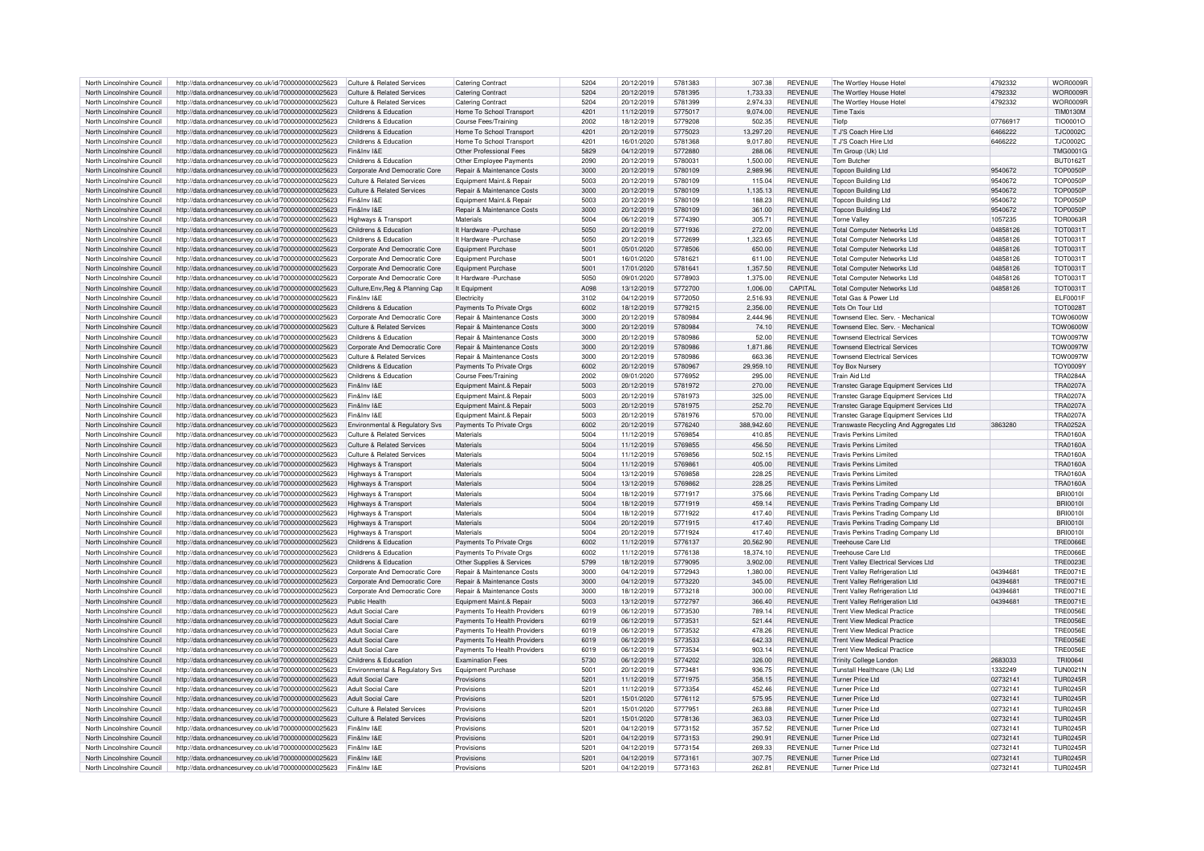| North Lincolnshire Council | http://data.ordnancesurvey.co.uk/id/7000000000025623 | Culture & Related Services | Catering Contract | 5204 | 20/12/2019 | 5781383 | 307.38 | REVENUE | The Wortley House Hotel | 4792332 | WOR0009R |
|---|---|---|---|---|---|---|---|---|---|---|---|
| North Lincolnshire Council | http://data.ordnancesurvey.co.uk/id/7000000000025623 | Culture & Related Services | Catering Contract | 5204 | 20/12/2019 | 5781395 | 1,733.33 | REVENUE | The Wortley House Hotel | 4792332 | WOR0009R |
| North Lincolnshire Council | http://data.ordnancesurvey.co.uk/id/7000000000025623 | Culture & Related Services | Catering Contract | 5204 | 20/12/2019 | 5781399 | 2,974.33 | REVENUE | The Wortley House Hotel | 4792332 | WOR0009R |
| North Lincolnshire Council | http://data.ordnancesurvey.co.uk/id/7000000000025623 | Childrens & Education | Home To School Transport | 4201 | 11/12/2019 | 5775017 | 9,074.00 | REVENUE | Time Taxis | | TIM0130M |
| North Lincolnshire Council | http://data.ordnancesurvey.co.uk/id/7000000000025623 | Childrens & Education | Course Fees/Training | 2002 | 18/12/2019 | 5779208 | 502.35 | REVENUE | Tiofp | 07766917 | TIO0001O |
| North Lincolnshire Council | http://data.ordnancesurvey.co.uk/id/7000000000025623 | Childrens & Education | Home To School Transport | 4201 | 20/12/2019 | 5775023 | 13,297.20 | REVENUE | T J'S Coach Hire Ltd | 6466222 | TJC0002C |
| North Lincolnshire Council | http://data.ordnancesurvey.co.uk/id/7000000000025623 | Childrens & Education | Home To School Transport | 4201 | 16/01/2020 | 5781368 | 9,017.80 | REVENUE | T J'S Coach Hire Ltd | 6466222 | TJC0002C |
| North Lincolnshire Council | http://data.ordnancesurvey.co.uk/id/7000000000025623 | Fin&Inv I&E | Other Professional Fees | 5829 | 04/12/2019 | 5772880 | 288.06 | REVENUE | Tm Group (Uk) Ltd | | TMG0001G |
| North Lincolnshire Council | http://data.ordnancesurvey.co.uk/id/7000000000025623 | Childrens & Education | Other Employee Payments | 2090 | 20/12/2019 | 5780031 | 1,500.00 | REVENUE | Tom Butcher | | BUT0162T |
| North Lincolnshire Council | http://data.ordnancesurvey.co.uk/id/7000000000025623 | Corporate And Democratic Core | Repair & Maintenance Costs | 3000 | 20/12/2019 | 5780109 | 2,989.96 | REVENUE | Topcon Building Ltd | 9540672 | TOP0050P |
| North Lincolnshire Council | http://data.ordnancesurvey.co.uk/id/7000000000025623 | Culture & Related Services | Equipment Maint.& Repair | 5003 | 20/12/2019 | 5780109 | 115.04 | REVENUE | Topcon Building Ltd | 9540672 | TOP0050P |
| North Lincolnshire Council | http://data.ordnancesurvey.co.uk/id/7000000000025623 | Culture & Related Services | Repair & Maintenance Costs | 3000 | 20/12/2019 | 5780109 | 1,135.13 | REVENUE | Topcon Building Ltd | 9540672 | TOP0050P |
| North Lincolnshire Council | http://data.ordnancesurvey.co.uk/id/7000000000025623 | Fin&Inv I&E | Equipment Maint.& Repair | 5003 | 20/12/2019 | 5780109 | 188.23 | REVENUE | Topcon Building Ltd | 9540672 | TOP0050P |
| North Lincolnshire Council | http://data.ordnancesurvey.co.uk/id/7000000000025623 | Fin&Inv I&E | Repair & Maintenance Costs | 3000 | 20/12/2019 | 5780109 | 361.00 | REVENUE | Topcon Building Ltd | 9540672 | TOP0050P |
| North Lincolnshire Council | http://data.ordnancesurvey.co.uk/id/7000000000025623 | Highways & Transport | Materials | 5004 | 06/12/2019 | 5774390 | 305.71 | REVENUE | Torne Valley | 1057235 | TOR0063R |
| North Lincolnshire Council | http://data.ordnancesurvey.co.uk/id/7000000000025623 | Childrens & Education | It Hardware -Purchase | 5050 | 20/12/2019 | 5771936 | 272.00 | REVENUE | Total Computer Networks Ltd | 04858126 | TOT0031T |
| North Lincolnshire Council | http://data.ordnancesurvey.co.uk/id/7000000000025623 | Childrens & Education | It Hardware -Purchase | 5050 | 20/12/2019 | 5772699 | 1,323.65 | REVENUE | Total Computer Networks Ltd | 04858126 | TOT0031T |
| North Lincolnshire Council | http://data.ordnancesurvey.co.uk/id/7000000000025623 | Corporate And Democratic Core | Equipment Purchase | 5001 | 05/01/2020 | 5778506 | 650.00 | REVENUE | Total Computer Networks Ltd | 04858126 | TOT0031T |
| North Lincolnshire Council | http://data.ordnancesurvey.co.uk/id/7000000000025623 | Corporate And Democratic Core | Equipment Purchase | 5001 | 16/01/2020 | 5781621 | 611.00 | REVENUE | Total Computer Networks Ltd | 04858126 | TOT0031T |
| North Lincolnshire Council | http://data.ordnancesurvey.co.uk/id/7000000000025623 | Corporate And Democratic Core | Equipment Purchase | 5001 | 17/01/2020 | 5781641 | 1,357.50 | REVENUE | Total Computer Networks Ltd | 04858126 | TOT0031T |
| North Lincolnshire Council | http://data.ordnancesurvey.co.uk/id/7000000000025623 | Corporate And Democratic Core | It Hardware -Purchase | 5050 | 09/01/2020 | 5778903 | 1,375.00 | REVENUE | Total Computer Networks Ltd | 04858126 | TOT0031T |
| North Lincolnshire Council | http://data.ordnancesurvey.co.uk/id/7000000000025623 | Culture,Env,Reg & Planning Cap | It Equipment | A098 | 13/12/2019 | 5772700 | 1,006.00 | CAPITAL | Total Computer Networks Ltd | 04858126 | TOT0031T |
| North Lincolnshire Council | http://data.ordnancesurvey.co.uk/id/7000000000025623 | Fin&Inv I&E | Electricity | 3102 | 04/12/2019 | 5772050 | 2,516.93 | REVENUE | Total Gas & Power Ltd | | ELF0001F |
| North Lincolnshire Council | http://data.ordnancesurvey.co.uk/id/7000000000025623 | Childrens & Education | Payments To Private Orgs | 6002 | 18/12/2019 | 5779215 | 2,356.00 | REVENUE | Tots On Tour Ltd | | TOT0028T |
| North Lincolnshire Council | http://data.ordnancesurvey.co.uk/id/7000000000025623 | Corporate And Democratic Core | Repair & Maintenance Costs | 3000 | 20/12/2019 | 5780984 | 2,444.96 | REVENUE | Townsend Elec. Serv. - Mechanical | | TOW0600W |
| North Lincolnshire Council | http://data.ordnancesurvey.co.uk/id/7000000000025623 | Culture & Related Services | Repair & Maintenance Costs | 3000 | 20/12/2019 | 5780984 | 74.10 | REVENUE | Townsend Elec. Serv. - Mechanical | | TOW0600W |
| North Lincolnshire Council | http://data.ordnancesurvey.co.uk/id/7000000000025623 | Childrens & Education | Repair & Maintenance Costs | 3000 | 20/12/2019 | 5780986 | 52.00 | REVENUE | Townsend Electrical Services | | TOW0097W |
| North Lincolnshire Council | http://data.ordnancesurvey.co.uk/id/7000000000025623 | Corporate And Democratic Core | Repair & Maintenance Costs | 3000 | 20/12/2019 | 5780986 | 1,871.86 | REVENUE | Townsend Electrical Services | | TOW0097W |
| North Lincolnshire Council | http://data.ordnancesurvey.co.uk/id/7000000000025623 | Culture & Related Services | Repair & Maintenance Costs | 3000 | 20/12/2019 | 5780986 | 663.36 | REVENUE | Townsend Electrical Services | | TOW0097W |
| North Lincolnshire Council | http://data.ordnancesurvey.co.uk/id/7000000000025623 | Childrens & Education | Payments To Private Orgs | 6002 | 20/12/2019 | 5780967 | 29,959.10 | REVENUE | Toy Box Nursery | | TOY0009Y |
| North Lincolnshire Council | http://data.ordnancesurvey.co.uk/id/7000000000025623 | Childrens & Education | Course Fees/Training | 2002 | 09/01/2020 | 5776952 | 295.00 | REVENUE | Train Aid Ltd | | TRA0284A |
| North Lincolnshire Council | http://data.ordnancesurvey.co.uk/id/7000000000025623 | Fin&Inv I&E | Equipment Maint.& Repair | 5003 | 20/12/2019 | 5781972 | 270.00 | REVENUE | Transtec Garage Equipment Services Ltd | | TRA0207A |
| North Lincolnshire Council | http://data.ordnancesurvey.co.uk/id/7000000000025623 | Fin&Inv I&E | Equipment Maint.& Repair | 5003 | 20/12/2019 | 5781973 | 325.00 | REVENUE | Transtec Garage Equipment Services Ltd | | TRA0207A |
| North Lincolnshire Council | http://data.ordnancesurvey.co.uk/id/7000000000025623 | Fin&Inv I&E | Equipment Maint.& Repair | 5003 | 20/12/2019 | 5781975 | 252.70 | REVENUE | Transtec Garage Equipment Services Ltd | | TRA0207A |
| North Lincolnshire Council | http://data.ordnancesurvey.co.uk/id/7000000000025623 | Fin&Inv I&E | Equipment Maint.& Repair | 5003 | 20/12/2019 | 5781976 | 570.00 | REVENUE | Transtec Garage Equipment Services Ltd | | TRA0207A |
| North Lincolnshire Council | http://data.ordnancesurvey.co.uk/id/7000000000025623 | Environmental & Regulatory Svs | Payments To Private Orgs | 6002 | 20/12/2019 | 5776240 | 388,942.60 | REVENUE | Transwaste Recycling And Aggregates Ltd | 3863280 | TRA0252A |
| North Lincolnshire Council | http://data.ordnancesurvey.co.uk/id/7000000000025623 | Culture & Related Services | Materials | 5004 | 11/12/2019 | 5769854 | 410.85 | REVENUE | Travis Perkins Limited | | TRA0160A |
| North Lincolnshire Council | http://data.ordnancesurvey.co.uk/id/7000000000025623 | Culture & Related Services | Materials | 5004 | 11/12/2019 | 5769855 | 456.50 | REVENUE | Travis Perkins Limited | | TRA0160A |
| North Lincolnshire Council | http://data.ordnancesurvey.co.uk/id/7000000000025623 | Culture & Related Services | Materials | 5004 | 11/12/2019 | 5769856 | 502.15 | REVENUE | Travis Perkins Limited | | TRA0160A |
| North Lincolnshire Council | http://data.ordnancesurvey.co.uk/id/7000000000025623 | Highways & Transport | Materials | 5004 | 11/12/2019 | 5769861 | 405.00 | REVENUE | Travis Perkins Limited | | TRA0160A |
| North Lincolnshire Council | http://data.ordnancesurvey.co.uk/id/7000000000025623 | Highways & Transport | Materials | 5004 | 13/12/2019 | 5769858 | 228.25 | REVENUE | Travis Perkins Limited | | TRA0160A |
| North Lincolnshire Council | http://data.ordnancesurvey.co.uk/id/7000000000025623 | Highways & Transport | Materials | 5004 | 13/12/2019 | 5769862 | 228.25 | REVENUE | Travis Perkins Limited | | TRA0160A |
| North Lincolnshire Council | http://data.ordnancesurvey.co.uk/id/7000000000025623 | Highways & Transport | Materials | 5004 | 18/12/2019 | 5771917 | 375.66 | REVENUE | Travis Perkins Trading Company Ltd | | BRI0010I |
| North Lincolnshire Council | http://data.ordnancesurvey.co.uk/id/7000000000025623 | Highways & Transport | Materials | 5004 | 18/12/2019 | 5771919 | 459.14 | REVENUE | Travis Perkins Trading Company Ltd | | BRI0010I |
| North Lincolnshire Council | http://data.ordnancesurvey.co.uk/id/7000000000025623 | Highways & Transport | Materials | 5004 | 18/12/2019 | 5771922 | 417.40 | REVENUE | Travis Perkins Trading Company Ltd | | BRI0010I |
| North Lincolnshire Council | http://data.ordnancesurvey.co.uk/id/7000000000025623 | Highways & Transport | Materials | 5004 | 20/12/2019 | 5771915 | 417.40 | REVENUE | Travis Perkins Trading Company Ltd | | BRI0010I |
| North Lincolnshire Council | http://data.ordnancesurvey.co.uk/id/7000000000025623 | Highways & Transport | Materials | 5004 | 20/12/2019 | 5771924 | 417.40 | REVENUE | Travis Perkins Trading Company Ltd | | BRI0010I |
| North Lincolnshire Council | http://data.ordnancesurvey.co.uk/id/7000000000025623 | Childrens & Education | Payments To Private Orgs | 6002 | 11/12/2019 | 5776137 | 20,562.90 | REVENUE | Treehouse Care Ltd | | TRE0066E |
| North Lincolnshire Council | http://data.ordnancesurvey.co.uk/id/7000000000025623 | Childrens & Education | Payments To Private Orgs | 6002 | 11/12/2019 | 5776138 | 18,374.10 | REVENUE | Treehouse Care Ltd | | TRE0066E |
| North Lincolnshire Council | http://data.ordnancesurvey.co.uk/id/7000000000025623 | Childrens & Education | Other Supplies & Services | 5799 | 18/12/2019 | 5779095 | 3,902.00 | REVENUE | Trent Valley Electrical Services Ltd | | TRE0023E |
| North Lincolnshire Council | http://data.ordnancesurvey.co.uk/id/7000000000025623 | Corporate And Democratic Core | Repair & Maintenance Costs | 3000 | 04/12/2019 | 5772943 | 1,380.00 | REVENUE | Trent Valley Refrigeration Ltd | 04394681 | TRE0071E |
| North Lincolnshire Council | http://data.ordnancesurvey.co.uk/id/7000000000025623 | Corporate And Democratic Core | Repair & Maintenance Costs | 3000 | 04/12/2019 | 5773220 | 345.00 | REVENUE | Trent Valley Refrigeration Ltd | 04394681 | TRE0071E |
| North Lincolnshire Council | http://data.ordnancesurvey.co.uk/id/7000000000025623 | Corporate And Democratic Core | Repair & Maintenance Costs | 3000 | 18/12/2019 | 5773218 | 300.00 | REVENUE | Trent Valley Refrigeration Ltd | 04394681 | TRE0071E |
| North Lincolnshire Council | http://data.ordnancesurvey.co.uk/id/7000000000025623 | Public Health | Equipment Maint.& Repair | 5003 | 13/12/2019 | 5772797 | 366.40 | REVENUE | Trent Valley Refrigeration Ltd | 04394681 | TRE0071E |
| North Lincolnshire Council | http://data.ordnancesurvey.co.uk/id/7000000000025623 | Adult Social Care | Payments To Health Providers | 6019 | 06/12/2019 | 5773530 | 789.14 | REVENUE | Trent View Medical Practice | | TRE0056E |
| North Lincolnshire Council | http://data.ordnancesurvey.co.uk/id/7000000000025623 | Adult Social Care | Payments To Health Providers | 6019 | 06/12/2019 | 5773531 | 521.44 | REVENUE | Trent View Medical Practice | | TRE0056E |
| North Lincolnshire Council | http://data.ordnancesurvey.co.uk/id/7000000000025623 | Adult Social Care | Payments To Health Providers | 6019 | 06/12/2019 | 5773532 | 478.26 | REVENUE | Trent View Medical Practice | | TRE0056E |
| North Lincolnshire Council | http://data.ordnancesurvey.co.uk/id/7000000000025623 | Adult Social Care | Payments To Health Providers | 6019 | 06/12/2019 | 5773533 | 642.33 | REVENUE | Trent View Medical Practice | | TRE0056E |
| North Lincolnshire Council | http://data.ordnancesurvey.co.uk/id/7000000000025623 | Adult Social Care | Payments To Health Providers | 6019 | 06/12/2019 | 5773534 | 903.14 | REVENUE | Trent View Medical Practice | | TRE0056E |
| North Lincolnshire Council | http://data.ordnancesurvey.co.uk/id/7000000000025623 | Childrens & Education | Examination Fees | 5730 | 06/12/2019 | 5774202 | 326.00 | REVENUE | Trinity College London | 2683033 | TRI0064I |
| North Lincolnshire Council | http://data.ordnancesurvey.co.uk/id/7000000000025623 | Environmental & Regulatory Svs | Equipment Purchase | 5001 | 20/12/2019 | 5773481 | 936.75 | REVENUE | Tunstall Healthcare (Uk) Ltd | 1332249 | TUN0021N |
| North Lincolnshire Council | http://data.ordnancesurvey.co.uk/id/7000000000025623 | Adult Social Care | Provisions | 5201 | 11/12/2019 | 5771975 | 358.15 | REVENUE | Turner Price Ltd | 02732141 | TUR0245R |
| North Lincolnshire Council | http://data.ordnancesurvey.co.uk/id/7000000000025623 | Adult Social Care | Provisions | 5201 | 11/12/2019 | 5773354 | 452.46 | REVENUE | Turner Price Ltd | 02732141 | TUR0245R |
| North Lincolnshire Council | http://data.ordnancesurvey.co.uk/id/7000000000025623 | Adult Social Care | Provisions | 5201 | 15/01/2020 | 5776112 | 575.95 | REVENUE | Turner Price Ltd | 02732141 | TUR0245R |
| North Lincolnshire Council | http://data.ordnancesurvey.co.uk/id/7000000000025623 | Culture & Related Services | Provisions | 5201 | 15/01/2020 | 5777951 | 263.88 | REVENUE | Turner Price Ltd | 02732141 | TUR0245R |
| North Lincolnshire Council | http://data.ordnancesurvey.co.uk/id/7000000000025623 | Culture & Related Services | Provisions | 5201 | 15/01/2020 | 5778136 | 363.03 | REVENUE | Turner Price Ltd | 02732141 | TUR0245R |
| North Lincolnshire Council | http://data.ordnancesurvey.co.uk/id/7000000000025623 | Fin&Inv I&E | Provisions | 5201 | 04/12/2019 | 5773152 | 357.52 | REVENUE | Turner Price Ltd | 02732141 | TUR0245R |
| North Lincolnshire Council | http://data.ordnancesurvey.co.uk/id/7000000000025623 | Fin&Inv I&E | Provisions | 5201 | 04/12/2019 | 5773153 | 290.91 | REVENUE | Turner Price Ltd | 02732141 | TUR0245R |
| North Lincolnshire Council | http://data.ordnancesurvey.co.uk/id/7000000000025623 | Fin&Inv I&E | Provisions | 5201 | 04/12/2019 | 5773154 | 269.33 | REVENUE | Turner Price Ltd | 02732141 | TUR0245R |
| North Lincolnshire Council | http://data.ordnancesurvey.co.uk/id/7000000000025623 | Fin&Inv I&E | Provisions | 5201 | 04/12/2019 | 5773161 | 307.75 | REVENUE | Turner Price Ltd | 02732141 | TUR0245R |
| North Lincolnshire Council | http://data.ordnancesurvey.co.uk/id/7000000000025623 | Fin&Inv I&E | Provisions | 5201 | 04/12/2019 | 5773163 | 262.81 | REVENUE | Turner Price Ltd | 02732141 | TUR0245R |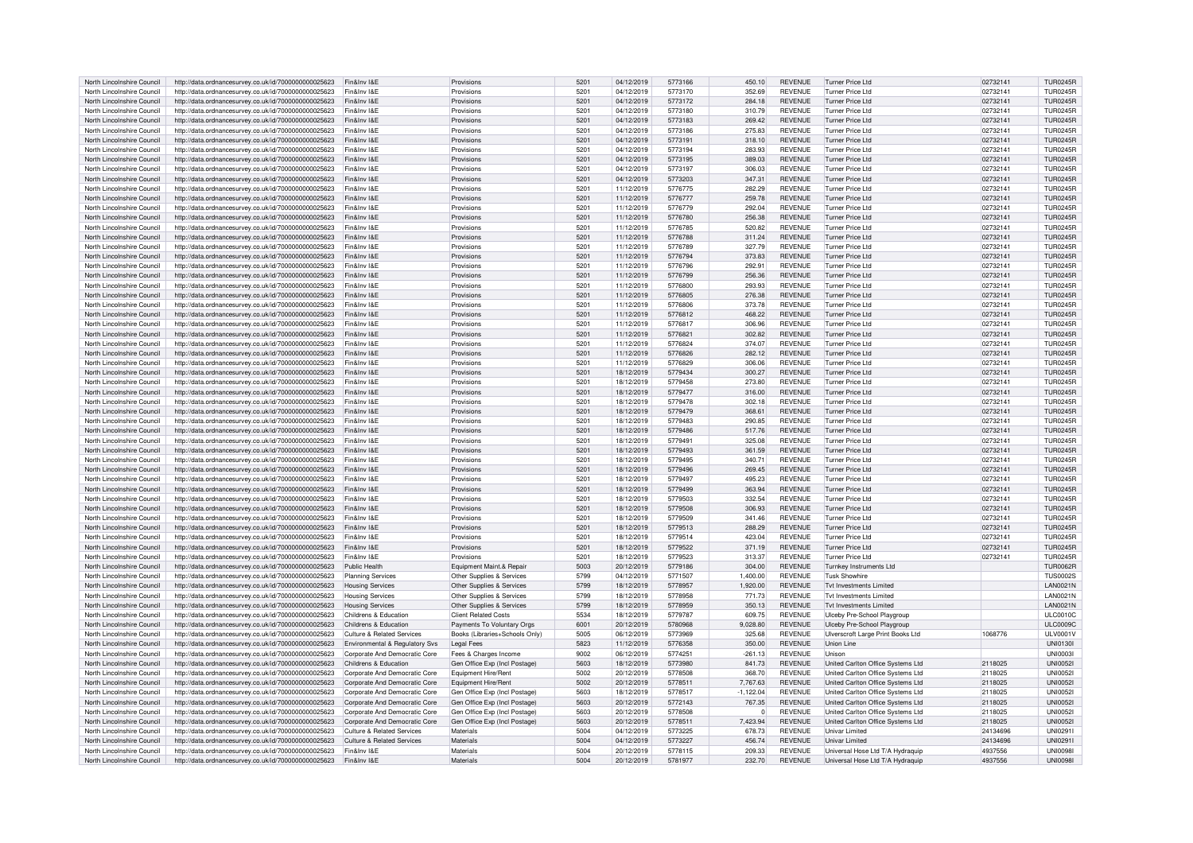| North Lincolnshire Council | http://data.ordnancesurvey.co.uk/id/7000000000025623 | Fin&Inv I&E | Provisions | 5201 | 04/12/2019 | 5773166 | 450.10 | REVENUE | Turner Price Ltd | 02732141 | TUR0245R |
|---|---|---|---|---|---|---|---|---|---|---|---|
| North Lincolnshire Council | http://data.ordnancesurvey.co.uk/id/7000000000025623 | Fin&Inv I&E | Provisions | 5201 | 04/12/2019 | 5773170 | 352.69 | REVENUE | Turner Price Ltd | 02732141 | TUR0245R |
| North Lincolnshire Council | http://data.ordnancesurvey.co.uk/id/7000000000025623 | Fin&Inv I&E | Provisions | 5201 | 04/12/2019 | 5773172 | 284.18 | REVENUE | Turner Price Ltd | 02732141 | TUR0245R |
| North Lincolnshire Council | http://data.ordnancesurvey.co.uk/id/7000000000025623 | Fin&Inv I&E | Provisions | 5201 | 04/12/2019 | 5773180 | 310.79 | REVENUE | Turner Price Ltd | 02732141 | TUR0245R |
| North Lincolnshire Council | http://data.ordnancesurvey.co.uk/id/7000000000025623 | Fin&Inv I&E | Provisions | 5201 | 04/12/2019 | 5773183 | 269.42 | REVENUE | Turner Price Ltd | 02732141 | TUR0245R |
| North Lincolnshire Council | http://data.ordnancesurvey.co.uk/id/7000000000025623 | Fin&Inv I&E | Provisions | 5201 | 04/12/2019 | 5773186 | 275.83 | REVENUE | Turner Price Ltd | 02732141 | TUR0245R |
| North Lincolnshire Council | http://data.ordnancesurvey.co.uk/id/7000000000025623 | Fin&Inv I&E | Provisions | 5201 | 04/12/2019 | 5773191 | 318.10 | REVENUE | Turner Price Ltd | 02732141 | TUR0245R |
| North Lincolnshire Council | http://data.ordnancesurvey.co.uk/id/7000000000025623 | Fin&Inv I&E | Provisions | 5201 | 04/12/2019 | 5773194 | 283.93 | REVENUE | Turner Price Ltd | 02732141 | TUR0245R |
| North Lincolnshire Council | http://data.ordnancesurvey.co.uk/id/7000000000025623 | Fin&Inv I&E | Provisions | 5201 | 04/12/2019 | 5773195 | 389.03 | REVENUE | Turner Price Ltd | 02732141 | TUR0245R |
| North Lincolnshire Council | http://data.ordnancesurvey.co.uk/id/7000000000025623 | Fin&Inv I&E | Provisions | 5201 | 04/12/2019 | 5773197 | 306.03 | REVENUE | Turner Price Ltd | 02732141 | TUR0245R |
| North Lincolnshire Council | http://data.ordnancesurvey.co.uk/id/7000000000025623 | Fin&Inv I&E | Provisions | 5201 | 04/12/2019 | 5773203 | 347.31 | REVENUE | Turner Price Ltd | 02732141 | TUR0245R |
| North Lincolnshire Council | http://data.ordnancesurvey.co.uk/id/7000000000025623 | Fin&Inv I&E | Provisions | 5201 | 11/12/2019 | 5776775 | 282.29 | REVENUE | Turner Price Ltd | 02732141 | TUR0245R |
| North Lincolnshire Council | http://data.ordnancesurvey.co.uk/id/7000000000025623 | Fin&Inv I&E | Provisions | 5201 | 11/12/2019 | 5776777 | 259.78 | REVENUE | Turner Price Ltd | 02732141 | TUR0245R |
| North Lincolnshire Council | http://data.ordnancesurvey.co.uk/id/7000000000025623 | Fin&Inv I&E | Provisions | 5201 | 11/12/2019 | 5776779 | 292.04 | REVENUE | Turner Price Ltd | 02732141 | TUR0245R |
| North Lincolnshire Council | http://data.ordnancesurvey.co.uk/id/7000000000025623 | Fin&Inv I&E | Provisions | 5201 | 11/12/2019 | 5776780 | 256.38 | REVENUE | Turner Price Ltd | 02732141 | TUR0245R |
| North Lincolnshire Council | http://data.ordnancesurvey.co.uk/id/7000000000025623 | Fin&Inv I&E | Provisions | 5201 | 11/12/2019 | 5776785 | 520.82 | REVENUE | Turner Price Ltd | 02732141 | TUR0245R |
| North Lincolnshire Council | http://data.ordnancesurvey.co.uk/id/7000000000025623 | Fin&Inv I&E | Provisions | 5201 | 11/12/2019 | 5776788 | 311.24 | REVENUE | Turner Price Ltd | 02732141 | TUR0245R |
| North Lincolnshire Council | http://data.ordnancesurvey.co.uk/id/7000000000025623 | Fin&Inv I&E | Provisions | 5201 | 11/12/2019 | 5776789 | 327.79 | REVENUE | Turner Price Ltd | 02732141 | TUR0245R |
| North Lincolnshire Council | http://data.ordnancesurvey.co.uk/id/7000000000025623 | Fin&Inv I&E | Provisions | 5201 | 11/12/2019 | 5776794 | 373.83 | REVENUE | Turner Price Ltd | 02732141 | TUR0245R |
| North Lincolnshire Council | http://data.ordnancesurvey.co.uk/id/7000000000025623 | Fin&Inv I&E | Provisions | 5201 | 11/12/2019 | 5776796 | 292.91 | REVENUE | Turner Price Ltd | 02732141 | TUR0245R |
| North Lincolnshire Council | http://data.ordnancesurvey.co.uk/id/7000000000025623 | Fin&Inv I&E | Provisions | 5201 | 11/12/2019 | 5776799 | 256.36 | REVENUE | Turner Price Ltd | 02732141 | TUR0245R |
| North Lincolnshire Council | http://data.ordnancesurvey.co.uk/id/7000000000025623 | Fin&Inv I&E | Provisions | 5201 | 11/12/2019 | 5776800 | 293.93 | REVENUE | Turner Price Ltd | 02732141 | TUR0245R |
| North Lincolnshire Council | http://data.ordnancesurvey.co.uk/id/7000000000025623 | Fin&Inv I&E | Provisions | 5201 | 11/12/2019 | 5776805 | 276.38 | REVENUE | Turner Price Ltd | 02732141 | TUR0245R |
| North Lincolnshire Council | http://data.ordnancesurvey.co.uk/id/7000000000025623 | Fin&Inv I&E | Provisions | 5201 | 11/12/2019 | 5776806 | 373.78 | REVENUE | Turner Price Ltd | 02732141 | TUR0245R |
| North Lincolnshire Council | http://data.ordnancesurvey.co.uk/id/7000000000025623 | Fin&Inv I&E | Provisions | 5201 | 11/12/2019 | 5776812 | 468.22 | REVENUE | Turner Price Ltd | 02732141 | TUR0245R |
| North Lincolnshire Council | http://data.ordnancesurvey.co.uk/id/7000000000025623 | Fin&Inv I&E | Provisions | 5201 | 11/12/2019 | 5776817 | 306.96 | REVENUE | Turner Price Ltd | 02732141 | TUR0245R |
| North Lincolnshire Council | http://data.ordnancesurvey.co.uk/id/7000000000025623 | Fin&Inv I&E | Provisions | 5201 | 11/12/2019 | 5776821 | 302.82 | REVENUE | Turner Price Ltd | 02732141 | TUR0245R |
| North Lincolnshire Council | http://data.ordnancesurvey.co.uk/id/7000000000025623 | Fin&Inv I&E | Provisions | 5201 | 11/12/2019 | 5776824 | 374.07 | REVENUE | Turner Price Ltd | 02732141 | TUR0245R |
| North Lincolnshire Council | http://data.ordnancesurvey.co.uk/id/7000000000025623 | Fin&Inv I&E | Provisions | 5201 | 11/12/2019 | 5776826 | 282.12 | REVENUE | Turner Price Ltd | 02732141 | TUR0245R |
| North Lincolnshire Council | http://data.ordnancesurvey.co.uk/id/7000000000025623 | Fin&Inv I&E | Provisions | 5201 | 11/12/2019 | 5776829 | 306.06 | REVENUE | Turner Price Ltd | 02732141 | TUR0245R |
| North Lincolnshire Council | http://data.ordnancesurvey.co.uk/id/7000000000025623 | Fin&Inv I&E | Provisions | 5201 | 18/12/2019 | 5779434 | 300.27 | REVENUE | Turner Price Ltd | 02732141 | TUR0245R |
| North Lincolnshire Council | http://data.ordnancesurvey.co.uk/id/7000000000025623 | Fin&Inv I&E | Provisions | 5201 | 18/12/2019 | 5779458 | 273.80 | REVENUE | Turner Price Ltd | 02732141 | TUR0245R |
| North Lincolnshire Council | http://data.ordnancesurvey.co.uk/id/7000000000025623 | Fin&Inv I&E | Provisions | 5201 | 18/12/2019 | 5779477 | 316.00 | REVENUE | Turner Price Ltd | 02732141 | TUR0245R |
| North Lincolnshire Council | http://data.ordnancesurvey.co.uk/id/7000000000025623 | Fin&Inv I&E | Provisions | 5201 | 18/12/2019 | 5779478 | 302.18 | REVENUE | Turner Price Ltd | 02732141 | TUR0245R |
| North Lincolnshire Council | http://data.ordnancesurvey.co.uk/id/7000000000025623 | Fin&Inv I&E | Provisions | 5201 | 18/12/2019 | 5779479 | 368.61 | REVENUE | Turner Price Ltd | 02732141 | TUR0245R |
| North Lincolnshire Council | http://data.ordnancesurvey.co.uk/id/7000000000025623 | Fin&Inv I&E | Provisions | 5201 | 18/12/2019 | 5779483 | 290.85 | REVENUE | Turner Price Ltd | 02732141 | TUR0245R |
| North Lincolnshire Council | http://data.ordnancesurvey.co.uk/id/7000000000025623 | Fin&Inv I&E | Provisions | 5201 | 18/12/2019 | 5779486 | 517.76 | REVENUE | Turner Price Ltd | 02732141 | TUR0245R |
| North Lincolnshire Council | http://data.ordnancesurvey.co.uk/id/7000000000025623 | Fin&Inv I&E | Provisions | 5201 | 18/12/2019 | 5779491 | 325.08 | REVENUE | Turner Price Ltd | 02732141 | TUR0245R |
| North Lincolnshire Council | http://data.ordnancesurvey.co.uk/id/7000000000025623 | Fin&Inv I&E | Provisions | 5201 | 18/12/2019 | 5779493 | 361.59 | REVENUE | Turner Price Ltd | 02732141 | TUR0245R |
| North Lincolnshire Council | http://data.ordnancesurvey.co.uk/id/7000000000025623 | Fin&Inv I&E | Provisions | 5201 | 18/12/2019 | 5779495 | 340.71 | REVENUE | Turner Price Ltd | 02732141 | TUR0245R |
| North Lincolnshire Council | http://data.ordnancesurvey.co.uk/id/7000000000025623 | Fin&Inv I&E | Provisions | 5201 | 18/12/2019 | 5779496 | 269.45 | REVENUE | Turner Price Ltd | 02732141 | TUR0245R |
| North Lincolnshire Council | http://data.ordnancesurvey.co.uk/id/7000000000025623 | Fin&Inv I&E | Provisions | 5201 | 18/12/2019 | 5779497 | 495.23 | REVENUE | Turner Price Ltd | 02732141 | TUR0245R |
| North Lincolnshire Council | http://data.ordnancesurvey.co.uk/id/7000000000025623 | Fin&Inv I&E | Provisions | 5201 | 18/12/2019 | 5779499 | 363.94 | REVENUE | Turner Price Ltd | 02732141 | TUR0245R |
| North Lincolnshire Council | http://data.ordnancesurvey.co.uk/id/7000000000025623 | Fin&Inv I&E | Provisions | 5201 | 18/12/2019 | 5779503 | 332.54 | REVENUE | Turner Price Ltd | 02732141 | TUR0245R |
| North Lincolnshire Council | http://data.ordnancesurvey.co.uk/id/7000000000025623 | Fin&Inv I&E | Provisions | 5201 | 18/12/2019 | 5779508 | 306.93 | REVENUE | Turner Price Ltd | 02732141 | TUR0245R |
| North Lincolnshire Council | http://data.ordnancesurvey.co.uk/id/7000000000025623 | Fin&Inv I&E | Provisions | 5201 | 18/12/2019 | 5779509 | 341.46 | REVENUE | Turner Price Ltd | 02732141 | TUR0245R |
| North Lincolnshire Council | http://data.ordnancesurvey.co.uk/id/7000000000025623 | Fin&Inv I&E | Provisions | 5201 | 18/12/2019 | 5779513 | 288.29 | REVENUE | Turner Price Ltd | 02732141 | TUR0245R |
| North Lincolnshire Council | http://data.ordnancesurvey.co.uk/id/7000000000025623 | Fin&Inv I&E | Provisions | 5201 | 18/12/2019 | 5779514 | 423.04 | REVENUE | Turner Price Ltd | 02732141 | TUR0245R |
| North Lincolnshire Council | http://data.ordnancesurvey.co.uk/id/7000000000025623 | Fin&Inv I&E | Provisions | 5201 | 18/12/2019 | 5779522 | 371.19 | REVENUE | Turner Price Ltd | 02732141 | TUR0245R |
| North Lincolnshire Council | http://data.ordnancesurvey.co.uk/id/7000000000025623 | Fin&Inv I&E | Provisions | 5201 | 18/12/2019 | 5779523 | 313.37 | REVENUE | Turner Price Ltd | 02732141 | TUR0245R |
| North Lincolnshire Council | http://data.ordnancesurvey.co.uk/id/7000000000025623 | Public Health | Equipment Maint.& Repair | 5003 | 20/12/2019 | 5779186 | 304.00 | REVENUE | Turnkey Instruments Ltd | | TUR0062R |
| North Lincolnshire Council | http://data.ordnancesurvey.co.uk/id/7000000000025623 | Planning Services | Other Supplies & Services | 5799 | 04/12/2019 | 5771507 | 1,400.00 | REVENUE | Tusk Showhire | | TUS0002S |
| North Lincolnshire Council | http://data.ordnancesurvey.co.uk/id/7000000000025623 | Housing Services | Other Supplies & Services | 5799 | 18/12/2019 | 5778957 | 1,920.00 | REVENUE | Tvt Investments Limited | | LAN0021N |
| North Lincolnshire Council | http://data.ordnancesurvey.co.uk/id/7000000000025623 | Housing Services | Other Supplies & Services | 5799 | 18/12/2019 | 5778958 | 771.73 | REVENUE | Tvt Investments Limited | | LAN0021N |
| North Lincolnshire Council | http://data.ordnancesurvey.co.uk/id/7000000000025623 | Housing Services | Other Supplies & Services | 5799 | 18/12/2019 | 5778959 | 350.13 | REVENUE | Tvt Investments Limited | | LAN0021N |
| North Lincolnshire Council | http://data.ordnancesurvey.co.uk/id/7000000000025623 | Childrens & Education | Client Related Costs | 5534 | 18/12/2019 | 5779787 | 609.75 | REVENUE | Ulceby Pre-School Playgroup | | ULC0010C |
| North Lincolnshire Council | http://data.ordnancesurvey.co.uk/id/7000000000025623 | Childrens & Education | Payments To Voluntary Orgs | 6001 | 20/12/2019 | 5780968 | 9,028.80 | REVENUE | Ulceby Pre-School Playgroup | | ULC0009C |
| North Lincolnshire Council | http://data.ordnancesurvey.co.uk/id/7000000000025623 | Culture & Related Services | Books (Libraries+Schools Only) | 5005 | 06/12/2019 | 5773969 | 325.68 | REVENUE | Ulverscroft Large Print Books Ltd | 1068776 | ULV0001V |
| North Lincolnshire Council | http://data.ordnancesurvey.co.uk/id/7000000000025623 | Environmental & Regulatory Svs | Legal Fees | 5823 | 11/12/2019 | 5776358 | 350.00 | REVENUE | Union Line | | UNI0130I |
| North Lincolnshire Council | http://data.ordnancesurvey.co.uk/id/7000000000025623 | Corporate And Democratic Core | Fees & Charges Income | 9002 | 06/12/2019 | 5774251 | -261.13 | REVENUE | Unison | | UNI0003I |
| North Lincolnshire Council | http://data.ordnancesurvey.co.uk/id/7000000000025623 | Childrens & Education | Gen Office Exp (Incl Postage) | 5603 | 18/12/2019 | 5773980 | 841.73 | REVENUE | United Carlton Office Systems Ltd | 2118025 | UNI0052I |
| North Lincolnshire Council | http://data.ordnancesurvey.co.uk/id/7000000000025623 | Corporate And Democratic Core | Equipment Hire/Rent | 5002 | 20/12/2019 | 5778508 | 368.70 | REVENUE | United Carlton Office Systems Ltd | 2118025 | UNI0052I |
| North Lincolnshire Council | http://data.ordnancesurvey.co.uk/id/7000000000025623 | Corporate And Democratic Core | Equipment Hire/Rent | 5002 | 20/12/2019 | 5778511 | 7,767.63 | REVENUE | United Carlton Office Systems Ltd | 2118025 | UNI0052I |
| North Lincolnshire Council | http://data.ordnancesurvey.co.uk/id/7000000000025623 | Corporate And Democratic Core | Gen Office Exp (Incl Postage) | 5603 | 18/12/2019 | 5778517 | -1,122.04 | REVENUE | United Carlton Office Systems Ltd | 2118025 | UNI0052I |
| North Lincolnshire Council | http://data.ordnancesurvey.co.uk/id/7000000000025623 | Corporate And Democratic Core | Gen Office Exp (Incl Postage) | 5603 | 20/12/2019 | 5772143 | 767.35 | REVENUE | United Carlton Office Systems Ltd | 2118025 | UNI0052I |
| North Lincolnshire Council | http://data.ordnancesurvey.co.uk/id/7000000000025623 | Corporate And Democratic Core | Gen Office Exp (Incl Postage) | 5603 | 20/12/2019 | 5778508 | 0 | REVENUE | United Carlton Office Systems Ltd | 2118025 | UNI0052I |
| North Lincolnshire Council | http://data.ordnancesurvey.co.uk/id/7000000000025623 | Corporate And Democratic Core | Gen Office Exp (Incl Postage) | 5603 | 20/12/2019 | 5778511 | 7,423.94 | REVENUE | United Carlton Office Systems Ltd | 2118025 | UNI0052I |
| North Lincolnshire Council | http://data.ordnancesurvey.co.uk/id/7000000000025623 | Culture & Related Services | Materials | 5004 | 04/12/2019 | 5773225 | 678.73 | REVENUE | Univar Limited | 24134696 | UNI0291I |
| North Lincolnshire Council | http://data.ordnancesurvey.co.uk/id/7000000000025623 | Culture & Related Services | Materials | 5004 | 04/12/2019 | 5773227 | 456.74 | REVENUE | Univar Limited | 24134696 | UNI0291I |
| North Lincolnshire Council | http://data.ordnancesurvey.co.uk/id/7000000000025623 | Fin&Inv I&E | Materials | 5004 | 20/12/2019 | 5778115 | 209.33 | REVENUE | Universal Hose Ltd T/A Hydraquip | 4937556 | UNI0098I |
| North Lincolnshire Council | http://data.ordnancesurvey.co.uk/id/7000000000025623 | Fin&Inv I&E | Materials | 5004 | 20/12/2019 | 5781977 | 232.70 | REVENUE | Universal Hose Ltd T/A Hydraquip | 4937556 | UNI0098I |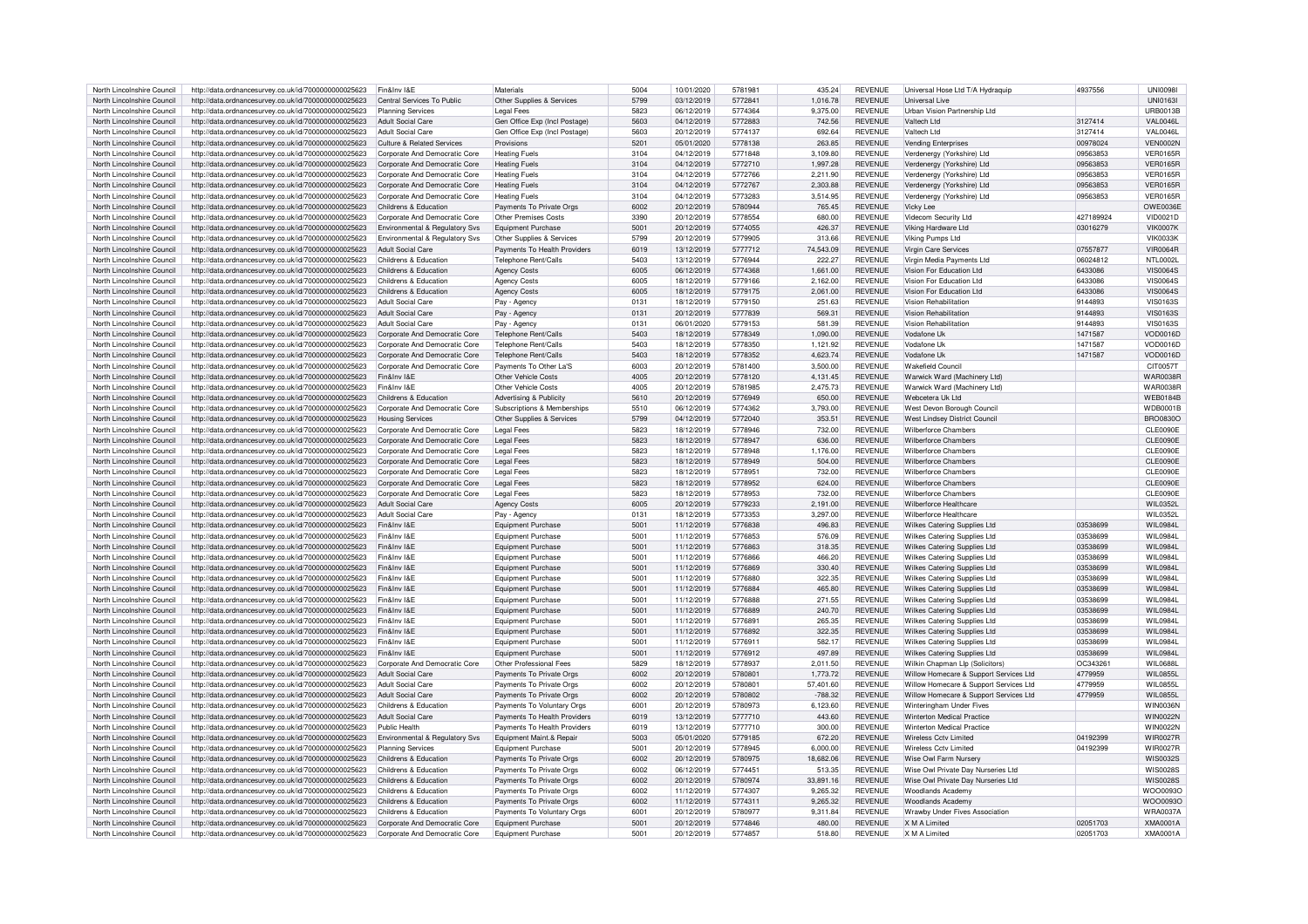| North Lincolnshire Council | http://data.ordnancesurvey.co.uk/id/7000000000025623 | Fin&Inv I&E | Materials | 5004 | 10/01/2020 | 5781981 | 435.24 | REVENUE | Universal Hose Ltd T/A Hydraquip | 4937556 | UNI0098I |
|---|---|---|---|---|---|---|---|---|---|---|---|
| North Lincolnshire Council | http://data.ordnancesurvey.co.uk/id/7000000000025623 | Central Services To Public | Other Supplies & Services | 5799 | 03/12/2019 | 5772841 | 1,016.78 | REVENUE | Universal Live | | UNI0163I |
| North Lincolnshire Council | http://data.ordnancesurvey.co.uk/id/7000000000025623 | Planning Services | Legal Fees | 5823 | 06/12/2019 | 5774364 | 9,375.00 | REVENUE | Urban Vision Partnership Ltd | | URB0013B |
| North Lincolnshire Council | http://data.ordnancesurvey.co.uk/id/7000000000025623 | Adult Social Care | Gen Office Exp (Incl Postage) | 5603 | 04/12/2019 | 5772883 | 742.56 | REVENUE | Valtech Ltd | 3127414 | VAL0046L |
| North Lincolnshire Council | http://data.ordnancesurvey.co.uk/id/7000000000025623 | Adult Social Care | Gen Office Exp (Incl Postage) | 5603 | 20/12/2019 | 5774137 | 692.64 | REVENUE | Valtech Ltd | 3127414 | VAL0046L |
| North Lincolnshire Council | http://data.ordnancesurvey.co.uk/id/7000000000025623 | Culture & Related Services | Provisions | 5201 | 05/01/2020 | 5778138 | 263.85 | REVENUE | Vending Enterprises | 00978024 | VEN0002N |
| North Lincolnshire Council | http://data.ordnancesurvey.co.uk/id/7000000000025623 | Corporate And Democratic Core | Heating Fuels | 3104 | 04/12/2019 | 5771848 | 3,109.80 | REVENUE | Verdenergy (Yorkshire) Ltd | 09563853 | VER0165R |
| North Lincolnshire Council | http://data.ordnancesurvey.co.uk/id/7000000000025623 | Corporate And Democratic Core | Heating Fuels | 3104 | 04/12/2019 | 5772710 | 1,997.28 | REVENUE | Verdenergy (Yorkshire) Ltd | 09563853 | VER0165R |
| North Lincolnshire Council | http://data.ordnancesurvey.co.uk/id/7000000000025623 | Corporate And Democratic Core | Heating Fuels | 3104 | 04/12/2019 | 5772766 | 2,211.90 | REVENUE | Verdenergy (Yorkshire) Ltd | 09563853 | VER0165R |
| North Lincolnshire Council | http://data.ordnancesurvey.co.uk/id/7000000000025623 | Corporate And Democratic Core | Heating Fuels | 3104 | 04/12/2019 | 5772767 | 2,303.88 | REVENUE | Verdenergy (Yorkshire) Ltd | 09563853 | VER0165R |
| North Lincolnshire Council | http://data.ordnancesurvey.co.uk/id/7000000000025623 | Corporate And Democratic Core | Heating Fuels | 3104 | 04/12/2019 | 5773283 | 3,514.95 | REVENUE | Verdenergy (Yorkshire) Ltd | 09563853 | VER0165R |
| North Lincolnshire Council | http://data.ordnancesurvey.co.uk/id/7000000000025623 | Childrens & Education | Payments To Private Orgs | 6002 | 20/12/2019 | 5780944 | 765.45 | REVENUE | Vicky Lee | | OWE0036E |
| North Lincolnshire Council | http://data.ordnancesurvey.co.uk/id/7000000000025623 | Corporate And Democratic Core | Other Premises Costs | 3390 | 20/12/2019 | 5778554 | 680.00 | REVENUE | Videcom Security Ltd | 427189924 | VID0021D |
| North Lincolnshire Council | http://data.ordnancesurvey.co.uk/id/7000000000025623 | Environmental & Regulatory Svs | Equipment Purchase | 5001 | 20/12/2019 | 5774055 | 426.37 | REVENUE | Viking Hardware Ltd | 03016279 | VIK0007K |
| North Lincolnshire Council | http://data.ordnancesurvey.co.uk/id/7000000000025623 | Environmental & Regulatory Svs | Other Supplies & Services | 5799 | 20/12/2019 | 5779905 | 313.66 | REVENUE | Viking Pumps Ltd | | VIK0033K |
| North Lincolnshire Council | http://data.ordnancesurvey.co.uk/id/7000000000025623 | Adult Social Care | Payments To Health Providers | 6019 | 13/12/2019 | 5777712 | 74,543.09 | REVENUE | Virgin Care Services | 07557877 | VIR0064R |
| North Lincolnshire Council | http://data.ordnancesurvey.co.uk/id/7000000000025623 | Childrens & Education | Telephone Rent/Calls | 5403 | 13/12/2019 | 5776944 | 222.27 | REVENUE | Virgin Media Payments Ltd | 06024812 | NTL0002L |
| North Lincolnshire Council | http://data.ordnancesurvey.co.uk/id/7000000000025623 | Childrens & Education | Agency Costs | 6005 | 06/12/2019 | 5774368 | 1,661.00 | REVENUE | Vision For Education Ltd | 6433086 | VIS0064S |
| North Lincolnshire Council | http://data.ordnancesurvey.co.uk/id/7000000000025623 | Childrens & Education | Agency Costs | 6005 | 18/12/2019 | 5779166 | 2,162.00 | REVENUE | Vision For Education Ltd | 6433086 | VIS0064S |
| North Lincolnshire Council | http://data.ordnancesurvey.co.uk/id/7000000000025623 | Childrens & Education | Agency Costs | 6005 | 18/12/2019 | 5779175 | 2,061.00 | REVENUE | Vision For Education Ltd | 6433086 | VIS0064S |
| North Lincolnshire Council | http://data.ordnancesurvey.co.uk/id/7000000000025623 | Adult Social Care | Pay - Agency | 0131 | 18/12/2019 | 5779150 | 251.63 | REVENUE | Vision Rehabilitation | 9144893 | VIS0163S |
| North Lincolnshire Council | http://data.ordnancesurvey.co.uk/id/7000000000025623 | Adult Social Care | Pay - Agency | 0131 | 20/12/2019 | 5777839 | 569.31 | REVENUE | Vision Rehabilitation | 9144893 | VIS0163S |
| North Lincolnshire Council | http://data.ordnancesurvey.co.uk/id/7000000000025623 | Adult Social Care | Pay - Agency | 0131 | 06/01/2020 | 5779153 | 581.39 | REVENUE | Vision Rehabilitation | 9144893 | VIS0163S |
| North Lincolnshire Council | http://data.ordnancesurvey.co.uk/id/7000000000025623 | Corporate And Democratic Core | Telephone Rent/Calls | 5403 | 18/12/2019 | 5778349 | 1,090.00 | REVENUE | Vodafone Uk | 1471587 | VOD0016D |
| North Lincolnshire Council | http://data.ordnancesurvey.co.uk/id/7000000000025623 | Corporate And Democratic Core | Telephone Rent/Calls | 5403 | 18/12/2019 | 5778350 | 1,121.92 | REVENUE | Vodafone Uk | 1471587 | VOD0016D |
| North Lincolnshire Council | http://data.ordnancesurvey.co.uk/id/7000000000025623 | Corporate And Democratic Core | Telephone Rent/Calls | 5403 | 18/12/2019 | 5778352 | 4,623.74 | REVENUE | Vodafone Uk | 1471587 | VOD0016D |
| North Lincolnshire Council | http://data.ordnancesurvey.co.uk/id/7000000000025623 | Corporate And Democratic Core | Payments To Other La'S | 6003 | 20/12/2019 | 5781400 | 3,500.00 | REVENUE | Wakefield Council | | CIT0057T |
| North Lincolnshire Council | http://data.ordnancesurvey.co.uk/id/7000000000025623 | Fin&Inv I&E | Other Vehicle Costs | 4005 | 20/12/2019 | 5778120 | 4,131.45 | REVENUE | Warwick Ward (Machinery Ltd) | | WAR0038R |
| North Lincolnshire Council | http://data.ordnancesurvey.co.uk/id/7000000000025623 | Fin&Inv I&E | Other Vehicle Costs | 4005 | 20/12/2019 | 5781985 | 2,475.73 | REVENUE | Warwick Ward (Machinery Ltd) | | WAR0038R |
| North Lincolnshire Council | http://data.ordnancesurvey.co.uk/id/7000000000025623 | Childrens & Education | Advertising & Publicity | 5610 | 20/12/2019 | 5776949 | 650.00 | REVENUE | Webcetera Uk Ltd | | WEB0184B |
| North Lincolnshire Council | http://data.ordnancesurvey.co.uk/id/7000000000025623 | Corporate And Democratic Core | Subscriptions & Memberships | 5510 | 06/12/2019 | 5774362 | 3,793.00 | REVENUE | West Devon Borough Council | | WDB0001B |
| North Lincolnshire Council | http://data.ordnancesurvey.co.uk/id/7000000000025623 | Housing Services | Other Supplies & Services | 5799 | 04/12/2019 | 5772040 | 353.51 | REVENUE | West Lindsey District Council | | BRO0830O |
| North Lincolnshire Council | http://data.ordnancesurvey.co.uk/id/7000000000025623 | Corporate And Democratic Core | Legal Fees | 5823 | 18/12/2019 | 5778946 | 732.00 | REVENUE | Wilberforce Chambers | | CLE0090E |
| North Lincolnshire Council | http://data.ordnancesurvey.co.uk/id/7000000000025623 | Corporate And Democratic Core | Legal Fees | 5823 | 18/12/2019 | 5778947 | 636.00 | REVENUE | Wilberforce Chambers | | CLE0090E |
| North Lincolnshire Council | http://data.ordnancesurvey.co.uk/id/7000000000025623 | Corporate And Democratic Core | Legal Fees | 5823 | 18/12/2019 | 5778948 | 1,176.00 | REVENUE | Wilberforce Chambers | | CLE0090E |
| North Lincolnshire Council | http://data.ordnancesurvey.co.uk/id/7000000000025623 | Corporate And Democratic Core | Legal Fees | 5823 | 18/12/2019 | 5778949 | 504.00 | REVENUE | Wilberforce Chambers | | CLE0090E |
| North Lincolnshire Council | http://data.ordnancesurvey.co.uk/id/7000000000025623 | Corporate And Democratic Core | Legal Fees | 5823 | 18/12/2019 | 5778951 | 732.00 | REVENUE | Wilberforce Chambers | | CLE0090E |
| North Lincolnshire Council | http://data.ordnancesurvey.co.uk/id/7000000000025623 | Corporate And Democratic Core | Legal Fees | 5823 | 18/12/2019 | 5778952 | 624.00 | REVENUE | Wilberforce Chambers | | CLE0090E |
| North Lincolnshire Council | http://data.ordnancesurvey.co.uk/id/7000000000025623 | Corporate And Democratic Core | Legal Fees | 5823 | 18/12/2019 | 5778953 | 732.00 | REVENUE | Wilberforce Chambers | | CLE0090E |
| North Lincolnshire Council | http://data.ordnancesurvey.co.uk/id/7000000000025623 | Adult Social Care | Agency Costs | 6005 | 20/12/2019 | 5779233 | 2,191.00 | REVENUE | Wilberforce Healthcare | | WIL0352L |
| North Lincolnshire Council | http://data.ordnancesurvey.co.uk/id/7000000000025623 | Adult Social Care | Pay - Agency | 0131 | 18/12/2019 | 5773353 | 3,297.00 | REVENUE | Wilberforce Healthcare | | WIL0352L |
| North Lincolnshire Council | http://data.ordnancesurvey.co.uk/id/7000000000025623 | Fin&Inv I&E | Equipment Purchase | 5001 | 11/12/2019 | 5776838 | 496.83 | REVENUE | Wilkes Catering Supplies Ltd | 03538699 | WIL0984L |
| North Lincolnshire Council | http://data.ordnancesurvey.co.uk/id/7000000000025623 | Fin&Inv I&E | Equipment Purchase | 5001 | 11/12/2019 | 5776853 | 576.09 | REVENUE | Wilkes Catering Supplies Ltd | 03538699 | WIL0984L |
| North Lincolnshire Council | http://data.ordnancesurvey.co.uk/id/7000000000025623 | Fin&Inv I&E | Equipment Purchase | 5001 | 11/12/2019 | 5776863 | 318.35 | REVENUE | Wilkes Catering Supplies Ltd | 03538699 | WIL0984L |
| North Lincolnshire Council | http://data.ordnancesurvey.co.uk/id/7000000000025623 | Fin&Inv I&E | Equipment Purchase | 5001 | 11/12/2019 | 5776866 | 466.20 | REVENUE | Wilkes Catering Supplies Ltd | 03538699 | WIL0984L |
| North Lincolnshire Council | http://data.ordnancesurvey.co.uk/id/7000000000025623 | Fin&Inv I&E | Equipment Purchase | 5001 | 11/12/2019 | 5776869 | 330.40 | REVENUE | Wilkes Catering Supplies Ltd | 03538699 | WIL0984L |
| North Lincolnshire Council | http://data.ordnancesurvey.co.uk/id/7000000000025623 | Fin&Inv I&E | Equipment Purchase | 5001 | 11/12/2019 | 5776880 | 322.35 | REVENUE | Wilkes Catering Supplies Ltd | 03538699 | WIL0984L |
| North Lincolnshire Council | http://data.ordnancesurvey.co.uk/id/7000000000025623 | Fin&Inv I&E | Equipment Purchase | 5001 | 11/12/2019 | 5776884 | 465.80 | REVENUE | Wilkes Catering Supplies Ltd | 03538699 | WIL0984L |
| North Lincolnshire Council | http://data.ordnancesurvey.co.uk/id/7000000000025623 | Fin&Inv I&E | Equipment Purchase | 5001 | 11/12/2019 | 5776888 | 271.55 | REVENUE | Wilkes Catering Supplies Ltd | 03538699 | WIL0984L |
| North Lincolnshire Council | http://data.ordnancesurvey.co.uk/id/7000000000025623 | Fin&Inv I&E | Equipment Purchase | 5001 | 11/12/2019 | 5776889 | 240.70 | REVENUE | Wilkes Catering Supplies Ltd | 03538699 | WIL0984L |
| North Lincolnshire Council | http://data.ordnancesurvey.co.uk/id/7000000000025623 | Fin&Inv I&E | Equipment Purchase | 5001 | 11/12/2019 | 5776891 | 265.35 | REVENUE | Wilkes Catering Supplies Ltd | 03538699 | WIL0984L |
| North Lincolnshire Council | http://data.ordnancesurvey.co.uk/id/7000000000025623 | Fin&Inv I&E | Equipment Purchase | 5001 | 11/12/2019 | 5776892 | 322.35 | REVENUE | Wilkes Catering Supplies Ltd | 03538699 | WIL0984L |
| North Lincolnshire Council | http://data.ordnancesurvey.co.uk/id/7000000000025623 | Fin&Inv I&E | Equipment Purchase | 5001 | 11/12/2019 | 5776911 | 582.17 | REVENUE | Wilkes Catering Supplies Ltd | 03538699 | WIL0984L |
| North Lincolnshire Council | http://data.ordnancesurvey.co.uk/id/7000000000025623 | Fin&Inv I&E | Equipment Purchase | 5001 | 11/12/2019 | 5776912 | 497.89 | REVENUE | Wilkes Catering Supplies Ltd | 03538699 | WIL0984L |
| North Lincolnshire Council | http://data.ordnancesurvey.co.uk/id/7000000000025623 | Corporate And Democratic Core | Other Professional Fees | 5829 | 18/12/2019 | 5778937 | 2,011.50 | REVENUE | Wilkin Chapman Llp (Solicitors) | OC343261 | WIL0688L |
| North Lincolnshire Council | http://data.ordnancesurvey.co.uk/id/7000000000025623 | Adult Social Care | Payments To Private Orgs | 6002 | 20/12/2019 | 5780801 | 1,773.72 | REVENUE | Willow Homecare & Support Services Ltd | 4779959 | WIL0855L |
| North Lincolnshire Council | http://data.ordnancesurvey.co.uk/id/7000000000025623 | Adult Social Care | Payments To Private Orgs | 6002 | 20/12/2019 | 5780801 | 57,401.60 | REVENUE | Willow Homecare & Support Services Ltd | 4779959 | WIL0855L |
| North Lincolnshire Council | http://data.ordnancesurvey.co.uk/id/7000000000025623 | Adult Social Care | Payments To Private Orgs | 6002 | 20/12/2019 | 5780802 | -788.32 | REVENUE | Willow Homecare & Support Services Ltd | 4779959 | WIL0855L |
| North Lincolnshire Council | http://data.ordnancesurvey.co.uk/id/7000000000025623 | Childrens & Education | Payments To Voluntary Orgs | 6001 | 20/12/2019 | 5780973 | 6,123.60 | REVENUE | Winteringham Under Fives | | WIN0036N |
| North Lincolnshire Council | http://data.ordnancesurvey.co.uk/id/7000000000025623 | Adult Social Care | Payments To Health Providers | 6019 | 13/12/2019 | 5777710 | 443.60 | REVENUE | Winterton Medical Practice | | WIN0022N |
| North Lincolnshire Council | http://data.ordnancesurvey.co.uk/id/7000000000025623 | Public Health | Payments To Health Providers | 6019 | 13/12/2019 | 5777710 | 300.00 | REVENUE | Winterton Medical Practice | | WIN0022N |
| North Lincolnshire Council | http://data.ordnancesurvey.co.uk/id/7000000000025623 | Environmental & Regulatory Svs | Equipment Maint.& Repair | 5003 | 05/01/2020 | 5779185 | 672.20 | REVENUE | Wireless Cctv Limited | 04192399 | WIR0027R |
| North Lincolnshire Council | http://data.ordnancesurvey.co.uk/id/7000000000025623 | Planning Services | Equipment Purchase | 5001 | 20/12/2019 | 5778945 | 6,000.00 | REVENUE | Wireless Cctv Limited | 04192399 | WIR0027R |
| North Lincolnshire Council | http://data.ordnancesurvey.co.uk/id/7000000000025623 | Childrens & Education | Payments To Private Orgs | 6002 | 20/12/2019 | 5780975 | 18,682.06 | REVENUE | Wise Owl Farm Nursery | | WIS0032S |
| North Lincolnshire Council | http://data.ordnancesurvey.co.uk/id/7000000000025623 | Childrens & Education | Payments To Private Orgs | 6002 | 06/12/2019 | 5774451 | 513.35 | REVENUE | Wise Owl Private Day Nurseries Ltd | | WIS0028S |
| North Lincolnshire Council | http://data.ordnancesurvey.co.uk/id/7000000000025623 | Childrens & Education | Payments To Private Orgs | 6002 | 20/12/2019 | 5780974 | 33,891.16 | REVENUE | Wise Owl Private Day Nurseries Ltd | | WIS0028S |
| North Lincolnshire Council | http://data.ordnancesurvey.co.uk/id/7000000000025623 | Childrens & Education | Payments To Private Orgs | 6002 | 11/12/2019 | 5774307 | 9,265.32 | REVENUE | Woodlands Academy | | WOO0093O |
| North Lincolnshire Council | http://data.ordnancesurvey.co.uk/id/7000000000025623 | Childrens & Education | Payments To Private Orgs | 6002 | 11/12/2019 | 5774311 | 9,265.32 | REVENUE | Woodlands Academy | | WOO0093O |
| North Lincolnshire Council | http://data.ordnancesurvey.co.uk/id/7000000000025623 | Childrens & Education | Payments To Voluntary Orgs | 6001 | 20/12/2019 | 5780977 | 9,311.84 | REVENUE | Wrawby Under Fives Association | | WRA0037A |
| North Lincolnshire Council | http://data.ordnancesurvey.co.uk/id/7000000000025623 | Corporate And Democratic Core | Equipment Purchase | 5001 | 20/12/2019 | 5774846 | 480.00 | REVENUE | X M A Limited | 02051703 | XMA0001A |
| North Lincolnshire Council | http://data.ordnancesurvey.co.uk/id/7000000000025623 | Corporate And Democratic Core | Equipment Purchase | 5001 | 20/12/2019 | 5774857 | 518.80 | REVENUE | X M A Limited | 02051703 | XMA0001A |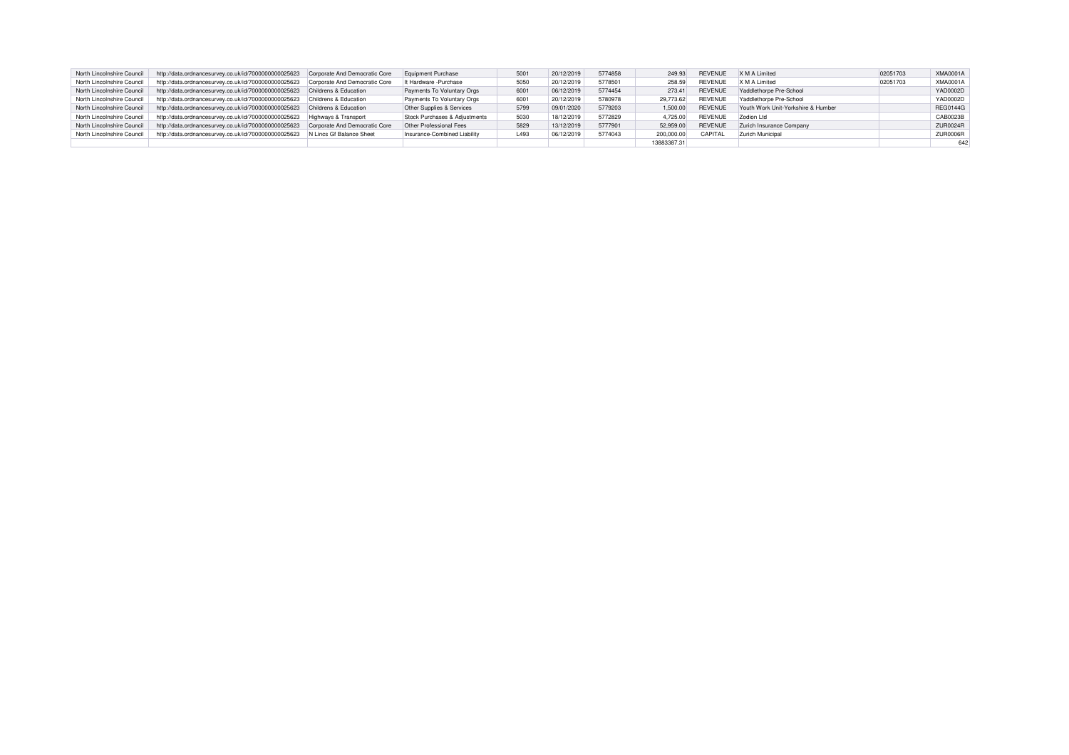| | | | | | | | | | | | |
|---|---|---|---|---|---|---|---|---|---|---|---|
| North Lincolnshire Council | http://data.ordnancesurvey.co.uk/id/7000000000025623 | Corporate And Democratic Core | Equipment Purchase | 5001 | 20/12/2019 | 5774858 | 249.93 | REVENUE | X M A Limited | 02051703 | XMA0001A |
| North Lincolnshire Council | http://data.ordnancesurvey.co.uk/id/7000000000025623 | Corporate And Democratic Core | It Hardware -Purchase | 5050 | 20/12/2019 | 5778501 | 258.59 | REVENUE | X M A Limited | 02051703 | XMA0001A |
| North Lincolnshire Council | http://data.ordnancesurvey.co.uk/id/7000000000025623 | Childrens & Education | Payments To Voluntary Orgs | 6001 | 06/12/2019 | 5774454 | 273.41 | REVENUE | Yaddlethorpe Pre-School | | YAD0002D |
| North Lincolnshire Council | http://data.ordnancesurvey.co.uk/id/7000000000025623 | Childrens & Education | Payments To Voluntary Orgs | 6001 | 20/12/2019 | 5780978 | 29,773.62 | REVENUE | Yaddlethorpe Pre-School | | YAD0002D |
| North Lincolnshire Council | http://data.ordnancesurvey.co.uk/id/7000000000025623 | Childrens & Education | Other Supplies & Services | 5799 | 09/01/2020 | 5779203 | 1,500.00 | REVENUE | Youth Work Unit-Yorkshire & Humber | | REG0144G |
| North Lincolnshire Council | http://data.ordnancesurvey.co.uk/id/7000000000025623 | Highways & Transport | Stock Purchases & Adjustments | 5030 | 18/12/2019 | 5772829 | 4,725.00 | REVENUE | Zodion Ltd | | CAB0023B |
| North Lincolnshire Council | http://data.ordnancesurvey.co.uk/id/7000000000025623 | Corporate And Democratic Core | Other Professional Fees | 5829 | 13/12/2019 | 5777901 | 52,959.00 | REVENUE | Zurich Insurance Company | | ZUR0024R |
| North Lincolnshire Council | http://data.ordnancesurvey.co.uk/id/7000000000025623 | N Lincs Gf Balance Sheet | Insurance-Combined Liability | L493 | 06/12/2019 | 5774043 | 200,000.00 | CAPITAL | Zurich Municipal | | ZUR0006R |
| | | | | | | | 13883387.31 | | | | 642 |